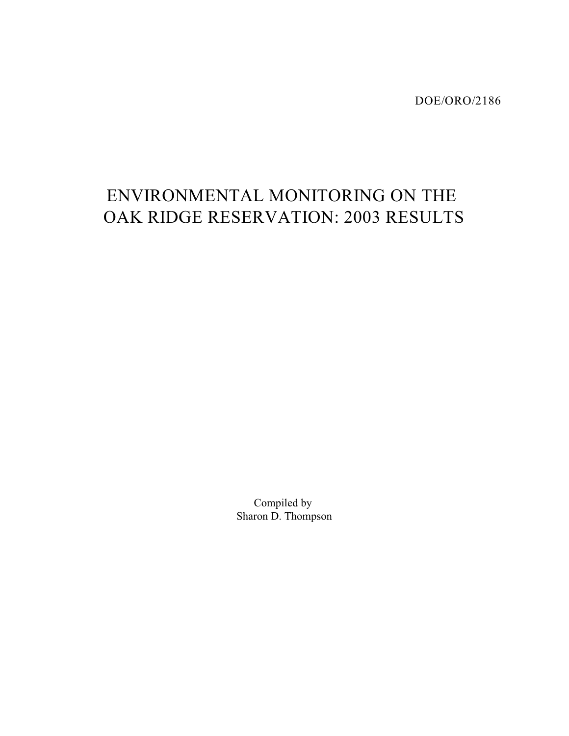DOE/ORO/2186

# ENVIRONMENTAL MONITORING ON THE OAK RIDGE RESERVATION: 2003 RESULTS

Compiled by
Sharon D. Thompson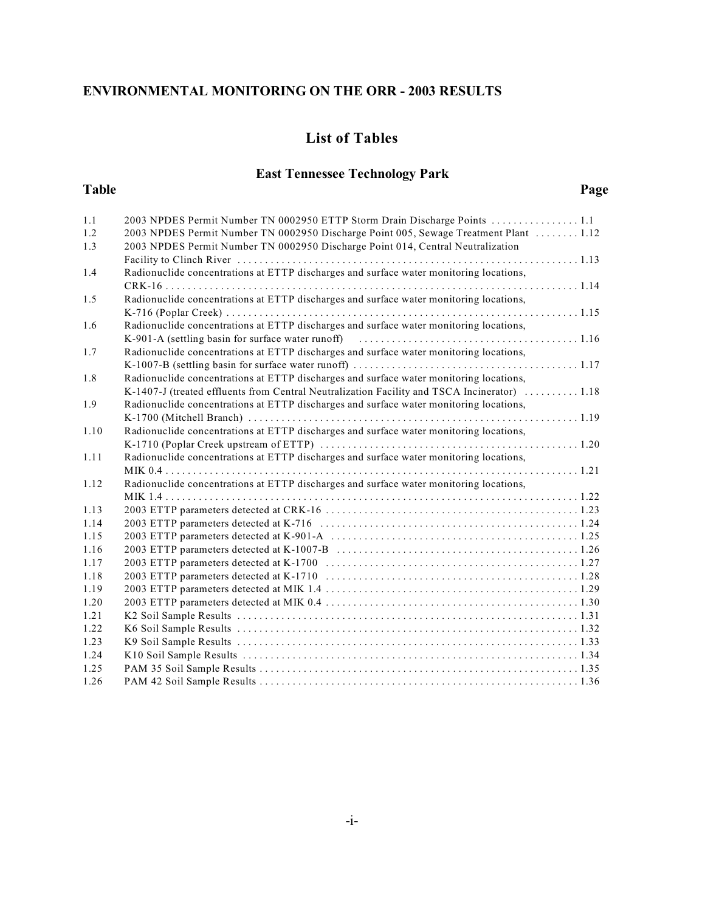## ENVIRONMENTAL MONITORING ON THE ORR - 2003 RESULTS

# List of Tables

## East Tennessee Technology Park

| Table | | Page |
|---|---|---|
| 1.1 | 2003 NPDES Permit Number TN 0002950 ETTP Storm Drain Discharge Points | 1.1 |
| 1.2 | 2003 NPDES Permit Number TN 0002950 Discharge Point 005, Sewage Treatment Plant | 1.12 |
| 1.3 | 2003 NPDES Permit Number TN 0002950 Discharge Point 014, Central Neutralization Facility to Clinch River | 1.13 |
| 1.4 | Radionuclide concentrations at ETTP discharges and surface water monitoring locations, CRK-16 | 1.14 |
| 1.5 | Radionuclide concentrations at ETTP discharges and surface water monitoring locations, K-716 (Poplar Creek) | 1.15 |
| 1.6 | Radionuclide concentrations at ETTP discharges and surface water monitoring locations, K-901-A (settling basin for surface water runoff) | 1.16 |
| 1.7 | Radionuclide concentrations at ETTP discharges and surface water monitoring locations, K-1007-B (settling basin for surface water runoff) | 1.17 |
| 1.8 | Radionuclide concentrations at ETTP discharges and surface water monitoring locations, K-1407-J (treated effluents from Central Neutralization Facility and TSCA Incinerator) | 1.18 |
| 1.9 | Radionuclide concentrations at ETTP discharges and surface water monitoring locations, K-1700 (Mitchell Branch) | 1.19 |
| 1.10 | Radionuclide concentrations at ETTP discharges and surface water monitoring locations, K-1710 (Poplar Creek upstream of ETTP) | 1.20 |
| 1.11 | Radionuclide concentrations at ETTP discharges and surface water monitoring locations, MIK 0.4 | 1.21 |
| 1.12 | Radionuclide concentrations at ETTP discharges and surface water monitoring locations, MIK 1.4 | 1.22 |
| 1.13 | 2003 ETTP parameters detected at CRK-16 | 1.23 |
| 1.14 | 2003 ETTP parameters detected at K-716 | 1.24 |
| 1.15 | 2003 ETTP parameters detected at K-901-A | 1.25 |
| 1.16 | 2003 ETTP parameters detected at K-1007-B | 1.26 |
| 1.17 | 2003 ETTP parameters detected at K-1700 | 1.27 |
| 1.18 | 2003 ETTP parameters detected at K-1710 | 1.28 |
| 1.19 | 2003 ETTP parameters detected at MIK 1.4 | 1.29 |
| 1.20 | 2003 ETTP parameters detected at MIK 0.4 | 1.30 |
| 1.21 | K2 Soil Sample Results | 1.31 |
| 1.22 | K6 Soil Sample Results | 1.32 |
| 1.23 | K9 Soil Sample Results | 1.33 |
| 1.24 | K10 Soil Sample Results | 1.34 |
| 1.25 | PAM 35 Soil Sample Results | 1.35 |
| 1.26 | PAM 42 Soil Sample Results | 1.36 |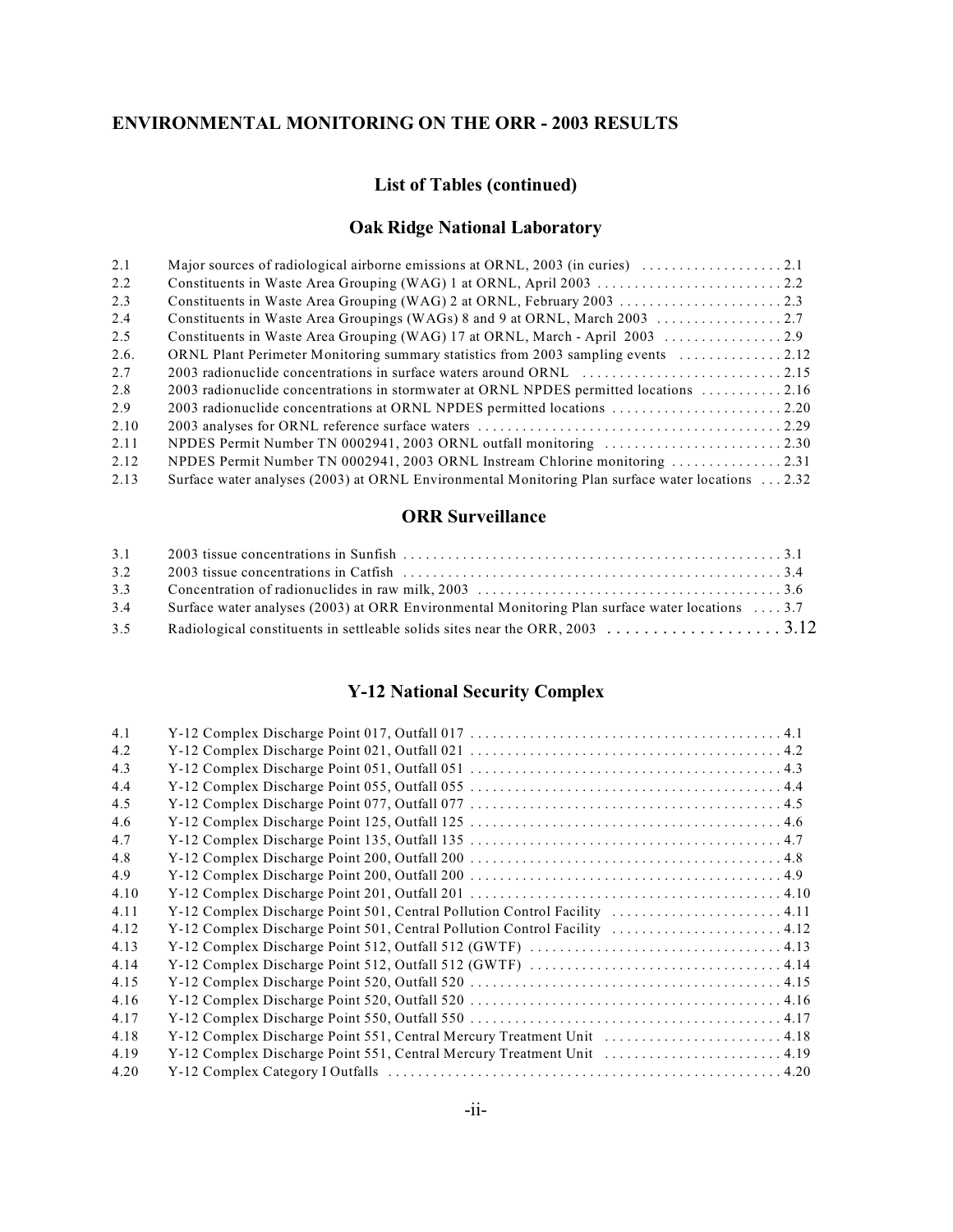# ENVIRONMENTAL MONITORING ON THE ORR - 2003 RESULTS

## List of Tables (continued)

### Oak Ridge National Laboratory

| | | |
|---|---|---|
| 2.1 | Major sources of radiological airborne emissions at ORNL, 2003 (in curies) | 2.1 |
| 2.2 | Constituents in Waste Area Grouping (WAG) 1 at ORNL, April 2003 | 2.2 |
| 2.3 | Constituents in Waste Area Grouping (WAG) 2 at ORNL, February 2003 | 2.3 |
| 2.4 | Constituents in Waste Area Groupings (WAGs) 8 and 9 at ORNL, March 2003 | 2.7 |
| 2.5 | Constituents in Waste Area Grouping (WAG) 17 at ORNL, March - April 2003 | 2.9 |
| 2.6. | ORNL Plant Perimeter Monitoring summary statistics from 2003 sampling events | 2.12 |
| 2.7 | 2003 radionuclide concentrations in surface waters around ORNL | 2.15 |
| 2.8 | 2003 radionuclide concentrations in stormwater at ORNL NPDES permitted locations | 2.16 |
| 2.9 | 2003 radionuclide concentrations at ORNL NPDES permitted locations | 2.20 |
| 2.10 | 2003 analyses for ORNL reference surface waters | 2.29 |
| 2.11 | NPDES Permit Number TN 0002941, 2003 ORNL outfall monitoring | 2.30 |
| 2.12 | NPDES Permit Number TN 0002941, 2003 ORNL Instream Chlorine monitoring | 2.31 |
| 2.13 | Surface water analyses (2003) at ORNL Environmental Monitoring Plan surface water locations | 2.32 |

### ORR Surveillance

| | | |
|---|---|---|
| 3.1 | 2003 tissue concentrations in Sunfish | 3.1 |
| 3.2 | 2003 tissue concentrations in Catfish | 3.4 |
| 3.3 | Concentration of radionuclides in raw milk, 2003 | 3.6 |
| 3.4 | Surface water analyses (2003) at ORR Environmental Monitoring Plan surface water locations | 3.7 |
| 3.5 | Radiological constituents in settleable solids sites near the ORR, 2003 | 3.12 |

### Y-12 National Security Complex

| | | |
|---|---|---|
| 4.1 | Y-12 Complex Discharge Point 017, Outfall 017 | 4.1 |
| 4.2 | Y-12 Complex Discharge Point 021, Outfall 021 | 4.2 |
| 4.3 | Y-12 Complex Discharge Point 051, Outfall 051 | 4.3 |
| 4.4 | Y-12 Complex Discharge Point 055, Outfall 055 | 4.4 |
| 4.5 | Y-12 Complex Discharge Point 077, Outfall 077 | 4.5 |
| 4.6 | Y-12 Complex Discharge Point 125, Outfall 125 | 4.6 |
| 4.7 | Y-12 Complex Discharge Point 135, Outfall 135 | 4.7 |
| 4.8 | Y-12 Complex Discharge Point 200, Outfall 200 | 4.8 |
| 4.9 | Y-12 Complex Discharge Point 200, Outfall 200 | 4.9 |
| 4.10 | Y-12 Complex Discharge Point 201, Outfall 201 | 4.10 |
| 4.11 | Y-12 Complex Discharge Point 501, Central Pollution Control Facility | 4.11 |
| 4.12 | Y-12 Complex Discharge Point 501, Central Pollution Control Facility | 4.12 |
| 4.13 | Y-12 Complex Discharge Point 512, Outfall 512 (GWTF) | 4.13 |
| 4.14 | Y-12 Complex Discharge Point 512, Outfall 512 (GWTF) | 4.14 |
| 4.15 | Y-12 Complex Discharge Point 520, Outfall 520 | 4.15 |
| 4.16 | Y-12 Complex Discharge Point 520, Outfall 520 | 4.16 |
| 4.17 | Y-12 Complex Discharge Point 550, Outfall 550 | 4.17 |
| 4.18 | Y-12 Complex Discharge Point 551, Central Mercury Treatment Unit | 4.18 |
| 4.19 | Y-12 Complex Discharge Point 551, Central Mercury Treatment Unit | 4.19 |
| 4.20 | Y-12 Complex Category I Outfalls | 4.20 |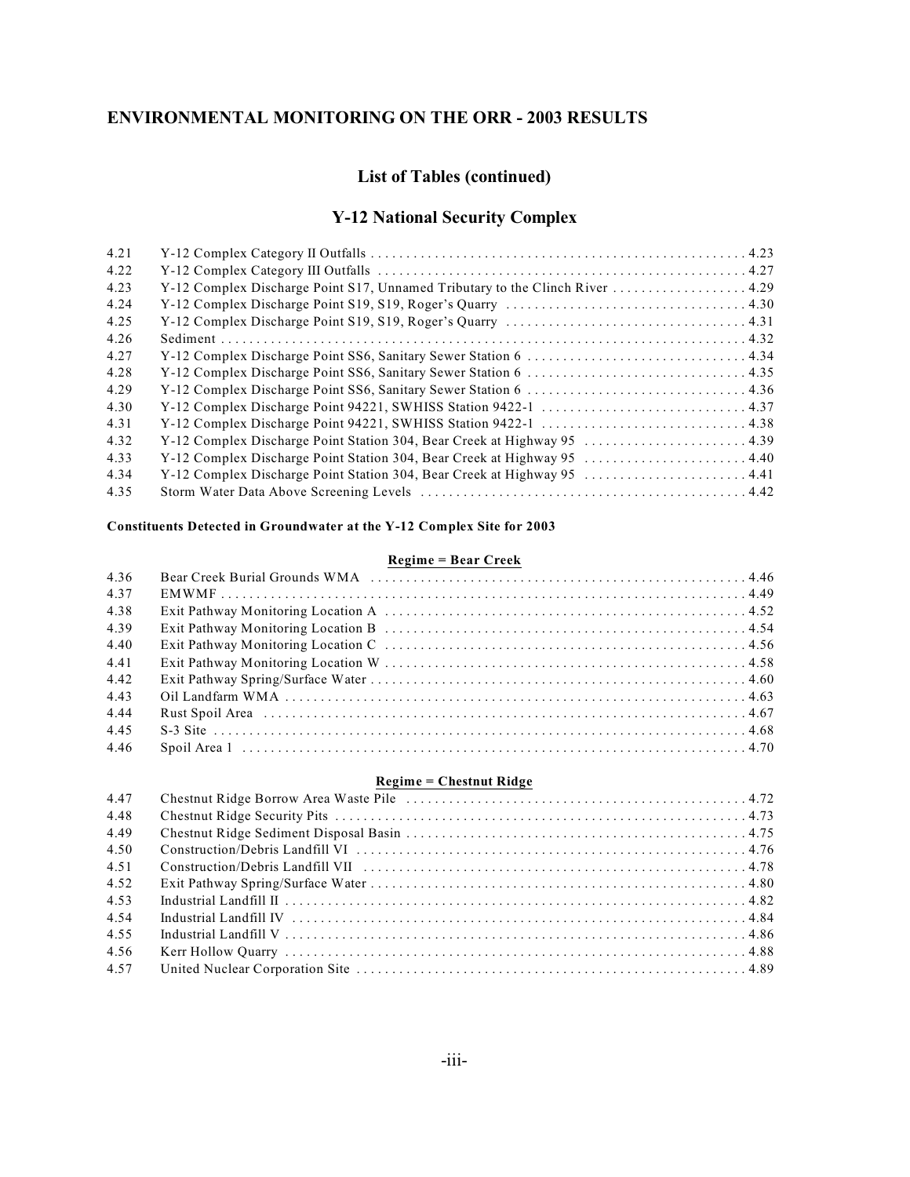# ENVIRONMENTAL MONITORING ON THE ORR - 2003 RESULTS

## List of Tables (continued)

## Y-12 National Security Complex

| | | |
|---|---|---|
| 4.21 | Y-12 Complex Category II Outfalls | 4.23 |
| 4.22 | Y-12 Complex Category III Outfalls | 4.27 |
| 4.23 | Y-12 Complex Discharge Point S17, Unnamed Tributary to the Clinch River | 4.29 |
| 4.24 | Y-12 Complex Discharge Point S19, S19, Roger's Quarry | 4.30 |
| 4.25 | Y-12 Complex Discharge Point S19, S19, Roger's Quarry | 4.31 |
| 4.26 | Sediment | 4.32 |
| 4.27 | Y-12 Complex Discharge Point SS6, Sanitary Sewer Station 6 | 4.34 |
| 4.28 | Y-12 Complex Discharge Point SS6, Sanitary Sewer Station 6 | 4.35 |
| 4.29 | Y-12 Complex Discharge Point SS6, Sanitary Sewer Station 6 | 4.36 |
| 4.30 | Y-12 Complex Discharge Point 94221, SWHISS Station 9422-1 | 4.37 |
| 4.31 | Y-12 Complex Discharge Point 94221, SWHISS Station 9422-1 | 4.38 |
| 4.32 | Y-12 Complex Discharge Point Station 304, Bear Creek at Highway 95 | 4.39 |
| 4.33 | Y-12 Complex Discharge Point Station 304, Bear Creek at Highway 95 | 4.40 |
| 4.34 | Y-12 Complex Discharge Point Station 304, Bear Creek at Highway 95 | 4.41 |
| 4.35 | Storm Water Data Above Screening Levels | 4.42 |

**Constituents Detected in Groundwater at the Y-12 Complex Site for 2003**

**Regime = Bear Creek**

| | | |
|---|---|---|
| 4.36 | Bear Creek Burial Grounds WMA | 4.46 |
| 4.37 | EMWMF | 4.49 |
| 4.38 | Exit Pathway Monitoring Location A | 4.52 |
| 4.39 | Exit Pathway Monitoring Location B | 4.54 |
| 4.40 | Exit Pathway Monitoring Location C | 4.56 |
| 4.41 | Exit Pathway Monitoring Location W | 4.58 |
| 4.42 | Exit Pathway Spring/Surface Water | 4.60 |
| 4.43 | Oil Landfarm WMA | 4.63 |
| 4.44 | Rust Spoil Area | 4.67 |
| 4.45 | S-3 Site | 4.68 |
| 4.46 | Spoil Area 1 | 4.70 |

**Regime = Chestnut Ridge**

| | | |
|---|---|---|
| 4.47 | Chestnut Ridge Borrow Area Waste Pile | 4.72 |
| 4.48 | Chestnut Ridge Security Pits | 4.73 |
| 4.49 | Chestnut Ridge Sediment Disposal Basin | 4.75 |
| 4.50 | Construction/Debris Landfill VI | 4.76 |
| 4.51 | Construction/Debris Landfill VII | 4.78 |
| 4.52 | Exit Pathway Spring/Surface Water | 4.80 |
| 4.53 | Industrial Landfill II | 4.82 |
| 4.54 | Industrial Landfill IV | 4.84 |
| 4.55 | Industrial Landfill V | 4.86 |
| 4.56 | Kerr Hollow Quarry | 4.88 |
| 4.57 | United Nuclear Corporation Site | 4.89 |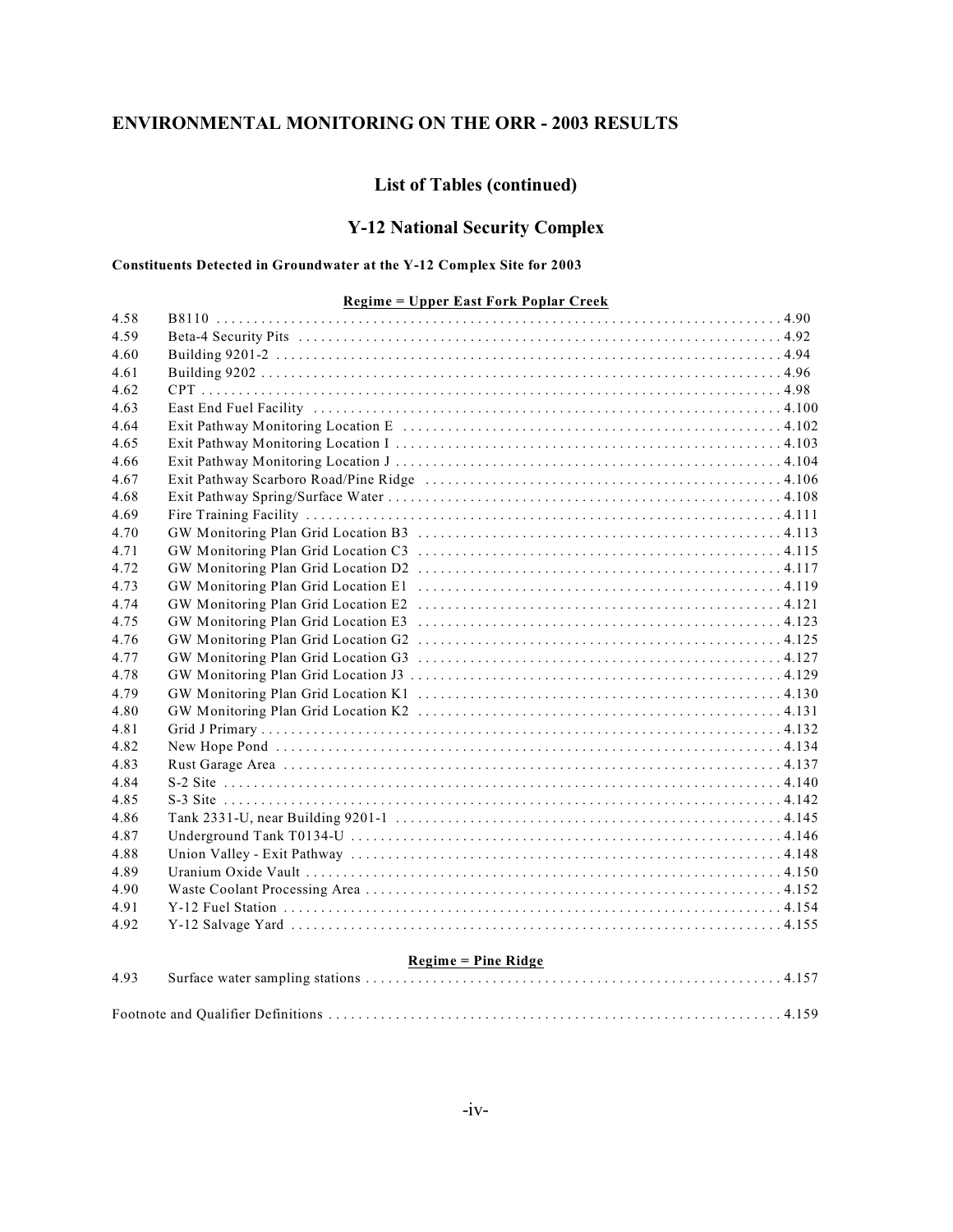# ENVIRONMENTAL MONITORING ON THE ORR - 2003 RESULTS

## List of Tables (continued)

## Y-12 National Security Complex

**Constituents Detected in Groundwater at the Y-12 Complex Site for 2003**

**Regime = Upper East Fork Poplar Creek**

| | | |
|---|---|---|
| 4.58 | B8110 | 4.90 |
| 4.59 | Beta-4 Security Pits | 4.92 |
| 4.60 | Building 9201-2 | 4.94 |
| 4.61 | Building 9202 | 4.96 |
| 4.62 | CPT | 4.98 |
| 4.63 | East End Fuel Facility | 4.100 |
| 4.64 | Exit Pathway Monitoring Location E | 4.102 |
| 4.65 | Exit Pathway Monitoring Location I | 4.103 |
| 4.66 | Exit Pathway Monitoring Location J | 4.104 |
| 4.67 | Exit Pathway Scarboro Road/Pine Ridge | 4.106 |
| 4.68 | Exit Pathway Spring/Surface Water | 4.108 |
| 4.69 | Fire Training Facility | 4.111 |
| 4.70 | GW Monitoring Plan Grid Location B3 | 4.113 |
| 4.71 | GW Monitoring Plan Grid Location C3 | 4.115 |
| 4.72 | GW Monitoring Plan Grid Location D2 | 4.117 |
| 4.73 | GW Monitoring Plan Grid Location E1 | 4.119 |
| 4.74 | GW Monitoring Plan Grid Location E2 | 4.121 |
| 4.75 | GW Monitoring Plan Grid Location E3 | 4.123 |
| 4.76 | GW Monitoring Plan Grid Location G2 | 4.125 |
| 4.77 | GW Monitoring Plan Grid Location G3 | 4.127 |
| 4.78 | GW Monitoring Plan Grid Location J3 | 4.129 |
| 4.79 | GW Monitoring Plan Grid Location K1 | 4.130 |
| 4.80 | GW Monitoring Plan Grid Location K2 | 4.131 |
| 4.81 | Grid J Primary | 4.132 |
| 4.82 | New Hope Pond | 4.134 |
| 4.83 | Rust Garage Area | 4.137 |
| 4.84 | S-2 Site | 4.140 |
| 4.85 | S-3 Site | 4.142 |
| 4.86 | Tank 2331-U, near Building 9201-1 | 4.145 |
| 4.87 | Underground Tank T0134-U | 4.146 |
| 4.88 | Union Valley - Exit Pathway | 4.148 |
| 4.89 | Uranium Oxide Vault | 4.150 |
| 4.90 | Waste Coolant Processing Area | 4.152 |
| 4.91 | Y-12 Fuel Station | 4.154 |
| 4.92 | Y-12 Salvage Yard | 4.155 |

**Regime = Pine Ridge**

| | | |
|---|---|---|
| 4.93 | Surface water sampling stations | 4.157 |

Footnote and Qualifier Definitions . . . . 4.159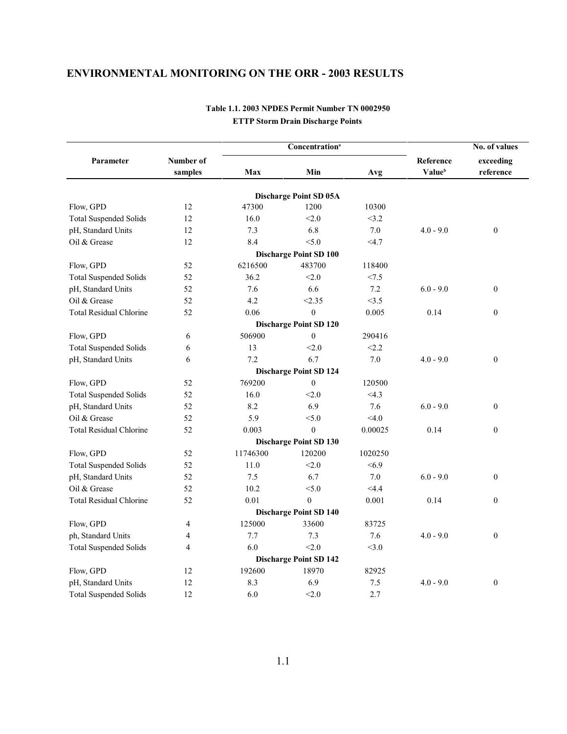# ENVIRONMENTAL MONITORING ON THE ORR - 2003 RESULTS

**Table 1.1. 2003 NPDES Permit Number TN 0002950**
**ETTP Storm Drain Discharge Points**

| Parameter | Number of samples | Concentration[a] Max | Min | Avg | Reference Value[b] | No. of values exceeding reference |
|---|---|---|---|---|---|---|
| | | | **Discharge Point SD 05A** | | | |
| Flow, GPD | 12 | 47300 | 1200 | 10300 | | |
| Total Suspended Solids | 12 | 16.0 | <2.0 | <3.2 | | |
| pH, Standard Units | 12 | 7.3 | 6.8 | 7.0 | 4.0 - 9.0 | 0 |
| Oil & Grease | 12 | 8.4 | <5.0 | <4.7 | | |
| | | | **Discharge Point SD 100** | | | |
| Flow, GPD | 52 | 6216500 | 483700 | 118400 | | |
| Total Suspended Solids | 52 | 36.2 | <2.0 | <7.5 | | |
| pH, Standard Units | 52 | 7.6 | 6.6 | 7.2 | 6.0 - 9.0 | 0 |
| Oil & Grease | 52 | 4.2 | <2.35 | <3.5 | | |
| Total Residual Chlorine | 52 | 0.06 | 0 | 0.005 | 0.14 | 0 |
| | | | **Discharge Point SD 120** | | | |
| Flow, GPD | 6 | 506900 | 0 | 290416 | | |
| Total Suspended Solids | 6 | 13 | <2.0 | <2.2 | | |
| pH, Standard Units | 6 | 7.2 | 6.7 | 7.0 | 4.0 - 9.0 | 0 |
| | | | **Discharge Point SD 124** | | | |
| Flow, GPD | 52 | 769200 | 0 | 120500 | | |
| Total Suspended Solids | 52 | 16.0 | <2.0 | <4.3 | | |
| pH, Standard Units | 52 | 8.2 | 6.9 | 7.6 | 6.0 - 9.0 | 0 |
| Oil & Grease | 52 | 5.9 | <5.0 | <4.0 | | |
| Total Residual Chlorine | 52 | 0.003 | 0 | 0.00025 | 0.14 | 0 |
| | | | **Discharge Point SD 130** | | | |
| Flow, GPD | 52 | 11746300 | 120200 | 1020250 | | |
| Total Suspended Solids | 52 | 11.0 | <2.0 | <6.9 | | |
| pH, Standard Units | 52 | 7.5 | 6.7 | 7.0 | 6.0 - 9.0 | 0 |
| Oil & Grease | 52 | 10.2 | <5.0 | <4.4 | | |
| Total Residual Chlorine | 52 | 0.01 | 0 | 0.001 | 0.14 | 0 |
| | | | **Discharge Point SD 140** | | | |
| Flow, GPD | 4 | 125000 | 33600 | 83725 | | |
| ph, Standard Units | 4 | 7.7 | 7.3 | 7.6 | 4.0 - 9.0 | 0 |
| Total Suspended Solids | 4 | 6.0 | <2.0 | <3.0 | | |
| | | | **Discharge Point SD 142** | | | |
| Flow, GPD | 12 | 192600 | 18970 | 82925 | | |
| pH, Standard Units | 12 | 8.3 | 6.9 | 7.5 | 4.0 - 9.0 | 0 |
| Total Suspended Solids | 12 | 6.0 | <2.0 | 2.7 | | |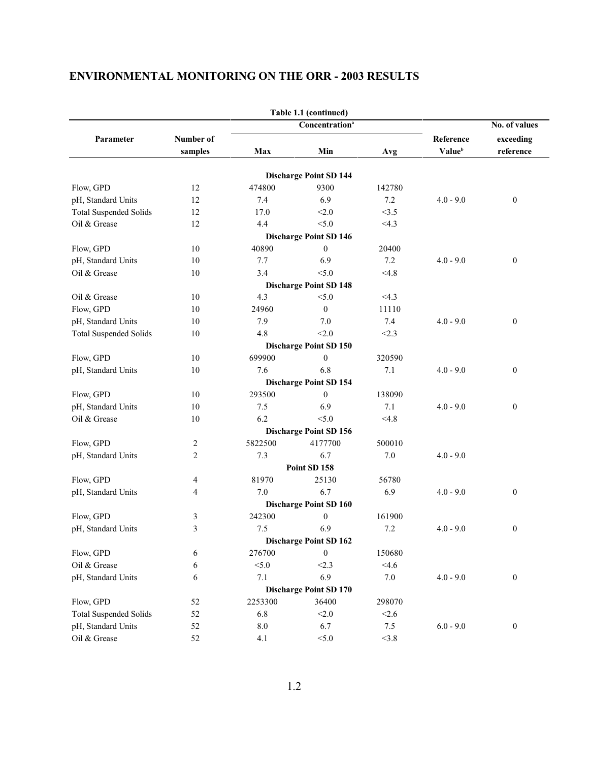## ENVIRONMENTAL MONITORING ON THE ORR - 2003 RESULTS

**Table 1.1 (continued)**

| Parameter | Number of samples | Concentration[a] Max | Min | Avg | Reference Value[b] | No. of values exceeding reference |
|---|---|---|---|---|---|---|
| | | | **Discharge Point SD 144** | | | |
| Flow, GPD | 12 | 474800 | 9300 | 142780 | | |
| pH, Standard Units | 12 | 7.4 | 6.9 | 7.2 | 4.0 - 9.0 | 0 |
| Total Suspended Solids | 12 | 17.0 | <2.0 | <3.5 | | |
| Oil & Grease | 12 | 4.4 | <5.0 | <4.3 | | |
| | | | **Discharge Point SD 146** | | | |
| Flow, GPD | 10 | 40890 | 0 | 20400 | | |
| pH, Standard Units | 10 | 7.7 | 6.9 | 7.2 | 4.0 - 9.0 | 0 |
| Oil & Grease | 10 | 3.4 | <5.0 | <4.8 | | |
| | | | **Discharge Point SD 148** | | | |
| Oil & Grease | 10 | 4.3 | <5.0 | <4.3 | | |
| Flow, GPD | 10 | 24960 | 0 | 11110 | | |
| pH, Standard Units | 10 | 7.9 | 7.0 | 7.4 | 4.0 - 9.0 | 0 |
| Total Suspended Solids | 10 | 4.8 | <2.0 | <2.3 | | |
| | | | **Discharge Point SD 150** | | | |
| Flow, GPD | 10 | 699900 | 0 | 320590 | | |
| pH, Standard Units | 10 | 7.6 | 6.8 | 7.1 | 4.0 - 9.0 | 0 |
| | | | **Discharge Point SD 154** | | | |
| Flow, GPD | 10 | 293500 | 0 | 138090 | | |
| pH, Standard Units | 10 | 7.5 | 6.9 | 7.1 | 4.0 - 9.0 | 0 |
| Oil & Grease | 10 | 6.2 | <5.0 | <4.8 | | |
| | | | **Discharge Point SD 156** | | | |
| Flow, GPD | 2 | 5822500 | 4177700 | 500010 | | |
| pH, Standard Units | 2 | 7.3 | 6.7 | 7.0 | 4.0 - 9.0 | |
| | | | **Point SD 158** | | | |
| Flow, GPD | 4 | 81970 | 25130 | 56780 | | |
| pH, Standard Units | 4 | 7.0 | 6.7 | 6.9 | 4.0 - 9.0 | 0 |
| | | | **Discharge Point SD 160** | | | |
| Flow, GPD | 3 | 242300 | 0 | 161900 | | |
| pH, Standard Units | 3 | 7.5 | 6.9 | 7.2 | 4.0 - 9.0 | 0 |
| | | | **Discharge Point SD 162** | | | |
| Flow, GPD | 6 | 276700 | 0 | 150680 | | |
| Oil & Grease | 6 | <5.0 | <2.3 | <4.6 | | |
| pH, Standard Units | 6 | 7.1 | 6.9 | 7.0 | 4.0 - 9.0 | 0 |
| | | | **Discharge Point SD 170** | | | |
| Flow, GPD | 52 | 2253300 | 36400 | 298070 | | |
| Total Suspended Solids | 52 | 6.8 | <2.0 | <2.6 | | |
| pH, Standard Units | 52 | 8.0 | 6.7 | 7.5 | 6.0 - 9.0 | 0 |
| Oil & Grease | 52 | 4.1 | <5.0 | <3.8 | | |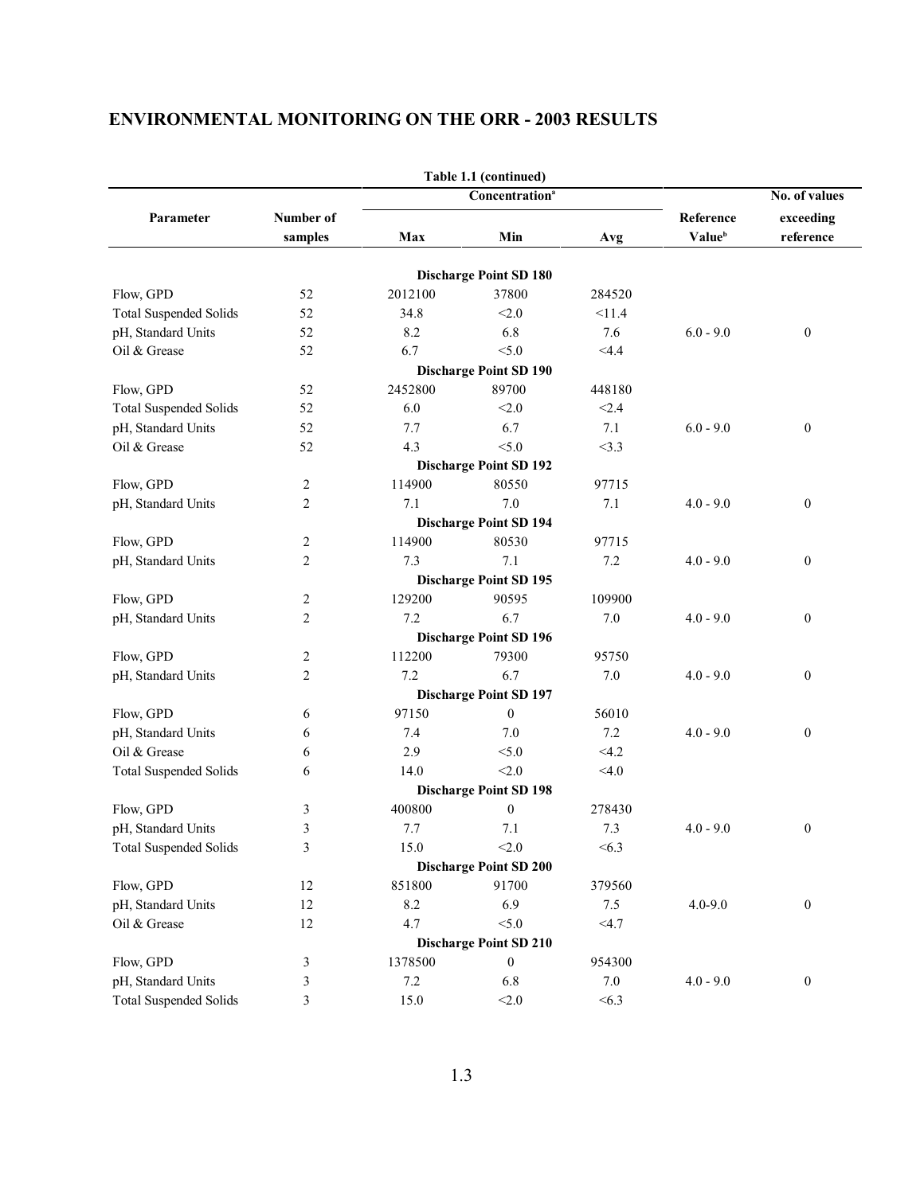## ENVIRONMENTAL MONITORING ON THE ORR - 2003 RESULTS

**Table 1.1 (continued)**

| Parameter | Number of samples | Concentration[a] Max | Min | Avg | Reference Value[b] | No. of values exceeding reference |
|---|---|---|---|---|---|---|
| | | **Discharge Point SD 180** | | | | |
| Flow, GPD | 52 | 2012100 | 37800 | 284520 | | |
| Total Suspended Solids | 52 | 34.8 | <2.0 | <11.4 | | |
| pH, Standard Units | 52 | 8.2 | 6.8 | 7.6 | 6.0 - 9.0 | 0 |
| Oil & Grease | 52 | 6.7 | <5.0 | <4.4 | | |
| | | **Discharge Point SD 190** | | | | |
| Flow, GPD | 52 | 2452800 | 89700 | 448180 | | |
| Total Suspended Solids | 52 | 6.0 | <2.0 | <2.4 | | |
| pH, Standard Units | 52 | 7.7 | 6.7 | 7.1 | 6.0 - 9.0 | 0 |
| Oil & Grease | 52 | 4.3 | <5.0 | <3.3 | | |
| | | **Discharge Point SD 192** | | | | |
| Flow, GPD | 2 | 114900 | 80550 | 97715 | | |
| pH, Standard Units | 2 | 7.1 | 7.0 | 7.1 | 4.0 - 9.0 | 0 |
| | | **Discharge Point SD 194** | | | | |
| Flow, GPD | 2 | 114900 | 80530 | 97715 | | |
| pH, Standard Units | 2 | 7.3 | 7.1 | 7.2 | 4.0 - 9.0 | 0 |
| | | **Discharge Point SD 195** | | | | |
| Flow, GPD | 2 | 129200 | 90595 | 109900 | | |
| pH, Standard Units | 2 | 7.2 | 6.7 | 7.0 | 4.0 - 9.0 | 0 |
| | | **Discharge Point SD 196** | | | | |
| Flow, GPD | 2 | 112200 | 79300 | 95750 | | |
| pH, Standard Units | 2 | 7.2 | 6.7 | 7.0 | 4.0 - 9.0 | 0 |
| | | **Discharge Point SD 197** | | | | |
| Flow, GPD | 6 | 97150 | 0 | 56010 | | |
| pH, Standard Units | 6 | 7.4 | 7.0 | 7.2 | 4.0 - 9.0 | 0 |
| Oil & Grease | 6 | 2.9 | <5.0 | <4.2 | | |
| Total Suspended Solids | 6 | 14.0 | <2.0 | <4.0 | | |
| | | **Discharge Point SD 198** | | | | |
| Flow, GPD | 3 | 400800 | 0 | 278430 | | |
| pH, Standard Units | 3 | 7.7 | 7.1 | 7.3 | 4.0 - 9.0 | 0 |
| Total Suspended Solids | 3 | 15.0 | <2.0 | <6.3 | | |
| | | **Discharge Point SD 200** | | | | |
| Flow, GPD | 12 | 851800 | 91700 | 379560 | | |
| pH, Standard Units | 12 | 8.2 | 6.9 | 7.5 | 4.0-9.0 | 0 |
| Oil & Grease | 12 | 4.7 | <5.0 | <4.7 | | |
| | | **Discharge Point SD 210** | | | | |
| Flow, GPD | 3 | 1378500 | 0 | 954300 | | |
| pH, Standard Units | 3 | 7.2 | 6.8 | 7.0 | 4.0 - 9.0 | 0 |
| Total Suspended Solids | 3 | 15.0 | <2.0 | <6.3 | | |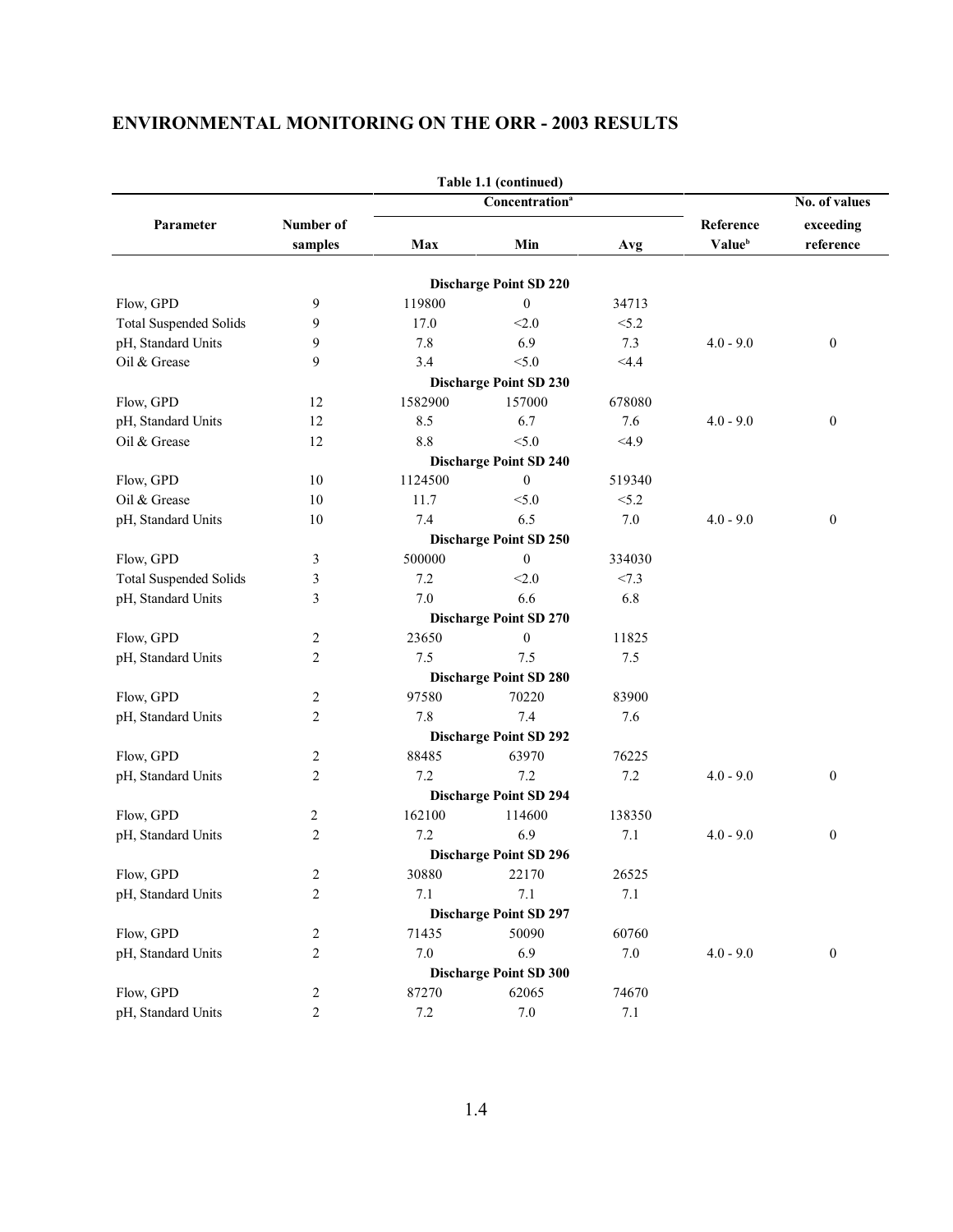## ENVIRONMENTAL MONITORING ON THE ORR - 2003 RESULTS

**Table 1.1 (continued)**

| Parameter | Number of samples | Concentration[a] Max | Min | Avg | Reference Value[b] | No. of values exceeding reference |
|---|---|---|---|---|---|---|
| | | | **Discharge Point SD 220** | | | |
| Flow, GPD | 9 | 119800 | 0 | 34713 | | |
| Total Suspended Solids | 9 | 17.0 | <2.0 | <5.2 | | |
| pH, Standard Units | 9 | 7.8 | 6.9 | 7.3 | 4.0 - 9.0 | 0 |
| Oil & Grease | 9 | 3.4 | <5.0 | <4.4 | | |
| | | | **Discharge Point SD 230** | | | |
| Flow, GPD | 12 | 1582900 | 157000 | 678080 | | |
| pH, Standard Units | 12 | 8.5 | 6.7 | 7.6 | 4.0 - 9.0 | 0 |
| Oil & Grease | 12 | 8.8 | <5.0 | <4.9 | | |
| | | | **Discharge Point SD 240** | | | |
| Flow, GPD | 10 | 1124500 | 0 | 519340 | | |
| Oil & Grease | 10 | 11.7 | <5.0 | <5.2 | | |
| pH, Standard Units | 10 | 7.4 | 6.5 | 7.0 | 4.0 - 9.0 | 0 |
| | | | **Discharge Point SD 250** | | | |
| Flow, GPD | 3 | 500000 | 0 | 334030 | | |
| Total Suspended Solids | 3 | 7.2 | <2.0 | <7.3 | | |
| pH, Standard Units | 3 | 7.0 | 6.6 | 6.8 | | |
| | | | **Discharge Point SD 270** | | | |
| Flow, GPD | 2 | 23650 | 0 | 11825 | | |
| pH, Standard Units | 2 | 7.5 | 7.5 | 7.5 | | |
| | | | **Discharge Point SD 280** | | | |
| Flow, GPD | 2 | 97580 | 70220 | 83900 | | |
| pH, Standard Units | 2 | 7.8 | 7.4 | 7.6 | | |
| | | | **Discharge Point SD 292** | | | |
| Flow, GPD | 2 | 88485 | 63970 | 76225 | | |
| pH, Standard Units | 2 | 7.2 | 7.2 | 7.2 | 4.0 - 9.0 | 0 |
| | | | **Discharge Point SD 294** | | | |
| Flow, GPD | 2 | 162100 | 114600 | 138350 | | |
| pH, Standard Units | 2 | 7.2 | 6.9 | 7.1 | 4.0 - 9.0 | 0 |
| | | | **Discharge Point SD 296** | | | |
| Flow, GPD | 2 | 30880 | 22170 | 26525 | | |
| pH, Standard Units | 2 | 7.1 | 7.1 | 7.1 | | |
| | | | **Discharge Point SD 297** | | | |
| Flow, GPD | 2 | 71435 | 50090 | 60760 | | |
| pH, Standard Units | 2 | 7.0 | 6.9 | 7.0 | 4.0 - 9.0 | 0 |
| | | | **Discharge Point SD 300** | | | |
| Flow, GPD | 2 | 87270 | 62065 | 74670 | | |
| pH, Standard Units | 2 | 7.2 | 7.0 | 7.1 | | |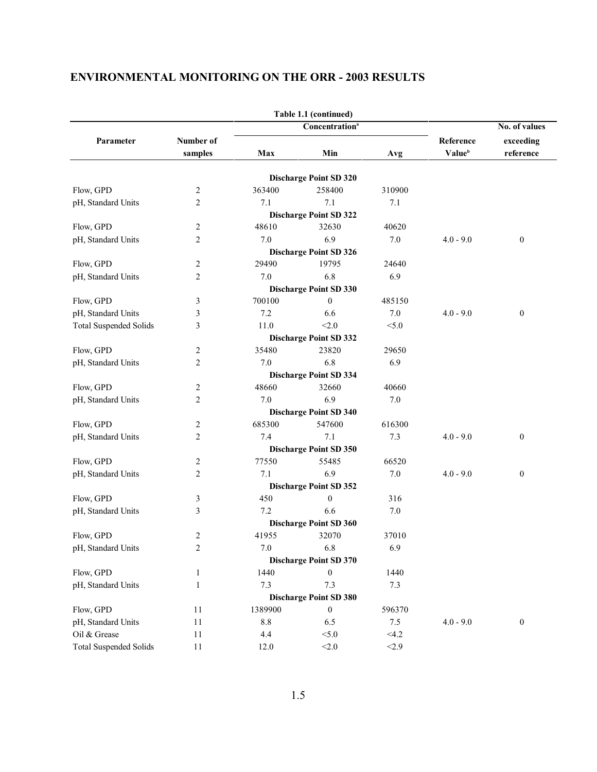## ENVIRONMENTAL MONITORING ON THE ORR - 2003 RESULTS

**Table 1.1 (continued)**

| Parameter | Number of samples | Concentration[a] | | | Reference Value[b] | No. of values exceeding reference |
|---|---|---|---|---|---|---|
| | | Max | Min | Avg | | |
| **Discharge Point SD 320** | | | | | | |
| Flow, GPD | 2 | 363400 | 258400 | 310900 | | |
| pH, Standard Units | 2 | 7.1 | 7.1 | 7.1 | | |
| **Discharge Point SD 322** | | | | | | |
| Flow, GPD | 2 | 48610 | 32630 | 40620 | | |
| pH, Standard Units | 2 | 7.0 | 6.9 | 7.0 | 4.0 - 9.0 | 0 |
| **Discharge Point SD 326** | | | | | | |
| Flow, GPD | 2 | 29490 | 19795 | 24640 | | |
| pH, Standard Units | 2 | 7.0 | 6.8 | 6.9 | | |
| **Discharge Point SD 330** | | | | | | |
| Flow, GPD | 3 | 700100 | 0 | 485150 | | |
| pH, Standard Units | 3 | 7.2 | 6.6 | 7.0 | 4.0 - 9.0 | 0 |
| Total Suspended Solids | 3 | 11.0 | <2.0 | <5.0 | | |
| **Discharge Point SD 332** | | | | | | |
| Flow, GPD | 2 | 35480 | 23820 | 29650 | | |
| pH, Standard Units | 2 | 7.0 | 6.8 | 6.9 | | |
| **Discharge Point SD 334** | | | | | | |
| Flow, GPD | 2 | 48660 | 32660 | 40660 | | |
| pH, Standard Units | 2 | 7.0 | 6.9 | 7.0 | | |
| **Discharge Point SD 340** | | | | | | |
| Flow, GPD | 2 | 685300 | 547600 | 616300 | | |
| pH, Standard Units | 2 | 7.4 | 7.1 | 7.3 | 4.0 - 9.0 | 0 |
| **Discharge Point SD 350** | | | | | | |
| Flow, GPD | 2 | 77550 | 55485 | 66520 | | |
| pH, Standard Units | 2 | 7.1 | 6.9 | 7.0 | 4.0 - 9.0 | 0 |
| **Discharge Point SD 352** | | | | | | |
| Flow, GPD | 3 | 450 | 0 | 316 | | |
| pH, Standard Units | 3 | 7.2 | 6.6 | 7.0 | | |
| **Discharge Point SD 360** | | | | | | |
| Flow, GPD | 2 | 41955 | 32070 | 37010 | | |
| pH, Standard Units | 2 | 7.0 | 6.8 | 6.9 | | |
| **Discharge Point SD 370** | | | | | | |
| Flow, GPD | 1 | 1440 | 0 | 1440 | | |
| pH, Standard Units | 1 | 7.3 | 7.3 | 7.3 | | |
| **Discharge Point SD 380** | | | | | | |
| Flow, GPD | 11 | 1389900 | 0 | 596370 | | |
| pH, Standard Units | 11 | 8.8 | 6.5 | 7.5 | 4.0 - 9.0 | 0 |
| Oil & Grease | 11 | 4.4 | <5.0 | <4.2 | | |
| Total Suspended Solids | 11 | 12.0 | <2.0 | <2.9 | | |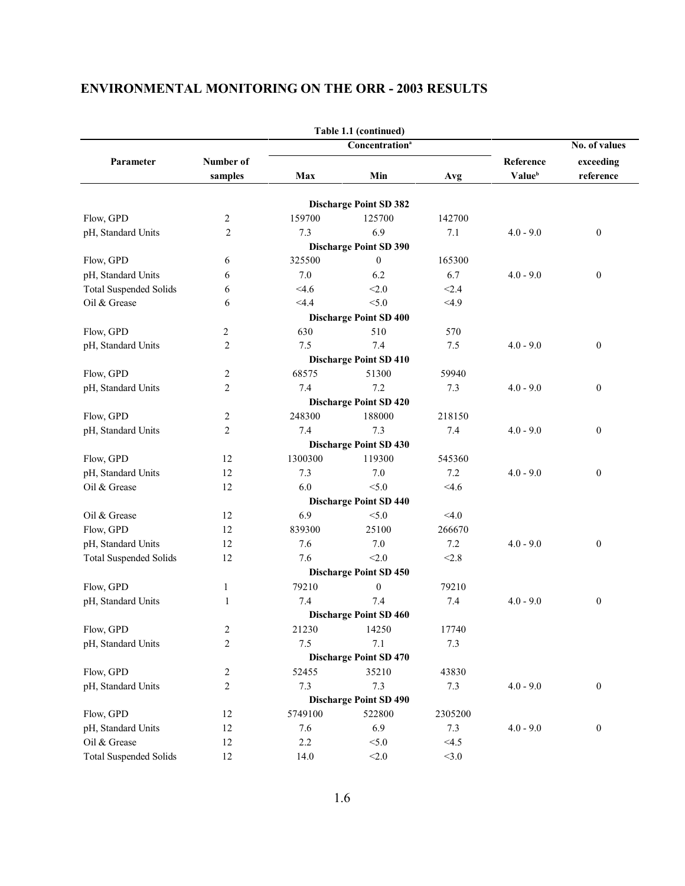## ENVIRONMENTAL MONITORING ON THE ORR - 2003 RESULTS

**Table 1.1 (continued)**

| Parameter | Number of samples | Concentration[a] Max | Min | Avg | Reference Value[b] | No. of values exceeding reference |
|---|---|---|---|---|---|---|
| | | | **Discharge Point SD 382** | | | |
| Flow, GPD | 2 | 159700 | 125700 | 142700 | | |
| pH, Standard Units | 2 | 7.3 | 6.9 | 7.1 | 4.0 - 9.0 | 0 |
| | | | **Discharge Point SD 390** | | | |
| Flow, GPD | 6 | 325500 | 0 | 165300 | | |
| pH, Standard Units | 6 | 7.0 | 6.2 | 6.7 | 4.0 - 9.0 | 0 |
| Total Suspended Solids | 6 | <4.6 | <2.0 | <2.4 | | |
| Oil & Grease | 6 | <4.4 | <5.0 | <4.9 | | |
| | | | **Discharge Point SD 400** | | | |
| Flow, GPD | 2 | 630 | 510 | 570 | | |
| pH, Standard Units | 2 | 7.5 | 7.4 | 7.5 | 4.0 - 9.0 | 0 |
| | | | **Discharge Point SD 410** | | | |
| Flow, GPD | 2 | 68575 | 51300 | 59940 | | |
| pH, Standard Units | 2 | 7.4 | 7.2 | 7.3 | 4.0 - 9.0 | 0 |
| | | | **Discharge Point SD 420** | | | |
| Flow, GPD | 2 | 248300 | 188000 | 218150 | | |
| pH, Standard Units | 2 | 7.4 | 7.3 | 7.4 | 4.0 - 9.0 | 0 |
| | | | **Discharge Point SD 430** | | | |
| Flow, GPD | 12 | 1300300 | 119300 | 545360 | | |
| pH, Standard Units | 12 | 7.3 | 7.0 | 7.2 | 4.0 - 9.0 | 0 |
| Oil & Grease | 12 | 6.0 | <5.0 | <4.6 | | |
| | | | **Discharge Point SD 440** | | | |
| Oil & Grease | 12 | 6.9 | <5.0 | <4.0 | | |
| Flow, GPD | 12 | 839300 | 25100 | 266670 | | |
| pH, Standard Units | 12 | 7.6 | 7.0 | 7.2 | 4.0 - 9.0 | 0 |
| Total Suspended Solids | 12 | 7.6 | <2.0 | <2.8 | | |
| | | | **Discharge Point SD 450** | | | |
| Flow, GPD | 1 | 79210 | 0 | 79210 | | |
| pH, Standard Units | 1 | 7.4 | 7.4 | 7.4 | 4.0 - 9.0 | 0 |
| | | | **Discharge Point SD 460** | | | |
| Flow, GPD | 2 | 21230 | 14250 | 17740 | | |
| pH, Standard Units | 2 | 7.5 | 7.1 | 7.3 | | |
| | | | **Discharge Point SD 470** | | | |
| Flow, GPD | 2 | 52455 | 35210 | 43830 | | |
| pH, Standard Units | 2 | 7.3 | 7.3 | 7.3 | 4.0 - 9.0 | 0 |
| | | | **Discharge Point SD 490** | | | |
| Flow, GPD | 12 | 5749100 | 522800 | 2305200 | | |
| pH, Standard Units | 12 | 7.6 | 6.9 | 7.3 | 4.0 - 9.0 | 0 |
| Oil & Grease | 12 | 2.2 | <5.0 | <4.5 | | |
| Total Suspended Solids | 12 | 14.0 | <2.0 | <3.0 | | |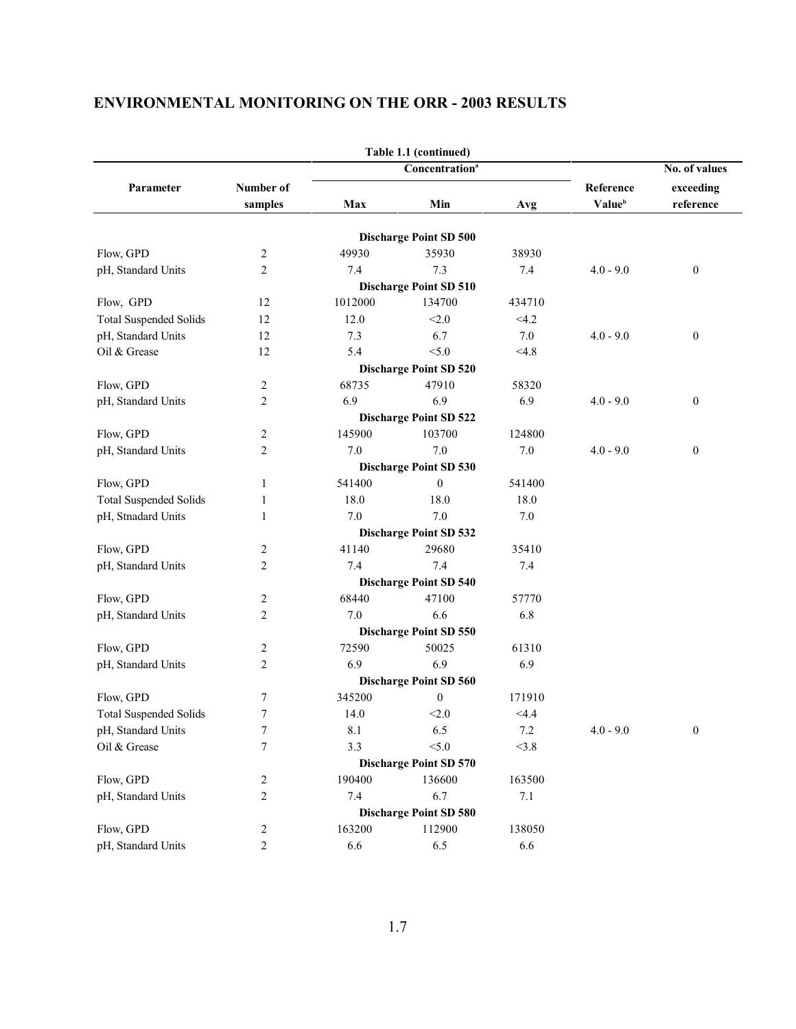## ENVIRONMENTAL MONITORING ON THE ORR - 2003 RESULTS

Table 1.1 (continued)

| Parameter | Number of samples | Concentration[a] Max | Min | Avg | Reference Value[b] | No. of values exceeding reference |
|---|---|---|---|---|---|---|
| | | **Discharge Point SD 500** | | | | |
| Flow, GPD | 2 | 49930 | 35930 | 38930 | | |
| pH, Standard Units | 2 | 7.4 | 7.3 | 7.4 | 4.0 - 9.0 | 0 |
| | | **Discharge Point SD 510** | | | | |
| Flow, GPD | 12 | 1012000 | 134700 | 434710 | | |
| Total Suspended Solids | 12 | 12.0 | <2.0 | <4.2 | | |
| pH, Standard Units | 12 | 7.3 | 6.7 | 7.0 | 4.0 - 9.0 | 0 |
| Oil & Grease | 12 | 5.4 | <5.0 | <4.8 | | |
| | | **Discharge Point SD 520** | | | | |
| Flow, GPD | 2 | 68735 | 47910 | 58320 | | |
| pH, Standard Units | 2 | 6.9 | 6.9 | 6.9 | 4.0 - 9.0 | 0 |
| | | **Discharge Point SD 522** | | | | |
| Flow, GPD | 2 | 145900 | 103700 | 124800 | | |
| pH, Standard Units | 2 | 7.0 | 7.0 | 7.0 | 4.0 - 9.0 | 0 |
| | | **Discharge Point SD 530** | | | | |
| Flow, GPD | 1 | 541400 | 0 | 541400 | | |
| Total Suspended Solids | 1 | 18.0 | 18.0 | 18.0 | | |
| pH, Stnadard Units | 1 | 7.0 | 7.0 | 7.0 | | |
| | | **Discharge Point SD 532** | | | | |
| Flow, GPD | 2 | 41140 | 29680 | 35410 | | |
| pH, Standard Units | 2 | 7.4 | 7.4 | 7.4 | | |
| | | **Discharge Point SD 540** | | | | |
| Flow, GPD | 2 | 68440 | 47100 | 57770 | | |
| pH, Standard Units | 2 | 7.0 | 6.6 | 6.8 | | |
| | | **Discharge Point SD 550** | | | | |
| Flow, GPD | 2 | 72590 | 50025 | 61310 | | |
| pH, Standard Units | 2 | 6.9 | 6.9 | 6.9 | | |
| | | **Discharge Point SD 560** | | | | |
| Flow, GPD | 7 | 345200 | 0 | 171910 | | |
| Total Suspended Solids | 7 | 14.0 | <2.0 | <4.4 | | |
| pH, Standard Units | 7 | 8.1 | 6.5 | 7.2 | 4.0 - 9.0 | 0 |
| Oil & Grease | 7 | 3.3 | <5.0 | <3.8 | | |
| | | **Discharge Point SD 570** | | | | |
| Flow, GPD | 2 | 190400 | 136600 | 163500 | | |
| pH, Standard Units | 2 | 7.4 | 6.7 | 7.1 | | |
| | | **Discharge Point SD 580** | | | | |
| Flow, GPD | 2 | 163200 | 112900 | 138050 | | |
| pH, Standard Units | 2 | 6.6 | 6.5 | 6.6 | | |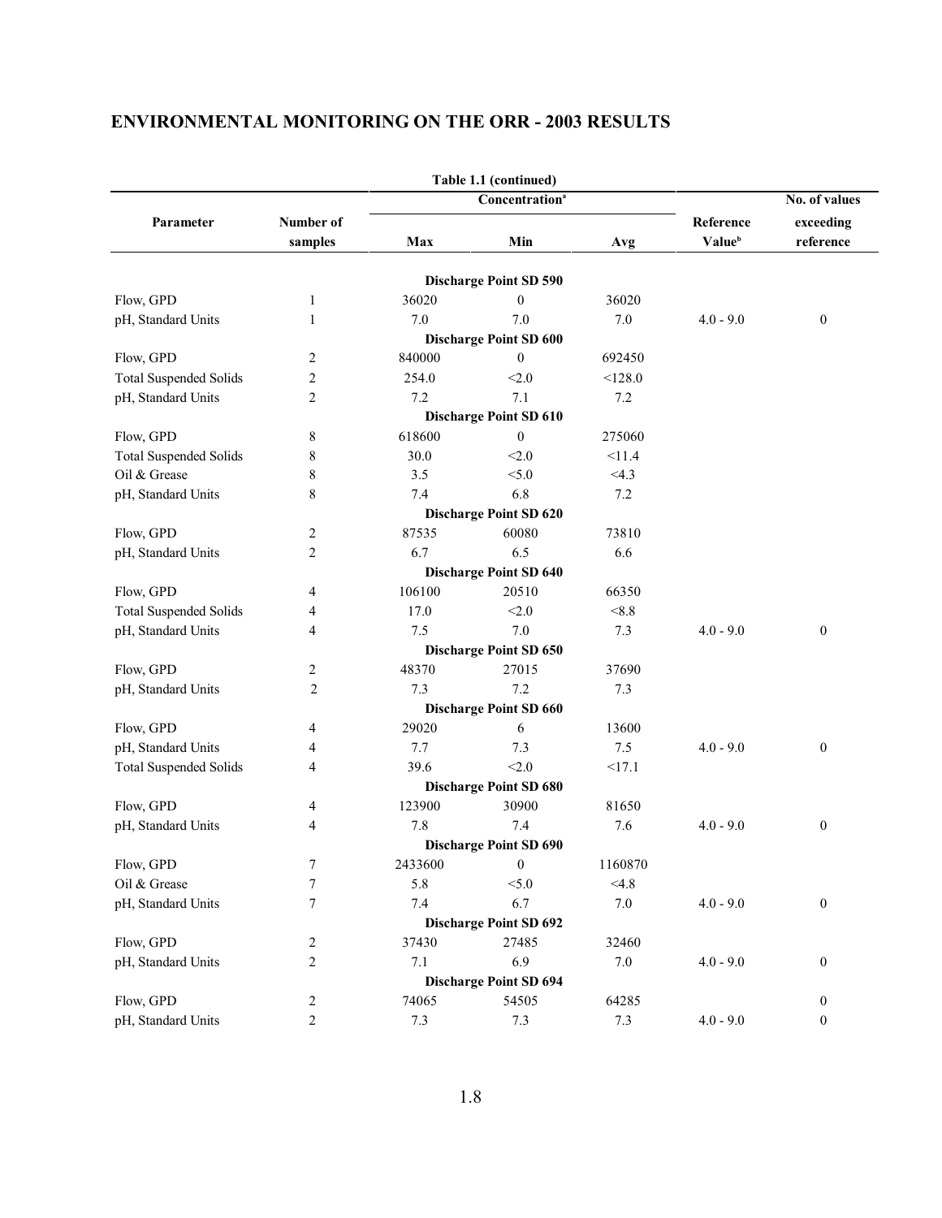## ENVIRONMENTAL MONITORING ON THE ORR - 2003 RESULTS

Table 1.1 (continued)

| Parameter | Number of samples | Concentration[a] | | | Reference Value[b] | No. of values exceeding reference |
|---|---|---|---|---|---|---|
| | | Max | Min | Avg | | |
| **Discharge Point SD 590** | | | | | | |
| Flow, GPD | 1 | 36020 | 0 | 36020 | | |
| pH, Standard Units | 1 | 7.0 | 7.0 | 7.0 | 4.0 - 9.0 | 0 |
| **Discharge Point SD 600** | | | | | | |
| Flow, GPD | 2 | 840000 | 0 | 692450 | | |
| Total Suspended Solids | 2 | 254.0 | <2.0 | <128.0 | | |
| pH, Standard Units | 2 | 7.2 | 7.1 | 7.2 | | |
| **Discharge Point SD 610** | | | | | | |
| Flow, GPD | 8 | 618600 | 0 | 275060 | | |
| Total Suspended Solids | 8 | 30.0 | <2.0 | <11.4 | | |
| Oil & Grease | 8 | 3.5 | <5.0 | <4.3 | | |
| pH, Standard Units | 8 | 7.4 | 6.8 | 7.2 | | |
| **Discharge Point SD 620** | | | | | | |
| Flow, GPD | 2 | 87535 | 60080 | 73810 | | |
| pH, Standard Units | 2 | 6.7 | 6.5 | 6.6 | | |
| **Discharge Point SD 640** | | | | | | |
| Flow, GPD | 4 | 106100 | 20510 | 66350 | | |
| Total Suspended Solids | 4 | 17.0 | <2.0 | <8.8 | | |
| pH, Standard Units | 4 | 7.5 | 7.0 | 7.3 | 4.0 - 9.0 | 0 |
| **Discharge Point SD 650** | | | | | | |
| Flow, GPD | 2 | 48370 | 27015 | 37690 | | |
| pH, Standard Units | 2 | 7.3 | 7.2 | 7.3 | | |
| **Discharge Point SD 660** | | | | | | |
| Flow, GPD | 4 | 29020 | 6 | 13600 | | |
| pH, Standard Units | 4 | 7.7 | 7.3 | 7.5 | 4.0 - 9.0 | 0 |
| Total Suspended Solids | 4 | 39.6 | <2.0 | <17.1 | | |
| **Discharge Point SD 680** | | | | | | |
| Flow, GPD | 4 | 123900 | 30900 | 81650 | | |
| pH, Standard Units | 4 | 7.8 | 7.4 | 7.6 | 4.0 - 9.0 | 0 |
| **Discharge Point SD 690** | | | | | | |
| Flow, GPD | 7 | 2433600 | 0 | 1160870 | | |
| Oil & Grease | 7 | 5.8 | <5.0 | <4.8 | | |
| pH, Standard Units | 7 | 7.4 | 6.7 | 7.0 | 4.0 - 9.0 | 0 |
| **Discharge Point SD 692** | | | | | | |
| Flow, GPD | 2 | 37430 | 27485 | 32460 | | |
| pH, Standard Units | 2 | 7.1 | 6.9 | 7.0 | 4.0 - 9.0 | 0 |
| **Discharge Point SD 694** | | | | | | |
| Flow, GPD | 2 | 74065 | 54505 | 64285 | | 0 |
| pH, Standard Units | 2 | 7.3 | 7.3 | 7.3 | 4.0 - 9.0 | 0 |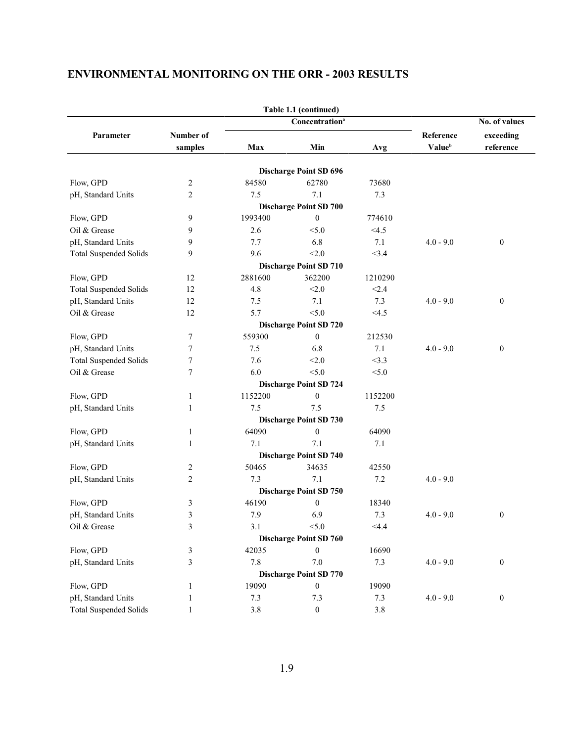## ENVIRONMENTAL MONITORING ON THE ORR - 2003 RESULTS

**Table 1.1 (continued)**

| Parameter | Number of samples | Concentration[a] Max | Min | Avg | Reference Value[b] | No. of values exceeding reference |
|---|---|---|---|---|---|---|
| | | **Discharge Point SD 696** | | | | |
| Flow, GPD | 2 | 84580 | 62780 | 73680 | | |
| pH, Standard Units | 2 | 7.5 | 7.1 | 7.3 | | |
| | | **Discharge Point SD 700** | | | | |
| Flow, GPD | 9 | 1993400 | 0 | 774610 | | |
| Oil & Grease | 9 | 2.6 | <5.0 | <4.5 | | |
| pH, Standard Units | 9 | 7.7 | 6.8 | 7.1 | 4.0 - 9.0 | 0 |
| Total Suspended Solids | 9 | 9.6 | <2.0 | <3.4 | | |
| | | **Discharge Point SD 710** | | | | |
| Flow, GPD | 12 | 2881600 | 362200 | 1210290 | | |
| Total Suspended Solids | 12 | 4.8 | <2.0 | <2.4 | | |
| pH, Standard Units | 12 | 7.5 | 7.1 | 7.3 | 4.0 - 9.0 | 0 |
| Oil & Grease | 12 | 5.7 | <5.0 | <4.5 | | |
| | | **Discharge Point SD 720** | | | | |
| Flow, GPD | 7 | 559300 | 0 | 212530 | | |
| pH, Standard Units | 7 | 7.5 | 6.8 | 7.1 | 4.0 - 9.0 | 0 |
| Total Suspended Solids | 7 | 7.6 | <2.0 | <3.3 | | |
| Oil & Grease | 7 | 6.0 | <5.0 | <5.0 | | |
| | | **Discharge Point SD 724** | | | | |
| Flow, GPD | 1 | 1152200 | 0 | 1152200 | | |
| pH, Standard Units | 1 | 7.5 | 7.5 | 7.5 | | |
| | | **Discharge Point SD 730** | | | | |
| Flow, GPD | 1 | 64090 | 0 | 64090 | | |
| pH, Standard Units | 1 | 7.1 | 7.1 | 7.1 | | |
| | | **Discharge Point SD 740** | | | | |
| Flow, GPD | 2 | 50465 | 34635 | 42550 | | |
| pH, Standard Units | 2 | 7.3 | 7.1 | 7.2 | 4.0 - 9.0 | |
| | | **Discharge Point SD 750** | | | | |
| Flow, GPD | 3 | 46190 | 0 | 18340 | | |
| pH, Standard Units | 3 | 7.9 | 6.9 | 7.3 | 4.0 - 9.0 | 0 |
| Oil & Grease | 3 | 3.1 | <5.0 | <4.4 | | |
| | | **Discharge Point SD 760** | | | | |
| Flow, GPD | 3 | 42035 | 0 | 16690 | | |
| pH, Standard Units | 3 | 7.8 | 7.0 | 7.3 | 4.0 - 9.0 | 0 |
| | | **Discharge Point SD 770** | | | | |
| Flow, GPD | 1 | 19090 | 0 | 19090 | | |
| pH, Standard Units | 1 | 7.3 | 7.3 | 7.3 | 4.0 - 9.0 | 0 |
| Total Suspended Solids | 1 | 3.8 | 0 | 3.8 | | |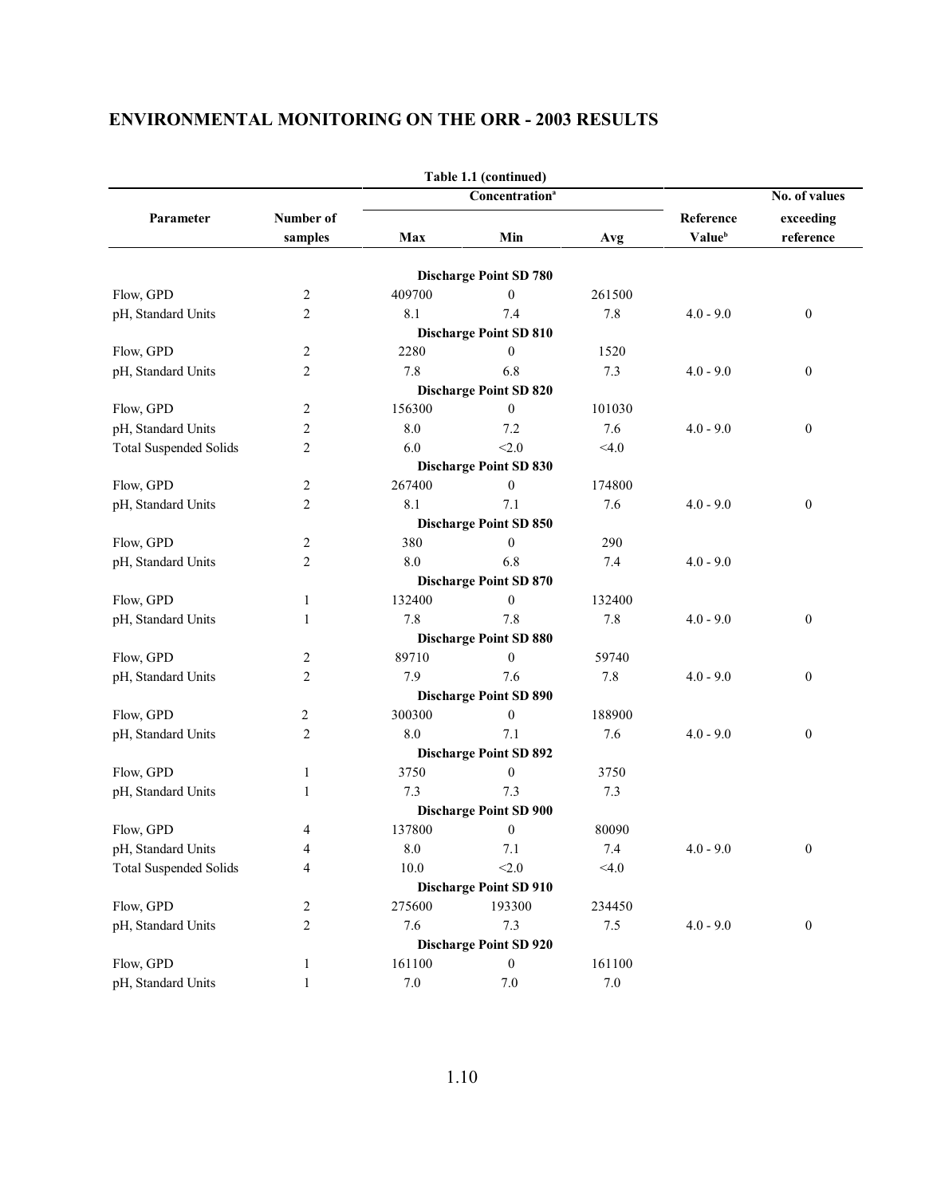## ENVIRONMENTAL MONITORING ON THE ORR - 2003 RESULTS

Table 1.1 (continued)

| Parameter | Number of samples | Concentration[a] Max | Min | Avg | Reference Value[b] | No. of values exceeding reference |
|---|---|---|---|---|---|---|
| | | **Discharge Point SD 780** | | | | |
| Flow, GPD | 2 | 409700 | 0 | 261500 | | |
| pH, Standard Units | 2 | 8.1 | 7.4 | 7.8 | 4.0 - 9.0 | 0 |
| | | **Discharge Point SD 810** | | | | |
| Flow, GPD | 2 | 2280 | 0 | 1520 | | |
| pH, Standard Units | 2 | 7.8 | 6.8 | 7.3 | 4.0 - 9.0 | 0 |
| | | **Discharge Point SD 820** | | | | |
| Flow, GPD | 2 | 156300 | 0 | 101030 | | |
| pH, Standard Units | 2 | 8.0 | 7.2 | 7.6 | 4.0 - 9.0 | 0 |
| Total Suspended Solids | 2 | 6.0 | <2.0 | <4.0 | | |
| | | **Discharge Point SD 830** | | | | |
| Flow, GPD | 2 | 267400 | 0 | 174800 | | |
| pH, Standard Units | 2 | 8.1 | 7.1 | 7.6 | 4.0 - 9.0 | 0 |
| | | **Discharge Point SD 850** | | | | |
| Flow, GPD | 2 | 380 | 0 | 290 | | |
| pH, Standard Units | 2 | 8.0 | 6.8 | 7.4 | 4.0 - 9.0 | |
| | | **Discharge Point SD 870** | | | | |
| Flow, GPD | 1 | 132400 | 0 | 132400 | | |
| pH, Standard Units | 1 | 7.8 | 7.8 | 7.8 | 4.0 - 9.0 | 0 |
| | | **Discharge Point SD 880** | | | | |
| Flow, GPD | 2 | 89710 | 0 | 59740 | | |
| pH, Standard Units | 2 | 7.9 | 7.6 | 7.8 | 4.0 - 9.0 | 0 |
| | | **Discharge Point SD 890** | | | | |
| Flow, GPD | 2 | 300300 | 0 | 188900 | | |
| pH, Standard Units | 2 | 8.0 | 7.1 | 7.6 | 4.0 - 9.0 | 0 |
| | | **Discharge Point SD 892** | | | | |
| Flow, GPD | 1 | 3750 | 0 | 3750 | | |
| pH, Standard Units | 1 | 7.3 | 7.3 | 7.3 | | |
| | | **Discharge Point SD 900** | | | | |
| Flow, GPD | 4 | 137800 | 0 | 80090 | | |
| pH, Standard Units | 4 | 8.0 | 7.1 | 7.4 | 4.0 - 9.0 | 0 |
| Total Suspended Solids | 4 | 10.0 | <2.0 | <4.0 | | |
| | | **Discharge Point SD 910** | | | | |
| Flow, GPD | 2 | 275600 | 193300 | 234450 | | |
| pH, Standard Units | 2 | 7.6 | 7.3 | 7.5 | 4.0 - 9.0 | 0 |
| | | **Discharge Point SD 920** | | | | |
| Flow, GPD | 1 | 161100 | 0 | 161100 | | |
| pH, Standard Units | 1 | 7.0 | 7.0 | 7.0 | | |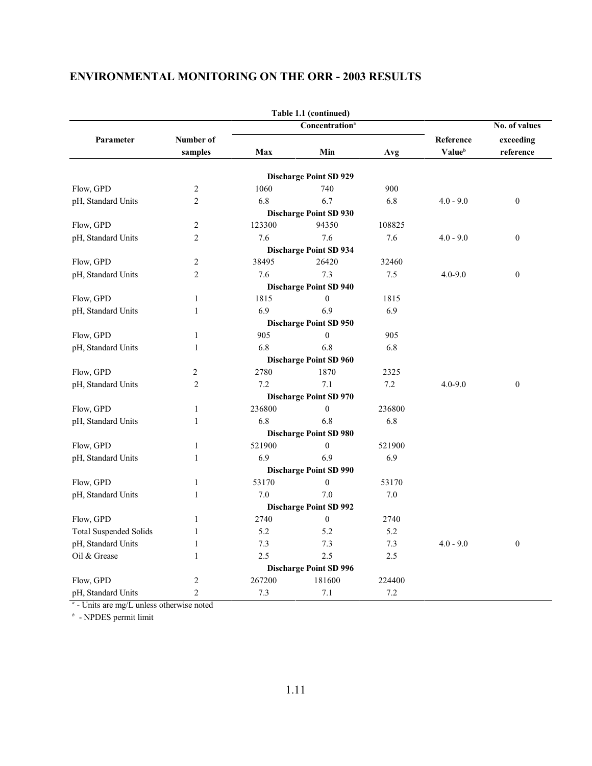## ENVIRONMENTAL MONITORING ON THE ORR - 2003 RESULTS

**Table 1.1 (continued)**

| Parameter | Number of samples | Concentration[a] Max | Min | Avg | Reference Value[b] | No. of values exceeding reference |
|---|---|---|---|---|---|---|
| | | | **Discharge Point SD 929** | | | |
| Flow, GPD | 2 | 1060 | 740 | 900 | | |
| pH, Standard Units | 2 | 6.8 | 6.7 | 6.8 | 4.0 - 9.0 | 0 |
| | | | **Discharge Point SD 930** | | | |
| Flow, GPD | 2 | 123300 | 94350 | 108825 | | |
| pH, Standard Units | 2 | 7.6 | 7.6 | 7.6 | 4.0 - 9.0 | 0 |
| | | | **Discharge Point SD 934** | | | |
| Flow, GPD | 2 | 38495 | 26420 | 32460 | | |
| pH, Standard Units | 2 | 7.6 | 7.3 | 7.5 | 4.0-9.0 | 0 |
| | | | **Discharge Point SD 940** | | | |
| Flow, GPD | 1 | 1815 | 0 | 1815 | | |
| pH, Standard Units | 1 | 6.9 | 6.9 | 6.9 | | |
| | | | **Discharge Point SD 950** | | | |
| Flow, GPD | 1 | 905 | 0 | 905 | | |
| pH, Standard Units | 1 | 6.8 | 6.8 | 6.8 | | |
| | | | **Discharge Point SD 960** | | | |
| Flow, GPD | 2 | 2780 | 1870 | 2325 | | |
| pH, Standard Units | 2 | 7.2 | 7.1 | 7.2 | 4.0-9.0 | 0 |
| | | | **Discharge Point SD 970** | | | |
| Flow, GPD | 1 | 236800 | 0 | 236800 | | |
| pH, Standard Units | 1 | 6.8 | 6.8 | 6.8 | | |
| | | | **Discharge Point SD 980** | | | |
| Flow, GPD | 1 | 521900 | 0 | 521900 | | |
| pH, Standard Units | 1 | 6.9 | 6.9 | 6.9 | | |
| | | | **Discharge Point SD 990** | | | |
| Flow, GPD | 1 | 53170 | 0 | 53170 | | |
| pH, Standard Units | 1 | 7.0 | 7.0 | 7.0 | | |
| | | | **Discharge Point SD 992** | | | |
| Flow, GPD | 1 | 2740 | 0 | 2740 | | |
| Total Suspended Solids | 1 | 5.2 | 5.2 | 5.2 | | |
| pH, Standard Units | 1 | 7.3 | 7.3 | 7.3 | 4.0 - 9.0 | 0 |
| Oil & Grease | 1 | 2.5 | 2.5 | 2.5 | | |
| | | | **Discharge Point SD 996** | | | |
| Flow, GPD | 2 | 267200 | 181600 | 224400 | | |
| pH, Standard Units | 2 | 7.3 | 7.1 | 7.2 | | |

[a] - Units are mg/L unless otherwise noted

[b] - NPDES permit limit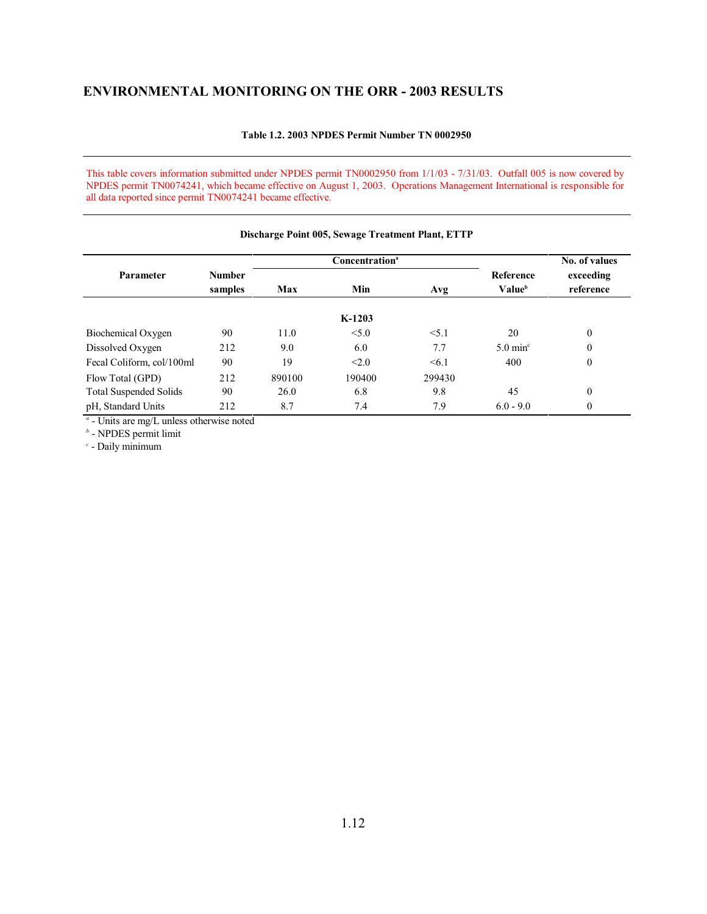## ENVIRONMENTAL MONITORING ON THE ORR - 2003 RESULTS

**Table 1.2. 2003 NPDES Permit Number TN 0002950**

This table covers information submitted under NPDES permit TN0002950 from 1/1/03 - 7/31/03. Outfall 005 is now covered by NPDES permit TN0074241, which became effective on August 1, 2003. Operations Management International is responsible for all data reported since permit TN0074241 became effective.

**Discharge Point 005, Sewage Treatment Plant, ETTP**

| Parameter | Number samples | Concentration[a] | | | Reference Value[b] | No. of values exceeding reference |
|---|---|---|---|---|---|---|
| | | Max | Min | Avg | | |
| | | | **K-1203** | | | |
| Biochemical Oxygen | 90 | 11.0 | <5.0 | <5.1 | 20 | 0 |
| Dissolved Oxygen | 212 | 9.0 | 6.0 | 7.7 | 5.0 min[c] | 0 |
| Fecal Coliform, col/100ml | 90 | 19 | <2.0 | <6.1 | 400 | 0 |
| Flow Total (GPD) | 212 | 890100 | 190400 | 299430 | | |
| Total Suspended Solids | 90 | 26.0 | 6.8 | 9.8 | 45 | 0 |
| pH, Standard Units | 212 | 8.7 | 7.4 | 7.9 | 6.0 - 9.0 | 0 |

[a] - Units are mg/L unless otherwise noted

[b] - NPDES permit limit

[c] - Daily minimum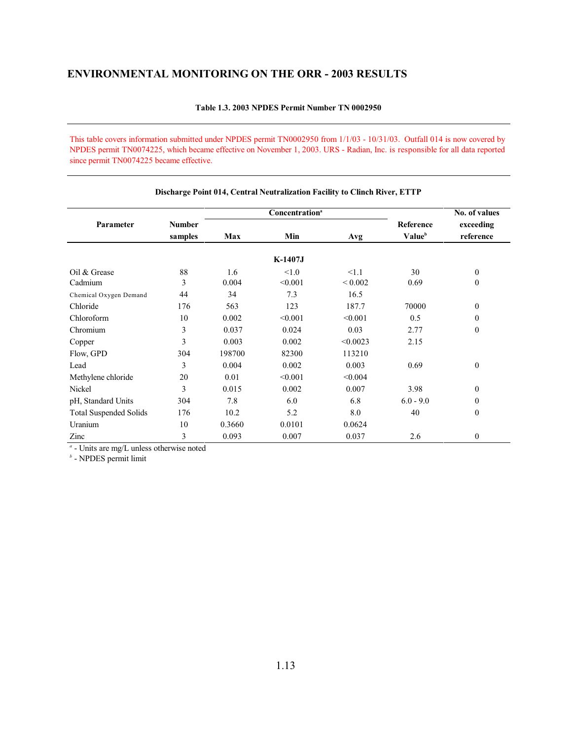# ENVIRONMENTAL MONITORING ON THE ORR - 2003 RESULTS

**Table 1.3. 2003 NPDES Permit Number TN 0002950**

This table covers information submitted under NPDES permit TN0002950 from 1/1/03 - 10/31/03. Outfall 014 is now covered by NPDES permit TN0074225, which became effective on November 1, 2003. URS - Radian, Inc. is responsible for all data reported since permit TN0074225 became effective.

**Discharge Point 014, Central Neutralization Facility to Clinch River, ETTP**

| Parameter | Number samples | Concentration[a] | | | Reference Value[b] | No. of values exceeding reference |
|---|---|---|---|---|---|---|
| | | Max | Min | Avg | | |
| | | | **K-1407J** | | | |
| Oil & Grease | 88 | 1.6 | <1.0 | <1.1 | 30 | 0 |
| Cadmium | 3 | 0.004 | <0.001 | < 0.002 | 0.69 | 0 |
| Chemical Oxygen Demand | 44 | 34 | 7.3 | 16.5 | | |
| Chloride | 176 | 563 | 123 | 187.7 | 70000 | 0 |
| Chloroform | 10 | 0.002 | <0.001 | <0.001 | 0.5 | 0 |
| Chromium | 3 | 0.037 | 0.024 | 0.03 | 2.77 | 0 |
| Copper | 3 | 0.003 | 0.002 | <0.0023 | 2.15 | |
| Flow, GPD | 304 | 198700 | 82300 | 113210 | | |
| Lead | 3 | 0.004 | 0.002 | 0.003 | 0.69 | 0 |
| Methylene chloride | 20 | 0.01 | <0.001 | <0.004 | | |
| Nickel | 3 | 0.015 | 0.002 | 0.007 | 3.98 | 0 |
| pH, Standard Units | 304 | 7.8 | 6.0 | 6.8 | 6.0 - 9.0 | 0 |
| Total Suspended Solids | 176 | 10.2 | 5.2 | 8.0 | 40 | 0 |
| Uranium | 10 | 0.3660 | 0.0101 | 0.0624 | | |
| Zinc | 3 | 0.093 | 0.007 | 0.037 | 2.6 | 0 |

[a] - Units are mg/L unless otherwise noted
[b] - NPDES permit limit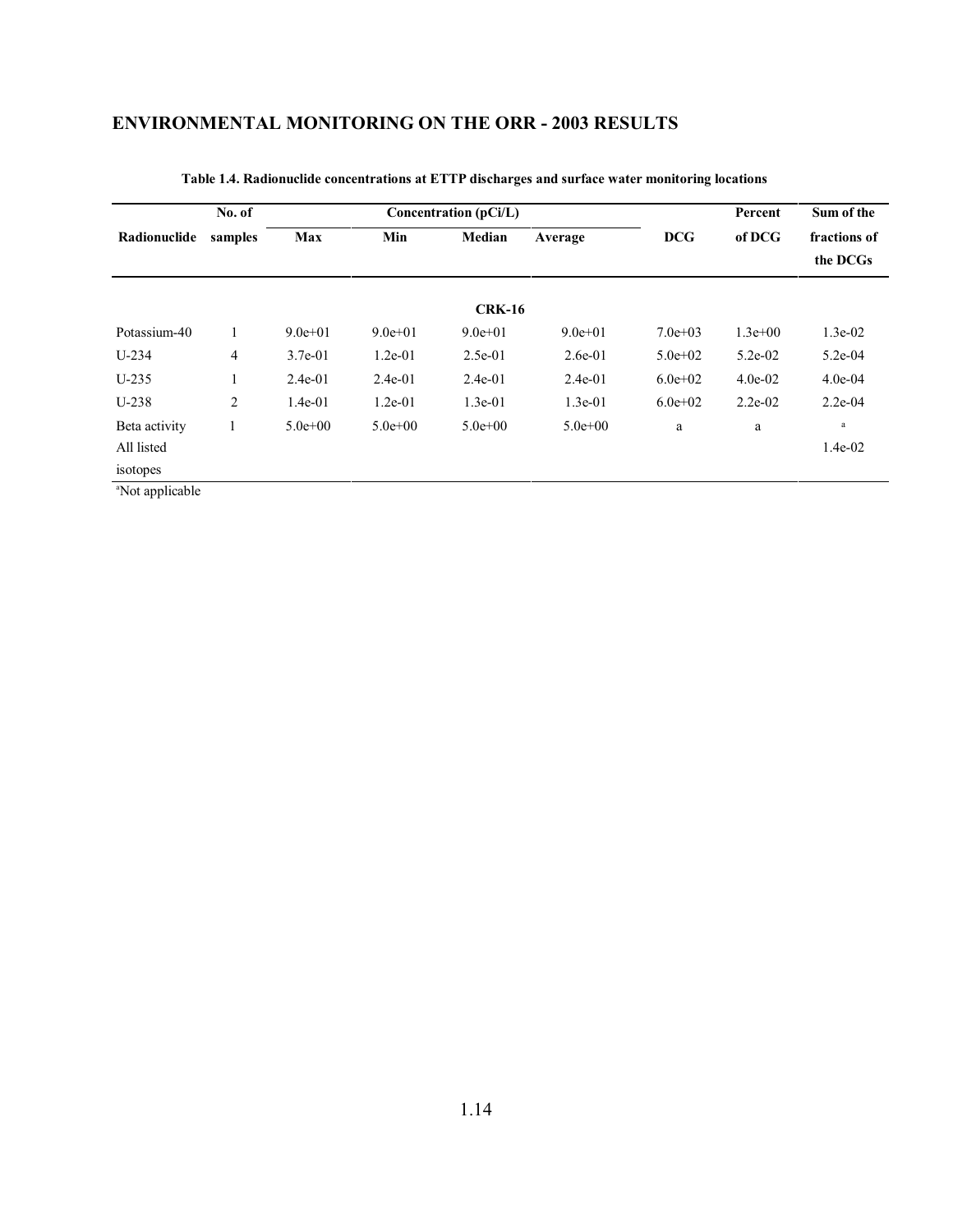## ENVIRONMENTAL MONITORING ON THE ORR - 2003 RESULTS

**Table 1.4. Radionuclide concentrations at ETTP discharges and surface water monitoring locations**

| Radionuclide | No. of samples | Concentration (pCi/L) | | | | DCG | Percent of DCG | Sum of the fractions of the DCGs |
|---|---|---|---|---|---|---|---|---|
| | | Max | Min | Median | Average | | | |
| | | | | **CRK-16** | | | | |
| Potassium-40 | 1 | 9.0e+01 | 9.0e+01 | 9.0e+01 | 9.0e+01 | 7.0e+03 | 1.3e+00 | 1.3e-02 |
| U-234 | 4 | 3.7e-01 | 1.2e-01 | 2.5e-01 | 2.6e-01 | 5.0e+02 | 5.2e-02 | 5.2e-04 |
| U-235 | 1 | 2.4e-01 | 2.4e-01 | 2.4e-01 | 2.4e-01 | 6.0e+02 | 4.0e-02 | 4.0e-04 |
| U-238 | 2 | 1.4e-01 | 1.2e-01 | 1.3e-01 | 1.3e-01 | 6.0e+02 | 2.2e-02 | 2.2e-04 |
| Beta activity | 1 | 5.0e+00 | 5.0e+00 | 5.0e+00 | 5.0e+00 | a | a | a |
| All listed isotopes | | | | | | | | 1.4e-02 |

[a]Not applicable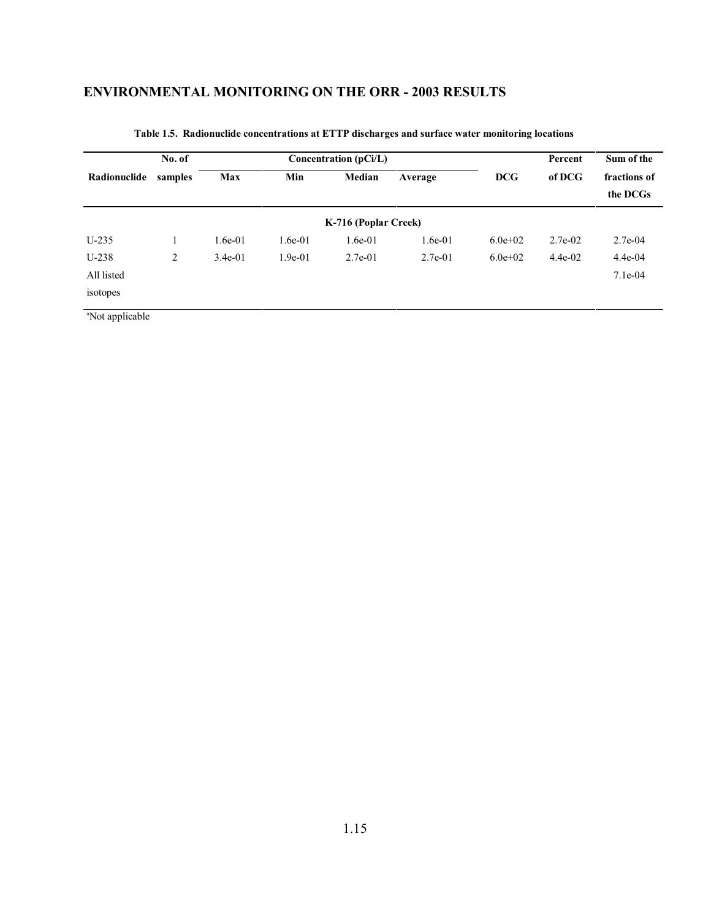## ENVIRONMENTAL MONITORING ON THE ORR - 2003 RESULTS

**Table 1.5. Radionuclide concentrations at ETTP discharges and surface water monitoring locations**

| Radionuclide | No. of samples | Concentration (pCi/L) Max | Min | Median | Average | DCG | Percent of DCG | Sum of the fractions of the DCGs |
|---|---|---|---|---|---|---|---|---|
| | | | | **K-716 (Poplar Creek)** | | | | |
| U-235 | 1 | 1.6e-01 | 1.6e-01 | 1.6e-01 | 1.6e-01 | 6.0e+02 | 2.7e-02 | 2.7e-04 |
| U-238 | 2 | 3.4e-01 | 1.9e-01 | 2.7e-01 | 2.7e-01 | 6.0e+02 | 4.4e-02 | 4.4e-04 |
| All listed isotopes | | | | | | | | 7.1e-04 |

[a]Not applicable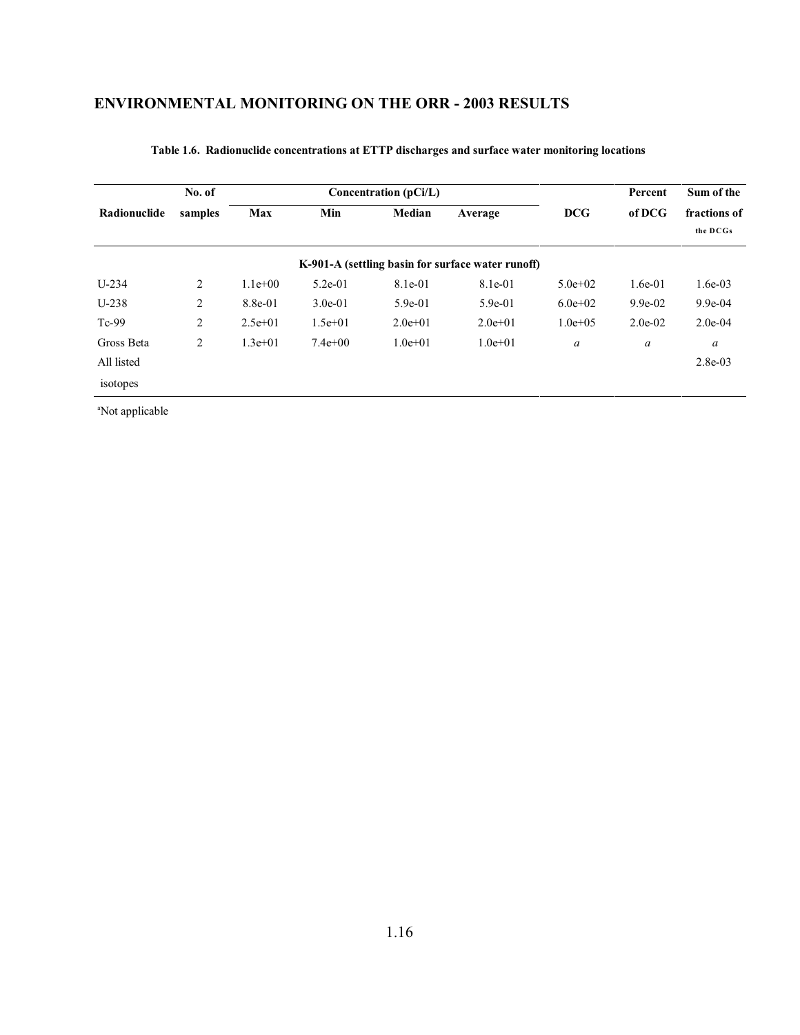## ENVIRONMENTAL MONITORING ON THE ORR - 2003 RESULTS

**Table 1.6. Radionuclide concentrations at ETTP discharges and surface water monitoring locations**

| Radionuclide | No. of samples | Concentration (pCi/L) Max | Min | Median | Average | DCG | Percent of DCG | Sum of the fractions of the DCGs |
|---|---|---|---|---|---|---|---|---|
| | | | | K-901-A (settling basin for surface water runoff) | | | | |
| U-234 | 2 | 1.1e+00 | 5.2e-01 | 8.1e-01 | 8.1e-01 | 5.0e+02 | 1.6e-01 | 1.6e-03 |
| U-238 | 2 | 8.8e-01 | 3.0e-01 | 5.9e-01 | 5.9e-01 | 6.0e+02 | 9.9e-02 | 9.9e-04 |
| Tc-99 | 2 | 2.5e+01 | 1.5e+01 | 2.0e+01 | 2.0e+01 | 1.0e+05 | 2.0e-02 | 2.0e-04 |
| Gross Beta | 2 | 1.3e+01 | 7.4e+00 | 1.0e+01 | 1.0e+01 | *a* | *a* | *a* |
| All listed isotopes | | | | | | | | 2.8e-03 |

[a]Not applicable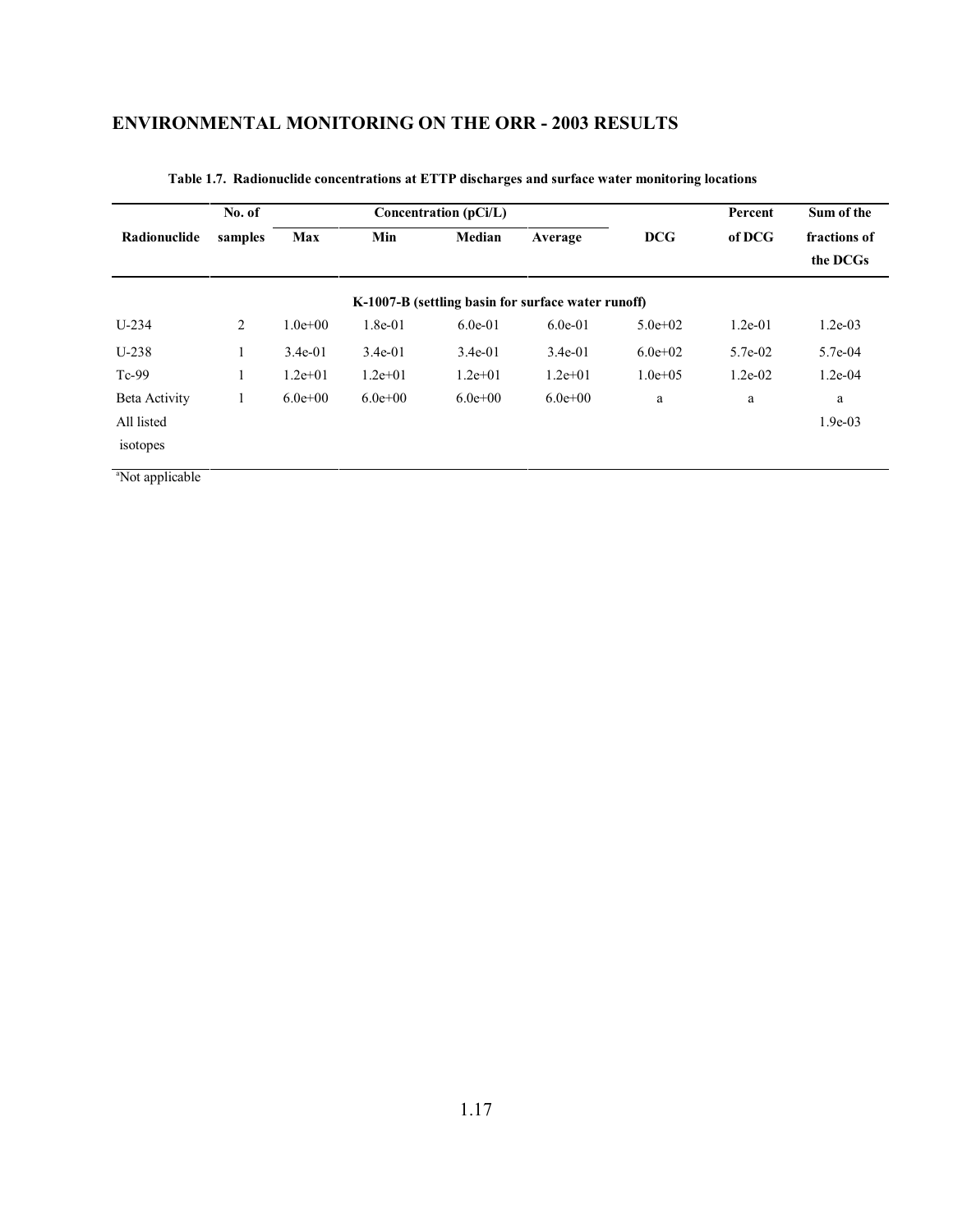## ENVIRONMENTAL MONITORING ON THE ORR - 2003 RESULTS

**Table 1.7. Radionuclide concentrations at ETTP discharges and surface water monitoring locations**

| Radionuclide | No. of samples | Concentration (pCi/L) Max | Min | Median | Average | DCG | Percent of DCG | Sum of the fractions of the DCGs |
|---|---|---|---|---|---|---|---|---|
| **K-1007-B (settling basin for surface water runoff)** | | | | | | | | |
| U-234 | 2 | 1.0e+00 | 1.8e-01 | 6.0e-01 | 6.0e-01 | 5.0e+02 | 1.2e-01 | 1.2e-03 |
| U-238 | 1 | 3.4e-01 | 3.4e-01 | 3.4e-01 | 3.4e-01 | 6.0e+02 | 5.7e-02 | 5.7e-04 |
| Tc-99 | 1 | 1.2e+01 | 1.2e+01 | 1.2e+01 | 1.2e+01 | 1.0e+05 | 1.2e-02 | 1.2e-04 |
| Beta Activity | 1 | 6.0e+00 | 6.0e+00 | 6.0e+00 | 6.0e+00 | a | a | a |
| All listed isotopes | | | | | | | | 1.9e-03 |

[a]Not applicable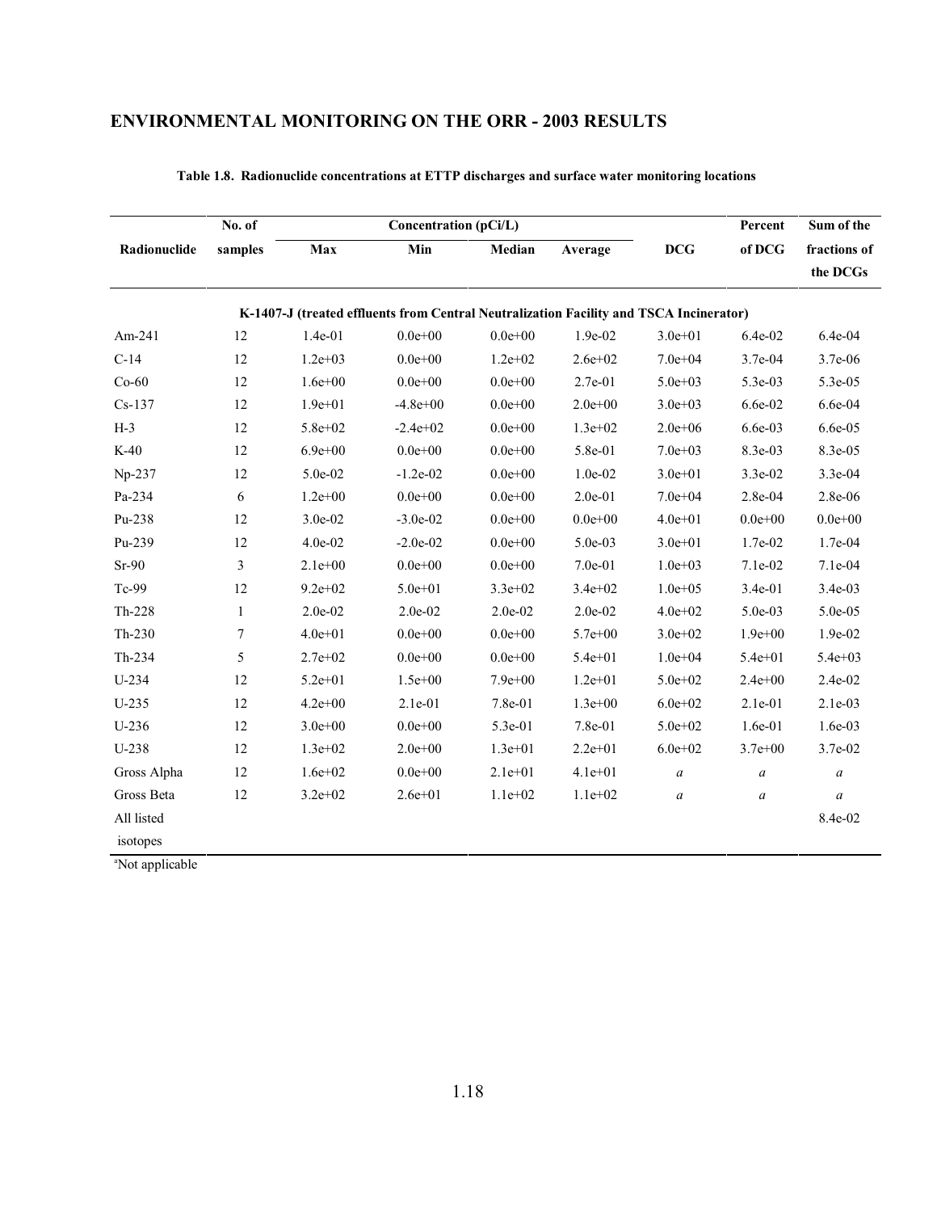## ENVIRONMENTAL MONITORING ON THE ORR - 2003 RESULTS

**Table 1.8. Radionuclide concentrations at ETTP discharges and surface water monitoring locations**

| Radionuclide | No. of samples | Concentration (pCi/L) | | | | DCG | Percent of DCG | Sum of the fractions of the DCGs |
|---|---|---|---|---|---|---|---|---|
| | | Max | Min | Median | Average | | | |
| **K-1407-J (treated effluents from Central Neutralization Facility and TSCA Incinerator)** | | | | | | | | |
| Am-241 | 12 | 1.4e-01 | 0.0e+00 | 0.0e+00 | 1.9e-02 | 3.0e+01 | 6.4e-02 | 6.4e-04 |
| C-14 | 12 | 1.2e+03 | 0.0e+00 | 1.2e+02 | 2.6e+02 | 7.0e+04 | 3.7e-04 | 3.7e-06 |
| Co-60 | 12 | 1.6e+00 | 0.0e+00 | 0.0e+00 | 2.7e-01 | 5.0e+03 | 5.3e-03 | 5.3e-05 |
| Cs-137 | 12 | 1.9e+01 | -4.8e+00 | 0.0e+00 | 2.0e+00 | 3.0e+03 | 6.6e-02 | 6.6e-04 |
| H-3 | 12 | 5.8e+02 | -2.4e+02 | 0.0e+00 | 1.3e+02 | 2.0e+06 | 6.6e-03 | 6.6e-05 |
| K-40 | 12 | 6.9e+00 | 0.0e+00 | 0.0e+00 | 5.8e-01 | 7.0e+03 | 8.3e-03 | 8.3e-05 |
| Np-237 | 12 | 5.0e-02 | -1.2e-02 | 0.0e+00 | 1.0e-02 | 3.0e+01 | 3.3e-02 | 3.3e-04 |
| Pa-234 | 6 | 1.2e+00 | 0.0e+00 | 0.0e+00 | 2.0e-01 | 7.0e+04 | 2.8e-04 | 2.8e-06 |
| Pu-238 | 12 | 3.0e-02 | -3.0e-02 | 0.0e+00 | 0.0e+00 | 4.0e+01 | 0.0e+00 | 0.0e+00 |
| Pu-239 | 12 | 4.0e-02 | -2.0e-02 | 0.0e+00 | 5.0e-03 | 3.0e+01 | 1.7e-02 | 1.7e-04 |
| Sr-90 | 3 | 2.1e+00 | 0.0e+00 | 0.0e+00 | 7.0e-01 | 1.0e+03 | 7.1e-02 | 7.1e-04 |
| Tc-99 | 12 | 9.2e+02 | 5.0e+01 | 3.3e+02 | 3.4e+02 | 1.0e+05 | 3.4e-01 | 3.4e-03 |
| Th-228 | 1 | 2.0e-02 | 2.0e-02 | 2.0e-02 | 2.0e-02 | 4.0e+02 | 5.0e-03 | 5.0e-05 |
| Th-230 | 7 | 4.0e+01 | 0.0e+00 | 0.0e+00 | 5.7e+00 | 3.0e+02 | 1.9e+00 | 1.9e-02 |
| Th-234 | 5 | 2.7e+02 | 0.0e+00 | 0.0e+00 | 5.4e+01 | 1.0e+04 | 5.4e+01 | 5.4e+03 |
| U-234 | 12 | 5.2e+01 | 1.5e+00 | 7.9e+00 | 1.2e+01 | 5.0e+02 | 2.4e+00 | 2.4e-02 |
| U-235 | 12 | 4.2e+00 | 2.1e-01 | 7.8e-01 | 1.3e+00 | 6.0e+02 | 2.1e-01 | 2.1e-03 |
| U-236 | 12 | 3.0e+00 | 0.0e+00 | 5.3e-01 | 7.8e-01 | 5.0e+02 | 1.6e-01 | 1.6e-03 |
| U-238 | 12 | 1.3e+02 | 2.0e+00 | 1.3e+01 | 2.2e+01 | 6.0e+02 | 3.7e+00 | 3.7e-02 |
| Gross Alpha | 12 | 1.6e+02 | 0.0e+00 | 2.1e+01 | 4.1e+01 | *a* | *a* | *a* |
| Gross Beta | 12 | 3.2e+02 | 2.6e+01 | 1.1e+02 | 1.1e+02 | *a* | *a* | *a* |
| All listed isotopes | | | | | | | | 8.4e-02 |

[a]Not applicable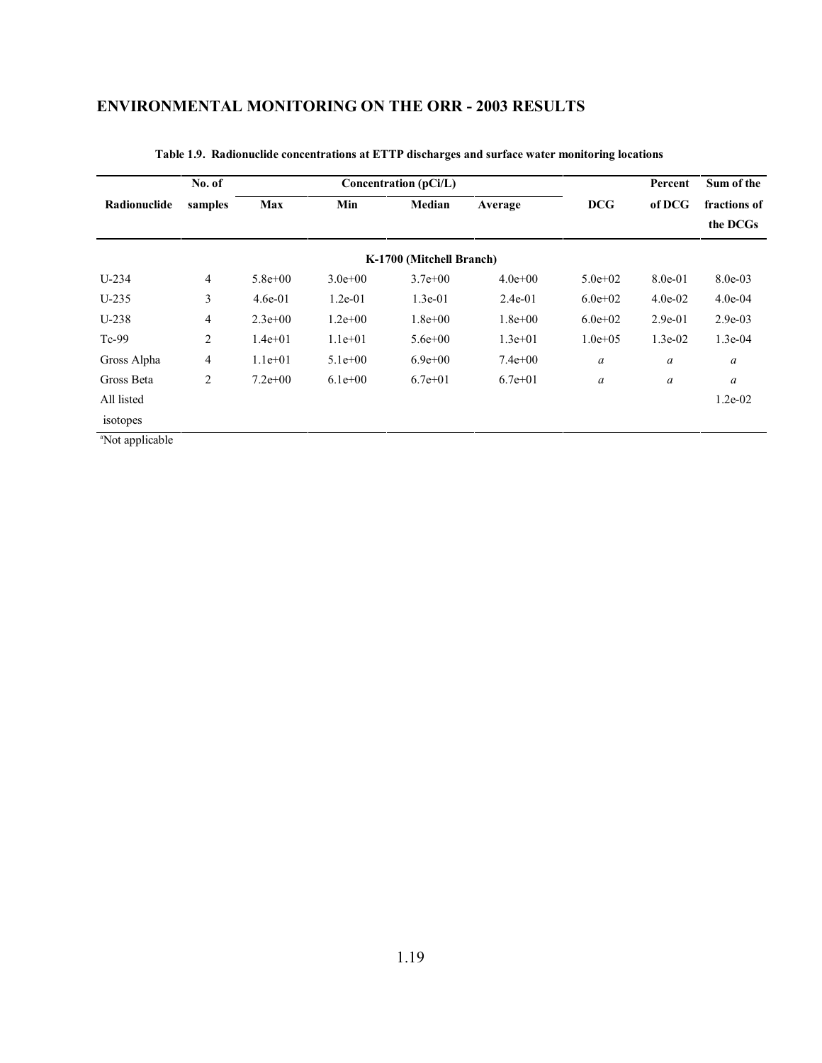## ENVIRONMENTAL MONITORING ON THE ORR - 2003 RESULTS

**Table 1.9. Radionuclide concentrations at ETTP discharges and surface water monitoring locations**

| Radionuclide | No. of samples | Concentration (pCi/L) | | | | DCG | Percent of DCG | Sum of the fractions of the DCGs |
|---|---|---|---|---|---|---|---|---|
| | | Max | Min | Median | Average | | | |
| | | | | K-1700 (Mitchell Branch) | | | | |
| U-234 | 4 | 5.8e+00 | 3.0e+00 | 3.7e+00 | 4.0e+00 | 5.0e+02 | 8.0e-01 | 8.0e-03 |
| U-235 | 3 | 4.6e-01 | 1.2e-01 | 1.3e-01 | 2.4e-01 | 6.0e+02 | 4.0e-02 | 4.0e-04 |
| U-238 | 4 | 2.3e+00 | 1.2e+00 | 1.8e+00 | 1.8e+00 | 6.0e+02 | 2.9e-01 | 2.9e-03 |
| Tc-99 | 2 | 1.4e+01 | 1.1e+01 | 5.6e+00 | 1.3e+01 | 1.0e+05 | 1.3e-02 | 1.3e-04 |
| Gross Alpha | 4 | 1.1e+01 | 5.1e+00 | 6.9e+00 | 7.4e+00 | *a* | *a* | *a* |
| Gross Beta | 2 | 7.2e+00 | 6.1e+00 | 6.7e+01 | 6.7e+01 | *a* | *a* | *a* |
| All listed isotopes | | | | | | | | 1.2e-02 |

[a]Not applicable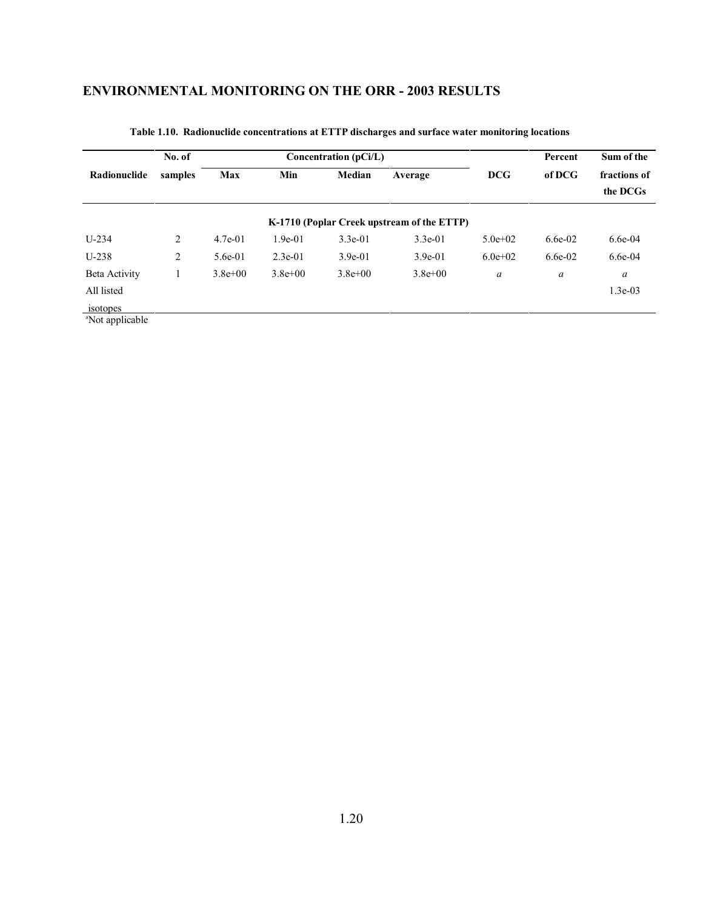## ENVIRONMENTAL MONITORING ON THE ORR - 2003 RESULTS

**Table 1.10. Radionuclide concentrations at ETTP discharges and surface water monitoring locations**

| Radionuclide | No. of samples | Concentration (pCi/L) Max | Min | Median | Average | DCG | Percent of DCG | Sum of the fractions of the DCGs |
|---|---|---|---|---|---|---|---|---|
| | | | | K-1710 (Poplar Creek upstream of the ETTP) | | | | |
| U-234 | 2 | 4.7e-01 | 1.9e-01 | 3.3e-01 | 3.3e-01 | 5.0e+02 | 6.6e-02 | 6.6e-04 |
| U-238 | 2 | 5.6e-01 | 2.3e-01 | 3.9e-01 | 3.9e-01 | 6.0e+02 | 6.6e-02 | 6.6e-04 |
| Beta Activity | 1 | 3.8e+00 | 3.8e+00 | 3.8e+00 | 3.8e+00 | *a* | *a* | *a* |
| All listed isotopes | | | | | | | | 1.3e-03 |

[a]Not applicable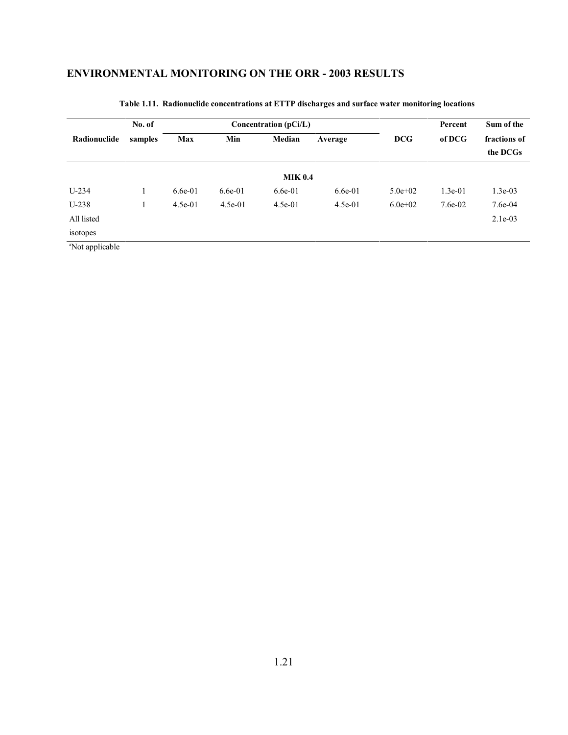## ENVIRONMENTAL MONITORING ON THE ORR - 2003 RESULTS

**Table 1.11. Radionuclide concentrations at ETTP discharges and surface water monitoring locations**

| Radionuclide | No. of samples | Concentration (pCi/L) | | | | DCG | Percent of DCG | Sum of the fractions of the DCGs |
|---|---|---|---|---|---|---|---|---|
| | | Max | Min | Median | Average | | | |
| | | | | **MIK 0.4** | | | | |
| U-234 | 1 | 6.6e-01 | 6.6e-01 | 6.6e-01 | 6.6e-01 | 5.0e+02 | 1.3e-01 | 1.3e-03 |
| U-238 | 1 | 4.5e-01 | 4.5e-01 | 4.5e-01 | 4.5e-01 | 6.0e+02 | 7.6e-02 | 7.6e-04 |
| All listed isotopes | | | | | | | | 2.1e-03 |

[a]Not applicable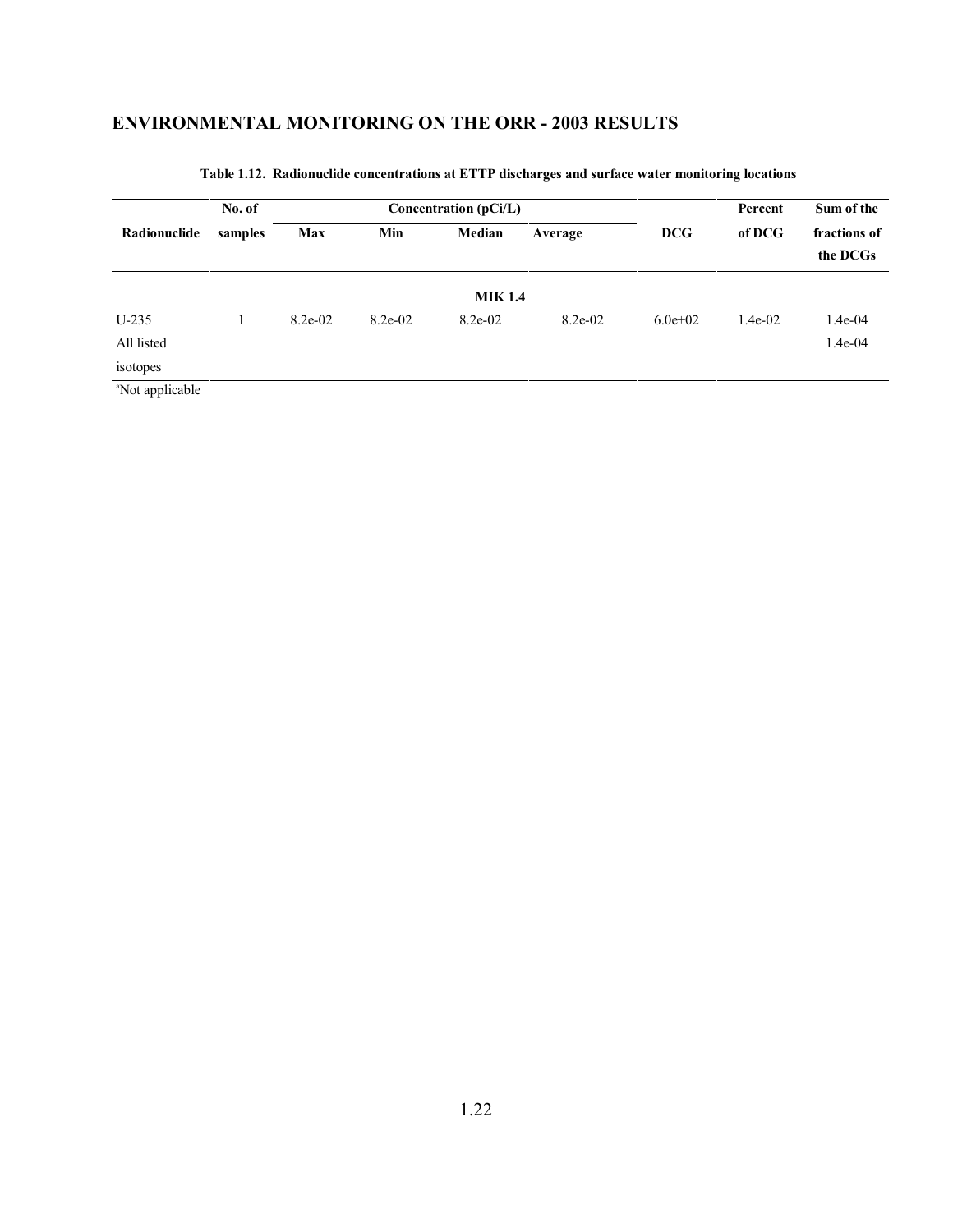## ENVIRONMENTAL MONITORING ON THE ORR - 2003 RESULTS

**Table 1.12. Radionuclide concentrations at ETTP discharges and surface water monitoring locations**

| Radionuclide | No. of samples | Concentration (pCi/L) | | | | DCG | Percent of DCG | Sum of the fractions of the DCGs |
|---|---|---|---|---|---|---|---|---|
| | | Max | Min | Median | Average | | | |
| | | | | **MIK 1.4** | | | | |
| U-235 | 1 | 8.2e-02 | 8.2e-02 | 8.2e-02 | 8.2e-02 | 6.0e+02 | 1.4e-02 | 1.4e-04 |
| All listed isotopes | | | | | | | | 1.4e-04 |

[a]Not applicable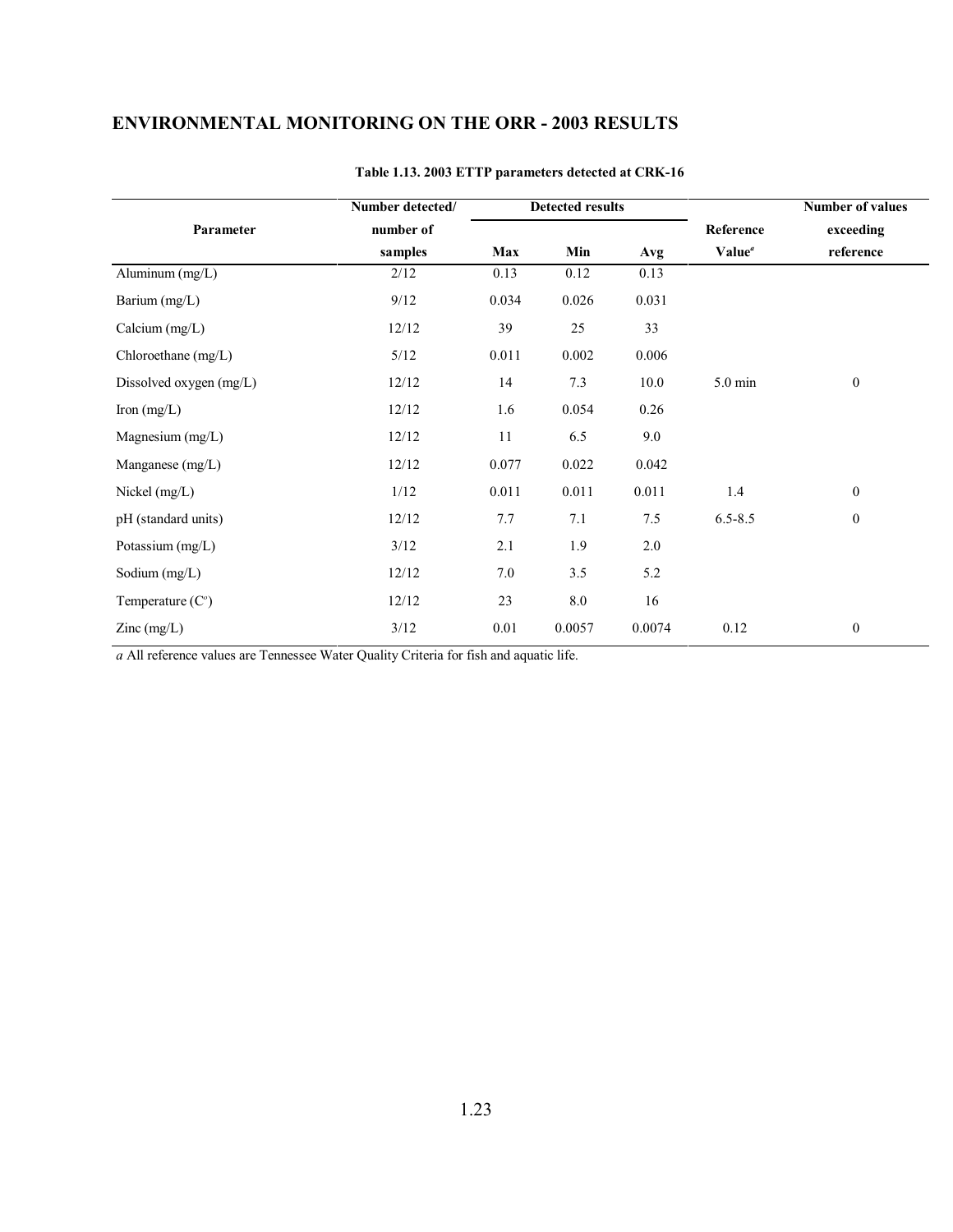## ENVIRONMENTAL MONITORING ON THE ORR - 2003 RESULTS

**Table 1.13. 2003 ETTP parameters detected at CRK-16**

| Parameter | Number detected/ number of samples | Detected results | | | Reference Value[a] | Number of values exceeding reference |
|---|---|---|---|---|---|---|
| | | Max | Min | Avg | | |
| Aluminum (mg/L) | 2/12 | 0.13 | 0.12 | 0.13 | | |
| Barium (mg/L) | 9/12 | 0.034 | 0.026 | 0.031 | | |
| Calcium (mg/L) | 12/12 | 39 | 25 | 33 | | |
| Chloroethane (mg/L) | 5/12 | 0.011 | 0.002 | 0.006 | | |
| Dissolved oxygen (mg/L) | 12/12 | 14 | 7.3 | 10.0 | 5.0 min | 0 |
| Iron (mg/L) | 12/12 | 1.6 | 0.054 | 0.26 | | |
| Magnesium (mg/L) | 12/12 | 11 | 6.5 | 9.0 | | |
| Manganese (mg/L) | 12/12 | 0.077 | 0.022 | 0.042 | | |
| Nickel (mg/L) | 1/12 | 0.011 | 0.011 | 0.011 | 1.4 | 0 |
| pH (standard units) | 12/12 | 7.7 | 7.1 | 7.5 | 6.5-8.5 | 0 |
| Potassium (mg/L) | 3/12 | 2.1 | 1.9 | 2.0 | | |
| Sodium (mg/L) | 12/12 | 7.0 | 3.5 | 5.2 | | |
| Temperature (C°) | 12/12 | 23 | 8.0 | 16 | | |
| Zinc (mg/L) | 3/12 | 0.01 | 0.0057 | 0.0074 | 0.12 | 0 |

*a* All reference values are Tennessee Water Quality Criteria for fish and aquatic life.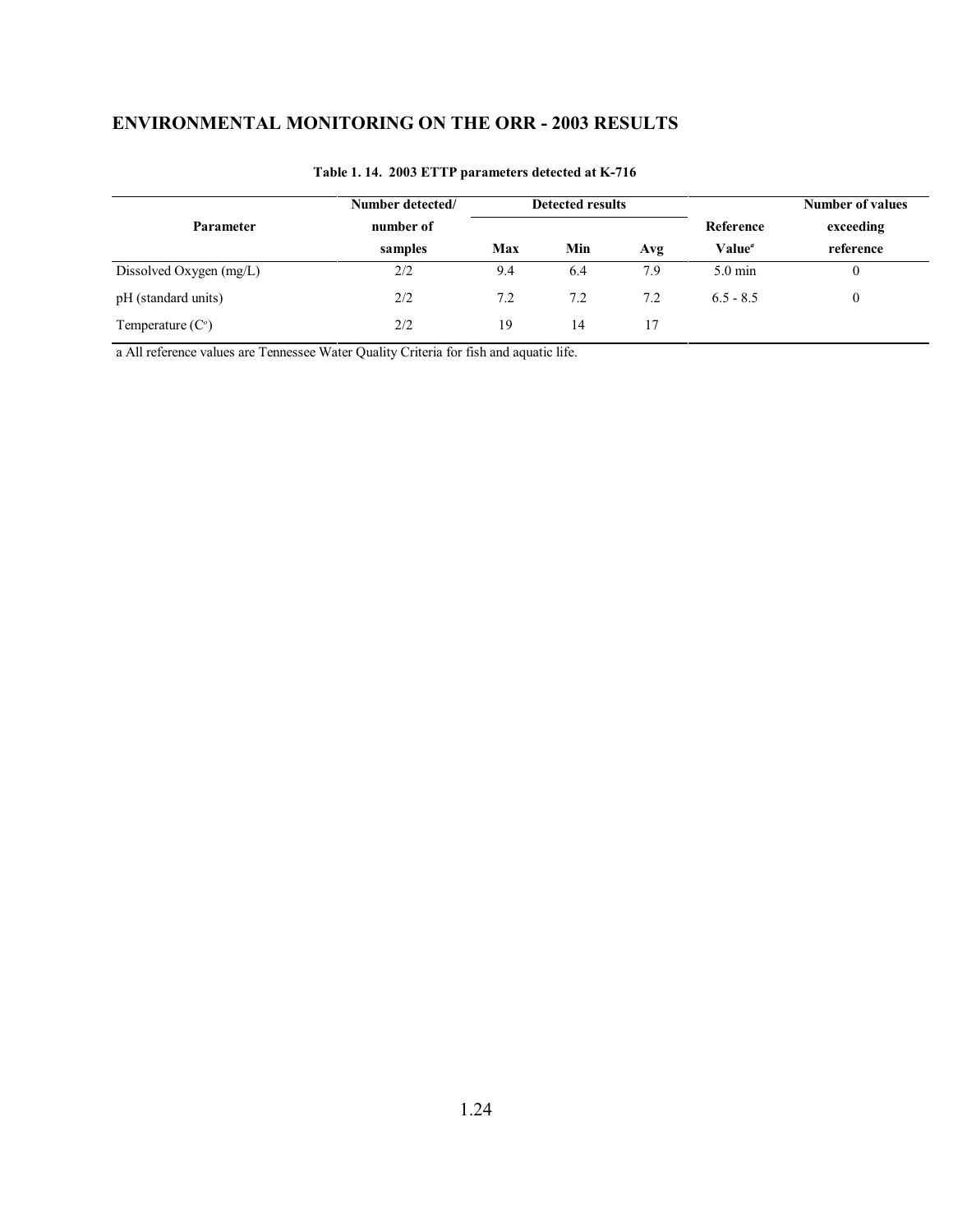## ENVIRONMENTAL MONITORING ON THE ORR - 2003 RESULTS

**Table 1. 14. 2003 ETTP parameters detected at K-716**

| Parameter | Number detected/ number of samples | Detected results | | | Reference Value[a] | Number of values exceeding reference |
|---|---|---|---|---|---|---|
| | | Max | Min | Avg | | |
| Dissolved Oxygen (mg/L) | 2/2 | 9.4 | 6.4 | 7.9 | 5.0 min | 0 |
| pH (standard units) | 2/2 | 7.2 | 7.2 | 7.2 | 6.5 - 8.5 | 0 |
| Temperature (C°) | 2/2 | 19 | 14 | 17 | | |

a All reference values are Tennessee Water Quality Criteria for fish and aquatic life.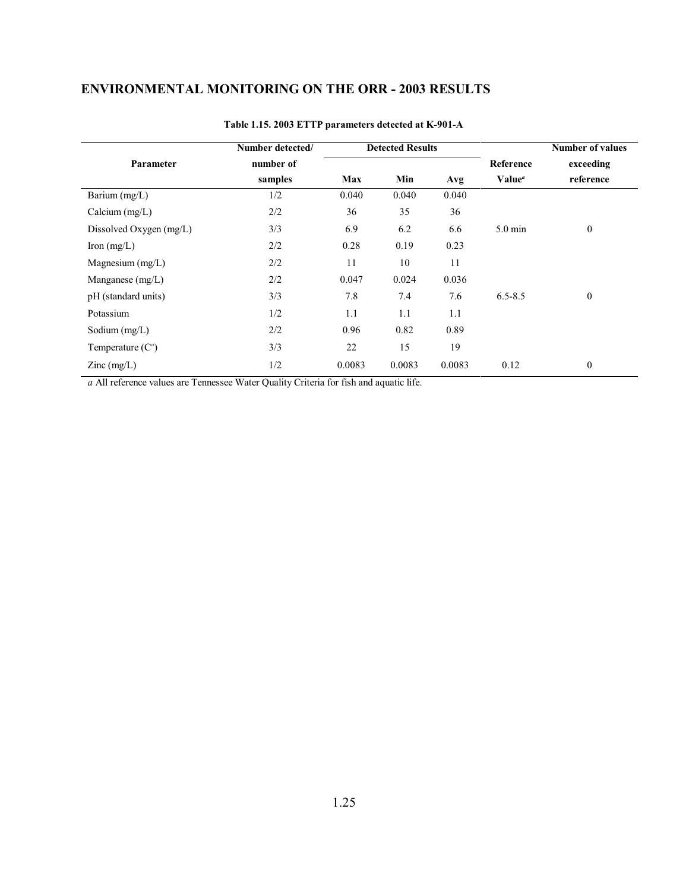## ENVIRONMENTAL MONITORING ON THE ORR - 2003 RESULTS

**Table 1.15. 2003 ETTP parameters detected at K-901-A**

| Parameter | Number detected/ number of samples | Detected Results | | | Reference Value[a] | Number of values exceeding reference |
|---|---|---|---|---|---|---|
| | | Max | Min | Avg | | |
| Barium (mg/L) | 1/2 | 0.040 | 0.040 | 0.040 | | |
| Calcium (mg/L) | 2/2 | 36 | 35 | 36 | | |
| Dissolved Oxygen (mg/L) | 3/3 | 6.9 | 6.2 | 6.6 | 5.0 min | 0 |
| Iron (mg/L) | 2/2 | 0.28 | 0.19 | 0.23 | | |
| Magnesium (mg/L) | 2/2 | 11 | 10 | 11 | | |
| Manganese (mg/L) | 2/2 | 0.047 | 0.024 | 0.036 | | |
| pH (standard units) | 3/3 | 7.8 | 7.4 | 7.6 | 6.5-8.5 | 0 |
| Potassium | 1/2 | 1.1 | 1.1 | 1.1 | | |
| Sodium (mg/L) | 2/2 | 0.96 | 0.82 | 0.89 | | |
| Temperature (C$^o$) | 3/3 | 22 | 15 | 19 | | |
| Zinc (mg/L) | 1/2 | 0.0083 | 0.0083 | 0.0083 | 0.12 | 0 |

*a* All reference values are Tennessee Water Quality Criteria for fish and aquatic life.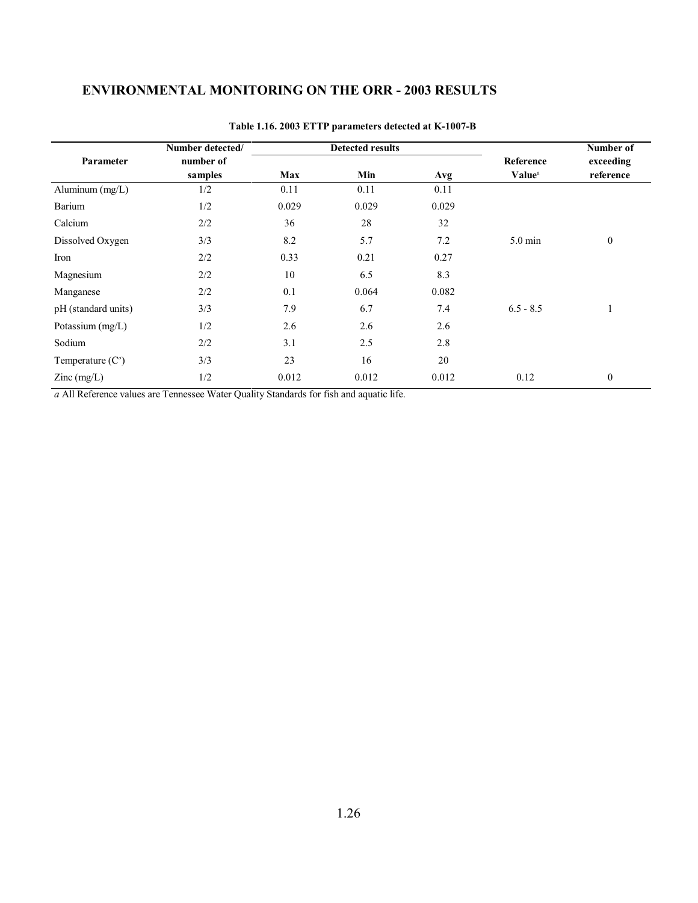# ENVIRONMENTAL MONITORING ON THE ORR - 2003 RESULTS

**Table 1.16. 2003 ETTP parameters detected at K-1007-B**

| Parameter | Number detected/ number of samples | Detected results | | | Reference Value[a] | Number of exceeding reference |
|---|---|---|---|---|---|---|
| | | Max | Min | Avg | | |
| Aluminum (mg/L) | 1/2 | 0.11 | 0.11 | 0.11 | | |
| Barium | 1/2 | 0.029 | 0.029 | 0.029 | | |
| Calcium | 2/2 | 36 | 28 | 32 | | |
| Dissolved Oxygen | 3/3 | 8.2 | 5.7 | 7.2 | 5.0 min | 0 |
| Iron | 2/2 | 0.33 | 0.21 | 0.27 | | |
| Magnesium | 2/2 | 10 | 6.5 | 8.3 | | |
| Manganese | 2/2 | 0.1 | 0.064 | 0.082 | | |
| pH (standard units) | 3/3 | 7.9 | 6.7 | 7.4 | 6.5 - 8.5 | 1 |
| Potassium (mg/L) | 1/2 | 2.6 | 2.6 | 2.6 | | |
| Sodium | 2/2 | 3.1 | 2.5 | 2.8 | | |
| Temperature (C°) | 3/3 | 23 | 16 | 20 | | |
| Zinc (mg/L) | 1/2 | 0.012 | 0.012 | 0.012 | 0.12 | 0 |

*a* All Reference values are Tennessee Water Quality Standards for fish and aquatic life.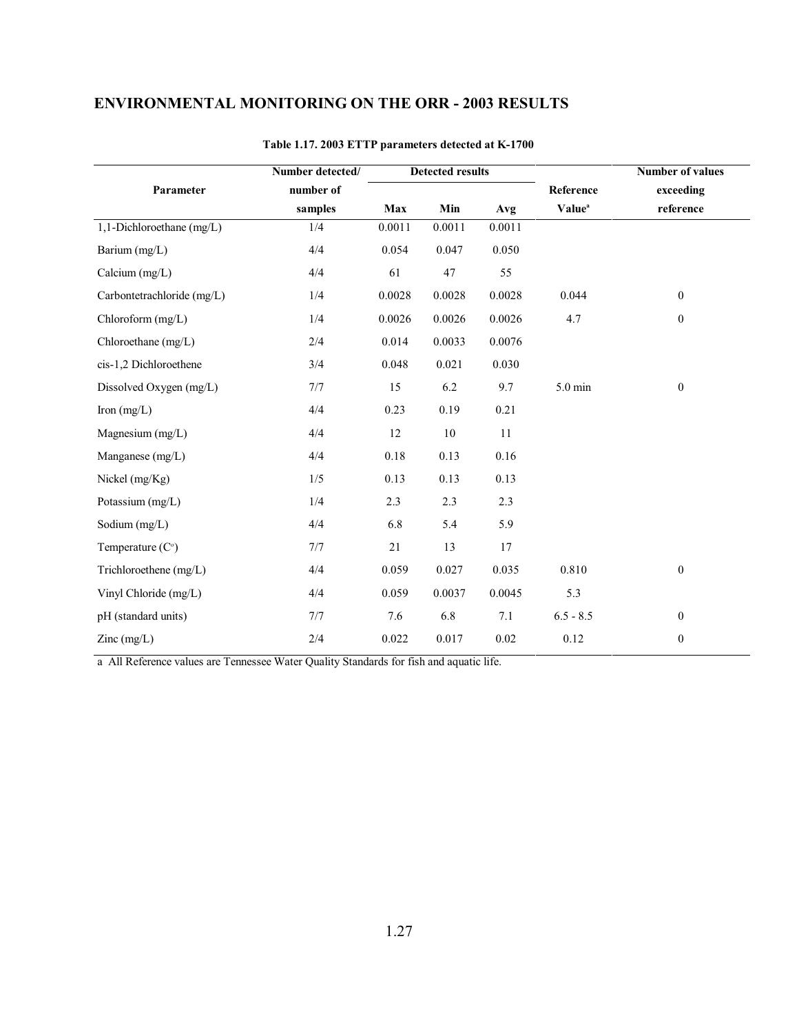## ENVIRONMENTAL MONITORING ON THE ORR - 2003 RESULTS

**Table 1.17. 2003 ETTP parameters detected at K-1700**

| Parameter | Number detected/ number of samples | Detected results | | | Reference Value[a] | Number of values exceeding reference |
|---|---|---|---|---|---|---|
| | | Max | Min | Avg | | |
| 1,1-Dichloroethane (mg/L) | 1/4 | 0.0011 | 0.0011 | 0.0011 | | |
| Barium (mg/L) | 4/4 | 0.054 | 0.047 | 0.050 | | |
| Calcium (mg/L) | 4/4 | 61 | 47 | 55 | | |
| Carbontetrachloride (mg/L) | 1/4 | 0.0028 | 0.0028 | 0.0028 | 0.044 | 0 |
| Chloroform (mg/L) | 1/4 | 0.0026 | 0.0026 | 0.0026 | 4.7 | 0 |
| Chloroethane (mg/L) | 2/4 | 0.014 | 0.0033 | 0.0076 | | |
| cis-1,2 Dichloroethene | 3/4 | 0.048 | 0.021 | 0.030 | | |
| Dissolved Oxygen (mg/L) | 7/7 | 15 | 6.2 | 9.7 | 5.0 min | 0 |
| Iron (mg/L) | 4/4 | 0.23 | 0.19 | 0.21 | | |
| Magnesium (mg/L) | 4/4 | 12 | 10 | 11 | | |
| Manganese (mg/L) | 4/4 | 0.18 | 0.13 | 0.16 | | |
| Nickel (mg/Kg) | 1/5 | 0.13 | 0.13 | 0.13 | | |
| Potassium (mg/L) | 1/4 | 2.3 | 2.3 | 2.3 | | |
| Sodium (mg/L) | 4/4 | 6.8 | 5.4 | 5.9 | | |
| Temperature (C°) | 7/7 | 21 | 13 | 17 | | |
| Trichloroethene (mg/L) | 4/4 | 0.059 | 0.027 | 0.035 | 0.810 | 0 |
| Vinyl Chloride (mg/L) | 4/4 | 0.059 | 0.0037 | 0.0045 | 5.3 | |
| pH (standard units) | 7/7 | 7.6 | 6.8 | 7.1 | 6.5 - 8.5 | 0 |
| Zinc (mg/L) | 2/4 | 0.022 | 0.017 | 0.02 | 0.12 | 0 |

a All Reference values are Tennessee Water Quality Standards for fish and aquatic life.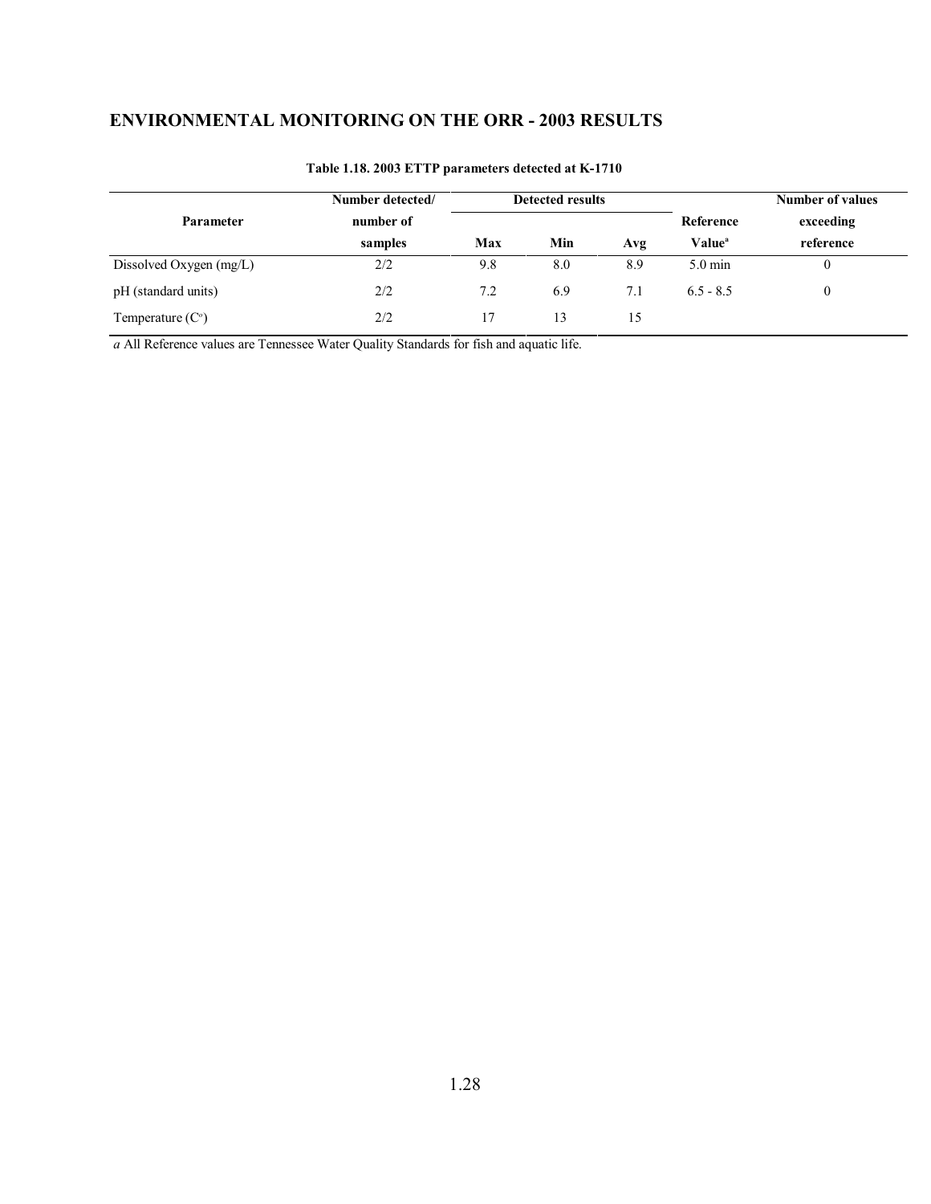## ENVIRONMENTAL MONITORING ON THE ORR - 2003 RESULTS

**Table 1.18. 2003 ETTP parameters detected at K-1710**

| Parameter | Number detected/ number of samples | Detected results | | | Reference Value[a] | Number of values exceeding reference |
|---|---|---|---|---|---|---|
| | | Max | Min | Avg | | |
| Dissolved Oxygen (mg/L) | 2/2 | 9.8 | 8.0 | 8.9 | 5.0 min | 0 |
| pH (standard units) | 2/2 | 7.2 | 6.9 | 7.1 | 6.5 - 8.5 | 0 |
| Temperature (C°) | 2/2 | 17 | 13 | 15 | | |

*a* All Reference values are Tennessee Water Quality Standards for fish and aquatic life.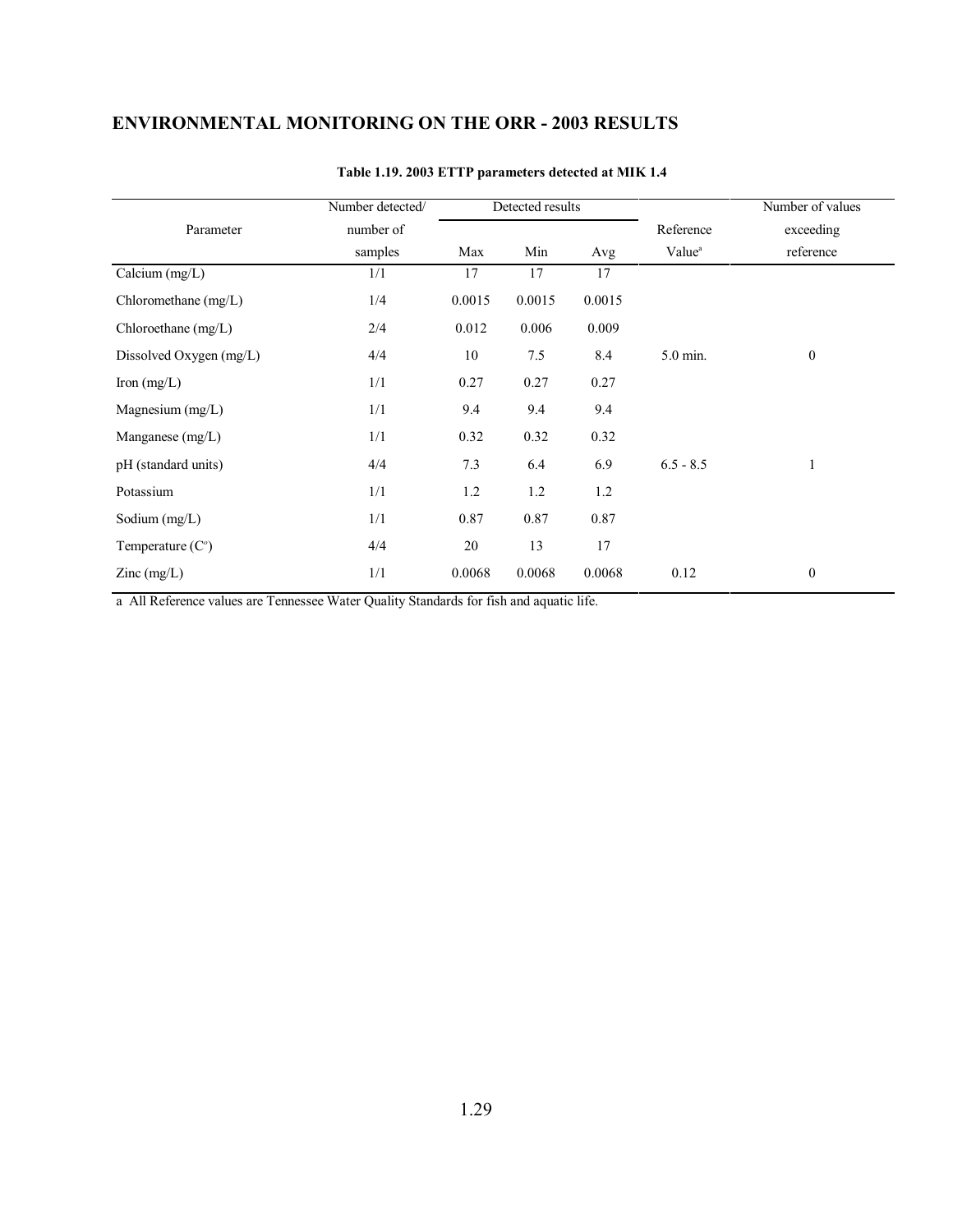## ENVIRONMENTAL MONITORING ON THE ORR - 2003 RESULTS

**Table 1.19. 2003 ETTP parameters detected at MIK 1.4**

| Parameter | Number detected/ number of samples | Detected results | | | Reference Value[a] | Number of values exceeding reference |
|---|---|---|---|---|---|---|
| | | Max | Min | Avg | | |
| Calcium (mg/L) | 1/1 | 17 | 17 | 17 | | |
| Chloromethane (mg/L) | 1/4 | 0.0015 | 0.0015 | 0.0015 | | |
| Chloroethane (mg/L) | 2/4 | 0.012 | 0.006 | 0.009 | | |
| Dissolved Oxygen (mg/L) | 4/4 | 10 | 7.5 | 8.4 | 5.0 min. | 0 |
| Iron (mg/L) | 1/1 | 0.27 | 0.27 | 0.27 | | |
| Magnesium (mg/L) | 1/1 | 9.4 | 9.4 | 9.4 | | |
| Manganese (mg/L) | 1/1 | 0.32 | 0.32 | 0.32 | | |
| pH (standard units) | 4/4 | 7.3 | 6.4 | 6.9 | 6.5 - 8.5 | 1 |
| Potassium | 1/1 | 1.2 | 1.2 | 1.2 | | |
| Sodium (mg/L) | 1/1 | 0.87 | 0.87 | 0.87 | | |
| Temperature (C°) | 4/4 | 20 | 13 | 17 | | |
| Zinc (mg/L) | 1/1 | 0.0068 | 0.0068 | 0.0068 | 0.12 | 0 |

a All Reference values are Tennessee Water Quality Standards for fish and aquatic life.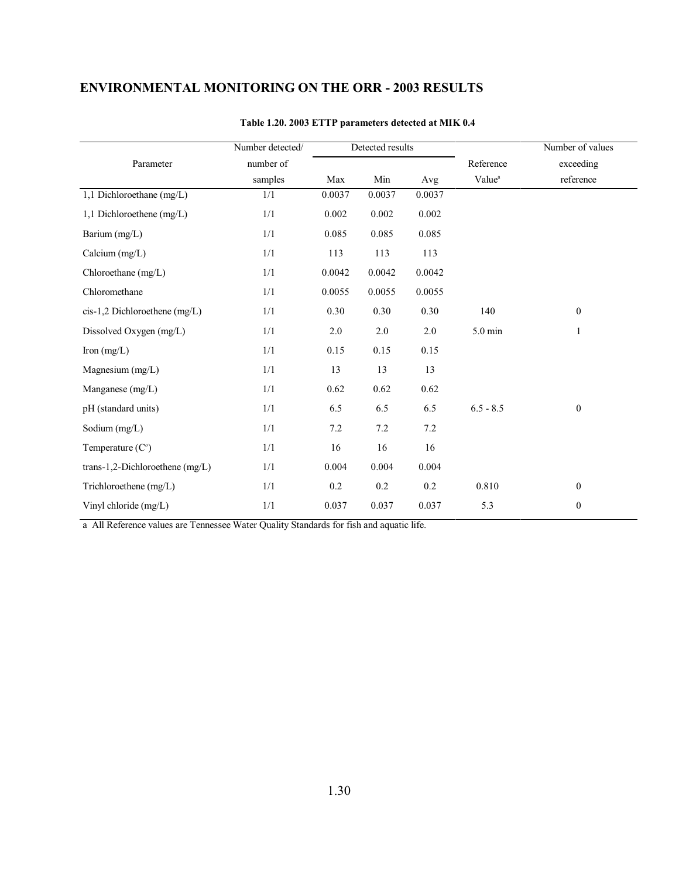## ENVIRONMENTAL MONITORING ON THE ORR - 2003 RESULTS

**Table 1.20. 2003 ETTP parameters detected at MIK 0.4**

| Parameter | Number detected/ number of samples | Detected results | | | Reference Value[a] | Number of values exceeding reference |
|---|---|---|---|---|---|---|
| | | Max | Min | Avg | | |
| 1,1 Dichloroethane (mg/L) | 1/1 | 0.0037 | 0.0037 | 0.0037 | | |
| 1,1 Dichloroethene (mg/L) | 1/1 | 0.002 | 0.002 | 0.002 | | |
| Barium (mg/L) | 1/1 | 0.085 | 0.085 | 0.085 | | |
| Calcium (mg/L) | 1/1 | 113 | 113 | 113 | | |
| Chloroethane (mg/L) | 1/1 | 0.0042 | 0.0042 | 0.0042 | | |
| Chloromethane | 1/1 | 0.0055 | 0.0055 | 0.0055 | | |
| cis-1,2 Dichloroethene (mg/L) | 1/1 | 0.30 | 0.30 | 0.30 | 140 | 0 |
| Dissolved Oxygen (mg/L) | 1/1 | 2.0 | 2.0 | 2.0 | 5.0 min | 1 |
| Iron (mg/L) | 1/1 | 0.15 | 0.15 | 0.15 | | |
| Magnesium (mg/L) | 1/1 | 13 | 13 | 13 | | |
| Manganese (mg/L) | 1/1 | 0.62 | 0.62 | 0.62 | | |
| pH (standard units) | 1/1 | 6.5 | 6.5 | 6.5 | 6.5 - 8.5 | 0 |
| Sodium (mg/L) | 1/1 | 7.2 | 7.2 | 7.2 | | |
| Temperature (C°) | 1/1 | 16 | 16 | 16 | | |
| trans-1,2-Dichloroethene (mg/L) | 1/1 | 0.004 | 0.004 | 0.004 | | |
| Trichloroethene (mg/L) | 1/1 | 0.2 | 0.2 | 0.2 | 0.810 | 0 |
| Vinyl chloride (mg/L) | 1/1 | 0.037 | 0.037 | 0.037 | 5.3 | 0 |

a All Reference values are Tennessee Water Quality Standards for fish and aquatic life.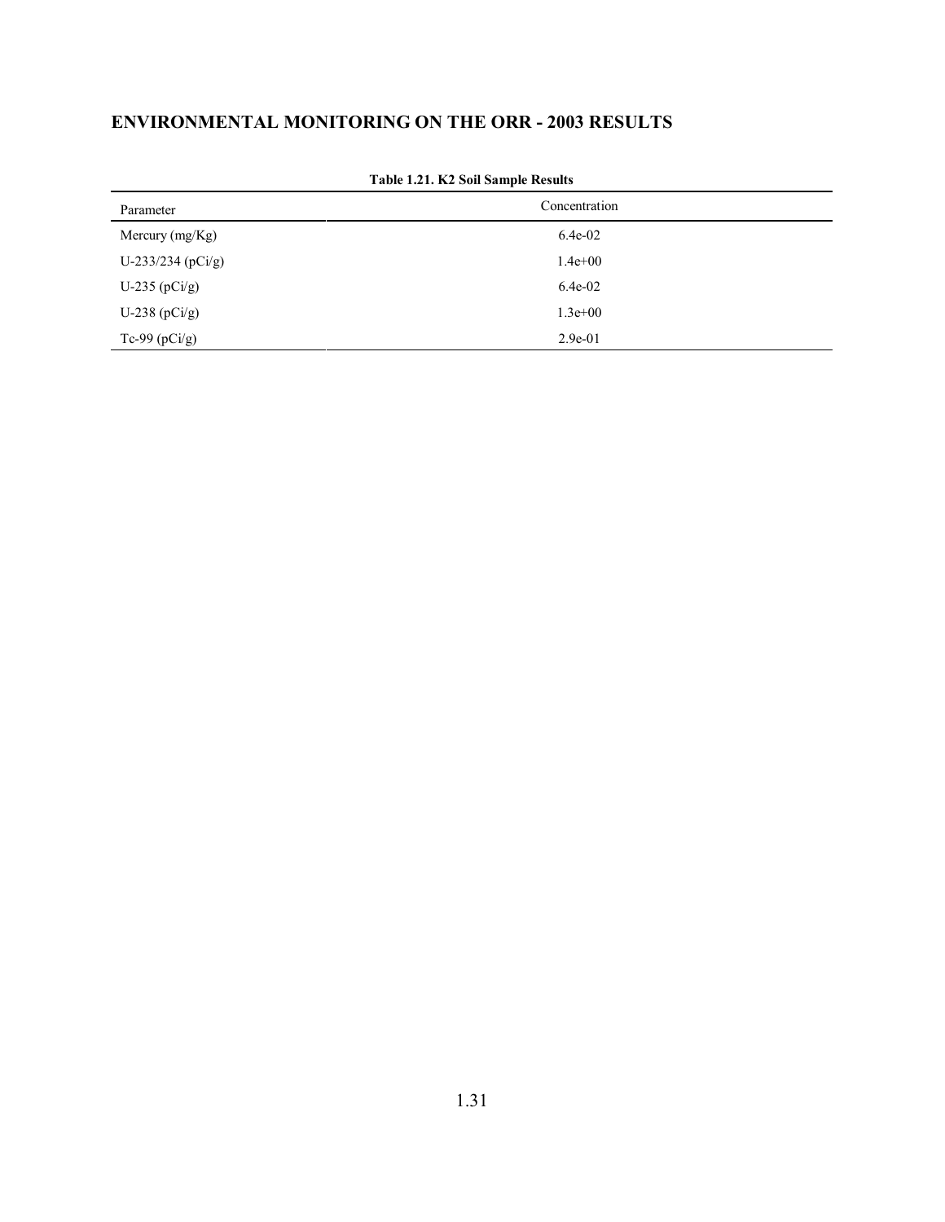## ENVIRONMENTAL MONITORING ON THE ORR - 2003 RESULTS

**Table 1.21. K2 Soil Sample Results**

| Parameter | Concentration |
|---|---|
| Mercury (mg/Kg) | 6.4e-02 |
| U-233/234 (pCi/g) | 1.4e+00 |
| U-235 (pCi/g) | 6.4e-02 |
| U-238 (pCi/g) | 1.3e+00 |
| Tc-99 (pCi/g) | 2.9e-01 |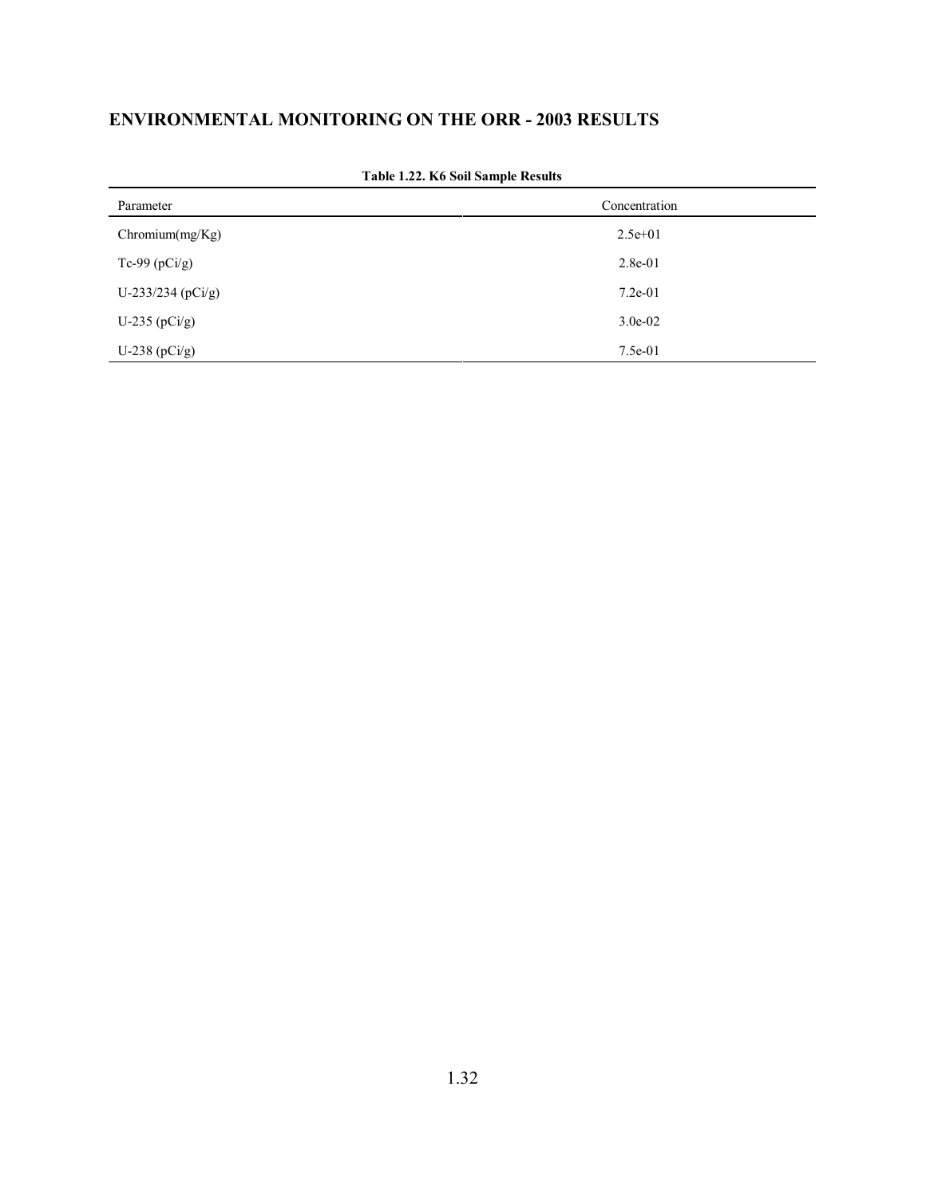## ENVIRONMENTAL MONITORING ON THE ORR - 2003 RESULTS

**Table 1.22. K6 Soil Sample Results**

| Parameter | Concentration |
|---|---|
| Chromium(mg/Kg) | 2.5e+01 |
| Tc-99 (pCi/g) | 2.8e-01 |
| U-233/234 (pCi/g) | 7.2e-01 |
| U-235 (pCi/g) | 3.0e-02 |
| U-238 (pCi/g) | 7.5e-01 |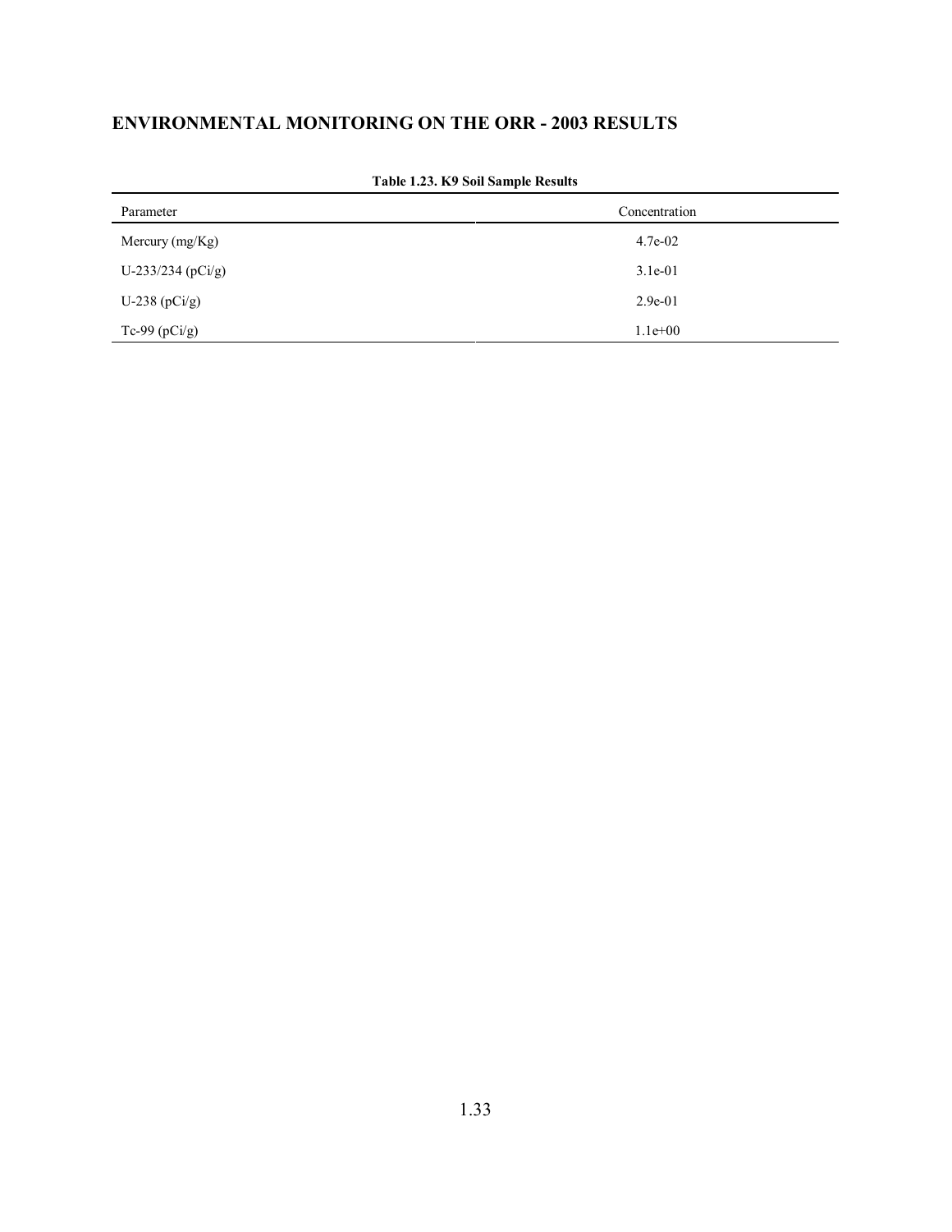## ENVIRONMENTAL MONITORING ON THE ORR - 2003 RESULTS

**Table 1.23. K9 Soil Sample Results**

| Parameter | Concentration |
|---|---|
| Mercury (mg/Kg) | 4.7e-02 |
| U-233/234 (pCi/g) | 3.1e-01 |
| U-238 (pCi/g) | 2.9e-01 |
| Tc-99 (pCi/g) | 1.1e+00 |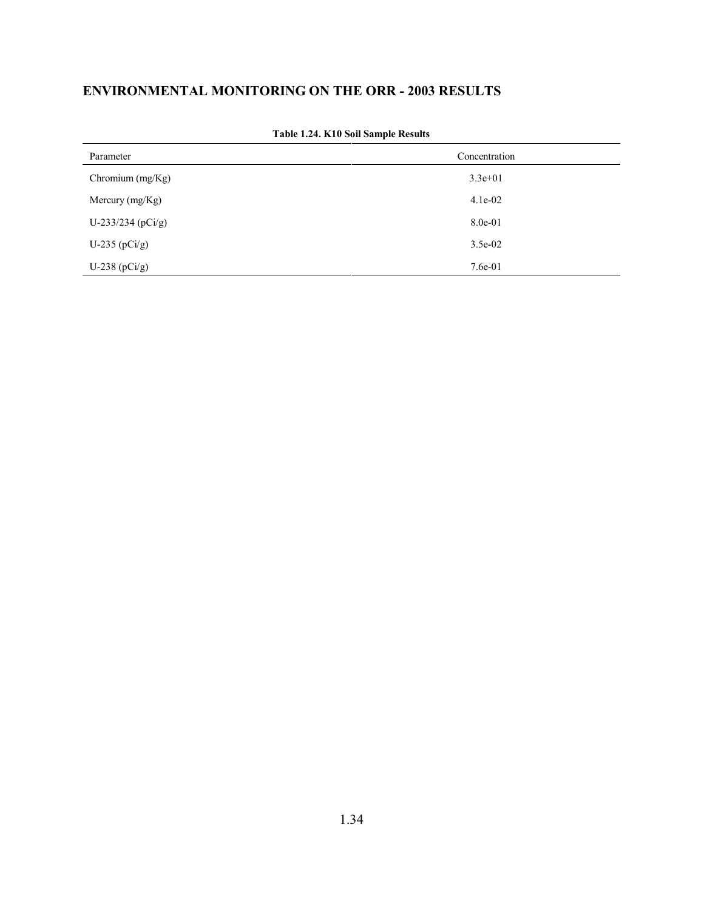## ENVIRONMENTAL MONITORING ON THE ORR - 2003 RESULTS

**Table 1.24. K10 Soil Sample Results**

| Parameter | Concentration |
|---|---|
| Chromium (mg/Kg) | 3.3e+01 |
| Mercury (mg/Kg) | 4.1e-02 |
| U-233/234 (pCi/g) | 8.0e-01 |
| U-235 (pCi/g) | 3.5e-02 |
| U-238 (pCi/g) | 7.6e-01 |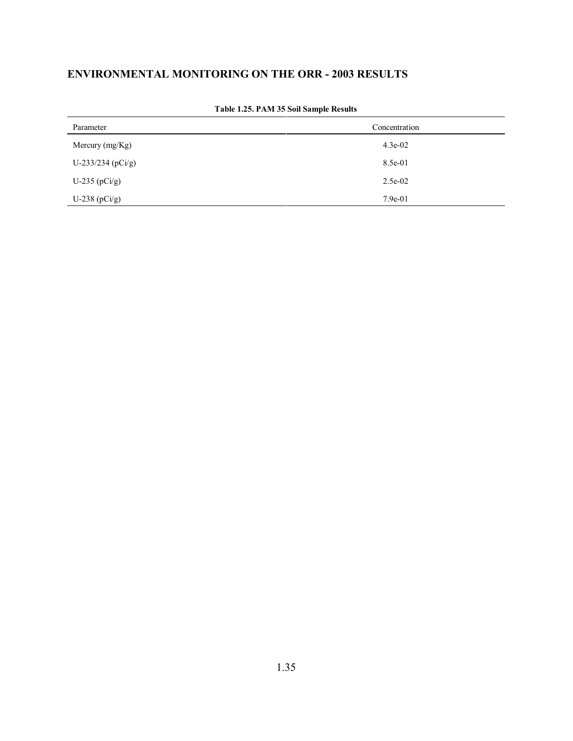## ENVIRONMENTAL MONITORING ON THE ORR - 2003 RESULTS

**Table 1.25. PAM 35 Soil Sample Results**

| Parameter | Concentration |
|---|---|
| Mercury (mg/Kg) | 4.3e-02 |
| U-233/234 (pCi/g) | 8.5e-01 |
| U-235 (pCi/g) | 2.5e-02 |
| U-238 (pCi/g) | 7.9e-01 |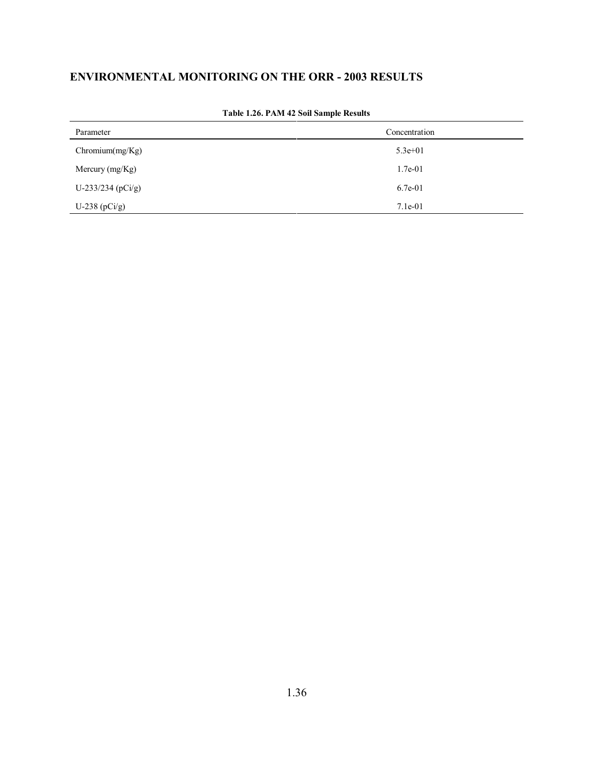## ENVIRONMENTAL MONITORING ON THE ORR - 2003 RESULTS

**Table 1.26. PAM 42 Soil Sample Results**

| Parameter | Concentration |
|---|---|
| Chromium(mg/Kg) | 5.3e+01 |
| Mercury (mg/Kg) | 1.7e-01 |
| U-233/234 (pCi/g) | 6.7e-01 |
| U-238 (pCi/g) | 7.1e-01 |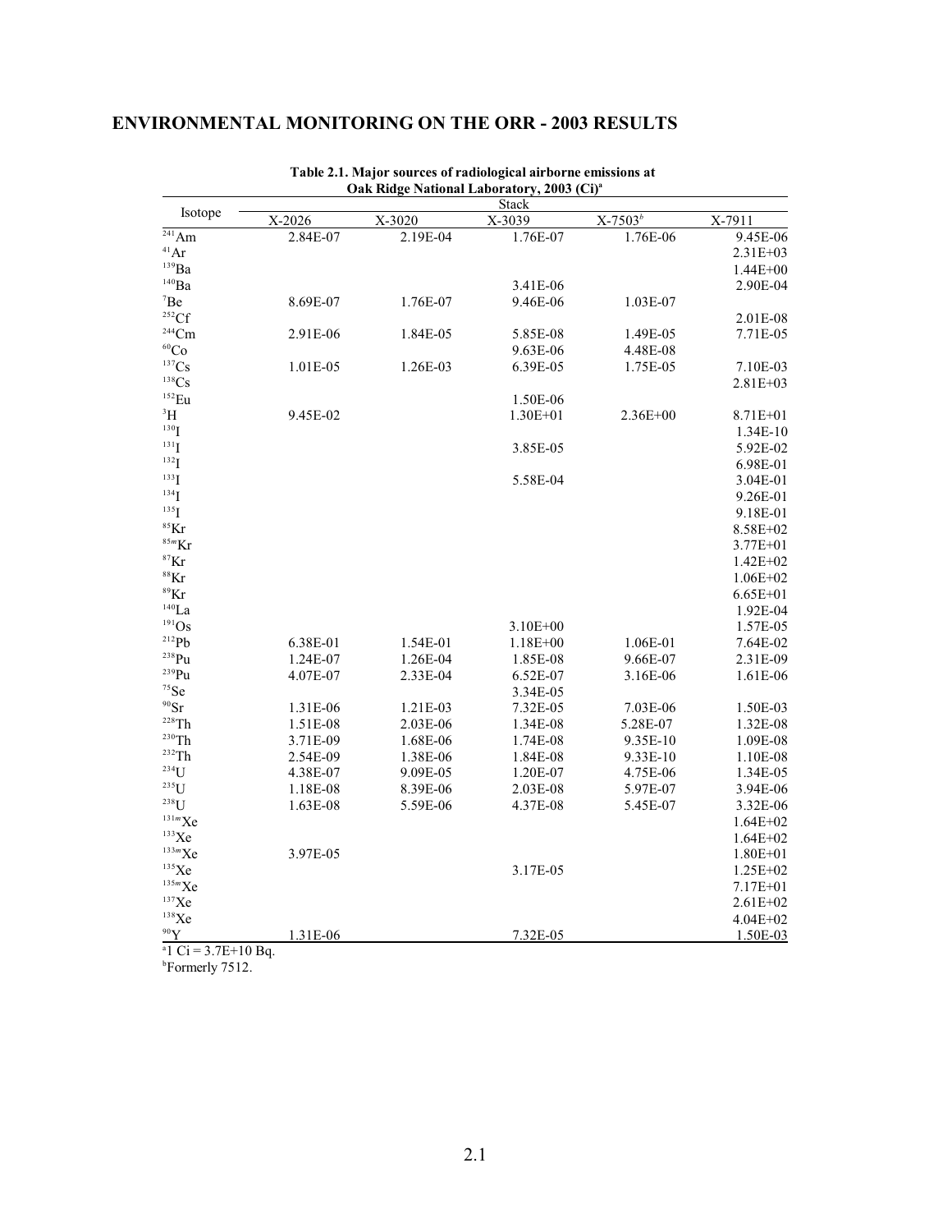## ENVIRONMENTAL MONITORING ON THE ORR - 2003 RESULTS

**Table 2.1. Major sources of radiological airborne emissions at Oak Ridge National Laboratory, 2003 (Ci)[a]**

| Isotope | Stack | | | | |
|---|---|---|---|---|---|
| | X-2026 | X-3020 | X-3039 | X-7503[b] | X-7911 |
| $^{241}$Am | 2.84E-07 | 2.19E-04 | 1.76E-07 | 1.76E-06 | 9.45E-06 |
| $^{41}$Ar | | | | | 2.31E+03 |
| $^{139}$Ba | | | | | 1.44E+00 |
| $^{140}$Ba | | | 3.41E-06 | | 2.90E-04 |
| $^{7}$Be | 8.69E-07 | 1.76E-07 | 9.46E-06 | 1.03E-07 | |
| $^{252}$Cf | | | | | 2.01E-08 |
| $^{244}$Cm | 2.91E-06 | 1.84E-05 | 5.85E-08 | 1.49E-05 | 7.71E-05 |
| $^{60}$Co | | | 9.63E-06 | 4.48E-08 | |
| $^{137}$Cs | 1.01E-05 | 1.26E-03 | 6.39E-05 | 1.75E-05 | 7.10E-03 |
| $^{138}$Cs | | | | | 2.81E+03 |
| $^{152}$Eu | | | 1.50E-06 | | |
| $^{3}$H | 9.45E-02 | | 1.30E+01 | 2.36E+00 | 8.71E+01 |
| $^{130}$I | | | | | 1.34E-10 |
| $^{131}$I | | | 3.85E-05 | | 5.92E-02 |
| $^{132}$I | | | | | 6.98E-01 |
| $^{133}$I | | | 5.58E-04 | | 3.04E-01 |
| $^{134}$I | | | | | 9.26E-01 |
| $^{135}$I | | | | | 9.18E-01 |
| $^{85}$Kr | | | | | 8.58E+02 |
| $^{85m}$Kr | | | | | 3.77E+01 |
| $^{87}$Kr | | | | | 1.42E+02 |
| $^{88}$Kr | | | | | 1.06E+02 |
| $^{89}$Kr | | | | | 6.65E+01 |
| $^{140}$La | | | | | 1.92E-04 |
| $^{191}$Os | | | 3.10E+00 | | 1.57E-05 |
| $^{212}$Pb | 6.38E-01 | 1.54E-01 | 1.18E+00 | 1.06E-01 | 7.64E-02 |
| $^{238}$Pu | 1.24E-07 | 1.26E-04 | 1.85E-08 | 9.66E-07 | 2.31E-09 |
| $^{239}$Pu | 4.07E-07 | 2.33E-04 | 6.52E-07 | 3.16E-06 | 1.61E-06 |
| $^{75}$Se | | | 3.34E-05 | | |
| $^{90}$Sr | 1.31E-06 | 1.21E-03 | 7.32E-05 | 7.03E-06 | 1.50E-03 |
| $^{228}$Th | 1.51E-08 | 2.03E-06 | 1.34E-08 | 5.28E-07 | 1.32E-08 |
| $^{230}$Th | 3.71E-09 | 1.68E-06 | 1.74E-08 | 9.35E-10 | 1.09E-08 |
| $^{232}$Th | 2.54E-09 | 1.38E-06 | 1.84E-08 | 9.33E-10 | 1.10E-08 |
| $^{234}$U | 4.38E-07 | 9.09E-05 | 1.20E-07 | 4.75E-06 | 1.34E-05 |
| $^{235}$U | 1.18E-08 | 8.39E-06 | 2.03E-08 | 5.97E-07 | 3.94E-06 |
| $^{238}$U | 1.63E-08 | 5.59E-06 | 4.37E-08 | 5.45E-07 | 3.32E-06 |
| $^{131m}$Xe | | | | | 1.64E+02 |
| $^{133}$Xe | | | | | 1.64E+02 |
| $^{133m}$Xe | 3.97E-05 | | | | 1.80E+01 |
| $^{135}$Xe | | | 3.17E-05 | | 1.25E+02 |
| $^{135m}$Xe | | | | | 7.17E+01 |
| $^{137}$Xe | | | | | 2.61E+02 |
| $^{138}$Xe | | | | | 4.04E+02 |
| $^{90}$Y | 1.31E-06 | | 7.32E-05 | | 1.50E-03 |

[a]1 Ci = 3.7E+10 Bq.
[b]Formerly 7512.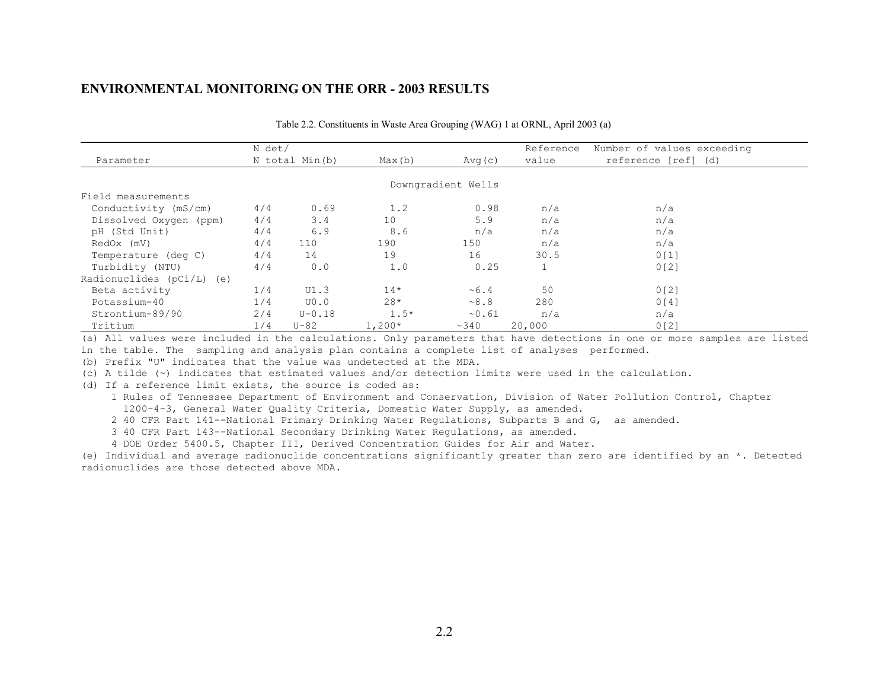## ENVIRONMENTAL MONITORING ON THE ORR - 2003 RESULTS

Table 2.2. Constituents in Waste Area Grouping (WAG) 1 at ORNL, April 2003 (a)

| Parameter | N det/ N total | Min(b) | Max(b) | Avg(c) | Reference value | Number of values exceeding reference [ref] (d) |
|---|---|---|---|---|---|---|
| | | | Downgradient Wells | | | |
| Field measurements | | | | | | |
| Conductivity (mS/cm) | 4/4 | 0.69 | 1.2 | 0.98 | n/a | n/a |
| Dissolved Oxygen (ppm) | 4/4 | 3.4 | 10 | 5.9 | n/a | n/a |
| pH (Std Unit) | 4/4 | 6.9 | 8.6 | n/a | n/a | n/a |
| RedOx (mV) | 4/4 | 110 | 190 | 150 | n/a | n/a |
| Temperature (deg C) | 4/4 | 14 | 19 | 16 | 30.5 | 0[1] |
| Turbidity (NTU) | 4/4 | 0.0 | 1.0 | 0.25 | 1 | 0[2] |
| Radionuclides (pCi/L) (e) | | | | | | |
| Beta activity | 1/4 | U1.3 | 14* | ~6.4 | 50 | 0[2] |
| Potassium-40 | 1/4 | U0.0 | 28* | ~8.8 | 280 | 0[4] |
| Strontium-89/90 | 2/4 | U-0.18 | 1.5* | ~0.61 | n/a | n/a |
| Tritium | 1/4 | U-82 | 1,200* | ~340 | 20,000 | 0[2] |

(a) All values were included in the calculations. Only parameters that have detections in one or more samples are listed in the table. The sampling and analysis plan contains a complete list of analyses performed.

(b) Prefix "U" indicates that the value was undetected at the MDA.

(c) A tilde (~) indicates that estimated values and/or detection limits were used in the calculation.

(d) If a reference limit exists, the source is coded as:

1 Rules of Tennessee Department of Environment and Conservation, Division of Water Pollution Control, Chapter 1200-4-3, General Water Quality Criteria, Domestic Water Supply, as amended.

2 40 CFR Part 141--National Primary Drinking Water Regulations, Subparts B and G, as amended.

3 40 CFR Part 143--National Secondary Drinking Water Regulations, as amended.

4 DOE Order 5400.5, Chapter III, Derived Concentration Guides for Air and Water.

(e) Individual and average radionuclide concentrations significantly greater than zero are identified by an *. Detected radionuclides are those detected above MDA.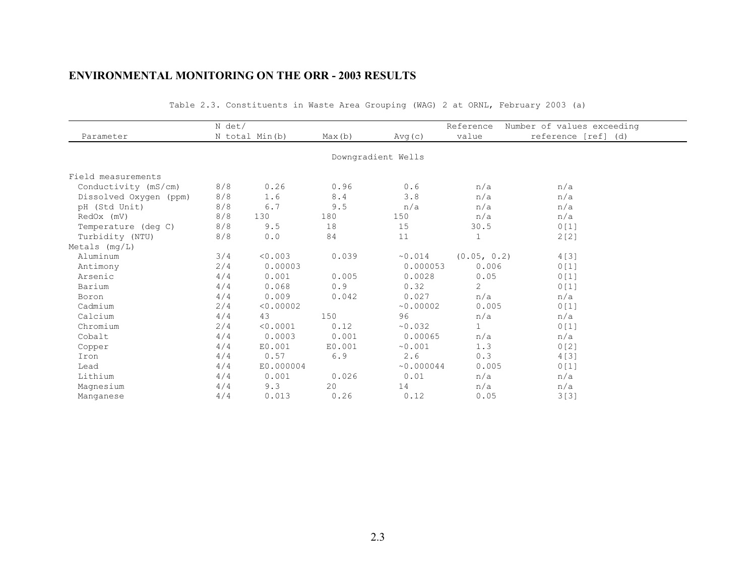## ENVIRONMENTAL MONITORING ON THE ORR - 2003 RESULTS

Table 2.3. Constituents in Waste Area Grouping (WAG) 2 at ORNL, February 2003 (a)

| Parameter | N det/ N total | Min(b) | Max(b) | Avg(c) | Reference value | Number of values exceeding reference [ref] (d) |
|---|---|---|---|---|---|---|
| | | | Downgradient Wells | | | |
| Field measurements | | | | | | |
| Conductivity (mS/cm) | 8/8 | 0.26 | 0.96 | 0.6 | n/a | n/a |
| Dissolved Oxygen (ppm) | 8/8 | 1.6 | 8.4 | 3.8 | n/a | n/a |
| pH (Std Unit) | 8/8 | 6.7 | 9.5 | n/a | n/a | n/a |
| RedOx (mV) | 8/8 | 130 | 180 | 150 | n/a | n/a |
| Temperature (deg C) | 8/8 | 9.5 | 18 | 15 | 30.5 | 0[1] |
| Turbidity (NTU) | 8/8 | 0.0 | 84 | 11 | 1 | 2[2] |
| Metals (mg/L) | | | | | | |
| Aluminum | 3/4 | <0.003 | 0.039 | ~0.014 | (0.05, 0.2) | 4[3] |
| Antimony | 2/4 | 0.00003 | | 0.000053 | 0.006 | 0[1] |
| Arsenic | 4/4 | 0.001 | 0.005 | 0.0028 | 0.05 | 0[1] |
| Barium | 4/4 | 0.068 | 0.9 | 0.32 | 2 | 0[1] |
| Boron | 4/4 | 0.009 | 0.042 | 0.027 | n/a | n/a |
| Cadmium | 2/4 | <0.00002 | | ~0.00002 | 0.005 | 0[1] |
| Calcium | 4/4 | 43 | 150 | 96 | n/a | n/a |
| Chromium | 2/4 | <0.0001 | 0.12 | ~0.032 | 1 | 0[1] |
| Cobalt | 4/4 | 0.0003 | 0.001 | 0.00065 | n/a | n/a |
| Copper | 4/4 | E0.001 | E0.001 | ~0.001 | 1.3 | 0[2] |
| Iron | 4/4 | 0.57 | 6.9 | 2.6 | 0.3 | 4[3] |
| Lead | 4/4 | E0.000004 | | ~0.000044 | 0.005 | 0[1] |
| Lithium | 4/4 | 0.001 | 0.026 | 0.01 | n/a | n/a |
| Magnesium | 4/4 | 9.3 | 20 | 14 | n/a | n/a |
| Manganese | 4/4 | 0.013 | 0.26 | 0.12 | 0.05 | 3[3] |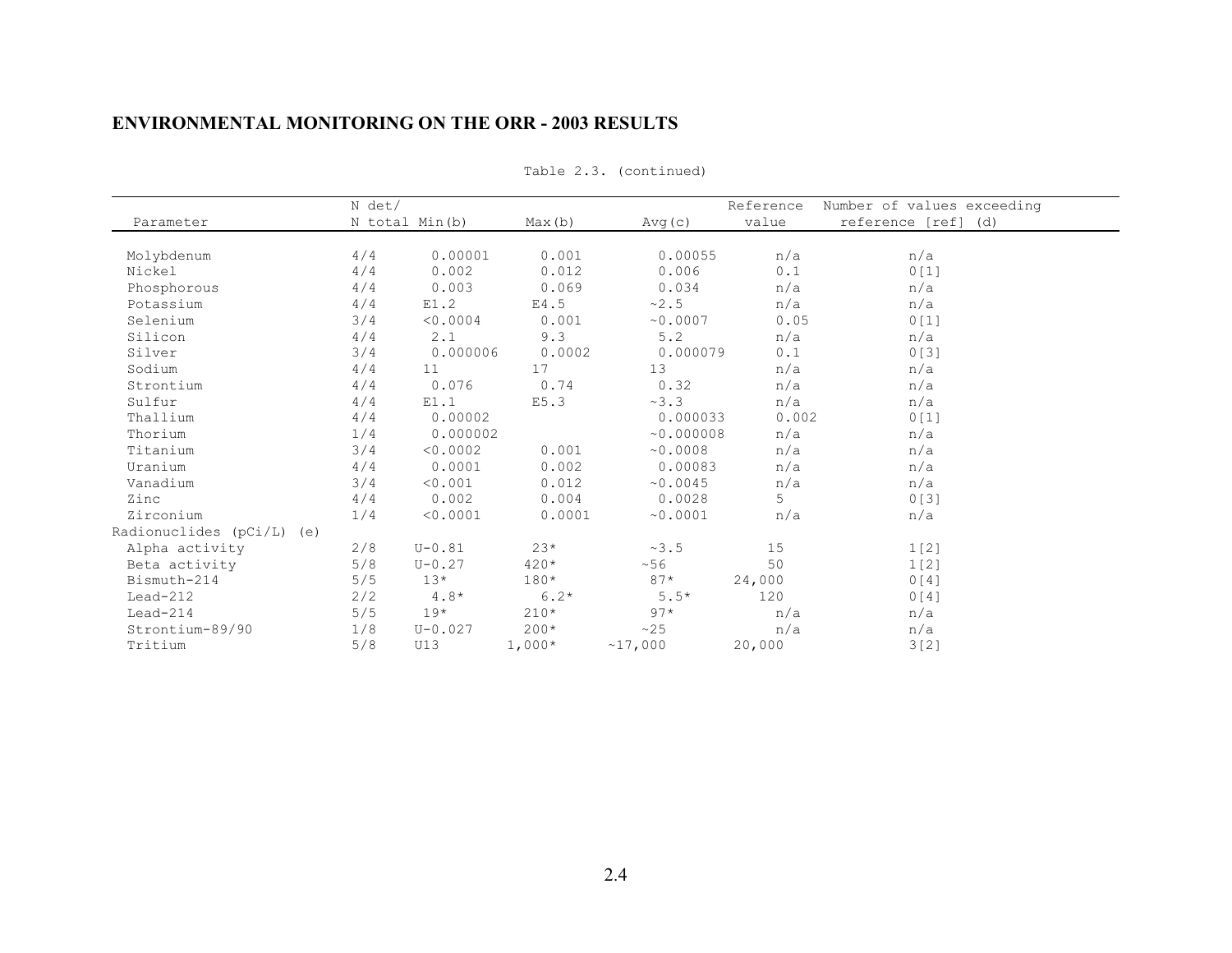## ENVIRONMENTAL MONITORING ON THE ORR - 2003 RESULTS

Table 2.3. (continued)

| Parameter | N det/ N total | Min(b) | Max(b) | Avg(c) | Reference value | Number of values exceeding reference [ref] (d) |
|---|---|---|---|---|---|---|
| Molybdenum | 4/4 | 0.00001 | 0.001 | 0.00055 | n/a | n/a |
| Nickel | 4/4 | 0.002 | 0.012 | 0.006 | 0.1 | 0[1] |
| Phosphorous | 4/4 | 0.003 | 0.069 | 0.034 | n/a | n/a |
| Potassium | 4/4 | E1.2 | E4.5 | ~2.5 | n/a | n/a |
| Selenium | 3/4 | <0.0004 | 0.001 | ~0.0007 | 0.05 | 0[1] |
| Silicon | 4/4 | 2.1 | 9.3 | 5.2 | n/a | n/a |
| Silver | 3/4 | 0.000006 | 0.0002 | 0.000079 | 0.1 | 0[3] |
| Sodium | 4/4 | 11 | 17 | 13 | n/a | n/a |
| Strontium | 4/4 | 0.076 | 0.74 | 0.32 | n/a | n/a |
| Sulfur | 4/4 | E1.1 | E5.3 | ~3.3 | n/a | n/a |
| Thallium | 4/4 | 0.00002 | | 0.000033 | 0.002 | 0[1] |
| Thorium | 1/4 | 0.000002 | | ~0.000008 | n/a | n/a |
| Titanium | 3/4 | <0.0002 | 0.001 | ~0.0008 | n/a | n/a |
| Uranium | 4/4 | 0.0001 | 0.002 | 0.00083 | n/a | n/a |
| Vanadium | 3/4 | <0.001 | 0.012 | ~0.0045 | n/a | n/a |
| Zinc | 4/4 | 0.002 | 0.004 | 0.0028 | 5 | 0[3] |
| Zirconium | 1/4 | <0.0001 | 0.0001 | ~0.0001 | n/a | n/a |
| Radionuclides (pCi/L) (e) | | | | | | |
| Alpha activity | 2/8 | U-0.81 | 23* | ~3.5 | 15 | 1[2] |
| Beta activity | 5/8 | U-0.27 | 420* | ~56 | 50 | 1[2] |
| Bismuth-214 | 5/5 | 13* | 180* | 87* | 24,000 | 0[4] |
| Lead-212 | 2/2 | 4.8* | 6.2* | 5.5* | 120 | 0[4] |
| Lead-214 | 5/5 | 19* | 210* | 97* | n/a | n/a |
| Strontium-89/90 | 1/8 | U-0.027 | 200* | ~25 | n/a | n/a |
| Tritium | 5/8 | U13 | 1,000* | ~17,000 | 20,000 | 3[2] |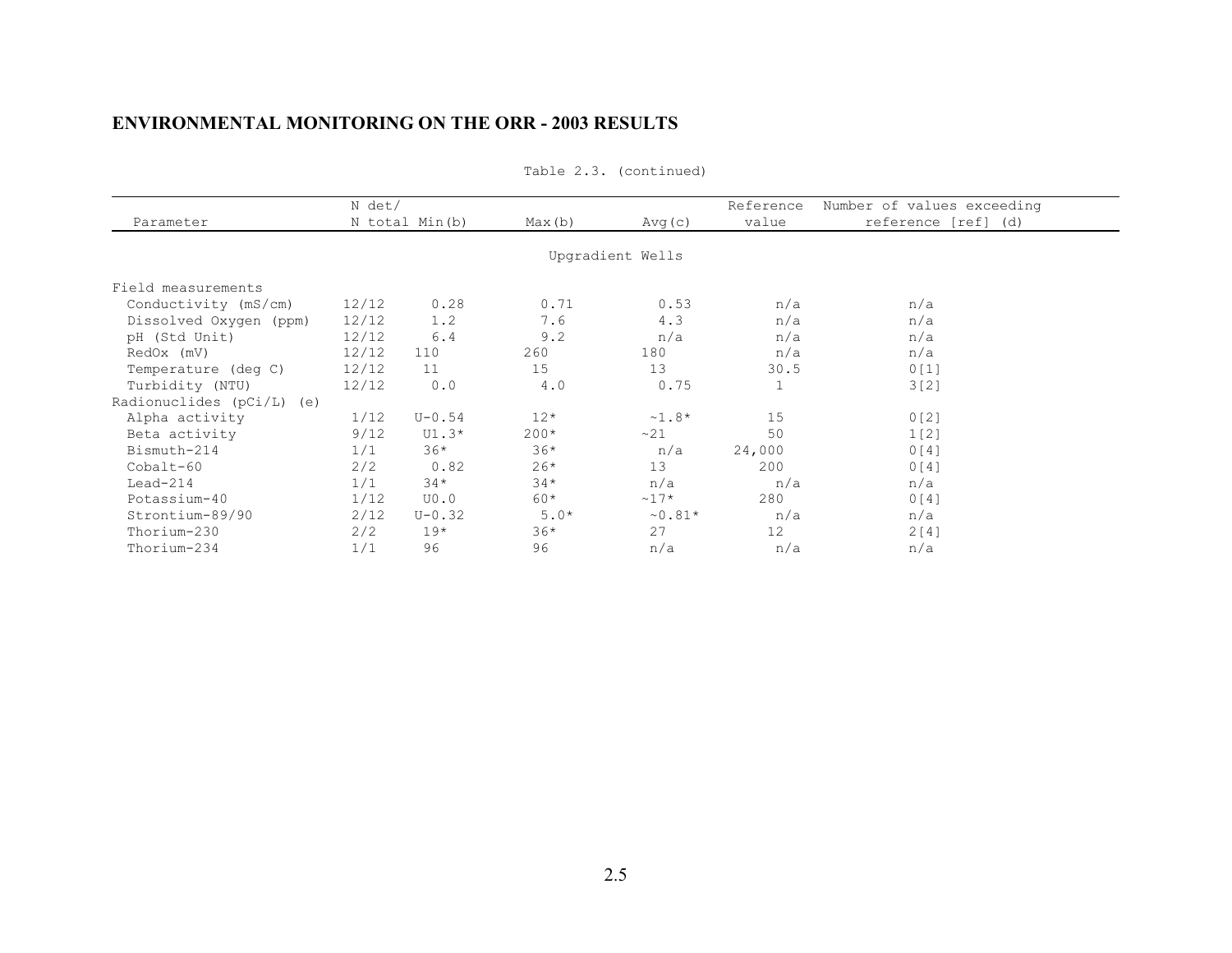## ENVIRONMENTAL MONITORING ON THE ORR - 2003 RESULTS

Table 2.3. (continued)

| Parameter | N det/ N total | Min(b) | Max(b) | Avg(c) | Reference value | Number of values exceeding reference [ref] (d) |
|---|---|---|---|---|---|---|
| | | | Upgradient Wells | | | |
| Field measurements | | | | | | |
| Conductivity (mS/cm) | 12/12 | 0.28 | 0.71 | 0.53 | n/a | n/a |
| Dissolved Oxygen (ppm) | 12/12 | 1.2 | 7.6 | 4.3 | n/a | n/a |
| pH (Std Unit) | 12/12 | 6.4 | 9.2 | n/a | n/a | n/a |
| RedOx (mV) | 12/12 | 110 | 260 | 180 | n/a | n/a |
| Temperature (deg C) | 12/12 | 11 | 15 | 13 | 30.5 | 0[1] |
| Turbidity (NTU) | 12/12 | 0.0 | 4.0 | 0.75 | 1 | 3[2] |
| Radionuclides (pCi/L) (e) | | | | | | |
| Alpha activity | 1/12 | U-0.54 | 12* | ~1.8* | 15 | 0[2] |
| Beta activity | 9/12 | U1.3* | 200* | ~21 | 50 | 1[2] |
| Bismuth-214 | 1/1 | 36* | 36* | n/a | 24,000 | 0[4] |
| Cobalt-60 | 2/2 | 0.82 | 26* | 13 | 200 | 0[4] |
| Lead-214 | 1/1 | 34* | 34* | n/a | n/a | n/a |
| Potassium-40 | 1/12 | U0.0 | 60* | ~17* | 280 | 0[4] |
| Strontium-89/90 | 2/12 | U-0.32 | 5.0* | ~0.81* | n/a | n/a |
| Thorium-230 | 2/2 | 19* | 36* | 27 | 12 | 2[4] |
| Thorium-234 | 1/1 | 96 | 96 | n/a | n/a | n/a |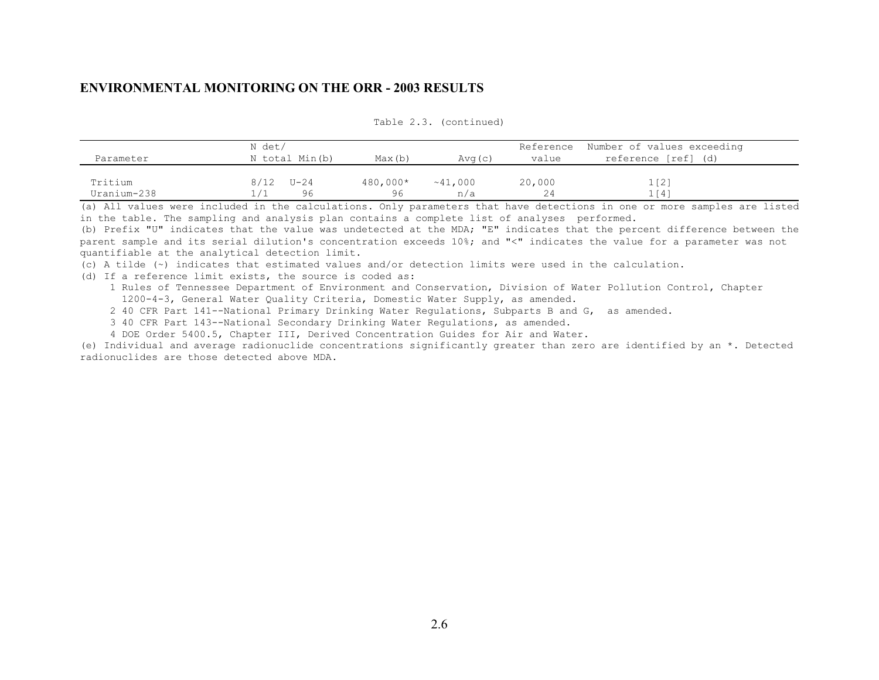## ENVIRONMENTAL MONITORING ON THE ORR - 2003 RESULTS

Table 2.3. (continued)

| Parameter | N det/ N total | Min(b) | Max(b) | Avg(c) | Reference value | Number of values exceeding reference [ref] (d) |
|---|---|---|---|---|---|---|
| Tritium | 8/12 | U-24 | 480,000* | ~41,000 | 20,000 | 1[2] |
| Uranium-238 | 1/1 | 96 | 96 | n/a | 24 | 1[4] |

(a) All values were included in the calculations. Only parameters that have detections in one or more samples are listed in the table. The sampling and analysis plan contains a complete list of analyses performed.

(b) Prefix "U" indicates that the value was undetected at the MDA; "E" indicates that the percent difference between the parent sample and its serial dilution's concentration exceeds 10%; and "<" indicates the value for a parameter was not quantifiable at the analytical detection limit.

(c) A tilde (~) indicates that estimated values and/or detection limits were used in the calculation.

(d) If a reference limit exists, the source is coded as:

1 Rules of Tennessee Department of Environment and Conservation, Division of Water Pollution Control, Chapter 1200-4-3, General Water Quality Criteria, Domestic Water Supply, as amended.

2 40 CFR Part 141--National Primary Drinking Water Regulations, Subparts B and G, as amended.

3 40 CFR Part 143--National Secondary Drinking Water Regulations, as amended.

4 DOE Order 5400.5, Chapter III, Derived Concentration Guides for Air and Water.

(e) Individual and average radionuclide concentrations significantly greater than zero are identified by an *. Detected radionuclides are those detected above MDA.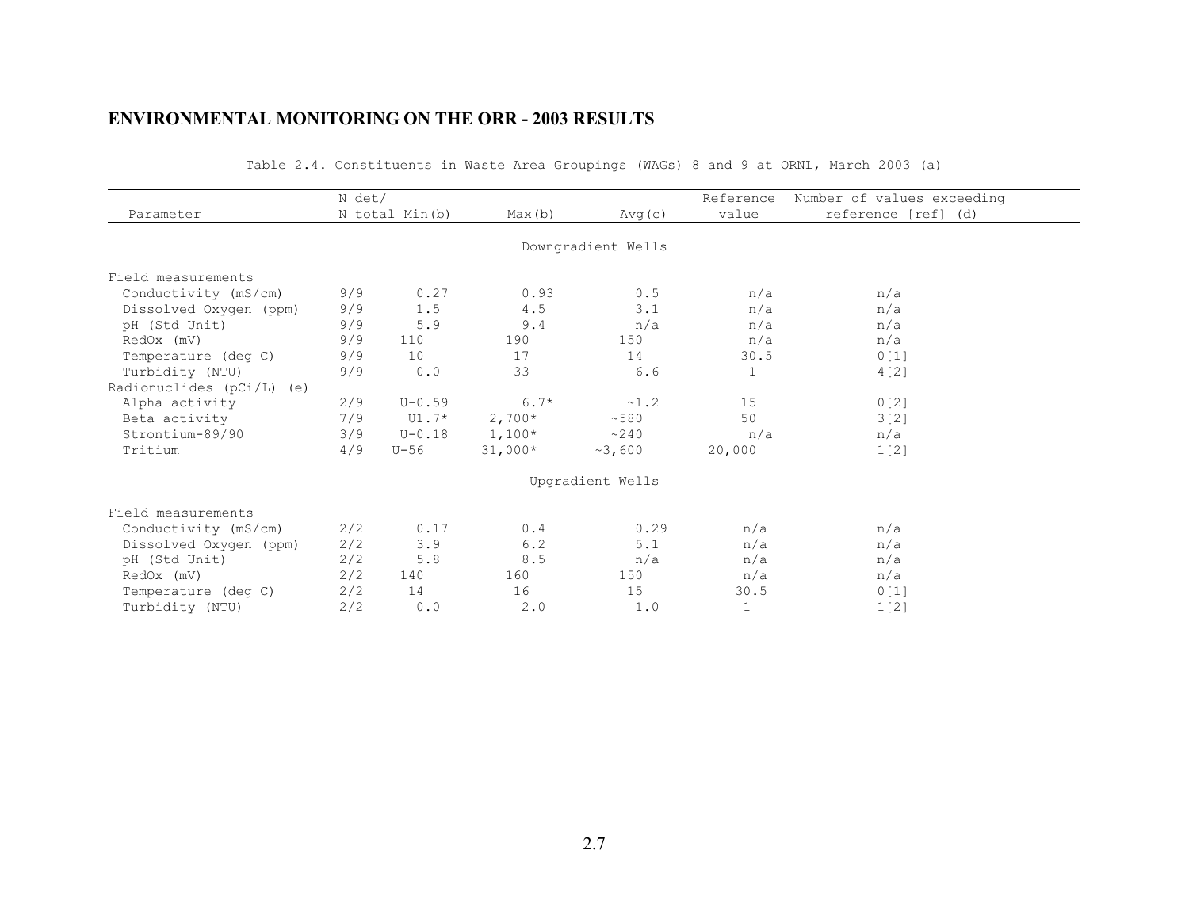## ENVIRONMENTAL MONITORING ON THE ORR - 2003 RESULTS

Table 2.4. Constituents in Waste Area Groupings (WAGs) 8 and 9 at ORNL, March 2003 (a)

| Parameter | N det/ N total | Min(b) | Max(b) | Avg(c) | Reference value | Number of values exceeding reference [ref] (d) |
|---|---|---|---|---|---|---|
| | | | Downgradient Wells | | | |
| Field measurements | | | | | | |
| Conductivity (mS/cm) | 9/9 | 0.27 | 0.93 | 0.5 | n/a | n/a |
| Dissolved Oxygen (ppm) | 9/9 | 1.5 | 4.5 | 3.1 | n/a | n/a |
| pH (Std Unit) | 9/9 | 5.9 | 9.4 | n/a | n/a | n/a |
| RedOx (mV) | 9/9 | 110 | 190 | 150 | n/a | n/a |
| Temperature (deg C) | 9/9 | 10 | 17 | 14 | 30.5 | 0[1] |
| Turbidity (NTU) | 9/9 | 0.0 | 33 | 6.6 | 1 | 4[2] |
| Radionuclides (pCi/L) (e) | | | | | | |
| Alpha activity | 2/9 | U-0.59 | 6.7* | ~1.2 | 15 | 0[2] |
| Beta activity | 7/9 | U1.7* | 2,700* | ~580 | 50 | 3[2] |
| Strontium-89/90 | 3/9 | U-0.18 | 1,100* | ~240 | n/a | n/a |
| Tritium | 4/9 | U-56 | 31,000* | ~3,600 | 20,000 | 1[2] |
| | | | Upgradient Wells | | | |
| Field measurements | | | | | | |
| Conductivity (mS/cm) | 2/2 | 0.17 | 0.4 | 0.29 | n/a | n/a |
| Dissolved Oxygen (ppm) | 2/2 | 3.9 | 6.2 | 5.1 | n/a | n/a |
| pH (Std Unit) | 2/2 | 5.8 | 8.5 | n/a | n/a | n/a |
| RedOx (mV) | 2/2 | 140 | 160 | 150 | n/a | n/a |
| Temperature (deg C) | 2/2 | 14 | 16 | 15 | 30.5 | 0[1] |
| Turbidity (NTU) | 2/2 | 0.0 | 2.0 | 1.0 | 1 | 1[2] |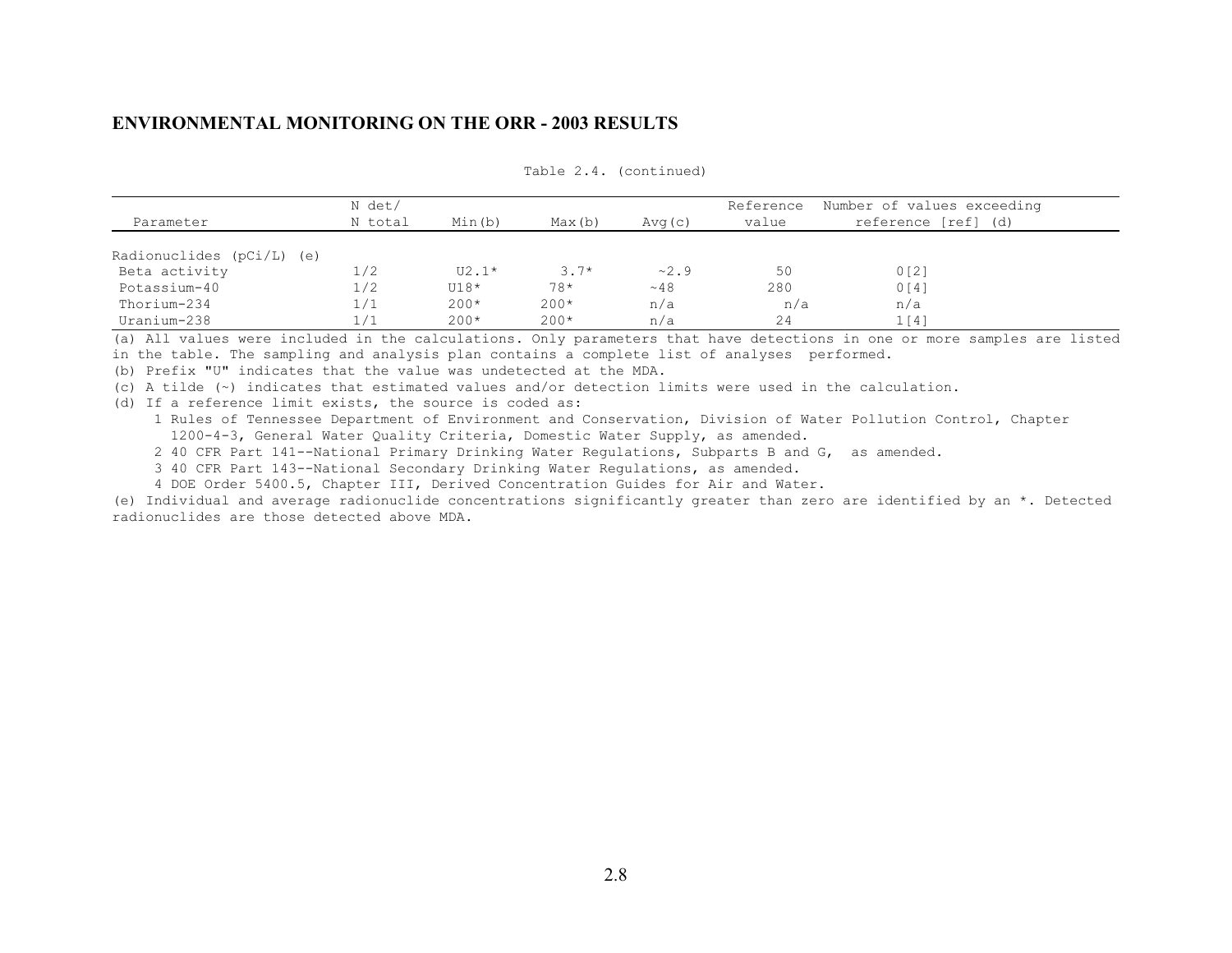## ENVIRONMENTAL MONITORING ON THE ORR - 2003 RESULTS

Table 2.4. (continued)

| Parameter | N det/ N total | Min(b) | Max(b) | Avg(c) | Reference value | Number of values exceeding reference [ref] (d) |
|---|---|---|---|---|---|---|
| Radionuclides (pCi/L) (e) | | | | | | |
| Beta activity | 1/2 | U2.1* | 3.7* | ~2.9 | 50 | 0[2] |
| Potassium-40 | 1/2 | U18* | 78* | ~48 | 280 | 0[4] |
| Thorium-234 | 1/1 | 200* | 200* | n/a | n/a | n/a |
| Uranium-238 | 1/1 | 200* | 200* | n/a | 24 | 1[4] |

(a) All values were included in the calculations. Only parameters that have detections in one or more samples are listed in the table. The sampling and analysis plan contains a complete list of analyses performed.

(b) Prefix "U" indicates that the value was undetected at the MDA.

(c) A tilde (~) indicates that estimated values and/or detection limits were used in the calculation.

(d) If a reference limit exists, the source is coded as:

1 Rules of Tennessee Department of Environment and Conservation, Division of Water Pollution Control, Chapter 1200-4-3, General Water Quality Criteria, Domestic Water Supply, as amended.

2 40 CFR Part 141--National Primary Drinking Water Regulations, Subparts B and G, as amended.

3 40 CFR Part 143--National Secondary Drinking Water Regulations, as amended.

4 DOE Order 5400.5, Chapter III, Derived Concentration Guides for Air and Water.

(e) Individual and average radionuclide concentrations significantly greater than zero are identified by an *. Detected radionuclides are those detected above MDA.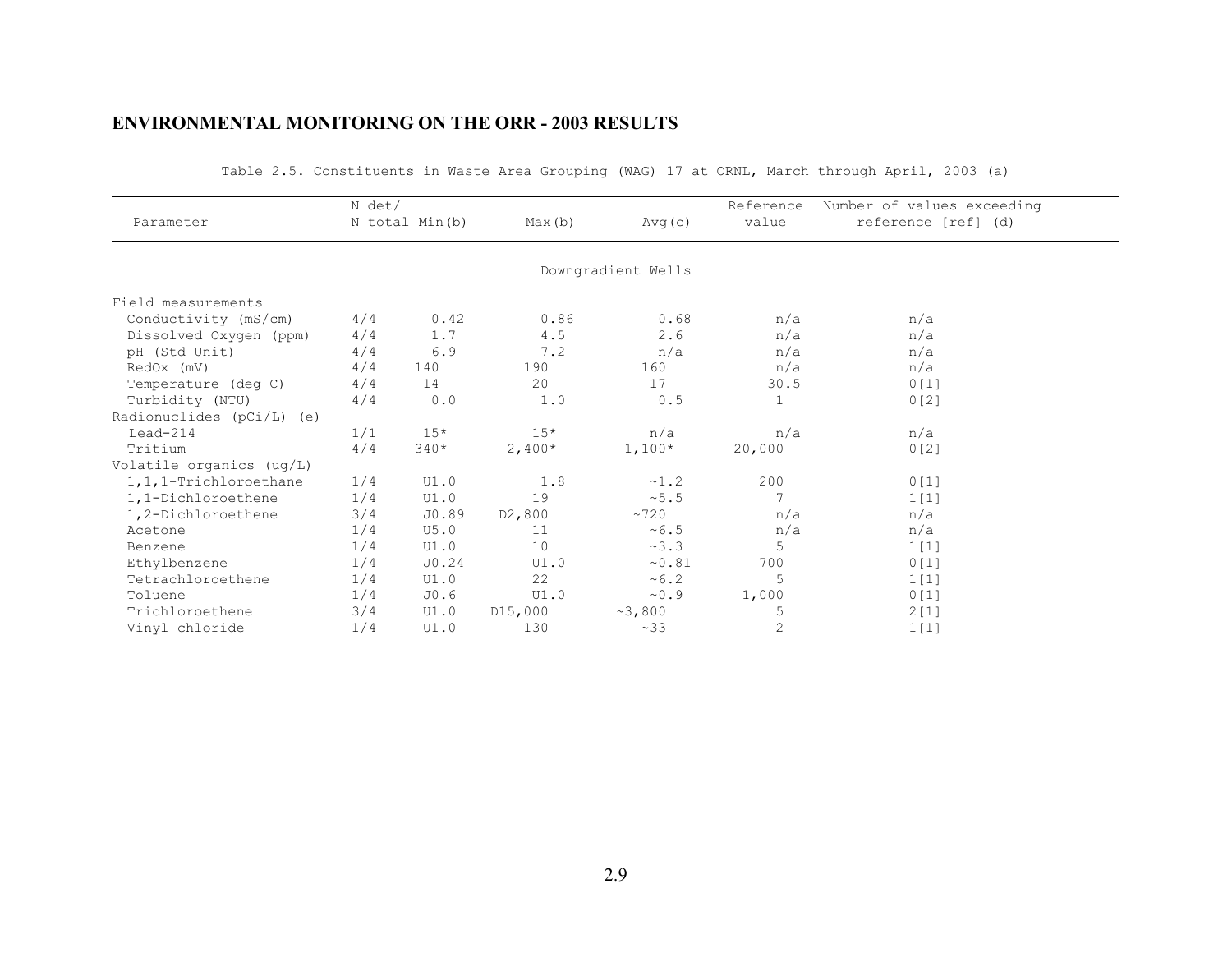## ENVIRONMENTAL MONITORING ON THE ORR - 2003 RESULTS

Table 2.5. Constituents in Waste Area Grouping (WAG) 17 at ORNL, March through April, 2003 (a)

| Parameter | N det/ N total | Min(b) | Max(b) | Avg(c) | Reference value | Number of values exceeding reference [ref] (d) |
|---|---|---|---|---|---|---|
| | | | Downgradient Wells | | | |
| Field measurements | | | | | | |
| Conductivity (mS/cm) | 4/4 | 0.42 | 0.86 | 0.68 | n/a | n/a |
| Dissolved Oxygen (ppm) | 4/4 | 1.7 | 4.5 | 2.6 | n/a | n/a |
| pH (Std Unit) | 4/4 | 6.9 | 7.2 | n/a | n/a | n/a |
| RedOx (mV) | 4/4 | 140 | 190 | 160 | n/a | n/a |
| Temperature (deg C) | 4/4 | 14 | 20 | 17 | 30.5 | 0[1] |
| Turbidity (NTU) | 4/4 | 0.0 | 1.0 | 0.5 | 1 | 0[2] |
| Radionuclides (pCi/L) (e) | | | | | | |
| Lead-214 | 1/1 | 15* | 15* | n/a | n/a | n/a |
| Tritium | 4/4 | 340* | 2,400* | 1,100* | 20,000 | 0[2] |
| Volatile organics (ug/L) | | | | | | |
| 1,1,1-Trichloroethane | 1/4 | U1.0 | 1.8 | ~1.2 | 200 | 0[1] |
| 1,1-Dichloroethene | 1/4 | U1.0 | 19 | ~5.5 | 7 | 1[1] |
| 1,2-Dichloroethene | 3/4 | J0.89 | D2,800 | ~720 | n/a | n/a |
| Acetone | 1/4 | U5.0 | 11 | ~6.5 | n/a | n/a |
| Benzene | 1/4 | U1.0 | 10 | ~3.3 | 5 | 1[1] |
| Ethylbenzene | 1/4 | J0.24 | U1.0 | ~0.81 | 700 | 0[1] |
| Tetrachloroethene | 1/4 | U1.0 | 22 | ~6.2 | 5 | 1[1] |
| Toluene | 1/4 | J0.6 | U1.0 | ~0.9 | 1,000 | 0[1] |
| Trichloroethene | 3/4 | U1.0 | D15,000 | ~3,800 | 5 | 2[1] |
| Vinyl chloride | 1/4 | U1.0 | 130 | ~33 | 2 | 1[1] |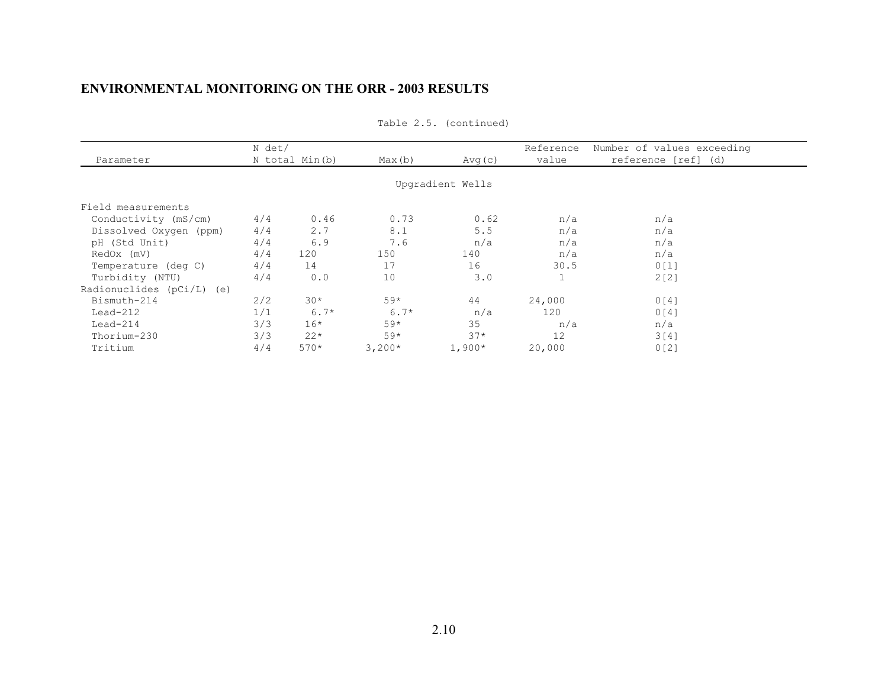## ENVIRONMENTAL MONITORING ON THE ORR - 2003 RESULTS

Table 2.5. (continued)

| Parameter | N det/ N total | Min(b) | Max(b) | Avg(c) | Reference value | Number of values exceeding reference [ref] (d) |
|---|---|---|---|---|---|---|
| | | | Upgradient Wells | | | |
| Field measurements | | | | | | |
| Conductivity (mS/cm) | 4/4 | 0.46 | 0.73 | 0.62 | n/a | n/a |
| Dissolved Oxygen (ppm) | 4/4 | 2.7 | 8.1 | 5.5 | n/a | n/a |
| pH (Std Unit) | 4/4 | 6.9 | 7.6 | n/a | n/a | n/a |
| RedOx (mV) | 4/4 | 120 | 150 | 140 | n/a | n/a |
| Temperature (deg C) | 4/4 | 14 | 17 | 16 | 30.5 | 0[1] |
| Turbidity (NTU) | 4/4 | 0.0 | 10 | 3.0 | 1 | 2[2] |
| Radionuclides (pCi/L) (e) | | | | | | |
| Bismuth-214 | 2/2 | 30* | 59* | 44 | 24,000 | 0[4] |
| Lead-212 | 1/1 | 6.7* | 6.7* | n/a | 120 | 0[4] |
| Lead-214 | 3/3 | 16* | 59* | 35 | n/a | n/a |
| Thorium-230 | 3/3 | 22* | 59* | 37* | 12 | 3[4] |
| Tritium | 4/4 | 570* | 3,200* | 1,900* | 20,000 | 0[2] |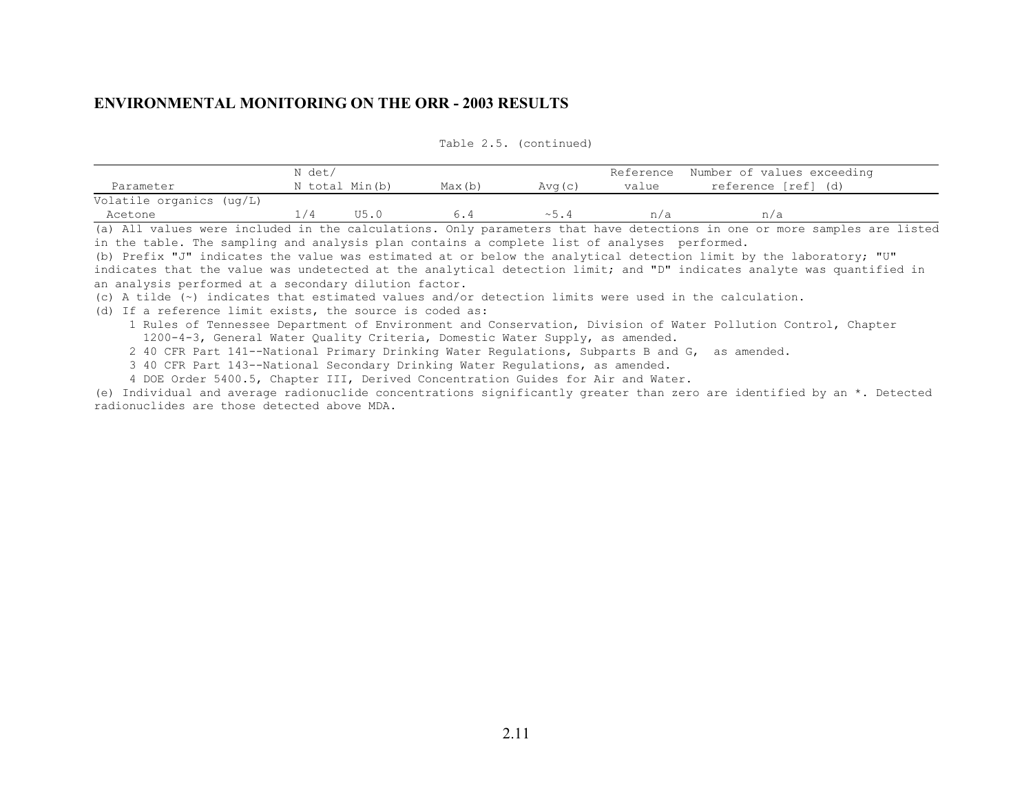## ENVIRONMENTAL MONITORING ON THE ORR - 2003 RESULTS

Table 2.5. (continued)

| Parameter | N det/ N total | Min(b) | Max(b) | Avg(c) | Reference value | Number of values exceeding reference [ref] (d) |
|---|---|---|---|---|---|---|
| Volatile organics (ug/L) | | | | | | |
| Acetone | 1/4 | U5.0 | 6.4 | ~5.4 | n/a | n/a |

(a) All values were included in the calculations. Only parameters that have detections in one or more samples are listed in the table. The sampling and analysis plan contains a complete list of analyses performed.

(b) Prefix "J" indicates the value was estimated at or below the analytical detection limit by the laboratory; "U" indicates that the value was undetected at the analytical detection limit; and "D" indicates analyte was quantified in an analysis performed at a secondary dilution factor.

(c) A tilde (~) indicates that estimated values and/or detection limits were used in the calculation.

(d) If a reference limit exists, the source is coded as:

1 Rules of Tennessee Department of Environment and Conservation, Division of Water Pollution Control, Chapter 1200-4-3, General Water Quality Criteria, Domestic Water Supply, as amended.

2 40 CFR Part 141--National Primary Drinking Water Regulations, Subparts B and G, as amended.

3 40 CFR Part 143--National Secondary Drinking Water Regulations, as amended.

4 DOE Order 5400.5, Chapter III, Derived Concentration Guides for Air and Water.

(e) Individual and average radionuclide concentrations significantly greater than zero are identified by an *. Detected radionuclides are those detected above MDA.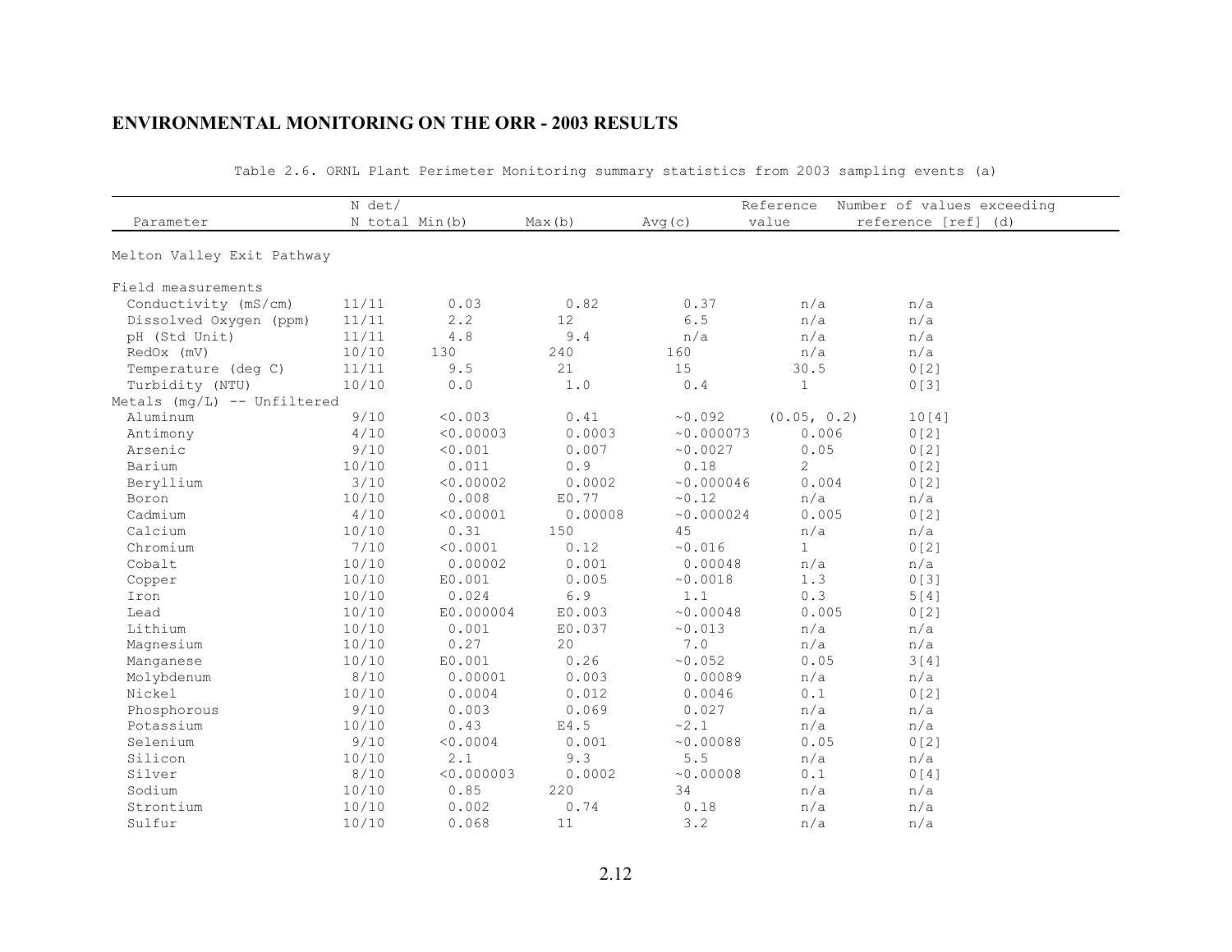## ENVIRONMENTAL MONITORING ON THE ORR - 2003 RESULTS

Table 2.6. ORNL Plant Perimeter Monitoring summary statistics from 2003 sampling events (a)

| Parameter | N det/ N total | Min(b) | Max(b) | Avg(c) | Reference value | Number of values exceeding reference [ref] (d) |
|---|---|---|---|---|---|---|
| Melton Valley Exit Pathway | | | | | | |
| Field measurements | | | | | | |
| Conductivity (mS/cm) | 11/11 | 0.03 | 0.82 | 0.37 | n/a | n/a |
| Dissolved Oxygen (ppm) | 11/11 | 2.2 | 12 | 6.5 | n/a | n/a |
| pH (Std Unit) | 11/11 | 4.8 | 9.4 | n/a | n/a | n/a |
| RedOx (mV) | 10/10 | 130 | 240 | 160 | n/a | n/a |
| Temperature (deg C) | 11/11 | 9.5 | 21 | 15 | 30.5 | 0[2] |
| Turbidity (NTU) | 10/10 | 0.0 | 1.0 | 0.4 | 1 | 0[3] |
| Metals (mg/L) -- Unfiltered | | | | | | |
| Aluminum | 9/10 | <0.003 | 0.41 | ~0.092 | (0.05, 0.2) | 10[4] |
| Antimony | 4/10 | <0.00003 | 0.0003 | ~0.000073 | 0.006 | 0[2] |
| Arsenic | 9/10 | <0.001 | 0.007 | ~0.0027 | 0.05 | 0[2] |
| Barium | 10/10 | 0.011 | 0.9 | 0.18 | 2 | 0[2] |
| Beryllium | 3/10 | <0.00002 | 0.0002 | ~0.000046 | 0.004 | 0[2] |
| Boron | 10/10 | 0.008 | E0.77 | ~0.12 | n/a | n/a |
| Cadmium | 4/10 | <0.00001 | 0.00008 | ~0.000024 | 0.005 | 0[2] |
| Calcium | 10/10 | 0.31 | 150 | 45 | n/a | n/a |
| Chromium | 7/10 | <0.0001 | 0.12 | ~0.016 | 1 | 0[2] |
| Cobalt | 10/10 | 0.00002 | 0.001 | 0.00048 | n/a | n/a |
| Copper | 10/10 | E0.001 | 0.005 | ~0.0018 | 1.3 | 0[3] |
| Iron | 10/10 | 0.024 | 6.9 | 1.1 | 0.3 | 5[4] |
| Lead | 10/10 | E0.000004 | E0.003 | ~0.00048 | 0.005 | 0[2] |
| Lithium | 10/10 | 0.001 | E0.037 | ~0.013 | n/a | n/a |
| Magnesium | 10/10 | 0.27 | 20 | 7.0 | n/a | n/a |
| Manganese | 10/10 | E0.001 | 0.26 | ~0.052 | 0.05 | 3[4] |
| Molybdenum | 8/10 | 0.00001 | 0.003 | 0.00089 | n/a | n/a |
| Nickel | 10/10 | 0.0004 | 0.012 | 0.0046 | 0.1 | 0[2] |
| Phosphorous | 9/10 | 0.003 | 0.069 | 0.027 | n/a | n/a |
| Potassium | 10/10 | 0.43 | E4.5 | ~2.1 | n/a | n/a |
| Selenium | 9/10 | <0.0004 | 0.001 | ~0.00088 | 0.05 | 0[2] |
| Silicon | 10/10 | 2.1 | 9.3 | 5.5 | n/a | n/a |
| Silver | 8/10 | <0.000003 | 0.0002 | ~0.00008 | 0.1 | 0[4] |
| Sodium | 10/10 | 0.85 | 220 | 34 | n/a | n/a |
| Strontium | 10/10 | 0.002 | 0.74 | 0.18 | n/a | n/a |
| Sulfur | 10/10 | 0.068 | 11 | 3.2 | n/a | n/a |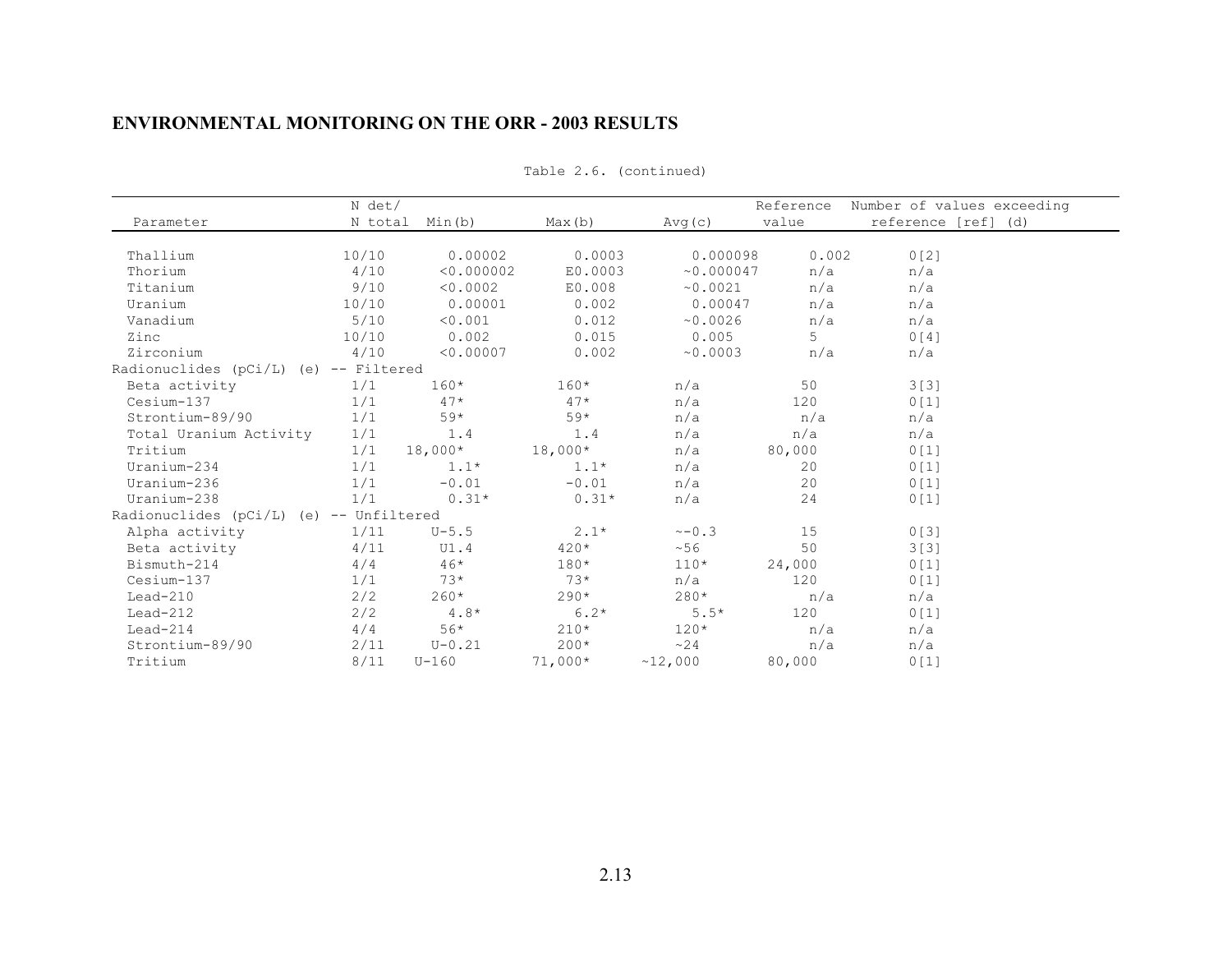## ENVIRONMENTAL MONITORING ON THE ORR - 2003 RESULTS

Table 2.6. (continued)

| Parameter | N det/ N total | Min(b) | Max(b) | Avg(c) | Reference value | Number of values exceeding reference [ref] (d) |
|---|---|---|---|---|---|---|
| Thallium | 10/10 | 0.00002 | 0.0003 | 0.000098 | 0.002 | 0[2] |
| Thorium | 4/10 | <0.000002 | E0.0003 | ~0.000047 | n/a | n/a |
| Titanium | 9/10 | <0.0002 | E0.008 | ~0.0021 | n/a | n/a |
| Uranium | 10/10 | 0.00001 | 0.002 | 0.00047 | n/a | n/a |
| Vanadium | 5/10 | <0.001 | 0.012 | ~0.0026 | n/a | n/a |
| Zinc | 10/10 | 0.002 | 0.015 | 0.005 | 5 | 0[4] |
| Zirconium | 4/10 | <0.00007 | 0.002 | ~0.0003 | n/a | n/a |
| Radionuclides (pCi/L) (e) -- Filtered | | | | | | |
| Beta activity | 1/1 | 160* | 160* | n/a | 50 | 3[3] |
| Cesium-137 | 1/1 | 47* | 47* | n/a | 120 | 0[1] |
| Strontium-89/90 | 1/1 | 59* | 59* | n/a | n/a | n/a |
| Total Uranium Activity | 1/1 | 1.4 | 1.4 | n/a | n/a | n/a |
| Tritium | 1/1 | 18,000* | 18,000* | n/a | 80,000 | 0[1] |
| Uranium-234 | 1/1 | 1.1* | 1.1* | n/a | 20 | 0[1] |
| Uranium-236 | 1/1 | -0.01 | -0.01 | n/a | 20 | 0[1] |
| Uranium-238 | 1/1 | 0.31* | 0.31* | n/a | 24 | 0[1] |
| Radionuclides (pCi/L) (e) -- Unfiltered | | | | | | |
| Alpha activity | 1/11 | U-5.5 | 2.1* | ~-0.3 | 15 | 0[3] |
| Beta activity | 4/11 | U1.4 | 420* | ~56 | 50 | 3[3] |
| Bismuth-214 | 4/4 | 46* | 180* | 110* | 24,000 | 0[1] |
| Cesium-137 | 1/1 | 73* | 73* | n/a | 120 | 0[1] |
| Lead-210 | 2/2 | 260* | 290* | 280* | n/a | n/a |
| Lead-212 | 2/2 | 4.8* | 6.2* | 5.5* | 120 | 0[1] |
| Lead-214 | 4/4 | 56* | 210* | 120* | n/a | n/a |
| Strontium-89/90 | 2/11 | U-0.21 | 200* | ~24 | n/a | n/a |
| Tritium | 8/11 | U-160 | 71,000* | ~12,000 | 80,000 | 0[1] |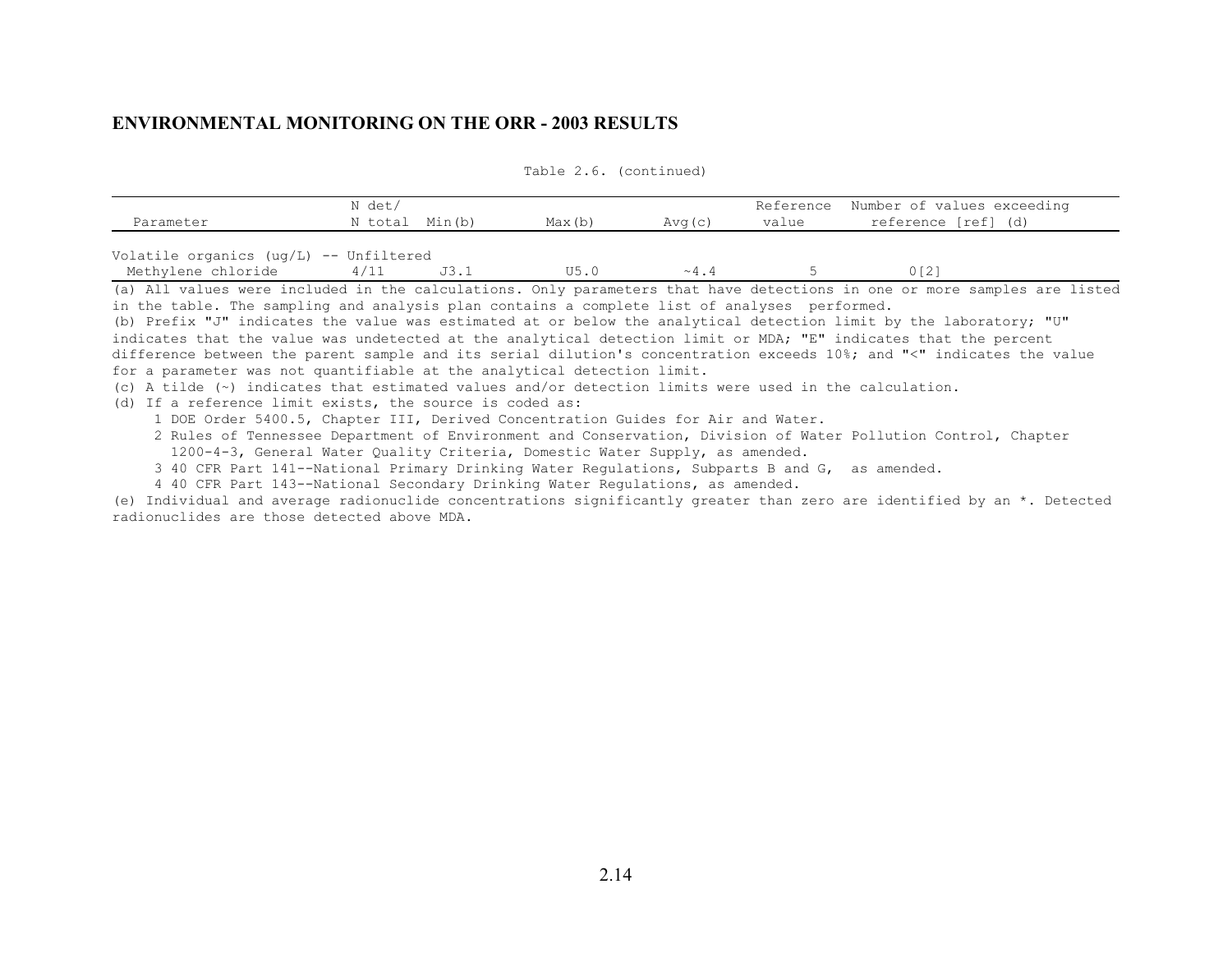## ENVIRONMENTAL MONITORING ON THE ORR - 2003 RESULTS

Table 2.6. (continued)

| Parameter | N det/ N total | Min(b) | Max(b) | Avg(c) | Reference value | Number of values exceeding reference [ref] (d) |
|---|---|---|---|---|---|---|
| Volatile organics (ug/L) -- Unfiltered | | | | | | |
| Methylene chloride | 4/11 | J3.1 | U5.0 | ~4.4 | 5 | 0[2] |

(a) All values were included in the calculations. Only parameters that have detections in one or more samples are listed in the table. The sampling and analysis plan contains a complete list of analyses performed.

(b) Prefix "J" indicates the value was estimated at or below the analytical detection limit by the laboratory; "U" indicates that the value was undetected at the analytical detection limit or MDA; "E" indicates that the percent difference between the parent sample and its serial dilution's concentration exceeds 10%; and "<" indicates the value for a parameter was not quantifiable at the analytical detection limit.

(c) A tilde (~) indicates that estimated values and/or detection limits were used in the calculation.

(d) If a reference limit exists, the source is coded as:

1 DOE Order 5400.5, Chapter III, Derived Concentration Guides for Air and Water.
2 Rules of Tennessee Department of Environment and Conservation, Division of Water Pollution Control, Chapter 1200-4-3, General Water Quality Criteria, Domestic Water Supply, as amended.
3 40 CFR Part 141--National Primary Drinking Water Regulations, Subparts B and G, as amended.
4 40 CFR Part 143--National Secondary Drinking Water Regulations, as amended.

(e) Individual and average radionuclide concentrations significantly greater than zero are identified by an *. Detected radionuclides are those detected above MDA.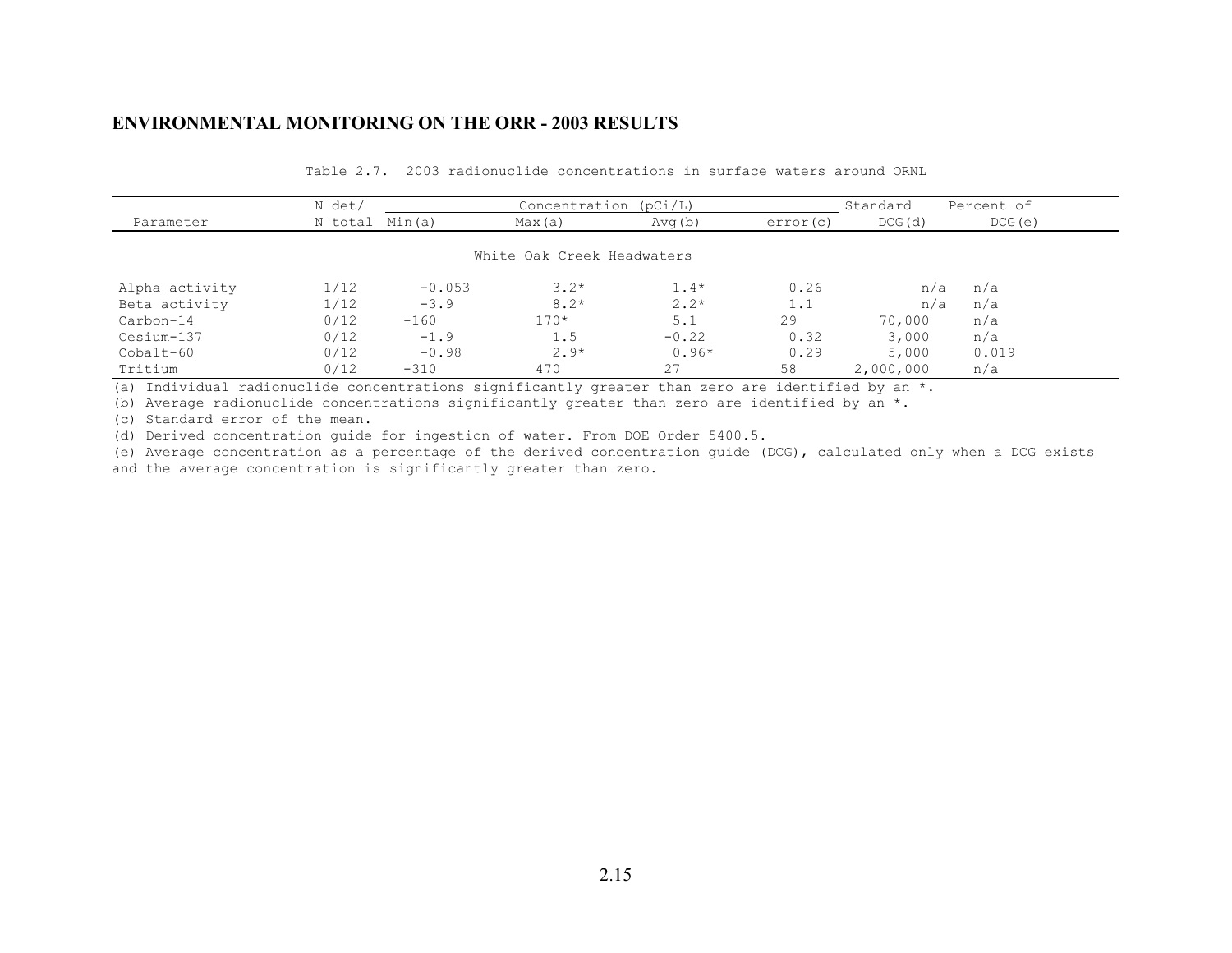## ENVIRONMENTAL MONITORING ON THE ORR - 2003 RESULTS

Table 2.7. 2003 radionuclide concentrations in surface waters around ORNL

| Parameter | N det/ N total | Concentration (pCi/L) Min(a) | Max(a) | Avg(b) | error(c) | Standard DCG(d) | Percent of DCG(e) |
|---|---|---|---|---|---|---|---|
| | | | White Oak Creek Headwaters | | | | |
| Alpha activity | 1/12 | -0.053 | 3.2* | 1.4* | 0.26 | n/a | n/a |
| Beta activity | 1/12 | -3.9 | 8.2* | 2.2* | 1.1 | n/a | n/a |
| Carbon-14 | 0/12 | -160 | 170* | 5.1 | 29 | 70,000 | n/a |
| Cesium-137 | 0/12 | -1.9 | 1.5 | -0.22 | 0.32 | 3,000 | n/a |
| Cobalt-60 | 0/12 | -0.98 | 2.9* | 0.96* | 0.29 | 5,000 | 0.019 |
| Tritium | 0/12 | -310 | 470 | 27 | 58 | 2,000,000 | n/a |

(a) Individual radionuclide concentrations significantly greater than zero are identified by an *.

(b) Average radionuclide concentrations significantly greater than zero are identified by an *.

(c) Standard error of the mean.

(d) Derived concentration guide for ingestion of water. From DOE Order 5400.5.

(e) Average concentration as a percentage of the derived concentration guide (DCG), calculated only when a DCG exists and the average concentration is significantly greater than zero.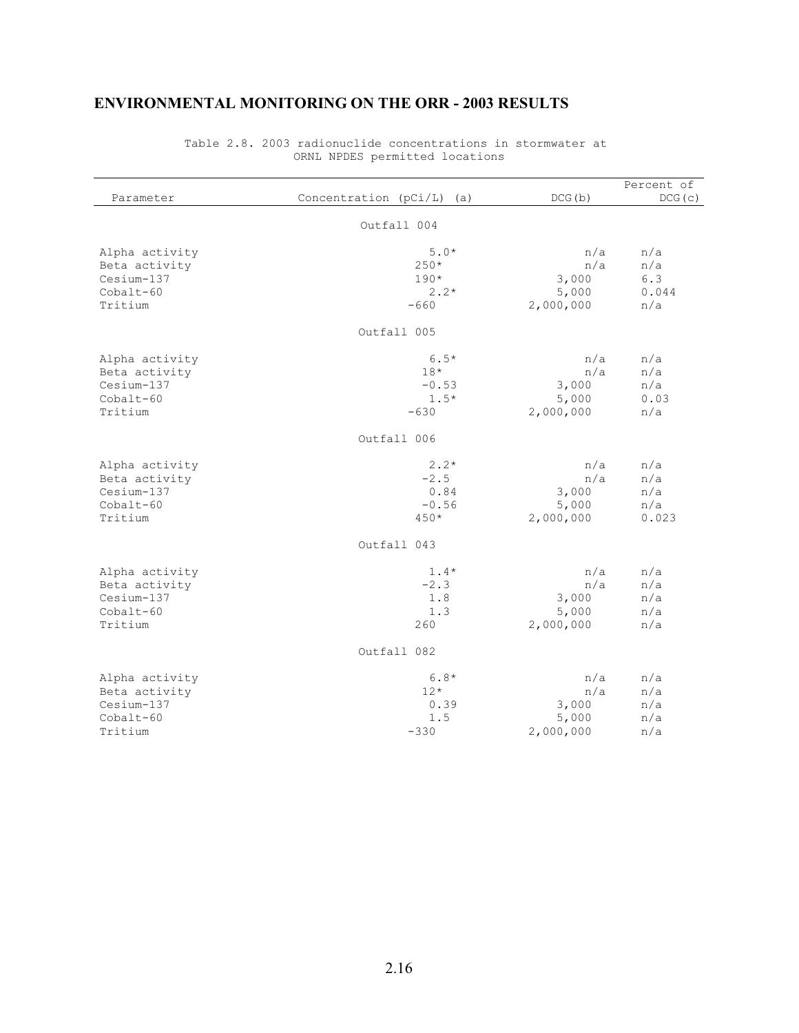## ENVIRONMENTAL MONITORING ON THE ORR - 2003 RESULTS

Table 2.8. 2003 radionuclide concentrations in stormwater at ORNL NPDES permitted locations

| Parameter | Concentration (pCi/L) (a) | DCG(b) | Percent of DCG(c) |
|---|---|---|---|
| | Outfall 004 | | |
| Alpha activity | 5.0* | n/a | n/a |
| Beta activity | 250* | n/a | n/a |
| Cesium-137 | 190* | 3,000 | 6.3 |
| Cobalt-60 | 2.2* | 5,000 | 0.044 |
| Tritium | -660 | 2,000,000 | n/a |
| | Outfall 005 | | |
| Alpha activity | 6.5* | n/a | n/a |
| Beta activity | 18* | n/a | n/a |
| Cesium-137 | -0.53 | 3,000 | n/a |
| Cobalt-60 | 1.5* | 5,000 | 0.03 |
| Tritium | -630 | 2,000,000 | n/a |
| | Outfall 006 | | |
| Alpha activity | 2.2* | n/a | n/a |
| Beta activity | -2.5 | n/a | n/a |
| Cesium-137 | 0.84 | 3,000 | n/a |
| Cobalt-60 | -0.56 | 5,000 | n/a |
| Tritium | 450* | 2,000,000 | 0.023 |
| | Outfall 043 | | |
| Alpha activity | 1.4* | n/a | n/a |
| Beta activity | -2.3 | n/a | n/a |
| Cesium-137 | 1.8 | 3,000 | n/a |
| Cobalt-60 | 1.3 | 5,000 | n/a |
| Tritium | 260 | 2,000,000 | n/a |
| | Outfall 082 | | |
| Alpha activity | 6.8* | n/a | n/a |
| Beta activity | 12* | n/a | n/a |
| Cesium-137 | 0.39 | 3,000 | n/a |
| Cobalt-60 | 1.5 | 5,000 | n/a |
| Tritium | -330 | 2,000,000 | n/a |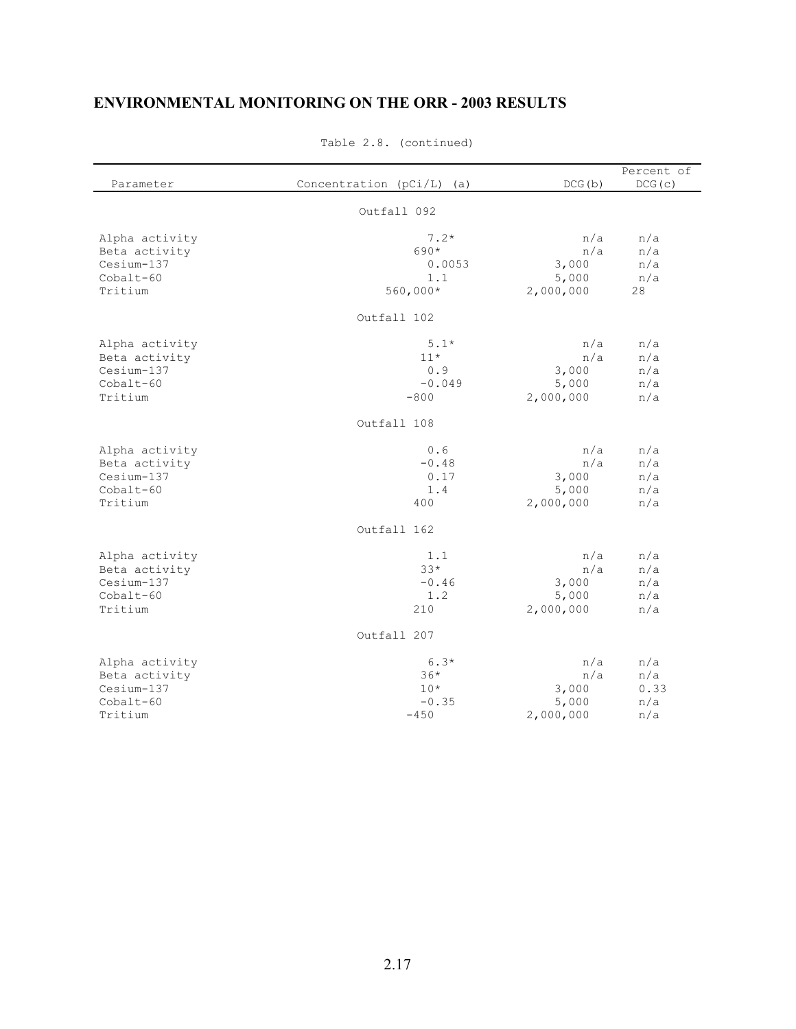## ENVIRONMENTAL MONITORING ON THE ORR - 2003 RESULTS

Table 2.8. (continued)

| Parameter | Concentration (pCi/L) (a) | DCG(b) | Percent of DCG(c) |
|---|---|---|---|
| | Outfall 092 | | |
| Alpha activity | 7.2* | n/a | n/a |
| Beta activity | 690* | n/a | n/a |
| Cesium-137 | 0.0053 | 3,000 | n/a |
| Cobalt-60 | 1.1 | 5,000 | n/a |
| Tritium | 560,000* | 2,000,000 | 28 |
| | Outfall 102 | | |
| Alpha activity | 5.1* | n/a | n/a |
| Beta activity | 11* | n/a | n/a |
| Cesium-137 | 0.9 | 3,000 | n/a |
| Cobalt-60 | -0.049 | 5,000 | n/a |
| Tritium | -800 | 2,000,000 | n/a |
| | Outfall 108 | | |
| Alpha activity | 0.6 | n/a | n/a |
| Beta activity | -0.48 | n/a | n/a |
| Cesium-137 | 0.17 | 3,000 | n/a |
| Cobalt-60 | 1.4 | 5,000 | n/a |
| Tritium | 400 | 2,000,000 | n/a |
| | Outfall 162 | | |
| Alpha activity | 1.1 | n/a | n/a |
| Beta activity | 33* | n/a | n/a |
| Cesium-137 | -0.46 | 3,000 | n/a |
| Cobalt-60 | 1.2 | 5,000 | n/a |
| Tritium | 210 | 2,000,000 | n/a |
| | Outfall 207 | | |
| Alpha activity | 6.3* | n/a | n/a |
| Beta activity | 36* | n/a | n/a |
| Cesium-137 | 10* | 3,000 | 0.33 |
| Cobalt-60 | -0.35 | 5,000 | n/a |
| Tritium | -450 | 2,000,000 | n/a |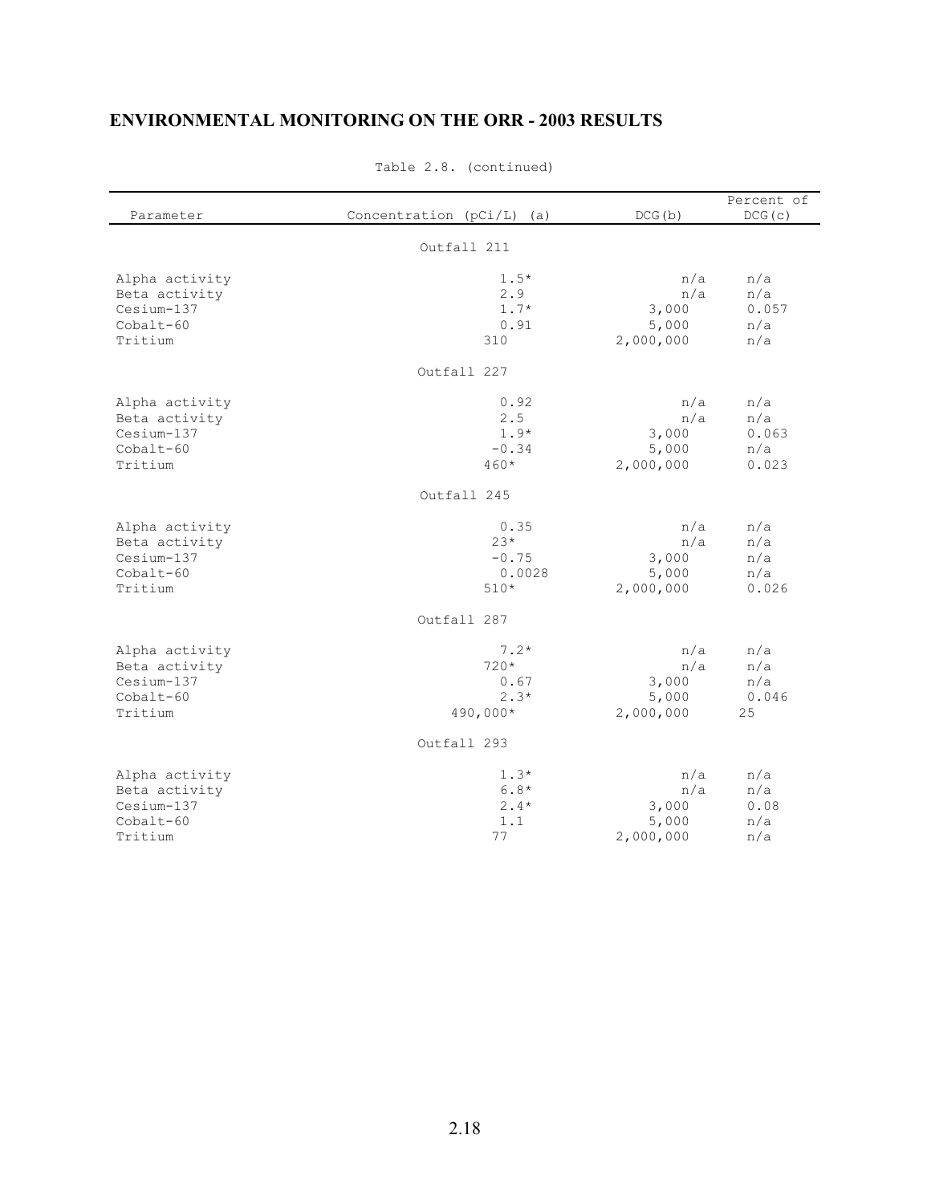## ENVIRONMENTAL MONITORING ON THE ORR - 2003 RESULTS

Table 2.8. (continued)

| Parameter | Concentration (pCi/L) (a) | DCG(b) | Percent of DCG(c) |
|---|---|---|---|
| | Outfall 211 | | |
| Alpha activity | 1.5* | n/a | n/a |
| Beta activity | 2.9 | n/a | n/a |
| Cesium-137 | 1.7* | 3,000 | 0.057 |
| Cobalt-60 | 0.91 | 5,000 | n/a |
| Tritium | 310 | 2,000,000 | n/a |
| | Outfall 227 | | |
| Alpha activity | 0.92 | n/a | n/a |
| Beta activity | 2.5 | n/a | n/a |
| Cesium-137 | 1.9* | 3,000 | 0.063 |
| Cobalt-60 | -0.34 | 5,000 | n/a |
| Tritium | 460* | 2,000,000 | 0.023 |
| | Outfall 245 | | |
| Alpha activity | 0.35 | n/a | n/a |
| Beta activity | 23* | n/a | n/a |
| Cesium-137 | -0.75 | 3,000 | n/a |
| Cobalt-60 | 0.0028 | 5,000 | n/a |
| Tritium | 510* | 2,000,000 | 0.026 |
| | Outfall 287 | | |
| Alpha activity | 7.2* | n/a | n/a |
| Beta activity | 720* | n/a | n/a |
| Cesium-137 | 0.67 | 3,000 | n/a |
| Cobalt-60 | 2.3* | 5,000 | 0.046 |
| Tritium | 490,000* | 2,000,000 | 25 |
| | Outfall 293 | | |
| Alpha activity | 1.3* | n/a | n/a |
| Beta activity | 6.8* | n/a | n/a |
| Cesium-137 | 2.4* | 3,000 | 0.08 |
| Cobalt-60 | 1.1 | 5,000 | n/a |
| Tritium | 77 | 2,000,000 | n/a |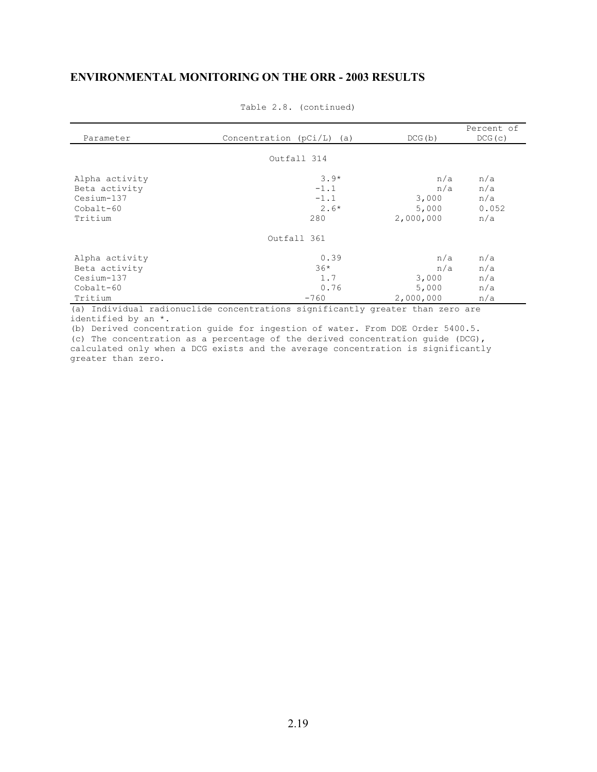## ENVIRONMENTAL MONITORING ON THE ORR - 2003 RESULTS

Table 2.8. (continued)

| Parameter | Concentration (pCi/L) (a) | DCG (b) | Percent of DCG (c) |
|---|---|---|---|
| | Outfall 314 | | |
| Alpha activity | 3.9* | n/a | n/a |
| Beta activity | -1.1 | n/a | n/a |
| Cesium-137 | -1.1 | 3,000 | n/a |
| Cobalt-60 | 2.6* | 5,000 | 0.052 |
| Tritium | 280 | 2,000,000 | n/a |
| | Outfall 361 | | |
| Alpha activity | 0.39 | n/a | n/a |
| Beta activity | 36* | n/a | n/a |
| Cesium-137 | 1.7 | 3,000 | n/a |
| Cobalt-60 | 0.76 | 5,000 | n/a |
| Tritium | -760 | 2,000,000 | n/a |

(a) Individual radionuclide concentrations significantly greater than zero are identified by an *.

(b) Derived concentration guide for ingestion of water. From DOE Order 5400.5.

(c) The concentration as a percentage of the derived concentration guide (DCG), calculated only when a DCG exists and the average concentration is significantly greater than zero.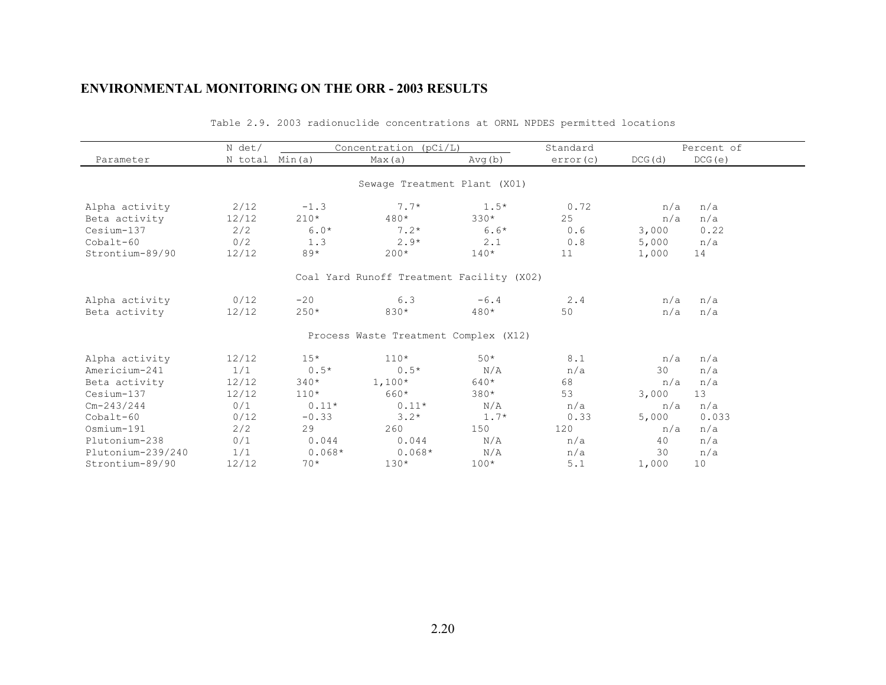## ENVIRONMENTAL MONITORING ON THE ORR - 2003 RESULTS

Table 2.9. 2003 radionuclide concentrations at ORNL NPDES permitted locations

| Parameter | N det/ N total | Concentration (pCi/L) Min(a) | Max(a) | Avg(b) | Standard error(c) | DCG(d) | Percent of DCG(e) |
|---|---|---|---|---|---|---|---|
| **Sewage Treatment Plant (X01)** | | | | | | | |
| Alpha activity | 2/12 | -1.3 | 7.7* | 1.5* | 0.72 | n/a | n/a |
| Beta activity | 12/12 | 210* | 480* | 330* | 25 | n/a | n/a |
| Cesium-137 | 2/2 | 6.0* | 7.2* | 6.6* | 0.6 | 3,000 | 0.22 |
| Cobalt-60 | 0/2 | 1.3 | 2.9* | 2.1 | 0.8 | 5,000 | n/a |
| Strontium-89/90 | 12/12 | 89* | 200* | 140* | 11 | 1,000 | 14 |
| **Coal Yard Runoff Treatment Facility (X02)** | | | | | | | |
| Alpha activity | 0/12 | -20 | 6.3 | -6.4 | 2.4 | n/a | n/a |
| Beta activity | 12/12 | 250* | 830* | 480* | 50 | n/a | n/a |
| **Process Waste Treatment Complex (X12)** | | | | | | | |
| Alpha activity | 12/12 | 15* | 110* | 50* | 8.1 | n/a | n/a |
| Americium-241 | 1/1 | 0.5* | 0.5* | N/A | n/a | 30 | n/a |
| Beta activity | 12/12 | 340* | 1,100* | 640* | 68 | n/a | n/a |
| Cesium-137 | 12/12 | 110* | 660* | 380* | 53 | 3,000 | 13 |
| Cm-243/244 | 0/1 | 0.11* | 0.11* | N/A | n/a | n/a | n/a |
| Cobalt-60 | 0/12 | -0.33 | 3.2* | 1.7* | 0.33 | 5,000 | 0.033 |
| Osmium-191 | 2/2 | 29 | 260 | 150 | 120 | n/a | n/a |
| Plutonium-238 | 0/1 | 0.044 | 0.044 | N/A | n/a | 40 | n/a |
| Plutonium-239/240 | 1/1 | 0.068* | 0.068* | N/A | n/a | 30 | n/a |
| Strontium-89/90 | 12/12 | 70* | 130* | 100* | 5.1 | 1,000 | 10 |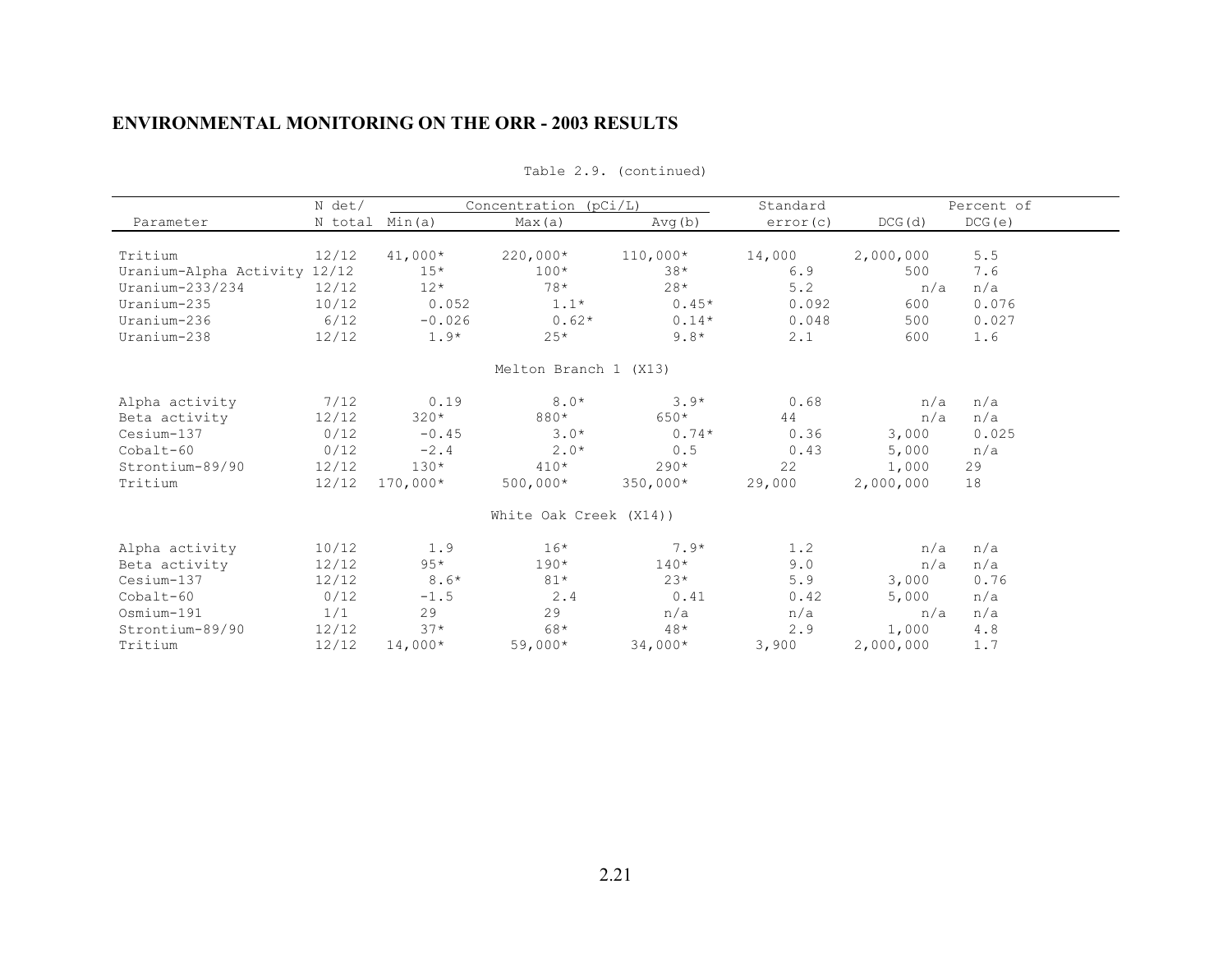## ENVIRONMENTAL MONITORING ON THE ORR - 2003 RESULTS

Table 2.9. (continued)

| Parameter | N det/ N total | Concentration (pCi/L) Min(a) | Max(a) | Avg(b) | Standard error(c) | DCG(d) | Percent of DCG(e) |
|---|---|---|---|---|---|---|---|
| Tritium | 12/12 | 41,000* | 220,000* | 110,000* | 14,000 | 2,000,000 | 5.5 |
| Uranium-Alpha Activity | 12/12 | 15* | 100* | 38* | 6.9 | 500 | 7.6 |
| Uranium-233/234 | 12/12 | 12* | 78* | 28* | 5.2 | n/a | n/a |
| Uranium-235 | 10/12 | 0.052 | 1.1* | 0.45* | 0.092 | 600 | 0.076 |
| Uranium-236 | 6/12 | -0.026 | 0.62* | 0.14* | 0.048 | 500 | 0.027 |
| Uranium-238 | 12/12 | 1.9* | 25* | 9.8* | 2.1 | 600 | 1.6 |
| | | | Melton Branch 1 (X13) | | | | |
| Alpha activity | 7/12 | 0.19 | 8.0* | 3.9* | 0.68 | n/a | n/a |
| Beta activity | 12/12 | 320* | 880* | 650* | 44 | n/a | n/a |
| Cesium-137 | 0/12 | -0.45 | 3.0* | 0.74* | 0.36 | 3,000 | 0.025 |
| Cobalt-60 | 0/12 | -2.4 | 2.0* | 0.5 | 0.43 | 5,000 | n/a |
| Strontium-89/90 | 12/12 | 130* | 410* | 290* | 22 | 1,000 | 29 |
| Tritium | 12/12 | 170,000* | 500,000* | 350,000* | 29,000 | 2,000,000 | 18 |
| | | | White Oak Creek (X14)) | | | | |
| Alpha activity | 10/12 | 1.9 | 16* | 7.9* | 1.2 | n/a | n/a |
| Beta activity | 12/12 | 95* | 190* | 140* | 9.0 | n/a | n/a |
| Cesium-137 | 12/12 | 8.6* | 81* | 23* | 5.9 | 3,000 | 0.76 |
| Cobalt-60 | 0/12 | -1.5 | 2.4 | 0.41 | 0.42 | 5,000 | n/a |
| Osmium-191 | 1/1 | 29 | 29 | n/a | n/a | n/a | n/a |
| Strontium-89/90 | 12/12 | 37* | 68* | 48* | 2.9 | 1,000 | 4.8 |
| Tritium | 12/12 | 14,000* | 59,000* | 34,000* | 3,900 | 2,000,000 | 1.7 |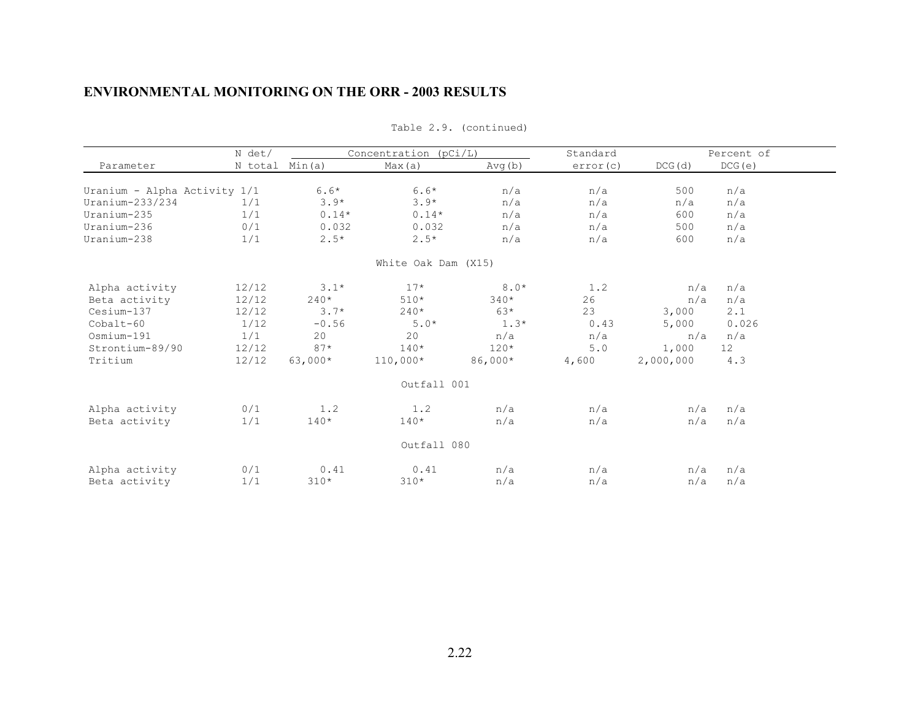## ENVIRONMENTAL MONITORING ON THE ORR - 2003 RESULTS

Table 2.9. (continued)

| Parameter | N det/ N total | Concentration (pCi/L) Min(a) | Max(a) | Avg(b) | Standard error(c) | DCG(d) | Percent of DCG(e) |
|---|---|---|---|---|---|---|---|
| Uranium - Alpha Activity | 1/1 | 6.6* | 6.6* | n/a | n/a | 500 | n/a |
| Uranium-233/234 | 1/1 | 3.9* | 3.9* | n/a | n/a | n/a | n/a |
| Uranium-235 | 1/1 | 0.14* | 0.14* | n/a | n/a | 600 | n/a |
| Uranium-236 | 0/1 | 0.032 | 0.032 | n/a | n/a | 500 | n/a |
| Uranium-238 | 1/1 | 2.5* | 2.5* | n/a | n/a | 600 | n/a |
| | | | White Oak Dam (X15) | | | | |
| Alpha activity | 12/12 | 3.1* | 17* | 8.0* | 1.2 | n/a | n/a |
| Beta activity | 12/12 | 240* | 510* | 340* | 26 | n/a | n/a |
| Cesium-137 | 12/12 | 3.7* | 240* | 63* | 23 | 3,000 | 2.1 |
| Cobalt-60 | 1/12 | -0.56 | 5.0* | 1.3* | 0.43 | 5,000 | 0.026 |
| Osmium-191 | 1/1 | 20 | 20 | n/a | n/a | n/a | n/a |
| Strontium-89/90 | 12/12 | 87* | 140* | 120* | 5.0 | 1,000 | 12 |
| Tritium | 12/12 | 63,000* | 110,000* | 86,000* | 4,600 | 2,000,000 | 4.3 |
| | | | Outfall 001 | | | | |
| Alpha activity | 0/1 | 1.2 | 1.2 | n/a | n/a | n/a | n/a |
| Beta activity | 1/1 | 140* | 140* | n/a | n/a | n/a | n/a |
| | | | Outfall 080 | | | | |
| Alpha activity | 0/1 | 0.41 | 0.41 | n/a | n/a | n/a | n/a |
| Beta activity | 1/1 | 310* | 310* | n/a | n/a | n/a | n/a |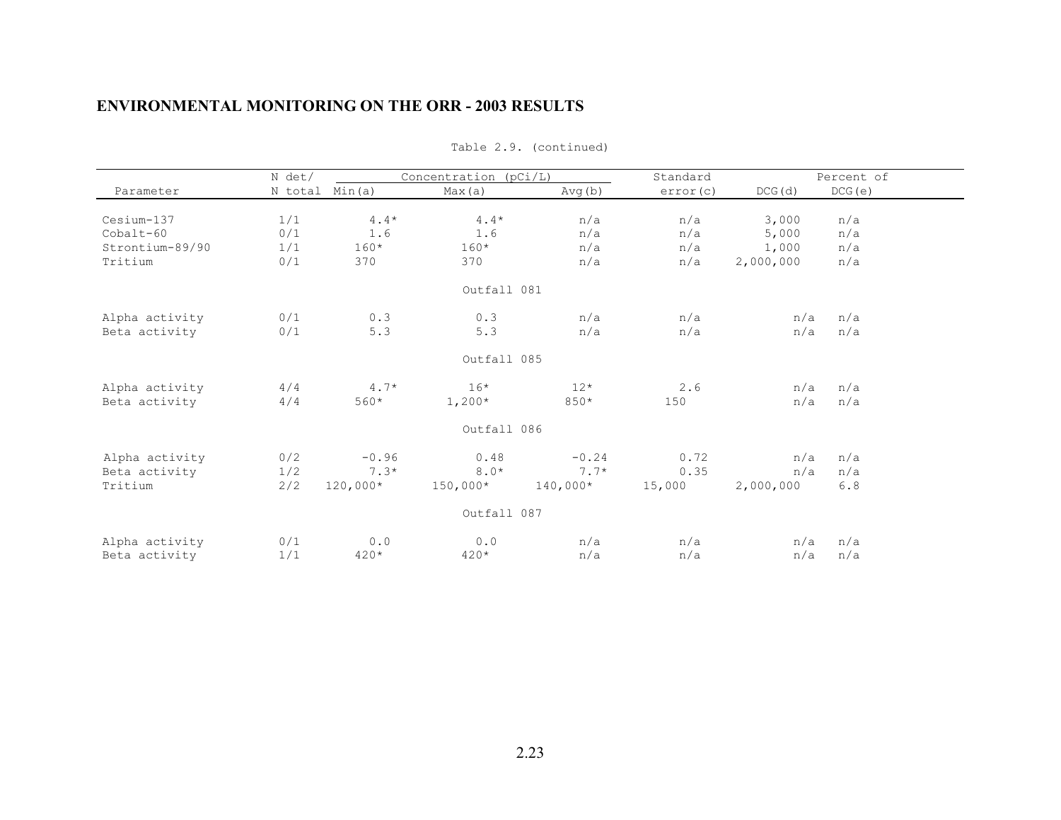## ENVIRONMENTAL MONITORING ON THE ORR - 2003 RESULTS

Table 2.9. (continued)

| Parameter | N det/ N total | Concentration (pCi/L) Min(a) | Max(a) | Avg(b) | Standard error(c) | DCG(d) | Percent of DCG(e) |
|---|---|---|---|---|---|---|---|
| Cesium-137 | 1/1 | 4.4* | 4.4* | n/a | n/a | 3,000 | n/a |
| Cobalt-60 | 0/1 | 1.6 | 1.6 | n/a | n/a | 5,000 | n/a |
| Strontium-89/90 | 1/1 | 160* | 160* | n/a | n/a | 1,000 | n/a |
| Tritium | 0/1 | 370 | 370 | n/a | n/a | 2,000,000 | n/a |
| | | | Outfall 081 | | | | |
| Alpha activity | 0/1 | 0.3 | 0.3 | n/a | n/a | n/a | n/a |
| Beta activity | 0/1 | 5.3 | 5.3 | n/a | n/a | n/a | n/a |
| | | | Outfall 085 | | | | |
| Alpha activity | 4/4 | 4.7* | 16* | 12* | 2.6 | n/a | n/a |
| Beta activity | 4/4 | 560* | 1,200* | 850* | 150 | n/a | n/a |
| | | | Outfall 086 | | | | |
| Alpha activity | 0/2 | -0.96 | 0.48 | -0.24 | 0.72 | n/a | n/a |
| Beta activity | 1/2 | 7.3* | 8.0* | 7.7* | 0.35 | n/a | n/a |
| Tritium | 2/2 | 120,000* | 150,000* | 140,000* | 15,000 | 2,000,000 | 6.8 |
| | | | Outfall 087 | | | | |
| Alpha activity | 0/1 | 0.0 | 0.0 | n/a | n/a | n/a | n/a |
| Beta activity | 1/1 | 420* | 420* | n/a | n/a | n/a | n/a |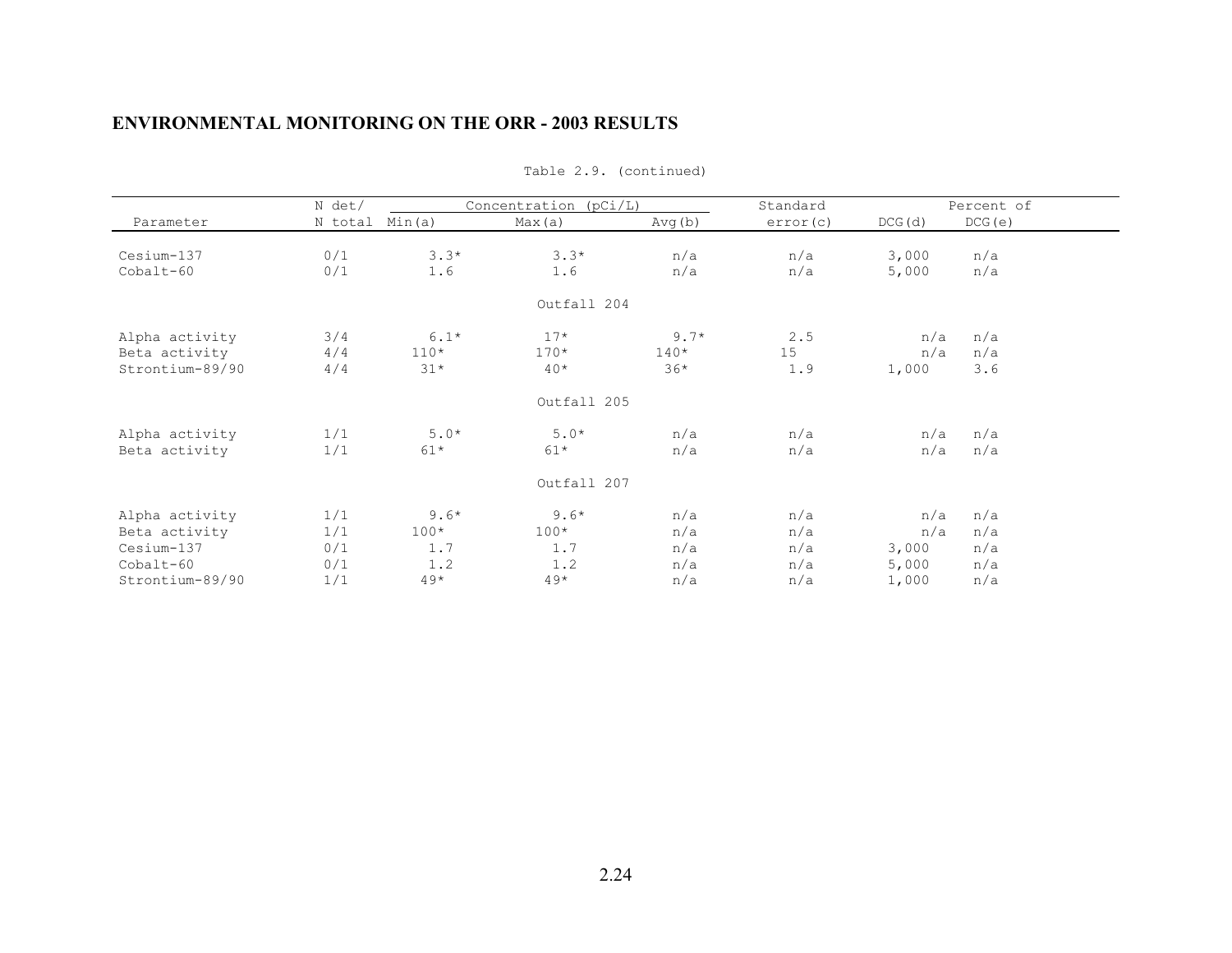## ENVIRONMENTAL MONITORING ON THE ORR - 2003 RESULTS

Table 2.9. (continued)

| Parameter | N det/ N total | Concentration (pCi/L) Min(a) | Max(a) | Avg(b) | Standard error(c) | DCG(d) | Percent of DCG(e) |
|---|---|---|---|---|---|---|---|
| Cesium-137 | 0/1 | 3.3* | 3.3* | n/a | n/a | 3,000 | n/a |
| Cobalt-60 | 0/1 | 1.6 | 1.6 | n/a | n/a | 5,000 | n/a |
| | | | Outfall 204 | | | | |
| Alpha activity | 3/4 | 6.1* | 17* | 9.7* | 2.5 | n/a | n/a |
| Beta activity | 4/4 | 110* | 170* | 140* | 15 | n/a | n/a |
| Strontium-89/90 | 4/4 | 31* | 40* | 36* | 1.9 | 1,000 | 3.6 |
| | | | Outfall 205 | | | | |
| Alpha activity | 1/1 | 5.0* | 5.0* | n/a | n/a | n/a | n/a |
| Beta activity | 1/1 | 61* | 61* | n/a | n/a | n/a | n/a |
| | | | Outfall 207 | | | | |
| Alpha activity | 1/1 | 9.6* | 9.6* | n/a | n/a | n/a | n/a |
| Beta activity | 1/1 | 100* | 100* | n/a | n/a | n/a | n/a |
| Cesium-137 | 0/1 | 1.7 | 1.7 | n/a | n/a | 3,000 | n/a |
| Cobalt-60 | 0/1 | 1.2 | 1.2 | n/a | n/a | 5,000 | n/a |
| Strontium-89/90 | 1/1 | 49* | 49* | n/a | n/a | 1,000 | n/a |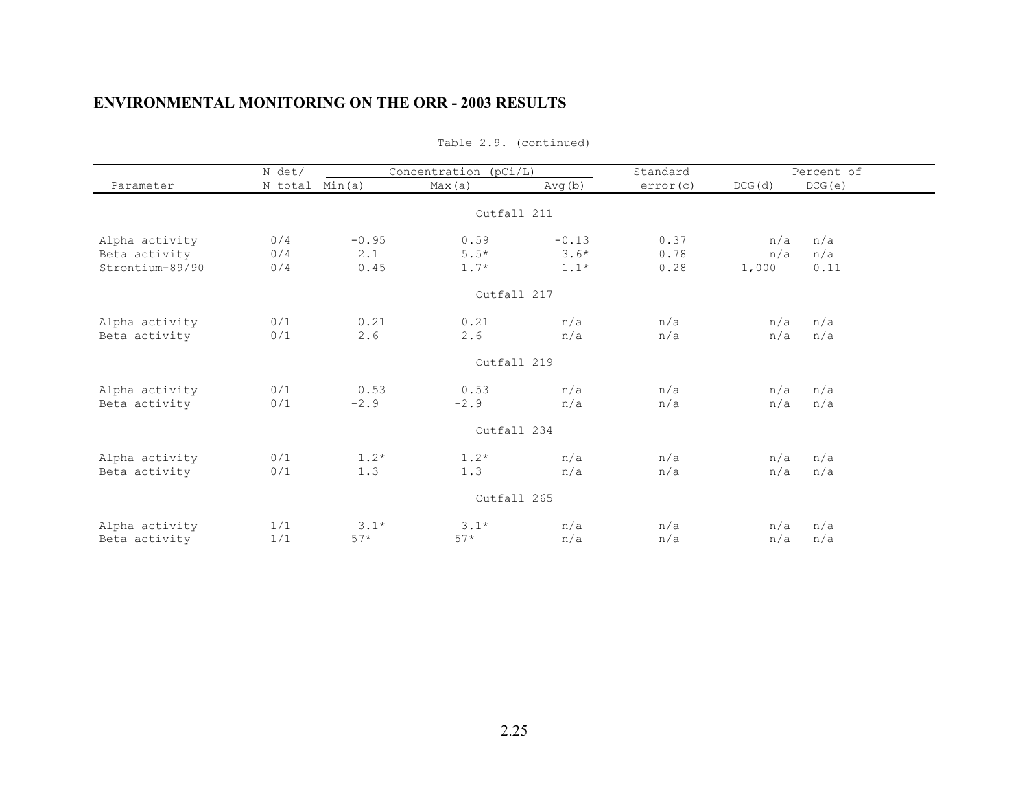## ENVIRONMENTAL MONITORING ON THE ORR - 2003 RESULTS

Table 2.9. (continued)

| Parameter | N det/ N total | Concentration (pCi/L) Min(a) | Max(a) | Avg(b) | Standard error(c) | Percent of DCG(d) | DCG(e) |
|---|---|---|---|---|---|---|---|
| | | | Outfall 211 | | | | |
| Alpha activity | 0/4 | -0.95 | 0.59 | -0.13 | 0.37 | n/a | n/a |
| Beta activity | 0/4 | 2.1 | 5.5* | 3.6* | 0.78 | n/a | n/a |
| Strontium-89/90 | 0/4 | 0.45 | 1.7* | 1.1* | 0.28 | 1,000 | 0.11 |
| | | | Outfall 217 | | | | |
| Alpha activity | 0/1 | 0.21 | 0.21 | n/a | n/a | n/a | n/a |
| Beta activity | 0/1 | 2.6 | 2.6 | n/a | n/a | n/a | n/a |
| | | | Outfall 219 | | | | |
| Alpha activity | 0/1 | 0.53 | 0.53 | n/a | n/a | n/a | n/a |
| Beta activity | 0/1 | -2.9 | -2.9 | n/a | n/a | n/a | n/a |
| | | | Outfall 234 | | | | |
| Alpha activity | 0/1 | 1.2* | 1.2* | n/a | n/a | n/a | n/a |
| Beta activity | 0/1 | 1.3 | 1.3 | n/a | n/a | n/a | n/a |
| | | | Outfall 265 | | | | |
| Alpha activity | 1/1 | 3.1* | 3.1* | n/a | n/a | n/a | n/a |
| Beta activity | 1/1 | 57* | 57* | n/a | n/a | n/a | n/a |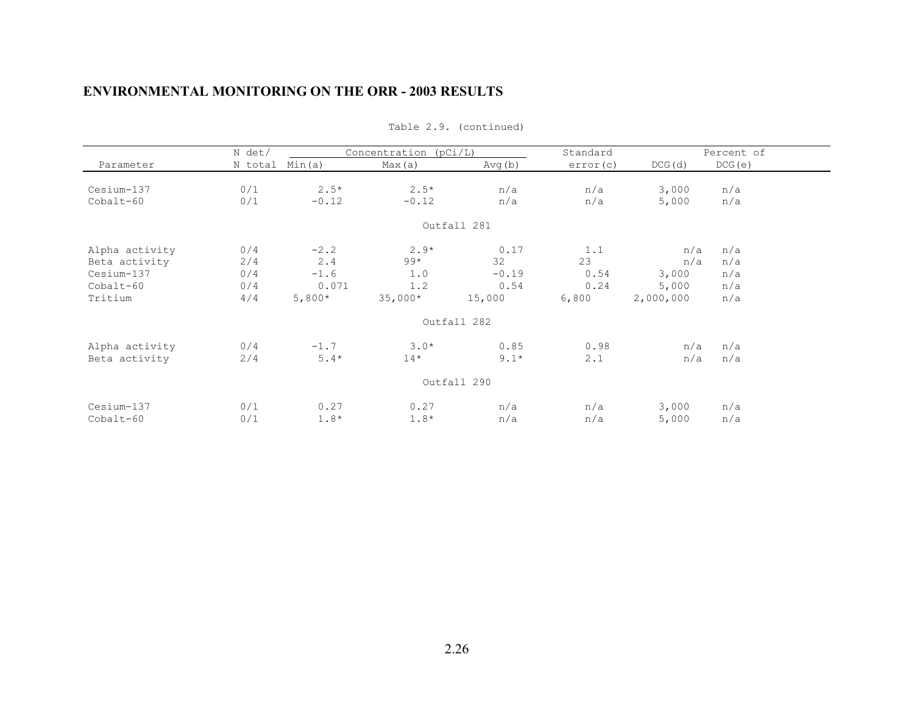**ENVIRONMENTAL MONITORING ON THE ORR - 2003 RESULTS**

Table 2.9. (continued)

| Parameter | N det/ N total | Concentration (pCi/L) Min(a) | Max(a) | Avg(b) | Standard error(c) | DCG(d) | Percent of DCG(e) |
|---|---|---|---|---|---|---|---|
| Cesium-137 | 0/1 | 2.5* | 2.5* | n/a | n/a | 3,000 | n/a |
| Cobalt-60 | 0/1 | -0.12 | -0.12 | n/a | n/a | 5,000 | n/a |
| | | | Outfall 281 | | | | |
| Alpha activity | 0/4 | -2.2 | 2.9* | 0.17 | 1.1 | n/a | n/a |
| Beta activity | 2/4 | 2.4 | 99* | 32 | 23 | n/a | n/a |
| Cesium-137 | 0/4 | -1.6 | 1.0 | -0.19 | 0.54 | 3,000 | n/a |
| Cobalt-60 | 0/4 | 0.071 | 1.2 | 0.54 | 0.24 | 5,000 | n/a |
| Tritium | 4/4 | 5,800* | 35,000* | 15,000 | 6,800 | 2,000,000 | n/a |
| | | | Outfall 282 | | | | |
| Alpha activity | 0/4 | -1.7 | 3.0* | 0.85 | 0.98 | n/a | n/a |
| Beta activity | 2/4 | 5.4* | 14* | 9.1* | 2.1 | n/a | n/a |
| | | | Outfall 290 | | | | |
| Cesium-137 | 0/1 | 0.27 | 0.27 | n/a | n/a | 3,000 | n/a |
| Cobalt-60 | 0/1 | 1.8* | 1.8* | n/a | n/a | 5,000 | n/a |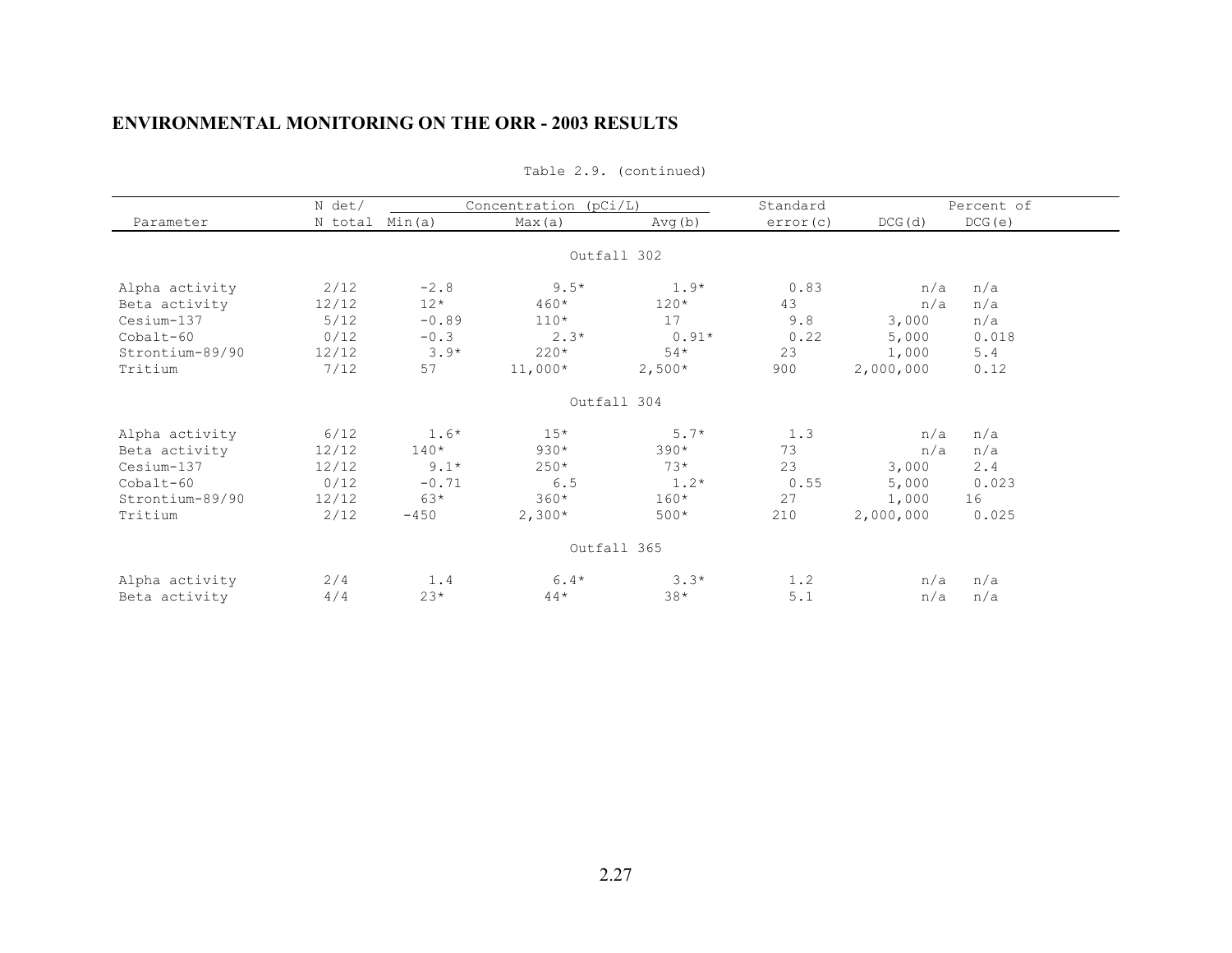## ENVIRONMENTAL MONITORING ON THE ORR - 2003 RESULTS

Table 2.9. (continued)

| Parameter | N det/ N total | Concentration (pCi/L) Min(a) | Max(a) | Avg(b) | Standard error(c) | DCG(d) | Percent of DCG(e) |
|---|---|---|---|---|---|---|---|
| **Outfall 302** | | | | | | | |
| Alpha activity | 2/12 | -2.8 | 9.5* | 1.9* | 0.83 | n/a | n/a |
| Beta activity | 12/12 | 12* | 460* | 120* | 43 | n/a | n/a |
| Cesium-137 | 5/12 | -0.89 | 110* | 17 | 9.8 | 3,000 | n/a |
| Cobalt-60 | 0/12 | -0.3 | 2.3* | 0.91* | 0.22 | 5,000 | 0.018 |
| Strontium-89/90 | 12/12 | 3.9* | 220* | 54* | 23 | 1,000 | 5.4 |
| Tritium | 7/12 | 57 | 11,000* | 2,500* | 900 | 2,000,000 | 0.12 |
| **Outfall 304** | | | | | | | |
| Alpha activity | 6/12 | 1.6* | 15* | 5.7* | 1.3 | n/a | n/a |
| Beta activity | 12/12 | 140* | 930* | 390* | 73 | n/a | n/a |
| Cesium-137 | 12/12 | 9.1* | 250* | 73* | 23 | 3,000 | 2.4 |
| Cobalt-60 | 0/12 | -0.71 | 6.5 | 1.2* | 0.55 | 5,000 | 0.023 |
| Strontium-89/90 | 12/12 | 63* | 360* | 160* | 27 | 1,000 | 16 |
| Tritium | 2/12 | -450 | 2,300* | 500* | 210 | 2,000,000 | 0.025 |
| **Outfall 365** | | | | | | | |
| Alpha activity | 2/4 | 1.4 | 6.4* | 3.3* | 1.2 | n/a | n/a |
| Beta activity | 4/4 | 23* | 44* | 38* | 5.1 | n/a | n/a |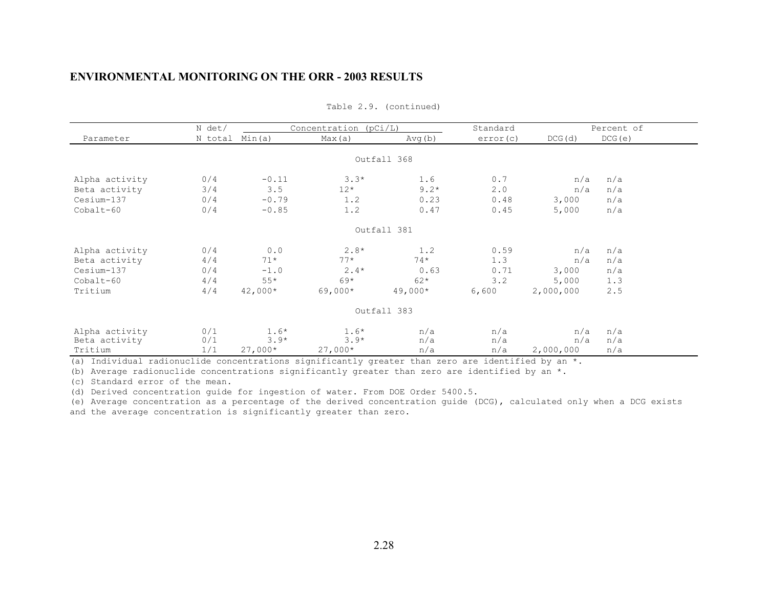## ENVIRONMENTAL MONITORING ON THE ORR - 2003 RESULTS

Table 2.9. (continued)

| Parameter | N det/ N total | Concentration (pCi/L) Min(a) | Max(a) | Avg(b) | Standard error(c) | DCG(d) | Percent of DCG(e) |
|---|---|---|---|---|---|---|---|
| | | | Outfall 368 | | | | |
| Alpha activity | 0/4 | -0.11 | 3.3* | 1.6 | 0.7 | n/a | n/a |
| Beta activity | 3/4 | 3.5 | 12* | 9.2* | 2.0 | n/a | n/a |
| Cesium-137 | 0/4 | -0.79 | 1.2 | 0.23 | 0.48 | 3,000 | n/a |
| Cobalt-60 | 0/4 | -0.85 | 1.2 | 0.47 | 0.45 | 5,000 | n/a |
| | | | Outfall 381 | | | | |
| Alpha activity | 0/4 | 0.0 | 2.8* | 1.2 | 0.59 | n/a | n/a |
| Beta activity | 4/4 | 71* | 77* | 74* | 1.3 | n/a | n/a |
| Cesium-137 | 0/4 | -1.0 | 2.4* | 0.63 | 0.71 | 3,000 | n/a |
| Cobalt-60 | 4/4 | 55* | 69* | 62* | 3.2 | 5,000 | 1.3 |
| Tritium | 4/4 | 42,000* | 69,000* | 49,000* | 6,600 | 2,000,000 | 2.5 |
| | | | Outfall 383 | | | | |
| Alpha activity | 0/1 | 1.6* | 1.6* | n/a | n/a | n/a | n/a |
| Beta activity | 0/1 | 3.9* | 3.9* | n/a | n/a | n/a | n/a |
| Tritium | 1/1 | 27,000* | 27,000* | n/a | n/a | 2,000,000 | n/a |

(a) Individual radionuclide concentrations significantly greater than zero are identified by an *.

(b) Average radionuclide concentrations significantly greater than zero are identified by an *.

(c) Standard error of the mean.

(d) Derived concentration guide for ingestion of water. From DOE Order 5400.5.

(e) Average concentration as a percentage of the derived concentration guide (DCG), calculated only when a DCG exists and the average concentration is significantly greater than zero.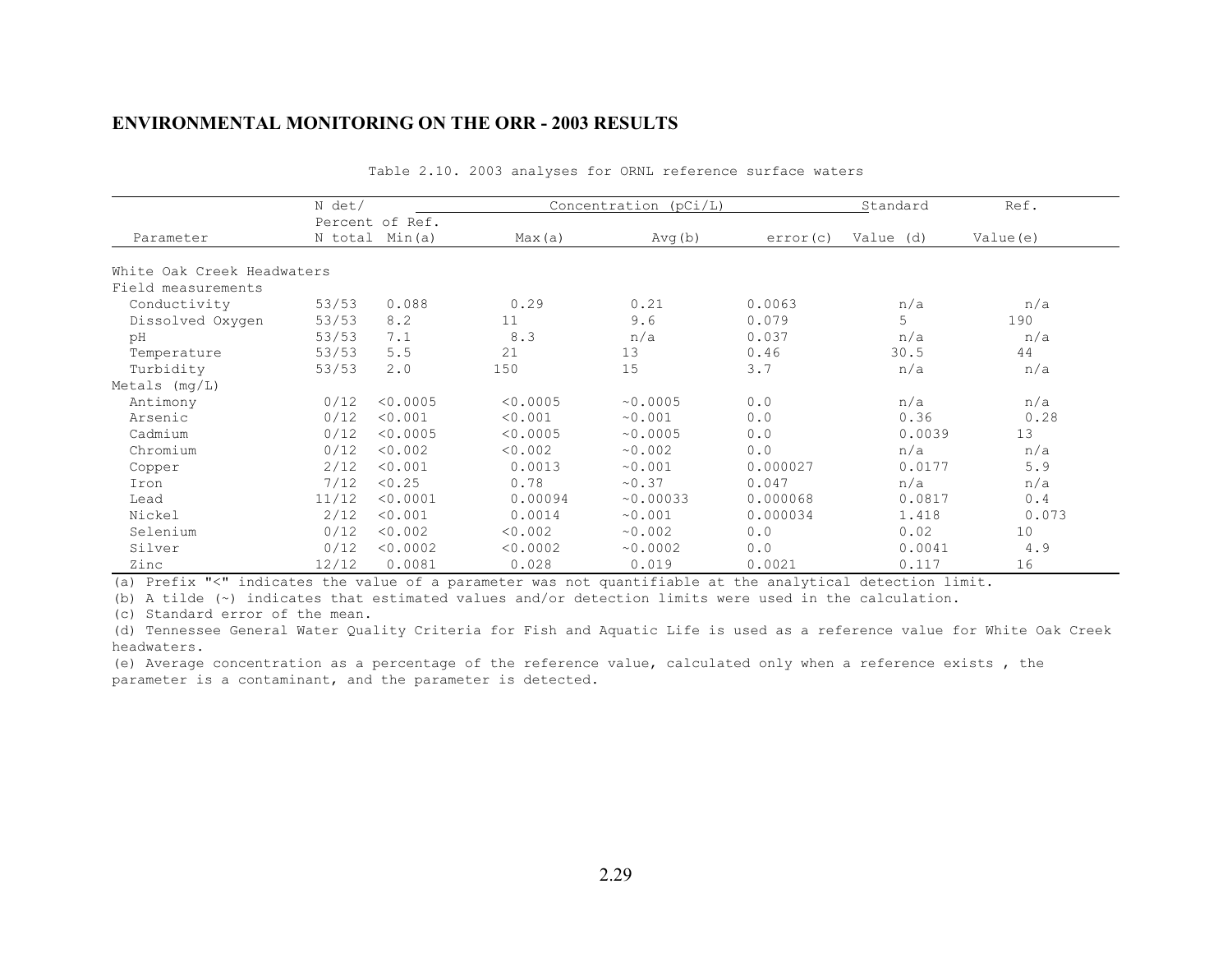## ENVIRONMENTAL MONITORING ON THE ORR - 2003 RESULTS

Table 2.10. 2003 analyses for ORNL reference surface waters

| Parameter | N det/ N total | Concentration (pCi/L) Min(a) | Max(a) | Avg(b) | error(c) | Standard Value (d) | Percent of Ref. Value(e) |
|---|---|---|---|---|---|---|---|
| White Oak Creek Headwaters | | | | | | | |
| Field measurements | | | | | | | |
| Conductivity | 53/53 | 0.088 | 0.29 | 0.21 | 0.0063 | n/a | n/a |
| Dissolved Oxygen | 53/53 | 8.2 | 11 | 9.6 | 0.079 | 5 | 190 |
| pH | 53/53 | 7.1 | 8.3 | n/a | 0.037 | n/a | n/a |
| Temperature | 53/53 | 5.5 | 21 | 13 | 0.46 | 30.5 | 44 |
| Turbidity | 53/53 | 2.0 | 150 | 15 | 3.7 | n/a | n/a |
| Metals (mg/L) | | | | | | | |
| Antimony | 0/12 | <0.0005 | <0.0005 | ~0.0005 | 0.0 | n/a | n/a |
| Arsenic | 0/12 | <0.001 | <0.001 | ~0.001 | 0.0 | 0.36 | 0.28 |
| Cadmium | 0/12 | <0.0005 | <0.0005 | ~0.0005 | 0.0 | 0.0039 | 13 |
| Chromium | 0/12 | <0.002 | <0.002 | ~0.002 | 0.0 | n/a | n/a |
| Copper | 2/12 | <0.001 | 0.0013 | ~0.001 | 0.000027 | 0.0177 | 5.9 |
| Iron | 7/12 | <0.25 | 0.78 | ~0.37 | 0.047 | n/a | n/a |
| Lead | 11/12 | <0.0001 | 0.00094 | ~0.00033 | 0.000068 | 0.0817 | 0.4 |
| Nickel | 2/12 | <0.001 | 0.0014 | ~0.001 | 0.000034 | 1.418 | 0.073 |
| Selenium | 0/12 | <0.002 | <0.002 | ~0.002 | 0.0 | 0.02 | 10 |
| Silver | 0/12 | <0.0002 | <0.0002 | ~0.0002 | 0.0 | 0.0041 | 4.9 |
| Zinc | 12/12 | 0.0081 | 0.028 | 0.019 | 0.0021 | 0.117 | 16 |

(a) Prefix "<" indicates the value of a parameter was not quantifiable at the analytical detection limit.
(b) A tilde (~) indicates that estimated values and/or detection limits were used in the calculation.
(c) Standard error of the mean.
(d) Tennessee General Water Quality Criteria for Fish and Aquatic Life is used as a reference value for White Oak Creek headwaters.
(e) Average concentration as a percentage of the reference value, calculated only when a reference exists , the parameter is a contaminant, and the parameter is detected.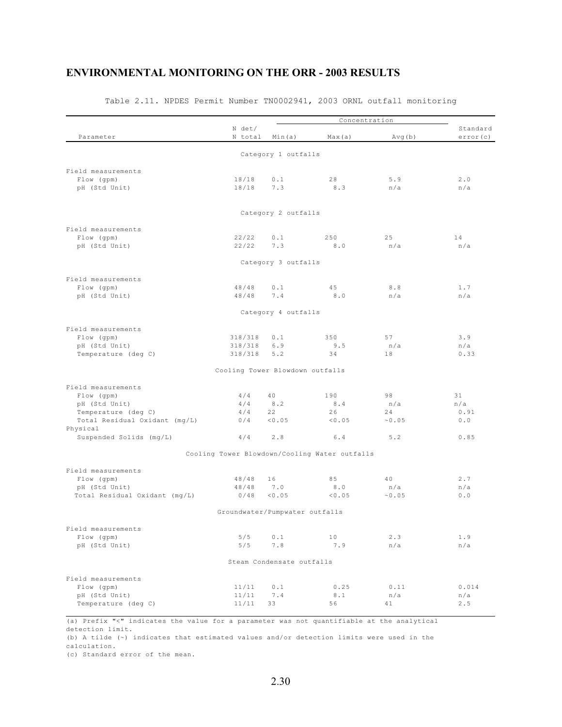## ENVIRONMENTAL MONITORING ON THE ORR - 2003 RESULTS

Table 2.11. NPDES Permit Number TN0002941, 2003 ORNL outfall monitoring

| Parameter | N det/ N total | Concentration Min(a) | Max(a) | Avg(b) | Standard error(c) |
|---|---|---|---|---|---|
| **Category 1 outfalls** | | | | | |
| Field measurements | | | | | |
| Flow (gpm) | 18/18 | 0.1 | 28 | 5.9 | 2.0 |
| pH (Std Unit) | 18/18 | 7.3 | 8.3 | n/a | n/a |
| **Category 2 outfalls** | | | | | |
| Field measurements | | | | | |
| Flow (gpm) | 22/22 | 0.1 | 250 | 25 | 14 |
| pH (Std Unit) | 22/22 | 7.3 | 8.0 | n/a | n/a |
| **Category 3 outfalls** | | | | | |
| Field measurements | | | | | |
| Flow (gpm) | 48/48 | 0.1 | 45 | 8.8 | 1.7 |
| pH (Std Unit) | 48/48 | 7.4 | 8.0 | n/a | n/a |
| **Category 4 outfalls** | | | | | |
| Field measurements | | | | | |
| Flow (gpm) | 318/318 | 0.1 | 350 | 57 | 3.9 |
| pH (Std Unit) | 318/318 | 6.9 | 9.5 | n/a | n/a |
| Temperature (deg C) | 318/318 | 5.2 | 34 | 18 | 0.33 |
| **Cooling Tower Blowdown outfalls** | | | | | |
| Field measurements | | | | | |
| Flow (gpm) | 4/4 | 40 | 190 | 98 | 31 |
| pH (Std Unit) | 4/4 | 8.2 | 8.4 | n/a | n/a |
| Temperature (deg C) | 4/4 | 22 | 26 | 24 | 0.91 |
| Total Residual Oxidant (mg/L) | 0/4 | <0.05 | <0.05 | ~0.05 | 0.0 |
| Physical | | | | | |
| Suspended Solids (mg/L) | 4/4 | 2.8 | 6.4 | 5.2 | 0.85 |
| **Cooling Tower Blowdown/Cooling Water outfalls** | | | | | |
| Field measurements | | | | | |
| Flow (gpm) | 48/48 | 16 | 85 | 40 | 2.7 |
| pH (Std Unit) | 48/48 | 7.0 | 8.0 | n/a | n/a |
| Total Residual Oxidant (mg/L) | 0/48 | <0.05 | <0.05 | ~0.05 | 0.0 |
| **Groundwater/Pumpwater outfalls** | | | | | |
| Field measurements | | | | | |
| Flow (gpm) | 5/5 | 0.1 | 10 | 2.3 | 1.9 |
| pH (Std Unit) | 5/5 | 7.8 | 7.9 | n/a | n/a |
| **Steam Condensate outfalls** | | | | | |
| Field measurements | | | | | |
| Flow (gpm) | 11/11 | 0.1 | 0.25 | 0.11 | 0.014 |
| pH (Std Unit) | 11/11 | 7.4 | 8.1 | n/a | n/a |
| Temperature (deg C) | 11/11 | 33 | 56 | 41 | 2.5 |

(a) Prefix "<" indicates the value for a parameter was not quantifiable at the analytical detection limit.
(b) A tilde (~) indicates that estimated values and/or detection limits were used in the calculation.
(c) Standard error of the mean.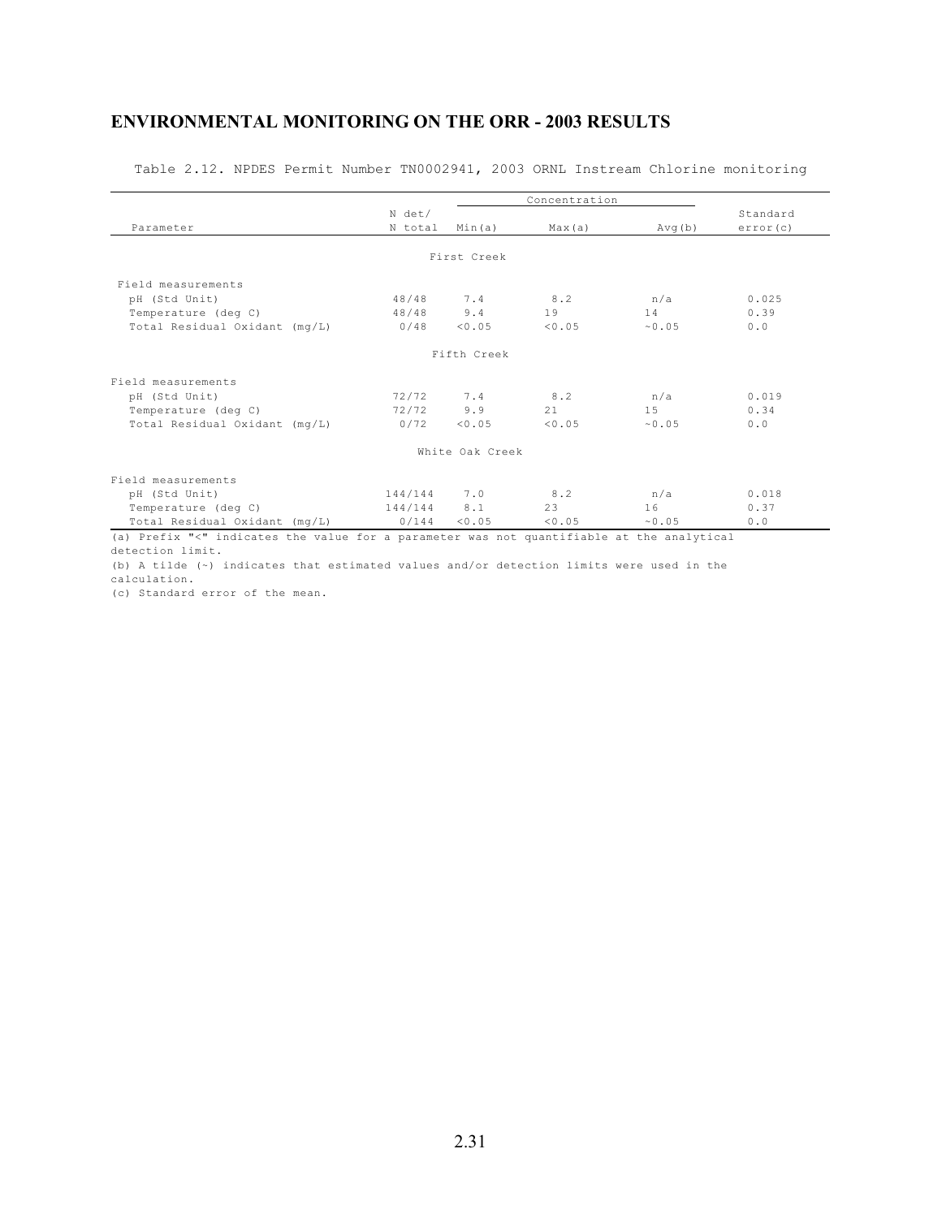## ENVIRONMENTAL MONITORING ON THE ORR - 2003 RESULTS

Table 2.12. NPDES Permit Number TN0002941, 2003 ORNL Instream Chlorine monitoring

| Parameter | N det/ N total | Concentration Min(a) | Max(a) | Avg(b) | Standard error(c) |
|---|---|---|---|---|---|
| **First Creek** | | | | | |
| Field measurements | | | | | |
| pH (Std Unit) | 48/48 | 7.4 | 8.2 | n/a | 0.025 |
| Temperature (deg C) | 48/48 | 9.4 | 19 | 14 | 0.39 |
| Total Residual Oxidant (mg/L) | 0/48 | <0.05 | <0.05 | ~0.05 | 0.0 |
| **Fifth Creek** | | | | | |
| Field measurements | | | | | |
| pH (Std Unit) | 72/72 | 7.4 | 8.2 | n/a | 0.019 |
| Temperature (deg C) | 72/72 | 9.9 | 21 | 15 | 0.34 |
| Total Residual Oxidant (mg/L) | 0/72 | <0.05 | <0.05 | ~0.05 | 0.0 |
| **White Oak Creek** | | | | | |
| Field measurements | | | | | |
| pH (Std Unit) | 144/144 | 7.0 | 8.2 | n/a | 0.018 |
| Temperature (deg C) | 144/144 | 8.1 | 23 | 16 | 0.37 |
| Total Residual Oxidant (mg/L) | 0/144 | <0.05 | <0.05 | ~0.05 | 0.0 |

(a) Prefix "<" indicates the value for a parameter was not quantifiable at the analytical detection limit.

(b) A tilde (~) indicates that estimated values and/or detection limits were used in the calculation.

(c) Standard error of the mean.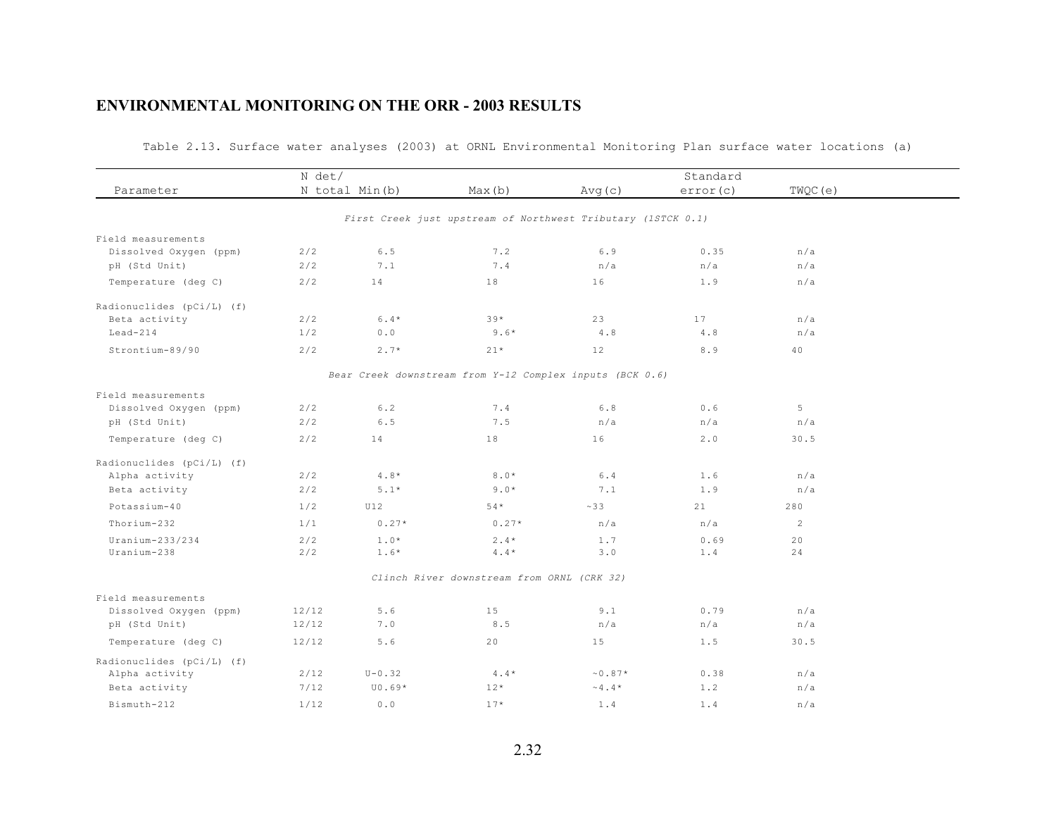## ENVIRONMENTAL MONITORING ON THE ORR - 2003 RESULTS

Table 2.13. Surface water analyses (2003) at ORNL Environmental Monitoring Plan surface water locations (a)

| Parameter | N det/ N total | Min(b) | Max(b) | Avg(c) | Standard error(c) | TWQC(e) |
|---|---|---|---|---|---|---|
| | | | *First Creek just upstream of Northwest Tributary (1STCK 0.1)* | | | |
| Field measurements | | | | | | |
| Dissolved Oxygen (ppm) | 2/2 | 6.5 | 7.2 | 6.9 | 0.35 | n/a |
| pH (Std Unit) | 2/2 | 7.1 | 7.4 | n/a | n/a | n/a |
| Temperature (deg C) | 2/2 | 14 | 18 | 16 | 1.9 | n/a |
| Radionuclides (pCi/L) (f) | | | | | | |
| Beta activity | 2/2 | 6.4* | 39* | 23 | 17 | n/a |
| Lead-214 | 1/2 | 0.0 | 9.6* | 4.8 | 4.8 | n/a |
| Strontium-89/90 | 2/2 | 2.7* | 21* | 12 | 8.9 | 40 |
| | | | *Bear Creek downstream from Y-12 Complex inputs (BCK 0.6)* | | | |
| Field measurements | | | | | | |
| Dissolved Oxygen (ppm) | 2/2 | 6.2 | 7.4 | 6.8 | 0.6 | 5 |
| pH (Std Unit) | 2/2 | 6.5 | 7.5 | n/a | n/a | n/a |
| Temperature (deg C) | 2/2 | 14 | 18 | 16 | 2.0 | 30.5 |
| Radionuclides (pCi/L) (f) | | | | | | |
| Alpha activity | 2/2 | 4.8* | 8.0* | 6.4 | 1.6 | n/a |
| Beta activity | 2/2 | 5.1* | 9.0* | 7.1 | 1.9 | n/a |
| Potassium-40 | 1/2 | U12 | 54* | ~33 | 21 | 280 |
| Thorium-232 | 1/1 | 0.27* | 0.27* | n/a | n/a | 2 |
| Uranium-233/234 | 2/2 | 1.0* | 2.4* | 1.7 | 0.69 | 20 |
| Uranium-238 | 2/2 | 1.6* | 4.4* | 3.0 | 1.4 | 24 |
| | | | *Clinch River downstream from ORNL (CRK 32)* | | | |
| Field measurements | | | | | | |
| Dissolved Oxygen (ppm) | 12/12 | 5.6 | 15 | 9.1 | 0.79 | n/a |
| pH (Std Unit) | 12/12 | 7.0 | 8.5 | n/a | n/a | n/a |
| Temperature (deg C) | 12/12 | 5.6 | 20 | 15 | 1.5 | 30.5 |
| Radionuclides (pCi/L) (f) | | | | | | |
| Alpha activity | 2/12 | U-0.32 | 4.4* | ~0.87* | 0.38 | n/a |
| Beta activity | 7/12 | U0.69* | 12* | ~4.4* | 1.2 | n/a |
| Bismuth-212 | 1/12 | 0.0 | 17* | 1.4 | 1.4 | n/a |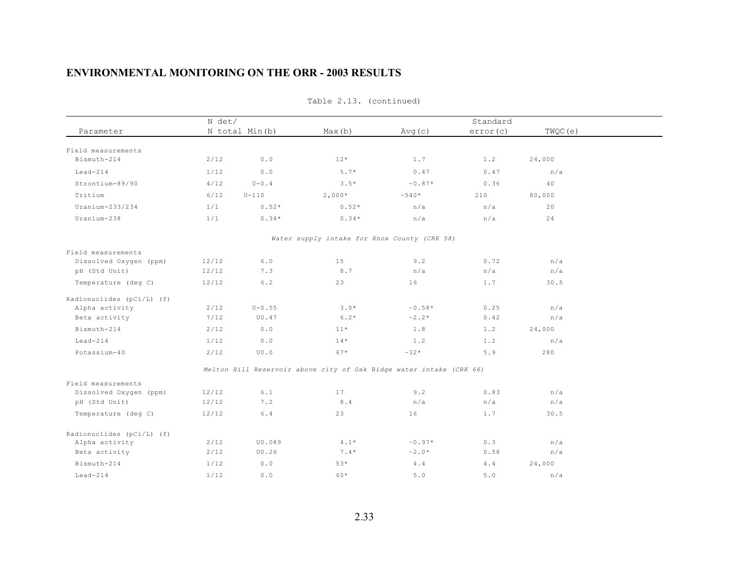## ENVIRONMENTAL MONITORING ON THE ORR - 2003 RESULTS

Table 2.13. (continued)

| Parameter | N det/ N total | Min(b) | Max(b) | Avg(c) | Standard error(c) | TWQC(e) |
|---|---|---|---|---|---|---|
| Field measurements | | | | | | |
| Bismuth-214 | 2/12 | 0.0 | 12* | 1.7 | 1.2 | 24,000 |
| Lead-214 | 1/12 | 0.0 | 5.7* | 0.47 | 0.47 | n/a |
| Strontium-89/90 | 4/12 | U-0.4 | 3.5* | ~0.87* | 0.36 | 40 |
| Tritium | 6/12 | U-110 | 2,000* | ~540* | 210 | 80,000 |
| Uranium-233/234 | 1/1 | 0.52* | 0.52* | n/a | n/a | 20 |
| Uranium-238 | 1/1 | 0.34* | 0.34* | n/a | n/a | 24 |
| *Water supply intake for Knox County (CRK 58)* | | | | | | |
| Field measurements | | | | | | |
| Dissolved Oxygen (ppm) | 12/12 | 6.0 | 15 | 9.2 | 0.72 | n/a |
| pH (Std Unit) | 12/12 | 7.3 | 8.7 | n/a | n/a | n/a |
| Temperature (deg C) | 12/12 | 6.2 | 23 | 16 | 1.7 | 30.5 |
| Radionuclides (pCi/L) (f) | | | | | | |
| Alpha activity | 2/12 | U-0.55 | 3.0* | ~0.58* | 0.25 | n/a |
| Beta activity | 7/12 | U0.47 | 6.2* | ~2.2* | 0.42 | n/a |
| Bismuth-214 | 2/12 | 0.0 | 11* | 1.8 | 1.2 | 24,000 |
| Lead-214 | 1/12 | 0.0 | 14* | 1.2 | 1.2 | n/a |
| Potassium-40 | 2/12 | U0.0 | 67* | ~32* | 5.9 | 280 |
| *Melton Hill Reservoir above city of Oak Ridge water intake (CRK 66)* | | | | | | |
| Field measurements | | | | | | |
| Dissolved Oxygen (ppm) | 12/12 | 6.1 | 17 | 9.2 | 0.83 | n/a |
| pH (Std Unit) | 12/12 | 7.2 | 8.4 | n/a | n/a | n/a |
| Temperature (deg C) | 12/12 | 6.4 | 23 | 16 | 1.7 | 30.5 |
| Radionuclides (pCi/L) (f) | | | | | | |
| Alpha activity | 2/12 | U0.089 | 4.1* | ~0.97* | 0.3 | n/a |
| Beta activity | 2/12 | U0.26 | 7.4* | ~2.0* | 0.58 | n/a |
| Bismuth-214 | 1/12 | 0.0 | 53* | 4.4 | 4.4 | 24,000 |
| Lead-214 | 1/12 | 0.0 | 60* | 5.0 | 5.0 | n/a |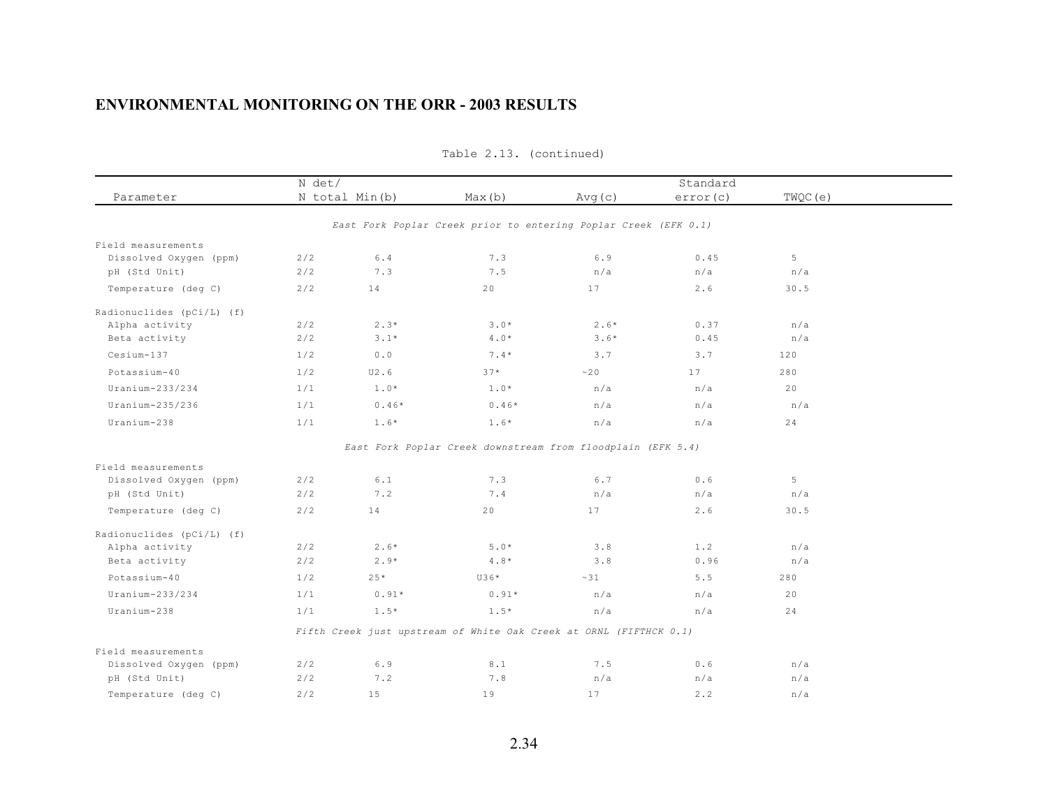## ENVIRONMENTAL MONITORING ON THE ORR - 2003 RESULTS

Table 2.13. (continued)

| Parameter | N det/ N total | Min(b) | Max(b) | Avg(c) | Standard error(c) | TWQC(e) |
|---|---|---|---|---|---|---|
| | | *East Fork Poplar Creek prior to entering Poplar Creek (EFK 0.1)* | | | | |
| Field measurements | | | | | | |
| Dissolved Oxygen (ppm) | 2/2 | 6.4 | 7.3 | 6.9 | 0.45 | 5 |
| pH (Std Unit) | 2/2 | 7.3 | 7.5 | n/a | n/a | n/a |
| Temperature (deg C) | 2/2 | 14 | 20 | 17 | 2.6 | 30.5 |
| Radionuclides (pCi/L) (f) | | | | | | |
| Alpha activity | 2/2 | 2.3* | 3.0* | 2.6* | 0.37 | n/a |
| Beta activity | 2/2 | 3.1* | 4.0* | 3.6* | 0.45 | n/a |
| Cesium-137 | 1/2 | 0.0 | 7.4* | 3.7 | 3.7 | 120 |
| Potassium-40 | 1/2 | U2.6 | 37* | ~20 | 17 | 280 |
| Uranium-233/234 | 1/1 | 1.0* | 1.0* | n/a | n/a | 20 |
| Uranium-235/236 | 1/1 | 0.46* | 0.46* | n/a | n/a | n/a |
| Uranium-238 | 1/1 | 1.6* | 1.6* | n/a | n/a | 24 |
| | | *East Fork Poplar Creek downstream from floodplain (EFK 5.4)* | | | | |
| Field measurements | | | | | | |
| Dissolved Oxygen (ppm) | 2/2 | 6.1 | 7.3 | 6.7 | 0.6 | 5 |
| pH (Std Unit) | 2/2 | 7.2 | 7.4 | n/a | n/a | n/a |
| Temperature (deg C) | 2/2 | 14 | 20 | 17 | 2.6 | 30.5 |
| Radionuclides (pCi/L) (f) | | | | | | |
| Alpha activity | 2/2 | 2.6* | 5.0* | 3.8 | 1.2 | n/a |
| Beta activity | 2/2 | 2.9* | 4.8* | 3.8 | 0.96 | n/a |
| Potassium-40 | 1/2 | 25* | U36* | ~31 | 5.5 | 280 |
| Uranium-233/234 | 1/1 | 0.91* | 0.91* | n/a | n/a | 20 |
| Uranium-238 | 1/1 | 1.5* | 1.5* | n/a | n/a | 24 |
| | | *Fifth Creek just upstream of White Oak Creek at ORNL (FIFTHCK 0.1)* | | | | |
| Field measurements | | | | | | |
| Dissolved Oxygen (ppm) | 2/2 | 6.9 | 8.1 | 7.5 | 0.6 | n/a |
| pH (Std Unit) | 2/2 | 7.2 | 7.8 | n/a | n/a | n/a |
| Temperature (deg C) | 2/2 | 15 | 19 | 17 | 2.2 | n/a |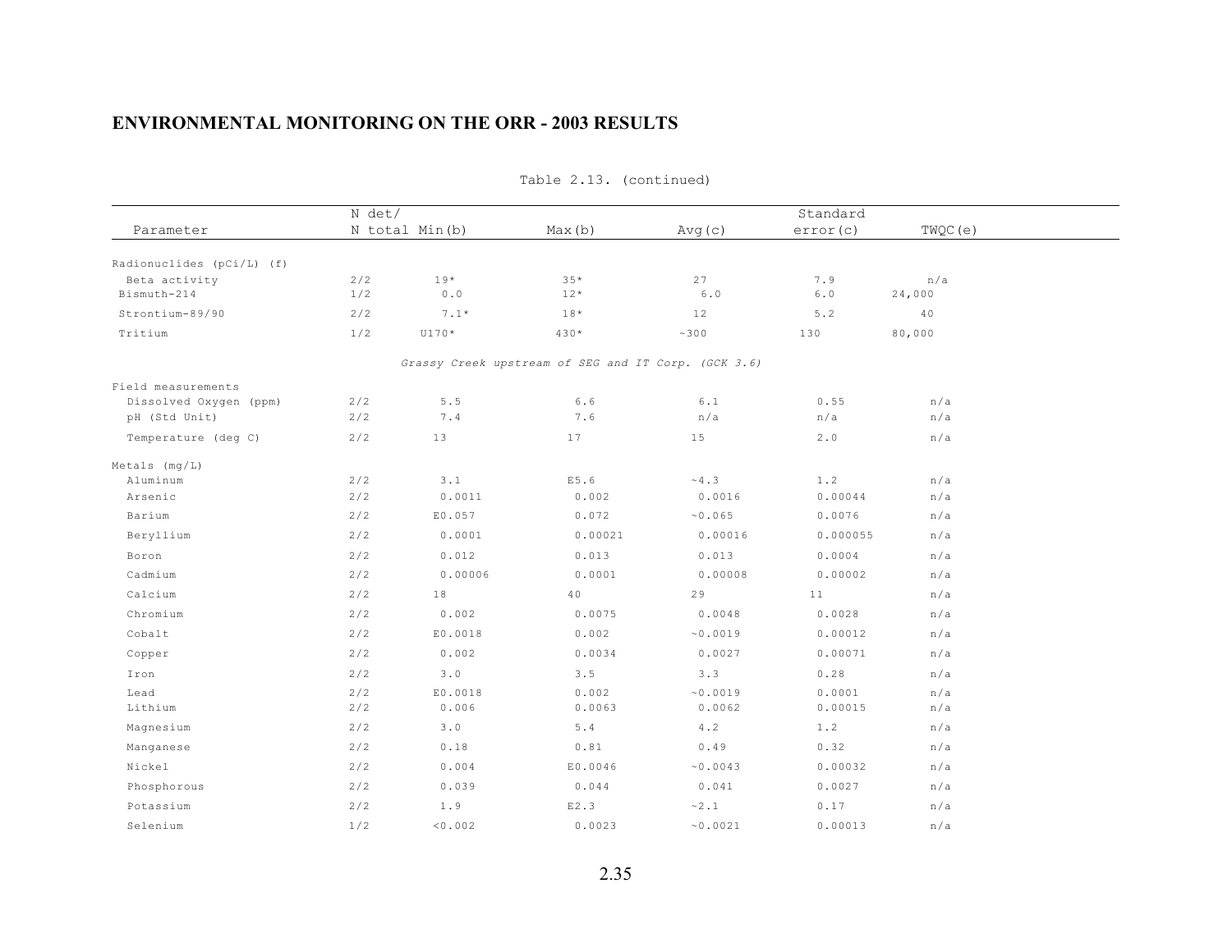## ENVIRONMENTAL MONITORING ON THE ORR - 2003 RESULTS

Table 2.13. (continued)

| Parameter | N det/ N total | Min(b) | Max(b) | Avg(c) | Standard error(c) | TWQC(e) |
|---|---|---|---|---|---|---|
| Radionuclides (pCi/L) (f) | | | | | | |
| Beta activity | 2/2 | 19* | 35* | 27 | 7.9 | n/a |
| Bismuth-214 | 1/2 | 0.0 | 12* | 6.0 | 6.0 | 24,000 |
| Strontium-89/90 | 2/2 | 7.1* | 18* | 12 | 5.2 | 40 |
| Tritium | 1/2 | U170* | 430* | ~300 | 130 | 80,000 |
| *Grassy Creek upstream of SEG and IT Corp. (GCK 3.6)* | | | | | | |
| Field measurements | | | | | | |
| Dissolved Oxygen (ppm) | 2/2 | 5.5 | 6.6 | 6.1 | 0.55 | n/a |
| pH (Std Unit) | 2/2 | 7.4 | 7.6 | n/a | n/a | n/a |
| Temperature (deg C) | 2/2 | 13 | 17 | 15 | 2.0 | n/a |
| Metals (mg/L) | | | | | | |
| Aluminum | 2/2 | 3.1 | E5.6 | ~4.3 | 1.2 | n/a |
| Arsenic | 2/2 | 0.0011 | 0.002 | 0.0016 | 0.00044 | n/a |
| Barium | 2/2 | E0.057 | 0.072 | ~0.065 | 0.0076 | n/a |
| Beryllium | 2/2 | 0.0001 | 0.00021 | 0.00016 | 0.000055 | n/a |
| Boron | 2/2 | 0.012 | 0.013 | 0.013 | 0.0004 | n/a |
| Cadmium | 2/2 | 0.00006 | 0.0001 | 0.00008 | 0.00002 | n/a |
| Calcium | 2/2 | 18 | 40 | 29 | 11 | n/a |
| Chromium | 2/2 | 0.002 | 0.0075 | 0.0048 | 0.0028 | n/a |
| Cobalt | 2/2 | E0.0018 | 0.002 | ~0.0019 | 0.00012 | n/a |
| Copper | 2/2 | 0.002 | 0.0034 | 0.0027 | 0.00071 | n/a |
| Iron | 2/2 | 3.0 | 3.5 | 3.3 | 0.28 | n/a |
| Lead | 2/2 | E0.0018 | 0.002 | ~0.0019 | 0.0001 | n/a |
| Lithium | 2/2 | 0.006 | 0.0063 | 0.0062 | 0.00015 | n/a |
| Magnesium | 2/2 | 3.0 | 5.4 | 4.2 | 1.2 | n/a |
| Manganese | 2/2 | 0.18 | 0.81 | 0.49 | 0.32 | n/a |
| Nickel | 2/2 | 0.004 | E0.0046 | ~0.0043 | 0.00032 | n/a |
| Phosphorous | 2/2 | 0.039 | 0.044 | 0.041 | 0.0027 | n/a |
| Potassium | 2/2 | 1.9 | E2.3 | ~2.1 | 0.17 | n/a |
| Selenium | 1/2 | <0.002 | 0.0023 | ~0.0021 | 0.00013 | n/a |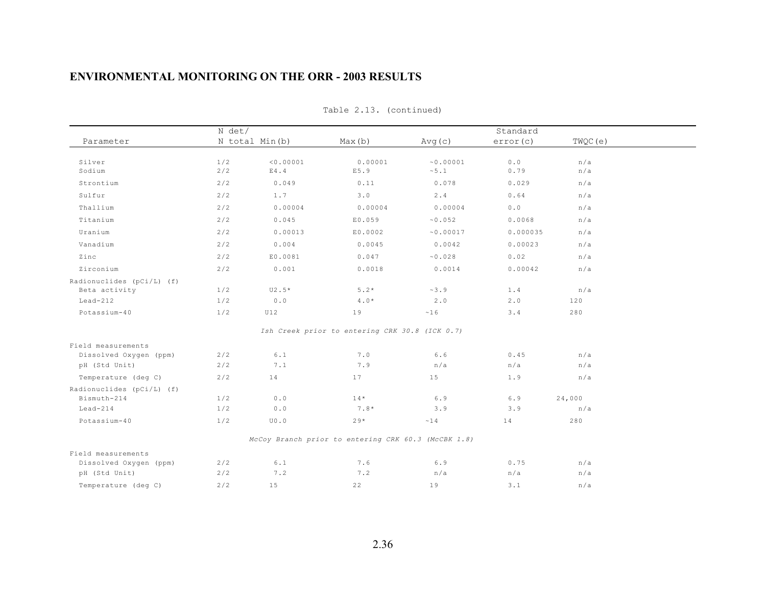## ENVIRONMENTAL MONITORING ON THE ORR - 2003 RESULTS

Table 2.13. (continued)

| Parameter | N det/ N total | Min(b) | Max(b) | Avg(c) | Standard error(c) | TWQC(e) |
|---|---|---|---|---|---|---|
| Silver | 1/2 | <0.00001 | 0.00001 | ~0.00001 | 0.0 | n/a |
| Sodium | 2/2 | E4.4 | E5.9 | ~5.1 | 0.79 | n/a |
| Strontium | 2/2 | 0.049 | 0.11 | 0.078 | 0.029 | n/a |
| Sulfur | 2/2 | 1.7 | 3.0 | 2.4 | 0.64 | n/a |
| Thallium | 2/2 | 0.00004 | 0.00004 | 0.00004 | 0.0 | n/a |
| Titanium | 2/2 | 0.045 | E0.059 | ~0.052 | 0.0068 | n/a |
| Uranium | 2/2 | 0.00013 | E0.0002 | ~0.00017 | 0.000035 | n/a |
| Vanadium | 2/2 | 0.004 | 0.0045 | 0.0042 | 0.00023 | n/a |
| Zinc | 2/2 | E0.0081 | 0.047 | ~0.028 | 0.02 | n/a |
| Zirconium | 2/2 | 0.001 | 0.0018 | 0.0014 | 0.00042 | n/a |
| Radionuclides (pCi/L) (f) | | | | | | |
| Beta activity | 1/2 | U2.5* | 5.2* | ~3.9 | 1.4 | n/a |
| Lead-212 | 1/2 | 0.0 | 4.0* | 2.0 | 2.0 | 120 |
| Potassium-40 | 1/2 | U12 | 19 | ~16 | 3.4 | 280 |
| | | *Ish Creek prior to entering CRK 30.8 (ICK 0.7)* | | | | |
| Field measurements | | | | | | |
| Dissolved Oxygen (ppm) | 2/2 | 6.1 | 7.0 | 6.6 | 0.45 | n/a |
| pH (Std Unit) | 2/2 | 7.1 | 7.9 | n/a | n/a | n/a |
| Temperature (deg C) | 2/2 | 14 | 17 | 15 | 1.9 | n/a |
| Radionuclides (pCi/L) (f) | | | | | | |
| Bismuth-214 | 1/2 | 0.0 | 14* | 6.9 | 6.9 | 24,000 |
| Lead-214 | 1/2 | 0.0 | 7.8* | 3.9 | 3.9 | n/a |
| Potassium-40 | 1/2 | U0.0 | 29* | ~14 | 14 | 280 |
| | | *McCoy Branch prior to entering CRK 60.3 (McCBK 1.8)* | | | | |
| Field measurements | | | | | | |
| Dissolved Oxygen (ppm) | 2/2 | 6.1 | 7.6 | 6.9 | 0.75 | n/a |
| pH (Std Unit) | 2/2 | 7.2 | 7.2 | n/a | n/a | n/a |
| Temperature (deg C) | 2/2 | 15 | 22 | 19 | 3.1 | n/a |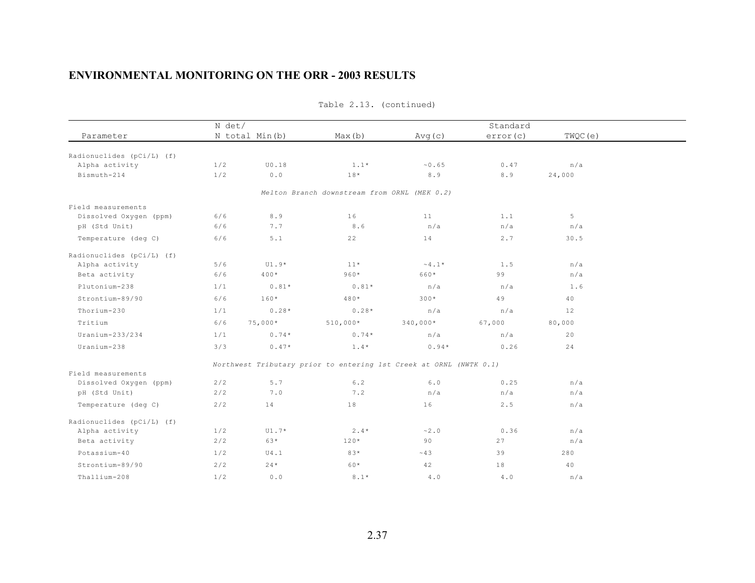## ENVIRONMENTAL MONITORING ON THE ORR - 2003 RESULTS

Table 2.13. (continued)

| Parameter | N det/ N total | Min(b) | Max(b) | Avg(c) | Standard error(c) | TWQC(e) |
|---|---|---|---|---|---|---|
| Radionuclides (pCi/L) (f) | | | | | | |
| Alpha activity | 1/2 | U0.18 | 1.1* | ~0.65 | 0.47 | n/a |
| Bismuth-214 | 1/2 | 0.0 | 18* | 8.9 | 8.9 | 24,000 |
| *Melton Branch downstream from ORNL (MEK 0.2)* | | | | | | |
| Field measurements | | | | | | |
| Dissolved Oxygen (ppm) | 6/6 | 8.9 | 16 | 11 | 1.1 | 5 |
| pH (Std Unit) | 6/6 | 7.7 | 8.6 | n/a | n/a | n/a |
| Temperature (deg C) | 6/6 | 5.1 | 22 | 14 | 2.7 | 30.5 |
| Radionuclides (pCi/L) (f) | | | | | | |
| Alpha activity | 5/6 | U1.9* | 11* | ~4.1* | 1.5 | n/a |
| Beta activity | 6/6 | 400* | 960* | 660* | 99 | n/a |
| Plutonium-238 | 1/1 | 0.81* | 0.81* | n/a | n/a | 1.6 |
| Strontium-89/90 | 6/6 | 160* | 480* | 300* | 49 | 40 |
| Thorium-230 | 1/1 | 0.28* | 0.28* | n/a | n/a | 12 |
| Tritium | 6/6 | 75,000* | 510,000* | 340,000* | 67,000 | 80,000 |
| Uranium-233/234 | 1/1 | 0.74* | 0.74* | n/a | n/a | 20 |
| Uranium-238 | 3/3 | 0.47* | 1.4* | 0.94* | 0.26 | 24 |
| *Northwest Tributary prior to entering 1st Creek at ORNL (NWTK 0.1)* | | | | | | |
| Field measurements | | | | | | |
| Dissolved Oxygen (ppm) | 2/2 | 5.7 | 6.2 | 6.0 | 0.25 | n/a |
| pH (Std Unit) | 2/2 | 7.0 | 7.2 | n/a | n/a | n/a |
| Temperature (deg C) | 2/2 | 14 | 18 | 16 | 2.5 | n/a |
| Radionuclides (pCi/L) (f) | | | | | | |
| Alpha activity | 1/2 | U1.7* | 2.4* | ~2.0 | 0.36 | n/a |
| Beta activity | 2/2 | 63* | 120* | 90 | 27 | n/a |
| Potassium-40 | 1/2 | U4.1 | 83* | ~43 | 39 | 280 |
| Strontium-89/90 | 2/2 | 24* | 60* | 42 | 18 | 40 |
| Thallium-208 | 1/2 | 0.0 | 8.1* | 4.0 | 4.0 | n/a |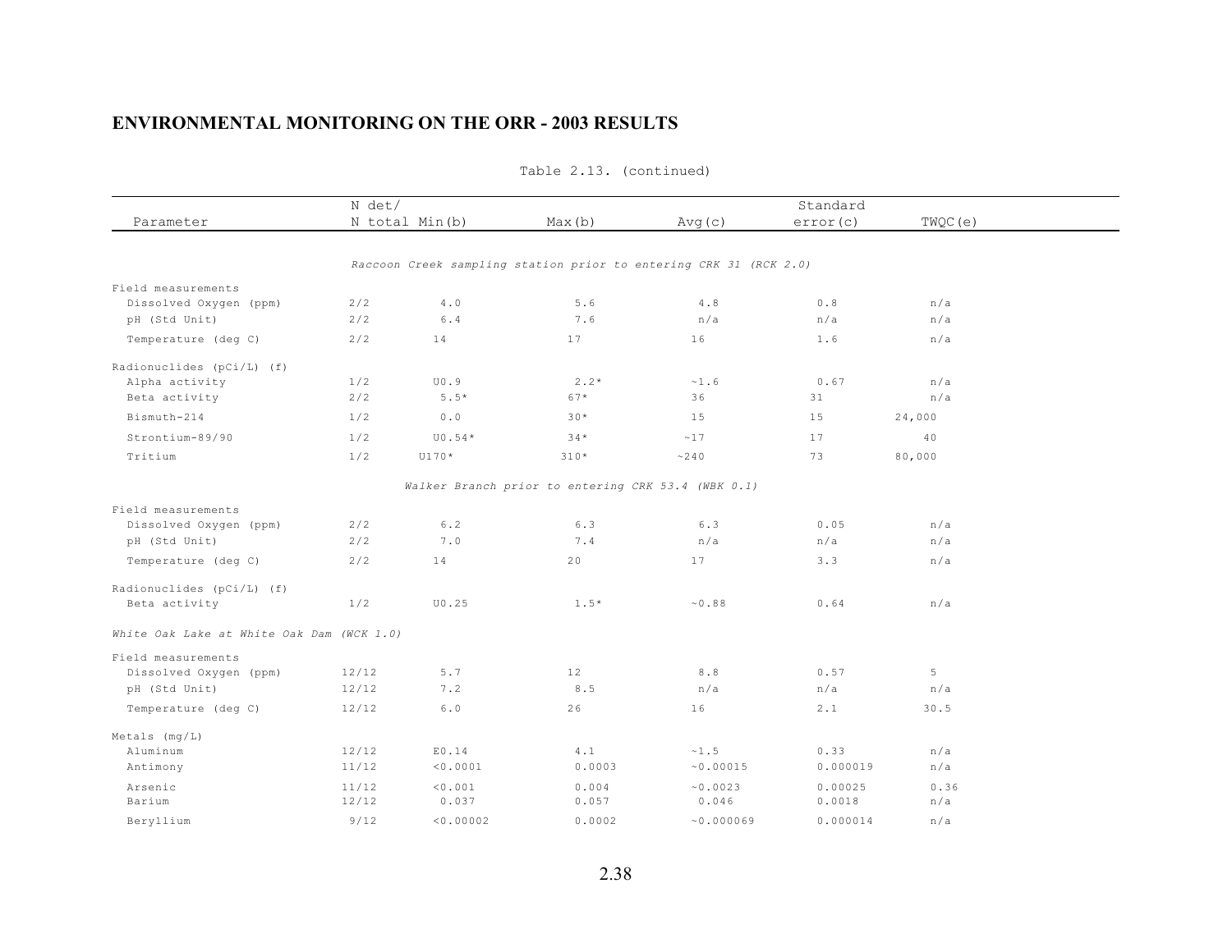## ENVIRONMENTAL MONITORING ON THE ORR - 2003 RESULTS

Table 2.13. (continued)

| Parameter | N det/ N total | Min(b) | Max(b) | Avg(c) | Standard error(c) | TWQC(e) |
|---|---|---|---|---|---|---|
| *Raccoon Creek sampling station prior to entering CRK 31 (RCK 2.0)* | | | | | | |
| Field measurements | | | | | | |
| Dissolved Oxygen (ppm) | 2/2 | 4.0 | 5.6 | 4.8 | 0.8 | n/a |
| pH (Std Unit) | 2/2 | 6.4 | 7.6 | n/a | n/a | n/a |
| Temperature (deg C) | 2/2 | 14 | 17 | 16 | 1.6 | n/a |
| Radionuclides (pCi/L) (f) | | | | | | |
| Alpha activity | 1/2 | U0.9 | 2.2* | ~1.6 | 0.67 | n/a |
| Beta activity | 2/2 | 5.5* | 67* | 36 | 31 | n/a |
| Bismuth-214 | 1/2 | 0.0 | 30* | 15 | 15 | 24,000 |
| Strontium-89/90 | 1/2 | U0.54* | 34* | ~17 | 17 | 40 |
| Tritium | 1/2 | U170* | 310* | ~240 | 73 | 80,000 |
| *Walker Branch prior to entering CRK 53.4 (WBK 0.1)* | | | | | | |
| Field measurements | | | | | | |
| Dissolved Oxygen (ppm) | 2/2 | 6.2 | 6.3 | 6.3 | 0.05 | n/a |
| pH (Std Unit) | 2/2 | 7.0 | 7.4 | n/a | n/a | n/a |
| Temperature (deg C) | 2/2 | 14 | 20 | 17 | 3.3 | n/a |
| Radionuclides (pCi/L) (f) | | | | | | |
| Beta activity | 1/2 | U0.25 | 1.5* | ~0.88 | 0.64 | n/a |
| *White Oak Lake at White Oak Dam (WCK 1.0)* | | | | | | |
| Field measurements | | | | | | |
| Dissolved Oxygen (ppm) | 12/12 | 5.7 | 12 | 8.8 | 0.57 | 5 |
| pH (Std Unit) | 12/12 | 7.2 | 8.5 | n/a | n/a | n/a |
| Temperature (deg C) | 12/12 | 6.0 | 26 | 16 | 2.1 | 30.5 |
| Metals (mg/L) | | | | | | |
| Aluminum | 12/12 | E0.14 | 4.1 | ~1.5 | 0.33 | n/a |
| Antimony | 11/12 | <0.0001 | 0.0003 | ~0.00015 | 0.000019 | n/a |
| Arsenic | 11/12 | <0.001 | 0.004 | ~0.0023 | 0.00025 | 0.36 |
| Barium | 12/12 | 0.037 | 0.057 | 0.046 | 0.0018 | n/a |
| Beryllium | 9/12 | <0.00002 | 0.0002 | ~0.000069 | 0.000014 | n/a |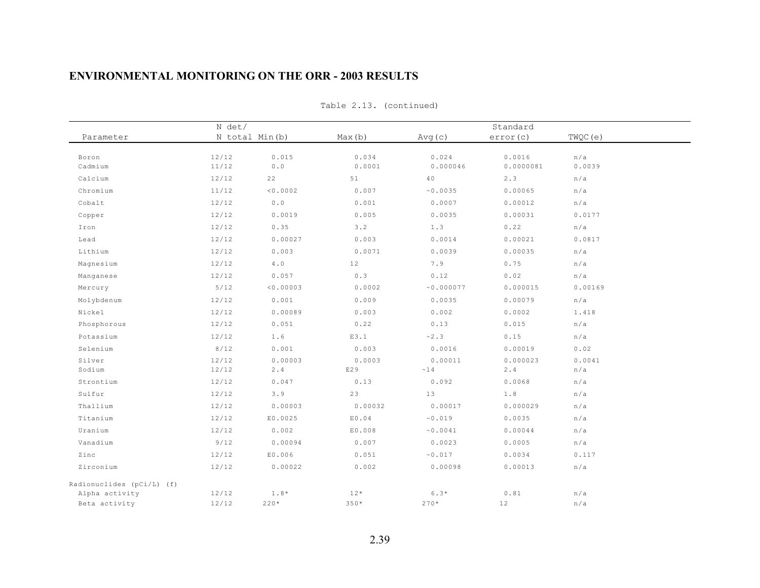## ENVIRONMENTAL MONITORING ON THE ORR - 2003 RESULTS

Table 2.13. (continued)

| Parameter | N det/ N total | Min(b) | Max(b) | Avg(c) | Standard error(c) | TWQC(e) |
|---|---|---|---|---|---|---|
| Boron | 12/12 | 0.015 | 0.034 | 0.024 | 0.0016 | n/a |
| Cadmium | 11/12 | 0.0 | 0.0001 | 0.000046 | 0.0000081 | 0.0039 |
| Calcium | 12/12 | 22 | 51 | 40 | 2.3 | n/a |
| Chromium | 11/12 | <0.0002 | 0.007 | ~0.0035 | 0.00065 | n/a |
| Cobalt | 12/12 | 0.0 | 0.001 | 0.0007 | 0.00012 | n/a |
| Copper | 12/12 | 0.0019 | 0.005 | 0.0035 | 0.00031 | 0.0177 |
| Iron | 12/12 | 0.35 | 3.2 | 1.3 | 0.22 | n/a |
| Lead | 12/12 | 0.00027 | 0.003 | 0.0014 | 0.00021 | 0.0817 |
| Lithium | 12/12 | 0.003 | 0.0071 | 0.0039 | 0.00035 | n/a |
| Magnesium | 12/12 | 4.0 | 12 | 7.9 | 0.75 | n/a |
| Manganese | 12/12 | 0.057 | 0.3 | 0.12 | 0.02 | n/a |
| Mercury | 5/12 | <0.00003 | 0.0002 | ~0.000077 | 0.000015 | 0.00169 |
| Molybdenum | 12/12 | 0.001 | 0.009 | 0.0035 | 0.00079 | n/a |
| Nickel | 12/12 | 0.00089 | 0.003 | 0.002 | 0.0002 | 1.418 |
| Phosphorous | 12/12 | 0.051 | 0.22 | 0.13 | 0.015 | n/a |
| Potassium | 12/12 | 1.6 | E3.1 | ~2.3 | 0.15 | n/a |
| Selenium | 8/12 | 0.001 | 0.003 | 0.0016 | 0.00019 | 0.02 |
| Silver | 12/12 | 0.00003 | 0.0003 | 0.00011 | 0.000023 | 0.0041 |
| Sodium | 12/12 | 2.4 | E29 | ~14 | 2.4 | n/a |
| Strontium | 12/12 | 0.047 | 0.13 | 0.092 | 0.0068 | n/a |
| Sulfur | 12/12 | 3.9 | 23 | 13 | 1.8 | n/a |
| Thallium | 12/12 | 0.00003 | 0.00032 | 0.00017 | 0.000029 | n/a |
| Titanium | 12/12 | E0.0025 | E0.04 | ~0.019 | 0.0035 | n/a |
| Uranium | 12/12 | 0.002 | E0.008 | ~0.0041 | 0.00044 | n/a |
| Vanadium | 9/12 | 0.00094 | 0.007 | 0.0023 | 0.0005 | n/a |
| Zinc | 12/12 | E0.006 | 0.051 | ~0.017 | 0.0034 | 0.117 |
| Zirconium | 12/12 | 0.00022 | 0.002 | 0.00098 | 0.00013 | n/a |
| Radionuclides (pCi/L) (f) | | | | | | |
| Alpha activity | 12/12 | 1.8* | 12* | 6.3* | 0.81 | n/a |
| Beta activity | 12/12 | 220* | 350* | 270* | 12 | n/a |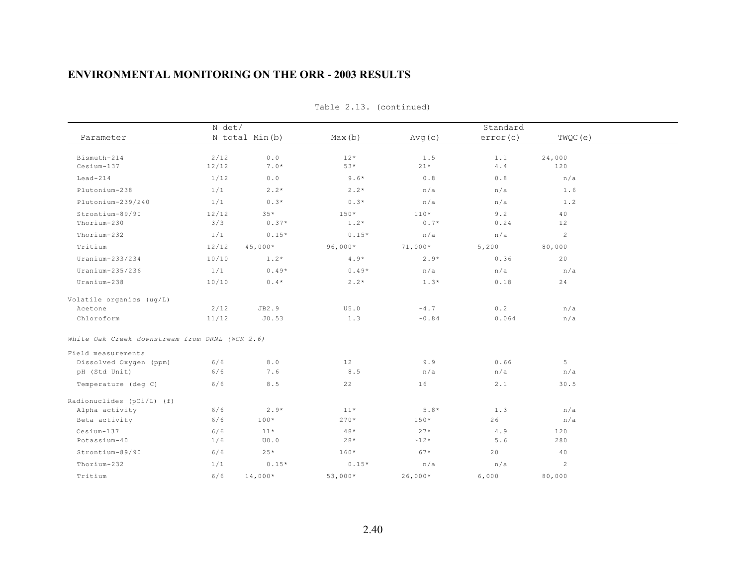## ENVIRONMENTAL MONITORING ON THE ORR - 2003 RESULTS

Table 2.13. (continued)

| Parameter | N det/ N total | Min(b) | Max(b) | Avg(c) | Standard error(c) | TWQC(e) |
|---|---|---|---|---|---|---|
| Bismuth-214 | 2/12 | 0.0 | 12* | 1.5 | 1.1 | 24,000 |
| Cesium-137 | 12/12 | 7.0* | 53* | 21* | 4.4 | 120 |
| Lead-214 | 1/12 | 0.0 | 9.6* | 0.8 | 0.8 | n/a |
| Plutonium-238 | 1/1 | 2.2* | 2.2* | n/a | n/a | 1.6 |
| Plutonium-239/240 | 1/1 | 0.3* | 0.3* | n/a | n/a | 1.2 |
| Strontium-89/90 | 12/12 | 35* | 150* | 110* | 9.2 | 40 |
| Thorium-230 | 3/3 | 0.37* | 1.2* | 0.7* | 0.24 | 12 |
| Thorium-232 | 1/1 | 0.15* | 0.15* | n/a | n/a | 2 |
| Tritium | 12/12 | 45,000* | 96,000* | 71,000* | 5,200 | 80,000 |
| Uranium-233/234 | 10/10 | 1.2* | 4.9* | 2.9* | 0.36 | 20 |
| Uranium-235/236 | 1/1 | 0.49* | 0.49* | n/a | n/a | n/a |
| Uranium-238 | 10/10 | 0.4* | 2.2* | 1.3* | 0.18 | 24 |
| Volatile organics (ug/L) | | | | | | |
| Acetone | 2/12 | JB2.9 | U5.0 | ~4.7 | 0.2 | n/a |
| Chloroform | 11/12 | J0.53 | 1.3 | ~0.84 | 0.064 | n/a |
| *White Oak Creek downstream from ORNL (WCK 2.6)* | | | | | | |
| Field measurements | | | | | | |
| Dissolved Oxygen (ppm) | 6/6 | 8.0 | 12 | 9.9 | 0.66 | 5 |
| pH (Std Unit) | 6/6 | 7.6 | 8.5 | n/a | n/a | n/a |
| Temperature (deg C) | 6/6 | 8.5 | 22 | 16 | 2.1 | 30.5 |
| Radionuclides (pCi/L) (f) | | | | | | |
| Alpha activity | 6/6 | 2.9* | 11* | 5.8* | 1.3 | n/a |
| Beta activity | 6/6 | 100* | 270* | 150* | 26 | n/a |
| Cesium-137 | 6/6 | 11* | 48* | 27* | 4.9 | 120 |
| Potassium-40 | 1/6 | U0.0 | 28* | ~12* | 5.6 | 280 |
| Strontium-89/90 | 6/6 | 25* | 160* | 67* | 20 | 40 |
| Thorium-232 | 1/1 | 0.15* | 0.15* | n/a | n/a | 2 |
| Tritium | 6/6 | 14,000* | 53,000* | 26,000* | 6,000 | 80,000 |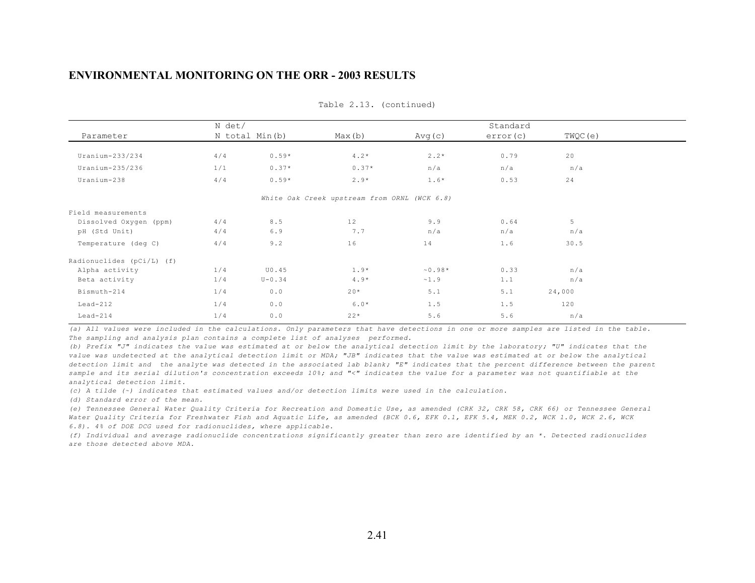## ENVIRONMENTAL MONITORING ON THE ORR - 2003 RESULTS

Table 2.13. (continued)

| Parameter | N det/ N total | Min(b) | Max(b) | Avg(c) | Standard error(c) | TWQC(e) |
|---|---|---|---|---|---|---|
| Uranium-233/234 | 4/4 | 0.59* | 4.2* | 2.2* | 0.79 | 20 |
| Uranium-235/236 | 1/1 | 0.37* | 0.37* | n/a | n/a | n/a |
| Uranium-238 | 4/4 | 0.59* | 2.9* | 1.6* | 0.53 | 24 |
| | | | *White Oak Creek upstream from ORNL (WCK 6.8)* | | | |
| Field measurements | | | | | | |
| Dissolved Oxygen (ppm) | 4/4 | 8.5 | 12 | 9.9 | 0.64 | 5 |
| pH (Std Unit) | 4/4 | 6.9 | 7.7 | n/a | n/a | n/a |
| Temperature (deg C) | 4/4 | 9.2 | 16 | 14 | 1.6 | 30.5 |
| Radionuclides (pCi/L) (f) | | | | | | |
| Alpha activity | 1/4 | U0.45 | 1.9* | ~0.98* | 0.33 | n/a |
| Beta activity | 1/4 | U-0.34 | 4.9* | ~1.9 | 1.1 | n/a |
| Bismuth-214 | 1/4 | 0.0 | 20* | 5.1 | 5.1 | 24,000 |
| Lead-212 | 1/4 | 0.0 | 6.0* | 1.5 | 1.5 | 120 |
| Lead-214 | 1/4 | 0.0 | 22* | 5.6 | 5.6 | n/a |

*(a) All values were included in the calculations. Only parameters that have detections in one or more samples are listed in the table. The sampling and analysis plan contains a complete list of analyses performed.*

*(b) Prefix "J" indicates the value was estimated at or below the analytical detection limit by the laboratory; "U" indicates that the value was undetected at the analytical detection limit or MDA; "JB" indicates that the value was estimated at or below the analytical detection limit and the analyte was detected in the associated lab blank; "E" indicates that the percent difference between the parent sample and its serial dilution's concentration exceeds 10%; and "<" indicates the value for a parameter was not quantifiable at the analytical detection limit.*

*(c) A tilde (~) indicates that estimated values and/or detection limits were used in the calculation.*

*(d) Standard error of the mean.*

*(e) Tennessee General Water Quality Criteria for Recreation and Domestic Use, as amended (CRK 32, CRK 58, CRK 66) or Tennessee General Water Quality Criteria for Freshwater Fish and Aquatic Life, as amended (BCK 0.6, EFK 0.1, EFK 5.4, MEK 0.2, WCK 1.0, WCK 2.6, WCK 6.8). 4% of DOE DCG used for radionuclides, where applicable.*

*(f) Individual and average radionuclide concentrations significantly greater than zero are identified by an *. Detected radionuclides are those detected above MDA.*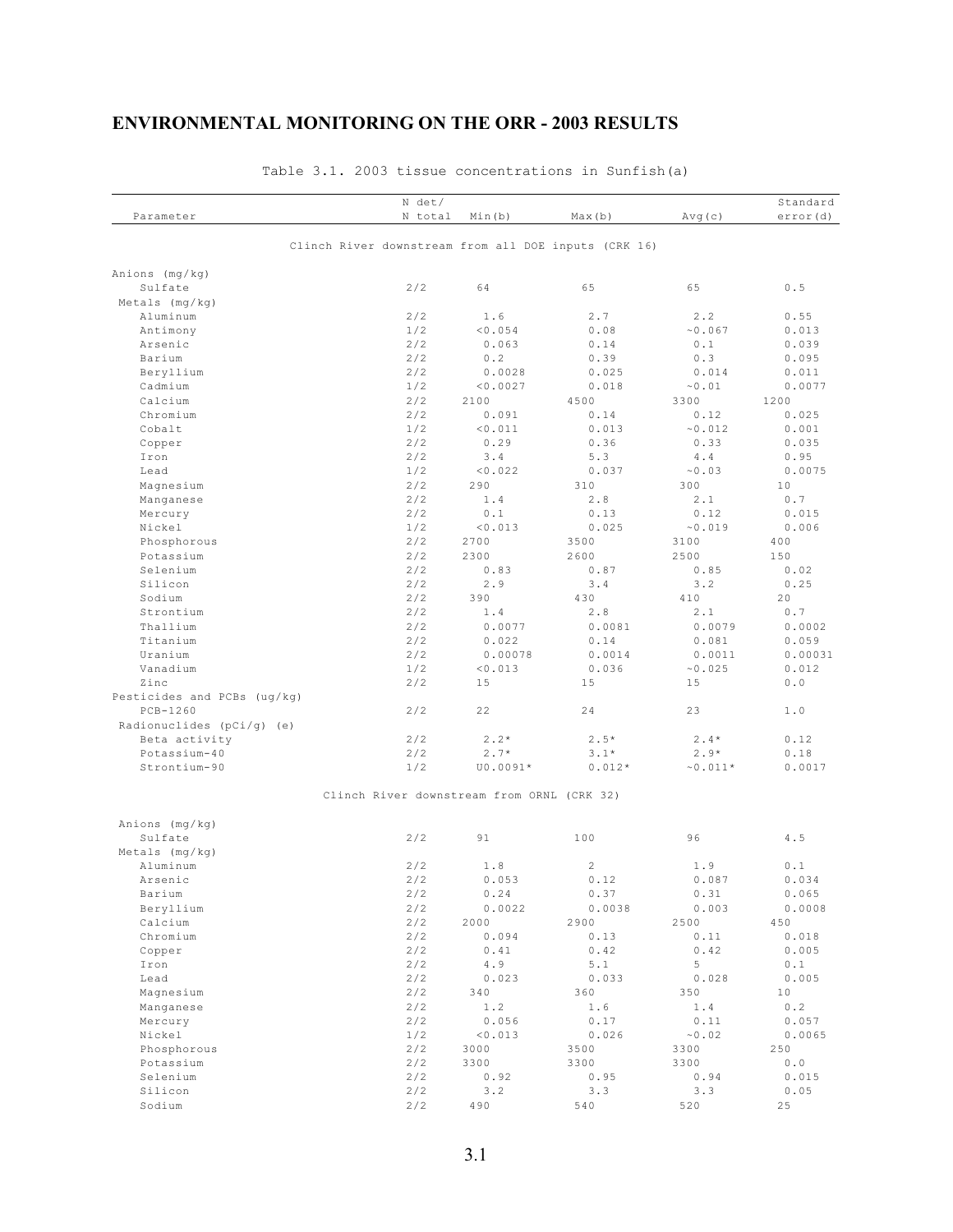## ENVIRONMENTAL MONITORING ON THE ORR - 2003 RESULTS

Table 3.1. 2003 tissue concentrations in Sunfish(a)

| Parameter | N det/ N total | Min(b) | Max(b) | Avg(c) | Standard error(d) |
|---|---|---|---|---|---|
| **Clinch River downstream from all DOE inputs (CRK 16)** | | | | | |
| Anions (mg/kg) | | | | | |
| Sulfate | 2/2 | 64 | 65 | 65 | 0.5 |
| Metals (mg/kg) | | | | | |
| Aluminum | 2/2 | 1.6 | 2.7 | 2.2 | 0.55 |
| Antimony | 1/2 | <0.054 | 0.08 | ~0.067 | 0.013 |
| Arsenic | 2/2 | 0.063 | 0.14 | 0.1 | 0.039 |
| Barium | 2/2 | 0.2 | 0.39 | 0.3 | 0.095 |
| Beryllium | 2/2 | 0.0028 | 0.025 | 0.014 | 0.011 |
| Cadmium | 1/2 | <0.0027 | 0.018 | ~0.01 | 0.0077 |
| Calcium | 2/2 | 2100 | 4500 | 3300 | 1200 |
| Chromium | 2/2 | 0.091 | 0.14 | 0.12 | 0.025 |
| Cobalt | 1/2 | <0.011 | 0.013 | ~0.012 | 0.001 |
| Copper | 2/2 | 0.29 | 0.36 | 0.33 | 0.035 |
| Iron | 2/2 | 3.4 | 5.3 | 4.4 | 0.95 |
| Lead | 1/2 | <0.022 | 0.037 | ~0.03 | 0.0075 |
| Magnesium | 2/2 | 290 | 310 | 300 | 10 |
| Manganese | 2/2 | 1.4 | 2.8 | 2.1 | 0.7 |
| Mercury | 2/2 | 0.1 | 0.13 | 0.12 | 0.015 |
| Nickel | 1/2 | <0.013 | 0.025 | ~0.019 | 0.006 |
| Phosphorous | 2/2 | 2700 | 3500 | 3100 | 400 |
| Potassium | 2/2 | 2300 | 2600 | 2500 | 150 |
| Selenium | 2/2 | 0.83 | 0.87 | 0.85 | 0.02 |
| Silicon | 2/2 | 2.9 | 3.4 | 3.2 | 0.25 |
| Sodium | 2/2 | 390 | 430 | 410 | 20 |
| Strontium | 2/2 | 1.4 | 2.8 | 2.1 | 0.7 |
| Thallium | 2/2 | 0.0077 | 0.0081 | 0.0079 | 0.0002 |
| Titanium | 2/2 | 0.022 | 0.14 | 0.081 | 0.059 |
| Uranium | 2/2 | 0.00078 | 0.0014 | 0.0011 | 0.00031 |
| Vanadium | 1/2 | <0.013 | 0.036 | ~0.025 | 0.012 |
| Zinc | 2/2 | 15 | 15 | 15 | 0.0 |
| Pesticides and PCBs (ug/kg) | | | | | |
| PCB-1260 | 2/2 | 22 | 24 | 23 | 1.0 |
| Radionuclides (pCi/g) (e) | | | | | |
| Beta activity | 2/2 | 2.2* | 2.5* | 2.4* | 0.12 |
| Potassium-40 | 2/2 | 2.7* | 3.1* | 2.9* | 0.18 |
| Strontium-90 | 1/2 | U0.0091* | 0.012* | ~0.011* | 0.0017 |
| **Clinch River downstream from ORNL (CRK 32)** | | | | | |
| Anions (mg/kg) | | | | | |
| Sulfate | 2/2 | 91 | 100 | 96 | 4.5 |
| Metals (mg/kg) | | | | | |
| Aluminum | 2/2 | 1.8 | 2 | 1.9 | 0.1 |
| Arsenic | 2/2 | 0.053 | 0.12 | 0.087 | 0.034 |
| Barium | 2/2 | 0.24 | 0.37 | 0.31 | 0.065 |
| Beryllium | 2/2 | 0.0022 | 0.0038 | 0.003 | 0.0008 |
| Calcium | 2/2 | 2000 | 2900 | 2500 | 450 |
| Chromium | 2/2 | 0.094 | 0.13 | 0.11 | 0.018 |
| Copper | 2/2 | 0.41 | 0.42 | 0.42 | 0.005 |
| Iron | 2/2 | 4.9 | 5.1 | 5 | 0.1 |
| Lead | 2/2 | 0.023 | 0.033 | 0.028 | 0.005 |
| Magnesium | 2/2 | 340 | 360 | 350 | 10 |
| Manganese | 2/2 | 1.2 | 1.6 | 1.4 | 0.2 |
| Mercury | 2/2 | 0.056 | 0.17 | 0.11 | 0.057 |
| Nickel | 1/2 | <0.013 | 0.026 | ~0.02 | 0.0065 |
| Phosphorous | 2/2 | 3000 | 3500 | 3300 | 250 |
| Potassium | 2/2 | 3300 | 3300 | 3300 | 0.0 |
| Selenium | 2/2 | 0.92 | 0.95 | 0.94 | 0.015 |
| Silicon | 2/2 | 3.2 | 3.3 | 3.3 | 0.05 |
| Sodium | 2/2 | 490 | 540 | 520 | 25 |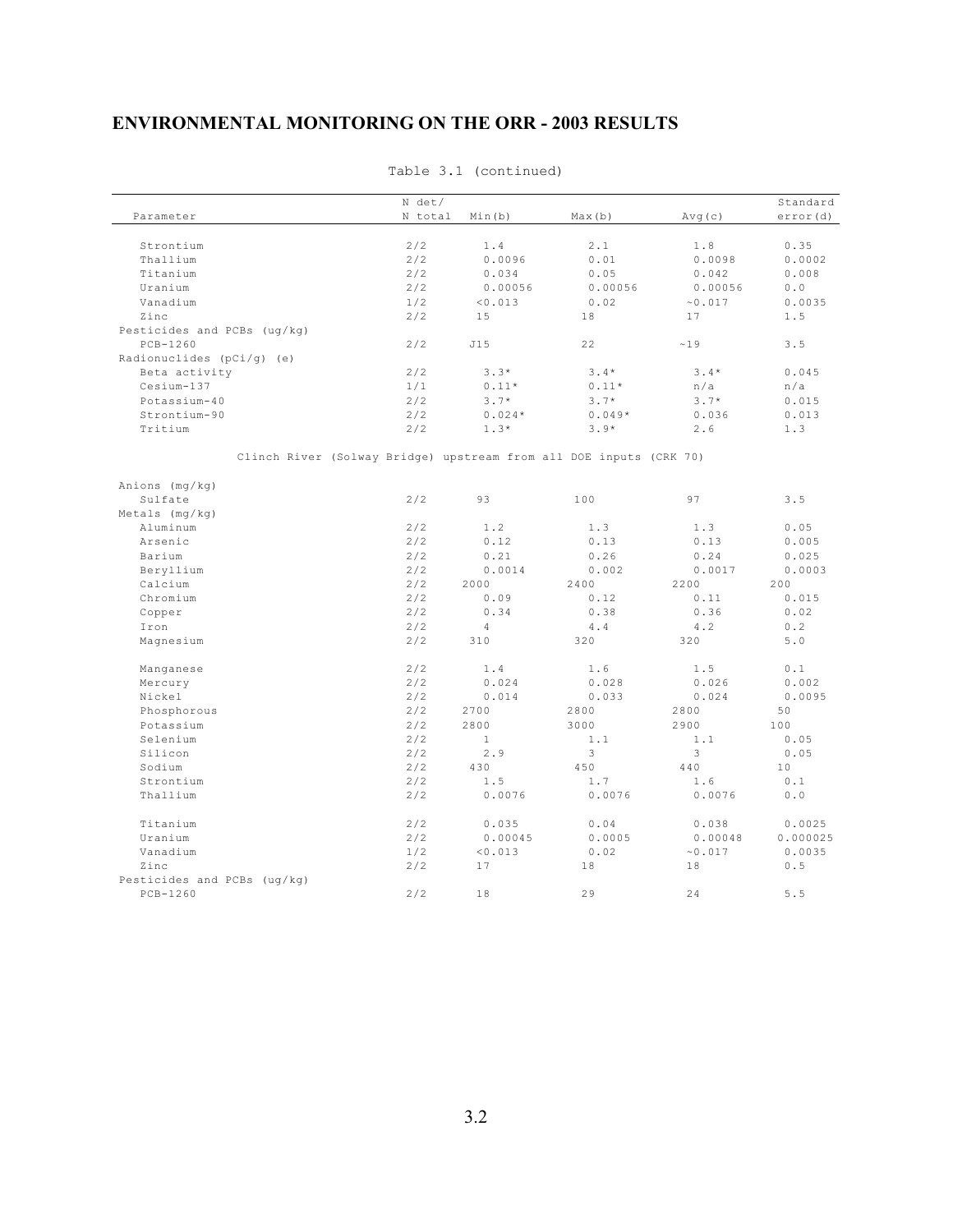## ENVIRONMENTAL MONITORING ON THE ORR - 2003 RESULTS

Table 3.1 (continued)

| Parameter | N det/ N total | Min(b) | Max(b) | Avg(c) | Standard error(d) |
|---|---|---|---|---|---|
| Strontium | 2/2 | 1.4 | 2.1 | 1.8 | 0.35 |
| Thallium | 2/2 | 0.0096 | 0.01 | 0.0098 | 0.0002 |
| Titanium | 2/2 | 0.034 | 0.05 | 0.042 | 0.008 |
| Uranium | 2/2 | 0.00056 | 0.00056 | 0.00056 | 0.0 |
| Vanadium | 1/2 | <0.013 | 0.02 | ~0.017 | 0.0035 |
| Zinc | 2/2 | 15 | 18 | 17 | 1.5 |
| Pesticides and PCBs (ug/kg) | | | | | |
| PCB-1260 | 2/2 | J15 | 22 | ~19 | 3.5 |
| Radionuclides (pCi/g) (e) | | | | | |
| Beta activity | 2/2 | 3.3* | 3.4* | 3.4* | 0.045 |
| Cesium-137 | 1/1 | 0.11* | 0.11* | n/a | n/a |
| Potassium-40 | 2/2 | 3.7* | 3.7* | 3.7* | 0.015 |
| Strontium-90 | 2/2 | 0.024* | 0.049* | 0.036 | 0.013 |
| Tritium | 2/2 | 1.3* | 3.9* | 2.6 | 1.3 |
| **Clinch River (Solway Bridge) upstream from all DOE inputs (CRK 70)** | | | | | |
| Anions (mg/kg) | | | | | |
| Sulfate | 2/2 | 93 | 100 | 97 | 3.5 |
| Metals (mg/kg) | | | | | |
| Aluminum | 2/2 | 1.2 | 1.3 | 1.3 | 0.05 |
| Arsenic | 2/2 | 0.12 | 0.13 | 0.13 | 0.005 |
| Barium | 2/2 | 0.21 | 0.26 | 0.24 | 0.025 |
| Beryllium | 2/2 | 0.0014 | 0.002 | 0.0017 | 0.0003 |
| Calcium | 2/2 | 2000 | 2400 | 2200 | 200 |
| Chromium | 2/2 | 0.09 | 0.12 | 0.11 | 0.015 |
| Copper | 2/2 | 0.34 | 0.38 | 0.36 | 0.02 |
| Iron | 2/2 | 4 | 4.4 | 4.2 | 0.2 |
| Magnesium | 2/2 | 310 | 320 | 320 | 5.0 |
| Manganese | 2/2 | 1.4 | 1.6 | 1.5 | 0.1 |
| Mercury | 2/2 | 0.024 | 0.028 | 0.026 | 0.002 |
| Nickel | 2/2 | 0.014 | 0.033 | 0.024 | 0.0095 |
| Phosphorous | 2/2 | 2700 | 2800 | 2800 | 50 |
| Potassium | 2/2 | 2800 | 3000 | 2900 | 100 |
| Selenium | 2/2 | 1 | 1.1 | 1.1 | 0.05 |
| Silicon | 2/2 | 2.9 | 3 | 3 | 0.05 |
| Sodium | 2/2 | 430 | 450 | 440 | 10 |
| Strontium | 2/2 | 1.5 | 1.7 | 1.6 | 0.1 |
| Thallium | 2/2 | 0.0076 | 0.0076 | 0.0076 | 0.0 |
| Titanium | 2/2 | 0.035 | 0.04 | 0.038 | 0.0025 |
| Uranium | 2/2 | 0.00045 | 0.0005 | 0.00048 | 0.000025 |
| Vanadium | 1/2 | <0.013 | 0.02 | ~0.017 | 0.0035 |
| Zinc | 2/2 | 17 | 18 | 18 | 0.5 |
| Pesticides and PCBs (ug/kg) | | | | | |
| PCB-1260 | 2/2 | 18 | 29 | 24 | 5.5 |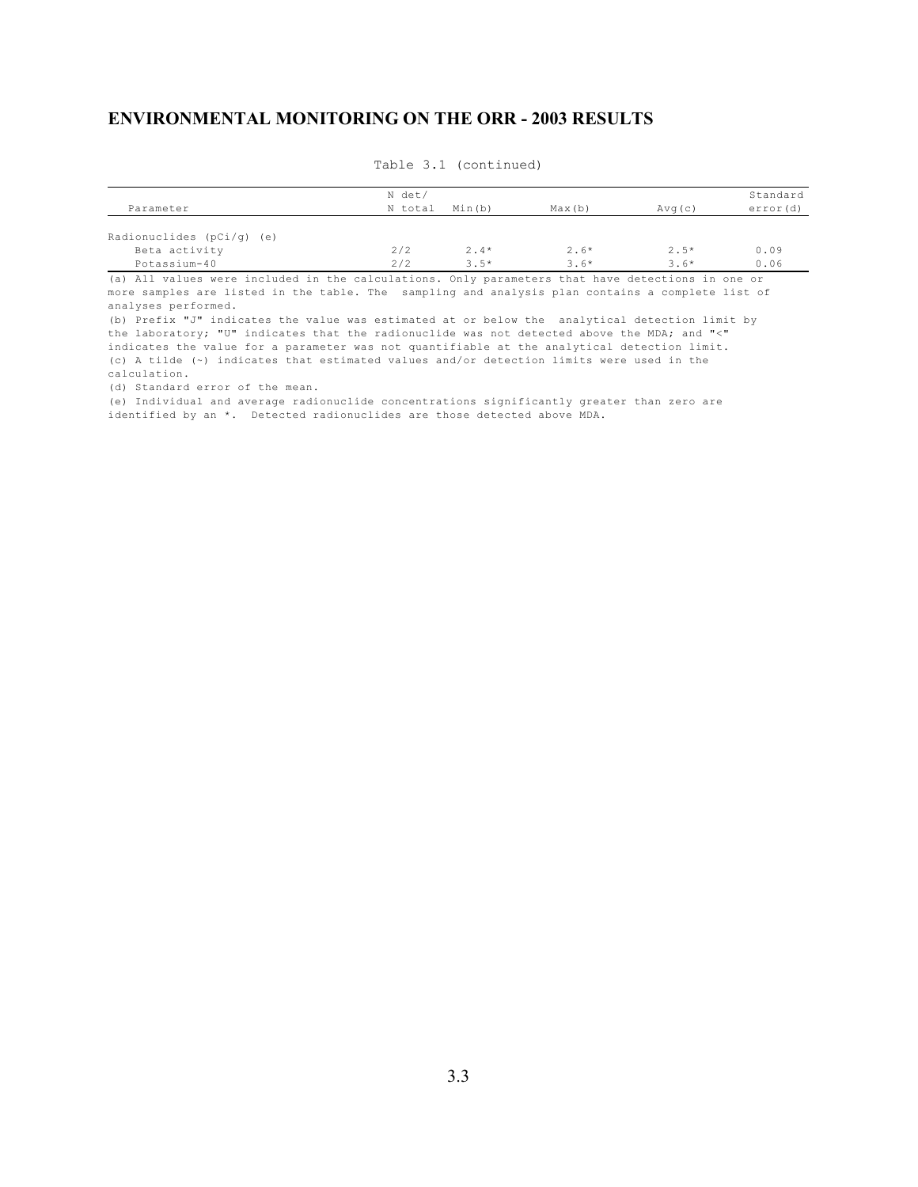## ENVIRONMENTAL MONITORING ON THE ORR - 2003 RESULTS

Table 3.1 (continued)

| Parameter | N det/ N total | Min(b) | Max(b) | Avg(c) | Standard error(d) |
|---|---|---|---|---|---|
| Radionuclides (pCi/g) (e) | | | | | |
| Beta activity | 2/2 | 2.4* | 2.6* | 2.5* | 0.09 |
| Potassium-40 | 2/2 | 3.5* | 3.6* | 3.6* | 0.06 |

(a) All values were included in the calculations. Only parameters that have detections in one or more samples are listed in the table. The sampling and analysis plan contains a complete list of analyses performed.

(b) Prefix "J" indicates the value was estimated at or below the analytical detection limit by the laboratory; "U" indicates that the radionuclide was not detected above the MDA; and "<" indicates the value for a parameter was not quantifiable at the analytical detection limit.

(c) A tilde (~) indicates that estimated values and/or detection limits were used in the calculation.

(d) Standard error of the mean.

(e) Individual and average radionuclide concentrations significantly greater than zero are identified by an *. Detected radionuclides are those detected above MDA.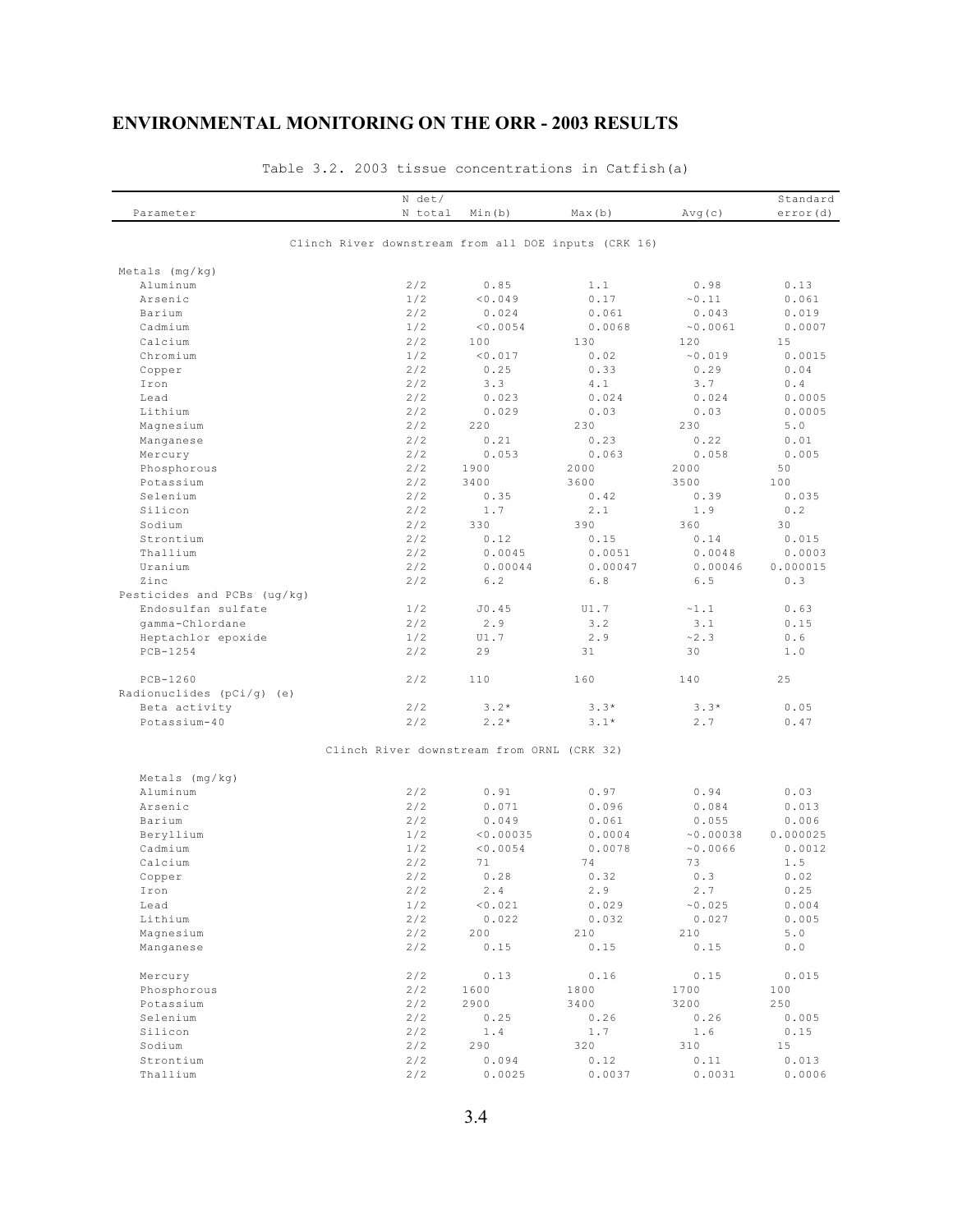## ENVIRONMENTAL MONITORING ON THE ORR - 2003 RESULTS

Table 3.2. 2003 tissue concentrations in Catfish(a)

| Parameter | N det/ N total | Min(b) | Max(b) | Avg(c) | Standard error(d) |
|---|---|---|---|---|---|
| **Clinch River downstream from all DOE inputs (CRK 16)** | | | | | |
| Metals (mg/kg) | | | | | |
| Aluminum | 2/2 | 0.85 | 1.1 | 0.98 | 0.13 |
| Arsenic | 1/2 | <0.049 | 0.17 | ~0.11 | 0.061 |
| Barium | 2/2 | 0.024 | 0.061 | 0.043 | 0.019 |
| Cadmium | 1/2 | <0.0054 | 0.0068 | ~0.0061 | 0.0007 |
| Calcium | 2/2 | 100 | 130 | 120 | 15 |
| Chromium | 1/2 | <0.017 | 0.02 | ~0.019 | 0.0015 |
| Copper | 2/2 | 0.25 | 0.33 | 0.29 | 0.04 |
| Iron | 2/2 | 3.3 | 4.1 | 3.7 | 0.4 |
| Lead | 2/2 | 0.023 | 0.024 | 0.024 | 0.0005 |
| Lithium | 2/2 | 0.029 | 0.03 | 0.03 | 0.0005 |
| Magnesium | 2/2 | 220 | 230 | 230 | 5.0 |
| Manganese | 2/2 | 0.21 | 0.23 | 0.22 | 0.01 |
| Mercury | 2/2 | 0.053 | 0.063 | 0.058 | 0.005 |
| Phosphorous | 2/2 | 1900 | 2000 | 2000 | 50 |
| Potassium | 2/2 | 3400 | 3600 | 3500 | 100 |
| Selenium | 2/2 | 0.35 | 0.42 | 0.39 | 0.035 |
| Silicon | 2/2 | 1.7 | 2.1 | 1.9 | 0.2 |
| Sodium | 2/2 | 330 | 390 | 360 | 30 |
| Strontium | 2/2 | 0.12 | 0.15 | 0.14 | 0.015 |
| Thallium | 2/2 | 0.0045 | 0.0051 | 0.0048 | 0.0003 |
| Uranium | 2/2 | 0.00044 | 0.00047 | 0.00046 | 0.000015 |
| Zinc | 2/2 | 6.2 | 6.8 | 6.5 | 0.3 |
| Pesticides and PCBs (ug/kg) | | | | | |
| Endosulfan sulfate | 1/2 | J0.45 | U1.7 | ~1.1 | 0.63 |
| gamma-Chlordane | 2/2 | 2.9 | 3.2 | 3.1 | 0.15 |
| Heptachlor epoxide | 1/2 | U1.7 | 2.9 | ~2.3 | 0.6 |
| PCB-1254 | 2/2 | 29 | 31 | 30 | 1.0 |
| PCB-1260 | 2/2 | 110 | 160 | 140 | 25 |
| Radionuclides (pCi/g) (e) | | | | | |
| Beta activity | 2/2 | 3.2* | 3.3* | 3.3* | 0.05 |
| Potassium-40 | 2/2 | 2.2* | 3.1* | 2.7 | 0.47 |
| **Clinch River downstream from ORNL (CRK 32)** | | | | | |
| Metals (mg/kg) | | | | | |
| Aluminum | 2/2 | 0.91 | 0.97 | 0.94 | 0.03 |
| Arsenic | 2/2 | 0.071 | 0.096 | 0.084 | 0.013 |
| Barium | 2/2 | 0.049 | 0.061 | 0.055 | 0.006 |
| Beryllium | 1/2 | <0.00035 | 0.0004 | ~0.00038 | 0.000025 |
| Cadmium | 1/2 | <0.0054 | 0.0078 | ~0.0066 | 0.0012 |
| Calcium | 2/2 | 71 | 74 | 73 | 1.5 |
| Copper | 2/2 | 0.28 | 0.32 | 0.3 | 0.02 |
| Iron | 2/2 | 2.4 | 2.9 | 2.7 | 0.25 |
| Lead | 1/2 | <0.021 | 0.029 | ~0.025 | 0.004 |
| Lithium | 2/2 | 0.022 | 0.032 | 0.027 | 0.005 |
| Magnesium | 2/2 | 200 | 210 | 210 | 5.0 |
| Manganese | 2/2 | 0.15 | 0.15 | 0.15 | 0.0 |
| Mercury | 2/2 | 0.13 | 0.16 | 0.15 | 0.015 |
| Phosphorous | 2/2 | 1600 | 1800 | 1700 | 100 |
| Potassium | 2/2 | 2900 | 3400 | 3200 | 250 |
| Selenium | 2/2 | 0.25 | 0.26 | 0.26 | 0.005 |
| Silicon | 2/2 | 1.4 | 1.7 | 1.6 | 0.15 |
| Sodium | 2/2 | 290 | 320 | 310 | 15 |
| Strontium | 2/2 | 0.094 | 0.12 | 0.11 | 0.013 |
| Thallium | 2/2 | 0.0025 | 0.0037 | 0.0031 | 0.0006 |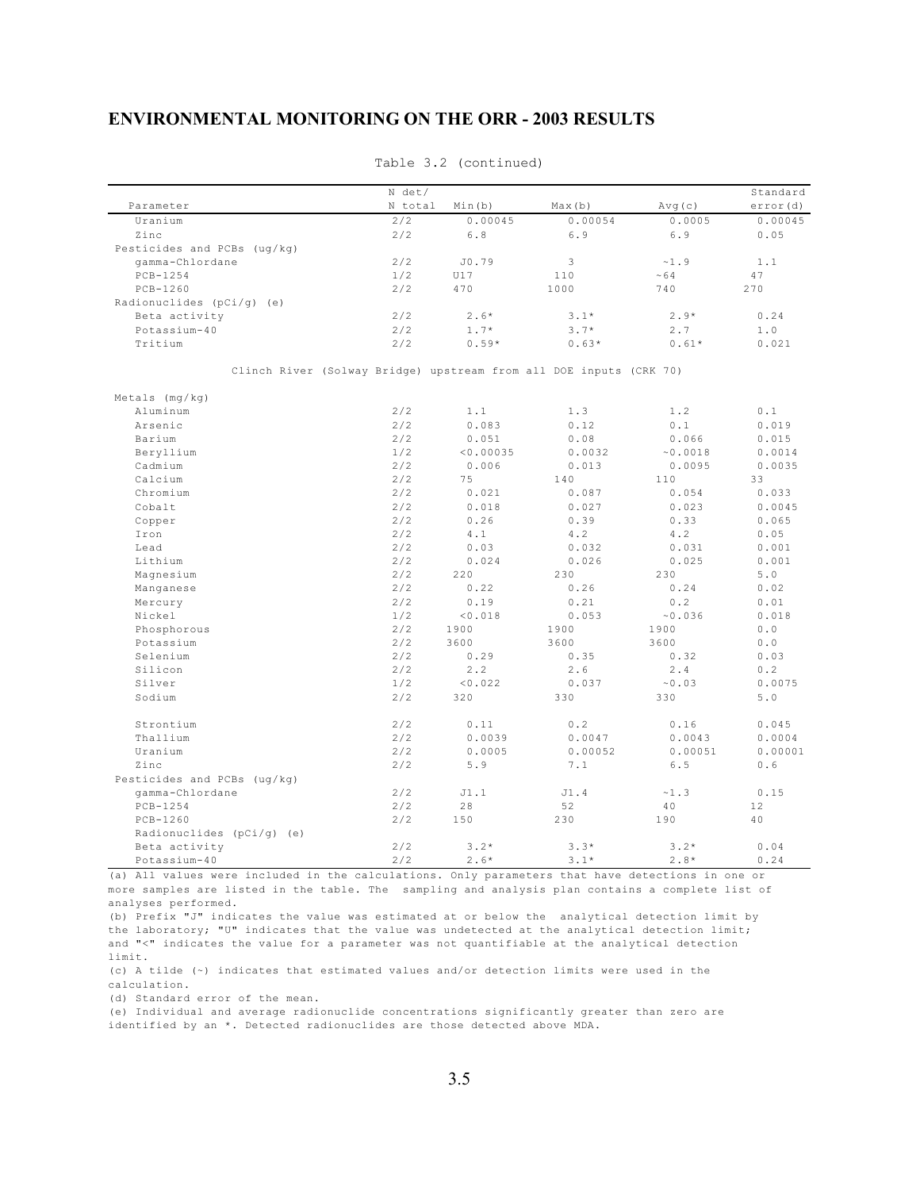## ENVIRONMENTAL MONITORING ON THE ORR - 2003 RESULTS

Table 3.2 (continued)

| Parameter | N det/ N total | Min(b) | Max(b) | Avg(c) | Standard error(d) |
|---|---|---|---|---|---|
| Uranium | 2/2 | 0.00045 | 0.00054 | 0.0005 | 0.00045 |
| Zinc | 2/2 | 6.8 | 6.9 | 6.9 | 0.05 |
| Pesticides and PCBs (ug/kg) | | | | | |
| gamma-Chlordane | 2/2 | J0.79 | 3 | ~1.9 | 1.1 |
| PCB-1254 | 1/2 | U17 | 110 | ~64 | 47 |
| PCB-1260 | 2/2 | 470 | 1000 | 740 | 270 |
| Radionuclides (pCi/g) (e) | | | | | |
| Beta activity | 2/2 | 2.6* | 3.1* | 2.9* | 0.24 |
| Potassium-40 | 2/2 | 1.7* | 3.7* | 2.7 | 1.0 |
| Tritium | 2/2 | 0.59* | 0.63* | 0.61* | 0.021 |
| **Clinch River (Solway Bridge) upstream from all DOE inputs (CRK 70)** | | | | | |
| Metals (mg/kg) | | | | | |
| Aluminum | 2/2 | 1.1 | 1.3 | 1.2 | 0.1 |
| Arsenic | 2/2 | 0.083 | 0.12 | 0.1 | 0.019 |
| Barium | 2/2 | 0.051 | 0.08 | 0.066 | 0.015 |
| Beryllium | 1/2 | <0.00035 | 0.0032 | ~0.0018 | 0.0014 |
| Cadmium | 2/2 | 0.006 | 0.013 | 0.0095 | 0.0035 |
| Calcium | 2/2 | 75 | 140 | 110 | 33 |
| Chromium | 2/2 | 0.021 | 0.087 | 0.054 | 0.033 |
| Cobalt | 2/2 | 0.018 | 0.027 | 0.023 | 0.0045 |
| Copper | 2/2 | 0.26 | 0.39 | 0.33 | 0.065 |
| Iron | 2/2 | 4.1 | 4.2 | 4.2 | 0.05 |
| Lead | 2/2 | 0.03 | 0.032 | 0.031 | 0.001 |
| Lithium | 2/2 | 0.024 | 0.026 | 0.025 | 0.001 |
| Magnesium | 2/2 | 220 | 230 | 230 | 5.0 |
| Manganese | 2/2 | 0.22 | 0.26 | 0.24 | 0.02 |
| Mercury | 2/2 | 0.19 | 0.21 | 0.2 | 0.01 |
| Nickel | 1/2 | <0.018 | 0.053 | ~0.036 | 0.018 |
| Phosphorous | 2/2 | 1900 | 1900 | 1900 | 0.0 |
| Potassium | 2/2 | 3600 | 3600 | 3600 | 0.0 |
| Selenium | 2/2 | 0.29 | 0.35 | 0.32 | 0.03 |
| Silicon | 2/2 | 2.2 | 2.6 | 2.4 | 0.2 |
| Silver | 1/2 | <0.022 | 0.037 | ~0.03 | 0.0075 |
| Sodium | 2/2 | 320 | 330 | 330 | 5.0 |
| Strontium | 2/2 | 0.11 | 0.2 | 0.16 | 0.045 |
| Thallium | 2/2 | 0.0039 | 0.0047 | 0.0043 | 0.0004 |
| Uranium | 2/2 | 0.0005 | 0.00052 | 0.00051 | 0.00001 |
| Zinc | 2/2 | 5.9 | 7.1 | 6.5 | 0.6 |
| Pesticides and PCBs (ug/kg) | | | | | |
| gamma-Chlordane | 2/2 | J1.1 | J1.4 | ~1.3 | 0.15 |
| PCB-1254 | 2/2 | 28 | 52 | 40 | 12 |
| PCB-1260 | 2/2 | 150 | 230 | 190 | 40 |
| Radionuclides (pCi/g) (e) | | | | | |
| Beta activity | 2/2 | 3.2* | 3.3* | 3.2* | 0.04 |
| Potassium-40 | 2/2 | 2.6* | 3.1* | 2.8* | 0.24 |

(a) All values were included in the calculations. Only parameters that have detections in one or more samples are listed in the table. The sampling and analysis plan contains a complete list of analyses performed.
(b) Prefix "J" indicates the value was estimated at or below the analytical detection limit by the laboratory; "U" indicates that the value was undetected at the analytical detection limit; and "<" indicates the value for a parameter was not quantifiable at the analytical detection limit.
(c) A tilde (~) indicates that estimated values and/or detection limits were used in the calculation.
(d) Standard error of the mean.
(e) Individual and average radionuclide concentrations significantly greater than zero are identified by an *. Detected radionuclides are those detected above MDA.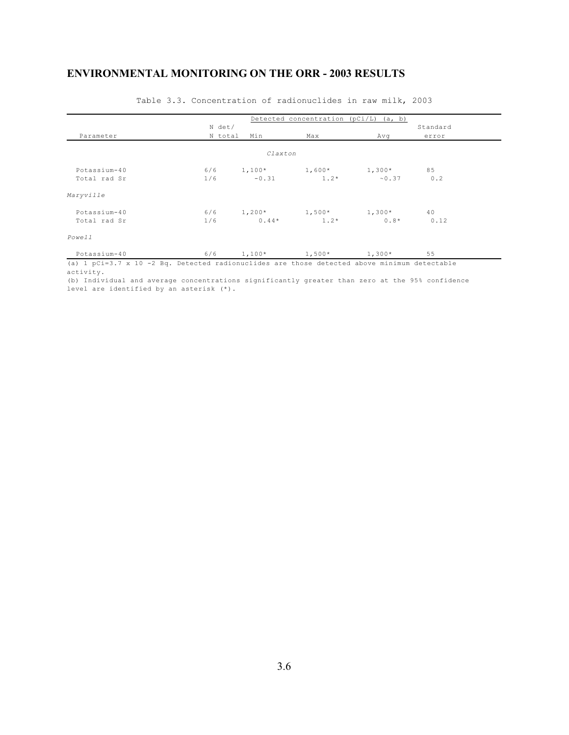## ENVIRONMENTAL MONITORING ON THE ORR - 2003 RESULTS

Table 3.3. Concentration of radionuclides in raw milk, 2003

| Parameter | N det/ N total | Detected concentration (pCi/L) (a, b) Min | Max | Avg | Standard error |
|---|---|---|---|---|---|
| *Claxton* | | | | | |
| Potassium-40 | 6/6 | 1,100* | 1,600* | 1,300* | 85 |
| Total rad Sr | 1/6 | -0.31 | 1.2* | ~0.37 | 0.2 |
| *Maryville* | | | | | |
| Potassium-40 | 6/6 | 1,200* | 1,500* | 1,300* | 40 |
| Total rad Sr | 1/6 | 0.44* | 1.2* | 0.8* | 0.12 |
| *Powell* | | | | | |
| Potassium-40 | 6/6 | 1,100* | 1,500* | 1,300* | 55 |

(a) 1 pCi=3.7 x 10 -2 Bq. Detected radionuclides are those detected above minimum detectable activity.

(b) Individual and average concentrations significantly greater than zero at the 95% confidence level are identified by an asterisk (*).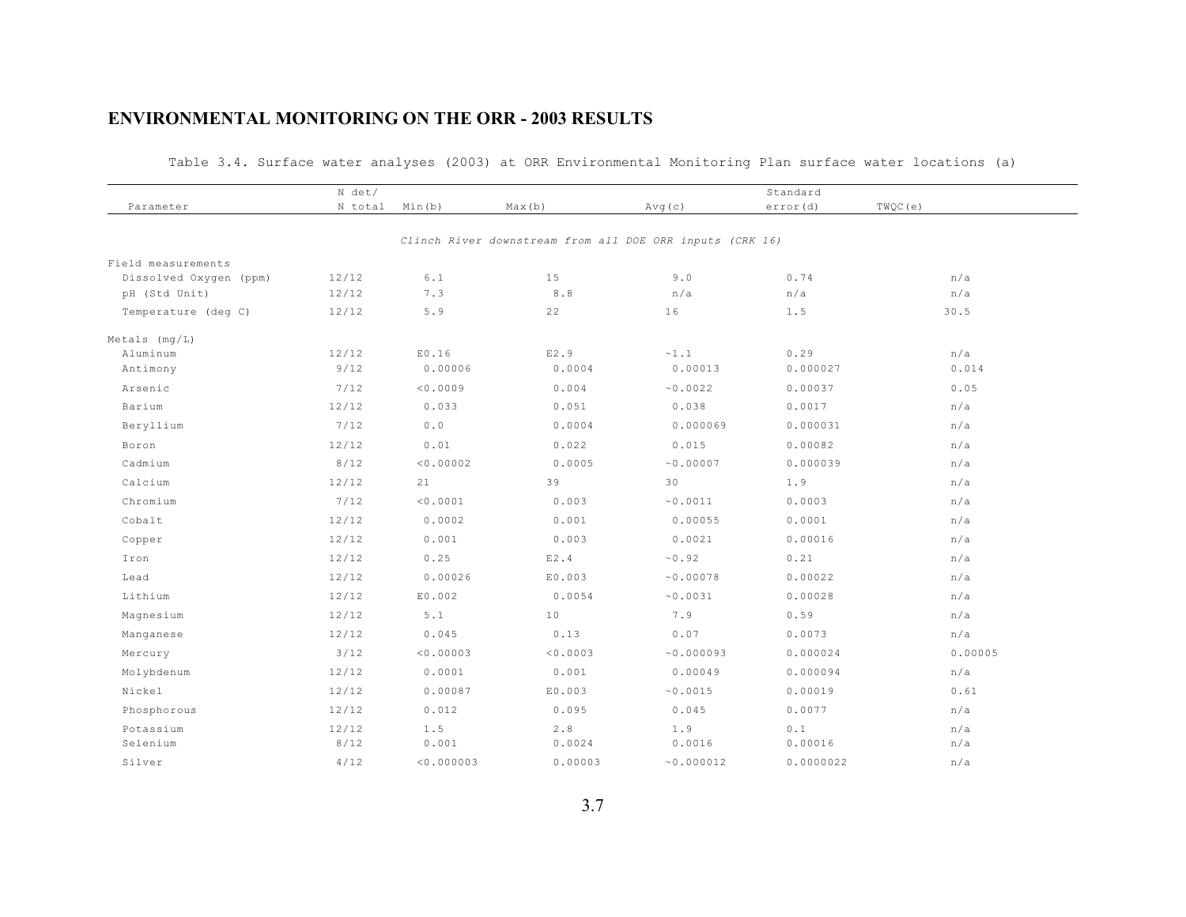## ENVIRONMENTAL MONITORING ON THE ORR - 2003 RESULTS

Table 3.4. Surface water analyses (2003) at ORR Environmental Monitoring Plan surface water locations (a)

| Parameter | N det/ N total | Min(b) | Max(b) | Avg(c) | Standard error(d) | TWQC(e) |
|---|---|---|---|---|---|---|
| | | *Clinch River downstream from all DOE ORR inputs (CRK 16)* | | | | |
| Field measurements | | | | | | |
| Dissolved Oxygen (ppm) | 12/12 | 6.1 | 15 | 9.0 | 0.74 | n/a |
| pH (Std Unit) | 12/12 | 7.3 | 8.8 | n/a | n/a | n/a |
| Temperature (deg C) | 12/12 | 5.9 | 22 | 16 | 1.5 | 30.5 |
| Metals (mg/L) | | | | | | |
| Aluminum | 12/12 | E0.16 | E2.9 | ~1.1 | 0.29 | n/a |
| Antimony | 9/12 | 0.00006 | 0.0004 | 0.00013 | 0.000027 | 0.014 |
| Arsenic | 7/12 | <0.0009 | 0.004 | ~0.0022 | 0.00037 | 0.05 |
| Barium | 12/12 | 0.033 | 0.051 | 0.038 | 0.0017 | n/a |
| Beryllium | 7/12 | 0.0 | 0.0004 | 0.000069 | 0.000031 | n/a |
| Boron | 12/12 | 0.01 | 0.022 | 0.015 | 0.00082 | n/a |
| Cadmium | 8/12 | <0.00002 | 0.0005 | ~0.00007 | 0.000039 | n/a |
| Calcium | 12/12 | 21 | 39 | 30 | 1.9 | n/a |
| Chromium | 7/12 | <0.0001 | 0.003 | ~0.0011 | 0.0003 | n/a |
| Cobalt | 12/12 | 0.0002 | 0.001 | 0.00055 | 0.0001 | n/a |
| Copper | 12/12 | 0.001 | 0.003 | 0.0021 | 0.00016 | n/a |
| Iron | 12/12 | 0.25 | E2.4 | ~0.92 | 0.21 | n/a |
| Lead | 12/12 | 0.00026 | E0.003 | ~0.00078 | 0.00022 | n/a |
| Lithium | 12/12 | E0.002 | 0.0054 | ~0.0031 | 0.00028 | n/a |
| Magnesium | 12/12 | 5.1 | 10 | 7.9 | 0.59 | n/a |
| Manganese | 12/12 | 0.045 | 0.13 | 0.07 | 0.0073 | n/a |
| Mercury | 3/12 | <0.00003 | <0.0003 | ~0.000093 | 0.000024 | 0.00005 |
| Molybdenum | 12/12 | 0.0001 | 0.001 | 0.00049 | 0.000094 | n/a |
| Nickel | 12/12 | 0.00087 | E0.003 | ~0.0015 | 0.00019 | 0.61 |
| Phosphorous | 12/12 | 0.012 | 0.095 | 0.045 | 0.0077 | n/a |
| Potassium | 12/12 | 1.5 | 2.8 | 1.9 | 0.1 | n/a |
| Selenium | 8/12 | 0.001 | 0.0024 | 0.0016 | 0.00016 | n/a |
| Silver | 4/12 | <0.000003 | 0.00003 | ~0.000012 | 0.0000022 | n/a |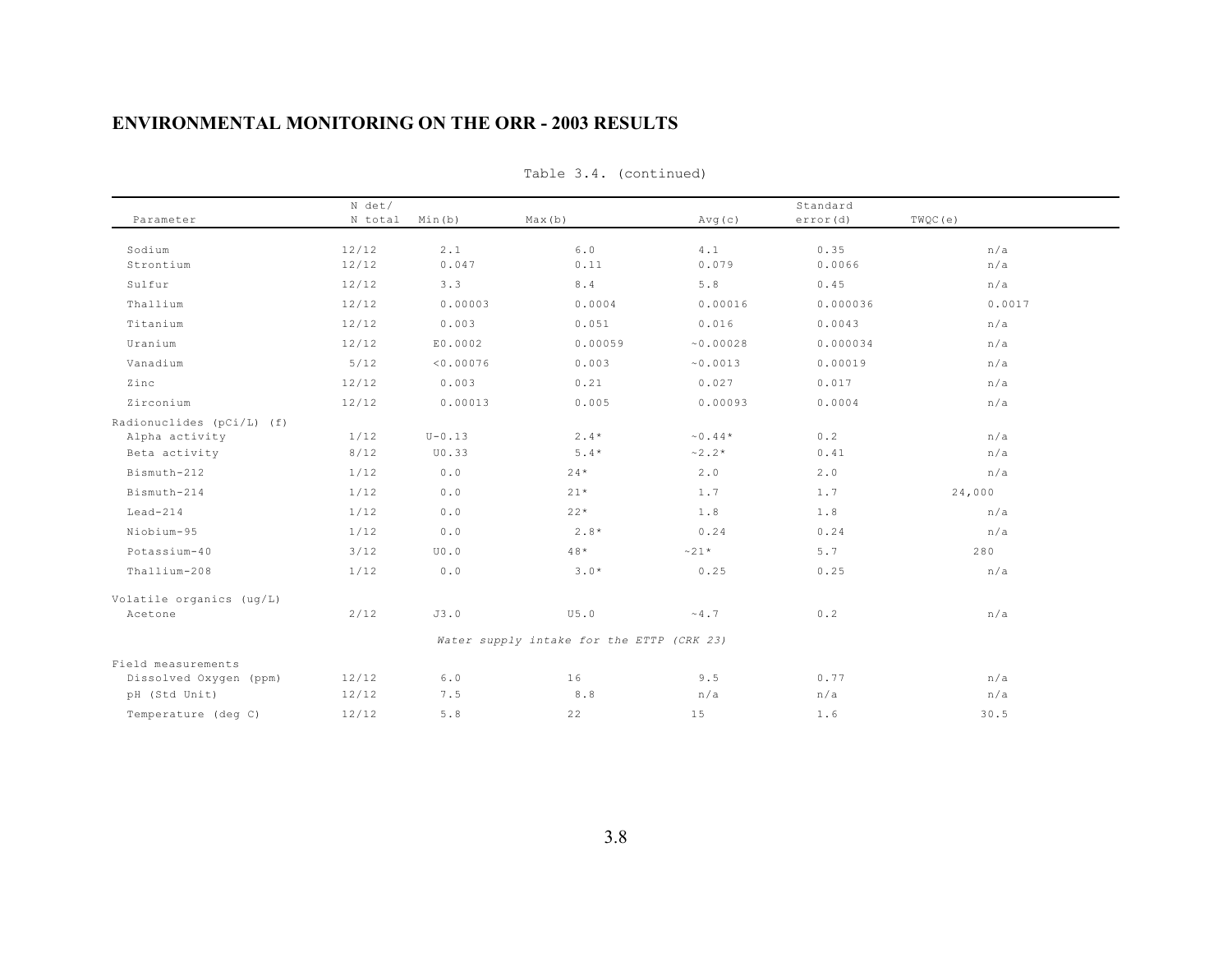## ENVIRONMENTAL MONITORING ON THE ORR - 2003 RESULTS

Table 3.4. (continued)

| Parameter | N det/ N total | Min(b) | Max(b) | Avg(c) | Standard error(d) | TWQC(e) |
|---|---|---|---|---|---|---|
| Sodium | 12/12 | 2.1 | 6.0 | 4.1 | 0.35 | n/a |
| Strontium | 12/12 | 0.047 | 0.11 | 0.079 | 0.0066 | n/a |
| Sulfur | 12/12 | 3.3 | 8.4 | 5.8 | 0.45 | n/a |
| Thallium | 12/12 | 0.00003 | 0.0004 | 0.00016 | 0.000036 | 0.0017 |
| Titanium | 12/12 | 0.003 | 0.051 | 0.016 | 0.0043 | n/a |
| Uranium | 12/12 | E0.0002 | 0.00059 | ~0.00028 | 0.000034 | n/a |
| Vanadium | 5/12 | <0.00076 | 0.003 | ~0.0013 | 0.00019 | n/a |
| Zinc | 12/12 | 0.003 | 0.21 | 0.027 | 0.017 | n/a |
| Zirconium | 12/12 | 0.00013 | 0.005 | 0.00093 | 0.0004 | n/a |
| Radionuclides (pCi/L) (f) | | | | | | |
| Alpha activity | 1/12 | U-0.13 | 2.4* | ~0.44* | 0.2 | n/a |
| Beta activity | 8/12 | U0.33 | 5.4* | ~2.2* | 0.41 | n/a |
| Bismuth-212 | 1/12 | 0.0 | 24* | 2.0 | 2.0 | n/a |
| Bismuth-214 | 1/12 | 0.0 | 21* | 1.7 | 1.7 | 24,000 |
| Lead-214 | 1/12 | 0.0 | 22* | 1.8 | 1.8 | n/a |
| Niobium-95 | 1/12 | 0.0 | 2.8* | 0.24 | 0.24 | n/a |
| Potassium-40 | 3/12 | U0.0 | 48* | ~21* | 5.7 | 280 |
| Thallium-208 | 1/12 | 0.0 | 3.0* | 0.25 | 0.25 | n/a |
| Volatile organics (ug/L) | | | | | | |
| Acetone | 2/12 | J3.0 | U5.0 | ~4.7 | 0.2 | n/a |
| *Water supply intake for the ETTP (CRK 23)* | | | | | | |
| Field measurements | | | | | | |
| Dissolved Oxygen (ppm) | 12/12 | 6.0 | 16 | 9.5 | 0.77 | n/a |
| pH (Std Unit) | 12/12 | 7.5 | 8.8 | n/a | n/a | n/a |
| Temperature (deg C) | 12/12 | 5.8 | 22 | 15 | 1.6 | 30.5 |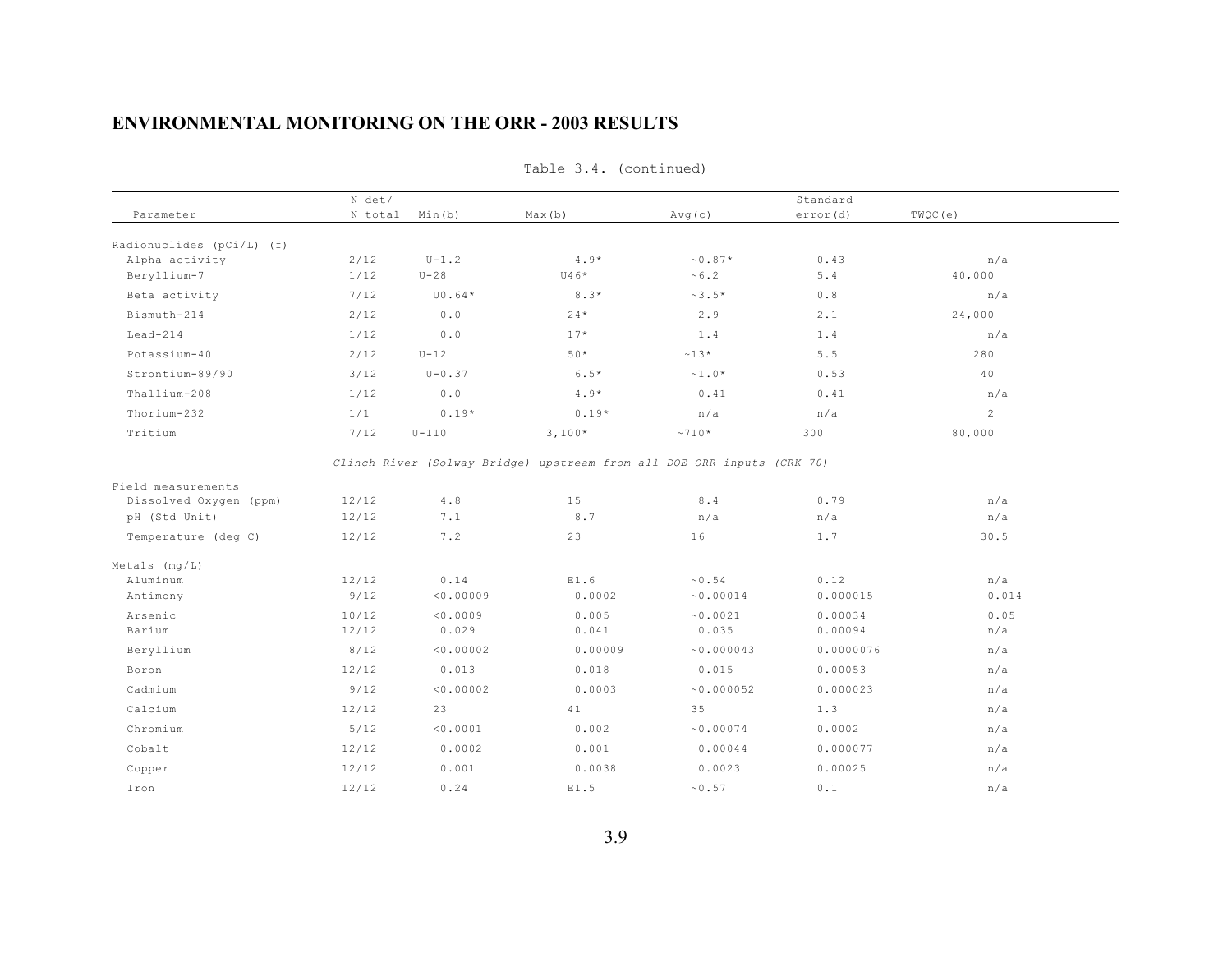Table 3.4. (continued)

| Parameter | N det/ N total | Min(b) | Max(b) | Avg(c) | Standard error(d) | TWQC(e) |
|---|---|---|---|---|---|---|
| Radionuclides (pCi/L) (f) | | | | | | |
| Alpha activity | 2/12 | U-1.2 | 4.9* | ~0.87* | 0.43 | n/a |
| Beryllium-7 | 1/12 | U-28 | U46* | ~6.2 | 5.4 | 40,000 |
| Beta activity | 7/12 | U0.64* | 8.3* | ~3.5* | 0.8 | n/a |
| Bismuth-214 | 2/12 | 0.0 | 24* | 2.9 | 2.1 | 24,000 |
| Lead-214 | 1/12 | 0.0 | 17* | 1.4 | 1.4 | n/a |
| Potassium-40 | 2/12 | U-12 | 50* | ~13* | 5.5 | 280 |
| Strontium-89/90 | 3/12 | U-0.37 | 6.5* | ~1.0* | 0.53 | 40 |
| Thallium-208 | 1/12 | 0.0 | 4.9* | 0.41 | 0.41 | n/a |
| Thorium-232 | 1/1 | 0.19* | 0.19* | n/a | n/a | 2 |
| Tritium | 7/12 | U-110 | 3,100* | ~710* | 300 | 80,000 |
| | *Clinch River (Solway Bridge) upstream from all DOE ORR inputs (CRK 70)* | | | | | |
| Field measurements | | | | | | |
| Dissolved Oxygen (ppm) | 12/12 | 4.8 | 15 | 8.4 | 0.79 | n/a |
| pH (Std Unit) | 12/12 | 7.1 | 8.7 | n/a | n/a | n/a |
| Temperature (deg C) | 12/12 | 7.2 | 23 | 16 | 1.7 | 30.5 |
| Metals (mg/L) | | | | | | |
| Aluminum | 12/12 | 0.14 | E1.6 | ~0.54 | 0.12 | n/a |
| Antimony | 9/12 | <0.00009 | 0.0002 | ~0.00014 | 0.000015 | 0.014 |
| Arsenic | 10/12 | <0.0009 | 0.005 | ~0.0021 | 0.00034 | 0.05 |
| Barium | 12/12 | 0.029 | 0.041 | 0.035 | 0.00094 | n/a |
| Beryllium | 8/12 | <0.00002 | 0.00009 | ~0.000043 | 0.0000076 | n/a |
| Boron | 12/12 | 0.013 | 0.018 | 0.015 | 0.00053 | n/a |
| Cadmium | 9/12 | <0.00002 | 0.0003 | ~0.000052 | 0.000023 | n/a |
| Calcium | 12/12 | 23 | 41 | 35 | 1.3 | n/a |
| Chromium | 5/12 | <0.0001 | 0.002 | ~0.00074 | 0.0002 | n/a |
| Cobalt | 12/12 | 0.0002 | 0.001 | 0.00044 | 0.000077 | n/a |
| Copper | 12/12 | 0.001 | 0.0038 | 0.0023 | 0.00025 | n/a |
| Iron | 12/12 | 0.24 | E1.5 | ~0.57 | 0.1 | n/a |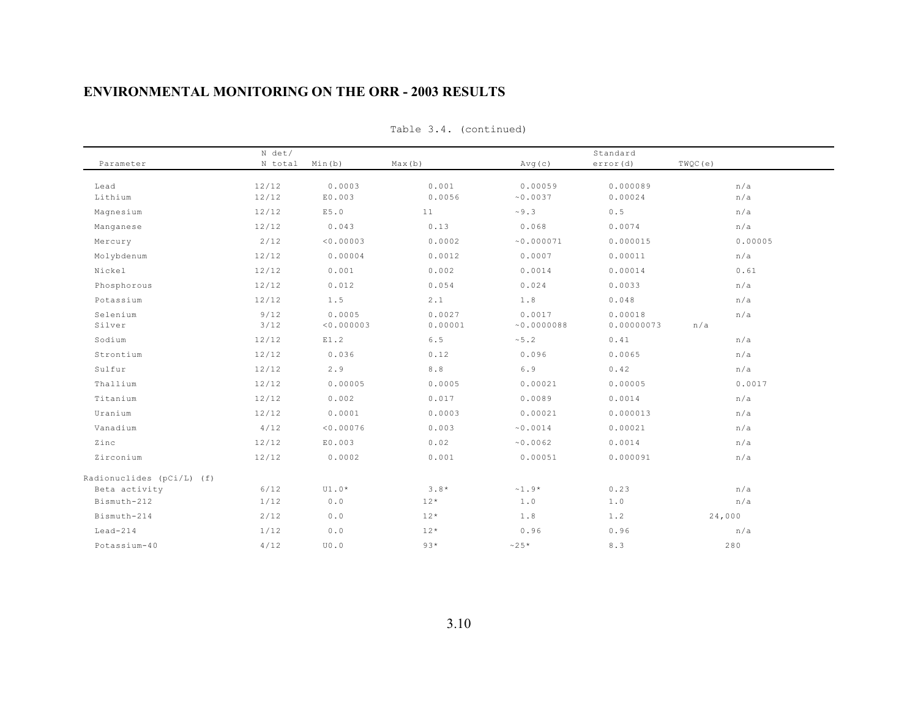## ENVIRONMENTAL MONITORING ON THE ORR - 2003 RESULTS

Table 3.4. (continued)

| Parameter | N det/ N total | Min(b) | Max(b) | Avg(c) | Standard error(d) | TWQC(e) |
|---|---|---|---|---|---|---|
| Lead | 12/12 | 0.0003 | 0.001 | 0.00059 | 0.000089 | n/a |
| Lithium | 12/12 | E0.003 | 0.0056 | ~0.0037 | 0.00024 | n/a |
| Magnesium | 12/12 | E5.0 | 11 | ~9.3 | 0.5 | n/a |
| Manganese | 12/12 | 0.043 | 0.13 | 0.068 | 0.0074 | n/a |
| Mercury | 2/12 | <0.00003 | 0.0002 | ~0.000071 | 0.000015 | 0.00005 |
| Molybdenum | 12/12 | 0.00004 | 0.0012 | 0.0007 | 0.00011 | n/a |
| Nickel | 12/12 | 0.001 | 0.002 | 0.0014 | 0.00014 | 0.61 |
| Phosphorous | 12/12 | 0.012 | 0.054 | 0.024 | 0.0033 | n/a |
| Potassium | 12/12 | 1.5 | 2.1 | 1.8 | 0.048 | n/a |
| Selenium | 9/12 | 0.0005 | 0.0027 | 0.0017 | 0.00018 | n/a |
| Silver | 3/12 | <0.000003 | 0.00001 | ~0.0000088 | 0.00000073 | n/a |
| Sodium | 12/12 | E1.2 | 6.5 | ~5.2 | 0.41 | n/a |
| Strontium | 12/12 | 0.036 | 0.12 | 0.096 | 0.0065 | n/a |
| Sulfur | 12/12 | 2.9 | 8.8 | 6.9 | 0.42 | n/a |
| Thallium | 12/12 | 0.00005 | 0.0005 | 0.00021 | 0.00005 | 0.0017 |
| Titanium | 12/12 | 0.002 | 0.017 | 0.0089 | 0.0014 | n/a |
| Uranium | 12/12 | 0.0001 | 0.0003 | 0.00021 | 0.000013 | n/a |
| Vanadium | 4/12 | <0.00076 | 0.003 | ~0.0014 | 0.00021 | n/a |
| Zinc | 12/12 | E0.003 | 0.02 | ~0.0062 | 0.0014 | n/a |
| Zirconium | 12/12 | 0.0002 | 0.001 | 0.00051 | 0.000091 | n/a |
| Radionuclides (pCi/L) (f) | | | | | | |
| Beta activity | 6/12 | U1.0* | 3.8* | ~1.9* | 0.23 | n/a |
| Bismuth-212 | 1/12 | 0.0 | 12* | 1.0 | 1.0 | n/a |
| Bismuth-214 | 2/12 | 0.0 | 12* | 1.8 | 1.2 | 24,000 |
| Lead-214 | 1/12 | 0.0 | 12* | 0.96 | 0.96 | n/a |
| Potassium-40 | 4/12 | U0.0 | 93* | ~25* | 8.3 | 280 |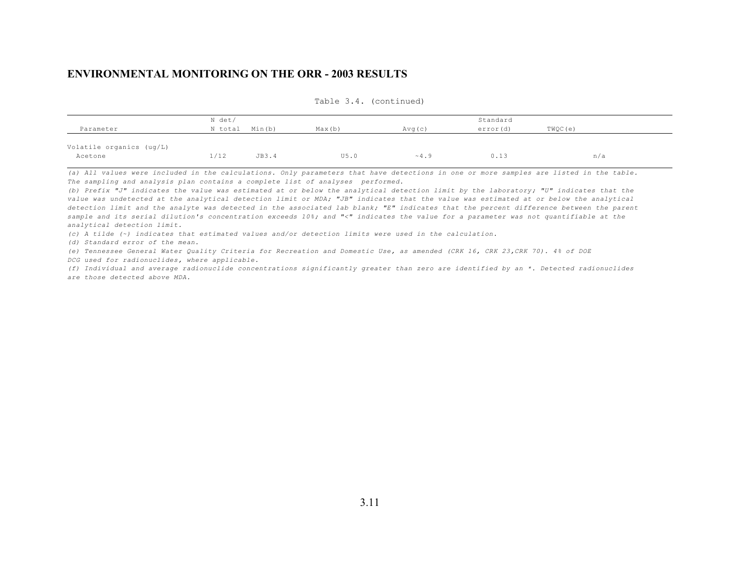## ENVIRONMENTAL MONITORING ON THE ORR - 2003 RESULTS

Table 3.4. (continued)

| Parameter | N det/ N total | Min(b) | Max(b) | Avg(c) | Standard error(d) | TWQC(e) |
|---|---|---|---|---|---|---|
| Volatile organics (ug/L) | | | | | | |
| Acetone | 1/12 | JB3.4 | U5.0 | ~4.9 | 0.13 | n/a |

*(a) All values were included in the calculations. Only parameters that have detections in one or more samples are listed in the table. The sampling and analysis plan contains a complete list of analyses performed.*

*(b) Prefix "J" indicates the value was estimated at or below the analytical detection limit by the laboratory; "U" indicates that the value was undetected at the analytical detection limit or MDA; "JB" indicates that the value was estimated at or below the analytical detection limit and the analyte was detected in the associated lab blank; "E" indicates that the percent difference between the parent sample and its serial dilution's concentration exceeds 10%; and "<" indicates the value for a parameter was not quantifiable at the analytical detection limit.*

*(c) A tilde (~) indicates that estimated values and/or detection limits were used in the calculation.*

*(d) Standard error of the mean.*

*(e) Tennessee General Water Quality Criteria for Recreation and Domestic Use, as amended (CRK 16, CRK 23,CRK 70). 4% of DOE DCG used for radionuclides, where applicable.*

*(f) Individual and average radionuclide concentrations significantly greater than zero are identified by an *. Detected radionuclides are those detected above MDA.*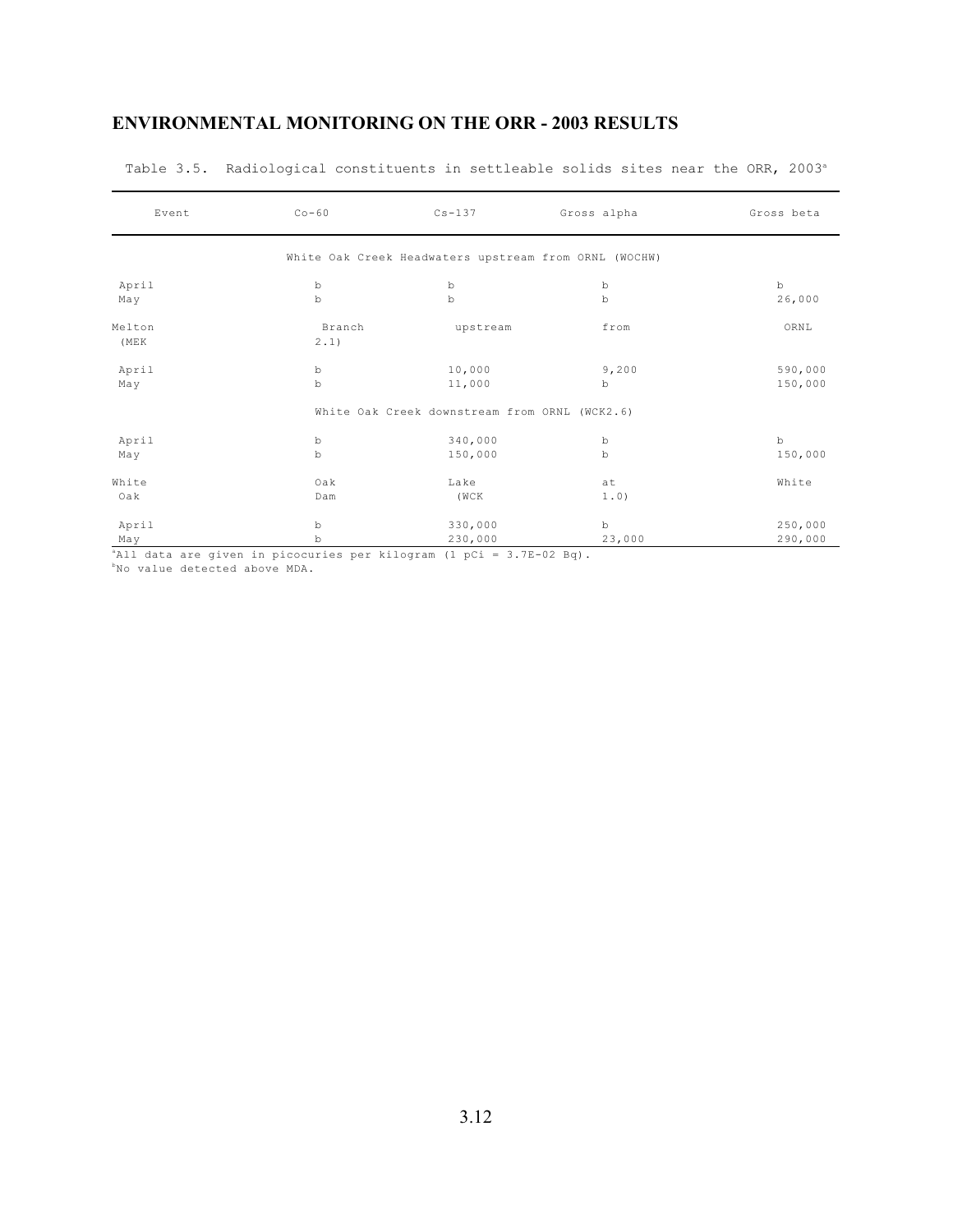## ENVIRONMENTAL MONITORING ON THE ORR - 2003 RESULTS

Table 3.5. Radiological constituents in settleable solids sites near the ORR, 2003[a]

| Event | Co-60 | Cs-137 | Gross alpha | Gross beta |
|---|---|---|---|---|
| White Oak Creek Headwaters upstream from ORNL (WOCHW) | | | | |
| April | b | b | b | b |
| May | b | b | b | 26,000 |
| Melton Branch upstream from ORNL (MEK 2.1) | | | | |
| April | b | 10,000 | 9,200 | 590,000 |
| May | b | 11,000 | b | 150,000 |
| White Oak Creek downstream from ORNL (WCK2.6) | | | | |
| April | b | 340,000 | b | b |
| May | b | 150,000 | b | 150,000 |
| White Oak Lake at White Oak Dam (WCK 1.0) | | | | |
| April | b | 330,000 | b | 250,000 |
| May | b | 230,000 | 23,000 | 290,000 |

[a]All data are given in picocuries per kilogram (1 pCi = 3.7E-02 Bq).
[b]No value detected above MDA.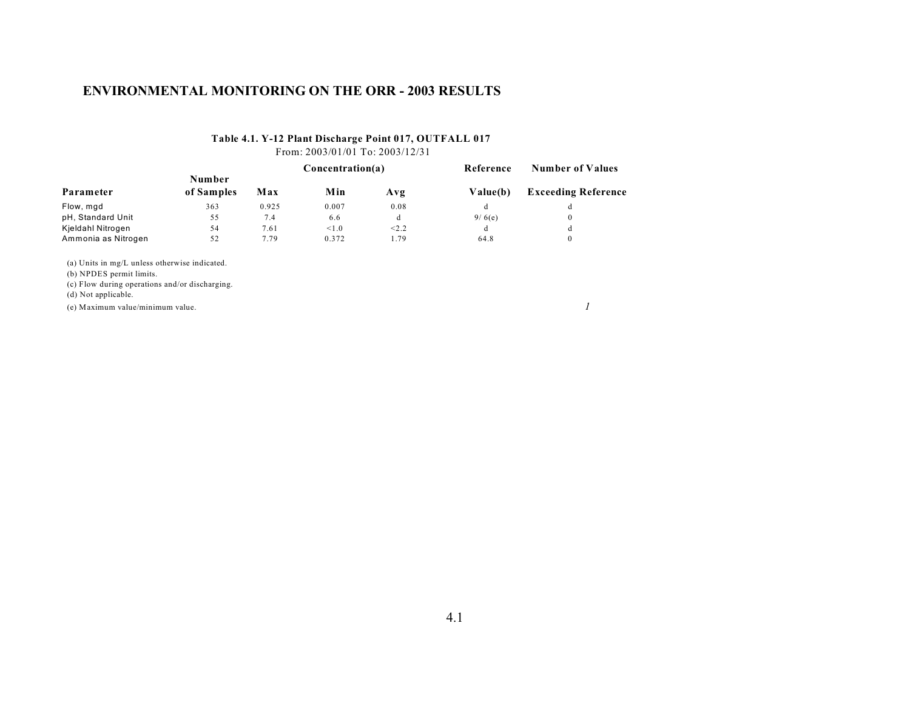# ENVIRONMENTAL MONITORING ON THE ORR - 2003 RESULTS

**Table 4.1. Y-12 Plant Discharge Point 017, OUTFALL 017**

From: 2003/01/01 To: 2003/12/31

| Parameter | Number of Samples | Concentration(a) Max | Min | Avg | Reference Value(b) | Number of Values Exceeding Reference |
|---|---|---|---|---|---|---|
| Flow, mgd | 363 | 0.925 | 0.007 | 0.08 | d | d |
| pH, Standard Unit | 55 | 7.4 | 6.6 | d | 9/ 6(e) | 0 |
| Kjeldahl Nitrogen | 54 | 7.61 | <1.0 | <2.2 | d | d |
| Ammonia as Nitrogen | 52 | 7.79 | 0.372 | 1.79 | 64.8 | 0 |

(a) Units in mg/L unless otherwise indicated.
(b) NPDES permit limits.
(c) Flow during operations and/or discharging.
(d) Not applicable.
(e) Maximum value/minimum value.

*1*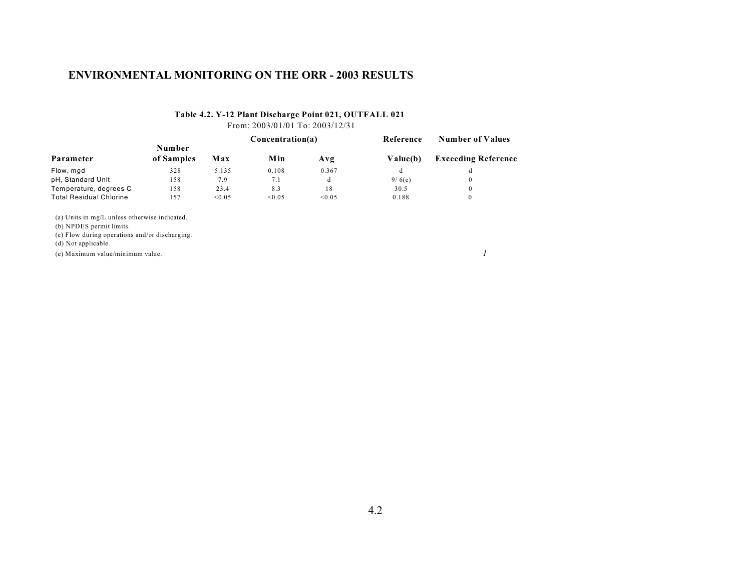# ENVIRONMENTAL MONITORING ON THE ORR - 2003 RESULTS

**Table 4.2. Y-12 Plant Discharge Point 021, OUTFALL 021**

From: 2003/01/01 To: 2003/12/31

| Parameter | Number of Samples | Concentration(a) Max | Min | Avg | Reference Value(b) | Number of Values Exceeding Reference |
|---|---|---|---|---|---|---|
| Flow, mgd | 328 | 5.135 | 0.108 | 0.367 | d | d |
| pH, Standard Unit | 158 | 7.9 | 7.1 | d | 9/ 6(e) | 0 |
| Temperature, degrees C | 158 | 23.4 | 8.3 | 18 | 30.5 | 0 |
| Total Residual Chlorine | 157 | <0.05 | <0.05 | <0.05 | 0.188 | 0 |

(a) Units in mg/L unless otherwise indicated.
(b) NPDES permit limits.
(c) Flow during operations and/or discharging.
(d) Not applicable.
(e) Maximum value/minimum value.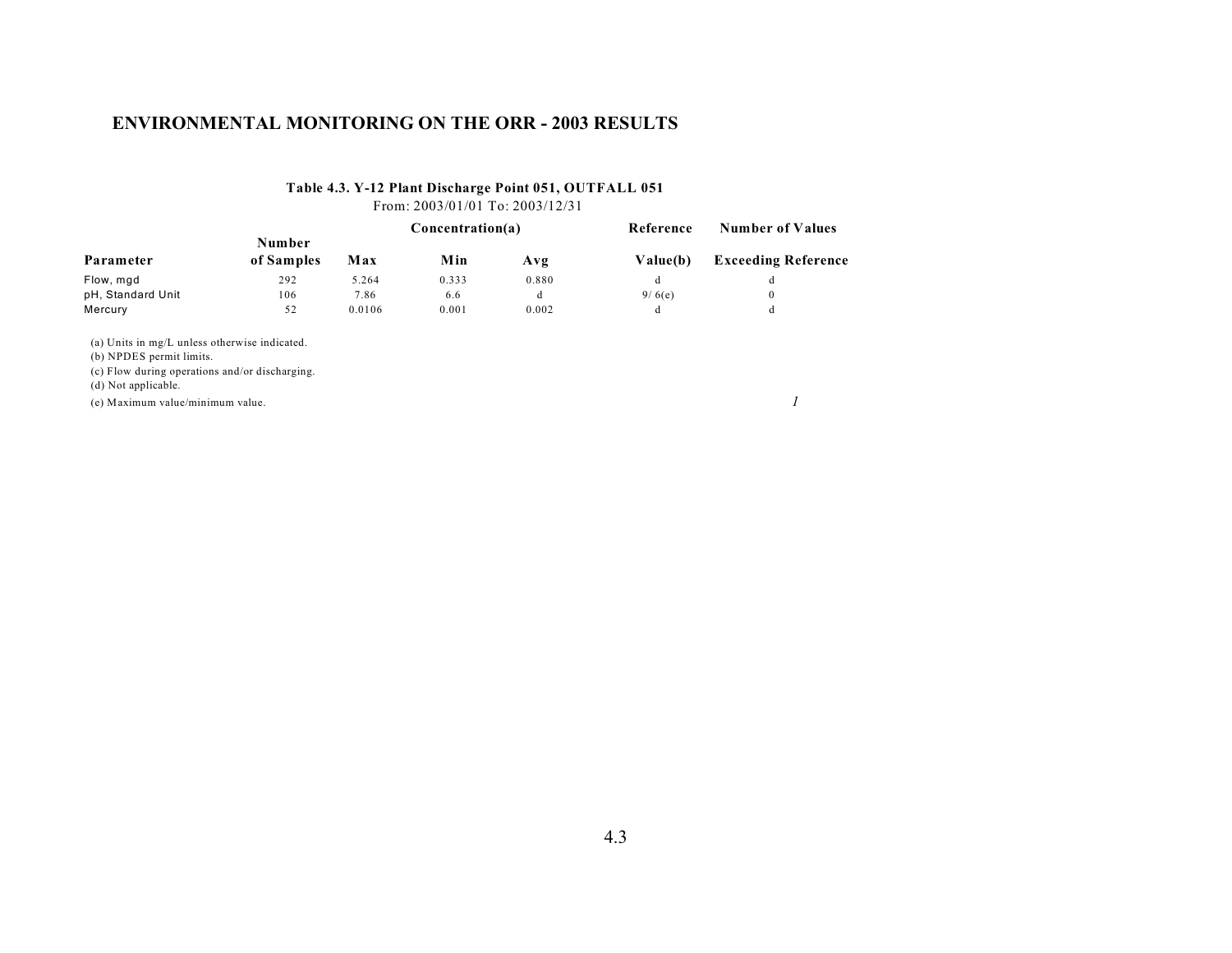# ENVIRONMENTAL MONITORING ON THE ORR - 2003 RESULTS

**Table 4.3. Y-12 Plant Discharge Point 051, OUTFALL 051**

From: 2003/01/01 To: 2003/12/31

| Parameter | Number of Samples | Concentration(a) Max | Min | Avg | Reference Value(b) | Number of Values Exceeding Reference |
|---|---|---|---|---|---|---|
| Flow, mgd | 292 | 5.264 | 0.333 | 0.880 | d | d |
| pH, Standard Unit | 106 | 7.86 | 6.6 | d | 9/ 6(e) | 0 |
| Mercury | 52 | 0.0106 | 0.001 | 0.002 | d | d |

(a) Units in mg/L unless otherwise indicated.
(b) NPDES permit limits.
(c) Flow during operations and/or discharging.
(d) Not applicable.
(e) Maximum value/minimum value.

*1*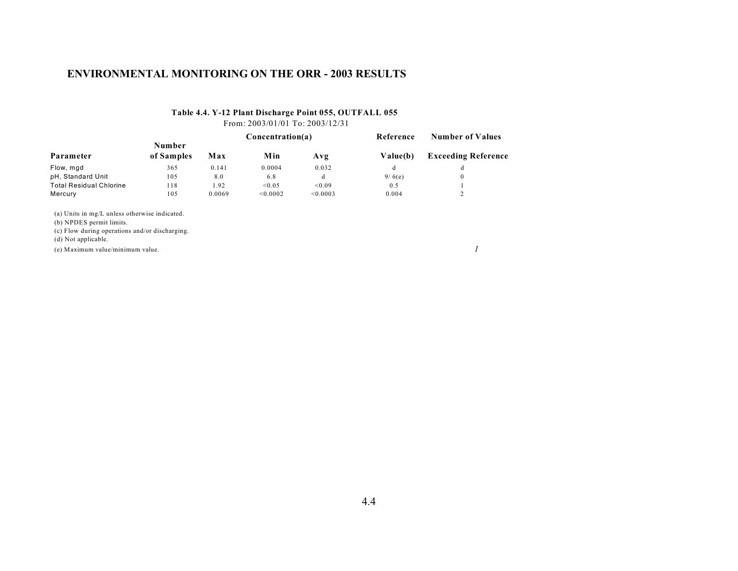# ENVIRONMENTAL MONITORING ON THE ORR - 2003 RESULTS

**Table 4.4. Y-12 Plant Discharge Point 055, OUTFALL 055**
From: 2003/01/01 To: 2003/12/31

| Parameter | Number of Samples | Concentration(a) Max | Min | Avg | Reference Value(b) | Number of Values Exceeding Reference |
|---|---|---|---|---|---|---|
| Flow, mgd | 365 | 0.141 | 0.0004 | 0.032 | d | d |
| pH, Standard Unit | 105 | 8.0 | 6.8 | d | 9/ 6(e) | 0 |
| Total Residual Chlorine | 118 | 1.92 | <0.05 | <0.09 | 0.5 | 1 |
| Mercury | 105 | 0.0069 | <0.0002 | <0.0003 | 0.004 | 2 |

(a) Units in mg/L unless otherwise indicated.
(b) NPDES permit limits.
(c) Flow during operations and/or discharging.
(d) Not applicable.
(e) Maximum value/minimum value.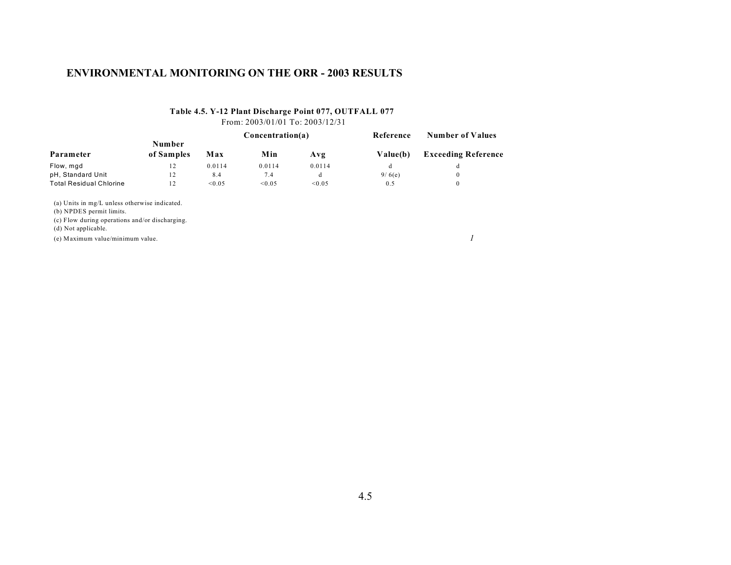# ENVIRONMENTAL MONITORING ON THE ORR - 2003 RESULTS

**Table 4.5. Y-12 Plant Discharge Point 077, OUTFALL 077**

From: 2003/01/01 To: 2003/12/31

| Parameter | Number of Samples | Concentration(a) Max | Min | Avg | Reference Value(b) | Number of Values Exceeding Reference |
|---|---|---|---|---|---|---|
| Flow, mgd | 12 | 0.0114 | 0.0114 | 0.0114 | d | d |
| pH, Standard Unit | 12 | 8.4 | 7.4 | d | 9/ 6(e) | 0 |
| Total Residual Chlorine | 12 | <0.05 | <0.05 | <0.05 | 0.5 | 0 |

(a) Units in mg/L unless otherwise indicated.
(b) NPDES permit limits.
(c) Flow during operations and/or discharging.
(d) Not applicable.
(e) Maximum value/minimum value.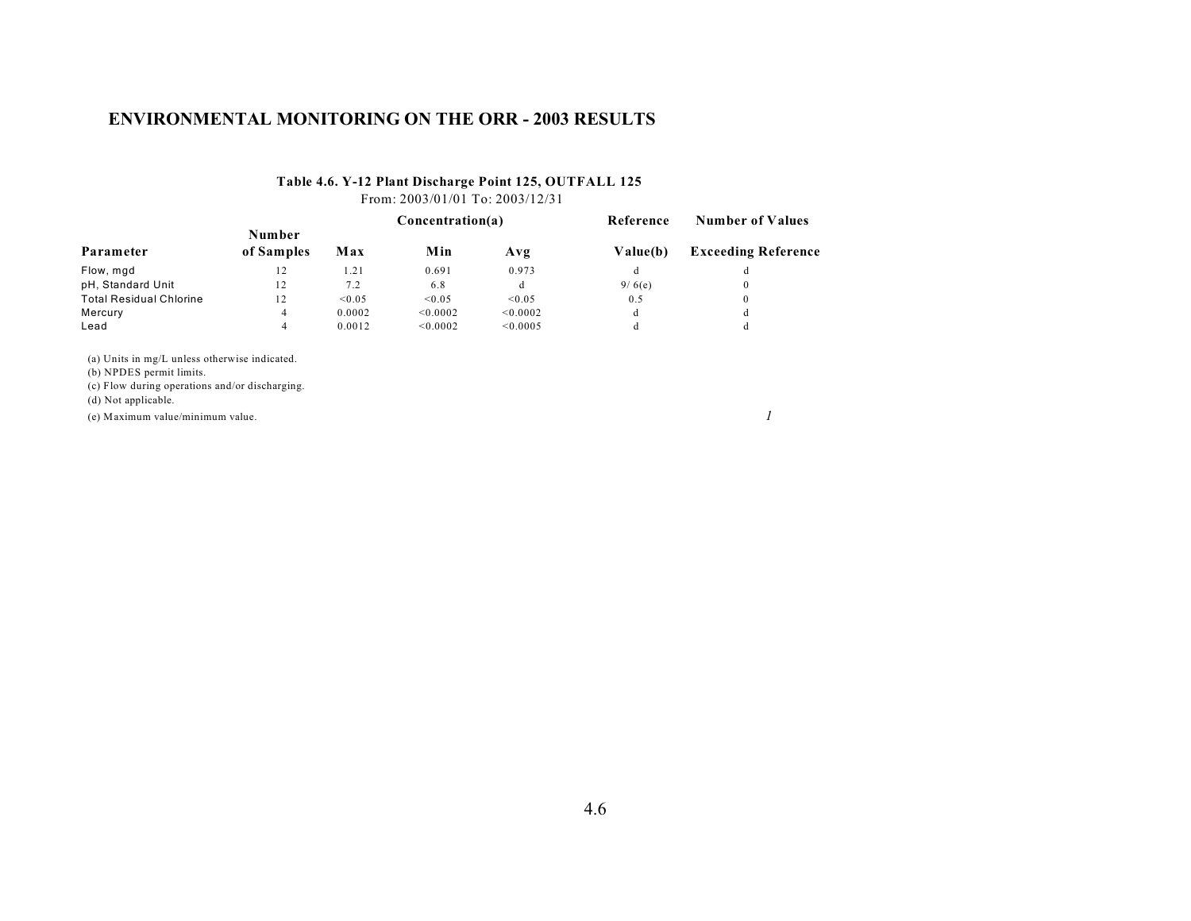# ENVIRONMENTAL MONITORING ON THE ORR - 2003 RESULTS

**Table 4.6. Y-12 Plant Discharge Point 125, OUTFALL 125**

From: 2003/01/01 To: 2003/12/31

| Parameter | Number of Samples | Concentration(a) Max | Min | Avg | Reference Value(b) | Number of Values Exceeding Reference |
|---|---|---|---|---|---|---|
| Flow, mgd | 12 | 1.21 | 0.691 | 0.973 | d | d |
| pH, Standard Unit | 12 | 7.2 | 6.8 | d | 9/ 6(e) | 0 |
| Total Residual Chlorine | 12 | <0.05 | <0.05 | <0.05 | 0.5 | 0 |
| Mercury | 4 | 0.0002 | <0.0002 | <0.0002 | d | d |
| Lead | 4 | 0.0012 | <0.0002 | <0.0005 | d | d |

(a) Units in mg/L unless otherwise indicated.
(b) NPDES permit limits.
(c) Flow during operations and/or discharging.
(d) Not applicable.
(e) Maximum value/minimum value.

*1*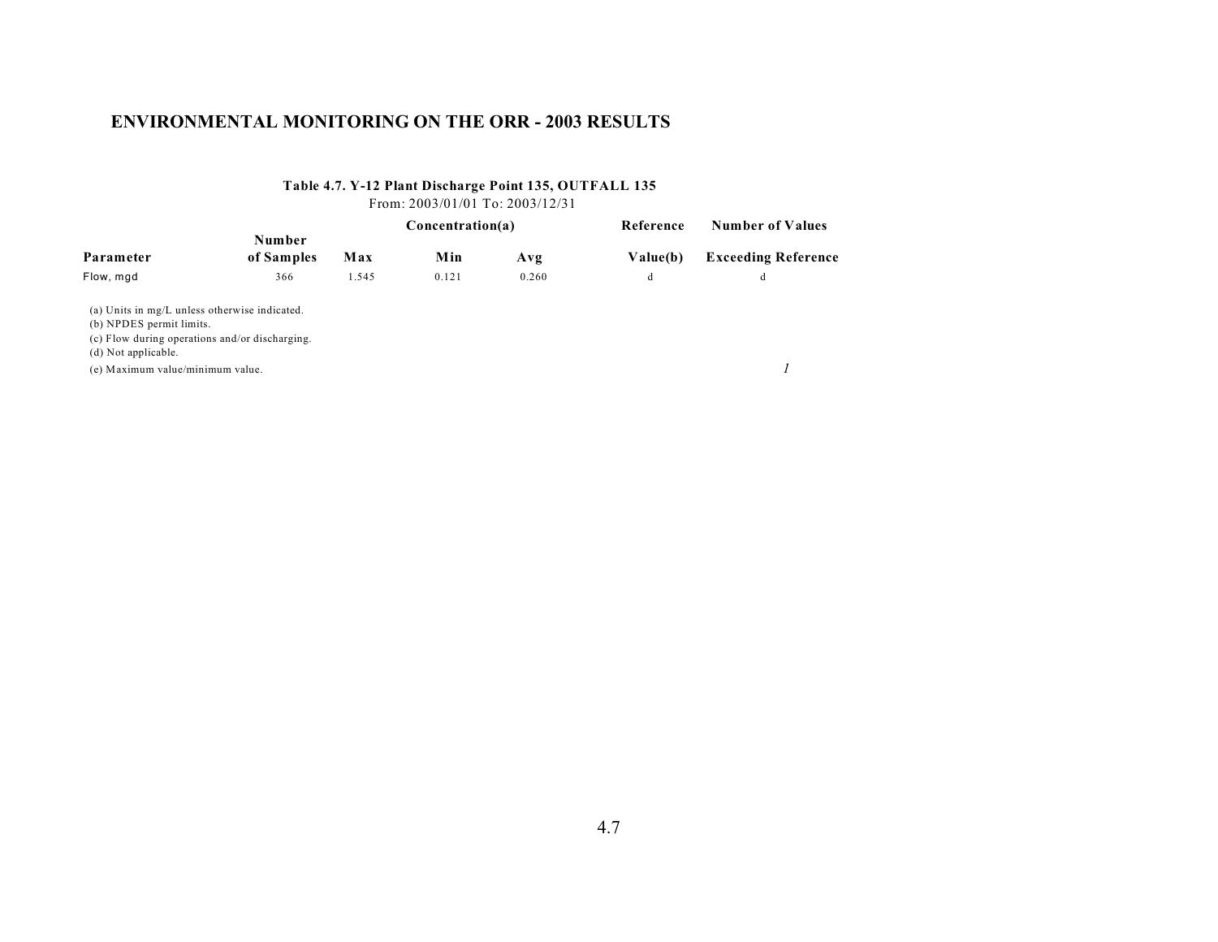# ENVIRONMENTAL MONITORING ON THE ORR - 2003 RESULTS

**Table 4.7. Y-12 Plant Discharge Point 135, OUTFALL 135**

From: 2003/01/01 To: 2003/12/31

| Parameter | Number of Samples | Concentration(a) Max | Min | Avg | Reference Value(b) | Number of Values Exceeding Reference |
|---|---|---|---|---|---|---|
| Flow, mgd | 366 | 1.545 | 0.121 | 0.260 | d | d |

(a) Units in mg/L unless otherwise indicated.
(b) NPDES permit limits.
(c) Flow during operations and/or discharging.
(d) Not applicable.
(e) Maximum value/minimum value.

*1*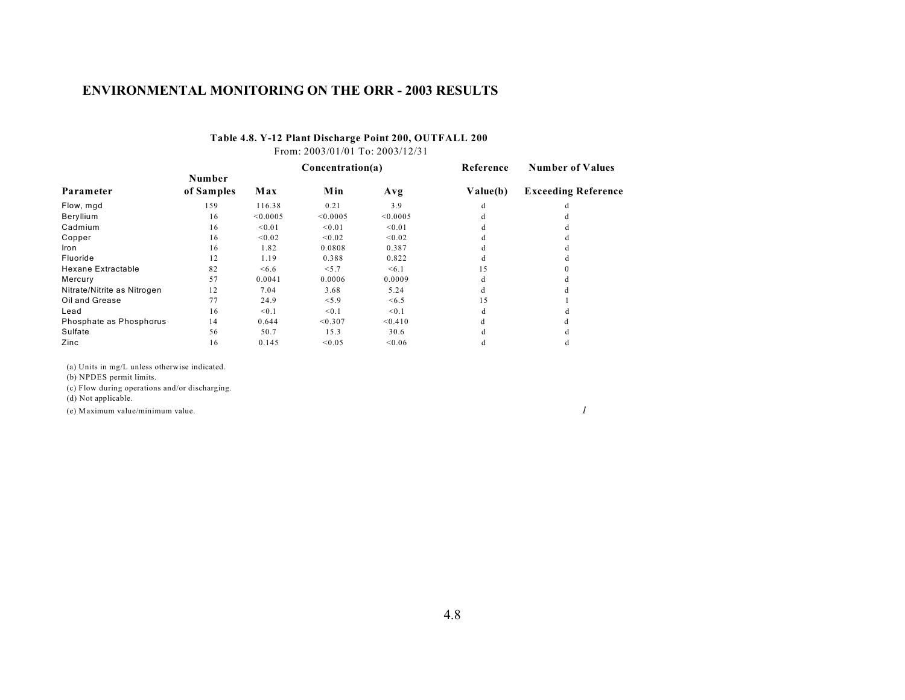# ENVIRONMENTAL MONITORING ON THE ORR - 2003 RESULTS

**Table 4.8. Y-12 Plant Discharge Point 200, OUTFALL 200**

From: 2003/01/01 To: 2003/12/31

| Parameter | Number of Samples | Concentration(a) Max | Min | Avg | Reference Value(b) | Number of Values Exceeding Reference |
|---|---|---|---|---|---|---|
| Flow, mgd | 159 | 116.38 | 0.21 | 3.9 | d | d |
| Beryllium | 16 | <0.0005 | <0.0005 | <0.0005 | d | d |
| Cadmium | 16 | <0.01 | <0.01 | <0.01 | d | d |
| Copper | 16 | <0.02 | <0.02 | <0.02 | d | d |
| Iron | 16 | 1.82 | 0.0808 | 0.387 | d | d |
| Fluoride | 12 | 1.19 | 0.388 | 0.822 | d | d |
| Hexane Extractable | 82 | <6.6 | <5.7 | <6.1 | 15 | 0 |
| Mercury | 57 | 0.0041 | 0.0006 | 0.0009 | d | d |
| Nitrate/Nitrite as Nitrogen | 12 | 7.04 | 3.68 | 5.24 | d | d |
| Oil and Grease | 77 | 24.9 | <5.9 | <6.5 | 15 | 1 |
| Lead | 16 | <0.1 | <0.1 | <0.1 | d | d |
| Phosphate as Phosphorus | 14 | 0.644 | <0.307 | <0.410 | d | d |
| Sulfate | 56 | 50.7 | 15.3 | 30.6 | d | d |
| Zinc | 16 | 0.145 | <0.05 | <0.06 | d | d |

(a) Units in mg/L unless otherwise indicated.
(b) NPDES permit limits.
(c) Flow during operations and/or discharging.
(d) Not applicable.
(e) Maximum value/minimum value.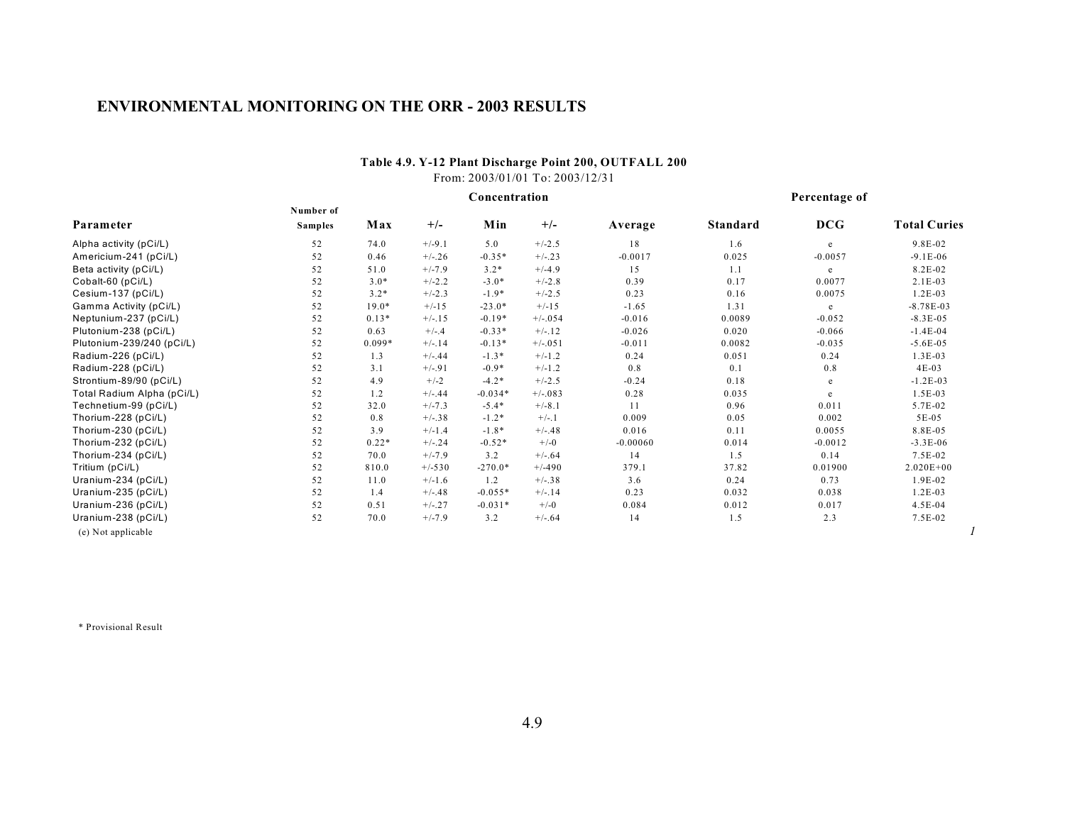## ENVIRONMENTAL MONITORING ON THE ORR - 2003 RESULTS

**Table 4.9. Y-12 Plant Discharge Point 200, OUTFALL 200**

From: 2003/01/01 To: 2003/12/31

| Parameter | Number of Samples | Concentration | | | | | Percentage of | | |
|---|---|---|---|---|---|---|---|---|---|
| | | Max | +/- | Min | +/- | Average | Standard | DCG | Total Curies |
| Alpha activity (pCi/L) | 52 | 74.0 | +/-9.1 | 5.0 | +/-2.5 | 18 | 1.6 | e | 9.8E-02 |
| Americium-241 (pCi/L) | 52 | 0.46 | +/-.26 | -0.35* | +/-.23 | -0.0017 | 0.025 | -0.0057 | -9.1E-06 |
| Beta activity (pCi/L) | 52 | 51.0 | +/-7.9 | 3.2* | +/-4.9 | 15 | 1.1 | e | 8.2E-02 |
| Cobalt-60 (pCi/L) | 52 | 3.0* | +/-2.2 | -3.0* | +/-2.8 | 0.39 | 0.17 | 0.0077 | 2.1E-03 |
| Cesium-137 (pCi/L) | 52 | 3.2* | +/-2.3 | -1.9* | +/-2.5 | 0.23 | 0.16 | 0.0075 | 1.2E-03 |
| Gamma Activity (pCi/L) | 52 | 19.0* | +/-15 | -23.0* | +/-15 | -1.65 | 1.31 | e | -8.78E-03 |
| Neptunium-237 (pCi/L) | 52 | 0.13* | +/-.15 | -0.19* | +/-.054 | -0.016 | 0.0089 | -0.052 | -8.3E-05 |
| Plutonium-238 (pCi/L) | 52 | 0.63 | +/-.4 | -0.33* | +/-.12 | -0.026 | 0.020 | -0.066 | -1.4E-04 |
| Plutonium-239/240 (pCi/L) | 52 | 0.099* | +/-.14 | -0.13* | +/-.051 | -0.011 | 0.0082 | -0.035 | -5.6E-05 |
| Radium-226 (pCi/L) | 52 | 1.3 | +/-.44 | -1.3* | +/-1.2 | 0.24 | 0.051 | 0.24 | 1.3E-03 |
| Radium-228 (pCi/L) | 52 | 3.1 | +/-.91 | -0.9* | +/-1.2 | 0.8 | 0.1 | 0.8 | 4E-03 |
| Strontium-89/90 (pCi/L) | 52 | 4.9 | +/-2 | -4.2* | +/-2.5 | -0.24 | 0.18 | e | -1.2E-03 |
| Total Radium Alpha (pCi/L) | 52 | 1.2 | +/-.44 | -0.034* | +/-.083 | 0.28 | 0.035 | e | 1.5E-03 |
| Technetium-99 (pCi/L) | 52 | 32.0 | +/-7.3 | -5.4* | +/-8.1 | 11 | 0.96 | 0.011 | 5.7E-02 |
| Thorium-228 (pCi/L) | 52 | 0.8 | +/-.38 | -1.2* | +/-.1 | 0.009 | 0.05 | 0.002 | 5E-05 |
| Thorium-230 (pCi/L) | 52 | 3.9 | +/-1.4 | -1.8* | +/-.48 | 0.016 | 0.11 | 0.0055 | 8.8E-05 |
| Thorium-232 (pCi/L) | 52 | 0.22* | +/-.24 | -0.52* | +/-0 | -0.00060 | 0.014 | -0.0012 | -3.3E-06 |
| Thorium-234 (pCi/L) | 52 | 70.0 | +/-7.9 | 3.2 | +/-.64 | 14 | 1.5 | 0.14 | 7.5E-02 |
| Tritium (pCi/L) | 52 | 810.0 | +/-530 | -270.0* | +/-490 | 379.1 | 37.82 | 0.01900 | 2.020E+00 |
| Uranium-234 (pCi/L) | 52 | 11.0 | +/-1.6 | 1.2 | +/-.38 | 3.6 | 0.24 | 0.73 | 1.9E-02 |
| Uranium-235 (pCi/L) | 52 | 1.4 | +/-.48 | -0.055* | +/-.14 | 0.23 | 0.032 | 0.038 | 1.2E-03 |
| Uranium-236 (pCi/L) | 52 | 0.51 | +/-.27 | -0.031* | +/-0 | 0.084 | 0.012 | 0.017 | 4.5E-04 |
| Uranium-238 (pCi/L) | 52 | 70.0 | +/-7.9 | 3.2 | +/-.64 | 14 | 1.5 | 2.3 | 7.5E-02 |

(e) Not applicable

\* Provisional Result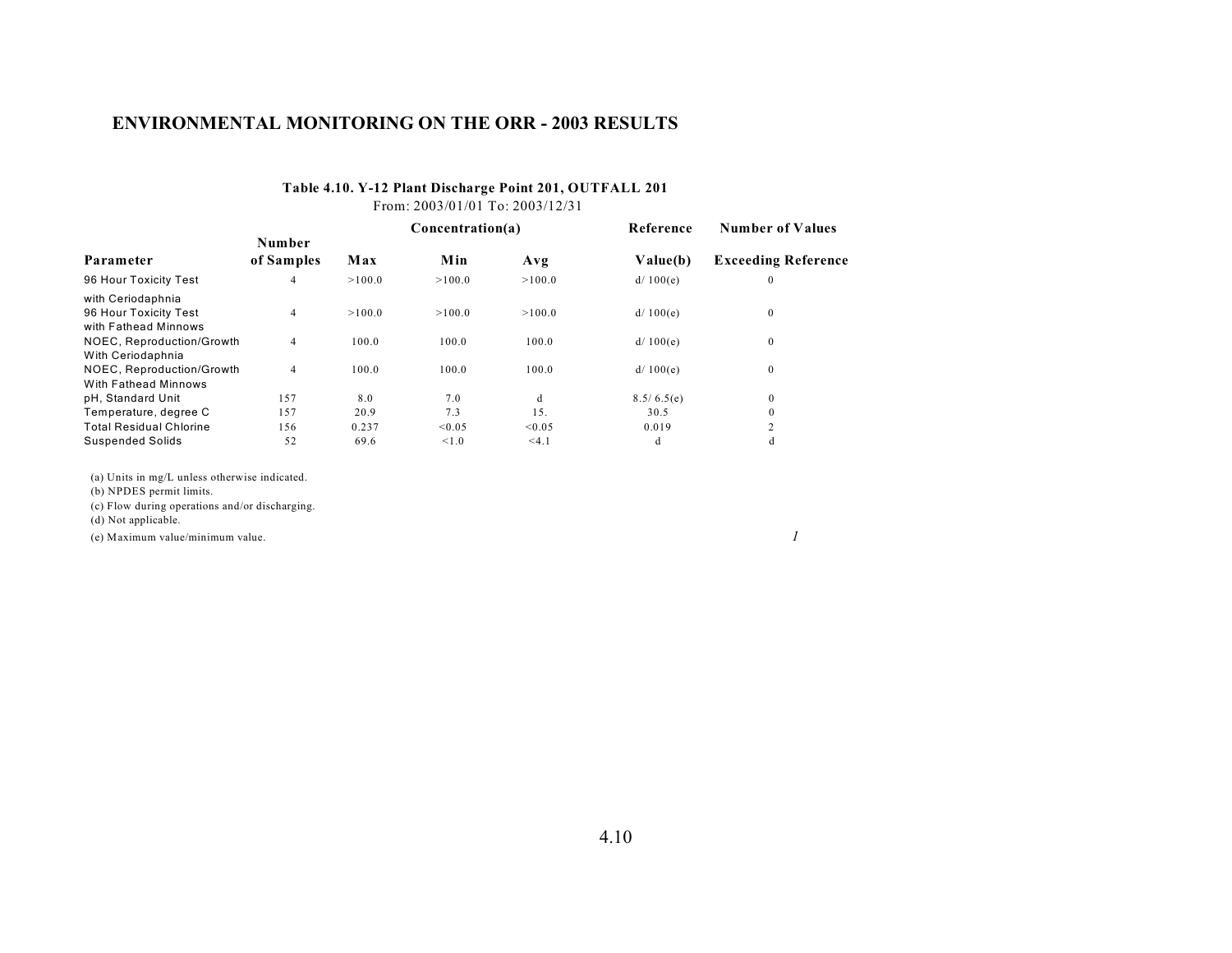# ENVIRONMENTAL MONITORING ON THE ORR - 2003 RESULTS

**Table 4.10. Y-12 Plant Discharge Point 201, OUTFALL 201**

From: 2003/01/01 To: 2003/12/31

| Parameter | Number of Samples | Concentration(a) Max | Min | Avg | Reference Value(b) | Number of Values Exceeding Reference |
|---|---|---|---|---|---|---|
| 96 Hour Toxicity Test with Ceriodaphnia | 4 | >100.0 | >100.0 | >100.0 | d/ 100(e) | 0 |
| 96 Hour Toxicity Test with Fathead Minnows | 4 | >100.0 | >100.0 | >100.0 | d/ 100(e) | 0 |
| NOEC, Reproduction/Growth With Ceriodaphnia | 4 | 100.0 | 100.0 | 100.0 | d/ 100(e) | 0 |
| NOEC, Reproduction/Growth With Fathead Minnows | 4 | 100.0 | 100.0 | 100.0 | d/ 100(e) | 0 |
| pH, Standard Unit | 157 | 8.0 | 7.0 | d | 8.5/ 6.5(e) | 0 |
| Temperature, degree C | 157 | 20.9 | 7.3 | 15. | 30.5 | 0 |
| Total Residual Chlorine | 156 | 0.237 | <0.05 | <0.05 | 0.019 | 2 |
| Suspended Solids | 52 | 69.6 | <1.0 | <4.1 | d | d |

(a) Units in mg/L unless otherwise indicated.
(b) NPDES permit limits.
(c) Flow during operations and/or discharging.
(d) Not applicable.
(e) Maximum value/minimum value.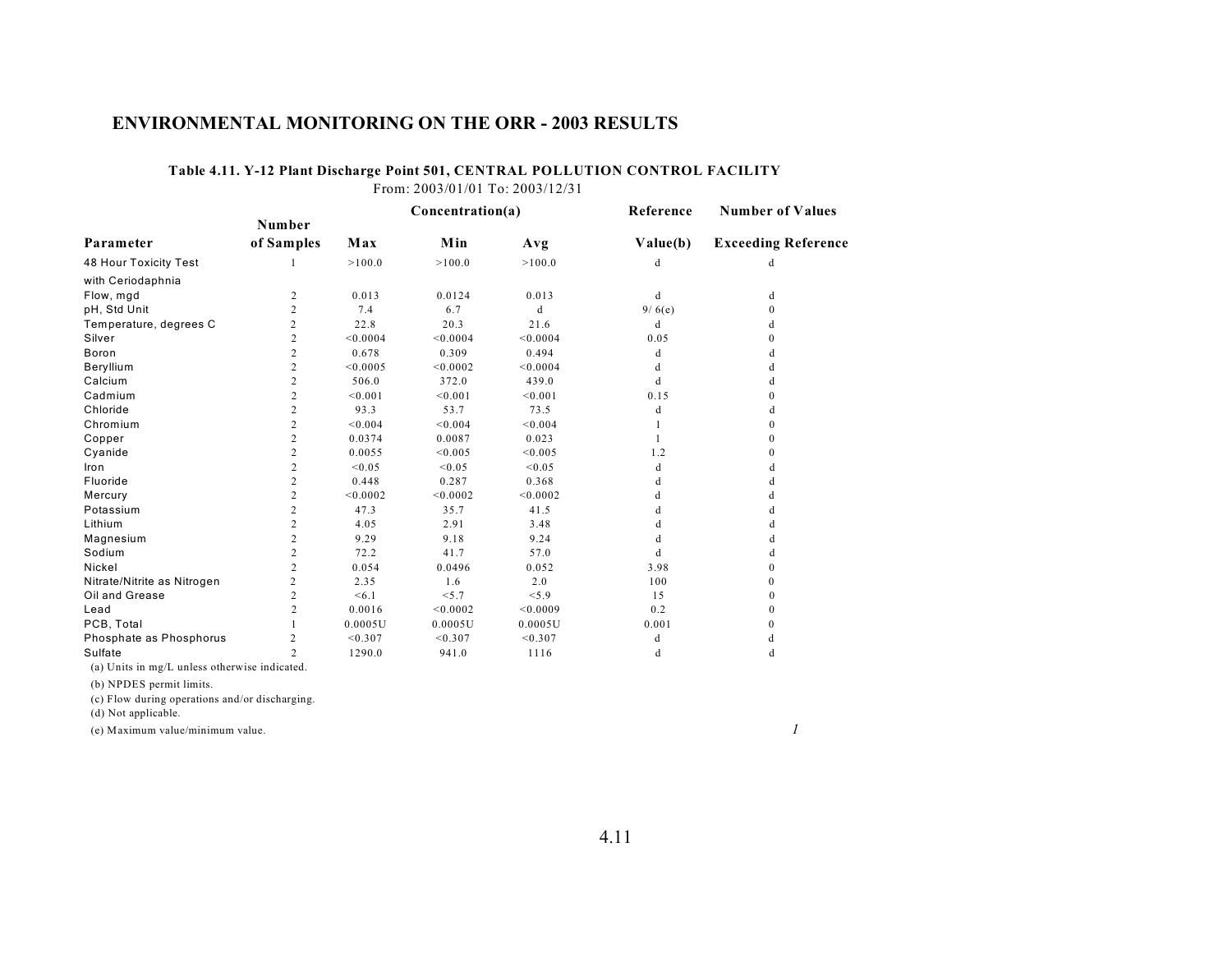# ENVIRONMENTAL MONITORING ON THE ORR - 2003 RESULTS

**Table 4.11. Y-12 Plant Discharge Point 501, CENTRAL POLLUTION CONTROL FACILITY**

From: 2003/01/01 To: 2003/12/31

| Parameter | Number of Samples | Concentration(a) Max | Min | Avg | Reference Value(b) | Number of Values Exceeding Reference |
|---|---|---|---|---|---|---|
| 48 Hour Toxicity Test with Ceriodaphnia | 1 | >100.0 | >100.0 | >100.0 | d | d |
| Flow, mgd | 2 | 0.013 | 0.0124 | 0.013 | d | d |
| pH, Std Unit | 2 | 7.4 | 6.7 | d | 9/ 6(e) | 0 |
| Temperature, degrees C | 2 | 22.8 | 20.3 | 21.6 | d | d |
| Silver | 2 | <0.0004 | <0.0004 | <0.0004 | 0.05 | 0 |
| Boron | 2 | 0.678 | 0.309 | 0.494 | d | d |
| Beryllium | 2 | <0.0005 | <0.0002 | <0.0004 | d | d |
| Calcium | 2 | 506.0 | 372.0 | 439.0 | d | d |
| Cadmium | 2 | <0.001 | <0.001 | <0.001 | 0.15 | 0 |
| Chloride | 2 | 93.3 | 53.7 | 73.5 | d | d |
| Chromium | 2 | <0.004 | <0.004 | <0.004 | 1 | 0 |
| Copper | 2 | 0.0374 | 0.0087 | 0.023 | 1 | 0 |
| Cyanide | 2 | 0.0055 | <0.005 | <0.005 | 1.2 | 0 |
| Iron | 2 | <0.05 | <0.05 | <0.05 | d | d |
| Fluoride | 2 | 0.448 | 0.287 | 0.368 | d | d |
| Mercury | 2 | <0.0002 | <0.0002 | <0.0002 | d | d |
| Potassium | 2 | 47.3 | 35.7 | 41.5 | d | d |
| Lithium | 2 | 4.05 | 2.91 | 3.48 | d | d |
| Magnesium | 2 | 9.29 | 9.18 | 9.24 | d | d |
| Sodium | 2 | 72.2 | 41.7 | 57.0 | d | d |
| Nickel | 2 | 0.054 | 0.0496 | 0.052 | 3.98 | 0 |
| Nitrate/Nitrite as Nitrogen | 2 | 2.35 | 1.6 | 2.0 | 100 | 0 |
| Oil and Grease | 2 | <6.1 | <5.7 | <5.9 | 15 | 0 |
| Lead | 2 | 0.0016 | <0.0002 | <0.0009 | 0.2 | 0 |
| PCB, Total | 1 | 0.0005U | 0.0005U | 0.0005U | 0.001 | 0 |
| Phosphate as Phosphorus | 2 | <0.307 | <0.307 | <0.307 | d | d |
| Sulfate | 2 | 1290.0 | 941.0 | 1116 | d | d |

(a) Units in mg/L unless otherwise indicated.

(b) NPDES permit limits.

(c) Flow during operations and/or discharging.

(d) Not applicable.

(e) Maximum value/minimum value.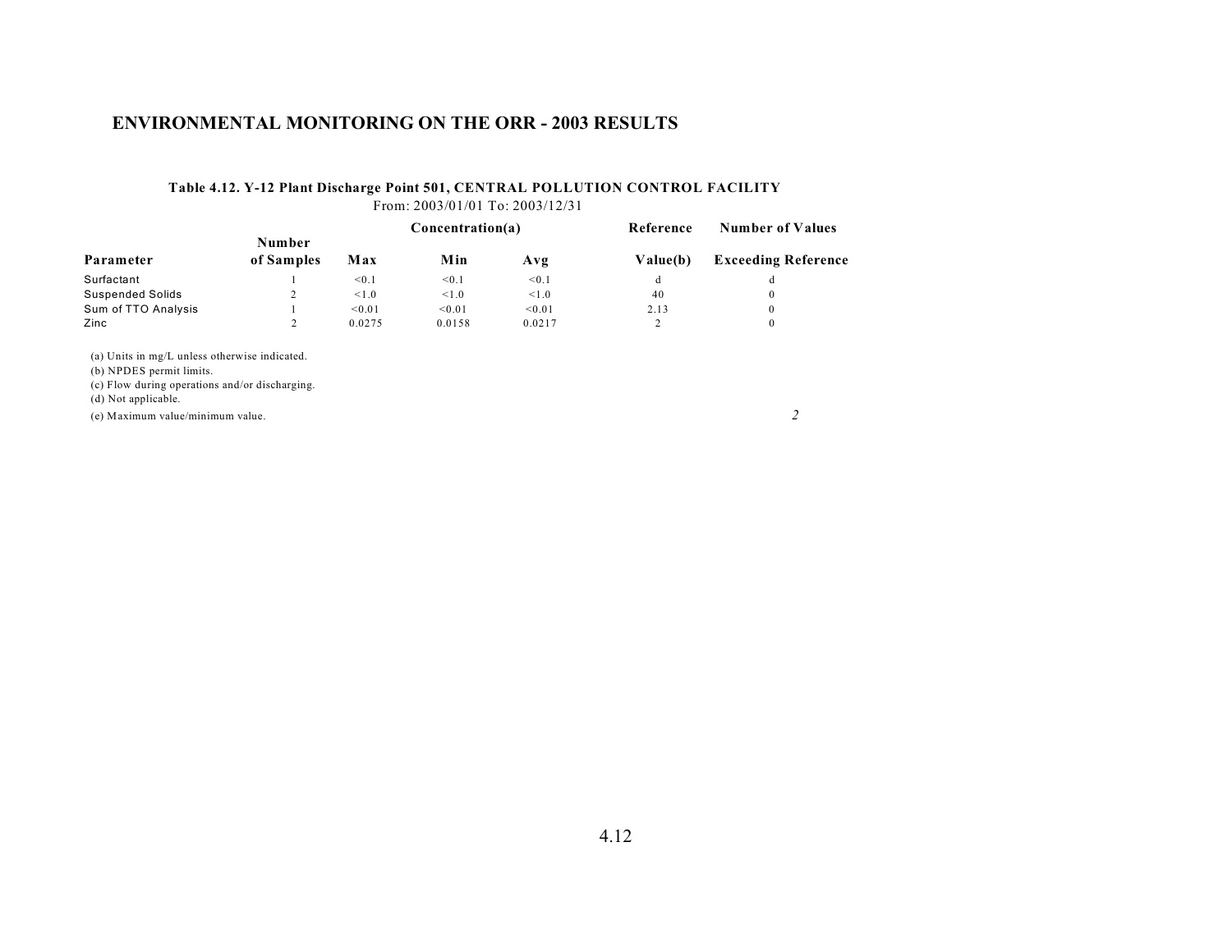# ENVIRONMENTAL MONITORING ON THE ORR - 2003 RESULTS

**Table 4.12. Y-12 Plant Discharge Point 501, CENTRAL POLLUTION CONTROL FACILITY**

From: 2003/01/01 To: 2003/12/31

| Parameter | Number of Samples | Concentration(a) Max | Min | Avg | Reference Value(b) | Number of Values Exceeding Reference |
|---|---|---|---|---|---|---|
| Surfactant | 1 | <0.1 | <0.1 | <0.1 | d | d |
| Suspended Solids | 2 | <1.0 | <1.0 | <1.0 | 40 | 0 |
| Sum of TTO Analysis | 1 | <0.01 | <0.01 | <0.01 | 2.13 | 0 |
| Zinc | 2 | 0.0275 | 0.0158 | 0.0217 | 2 | 0 |

(a) Units in mg/L unless otherwise indicated.
(b) NPDES permit limits.
(c) Flow during operations and/or discharging.
(d) Not applicable.
(e) Maximum value/minimum value.

*2*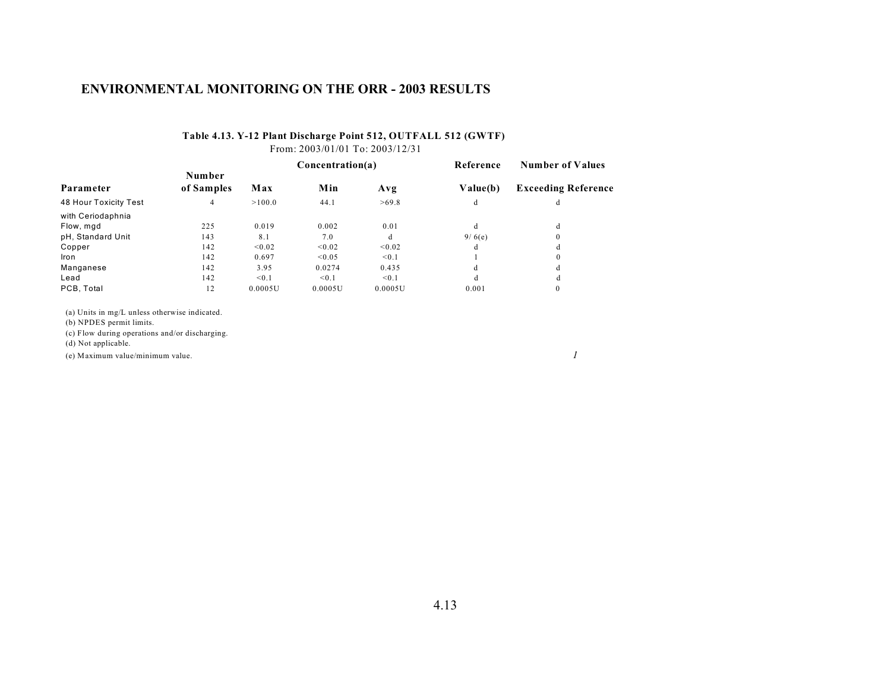# ENVIRONMENTAL MONITORING ON THE ORR - 2003 RESULTS

**Table 4.13. Y-12 Plant Discharge Point 512, OUTFALL 512 (GWTF)**

From: 2003/01/01 To: 2003/12/31

| Parameter | Number of Samples | Concentration(a) Max | Min | Avg | Reference Value(b) | Number of Values Exceeding Reference |
|---|---|---|---|---|---|---|
| 48 Hour Toxicity Test with Ceriodaphnia | 4 | >100.0 | 44.1 | >69.8 | d | d |
| Flow, mgd | 225 | 0.019 | 0.002 | 0.01 | d | d |
| pH, Standard Unit | 143 | 8.1 | 7.0 | d | 9/ 6(e) | 0 |
| Copper | 142 | <0.02 | <0.02 | <0.02 | d | d |
| Iron | 142 | 0.697 | <0.05 | <0.1 | 1 | 0 |
| Manganese | 142 | 3.95 | 0.0274 | 0.435 | d | d |
| Lead | 142 | <0.1 | <0.1 | <0.1 | d | d |
| PCB, Total | 12 | 0.0005U | 0.0005U | 0.0005U | 0.001 | 0 |

(a) Units in mg/L unless otherwise indicated.
(b) NPDES permit limits.
(c) Flow during operations and/or discharging.
(d) Not applicable.
(e) Maximum value/minimum value.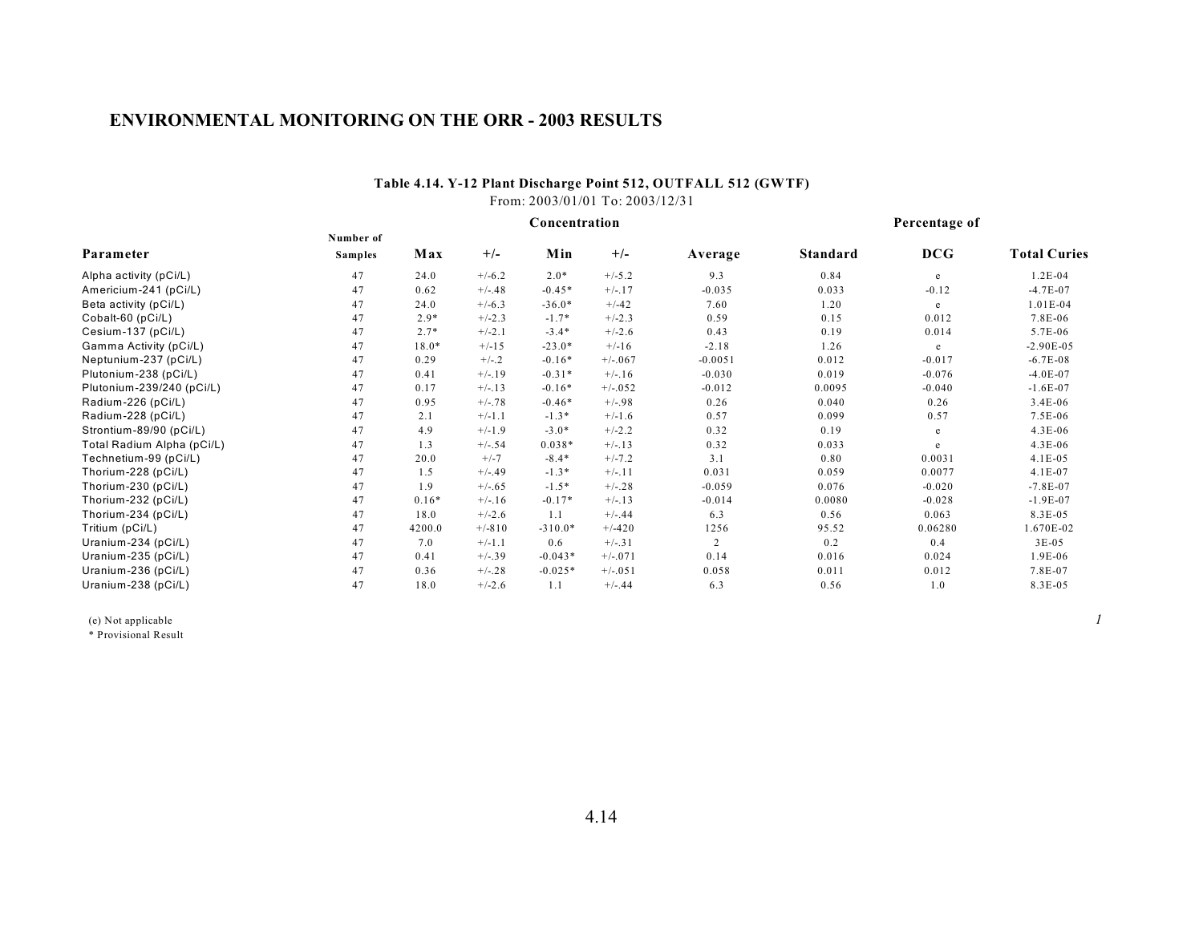## ENVIRONMENTAL MONITORING ON THE ORR - 2003 RESULTS

**Table 4.14. Y-12 Plant Discharge Point 512, OUTFALL 512 (GWTF)**

From: 2003/01/01 To: 2003/12/31

| Parameter | Number of Samples | Concentration | | | | | | Percentage of | | |
|---|---|---|---|---|---|---|---|---|---|---|
| | | Max | +/- | Min | +/- | Average | | Standard | DCG | Total Curies |
| Alpha activity (pCi/L) | 47 | 24.0 | +/-6.2 | 2.0* | +/-5.2 | 9.3 | | 0.84 | e | 1.2E-04 |
| Americium-241 (pCi/L) | 47 | 0.62 | +/-.48 | -0.45* | +/-.17 | -0.035 | | 0.033 | -0.12 | -4.7E-07 |
| Beta activity (pCi/L) | 47 | 24.0 | +/-6.3 | -36.0* | +/-42 | 7.60 | | 1.20 | e | 1.01E-04 |
| Cobalt-60 (pCi/L) | 47 | 2.9* | +/-2.3 | -1.7* | +/-2.3 | 0.59 | | 0.15 | 0.012 | 7.8E-06 |
| Cesium-137 (pCi/L) | 47 | 2.7* | +/-2.1 | -3.4* | +/-2.6 | 0.43 | | 0.19 | 0.014 | 5.7E-06 |
| Gamma Activity (pCi/L) | 47 | 18.0* | +/-15 | -23.0* | +/-16 | -2.18 | | 1.26 | e | -2.90E-05 |
| Neptunium-237 (pCi/L) | 47 | 0.29 | +/-.2 | -0.16* | +/-.067 | -0.0051 | | 0.012 | -0.017 | -6.7E-08 |
| Plutonium-238 (pCi/L) | 47 | 0.41 | +/-.19 | -0.31* | +/-.16 | -0.030 | | 0.019 | -0.076 | -4.0E-07 |
| Plutonium-239/240 (pCi/L) | 47 | 0.17 | +/-.13 | -0.16* | +/-.052 | -0.012 | | 0.0095 | -0.040 | -1.6E-07 |
| Radium-226 (pCi/L) | 47 | 0.95 | +/-.78 | -0.46* | +/-.98 | 0.26 | | 0.040 | 0.26 | 3.4E-06 |
| Radium-228 (pCi/L) | 47 | 2.1 | +/-1.1 | -1.3* | +/-1.6 | 0.57 | | 0.099 | 0.57 | 7.5E-06 |
| Strontium-89/90 (pCi/L) | 47 | 4.9 | +/-1.9 | -3.0* | +/-2.2 | 0.32 | | 0.19 | e | 4.3E-06 |
| Total Radium Alpha (pCi/L) | 47 | 1.3 | +/-.54 | 0.038* | +/-.13 | 0.32 | | 0.033 | e | 4.3E-06 |
| Technetium-99 (pCi/L) | 47 | 20.0 | +/-7 | -8.4* | +/-7.2 | 3.1 | | 0.80 | 0.0031 | 4.1E-05 |
| Thorium-228 (pCi/L) | 47 | 1.5 | +/-.49 | -1.3* | +/-.11 | 0.031 | | 0.059 | 0.0077 | 4.1E-07 |
| Thorium-230 (pCi/L) | 47 | 1.9 | +/-.65 | -1.5* | +/-.28 | -0.059 | | 0.076 | -0.020 | -7.8E-07 |
| Thorium-232 (pCi/L) | 47 | 0.16* | +/-.16 | -0.17* | +/-.13 | -0.014 | | 0.0080 | -0.028 | -1.9E-07 |
| Thorium-234 (pCi/L) | 47 | 18.0 | +/-2.6 | 1.1 | +/-.44 | 6.3 | | 0.56 | 0.063 | 8.3E-05 |
| Tritium (pCi/L) | 47 | 4200.0 | +/-810 | -310.0* | +/-420 | 1256 | | 95.52 | 0.06280 | 1.670E-02 |
| Uranium-234 (pCi/L) | 47 | 7.0 | +/-1.1 | 0.6 | +/-.31 | 2 | | 0.2 | 0.4 | 3E-05 |
| Uranium-235 (pCi/L) | 47 | 0.41 | +/-.39 | -0.043* | +/-.071 | 0.14 | | 0.016 | 0.024 | 1.9E-06 |
| Uranium-236 (pCi/L) | 47 | 0.36 | +/-.28 | -0.025* | +/-.051 | 0.058 | | 0.011 | 0.012 | 7.8E-07 |
| Uranium-238 (pCi/L) | 47 | 18.0 | +/-2.6 | 1.1 | +/-.44 | 6.3 | | 0.56 | 1.0 | 8.3E-05 |

(e) Not applicable

\* Provisional Result

*1*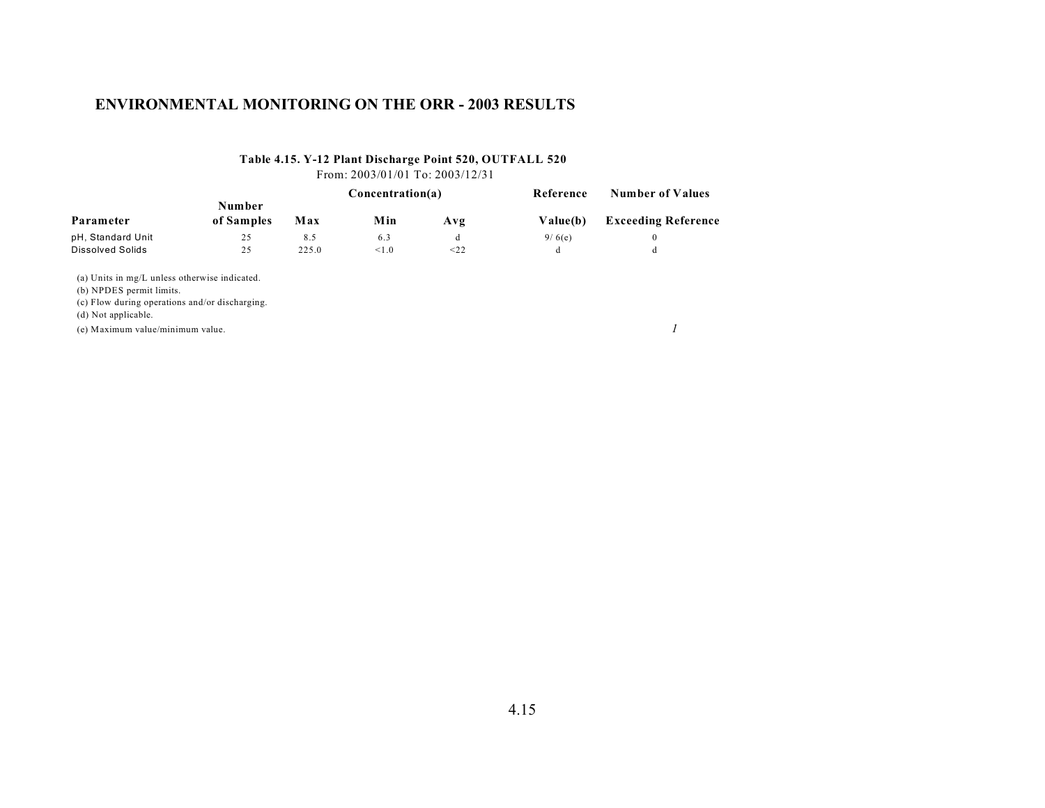# ENVIRONMENTAL MONITORING ON THE ORR - 2003 RESULTS

**Table 4.15. Y-12 Plant Discharge Point 520, OUTFALL 520**
From: 2003/01/01 To: 2003/12/31

| Parameter | Number of Samples | Concentration(a) Max | Min | Avg | Reference Value(b) | Number of Values Exceeding Reference |
|---|---|---|---|---|---|---|
| pH, Standard Unit | 25 | 8.5 | 6.3 | d | 9/ 6(e) | 0 |
| Dissolved Solids | 25 | 225.0 | <1.0 | <22 | d | d |

(a) Units in mg/L unless otherwise indicated.
(b) NPDES permit limits.
(c) Flow during operations and/or discharging.
(d) Not applicable.
(e) Maximum value/minimum value.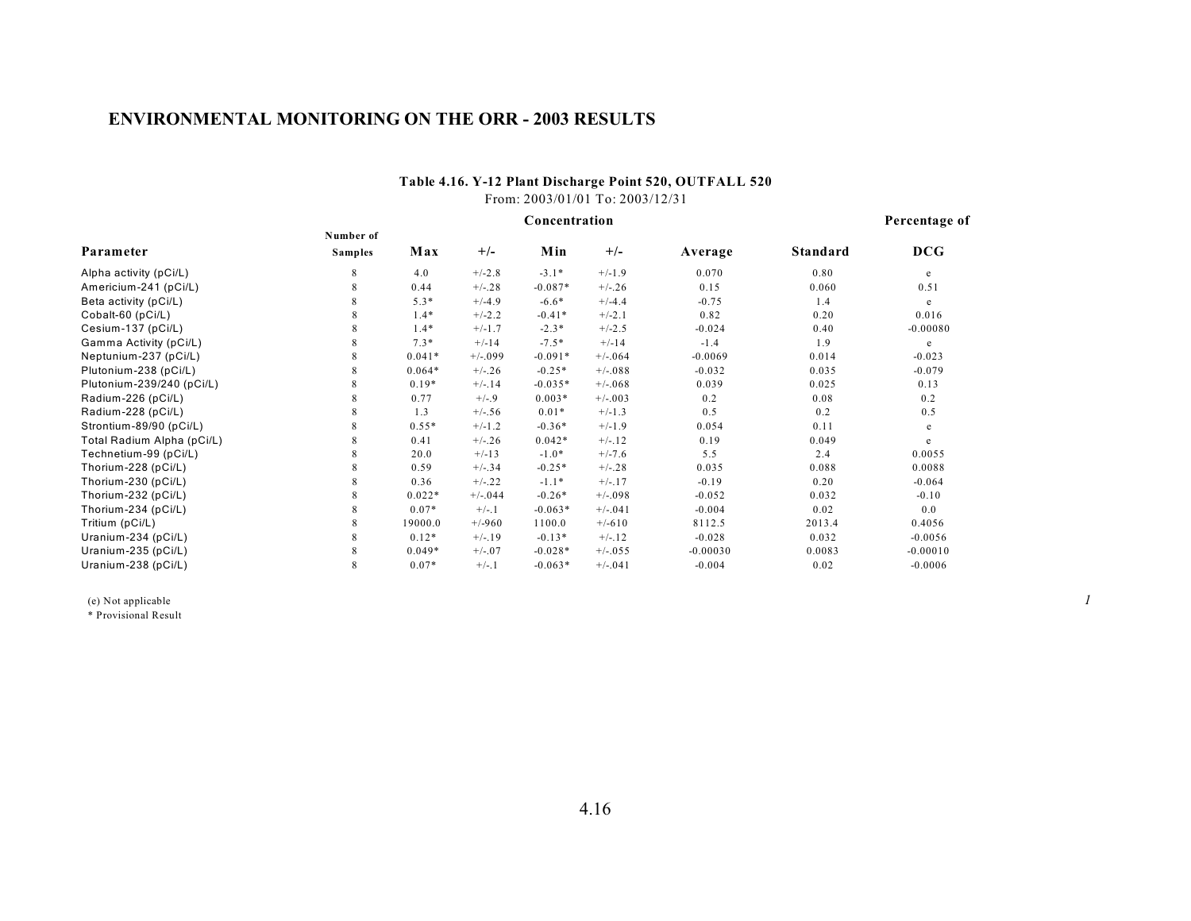## ENVIRONMENTAL MONITORING ON THE ORR - 2003 RESULTS

**Table 4.16. Y-12 Plant Discharge Point 520, OUTFALL 520**
From: 2003/01/01 To: 2003/12/31

| Parameter | Number of Samples | Concentration Max | +/- | Min | +/- | Average | Standard | Percentage of DCG |
|---|---|---|---|---|---|---|---|---|
| Alpha activity (pCi/L) | 8 | 4.0 | +/-2.8 | -3.1* | +/-1.9 | 0.070 | 0.80 | e |
| Americium-241 (pCi/L) | 8 | 0.44 | +/-.28 | -0.087* | +/-.26 | 0.15 | 0.060 | 0.51 |
| Beta activity (pCi/L) | 8 | 5.3* | +/-4.9 | -6.6* | +/-4.4 | -0.75 | 1.4 | e |
| Cobalt-60 (pCi/L) | 8 | 1.4* | +/-2.2 | -0.41* | +/-2.1 | 0.82 | 0.20 | 0.016 |
| Cesium-137 (pCi/L) | 8 | 1.4* | +/-1.7 | -2.3* | +/-2.5 | -0.024 | 0.40 | -0.00080 |
| Gamma Activity (pCi/L) | 8 | 7.3* | +/-14 | -7.5* | +/-14 | -1.4 | 1.9 | e |
| Neptunium-237 (pCi/L) | 8 | 0.041* | +/-.099 | -0.091* | +/-.064 | -0.0069 | 0.014 | -0.023 |
| Plutonium-238 (pCi/L) | 8 | 0.064* | +/-.26 | -0.25* | +/-.088 | -0.032 | 0.035 | -0.079 |
| Plutonium-239/240 (pCi/L) | 8 | 0.19* | +/-.14 | -0.035* | +/-.068 | 0.039 | 0.025 | 0.13 |
| Radium-226 (pCi/L) | 8 | 0.77 | +/-.9 | 0.003* | +/-.003 | 0.2 | 0.08 | 0.2 |
| Radium-228 (pCi/L) | 8 | 1.3 | +/-.56 | 0.01* | +/-1.3 | 0.5 | 0.2 | 0.5 |
| Strontium-89/90 (pCi/L) | 8 | 0.55* | +/-1.2 | -0.36* | +/-1.9 | 0.054 | 0.11 | e |
| Total Radium Alpha (pCi/L) | 8 | 0.41 | +/-.26 | 0.042* | +/-.12 | 0.19 | 0.049 | e |
| Technetium-99 (pCi/L) | 8 | 20.0 | +/-13 | -1.0* | +/-7.6 | 5.5 | 2.4 | 0.0055 |
| Thorium-228 (pCi/L) | 8 | 0.59 | +/-.34 | -0.25* | +/-.28 | 0.035 | 0.088 | 0.0088 |
| Thorium-230 (pCi/L) | 8 | 0.36 | +/-.22 | -1.1* | +/-.17 | -0.19 | 0.20 | -0.064 |
| Thorium-232 (pCi/L) | 8 | 0.022* | +/-.044 | -0.26* | +/-.098 | -0.052 | 0.032 | -0.10 |
| Thorium-234 (pCi/L) | 8 | 0.07* | +/-.1 | -0.063* | +/-.041 | -0.004 | 0.02 | 0.0 |
| Tritium (pCi/L) | 8 | 19000.0 | +/-960 | 1100.0 | +/-610 | 8112.5 | 2013.4 | 0.4056 |
| Uranium-234 (pCi/L) | 8 | 0.12* | +/-.19 | -0.13* | +/-.12 | -0.028 | 0.032 | -0.0056 |
| Uranium-235 (pCi/L) | 8 | 0.049* | +/-.07 | -0.028* | +/-.055 | -0.00030 | 0.0083 | -0.00010 |
| Uranium-238 (pCi/L) | 8 | 0.07* | +/-.1 | -0.063* | +/-.041 | -0.004 | 0.02 | -0.0006 |

(e) Not applicable
* Provisional Result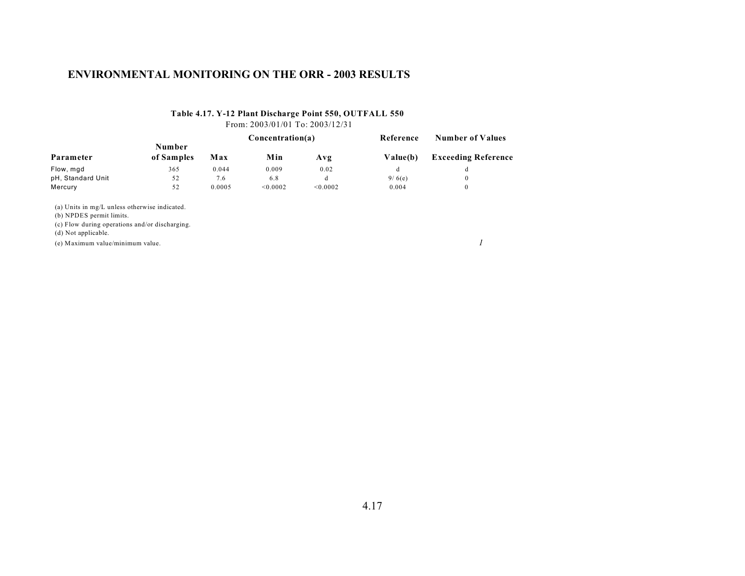# ENVIRONMENTAL MONITORING ON THE ORR - 2003 RESULTS

**Table 4.17. Y-12 Plant Discharge Point 550, OUTFALL 550**

From: 2003/01/01 To: 2003/12/31

| Parameter | Number of Samples | Concentration(a) Max | Min | Avg | Reference Value(b) | Number of Values Exceeding Reference |
|---|---|---|---|---|---|---|
| Flow, mgd | 365 | 0.044 | 0.009 | 0.02 | d | d |
| pH, Standard Unit | 52 | 7.6 | 6.8 | d | 9/ 6(e) | 0 |
| Mercury | 52 | 0.0005 | <0.0002 | <0.0002 | 0.004 | 0 |

(a) Units in mg/L unless otherwise indicated.
(b) NPDES permit limits.
(c) Flow during operations and/or discharging.
(d) Not applicable.
(e) Maximum value/minimum value.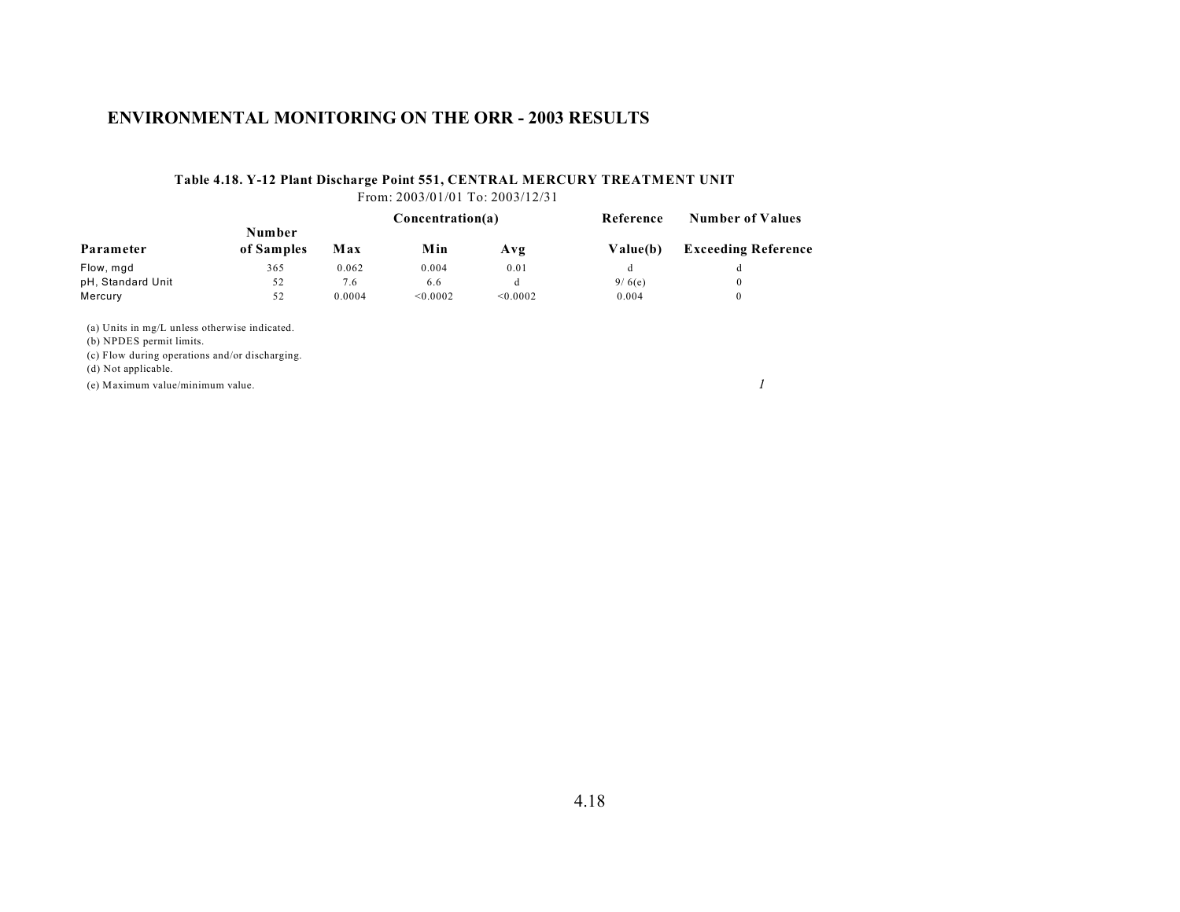# ENVIRONMENTAL MONITORING ON THE ORR - 2003 RESULTS

**Table 4.18. Y-12 Plant Discharge Point 551, CENTRAL MERCURY TREATMENT UNIT**

From: 2003/01/01 To: 2003/12/31

| Parameter | Number of Samples | Concentration(a) Max | Min | Avg | Reference Value(b) | Number of Values Exceeding Reference |
|---|---|---|---|---|---|---|
| Flow, mgd | 365 | 0.062 | 0.004 | 0.01 | d | d |
| pH, Standard Unit | 52 | 7.6 | 6.6 | d | 9/ 6(e) | 0 |
| Mercury | 52 | 0.0004 | <0.0002 | <0.0002 | 0.004 | 0 |

(a) Units in mg/L unless otherwise indicated.
(b) NPDES permit limits.
(c) Flow during operations and/or discharging.
(d) Not applicable.
(e) Maximum value/minimum value.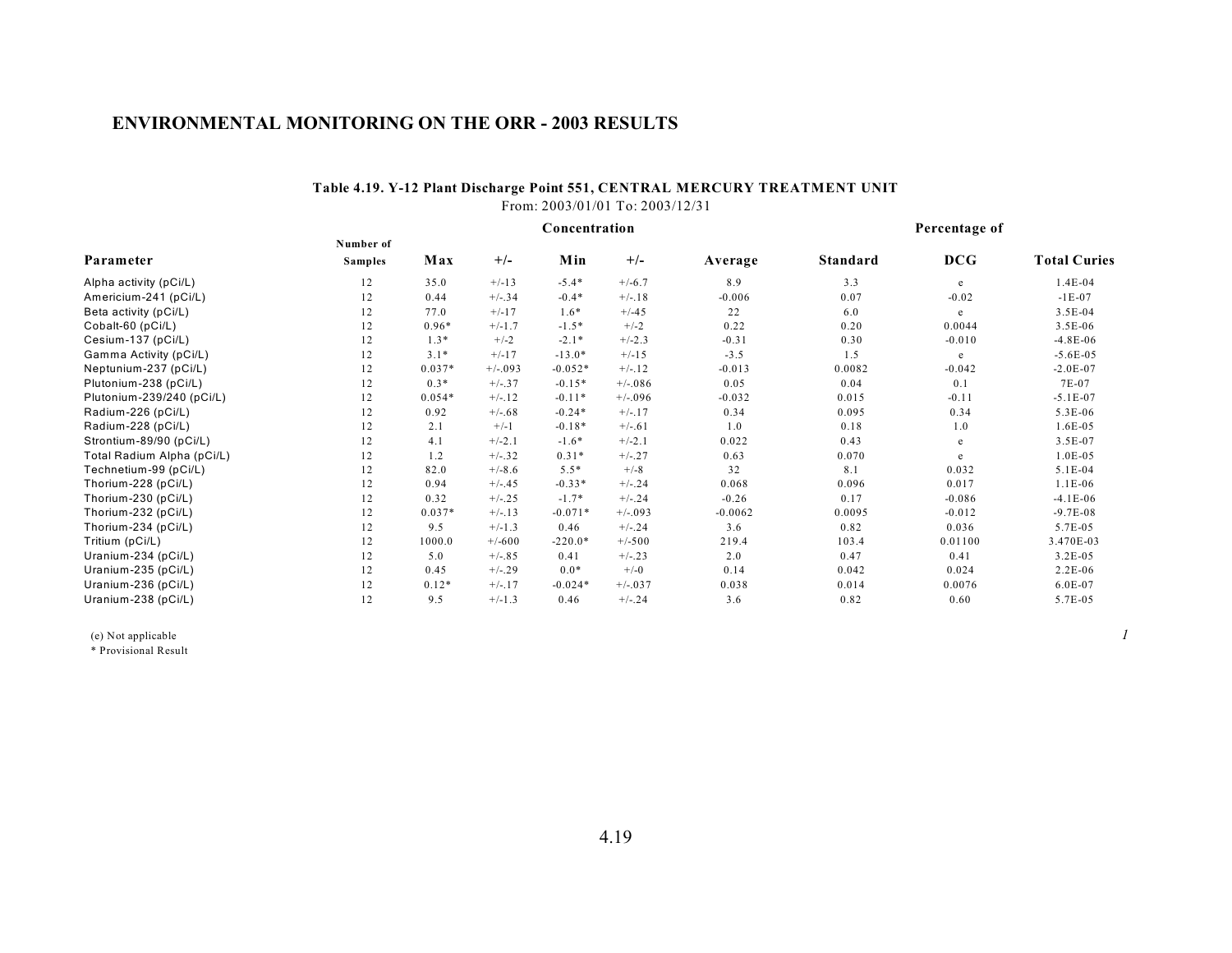# ENVIRONMENTAL MONITORING ON THE ORR - 2003 RESULTS

**Table 4.19. Y-12 Plant Discharge Point 551, CENTRAL MERCURY TREATMENT UNIT**

From: 2003/01/01 To: 2003/12/31

| Parameter | Number of Samples | Concentration Max | +/- | Min | +/- | Average | Percentage of Standard | DCG | Total Curies |
|---|---|---|---|---|---|---|---|---|---|
| Alpha activity (pCi/L) | 12 | 35.0 | +/-13 | -5.4* | +/-6.7 | 8.9 | 3.3 | e | 1.4E-04 |
| Americium-241 (pCi/L) | 12 | 0.44 | +/-.34 | -0.4* | +/-.18 | -0.006 | 0.07 | -0.02 | -1E-07 |
| Beta activity (pCi/L) | 12 | 77.0 | +/-17 | 1.6* | +/-45 | 22 | 6.0 | e | 3.5E-04 |
| Cobalt-60 (pCi/L) | 12 | 0.96* | +/-1.7 | -1.5* | +/-2 | 0.22 | 0.20 | 0.0044 | 3.5E-06 |
| Cesium-137 (pCi/L) | 12 | 1.3* | +/-2 | -2.1* | +/-2.3 | -0.31 | 0.30 | -0.010 | -4.8E-06 |
| Gamma Activity (pCi/L) | 12 | 3.1* | +/-17 | -13.0* | +/-15 | -3.5 | 1.5 | e | -5.6E-05 |
| Neptunium-237 (pCi/L) | 12 | 0.037* | +/-.093 | -0.052* | +/-.12 | -0.013 | 0.0082 | -0.042 | -2.0E-07 |
| Plutonium-238 (pCi/L) | 12 | 0.3* | +/-.37 | -0.15* | +/-.086 | 0.05 | 0.04 | 0.1 | 7E-07 |
| Plutonium-239/240 (pCi/L) | 12 | 0.054* | +/-.12 | -0.11* | +/-.096 | -0.032 | 0.015 | -0.11 | -5.1E-07 |
| Radium-226 (pCi/L) | 12 | 0.92 | +/-.68 | -0.24* | +/-.17 | 0.34 | 0.095 | 0.34 | 5.3E-06 |
| Radium-228 (pCi/L) | 12 | 2.1 | +/-1 | -0.18* | +/-.61 | 1.0 | 0.18 | 1.0 | 1.6E-05 |
| Strontium-89/90 (pCi/L) | 12 | 4.1 | +/-2.1 | -1.6* | +/-2.1 | 0.022 | 0.43 | e | 3.5E-07 |
| Total Radium Alpha (pCi/L) | 12 | 1.2 | +/-.32 | 0.31* | +/-.27 | 0.63 | 0.070 | e | 1.0E-05 |
| Technetium-99 (pCi/L) | 12 | 82.0 | +/-8.6 | 5.5* | +/-8 | 32 | 8.1 | 0.032 | 5.1E-04 |
| Thorium-228 (pCi/L) | 12 | 0.94 | +/-.45 | -0.33* | +/-.24 | 0.068 | 0.096 | 0.017 | 1.1E-06 |
| Thorium-230 (pCi/L) | 12 | 0.32 | +/-.25 | -1.7* | +/-.24 | -0.26 | 0.17 | -0.086 | -4.1E-06 |
| Thorium-232 (pCi/L) | 12 | 0.037* | +/-.13 | -0.071* | +/-.093 | -0.0062 | 0.0095 | -0.012 | -9.7E-08 |
| Thorium-234 (pCi/L) | 12 | 9.5 | +/-1.3 | 0.46 | +/-.24 | 3.6 | 0.82 | 0.036 | 5.7E-05 |
| Tritium (pCi/L) | 12 | 1000.0 | +/-600 | -220.0* | +/-500 | 219.4 | 103.4 | 0.01100 | 3.470E-03 |
| Uranium-234 (pCi/L) | 12 | 5.0 | +/-.85 | 0.41 | +/-.23 | 2.0 | 0.47 | 0.41 | 3.2E-05 |
| Uranium-235 (pCi/L) | 12 | 0.45 | +/-.29 | 0.0* | +/-0 | 0.14 | 0.042 | 0.024 | 2.2E-06 |
| Uranium-236 (pCi/L) | 12 | 0.12* | +/-.17 | -0.024* | +/-.037 | 0.038 | 0.014 | 0.0076 | 6.0E-07 |
| Uranium-238 (pCi/L) | 12 | 9.5 | +/-1.3 | 0.46 | +/-.24 | 3.6 | 0.82 | 0.60 | 5.7E-05 |

(e) Not applicable

* Provisional Result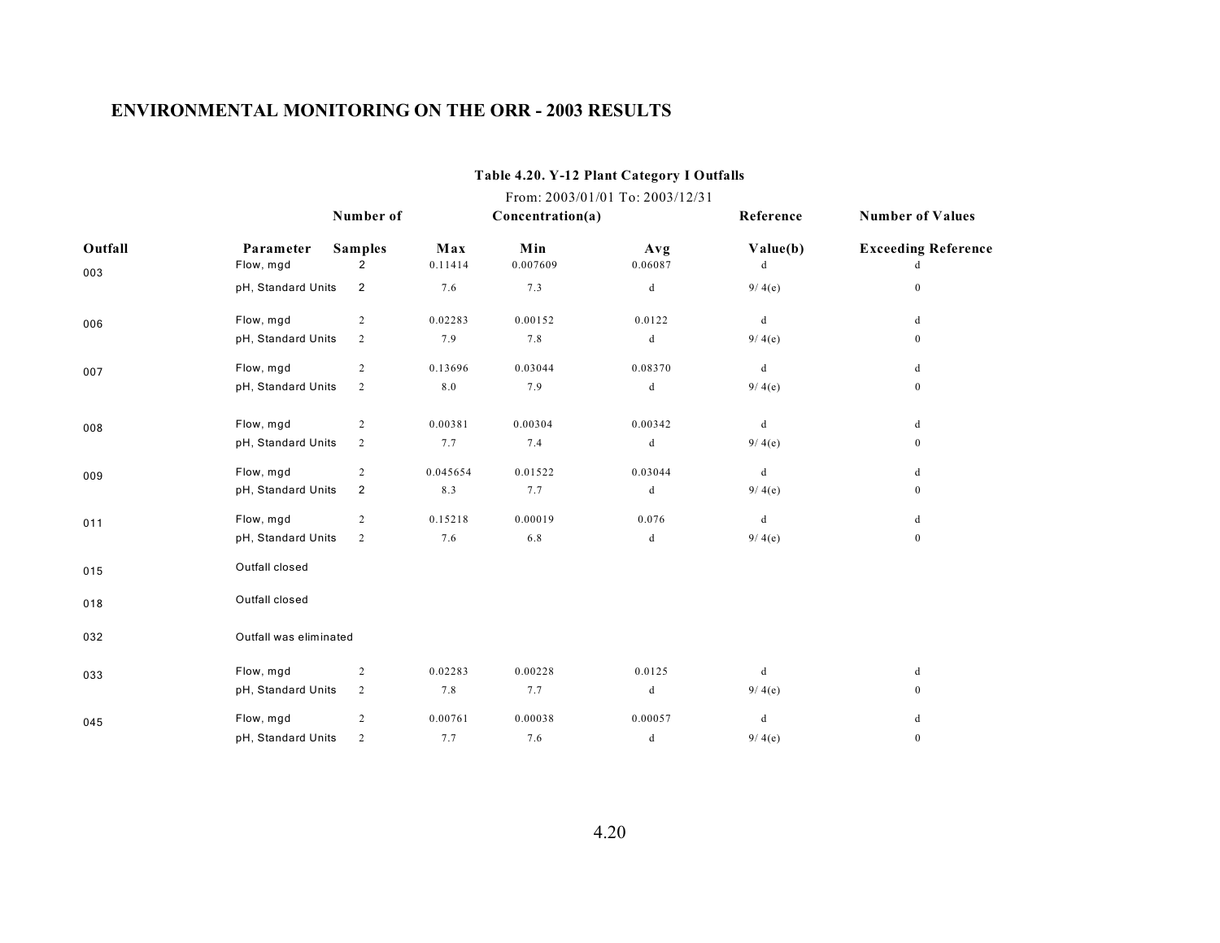**Table 4.20. Y-12 Plant Category I Outfalls**

From: 2003/01/01 To: 2003/12/31

| Outfall | Parameter | Number of Samples | Concentration(a) Max | Min | Avg | Reference Value(b) | Number of Values Exceeding Reference |
|---|---|---|---|---|---|---|---|
| 003 | Flow, mgd | 2 | 0.11414 | 0.007609 | 0.06087 | d | d |
| | pH, Standard Units | 2 | 7.6 | 7.3 | d | 9/ 4(e) | 0 |
| 006 | Flow, mgd | 2 | 0.02283 | 0.00152 | 0.0122 | d | d |
| | pH, Standard Units | 2 | 7.9 | 7.8 | d | 9/ 4(e) | 0 |
| 007 | Flow, mgd | 2 | 0.13696 | 0.03044 | 0.08370 | d | d |
| | pH, Standard Units | 2 | 8.0 | 7.9 | d | 9/ 4(e) | 0 |
| 008 | Flow, mgd | 2 | 0.00381 | 0.00304 | 0.00342 | d | d |
| | pH, Standard Units | 2 | 7.7 | 7.4 | d | 9/ 4(e) | 0 |
| 009 | Flow, mgd | 2 | 0.045654 | 0.01522 | 0.03044 | d | d |
| | pH, Standard Units | 2 | 8.3 | 7.7 | d | 9/ 4(e) | 0 |
| 011 | Flow, mgd | 2 | 0.15218 | 0.00019 | 0.076 | d | d |
| | pH, Standard Units | 2 | 7.6 | 6.8 | d | 9/ 4(e) | 0 |
| 015 | Outfall closed | | | | | | |
| 018 | Outfall closed | | | | | | |
| 032 | Outfall was eliminated | | | | | | |
| 033 | Flow, mgd | 2 | 0.02283 | 0.00228 | 0.0125 | d | d |
| | pH, Standard Units | 2 | 7.8 | 7.7 | d | 9/ 4(e) | 0 |
| 045 | Flow, mgd | 2 | 0.00761 | 0.00038 | 0.00057 | d | d |
| | pH, Standard Units | 2 | 7.7 | 7.6 | d | 9/ 4(e) | 0 |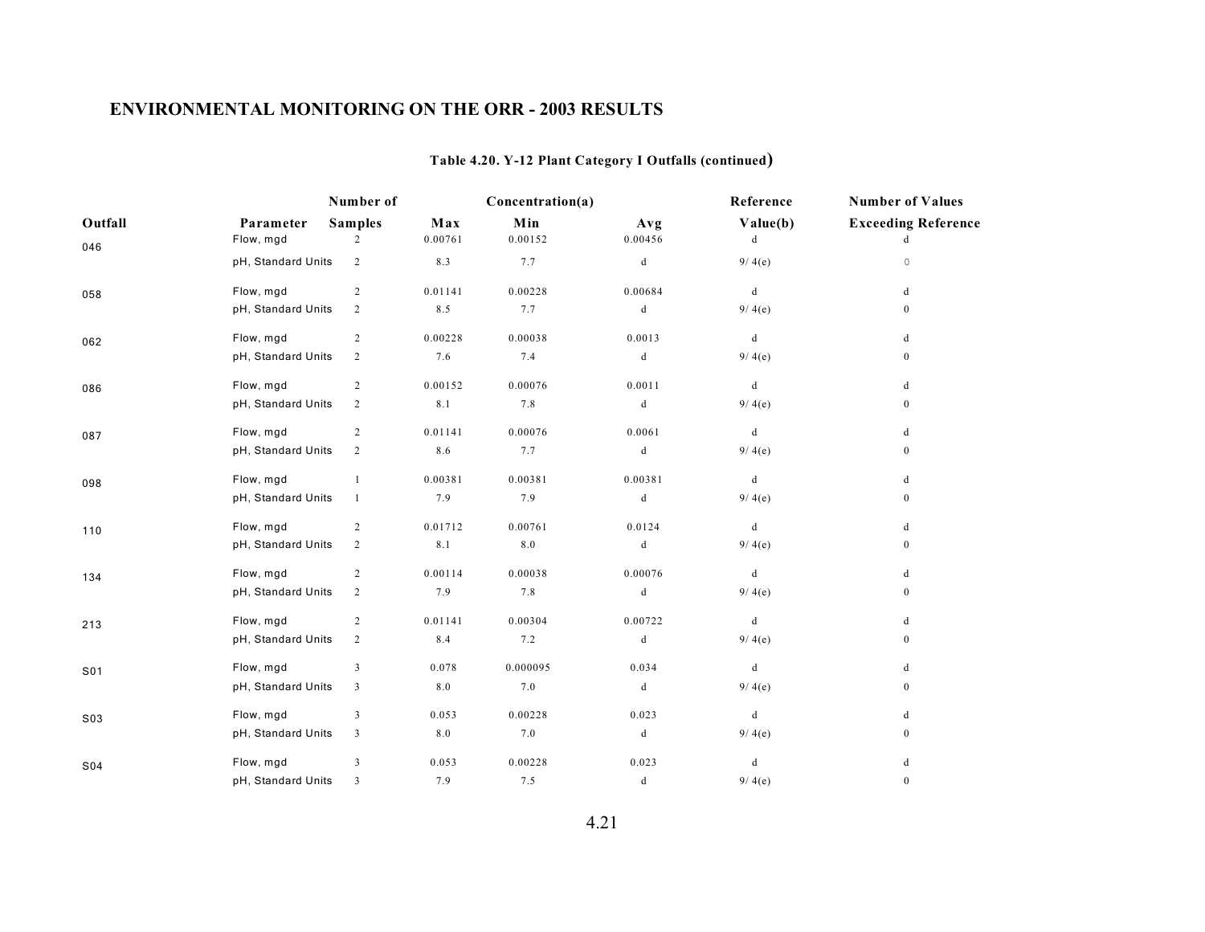## ENVIRONMENTAL MONITORING ON THE ORR - 2003 RESULTS

**Table 4.20. Y-12 Plant Category I Outfalls (continued)**

| Outfall | Parameter | Number of Samples | Concentration(a) Max | Concentration(a) Min | Concentration(a) Avg | Reference Value(b) | Number of Values Exceeding Reference |
|---|---|---|---|---|---|---|---|
| 046 | Flow, mgd | 2 | 0.00761 | 0.00152 | 0.00456 | d | d |
| | pH, Standard Units | 2 | 8.3 | 7.7 | d | 9/ 4(e) | 0 |
| 058 | Flow, mgd | 2 | 0.01141 | 0.00228 | 0.00684 | d | d |
| | pH, Standard Units | 2 | 8.5 | 7.7 | d | 9/ 4(e) | 0 |
| 062 | Flow, mgd | 2 | 0.00228 | 0.00038 | 0.0013 | d | d |
| | pH, Standard Units | 2 | 7.6 | 7.4 | d | 9/ 4(e) | 0 |
| 086 | Flow, mgd | 2 | 0.00152 | 0.00076 | 0.0011 | d | d |
| | pH, Standard Units | 2 | 8.1 | 7.8 | d | 9/ 4(e) | 0 |
| 087 | Flow, mgd | 2 | 0.01141 | 0.00076 | 0.0061 | d | d |
| | pH, Standard Units | 2 | 8.6 | 7.7 | d | 9/ 4(e) | 0 |
| 098 | Flow, mgd | 1 | 0.00381 | 0.00381 | 0.00381 | d | d |
| | pH, Standard Units | 1 | 7.9 | 7.9 | d | 9/ 4(e) | 0 |
| 110 | Flow, mgd | 2 | 0.01712 | 0.00761 | 0.0124 | d | d |
| | pH, Standard Units | 2 | 8.1 | 8.0 | d | 9/ 4(e) | 0 |
| 134 | Flow, mgd | 2 | 0.00114 | 0.00038 | 0.00076 | d | d |
| | pH, Standard Units | 2 | 7.9 | 7.8 | d | 9/ 4(e) | 0 |
| 213 | Flow, mgd | 2 | 0.01141 | 0.00304 | 0.00722 | d | d |
| | pH, Standard Units | 2 | 8.4 | 7.2 | d | 9/ 4(e) | 0 |
| S01 | Flow, mgd | 3 | 0.078 | 0.000095 | 0.034 | d | d |
| | pH, Standard Units | 3 | 8.0 | 7.0 | d | 9/ 4(e) | 0 |
| S03 | Flow, mgd | 3 | 0.053 | 0.00228 | 0.023 | d | d |
| | pH, Standard Units | 3 | 8.0 | 7.0 | d | 9/ 4(e) | 0 |
| S04 | Flow, mgd | 3 | 0.053 | 0.00228 | 0.023 | d | d |
| | pH, Standard Units | 3 | 7.9 | 7.5 | d | 9/ 4(e) | 0 |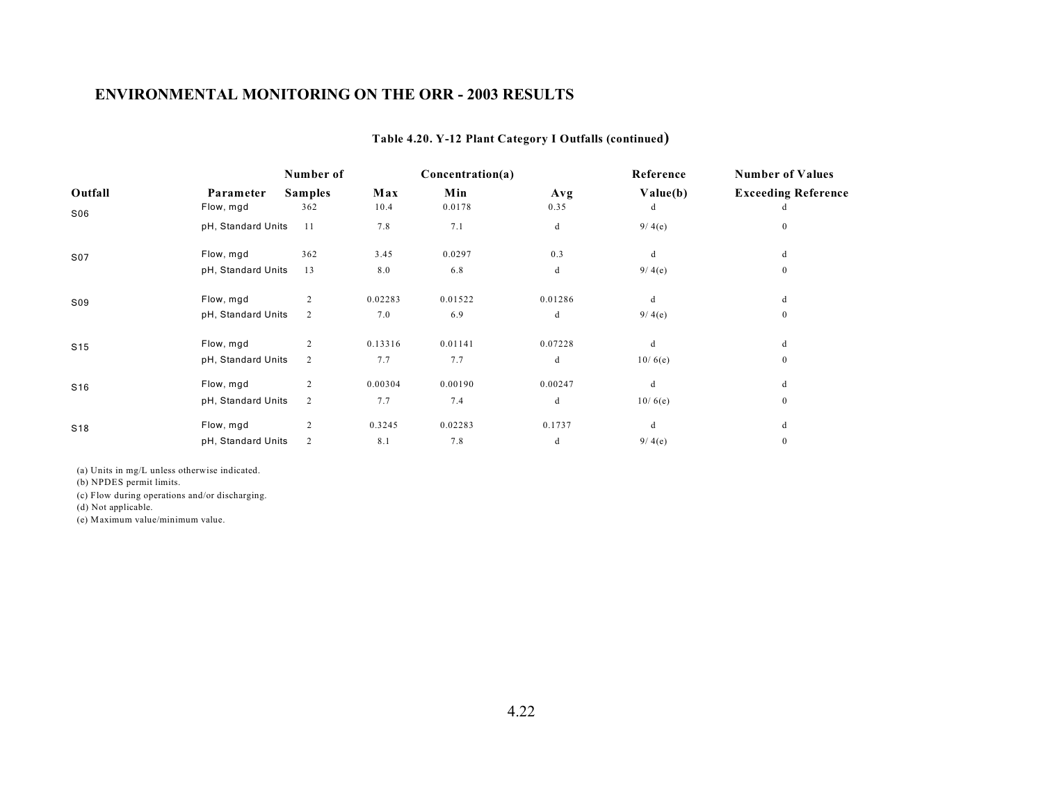## ENVIRONMENTAL MONITORING ON THE ORR - 2003 RESULTS

**Table 4.20. Y-12 Plant Category I Outfalls (continued)**

| Outfall | Parameter | Number of Samples | Concentration(a) Max | Min | Avg | Reference Value(b) | Number of Values Exceeding Reference |
|---|---|---|---|---|---|---|---|
| S06 | Flow, mgd | 362 | 10.4 | 0.0178 | 0.35 | d | d |
| | pH, Standard Units | 11 | 7.8 | 7.1 | d | 9/ 4(e) | 0 |
| S07 | Flow, mgd | 362 | 3.45 | 0.0297 | 0.3 | d | d |
| | pH, Standard Units | 13 | 8.0 | 6.8 | d | 9/ 4(e) | 0 |
| S09 | Flow, mgd | 2 | 0.02283 | 0.01522 | 0.01286 | d | d |
| | pH, Standard Units | 2 | 7.0 | 6.9 | d | 9/ 4(e) | 0 |
| S15 | Flow, mgd | 2 | 0.13316 | 0.01141 | 0.07228 | d | d |
| | pH, Standard Units | 2 | 7.7 | 7.7 | d | 10/ 6(e) | 0 |
| S16 | Flow, mgd | 2 | 0.00304 | 0.00190 | 0.00247 | d | d |
| | pH, Standard Units | 2 | 7.7 | 7.4 | d | 10/ 6(e) | 0 |
| S18 | Flow, mgd | 2 | 0.3245 | 0.02283 | 0.1737 | d | d |
| | pH, Standard Units | 2 | 8.1 | 7.8 | d | 9/ 4(e) | 0 |

(a) Units in mg/L unless otherwise indicated.
(b) NPDES permit limits.
(c) Flow during operations and/or discharging.
(d) Not applicable.
(e) Maximum value/minimum value.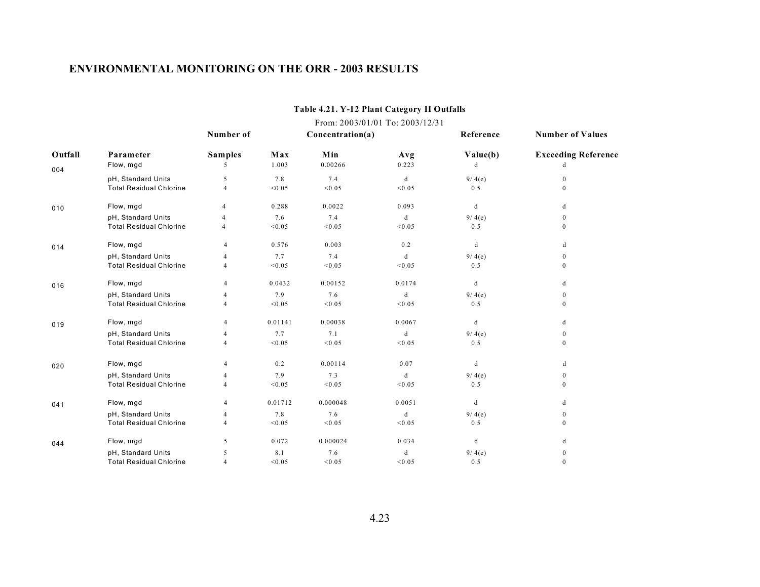## ENVIRONMENTAL MONITORING ON THE ORR - 2003 RESULTS

**Table 4.21. Y-12 Plant Category II Outfalls**

From: 2003/01/01 To: 2003/12/31

| Outfall | Parameter | Number of Samples | Concentration(a) Max | Min | Avg | Reference Value(b) | Number of Values Exceeding Reference |
|---|---|---|---|---|---|---|---|
| 004 | Flow, mgd | 5 | 1.003 | 0.00266 | 0.223 | d | d |
| | pH, Standard Units | 5 | 7.8 | 7.4 | d | 9/ 4(e) | 0 |
| | Total Residual Chlorine | 4 | <0.05 | <0.05 | <0.05 | 0.5 | 0 |
| 010 | Flow, mgd | 4 | 0.288 | 0.0022 | 0.093 | d | d |
| | pH, Standard Units | 4 | 7.6 | 7.4 | d | 9/ 4(e) | 0 |
| | Total Residual Chlorine | 4 | <0.05 | <0.05 | <0.05 | 0.5 | 0 |
| 014 | Flow, mgd | 4 | 0.576 | 0.003 | 0.2 | d | d |
| | pH, Standard Units | 4 | 7.7 | 7.4 | d | 9/ 4(e) | 0 |
| | Total Residual Chlorine | 4 | <0.05 | <0.05 | <0.05 | 0.5 | 0 |
| 016 | Flow, mgd | 4 | 0.0432 | 0.00152 | 0.0174 | d | d |
| | pH, Standard Units | 4 | 7.9 | 7.6 | d | 9/ 4(e) | 0 |
| | Total Residual Chlorine | 4 | <0.05 | <0.05 | <0.05 | 0.5 | 0 |
| 019 | Flow, mgd | 4 | 0.01141 | 0.00038 | 0.0067 | d | d |
| | pH, Standard Units | 4 | 7.7 | 7.1 | d | 9/ 4(e) | 0 |
| | Total Residual Chlorine | 4 | <0.05 | <0.05 | <0.05 | 0.5 | 0 |
| 020 | Flow, mgd | 4 | 0.2 | 0.00114 | 0.07 | d | d |
| | pH, Standard Units | 4 | 7.9 | 7.3 | d | 9/ 4(e) | 0 |
| | Total Residual Chlorine | 4 | <0.05 | <0.05 | <0.05 | 0.5 | 0 |
| 041 | Flow, mgd | 4 | 0.01712 | 0.000048 | 0.0051 | d | d |
| | pH, Standard Units | 4 | 7.8 | 7.6 | d | 9/ 4(e) | 0 |
| | Total Residual Chlorine | 4 | <0.05 | <0.05 | <0.05 | 0.5 | 0 |
| 044 | Flow, mgd | 5 | 0.072 | 0.000024 | 0.034 | d | d |
| | pH, Standard Units | 5 | 8.1 | 7.6 | d | 9/ 4(e) | 0 |
| | Total Residual Chlorine | 4 | <0.05 | <0.05 | <0.05 | 0.5 | 0 |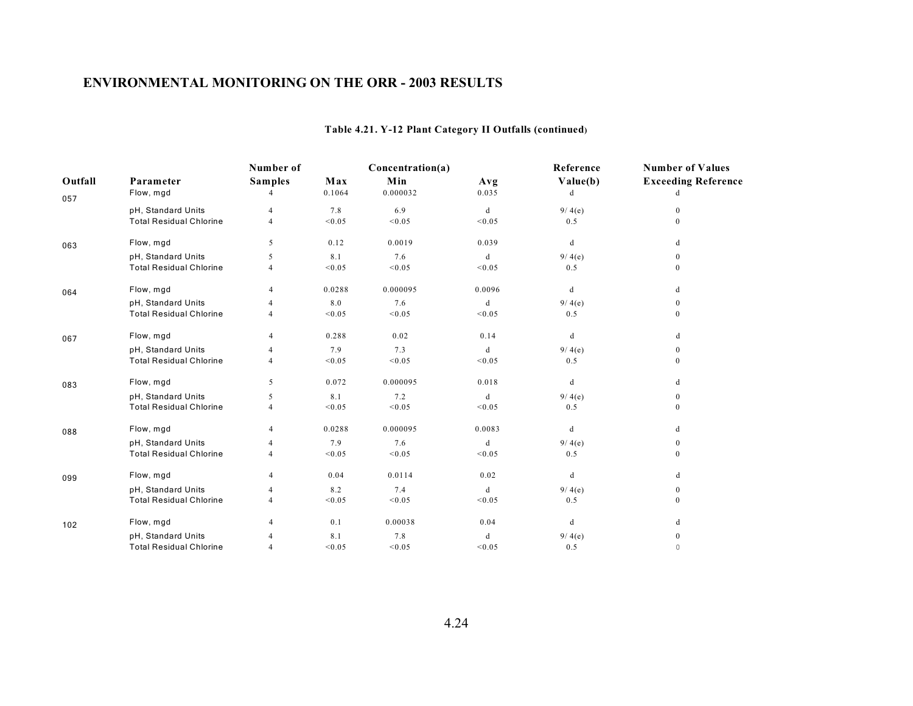## Table 4.21. Y-12 Plant Category II Outfalls (continued)

| Outfall | Parameter | Number of Samples | Concentration(a) Max | Min | Avg | Reference Value(b) | Number of Values Exceeding Reference |
|---|---|---|---|---|---|---|---|
| 057 | Flow, mgd | 4 | 0.1064 | 0.000032 | 0.035 | d | d |
| | pH, Standard Units | 4 | 7.8 | 6.9 | d | 9/ 4(e) | 0 |
| | Total Residual Chlorine | 4 | <0.05 | <0.05 | <0.05 | 0.5 | 0 |
| 063 | Flow, mgd | 5 | 0.12 | 0.0019 | 0.039 | d | d |
| | pH, Standard Units | 5 | 8.1 | 7.6 | d | 9/ 4(e) | 0 |
| | Total Residual Chlorine | 4 | <0.05 | <0.05 | <0.05 | 0.5 | 0 |
| 064 | Flow, mgd | 4 | 0.0288 | 0.000095 | 0.0096 | d | d |
| | pH, Standard Units | 4 | 8.0 | 7.6 | d | 9/ 4(e) | 0 |
| | Total Residual Chlorine | 4 | <0.05 | <0.05 | <0.05 | 0.5 | 0 |
| 067 | Flow, mgd | 4 | 0.288 | 0.02 | 0.14 | d | d |
| | pH, Standard Units | 4 | 7.9 | 7.3 | d | 9/ 4(e) | 0 |
| | Total Residual Chlorine | 4 | <0.05 | <0.05 | <0.05 | 0.5 | 0 |
| 083 | Flow, mgd | 5 | 0.072 | 0.000095 | 0.018 | d | d |
| | pH, Standard Units | 5 | 8.1 | 7.2 | d | 9/ 4(e) | 0 |
| | Total Residual Chlorine | 4 | <0.05 | <0.05 | <0.05 | 0.5 | 0 |
| 088 | Flow, mgd | 4 | 0.0288 | 0.000095 | 0.0083 | d | d |
| | pH, Standard Units | 4 | 7.9 | 7.6 | d | 9/ 4(e) | 0 |
| | Total Residual Chlorine | 4 | <0.05 | <0.05 | <0.05 | 0.5 | 0 |
| 099 | Flow, mgd | 4 | 0.04 | 0.0114 | 0.02 | d | d |
| | pH, Standard Units | 4 | 8.2 | 7.4 | d | 9/ 4(e) | 0 |
| | Total Residual Chlorine | 4 | <0.05 | <0.05 | <0.05 | 0.5 | 0 |
| 102 | Flow, mgd | 4 | 0.1 | 0.00038 | 0.04 | d | d |
| | pH, Standard Units | 4 | 8.1 | 7.8 | d | 9/ 4(e) | 0 |
| | Total Residual Chlorine | 4 | <0.05 | <0.05 | <0.05 | 0.5 | 0 |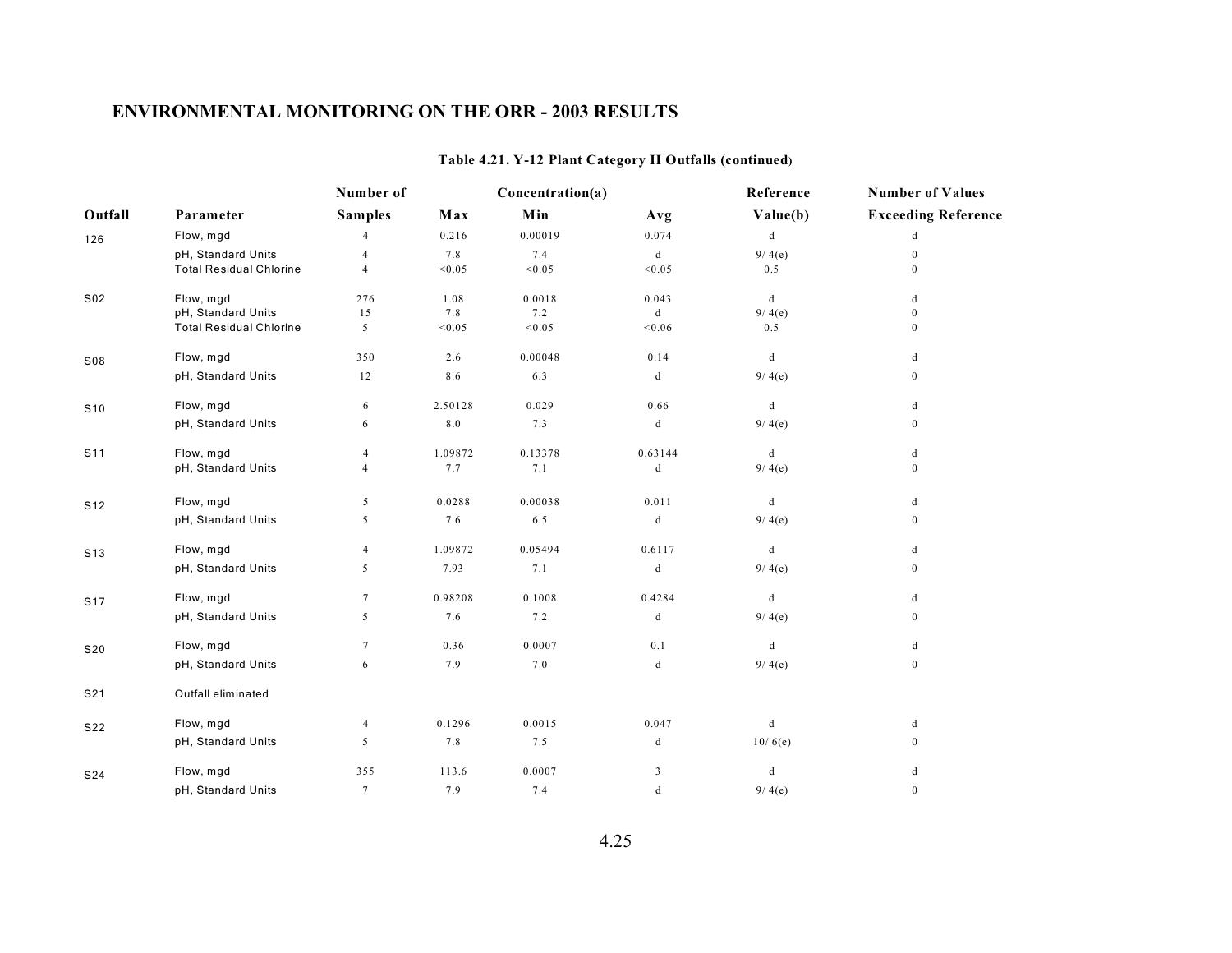# ENVIRONMENTAL MONITORING ON THE ORR - 2003 RESULTS

**Table 4.21. Y-12 Plant Category II Outfalls (continued)**

| Outfall | Parameter | Number of Samples | Concentration(a) Max | Min | Avg | Reference Value(b) | Number of Values Exceeding Reference |
|---|---|---|---|---|---|---|---|
| 126 | Flow, mgd | 4 | 0.216 | 0.00019 | 0.074 | d | d |
| | pH, Standard Units | 4 | 7.8 | 7.4 | d | 9/ 4(e) | 0 |
| | Total Residual Chlorine | 4 | <0.05 | <0.05 | <0.05 | 0.5 | 0 |
| S02 | Flow, mgd | 276 | 1.08 | 0.0018 | 0.043 | d | d |
| | pH, Standard Units | 15 | 7.8 | 7.2 | d | 9/ 4(e) | 0 |
| | Total Residual Chlorine | 5 | <0.05 | <0.05 | <0.06 | 0.5 | 0 |
| S08 | Flow, mgd | 350 | 2.6 | 0.00048 | 0.14 | d | d |
| | pH, Standard Units | 12 | 8.6 | 6.3 | d | 9/ 4(e) | 0 |
| S10 | Flow, mgd | 6 | 2.50128 | 0.029 | 0.66 | d | d |
| | pH, Standard Units | 6 | 8.0 | 7.3 | d | 9/ 4(e) | 0 |
| S11 | Flow, mgd | 4 | 1.09872 | 0.13378 | 0.63144 | d | d |
| | pH, Standard Units | 4 | 7.7 | 7.1 | d | 9/ 4(e) | 0 |
| S12 | Flow, mgd | 5 | 0.0288 | 0.00038 | 0.011 | d | d |
| | pH, Standard Units | 5 | 7.6 | 6.5 | d | 9/ 4(e) | 0 |
| S13 | Flow, mgd | 4 | 1.09872 | 0.05494 | 0.6117 | d | d |
| | pH, Standard Units | 5 | 7.93 | 7.1 | d | 9/ 4(e) | 0 |
| S17 | Flow, mgd | 7 | 0.98208 | 0.1008 | 0.4284 | d | d |
| | pH, Standard Units | 5 | 7.6 | 7.2 | d | 9/ 4(e) | 0 |
| S20 | Flow, mgd | 7 | 0.36 | 0.0007 | 0.1 | d | d |
| | pH, Standard Units | 6 | 7.9 | 7.0 | d | 9/ 4(e) | 0 |
| S21 | Outfall eliminated | | | | | | |
| S22 | Flow, mgd | 4 | 0.1296 | 0.0015 | 0.047 | d | d |
| | pH, Standard Units | 5 | 7.8 | 7.5 | d | 10/ 6(e) | 0 |
| S24 | Flow, mgd | 355 | 113.6 | 0.0007 | 3 | d | d |
| | pH, Standard Units | 7 | 7.9 | 7.4 | d | 9/ 4(e) | 0 |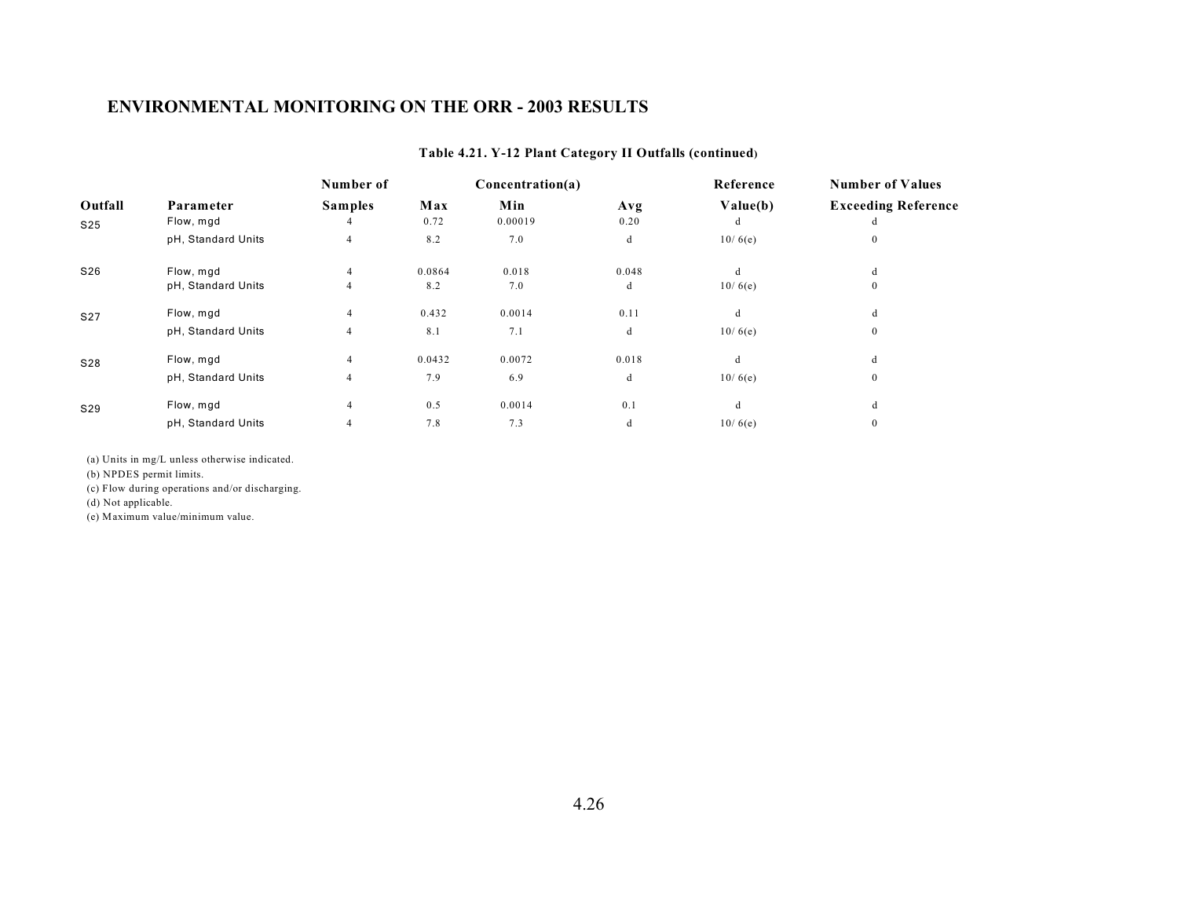## ENVIRONMENTAL MONITORING ON THE ORR - 2003 RESULTS

**Table 4.21. Y-12 Plant Category II Outfalls (continued)**

| Outfall | Parameter | Number of Samples | Concentration(a) Max | Min | Avg | Reference Value(b) | Number of Values Exceeding Reference |
|---|---|---|---|---|---|---|---|
| S25 | Flow, mgd | 4 | 0.72 | 0.00019 | 0.20 | d | d |
| | pH, Standard Units | 4 | 8.2 | 7.0 | d | 10/ 6(e) | 0 |
| S26 | Flow, mgd | 4 | 0.0864 | 0.018 | 0.048 | d | d |
| | pH, Standard Units | 4 | 8.2 | 7.0 | d | 10/ 6(e) | 0 |
| S27 | Flow, mgd | 4 | 0.432 | 0.0014 | 0.11 | d | d |
| | pH, Standard Units | 4 | 8.1 | 7.1 | d | 10/ 6(e) | 0 |
| S28 | Flow, mgd | 4 | 0.0432 | 0.0072 | 0.018 | d | d |
| | pH, Standard Units | 4 | 7.9 | 6.9 | d | 10/ 6(e) | 0 |
| S29 | Flow, mgd | 4 | 0.5 | 0.0014 | 0.1 | d | d |
| | pH, Standard Units | 4 | 7.8 | 7.3 | d | 10/ 6(e) | 0 |

(a) Units in mg/L unless otherwise indicated.
(b) NPDES permit limits.
(c) Flow during operations and/or discharging.
(d) Not applicable.
(e) Maximum value/minimum value.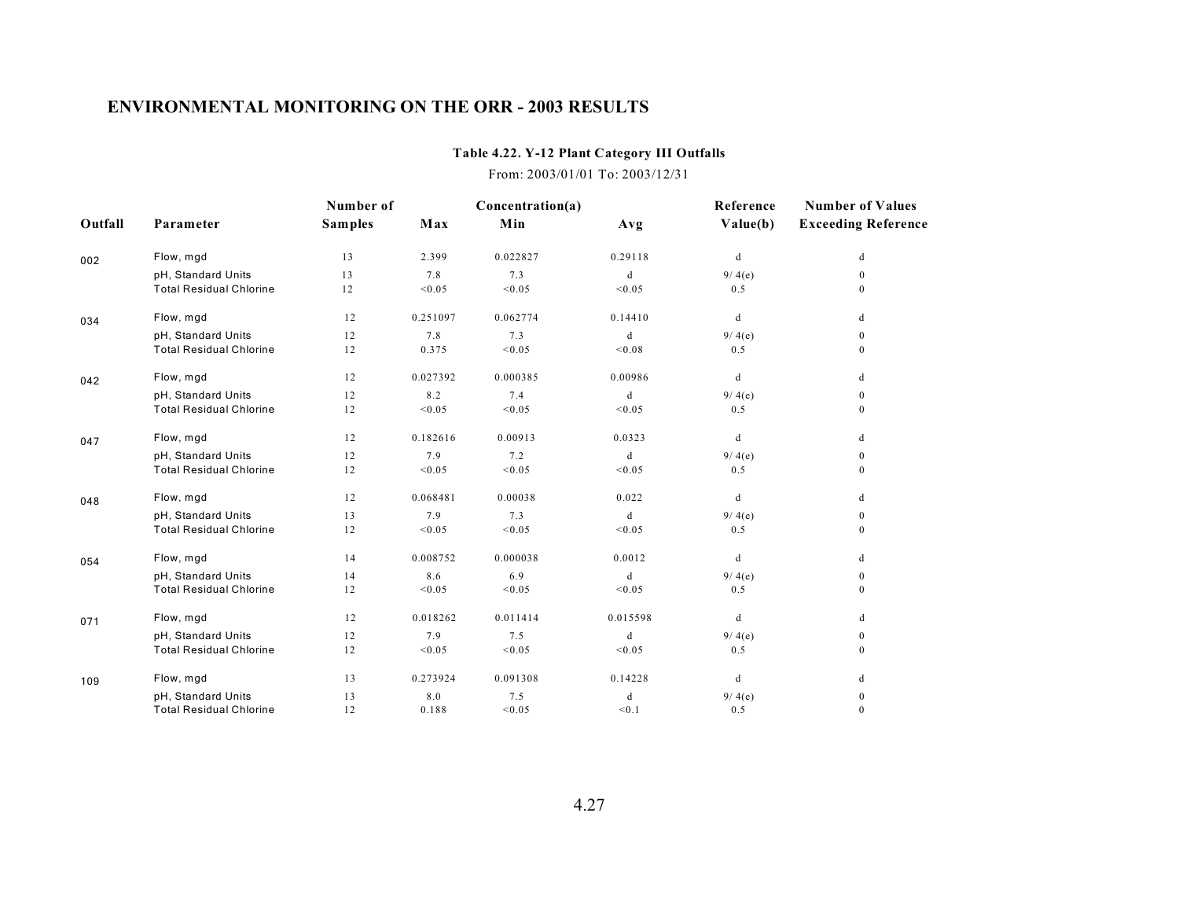## ENVIRONMENTAL MONITORING ON THE ORR - 2003 RESULTS

**Table 4.22. Y-12 Plant Category III Outfalls**

From: 2003/01/01 To: 2003/12/31

| Outfall | Parameter | Number of Samples | Concentration(a) Max | Min | Avg | Reference Value(b) | Number of Values Exceeding Reference |
|---|---|---|---|---|---|---|---|
| 002 | Flow, mgd | 13 | 2.399 | 0.022827 | 0.29118 | d | d |
| | pH, Standard Units | 13 | 7.8 | 7.3 | d | 9/ 4(e) | 0 |
| | Total Residual Chlorine | 12 | <0.05 | <0.05 | <0.05 | 0.5 | 0 |
| 034 | Flow, mgd | 12 | 0.251097 | 0.062774 | 0.14410 | d | d |
| | pH, Standard Units | 12 | 7.8 | 7.3 | d | 9/ 4(e) | 0 |
| | Total Residual Chlorine | 12 | 0.375 | <0.05 | <0.08 | 0.5 | 0 |
| 042 | Flow, mgd | 12 | 0.027392 | 0.000385 | 0.00986 | d | d |
| | pH, Standard Units | 12 | 8.2 | 7.4 | d | 9/ 4(e) | 0 |
| | Total Residual Chlorine | 12 | <0.05 | <0.05 | <0.05 | 0.5 | 0 |
| 047 | Flow, mgd | 12 | 0.182616 | 0.00913 | 0.0323 | d | d |
| | pH, Standard Units | 12 | 7.9 | 7.2 | d | 9/ 4(e) | 0 |
| | Total Residual Chlorine | 12 | <0.05 | <0.05 | <0.05 | 0.5 | 0 |
| 048 | Flow, mgd | 12 | 0.068481 | 0.00038 | 0.022 | d | d |
| | pH, Standard Units | 13 | 7.9 | 7.3 | d | 9/ 4(e) | 0 |
| | Total Residual Chlorine | 12 | <0.05 | <0.05 | <0.05 | 0.5 | 0 |
| 054 | Flow, mgd | 14 | 0.008752 | 0.000038 | 0.0012 | d | d |
| | pH, Standard Units | 14 | 8.6 | 6.9 | d | 9/ 4(e) | 0 |
| | Total Residual Chlorine | 12 | <0.05 | <0.05 | <0.05 | 0.5 | 0 |
| 071 | Flow, mgd | 12 | 0.018262 | 0.011414 | 0.015598 | d | d |
| | pH, Standard Units | 12 | 7.9 | 7.5 | d | 9/ 4(e) | 0 |
| | Total Residual Chlorine | 12 | <0.05 | <0.05 | <0.05 | 0.5 | 0 |
| 109 | Flow, mgd | 13 | 0.273924 | 0.091308 | 0.14228 | d | d |
| | pH, Standard Units | 13 | 8.0 | 7.5 | d | 9/ 4(e) | 0 |
| | Total Residual Chlorine | 12 | 0.188 | <0.05 | <0.1 | 0.5 | 0 |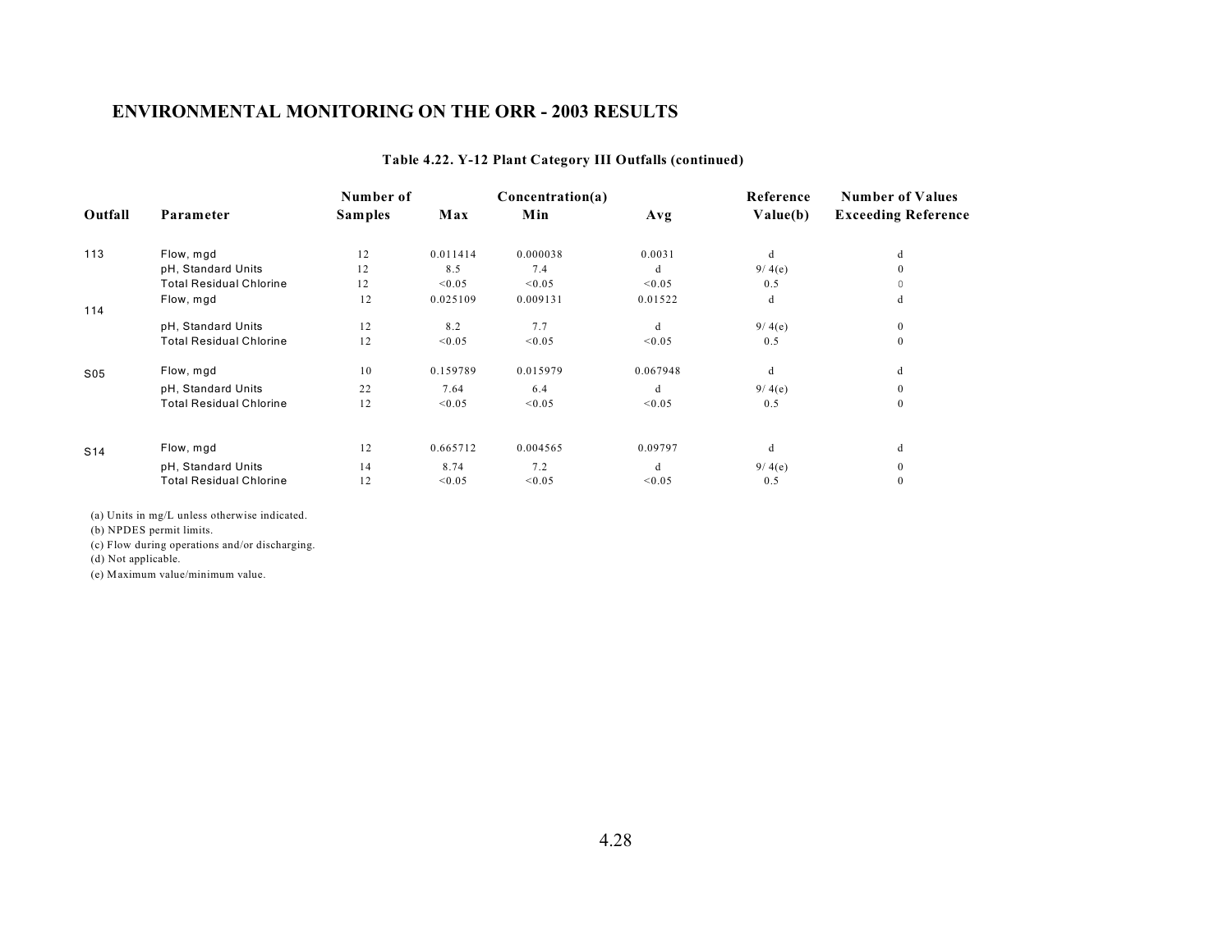## ENVIRONMENTAL MONITORING ON THE ORR - 2003 RESULTS

**Table 4.22. Y-12 Plant Category III Outfalls (continued)**

| Outfall | Parameter | Number of Samples | Concentration(a) Max | Min | Avg | Reference Value(b) | Number of Values Exceeding Reference |
|---|---|---|---|---|---|---|---|
| 113 | Flow, mgd | 12 | 0.011414 | 0.000038 | 0.0031 | d | d |
| | pH, Standard Units | 12 | 8.5 | 7.4 | d | 9/ 4(e) | 0 |
| | Total Residual Chlorine | 12 | <0.05 | <0.05 | <0.05 | 0.5 | 0 |
| 114 | Flow, mgd | 12 | 0.025109 | 0.009131 | 0.01522 | d | d |
| | pH, Standard Units | 12 | 8.2 | 7.7 | d | 9/ 4(e) | 0 |
| | Total Residual Chlorine | 12 | <0.05 | <0.05 | <0.05 | 0.5 | 0 |
| S05 | Flow, mgd | 10 | 0.159789 | 0.015979 | 0.067948 | d | d |
| | pH, Standard Units | 22 | 7.64 | 6.4 | d | 9/ 4(e) | 0 |
| | Total Residual Chlorine | 12 | <0.05 | <0.05 | <0.05 | 0.5 | 0 |
| S14 | Flow, mgd | 12 | 0.665712 | 0.004565 | 0.09797 | d | d |
| | pH, Standard Units | 14 | 8.74 | 7.2 | d | 9/ 4(e) | 0 |
| | Total Residual Chlorine | 12 | <0.05 | <0.05 | <0.05 | 0.5 | 0 |

(a) Units in mg/L unless otherwise indicated.
(b) NPDES permit limits.
(c) Flow during operations and/or discharging.
(d) Not applicable.
(e) Maximum value/minimum value.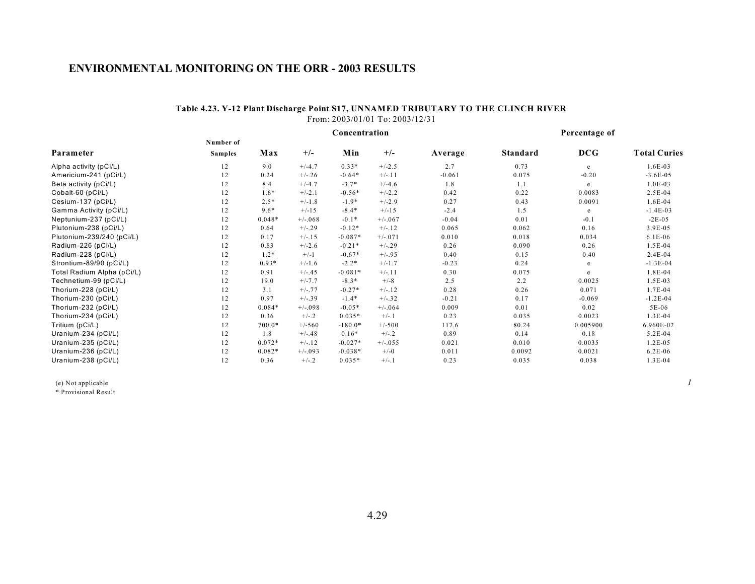## ENVIRONMENTAL MONITORING ON THE ORR - 2003 RESULTS

**Table 4.23. Y-12 Plant Discharge Point S17, UNNAMED TRIBUTARY TO THE CLINCH RIVER**
From: 2003/01/01 To: 2003/12/31

| Parameter | Number of Samples | Concentration | | | | | | Percentage of | |
|---|---|---|---|---|---|---|---|---|---|
| | | Max | +/- | Min | +/- | Average | Standard | DCG | Total Curies |
| Alpha activity (pCi/L) | 12 | 9.0 | +/-4.7 | 0.33* | +/-2.5 | 2.7 | 0.73 | e | 1.6E-03 |
| Americium-241 (pCi/L) | 12 | 0.24 | +/-.26 | -0.64* | +/-.11 | -0.061 | 0.075 | -0.20 | -3.6E-05 |
| Beta activity (pCi/L) | 12 | 8.4 | +/-4.7 | -3.7* | +/-4.6 | 1.8 | 1.1 | e | 1.0E-03 |
| Cobalt-60 (pCi/L) | 12 | 1.6* | +/-2.1 | -0.56* | +/-2.2 | 0.42 | 0.22 | 0.0083 | 2.5E-04 |
| Cesium-137 (pCi/L) | 12 | 2.5* | +/-1.8 | -1.9* | +/-2.9 | 0.27 | 0.43 | 0.0091 | 1.6E-04 |
| Gamma Activity (pCi/L) | 12 | 9.6* | +/-15 | -8.4* | +/-15 | -2.4 | 1.5 | e | -1.4E-03 |
| Neptunium-237 (pCi/L) | 12 | 0.048* | +/-.068 | -0.1* | +/-.067 | -0.04 | 0.01 | -0.1 | -2E-05 |
| Plutonium-238 (pCi/L) | 12 | 0.64 | +/-.29 | -0.12* | +/-.12 | 0.065 | 0.062 | 0.16 | 3.9E-05 |
| Plutonium-239/240 (pCi/L) | 12 | 0.17 | +/-.15 | -0.087* | +/-.071 | 0.010 | 0.018 | 0.034 | 6.1E-06 |
| Radium-226 (pCi/L) | 12 | 0.83 | +/-2.6 | -0.21* | +/-.29 | 0.26 | 0.090 | 0.26 | 1.5E-04 |
| Radium-228 (pCi/L) | 12 | 1.2* | +/-1 | -0.67* | +/-.95 | 0.40 | 0.15 | 0.40 | 2.4E-04 |
| Strontium-89/90 (pCi/L) | 12 | 0.93* | +/-1.6 | -2.2* | +/-1.7 | -0.23 | 0.24 | e | -1.3E-04 |
| Total Radium Alpha (pCi/L) | 12 | 0.91 | +/-.45 | -0.081* | +/-.11 | 0.30 | 0.075 | e | 1.8E-04 |
| Technetium-99 (pCi/L) | 12 | 19.0 | +/-7.7 | -8.3* | +/-8 | 2.5 | 2.2 | 0.0025 | 1.5E-03 |
| Thorium-228 (pCi/L) | 12 | 3.1 | +/-.77 | -0.27* | +/-.12 | 0.28 | 0.26 | 0.071 | 1.7E-04 |
| Thorium-230 (pCi/L) | 12 | 0.97 | +/-.39 | -1.4* | +/-.32 | -0.21 | 0.17 | -0.069 | -1.2E-04 |
| Thorium-232 (pCi/L) | 12 | 0.084* | +/-.098 | -0.05* | +/-.064 | 0.009 | 0.01 | 0.02 | 5E-06 |
| Thorium-234 (pCi/L) | 12 | 0.36 | +/-.2 | 0.035* | +/-.1 | 0.23 | 0.035 | 0.0023 | 1.3E-04 |
| Tritium (pCi/L) | 12 | 700.0* | +/-560 | -180.0* | +/-500 | 117.6 | 80.24 | 0.005900 | 6.960E-02 |
| Uranium-234 (pCi/L) | 12 | 1.8 | +/-.48 | 0.16* | +/-.2 | 0.89 | 0.14 | 0.18 | 5.2E-04 |
| Uranium-235 (pCi/L) | 12 | 0.072* | +/-.12 | -0.027* | +/-.055 | 0.021 | 0.010 | 0.0035 | 1.2E-05 |
| Uranium-236 (pCi/L) | 12 | 0.082* | +/-.093 | -0.038* | +/-0 | 0.011 | 0.0092 | 0.0021 | 6.2E-06 |
| Uranium-238 (pCi/L) | 12 | 0.36 | +/-.2 | 0.035* | +/-.1 | 0.23 | 0.035 | 0.038 | 1.3E-04 |

(e) Not applicable

* Provisional Result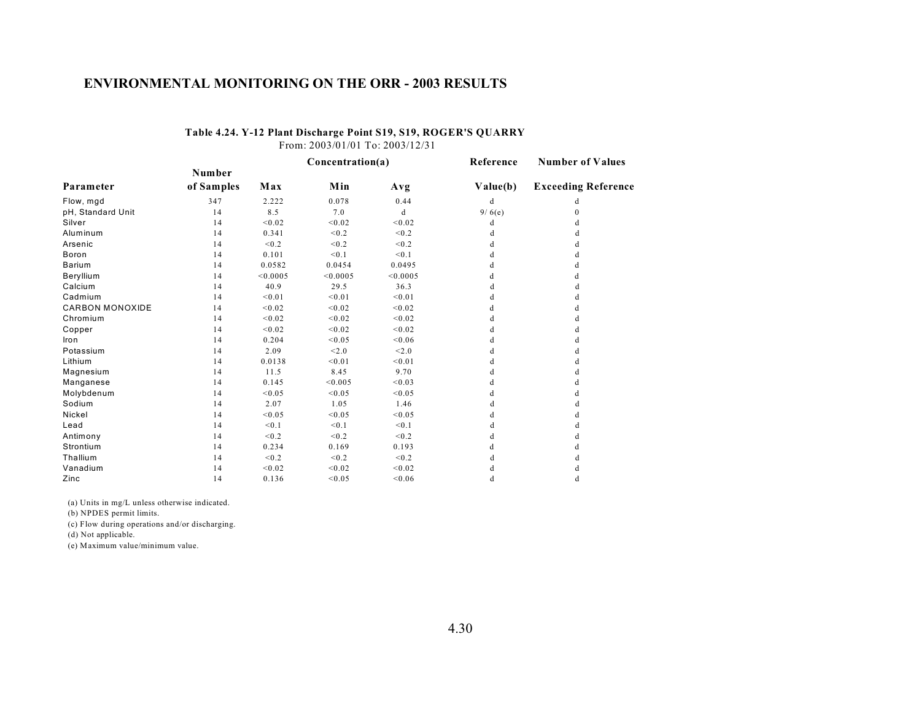# ENVIRONMENTAL MONITORING ON THE ORR - 2003 RESULTS

**Table 4.24. Y-12 Plant Discharge Point S19, S19, ROGER'S QUARRY**

From: 2003/01/01 To: 2003/12/31

| Parameter | Number of Samples | Concentration(a) Max | Min | Avg | Reference Value(b) | Number of Values Exceeding Reference |
|---|---|---|---|---|---|---|
| Flow, mgd | 347 | 2.222 | 0.078 | 0.44 | d | d |
| pH, Standard Unit | 14 | 8.5 | 7.0 | d | 9/ 6(e) | 0 |
| Silver | 14 | <0.02 | <0.02 | <0.02 | d | d |
| Aluminum | 14 | 0.341 | <0.2 | <0.2 | d | d |
| Arsenic | 14 | <0.2 | <0.2 | <0.2 | d | d |
| Boron | 14 | 0.101 | <0.1 | <0.1 | d | d |
| Barium | 14 | 0.0582 | 0.0454 | 0.0495 | d | d |
| Beryllium | 14 | <0.0005 | <0.0005 | <0.0005 | d | d |
| Calcium | 14 | 40.9 | 29.5 | 36.3 | d | d |
| Cadmium | 14 | <0.01 | <0.01 | <0.01 | d | d |
| CARBON MONOXIDE | 14 | <0.02 | <0.02 | <0.02 | d | d |
| Chromium | 14 | <0.02 | <0.02 | <0.02 | d | d |
| Copper | 14 | <0.02 | <0.02 | <0.02 | d | d |
| Iron | 14 | 0.204 | <0.05 | <0.06 | d | d |
| Potassium | 14 | 2.09 | <2.0 | <2.0 | d | d |
| Lithium | 14 | 0.0138 | <0.01 | <0.01 | d | d |
| Magnesium | 14 | 11.5 | 8.45 | 9.70 | d | d |
| Manganese | 14 | 0.145 | <0.005 | <0.03 | d | d |
| Molybdenum | 14 | <0.05 | <0.05 | <0.05 | d | d |
| Sodium | 14 | 2.07 | 1.05 | 1.46 | d | d |
| Nickel | 14 | <0.05 | <0.05 | <0.05 | d | d |
| Lead | 14 | <0.1 | <0.1 | <0.1 | d | d |
| Antimony | 14 | <0.2 | <0.2 | <0.2 | d | d |
| Strontium | 14 | 0.234 | 0.169 | 0.193 | d | d |
| Thallium | 14 | <0.2 | <0.2 | <0.2 | d | d |
| Vanadium | 14 | <0.02 | <0.02 | <0.02 | d | d |
| Zinc | 14 | 0.136 | <0.05 | <0.06 | d | d |

(a) Units in mg/L unless otherwise indicated.

(b) NPDES permit limits.

(c) Flow during operations and/or discharging.

(d) Not applicable.

(e) Maximum value/minimum value.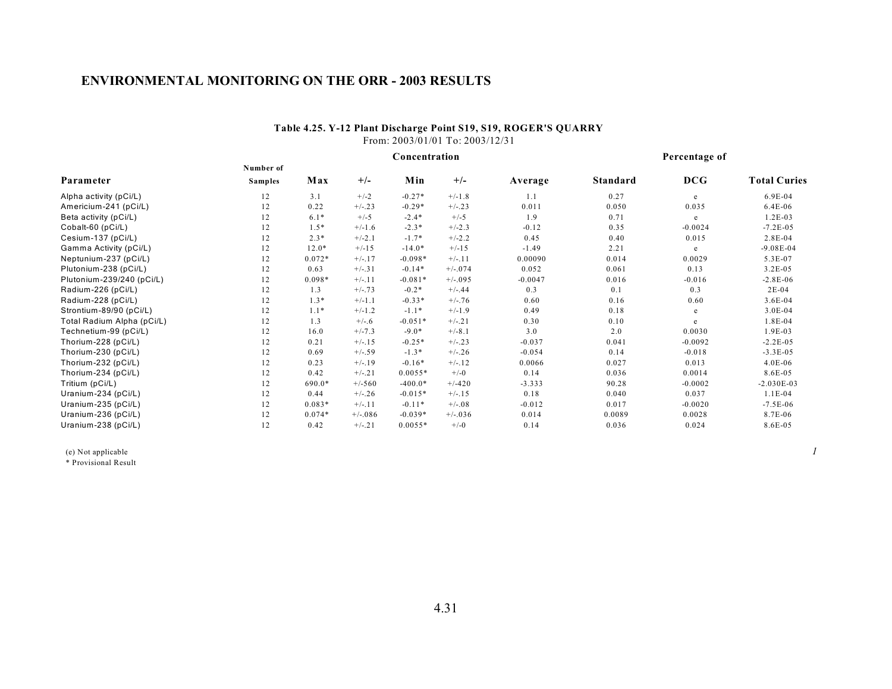# ENVIRONMENTAL MONITORING ON THE ORR - 2003 RESULTS

**Table 4.25. Y-12 Plant Discharge Point S19, S19, ROGER'S QUARRY**
From: 2003/01/01 To: 2003/12/31

| Parameter | Number of Samples | Concentration Max | +/- | Min | +/- | Average | Percentage of Standard | DCG | Total Curies |
|---|---|---|---|---|---|---|---|---|---|
| Alpha activity (pCi/L) | 12 | 3.1 | +/-2 | -0.27* | +/-1.8 | 1.1 | 0.27 | e | 6.9E-04 |
| Americium-241 (pCi/L) | 12 | 0.22 | +/-.23 | -0.29* | +/-.23 | 0.011 | 0.050 | 0.035 | 6.4E-06 |
| Beta activity (pCi/L) | 12 | 6.1* | +/-5 | -2.4* | +/-5 | 1.9 | 0.71 | e | 1.2E-03 |
| Cobalt-60 (pCi/L) | 12 | 1.5* | +/-1.6 | -2.3* | +/-2.3 | -0.12 | 0.35 | -0.0024 | -7.2E-05 |
| Cesium-137 (pCi/L) | 12 | 2.3* | +/-2.1 | -1.7* | +/-2.2 | 0.45 | 0.40 | 0.015 | 2.8E-04 |
| Gamma Activity (pCi/L) | 12 | 12.0* | +/-15 | -14.0* | +/-15 | -1.49 | 2.21 | e | -9.08E-04 |
| Neptunium-237 (pCi/L) | 12 | 0.072* | +/-.17 | -0.098* | +/-.11 | 0.00090 | 0.014 | 0.0029 | 5.3E-07 |
| Plutonium-238 (pCi/L) | 12 | 0.63 | +/-.31 | -0.14* | +/-.074 | 0.052 | 0.061 | 0.13 | 3.2E-05 |
| Plutonium-239/240 (pCi/L) | 12 | 0.098* | +/-.11 | -0.081* | +/-.095 | -0.0047 | 0.016 | -0.016 | -2.8E-06 |
| Radium-226 (pCi/L) | 12 | 1.3 | +/-.73 | -0.2* | +/-.44 | 0.3 | 0.1 | 0.3 | 2E-04 |
| Radium-228 (pCi/L) | 12 | 1.3* | +/-1.1 | -0.33* | +/-.76 | 0.60 | 0.16 | 0.60 | 3.6E-04 |
| Strontium-89/90 (pCi/L) | 12 | 1.1* | +/-1.2 | -1.1* | +/-1.9 | 0.49 | 0.18 | e | 3.0E-04 |
| Total Radium Alpha (pCi/L) | 12 | 1.3 | +/-.6 | -0.051* | +/-.21 | 0.30 | 0.10 | e | 1.8E-04 |
| Technetium-99 (pCi/L) | 12 | 16.0 | +/-7.3 | -9.0* | +/-8.1 | 3.0 | 2.0 | 0.0030 | 1.9E-03 |
| Thorium-228 (pCi/L) | 12 | 0.21 | +/-.15 | -0.25* | +/-.23 | -0.037 | 0.041 | -0.0092 | -2.2E-05 |
| Thorium-230 (pCi/L) | 12 | 0.69 | +/-.59 | -1.3* | +/-.26 | -0.054 | 0.14 | -0.018 | -3.3E-05 |
| Thorium-232 (pCi/L) | 12 | 0.23 | +/-.19 | -0.16* | +/-.12 | 0.0066 | 0.027 | 0.013 | 4.0E-06 |
| Thorium-234 (pCi/L) | 12 | 0.42 | +/-.21 | 0.0055* | +/-0 | 0.14 | 0.036 | 0.0014 | 8.6E-05 |
| Tritium (pCi/L) | 12 | 690.0* | +/-560 | -400.0* | +/-420 | -3.333 | 90.28 | -0.0002 | -2.030E-03 |
| Uranium-234 (pCi/L) | 12 | 0.44 | +/-.26 | -0.015* | +/-.15 | 0.18 | 0.040 | 0.037 | 1.1E-04 |
| Uranium-235 (pCi/L) | 12 | 0.083* | +/-.11 | -0.11* | +/-.08 | -0.012 | 0.017 | -0.0020 | -7.5E-06 |
| Uranium-236 (pCi/L) | 12 | 0.074* | +/-.086 | -0.039* | +/-.036 | 0.014 | 0.0089 | 0.0028 | 8.7E-06 |
| Uranium-238 (pCi/L) | 12 | 0.42 | +/-.21 | 0.0055* | +/-0 | 0.14 | 0.036 | 0.024 | 8.6E-05 |

(e) Not applicable
* Provisional Result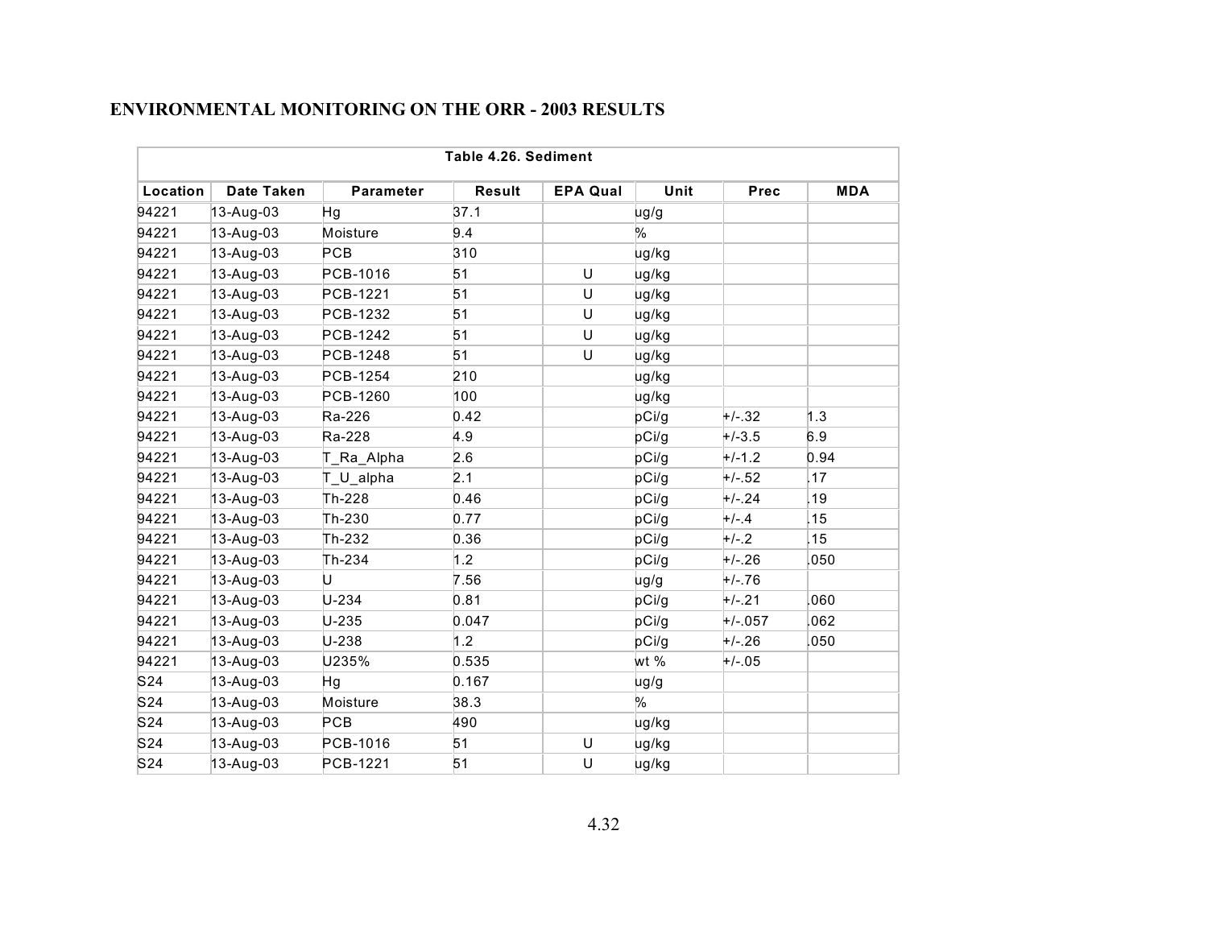**ENVIRONMENTAL MONITORING ON THE ORR - 2003 RESULTS**

| Table 4.26. Sediment | | | | | | | |
|---|---|---|---|---|---|---|---|
| Location | Date Taken | Parameter | Result | EPA Qual | Unit | Prec | MDA |
| 94221 | 13-Aug-03 | Hg | 37.1 | | ug/g | | |
| 94221 | 13-Aug-03 | Moisture | 9.4 | | % | | |
| 94221 | 13-Aug-03 | PCB | 310 | | ug/kg | | |
| 94221 | 13-Aug-03 | PCB-1016 | 51 | U | ug/kg | | |
| 94221 | 13-Aug-03 | PCB-1221 | 51 | U | ug/kg | | |
| 94221 | 13-Aug-03 | PCB-1232 | 51 | U | ug/kg | | |
| 94221 | 13-Aug-03 | PCB-1242 | 51 | U | ug/kg | | |
| 94221 | 13-Aug-03 | PCB-1248 | 51 | U | ug/kg | | |
| 94221 | 13-Aug-03 | PCB-1254 | 210 | | ug/kg | | |
| 94221 | 13-Aug-03 | PCB-1260 | 100 | | ug/kg | | |
| 94221 | 13-Aug-03 | Ra-226 | 0.42 | | pCi/g | +/-.32 | 1.3 |
| 94221 | 13-Aug-03 | Ra-228 | 4.9 | | pCi/g | +/-3.5 | 6.9 |
| 94221 | 13-Aug-03 | T_Ra_Alpha | 2.6 | | pCi/g | +/-1.2 | 0.94 |
| 94221 | 13-Aug-03 | T_U_alpha | 2.1 | | pCi/g | +/-.52 | .17 |
| 94221 | 13-Aug-03 | Th-228 | 0.46 | | pCi/g | +/-.24 | .19 |
| 94221 | 13-Aug-03 | Th-230 | 0.77 | | pCi/g | +/-.4 | .15 |
| 94221 | 13-Aug-03 | Th-232 | 0.36 | | pCi/g | +/-.2 | .15 |
| 94221 | 13-Aug-03 | Th-234 | 1.2 | | pCi/g | +/-.26 | .050 |
| 94221 | 13-Aug-03 | U | 7.56 | | ug/g | +/-.76 | |
| 94221 | 13-Aug-03 | U-234 | 0.81 | | pCi/g | +/-.21 | .060 |
| 94221 | 13-Aug-03 | U-235 | 0.047 | | pCi/g | +/-.057 | .062 |
| 94221 | 13-Aug-03 | U-238 | 1.2 | | pCi/g | +/-.26 | .050 |
| 94221 | 13-Aug-03 | U235% | 0.535 | | wt % | +/-.05 | |
| S24 | 13-Aug-03 | Hg | 0.167 | | ug/g | | |
| S24 | 13-Aug-03 | Moisture | 38.3 | | % | | |
| S24 | 13-Aug-03 | PCB | 490 | | ug/kg | | |
| S24 | 13-Aug-03 | PCB-1016 | 51 | U | ug/kg | | |
| S24 | 13-Aug-03 | PCB-1221 | 51 | U | ug/kg | | |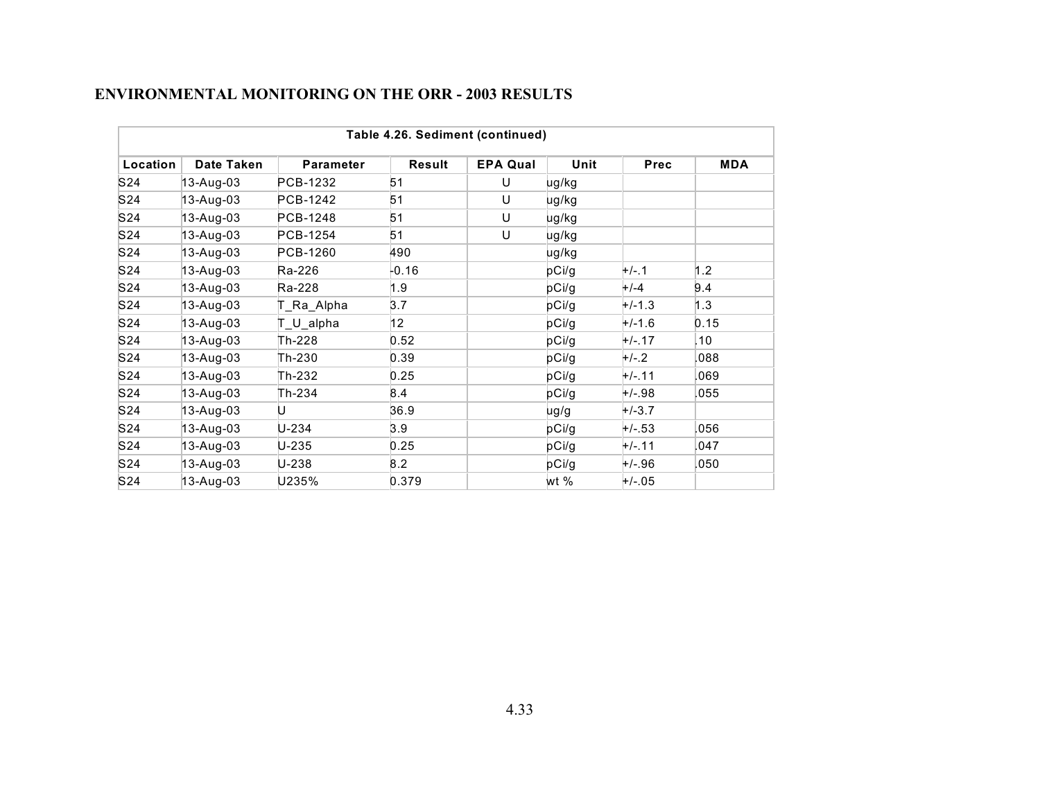## ENVIRONMENTAL MONITORING ON THE ORR - 2003 RESULTS

| Table 4.26. Sediment (continued) | | | | | | | |
|---|---|---|---|---|---|---|---|
| **Location** | **Date Taken** | **Parameter** | **Result** | **EPA Qual** | **Unit** | **Prec** | **MDA** |
| S24 | 13-Aug-03 | PCB-1232 | 51 | U | ug/kg | | |
| S24 | 13-Aug-03 | PCB-1242 | 51 | U | ug/kg | | |
| S24 | 13-Aug-03 | PCB-1248 | 51 | U | ug/kg | | |
| S24 | 13-Aug-03 | PCB-1254 | 51 | U | ug/kg | | |
| S24 | 13-Aug-03 | PCB-1260 | 490 | | ug/kg | | |
| S24 | 13-Aug-03 | Ra-226 | -0.16 | | pCi/g | +/-.1 | 1.2 |
| S24 | 13-Aug-03 | Ra-228 | 1.9 | | pCi/g | +/-4 | 9.4 |
| S24 | 13-Aug-03 | T_Ra_Alpha | 3.7 | | pCi/g | +/-1.3 | 1.3 |
| S24 | 13-Aug-03 | T_U_alpha | 12 | | pCi/g | +/-1.6 | 0.15 |
| S24 | 13-Aug-03 | Th-228 | 0.52 | | pCi/g | +/-.17 | .10 |
| S24 | 13-Aug-03 | Th-230 | 0.39 | | pCi/g | +/-.2 | .088 |
| S24 | 13-Aug-03 | Th-232 | 0.25 | | pCi/g | +/-.11 | .069 |
| S24 | 13-Aug-03 | Th-234 | 8.4 | | pCi/g | +/-.98 | .055 |
| S24 | 13-Aug-03 | U | 36.9 | | ug/g | +/-3.7 | |
| S24 | 13-Aug-03 | U-234 | 3.9 | | pCi/g | +/-.53 | .056 |
| S24 | 13-Aug-03 | U-235 | 0.25 | | pCi/g | +/-.11 | .047 |
| S24 | 13-Aug-03 | U-238 | 8.2 | | pCi/g | +/-.96 | .050 |
| S24 | 13-Aug-03 | U235% | 0.379 | | wt % | +/-.05 | |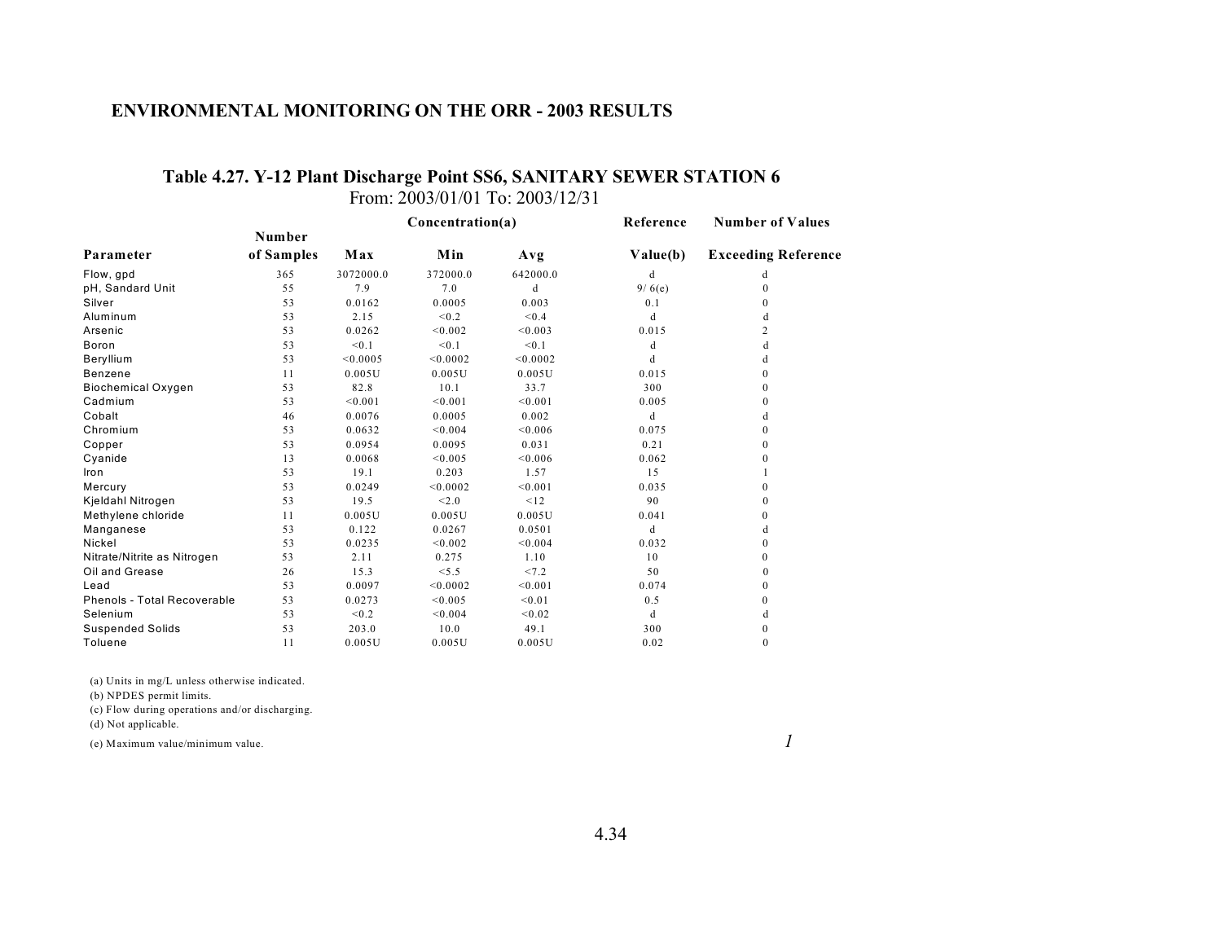## ENVIRONMENTAL MONITORING ON THE ORR - 2003 RESULTS

### Table 4.27. Y-12 Plant Discharge Point SS6, SANITARY SEWER STATION 6

From: 2003/01/01 To: 2003/12/31

| Parameter | Number of Samples | Concentration(a) Max | Min | Avg | Reference Value(b) | Number of Values Exceeding Reference |
|---|---|---|---|---|---|---|
| Flow, gpd | 365 | 3072000.0 | 372000.0 | 642000.0 | d | d |
| pH, Sandard Unit | 55 | 7.9 | 7.0 | d | 9/ 6(e) | 0 |
| Silver | 53 | 0.0162 | 0.0005 | 0.003 | 0.1 | 0 |
| Aluminum | 53 | 2.15 | <0.2 | <0.4 | d | d |
| Arsenic | 53 | 0.0262 | <0.002 | <0.003 | 0.015 | 2 |
| Boron | 53 | <0.1 | <0.1 | <0.1 | d | d |
| Beryllium | 53 | <0.0005 | <0.0002 | <0.0002 | d | d |
| Benzene | 11 | 0.005U | 0.005U | 0.005U | 0.015 | 0 |
| Biochemical Oxygen | 53 | 82.8 | 10.1 | 33.7 | 300 | 0 |
| Cadmium | 53 | <0.001 | <0.001 | <0.001 | 0.005 | 0 |
| Cobalt | 46 | 0.0076 | 0.0005 | 0.002 | d | d |
| Chromium | 53 | 0.0632 | <0.004 | <0.006 | 0.075 | 0 |
| Copper | 53 | 0.0954 | 0.0095 | 0.031 | 0.21 | 0 |
| Cyanide | 13 | 0.0068 | <0.005 | <0.006 | 0.062 | 0 |
| Iron | 53 | 19.1 | 0.203 | 1.57 | 15 | 1 |
| Mercury | 53 | 0.0249 | <0.0002 | <0.001 | 0.035 | 0 |
| Kjeldahl Nitrogen | 53 | 19.5 | <2.0 | <12 | 90 | 0 |
| Methylene chloride | 11 | 0.005U | 0.005U | 0.005U | 0.041 | 0 |
| Manganese | 53 | 0.122 | 0.0267 | 0.0501 | d | d |
| Nickel | 53 | 0.0235 | <0.002 | <0.004 | 0.032 | 0 |
| Nitrate/Nitrite as Nitrogen | 53 | 2.11 | 0.275 | 1.10 | 10 | 0 |
| Oil and Grease | 26 | 15.3 | <5.5 | <7.2 | 50 | 0 |
| Lead | 53 | 0.0097 | <0.0002 | <0.001 | 0.074 | 0 |
| Phenols - Total Recoverable | 53 | 0.0273 | <0.005 | <0.01 | 0.5 | 0 |
| Selenium | 53 | <0.2 | <0.004 | <0.02 | d | d |
| Suspended Solids | 53 | 203.0 | 10.0 | 49.1 | 300 | 0 |
| Toluene | 11 | 0.005U | 0.005U | 0.005U | 0.02 | 0 |

(a) Units in mg/L unless otherwise indicated.
(b) NPDES permit limits.
(c) Flow during operations and/or discharging.
(d) Not applicable.
(e) Maximum value/minimum value.

*1*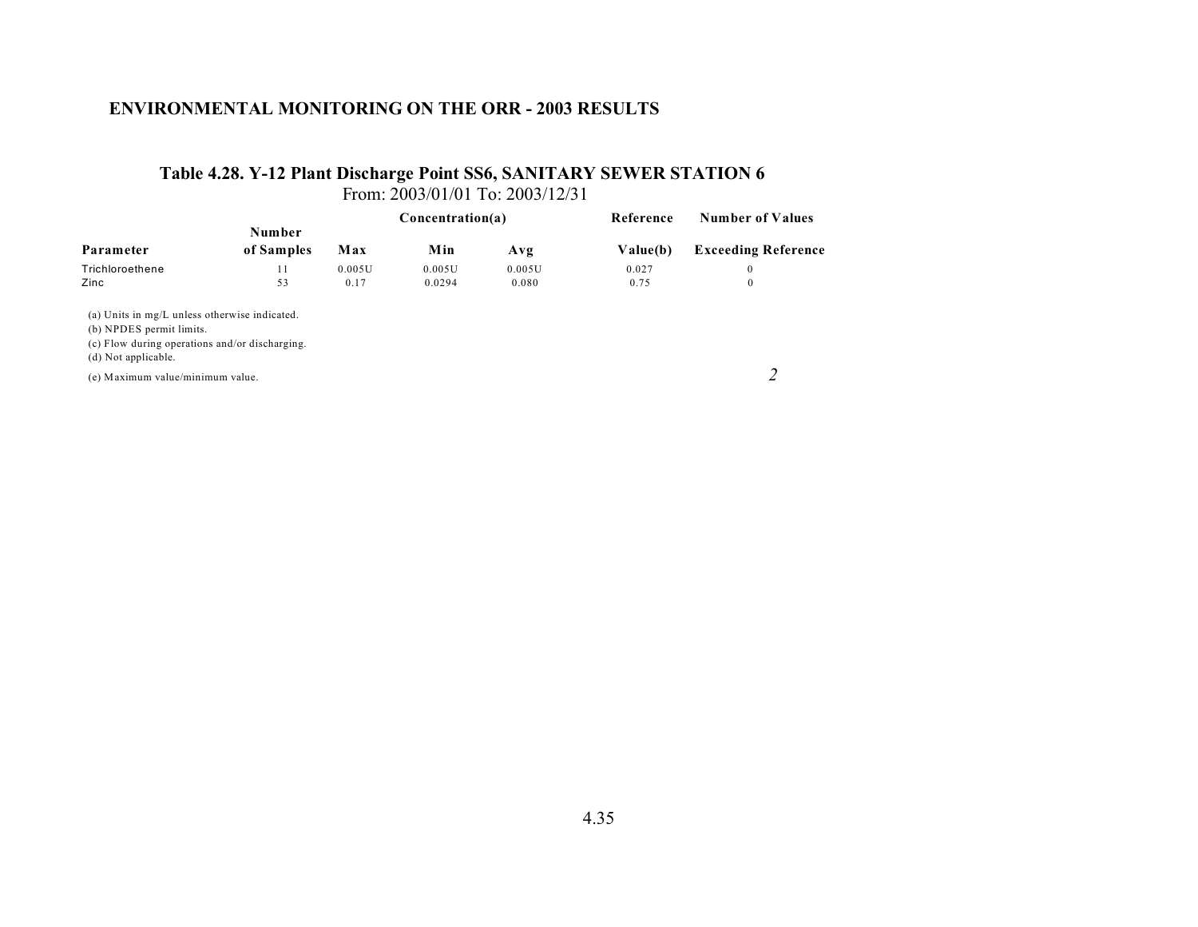## ENVIRONMENTAL MONITORING ON THE ORR - 2003 RESULTS

### Table 4.28. Y-12 Plant Discharge Point SS6, SANITARY SEWER STATION 6

From: 2003/01/01 To: 2003/12/31

| Parameter | Number of Samples | Concentration(a) Max | Min | Avg | Reference Value(b) | Number of Values Exceeding Reference |
|---|---|---|---|---|---|---|
| Trichloroethene | 11 | 0.005U | 0.005U | 0.005U | 0.027 | 0 |
| Zinc | 53 | 0.17 | 0.0294 | 0.080 | 0.75 | 0 |

(a) Units in mg/L unless otherwise indicated.
(b) NPDES permit limits.
(c) Flow during operations and/or discharging.
(d) Not applicable.
(e) Maximum value/minimum value.

*2*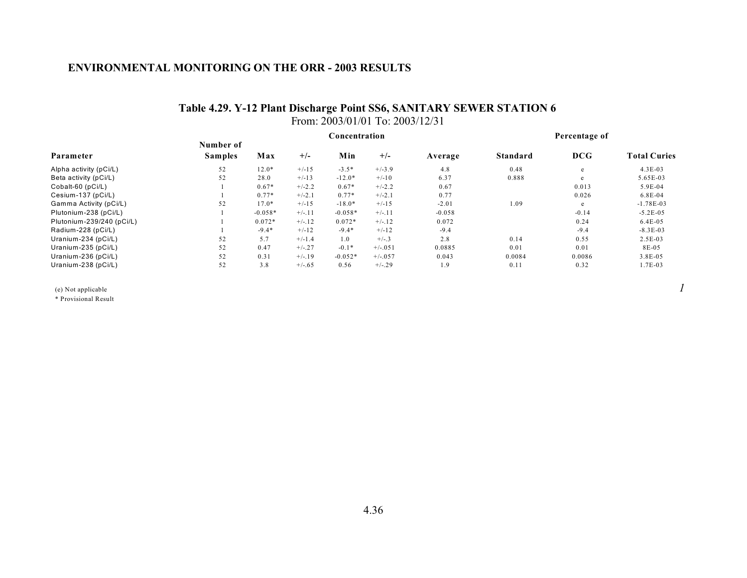## ENVIRONMENTAL MONITORING ON THE ORR - 2003 RESULTS

### Table 4.29. Y-12 Plant Discharge Point SS6, SANITARY SEWER STATION 6

From: 2003/01/01 To: 2003/12/31

| | | Concentration | | | | | Percentage of | | |
|---|---|---|---|---|---|---|---|---|---|
| **Parameter** | **Number of Samples** | **Max** | **+/-** | **Min** | **+/-** | **Average** | **Standard** | **DCG** | **Total Curies** |
| Alpha activity (pCi/L) | 52 | 12.0* | +/-15 | -3.5* | +/-3.9 | 4.8 | 0.48 | e | 4.3E-03 |
| Beta activity (pCi/L) | 52 | 28.0 | +/-13 | -12.0* | +/-10 | 6.37 | 0.888 | e | 5.65E-03 |
| Cobalt-60 (pCi/L) | 1 | 0.67* | +/-2.2 | 0.67* | +/-2.2 | 0.67 | | 0.013 | 5.9E-04 |
| Cesium-137 (pCi/L) | 1 | 0.77* | +/-2.1 | 0.77* | +/-2.1 | 0.77 | | 0.026 | 6.8E-04 |
| Gamma Activity (pCi/L) | 52 | 17.0* | +/-15 | -18.0* | +/-15 | -2.01 | 1.09 | e | -1.78E-03 |
| Plutonium-238 (pCi/L) | 1 | -0.058* | +/-.11 | -0.058* | +/-.11 | -0.058 | | -0.14 | -5.2E-05 |
| Plutonium-239/240 (pCi/L) | 1 | 0.072* | +/-.12 | 0.072* | +/-.12 | 0.072 | | 0.24 | 6.4E-05 |
| Radium-228 (pCi/L) | 1 | -9.4* | +/-12 | -9.4* | +/-12 | -9.4 | | -9.4 | -8.3E-03 |
| Uranium-234 (pCi/L) | 52 | 5.7 | +/-1.4 | 1.0 | +/-.3 | 2.8 | 0.14 | 0.55 | 2.5E-03 |
| Uranium-235 (pCi/L) | 52 | 0.47 | +/-.27 | -0.1* | +/-.051 | 0.0885 | 0.01 | 0.01 | 8E-05 |
| Uranium-236 (pCi/L) | 52 | 0.31 | +/-.19 | -0.052* | +/-.057 | 0.043 | 0.0084 | 0.0086 | 3.8E-05 |
| Uranium-238 (pCi/L) | 52 | 3.8 | +/-.65 | 0.56 | +/-.29 | 1.9 | 0.11 | 0.32 | 1.7E-03 |

(e) Not applicable

\* Provisional Result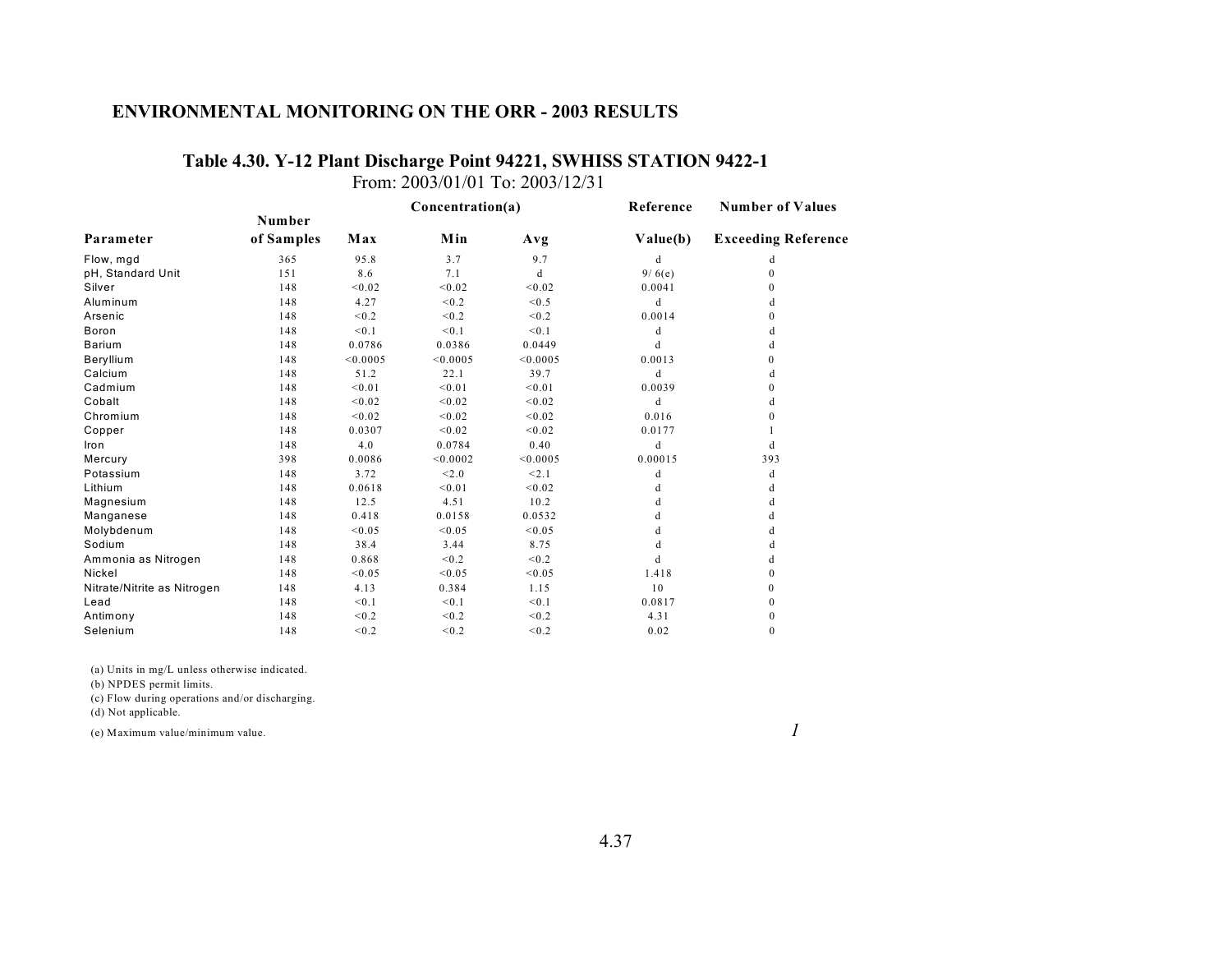## ENVIRONMENTAL MONITORING ON THE ORR - 2003 RESULTS

### Table 4.30. Y-12 Plant Discharge Point 94221, SWHISS STATION 9422-1

From: 2003/01/01 To: 2003/12/31

| Parameter | Number of Samples | Concentration(a) Max | Min | Avg | Reference Value(b) | Number of Values Exceeding Reference |
|---|---|---|---|---|---|---|
| Flow, mgd | 365 | 95.8 | 3.7 | 9.7 | d | d |
| pH, Standard Unit | 151 | 8.6 | 7.1 | d | 9/ 6(e) | 0 |
| Silver | 148 | <0.02 | <0.02 | <0.02 | 0.0041 | 0 |
| Aluminum | 148 | 4.27 | <0.2 | <0.5 | d | d |
| Arsenic | 148 | <0.2 | <0.2 | <0.2 | 0.0014 | 0 |
| Boron | 148 | <0.1 | <0.1 | <0.1 | d | d |
| Barium | 148 | 0.0786 | 0.0386 | 0.0449 | d | d |
| Beryllium | 148 | <0.0005 | <0.0005 | <0.0005 | 0.0013 | 0 |
| Calcium | 148 | 51.2 | 22.1 | 39.7 | d | d |
| Cadmium | 148 | <0.01 | <0.01 | <0.01 | 0.0039 | 0 |
| Cobalt | 148 | <0.02 | <0.02 | <0.02 | d | d |
| Chromium | 148 | <0.02 | <0.02 | <0.02 | 0.016 | 0 |
| Copper | 148 | 0.0307 | <0.02 | <0.02 | 0.0177 | 1 |
| Iron | 148 | 4.0 | 0.0784 | 0.40 | d | d |
| Mercury | 398 | 0.0086 | <0.0002 | <0.0005 | 0.00015 | 393 |
| Potassium | 148 | 3.72 | <2.0 | <2.1 | d | d |
| Lithium | 148 | 0.0618 | <0.01 | <0.02 | d | d |
| Magnesium | 148 | 12.5 | 4.51 | 10.2 | d | d |
| Manganese | 148 | 0.418 | 0.0158 | 0.0532 | d | d |
| Molybdenum | 148 | <0.05 | <0.05 | <0.05 | d | d |
| Sodium | 148 | 38.4 | 3.44 | 8.75 | d | d |
| Ammonia as Nitrogen | 148 | 0.868 | <0.2 | <0.2 | d | d |
| Nickel | 148 | <0.05 | <0.05 | <0.05 | 1.418 | 0 |
| Nitrate/Nitrite as Nitrogen | 148 | 4.13 | 0.384 | 1.15 | 10 | 0 |
| Lead | 148 | <0.1 | <0.1 | <0.1 | 0.0817 | 0 |
| Antimony | 148 | <0.2 | <0.2 | <0.2 | 4.31 | 0 |
| Selenium | 148 | <0.2 | <0.2 | <0.2 | 0.02 | 0 |

(a) Units in mg/L unless otherwise indicated.
(b) NPDES permit limits.
(c) Flow during operations and/or discharging.
(d) Not applicable.
(e) Maximum value/minimum value.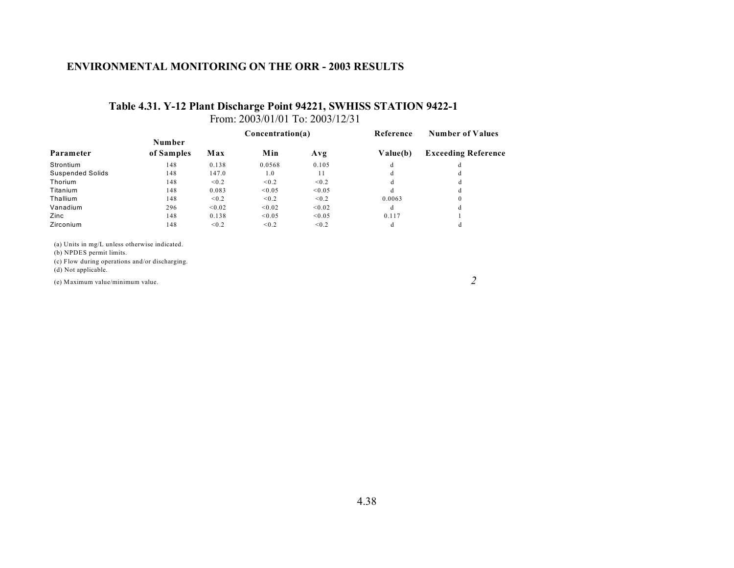## Table 4.31. Y-12 Plant Discharge Point 94221, SWHISS STATION 9422-1

From: 2003/01/01 To: 2003/12/31

| Parameter | Number of Samples | Concentration(a) Max | Min | Avg | Reference Value(b) | Number of Values Exceeding Reference |
|---|---|---|---|---|---|---|
| Strontium | 148 | 0.138 | 0.0568 | 0.105 | d | d |
| Suspended Solids | 148 | 147.0 | 1.0 | 11 | d | d |
| Thorium | 148 | <0.2 | <0.2 | <0.2 | d | d |
| Titanium | 148 | 0.083 | <0.05 | <0.05 | d | d |
| Thallium | 148 | <0.2 | <0.2 | <0.2 | 0.0063 | 0 |
| Vanadium | 296 | <0.02 | <0.02 | <0.02 | d | d |
| Zinc | 148 | 0.138 | <0.05 | <0.05 | 0.117 | 1 |
| Zirconium | 148 | <0.2 | <0.2 | <0.2 | d | d |

(a) Units in mg/L unless otherwise indicated.
(b) NPDES permit limits.
(c) Flow during operations and/or discharging.
(d) Not applicable.
(e) Maximum value/minimum value.

*2*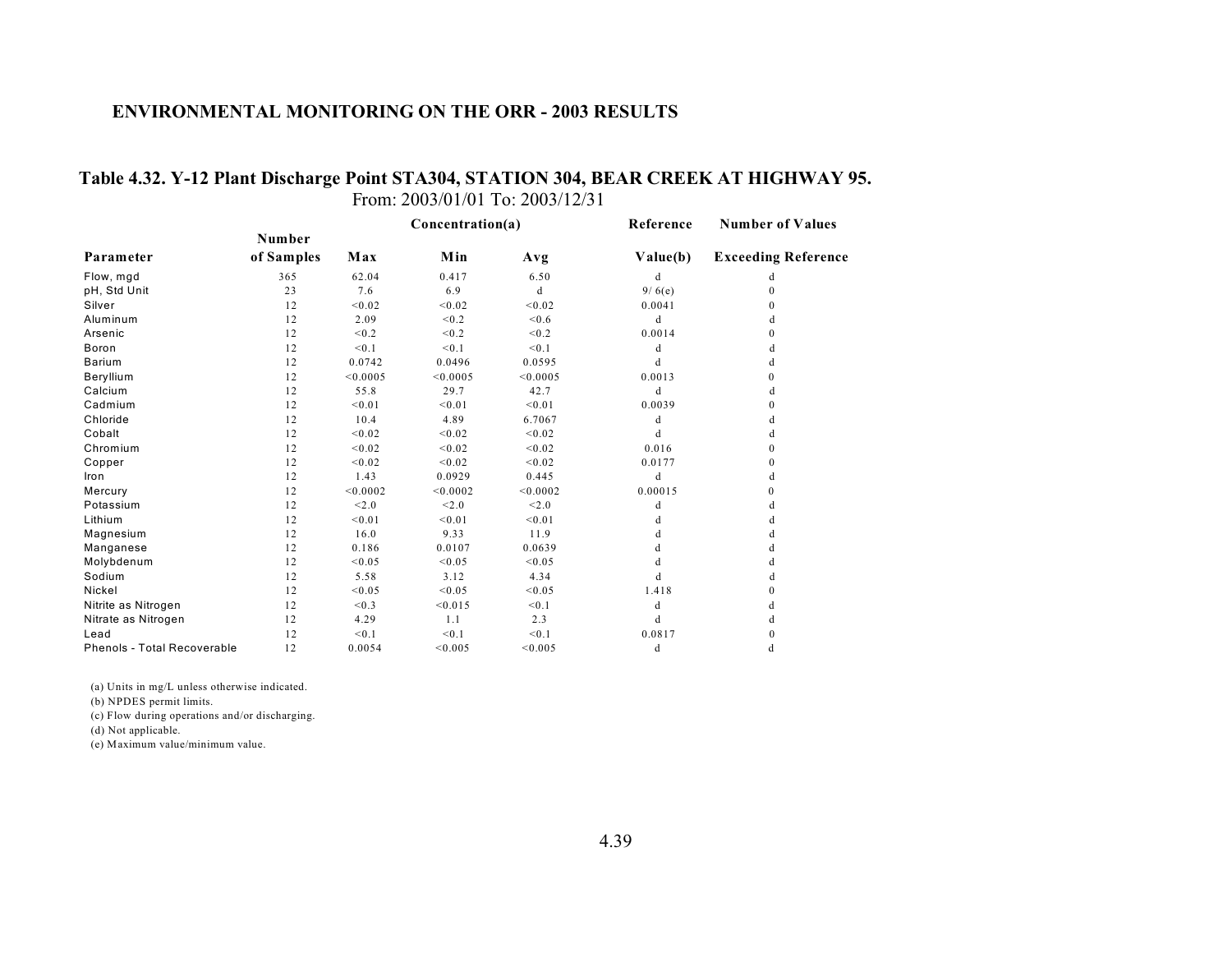## ENVIRONMENTAL MONITORING ON THE ORR - 2003 RESULTS

### Table 4.32. Y-12 Plant Discharge Point STA304, STATION 304, BEAR CREEK AT HIGHWAY 95.

From: 2003/01/01 To: 2003/12/31

| Parameter | Number of Samples | Concentration(a) Max | Min | Avg | Reference Value(b) | Number of Values Exceeding Reference |
|---|---|---|---|---|---|---|
| Flow, mgd | 365 | 62.04 | 0.417 | 6.50 | d | d |
| pH, Std Unit | 23 | 7.6 | 6.9 | d | 9/ 6(e) | 0 |
| Silver | 12 | <0.02 | <0.02 | <0.02 | 0.0041 | 0 |
| Aluminum | 12 | 2.09 | <0.2 | <0.6 | d | d |
| Arsenic | 12 | <0.2 | <0.2 | <0.2 | 0.0014 | 0 |
| Boron | 12 | <0.1 | <0.1 | <0.1 | d | d |
| Barium | 12 | 0.0742 | 0.0496 | 0.0595 | d | d |
| Beryllium | 12 | <0.0005 | <0.0005 | <0.0005 | 0.0013 | 0 |
| Calcium | 12 | 55.8 | 29.7 | 42.7 | d | d |
| Cadmium | 12 | <0.01 | <0.01 | <0.01 | 0.0039 | 0 |
| Chloride | 12 | 10.4 | 4.89 | 6.7067 | d | d |
| Cobalt | 12 | <0.02 | <0.02 | <0.02 | d | d |
| Chromium | 12 | <0.02 | <0.02 | <0.02 | 0.016 | 0 |
| Copper | 12 | <0.02 | <0.02 | <0.02 | 0.0177 | 0 |
| Iron | 12 | 1.43 | 0.0929 | 0.445 | d | d |
| Mercury | 12 | <0.0002 | <0.0002 | <0.0002 | 0.00015 | 0 |
| Potassium | 12 | <2.0 | <2.0 | <2.0 | d | d |
| Lithium | 12 | <0.01 | <0.01 | <0.01 | d | d |
| Magnesium | 12 | 16.0 | 9.33 | 11.9 | d | d |
| Manganese | 12 | 0.186 | 0.0107 | 0.0639 | d | d |
| Molybdenum | 12 | <0.05 | <0.05 | <0.05 | d | d |
| Sodium | 12 | 5.58 | 3.12 | 4.34 | d | d |
| Nickel | 12 | <0.05 | <0.05 | <0.05 | 1.418 | 0 |
| Nitrite as Nitrogen | 12 | <0.3 | <0.015 | <0.1 | d | d |
| Nitrate as Nitrogen | 12 | 4.29 | 1.1 | 2.3 | d | d |
| Lead | 12 | <0.1 | <0.1 | <0.1 | 0.0817 | 0 |
| Phenols - Total Recoverable | 12 | 0.0054 | <0.005 | <0.005 | d | d |

(a) Units in mg/L unless otherwise indicated.
(b) NPDES permit limits.
(c) Flow during operations and/or discharging.
(d) Not applicable.
(e) Maximum value/minimum value.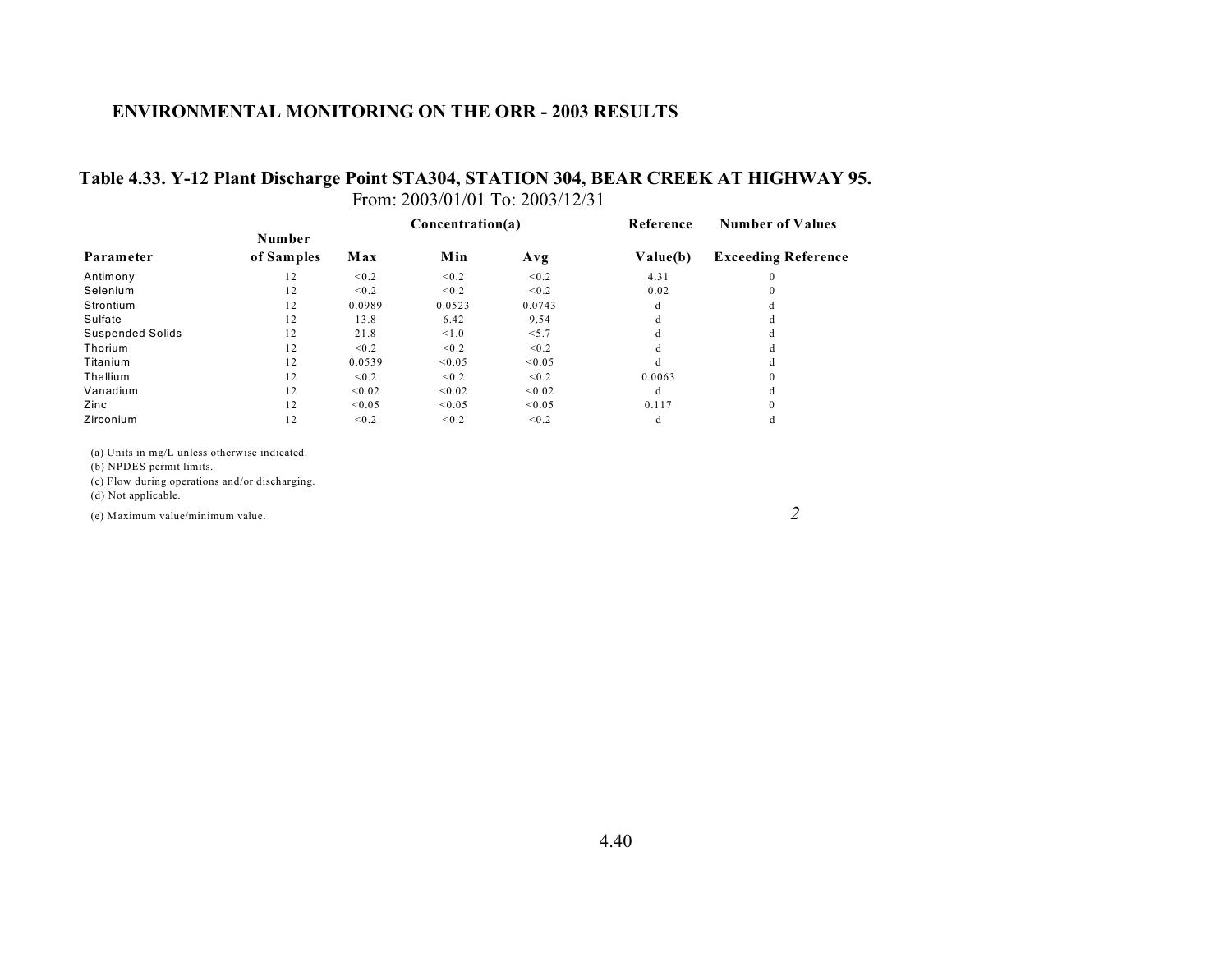## ENVIRONMENTAL MONITORING ON THE ORR - 2003 RESULTS

### Table 4.33. Y-12 Plant Discharge Point STA304, STATION 304, BEAR CREEK AT HIGHWAY 95.

From: 2003/01/01 To: 2003/12/31

| Parameter | Number of Samples | Concentration(a) Max | Min | Avg | Reference Value(b) | Number of Values Exceeding Reference |
|---|---|---|---|---|---|---|
| Antimony | 12 | <0.2 | <0.2 | <0.2 | 4.31 | 0 |
| Selenium | 12 | <0.2 | <0.2 | <0.2 | 0.02 | 0 |
| Strontium | 12 | 0.0989 | 0.0523 | 0.0743 | d | d |
| Sulfate | 12 | 13.8 | 6.42 | 9.54 | d | d |
| Suspended Solids | 12 | 21.8 | <1.0 | <5.7 | d | d |
| Thorium | 12 | <0.2 | <0.2 | <0.2 | d | d |
| Titanium | 12 | 0.0539 | <0.05 | <0.05 | d | d |
| Thallium | 12 | <0.2 | <0.2 | <0.2 | 0.0063 | 0 |
| Vanadium | 12 | <0.02 | <0.02 | <0.02 | d | d |
| Zinc | 12 | <0.05 | <0.05 | <0.05 | 0.117 | 0 |
| Zirconium | 12 | <0.2 | <0.2 | <0.2 | d | d |

(a) Units in mg/L unless otherwise indicated.
(b) NPDES permit limits.
(c) Flow during operations and/or discharging.
(d) Not applicable.
(e) Maximum value/minimum value.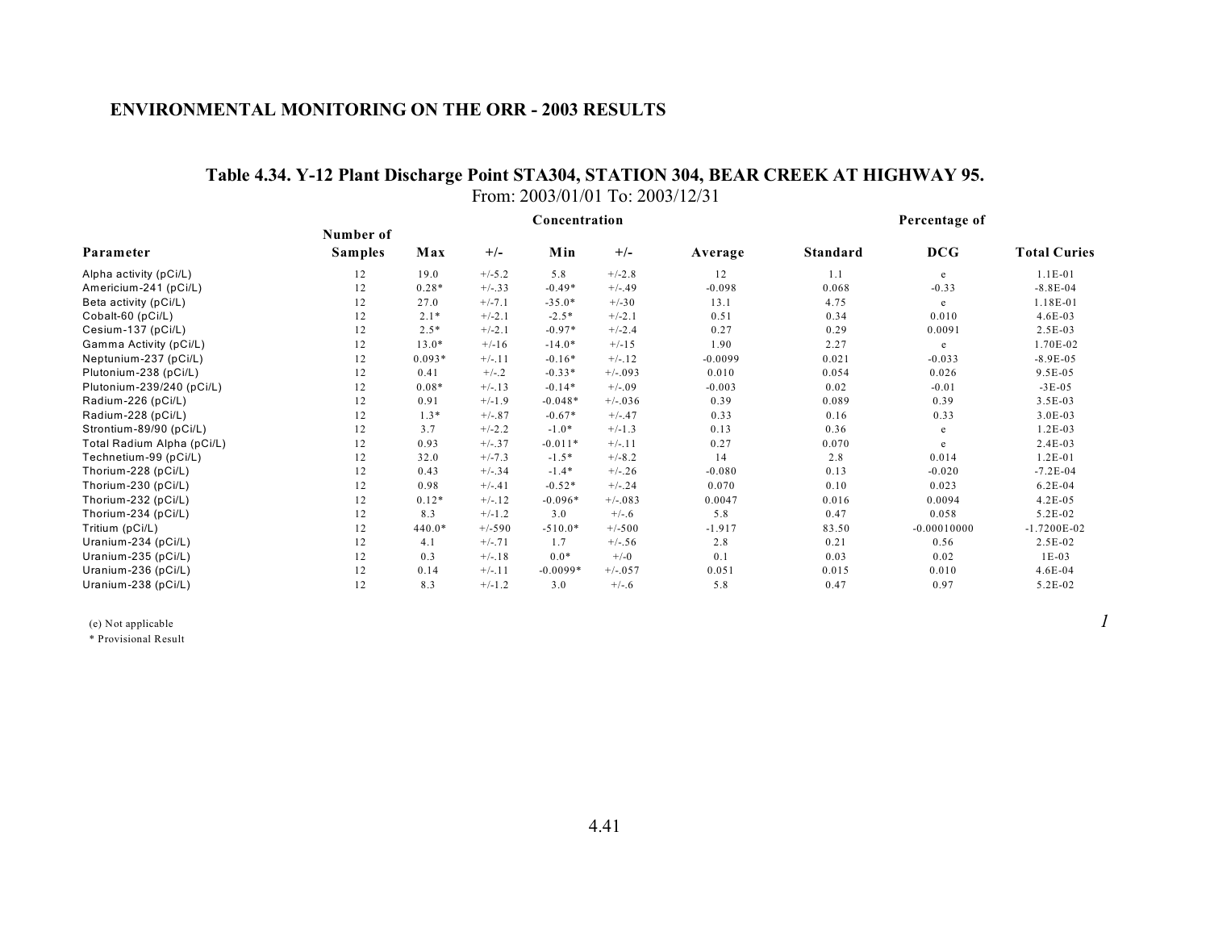**ENVIRONMENTAL MONITORING ON THE ORR - 2003 RESULTS**

## Table 4.34. Y-12 Plant Discharge Point STA304, STATION 304, BEAR CREEK AT HIGHWAY 95.

From: 2003/01/01 To: 2003/12/31

| Parameter | Number of Samples | Concentration | | | | | | Percentage of | | |
|---|---|---|---|---|---|---|---|---|---|---|
| | | Max | +/- | Min | +/- | Average | Standard | DCG | Total Curies |
| Alpha activity (pCi/L) | 12 | 19.0 | +/-5.2 | 5.8 | +/-2.8 | 12 | 1.1 | e | 1.1E-01 |
| Americium-241 (pCi/L) | 12 | 0.28* | +/-.33 | -0.49* | +/-.49 | -0.098 | 0.068 | -0.33 | -8.8E-04 |
| Beta activity (pCi/L) | 12 | 27.0 | +/-7.1 | -35.0* | +/-30 | 13.1 | 4.75 | e | 1.18E-01 |
| Cobalt-60 (pCi/L) | 12 | 2.1* | +/-2.1 | -2.5* | +/-2.1 | 0.51 | 0.34 | 0.010 | 4.6E-03 |
| Cesium-137 (pCi/L) | 12 | 2.5* | +/-2.1 | -0.97* | +/-2.4 | 0.27 | 0.29 | 0.0091 | 2.5E-03 |
| Gamma Activity (pCi/L) | 12 | 13.0* | +/-16 | -14.0* | +/-15 | 1.90 | 2.27 | e | 1.70E-02 |
| Neptunium-237 (pCi/L) | 12 | 0.093* | +/-.11 | -0.16* | +/-.12 | -0.0099 | 0.021 | -0.033 | -8.9E-05 |
| Plutonium-238 (pCi/L) | 12 | 0.41 | +/-.2 | -0.33* | +/-.093 | 0.010 | 0.054 | 0.026 | 9.5E-05 |
| Plutonium-239/240 (pCi/L) | 12 | 0.08* | +/-.13 | -0.14* | +/-.09 | -0.003 | 0.02 | -0.01 | -3E-05 |
| Radium-226 (pCi/L) | 12 | 0.91 | +/-1.9 | -0.048* | +/-.036 | 0.39 | 0.089 | 0.39 | 3.5E-03 |
| Radium-228 (pCi/L) | 12 | 1.3* | +/-.87 | -0.67* | +/-.47 | 0.33 | 0.16 | 0.33 | 3.0E-03 |
| Strontium-89/90 (pCi/L) | 12 | 3.7 | +/-2.2 | -1.0* | +/-1.3 | 0.13 | 0.36 | e | 1.2E-03 |
| Total Radium Alpha (pCi/L) | 12 | 0.93 | +/-.37 | -0.011* | +/-.11 | 0.27 | 0.070 | e | 2.4E-03 |
| Technetium-99 (pCi/L) | 12 | 32.0 | +/-7.3 | -1.5* | +/-8.2 | 14 | 2.8 | 0.014 | 1.2E-01 |
| Thorium-228 (pCi/L) | 12 | 0.43 | +/-.34 | -1.4* | +/-.26 | -0.080 | 0.13 | -0.020 | -7.2E-04 |
| Thorium-230 (pCi/L) | 12 | 0.98 | +/-.41 | -0.52* | +/-.24 | 0.070 | 0.10 | 0.023 | 6.2E-04 |
| Thorium-232 (pCi/L) | 12 | 0.12* | +/-.12 | -0.096* | +/-.083 | 0.0047 | 0.016 | 0.0094 | 4.2E-05 |
| Thorium-234 (pCi/L) | 12 | 8.3 | +/-1.2 | 3.0 | +/-.6 | 5.8 | 0.47 | 0.058 | 5.2E-02 |
| Tritium (pCi/L) | 12 | 440.0* | +/-590 | -510.0* | +/-500 | -1.917 | 83.50 | -0.00010000 | -1.7200E-02 |
| Uranium-234 (pCi/L) | 12 | 4.1 | +/-.71 | 1.7 | +/-.56 | 2.8 | 0.21 | 0.56 | 2.5E-02 |
| Uranium-235 (pCi/L) | 12 | 0.3 | +/-.18 | 0.0* | +/-0 | 0.1 | 0.03 | 0.02 | 1E-03 |
| Uranium-236 (pCi/L) | 12 | 0.14 | +/-.11 | -0.0099* | +/-.057 | 0.051 | 0.015 | 0.010 | 4.6E-04 |
| Uranium-238 (pCi/L) | 12 | 8.3 | +/-1.2 | 3.0 | +/-.6 | 5.8 | 0.47 | 0.97 | 5.2E-02 |

(e) Not applicable

\* Provisional Result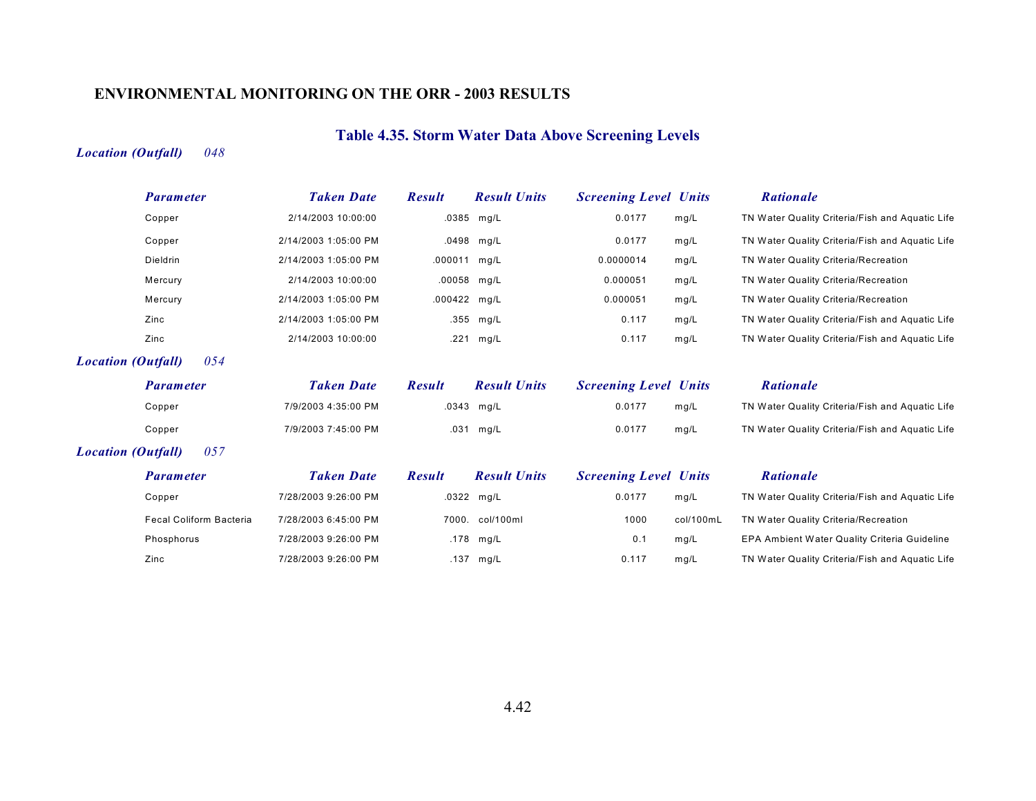## ENVIRONMENTAL MONITORING ON THE ORR - 2003 RESULTS

### Table 4.35. Storm Water Data Above Screening Levels

***Location (Outfall)*** *048*

| Parameter | Taken Date | Result | Result Units | Screening Level | Units | Rationale |
|---|---|---|---|---|---|---|
| Copper | 2/14/2003 10:00:00 | .0385 | mg/L | 0.0177 | mg/L | TN Water Quality Criteria/Fish and Aquatic Life |
| Copper | 2/14/2003 1:05:00 PM | .0498 | mg/L | 0.0177 | mg/L | TN Water Quality Criteria/Fish and Aquatic Life |
| Dieldrin | 2/14/2003 1:05:00 PM | .000011 | mg/L | 0.0000014 | mg/L | TN Water Quality Criteria/Recreation |
| Mercury | 2/14/2003 10:00:00 | .00058 | mg/L | 0.000051 | mg/L | TN Water Quality Criteria/Recreation |
| Mercury | 2/14/2003 1:05:00 PM | .000422 | mg/L | 0.000051 | mg/L | TN Water Quality Criteria/Recreation |
| Zinc | 2/14/2003 1:05:00 PM | .355 | mg/L | 0.117 | mg/L | TN Water Quality Criteria/Fish and Aquatic Life |
| Zinc | 2/14/2003 10:00:00 | .221 | mg/L | 0.117 | mg/L | TN Water Quality Criteria/Fish and Aquatic Life |

***Location (Outfall)*** *054*

| Parameter | Taken Date | Result | Result Units | Screening Level | Units | Rationale |
|---|---|---|---|---|---|---|
| Copper | 7/9/2003 4:35:00 PM | .0343 | mg/L | 0.0177 | mg/L | TN Water Quality Criteria/Fish and Aquatic Life |
| Copper | 7/9/2003 7:45:00 PM | .031 | mg/L | 0.0177 | mg/L | TN Water Quality Criteria/Fish and Aquatic Life |

***Location (Outfall)*** *057*

| Parameter | Taken Date | Result | Result Units | Screening Level | Units | Rationale |
|---|---|---|---|---|---|---|
| Copper | 7/28/2003 9:26:00 PM | .0322 | mg/L | 0.0177 | mg/L | TN Water Quality Criteria/Fish and Aquatic Life |
| Fecal Coliform Bacteria | 7/28/2003 6:45:00 PM | 7000. | col/100ml | 1000 | col/100mL | TN Water Quality Criteria/Recreation |
| Phosphorus | 7/28/2003 9:26:00 PM | .178 | mg/L | 0.1 | mg/L | EPA Ambient Water Quality Criteria Guideline |
| Zinc | 7/28/2003 9:26:00 PM | .137 | mg/L | 0.117 | mg/L | TN Water Quality Criteria/Fish and Aquatic Life |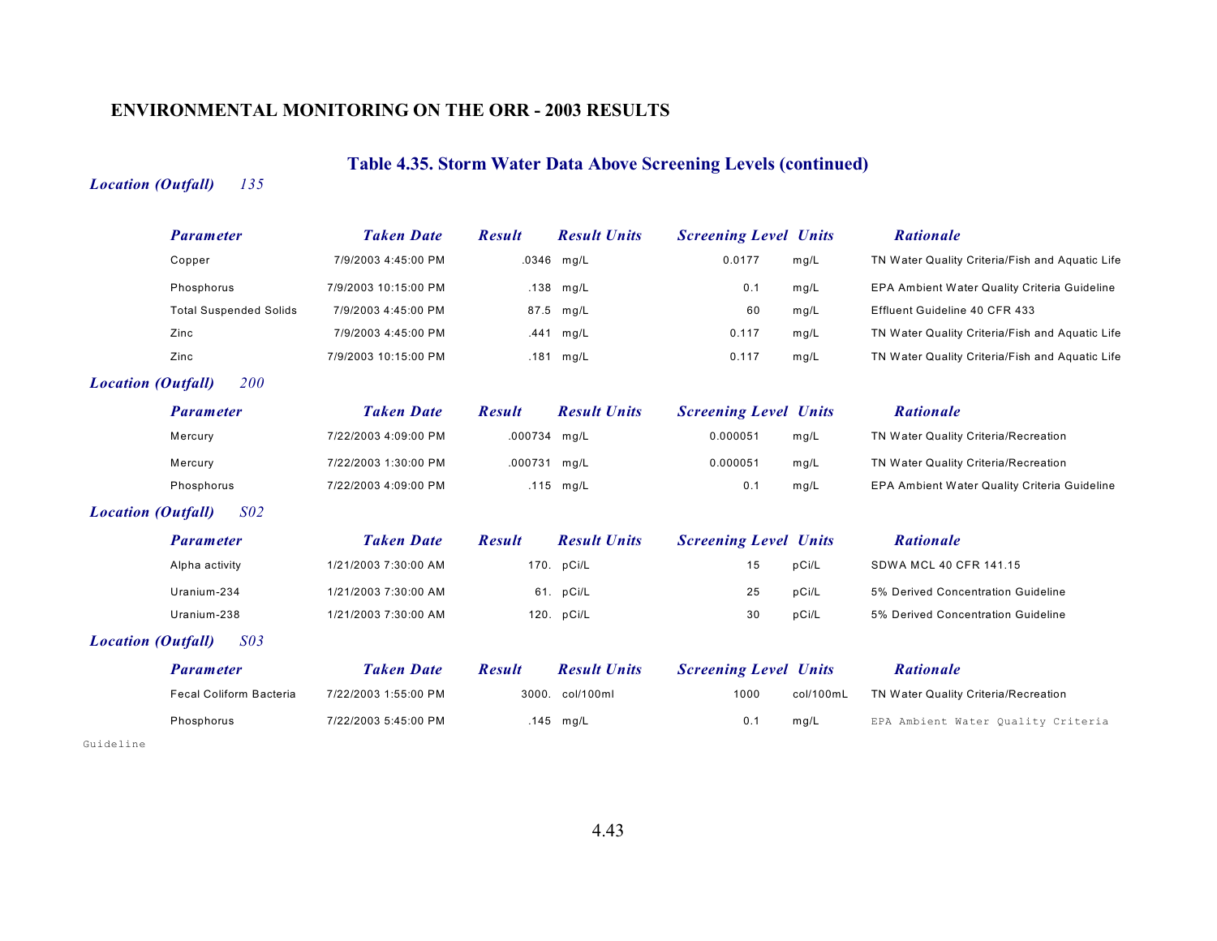## ENVIRONMENTAL MONITORING ON THE ORR - 2003 RESULTS

### Table 4.35. Storm Water Data Above Screening Levels (continued)

***Location (Outfall)*** *135*

| Parameter | Taken Date | Result | Result Units | Screening Level | Units | Rationale |
|---|---|---|---|---|---|---|
| Copper | 7/9/2003 4:45:00 PM | .0346 | mg/L | 0.0177 | mg/L | TN Water Quality Criteria/Fish and Aquatic Life |
| Phosphorus | 7/9/2003 10:15:00 PM | .138 | mg/L | 0.1 | mg/L | EPA Ambient Water Quality Criteria Guideline |
| Total Suspended Solids | 7/9/2003 4:45:00 PM | 87.5 | mg/L | 60 | mg/L | Effluent Guideline 40 CFR 433 |
| Zinc | 7/9/2003 4:45:00 PM | .441 | mg/L | 0.117 | mg/L | TN Water Quality Criteria/Fish and Aquatic Life |
| Zinc | 7/9/2003 10:15:00 PM | .181 | mg/L | 0.117 | mg/L | TN Water Quality Criteria/Fish and Aquatic Life |

***Location (Outfall)*** *200*

| Parameter | Taken Date | Result | Result Units | Screening Level | Units | Rationale |
|---|---|---|---|---|---|---|
| Mercury | 7/22/2003 4:09:00 PM | .000734 | mg/L | 0.000051 | mg/L | TN Water Quality Criteria/Recreation |
| Mercury | 7/22/2003 1:30:00 PM | .000731 | mg/L | 0.000051 | mg/L | TN Water Quality Criteria/Recreation |
| Phosphorus | 7/22/2003 4:09:00 PM | .115 | mg/L | 0.1 | mg/L | EPA Ambient Water Quality Criteria Guideline |

***Location (Outfall)*** *S02*

| Parameter | Taken Date | Result | Result Units | Screening Level | Units | Rationale |
|---|---|---|---|---|---|---|
| Alpha activity | 1/21/2003 7:30:00 AM | 170. | pCi/L | 15 | pCi/L | SDWA MCL 40 CFR 141.15 |
| Uranium-234 | 1/21/2003 7:30:00 AM | 61. | pCi/L | 25 | pCi/L | 5% Derived Concentration Guideline |
| Uranium-238 | 1/21/2003 7:30:00 AM | 120. | pCi/L | 30 | pCi/L | 5% Derived Concentration Guideline |

***Location (Outfall)*** *S03*

| Parameter | Taken Date | Result | Result Units | Screening Level | Units | Rationale |
|---|---|---|---|---|---|---|
| Fecal Coliform Bacteria | 7/22/2003 1:55:00 PM | 3000. | col/100ml | 1000 | col/100mL | TN Water Quality Criteria/Recreation |
| Phosphorus | 7/22/2003 5:45:00 PM | .145 | mg/L | 0.1 | mg/L | EPA Ambient Water Quality Criteria Guideline |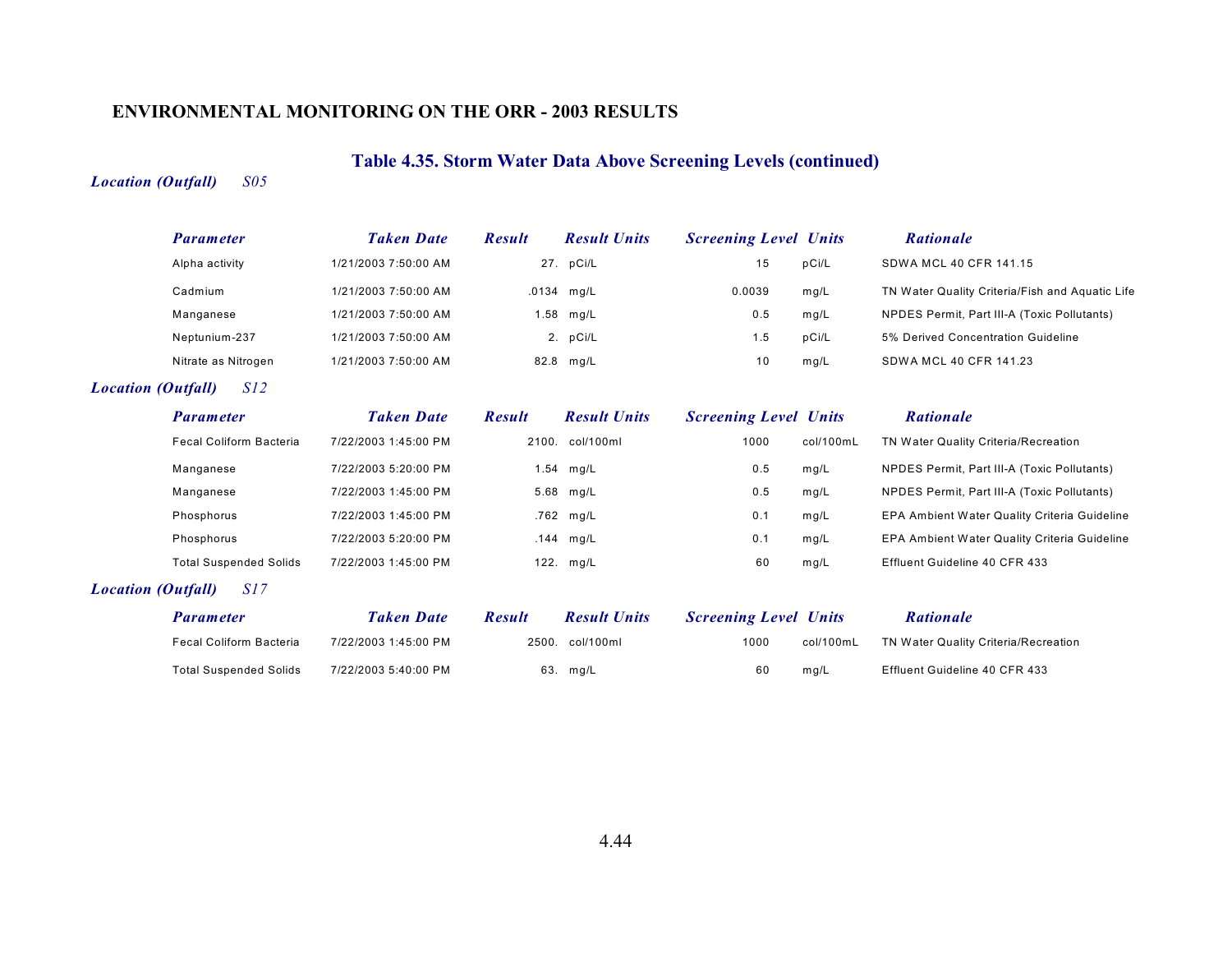## ENVIRONMENTAL MONITORING ON THE ORR - 2003 RESULTS

### Table 4.35. Storm Water Data Above Screening Levels (continued)

***Location (Outfall)*** *S05*

| *Parameter* | *Taken Date* | *Result* | *Result Units* | *Screening Level* | *Units* | *Rationale* |
|---|---|---|---|---|---|---|
| Alpha activity | 1/21/2003 7:50:00 AM | 27. | pCi/L | 15 | pCi/L | SDWA MCL 40 CFR 141.15 |
| Cadmium | 1/21/2003 7:50:00 AM | .0134 | mg/L | 0.0039 | mg/L | TN Water Quality Criteria/Fish and Aquatic Life |
| Manganese | 1/21/2003 7:50:00 AM | 1.58 | mg/L | 0.5 | mg/L | NPDES Permit, Part III-A (Toxic Pollutants) |
| Neptunium-237 | 1/21/2003 7:50:00 AM | 2. | pCi/L | 1.5 | pCi/L | 5% Derived Concentration Guideline |
| Nitrate as Nitrogen | 1/21/2003 7:50:00 AM | 82.8 | mg/L | 10 | mg/L | SDWA MCL 40 CFR 141.23 |

***Location (Outfall)*** *S12*

| *Parameter* | *Taken Date* | *Result* | *Result Units* | *Screening Level* | *Units* | *Rationale* |
|---|---|---|---|---|---|---|
| Fecal Coliform Bacteria | 7/22/2003 1:45:00 PM | 2100. | col/100ml | 1000 | col/100mL | TN Water Quality Criteria/Recreation |
| Manganese | 7/22/2003 5:20:00 PM | 1.54 | mg/L | 0.5 | mg/L | NPDES Permit, Part III-A (Toxic Pollutants) |
| Manganese | 7/22/2003 1:45:00 PM | 5.68 | mg/L | 0.5 | mg/L | NPDES Permit, Part III-A (Toxic Pollutants) |
| Phosphorus | 7/22/2003 1:45:00 PM | .762 | mg/L | 0.1 | mg/L | EPA Ambient Water Quality Criteria Guideline |
| Phosphorus | 7/22/2003 5:20:00 PM | .144 | mg/L | 0.1 | mg/L | EPA Ambient Water Quality Criteria Guideline |
| Total Suspended Solids | 7/22/2003 1:45:00 PM | 122. | mg/L | 60 | mg/L | Effluent Guideline 40 CFR 433 |

***Location (Outfall)*** *S17*

| *Parameter* | *Taken Date* | *Result* | *Result Units* | *Screening Level* | *Units* | *Rationale* |
|---|---|---|---|---|---|---|
| Fecal Coliform Bacteria | 7/22/2003 1:45:00 PM | 2500. | col/100ml | 1000 | col/100mL | TN Water Quality Criteria/Recreation |
| Total Suspended Solids | 7/22/2003 5:40:00 PM | 63. | mg/L | 60 | mg/L | Effluent Guideline 40 CFR 433 |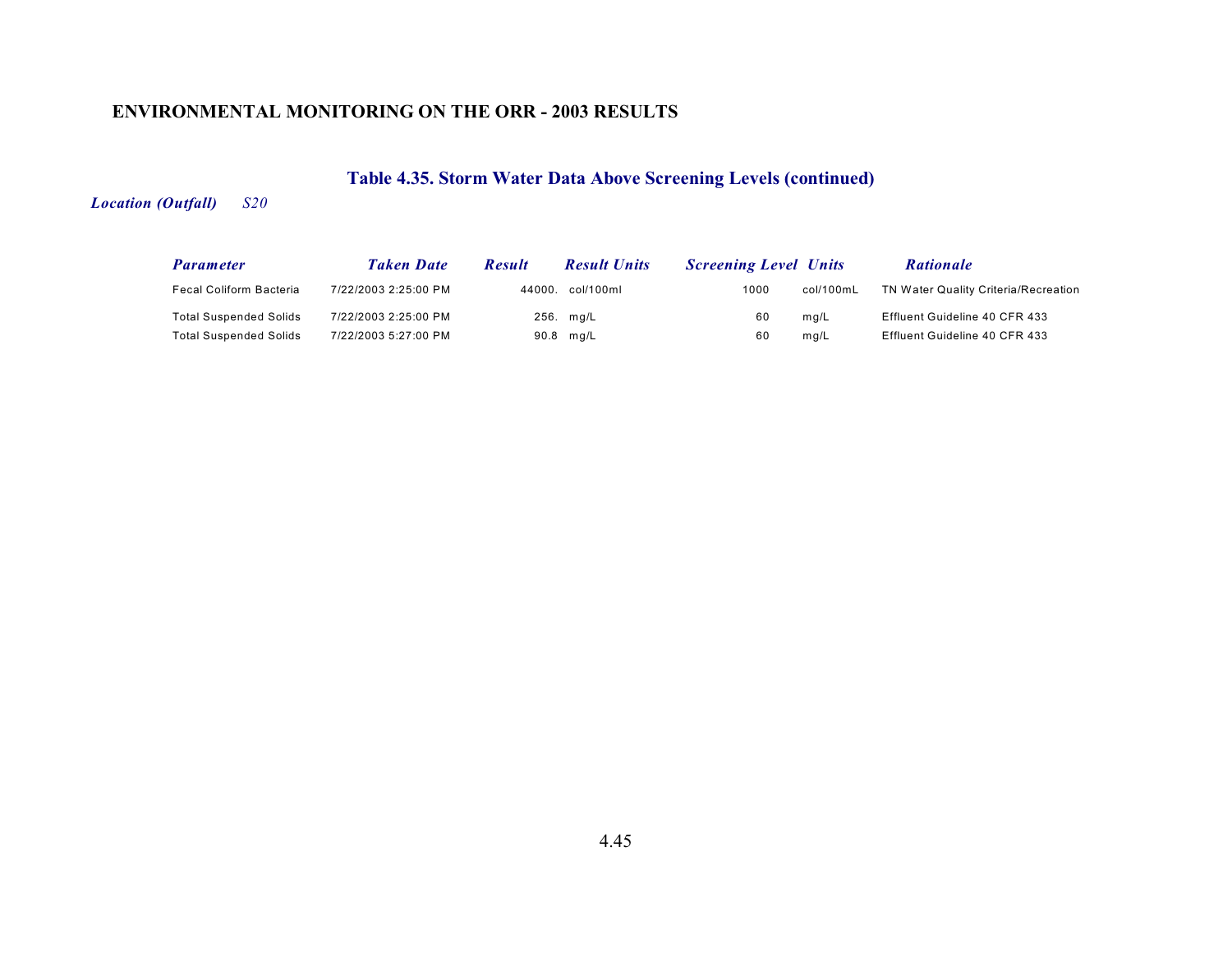## Table 4.35. Storm Water Data Above Screening Levels (continued)

***Location (Outfall)*** *S20*

| *Parameter* | *Taken Date* | *Result* | *Result Units* | *Screening Level* | *Units* | *Rationale* |
|---|---|---|---|---|---|---|
| Fecal Coliform Bacteria | 7/22/2003 2:25:00 PM | 44000. | col/100ml | 1000 | col/100mL | TN Water Quality Criteria/Recreation |
| Total Suspended Solids | 7/22/2003 2:25:00 PM | 256. | mg/L | 60 | mg/L | Effluent Guideline 40 CFR 433 |
| Total Suspended Solids | 7/22/2003 5:27:00 PM | 90.8 | mg/L | 60 | mg/L | Effluent Guideline 40 CFR 433 |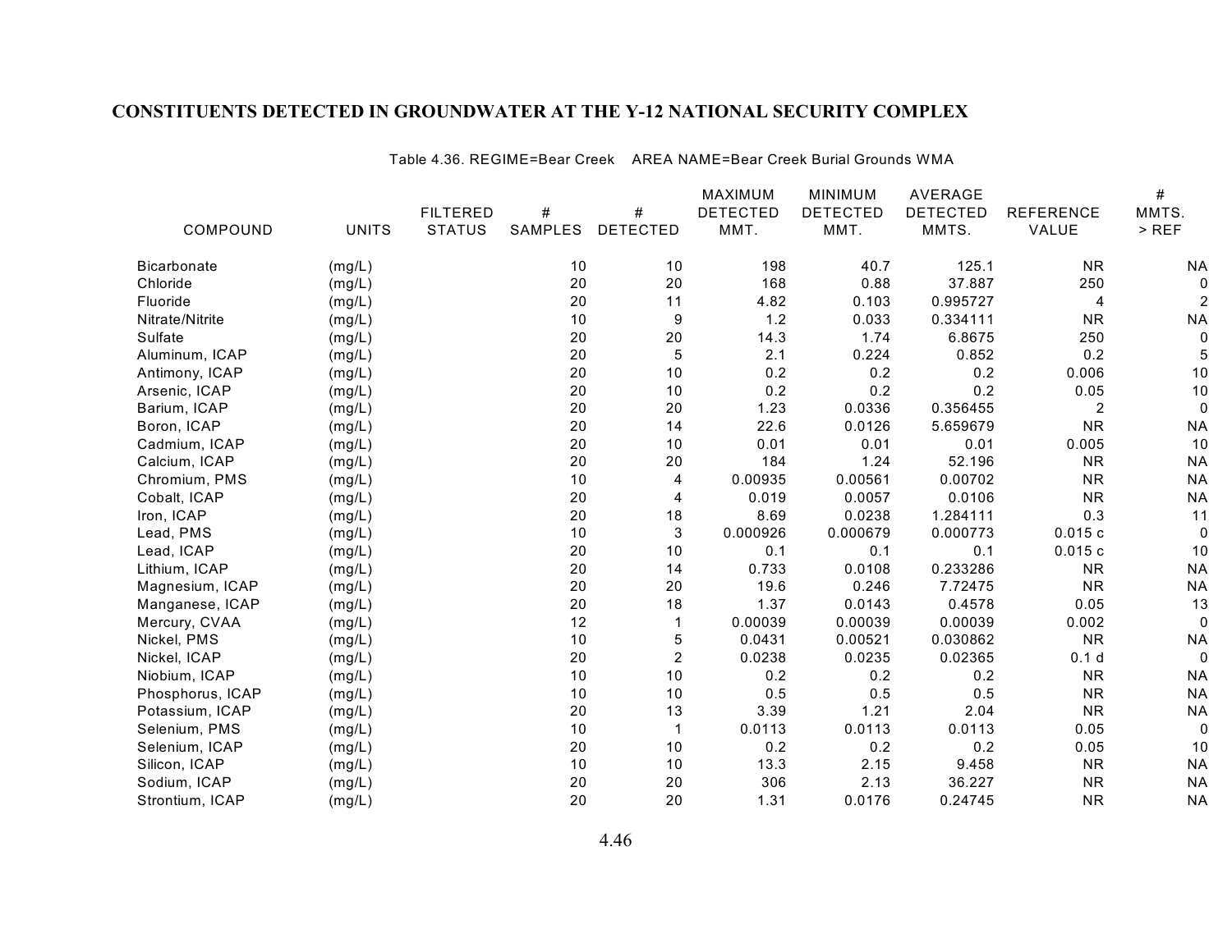# CONSTITUENTS DETECTED IN GROUNDWATER AT THE Y-12 NATIONAL SECURITY COMPLEX

Table 4.36. REGIME=Bear Creek    AREA NAME=Bear Creek Burial Grounds WMA

| COMPOUND | UNITS | FILTERED STATUS | # SAMPLES | # DETECTED | MAXIMUM DETECTED MMT. | MINIMUM DETECTED MMT. | AVERAGE DETECTED MMTS. | REFERENCE VALUE | # MMTS. > REF |
|---|---|---|---|---|---|---|---|---|---|
| Bicarbonate | (mg/L) | | 10 | 10 | 198 | 40.7 | 125.1 | NR | NA |
| Chloride | (mg/L) | | 20 | 20 | 168 | 0.88 | 37.887 | 250 | 0 |
| Fluoride | (mg/L) | | 20 | 11 | 4.82 | 0.103 | 0.995727 | 4 | 2 |
| Nitrate/Nitrite | (mg/L) | | 10 | 9 | 1.2 | 0.033 | 0.334111 | NR | NA |
| Sulfate | (mg/L) | | 20 | 20 | 14.3 | 1.74 | 6.8675 | 250 | 0 |
| Aluminum, ICAP | (mg/L) | | 20 | 5 | 2.1 | 0.224 | 0.852 | 0.2 | 5 |
| Antimony, ICAP | (mg/L) | | 20 | 10 | 0.2 | 0.2 | 0.2 | 0.006 | 10 |
| Arsenic, ICAP | (mg/L) | | 20 | 10 | 0.2 | 0.2 | 0.2 | 0.05 | 10 |
| Barium, ICAP | (mg/L) | | 20 | 20 | 1.23 | 0.0336 | 0.356455 | 2 | 0 |
| Boron, ICAP | (mg/L) | | 20 | 14 | 22.6 | 0.0126 | 5.659679 | NR | NA |
| Cadmium, ICAP | (mg/L) | | 20 | 10 | 0.01 | 0.01 | 0.01 | 0.005 | 10 |
| Calcium, ICAP | (mg/L) | | 20 | 20 | 184 | 1.24 | 52.196 | NR | NA |
| Chromium, PMS | (mg/L) | | 10 | 4 | 0.00935 | 0.00561 | 0.00702 | NR | NA |
| Cobalt, ICAP | (mg/L) | | 20 | 4 | 0.019 | 0.0057 | 0.0106 | NR | NA |
| Iron, ICAP | (mg/L) | | 20 | 18 | 8.69 | 0.0238 | 1.284111 | 0.3 | 11 |
| Lead, PMS | (mg/L) | | 10 | 3 | 0.000926 | 0.000679 | 0.000773 | 0.015 c | 0 |
| Lead, ICAP | (mg/L) | | 20 | 10 | 0.1 | 0.1 | 0.1 | 0.015 c | 10 |
| Lithium, ICAP | (mg/L) | | 20 | 14 | 0.733 | 0.0108 | 0.233286 | NR | NA |
| Magnesium, ICAP | (mg/L) | | 20 | 20 | 19.6 | 0.246 | 7.72475 | NR | NA |
| Manganese, ICAP | (mg/L) | | 20 | 18 | 1.37 | 0.0143 | 0.4578 | 0.05 | 13 |
| Mercury, CVAA | (mg/L) | | 12 | 1 | 0.00039 | 0.00039 | 0.00039 | 0.002 | 0 |
| Nickel, PMS | (mg/L) | | 10 | 5 | 0.0431 | 0.00521 | 0.030862 | NR | NA |
| Nickel, ICAP | (mg/L) | | 20 | 2 | 0.0238 | 0.0235 | 0.02365 | 0.1 d | 0 |
| Niobium, ICAP | (mg/L) | | 10 | 10 | 0.2 | 0.2 | 0.2 | NR | NA |
| Phosphorus, ICAP | (mg/L) | | 10 | 10 | 0.5 | 0.5 | 0.5 | NR | NA |
| Potassium, ICAP | (mg/L) | | 20 | 13 | 3.39 | 1.21 | 2.04 | NR | NA |
| Selenium, PMS | (mg/L) | | 10 | 1 | 0.0113 | 0.0113 | 0.0113 | 0.05 | 0 |
| Selenium, ICAP | (mg/L) | | 20 | 10 | 0.2 | 0.2 | 0.2 | 0.05 | 10 |
| Silicon, ICAP | (mg/L) | | 10 | 10 | 13.3 | 2.15 | 9.458 | NR | NA |
| Sodium, ICAP | (mg/L) | | 20 | 20 | 306 | 2.13 | 36.227 | NR | NA |
| Strontium, ICAP | (mg/L) | | 20 | 20 | 1.31 | 0.0176 | 0.24745 | NR | NA |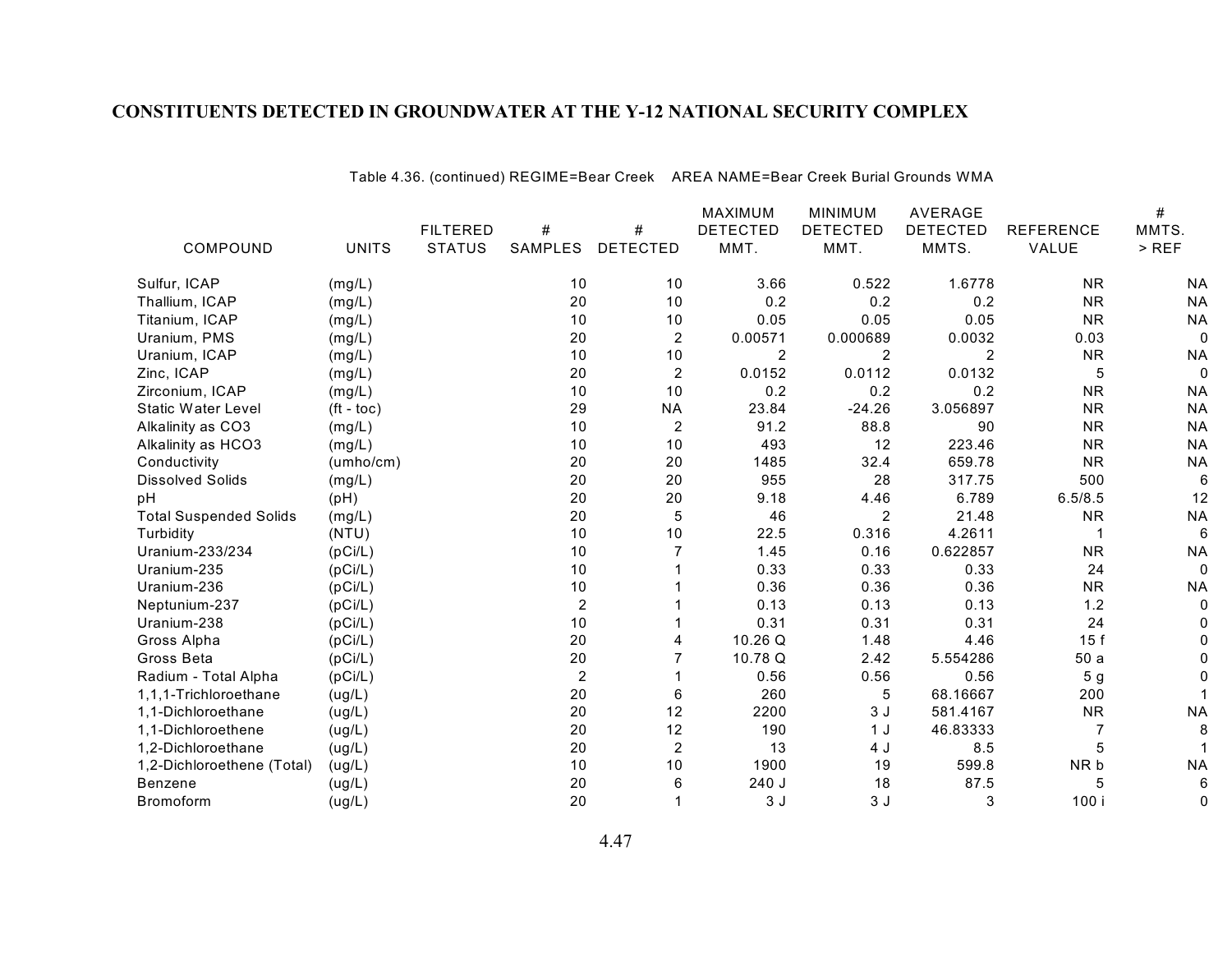## CONSTITUENTS DETECTED IN GROUNDWATER AT THE Y-12 NATIONAL SECURITY COMPLEX

Table 4.36. (continued) REGIME=Bear Creek AREA NAME=Bear Creek Burial Grounds WMA

| COMPOUND | UNITS | FILTERED STATUS | # SAMPLES | # DETECTED | MAXIMUM DETECTED MMT. | MINIMUM DETECTED MMT. | AVERAGE DETECTED MMTS. | REFERENCE VALUE | # MMTS. > REF |
|---|---|---|---|---|---|---|---|---|---|
| Sulfur, ICAP | (mg/L) | | 10 | 10 | 3.66 | 0.522 | 1.6778 | NR | NA |
| Thallium, ICAP | (mg/L) | | 20 | 10 | 0.2 | 0.2 | 0.2 | NR | NA |
| Titanium, ICAP | (mg/L) | | 10 | 10 | 0.05 | 0.05 | 0.05 | NR | NA |
| Uranium, PMS | (mg/L) | | 20 | 2 | 0.00571 | 0.000689 | 0.0032 | 0.03 | 0 |
| Uranium, ICAP | (mg/L) | | 10 | 10 | 2 | 2 | 2 | NR | NA |
| Zinc, ICAP | (mg/L) | | 20 | 2 | 0.0152 | 0.0112 | 0.0132 | 5 | 0 |
| Zirconium, ICAP | (mg/L) | | 10 | 10 | 0.2 | 0.2 | 0.2 | NR | NA |
| Static Water Level | (ft - toc) | | 29 | NA | 23.84 | -24.26 | 3.056897 | NR | NA |
| Alkalinity as CO3 | (mg/L) | | 10 | 2 | 91.2 | 88.8 | 90 | NR | NA |
| Alkalinity as HCO3 | (mg/L) | | 10 | 10 | 493 | 12 | 223.46 | NR | NA |
| Conductivity | (umho/cm) | | 20 | 20 | 1485 | 32.4 | 659.78 | NR | NA |
| Dissolved Solids | (mg/L) | | 20 | 20 | 955 | 28 | 317.75 | 500 | 6 |
| pH | (pH) | | 20 | 20 | 9.18 | 4.46 | 6.789 | 6.5/8.5 | 12 |
| Total Suspended Solids | (mg/L) | | 20 | 5 | 46 | 2 | 21.48 | NR | NA |
| Turbidity | (NTU) | | 10 | 10 | 22.5 | 0.316 | 4.2611 | 1 | 6 |
| Uranium-233/234 | (pCi/L) | | 10 | 7 | 1.45 | 0.16 | 0.622857 | NR | NA |
| Uranium-235 | (pCi/L) | | 10 | 1 | 0.33 | 0.33 | 0.33 | 24 | 0 |
| Uranium-236 | (pCi/L) | | 10 | 1 | 0.36 | 0.36 | 0.36 | NR | NA |
| Neptunium-237 | (pCi/L) | | 2 | 1 | 0.13 | 0.13 | 0.13 | 1.2 | 0 |
| Uranium-238 | (pCi/L) | | 10 | 1 | 0.31 | 0.31 | 0.31 | 24 | 0 |
| Gross Alpha | (pCi/L) | | 20 | 4 | 10.26 Q | 1.48 | 4.46 | 15 f | 0 |
| Gross Beta | (pCi/L) | | 20 | 7 | 10.78 Q | 2.42 | 5.554286 | 50 a | 0 |
| Radium - Total Alpha | (pCi/L) | | 2 | 1 | 0.56 | 0.56 | 0.56 | 5 g | 0 |
| 1,1,1-Trichloroethane | (ug/L) | | 20 | 6 | 260 | 5 | 68.16667 | 200 | 1 |
| 1,1-Dichloroethane | (ug/L) | | 20 | 12 | 2200 | 3 J | 581.4167 | NR | NA |
| 1,1-Dichloroethene | (ug/L) | | 20 | 12 | 190 | 1 J | 46.83333 | 7 | 8 |
| 1,2-Dichloroethane | (ug/L) | | 20 | 2 | 13 | 4 J | 8.5 | 5 | 1 |
| 1,2-Dichloroethene (Total) | (ug/L) | | 10 | 10 | 1900 | 19 | 599.8 | NR b | NA |
| Benzene | (ug/L) | | 20 | 6 | 240 J | 18 | 87.5 | 5 | 6 |
| Bromoform | (ug/L) | | 20 | 1 | 3 J | 3 J | 3 | 100 i | 0 |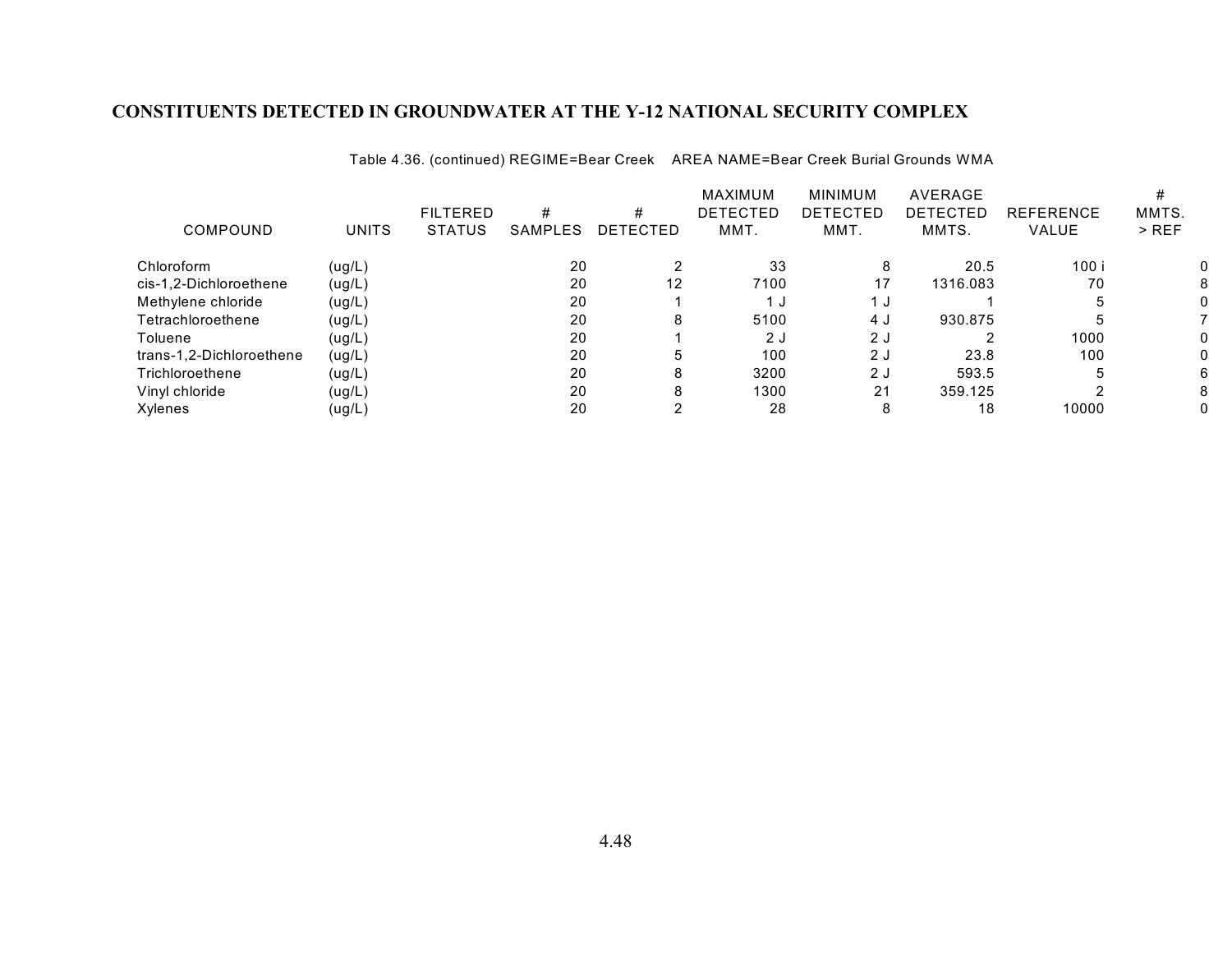## CONSTITUENTS DETECTED IN GROUNDWATER AT THE Y-12 NATIONAL SECURITY COMPLEX

Table 4.36. (continued) REGIME=Bear Creek AREA NAME=Bear Creek Burial Grounds WMA

| COMPOUND | UNITS | FILTERED STATUS | # SAMPLES | # DETECTED | MAXIMUM DETECTED MMT. | MINIMUM DETECTED MMT. | AVERAGE DETECTED MMTS. | REFERENCE VALUE | # MMTS. > REF |
|---|---|---|---|---|---|---|---|---|---|
| Chloroform | (ug/L) | | 20 | 2 | 33 | 8 | 20.5 | 100 i | 0 |
| cis-1,2-Dichloroethene | (ug/L) | | 20 | 12 | 7100 | 17 | 1316.083 | 70 | 8 |
| Methylene chloride | (ug/L) | | 20 | 1 | 1 J | 1 J | 1 | 5 | 0 |
| Tetrachloroethene | (ug/L) | | 20 | 8 | 5100 | 4 J | 930.875 | 5 | 7 |
| Toluene | (ug/L) | | 20 | 1 | 2 J | 2 J | 2 | 1000 | 0 |
| trans-1,2-Dichloroethene | (ug/L) | | 20 | 5 | 100 | 2 J | 23.8 | 100 | 0 |
| Trichloroethene | (ug/L) | | 20 | 8 | 3200 | 2 J | 593.5 | 5 | 6 |
| Vinyl chloride | (ug/L) | | 20 | 8 | 1300 | 21 | 359.125 | 2 | 8 |
| Xylenes | (ug/L) | | 20 | 2 | 28 | 8 | 18 | 10000 | 0 |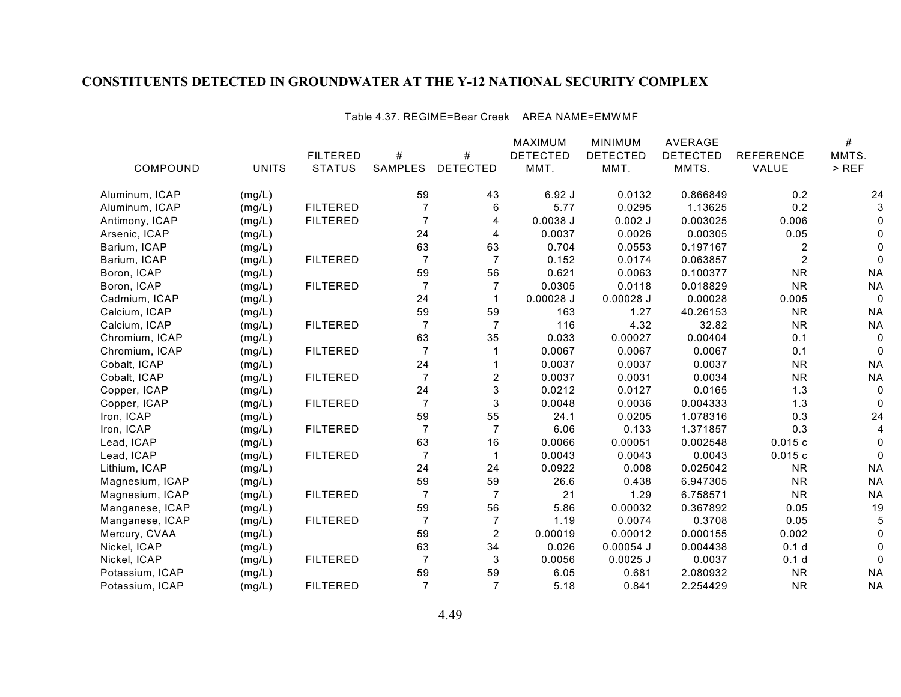# CONSTITUENTS DETECTED IN GROUNDWATER AT THE Y-12 NATIONAL SECURITY COMPLEX

Table 4.37. REGIME=Bear Creek AREA NAME=EMWMF

| COMPOUND | UNITS | FILTERED STATUS | # SAMPLES | # DETECTED | MAXIMUM DETECTED MMT. | MINIMUM DETECTED MMT. | AVERAGE DETECTED MMTS. | REFERENCE VALUE | # MMTS. > REF |
|---|---|---|---|---|---|---|---|---|---|
| Aluminum, ICAP | (mg/L) | | 59 | 43 | 6.92 J | 0.0132 | 0.866849 | 0.2 | 24 |
| Aluminum, ICAP | (mg/L) | FILTERED | 7 | 6 | 5.77 | 0.0295 | 1.13625 | 0.2 | 3 |
| Antimony, ICAP | (mg/L) | FILTERED | 7 | 4 | 0.0038 J | 0.002 J | 0.003025 | 0.006 | 0 |
| Arsenic, ICAP | (mg/L) | | 24 | 4 | 0.0037 | 0.0026 | 0.00305 | 0.05 | 0 |
| Barium, ICAP | (mg/L) | | 63 | 63 | 0.704 | 0.0553 | 0.197167 | 2 | 0 |
| Barium, ICAP | (mg/L) | FILTERED | 7 | 7 | 0.152 | 0.0174 | 0.063857 | 2 | 0 |
| Boron, ICAP | (mg/L) | | 59 | 56 | 0.621 | 0.0063 | 0.100377 | NR | NA |
| Boron, ICAP | (mg/L) | FILTERED | 7 | 7 | 0.0305 | 0.0118 | 0.018829 | NR | NA |
| Cadmium, ICAP | (mg/L) | | 24 | 1 | 0.00028 J | 0.00028 J | 0.00028 | 0.005 | 0 |
| Calcium, ICAP | (mg/L) | | 59 | 59 | 163 | 1.27 | 40.26153 | NR | NA |
| Calcium, ICAP | (mg/L) | FILTERED | 7 | 7 | 116 | 4.32 | 32.82 | NR | NA |
| Chromium, ICAP | (mg/L) | | 63 | 35 | 0.033 | 0.00027 | 0.00404 | 0.1 | 0 |
| Chromium, ICAP | (mg/L) | FILTERED | 7 | 1 | 0.0067 | 0.0067 | 0.0067 | 0.1 | 0 |
| Cobalt, ICAP | (mg/L) | | 24 | 1 | 0.0037 | 0.0037 | 0.0037 | NR | NA |
| Cobalt, ICAP | (mg/L) | FILTERED | 7 | 2 | 0.0037 | 0.0031 | 0.0034 | NR | NA |
| Copper, ICAP | (mg/L) | | 24 | 3 | 0.0212 | 0.0127 | 0.0165 | 1.3 | 0 |
| Copper, ICAP | (mg/L) | FILTERED | 7 | 3 | 0.0048 | 0.0036 | 0.004333 | 1.3 | 0 |
| Iron, ICAP | (mg/L) | | 59 | 55 | 24.1 | 0.0205 | 1.078316 | 0.3 | 24 |
| Iron, ICAP | (mg/L) | FILTERED | 7 | 7 | 6.06 | 0.133 | 1.371857 | 0.3 | 4 |
| Lead, ICAP | (mg/L) | | 63 | 16 | 0.0066 | 0.00051 | 0.002548 | 0.015 c | 0 |
| Lead, ICAP | (mg/L) | FILTERED | 7 | 1 | 0.0043 | 0.0043 | 0.0043 | 0.015 c | 0 |
| Lithium, ICAP | (mg/L) | | 24 | 24 | 0.0922 | 0.008 | 0.025042 | NR | NA |
| Magnesium, ICAP | (mg/L) | | 59 | 59 | 26.6 | 0.438 | 6.947305 | NR | NA |
| Magnesium, ICAP | (mg/L) | FILTERED | 7 | 7 | 21 | 1.29 | 6.758571 | NR | NA |
| Manganese, ICAP | (mg/L) | | 59 | 56 | 5.86 | 0.00032 | 0.367892 | 0.05 | 19 |
| Manganese, ICAP | (mg/L) | FILTERED | 7 | 7 | 1.19 | 0.0074 | 0.3708 | 0.05 | 5 |
| Mercury, CVAA | (mg/L) | | 59 | 2 | 0.00019 | 0.00012 | 0.000155 | 0.002 | 0 |
| Nickel, ICAP | (mg/L) | | 63 | 34 | 0.026 | 0.00054 J | 0.004438 | 0.1 d | 0 |
| Nickel, ICAP | (mg/L) | FILTERED | 7 | 3 | 0.0056 | 0.0025 J | 0.0037 | 0.1 d | 0 |
| Potassium, ICAP | (mg/L) | | 59 | 59 | 6.05 | 0.681 | 2.080932 | NR | NA |
| Potassium, ICAP | (mg/L) | FILTERED | 7 | 7 | 5.18 | 0.841 | 2.254429 | NR | NA |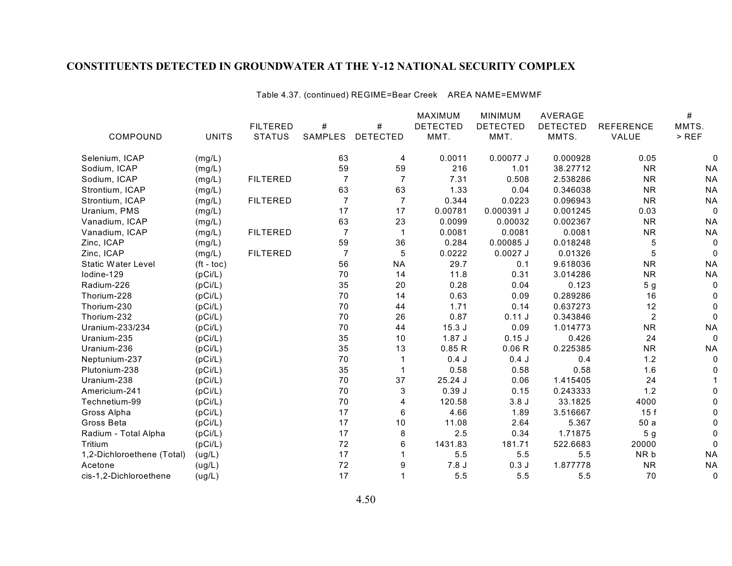## CONSTITUENTS DETECTED IN GROUNDWATER AT THE Y-12 NATIONAL SECURITY COMPLEX

Table 4.37. (continued) REGIME=Bear Creek AREA NAME=EMWMF

| COMPOUND | UNITS | FILTERED STATUS | # SAMPLES | # DETECTED | MAXIMUM DETECTED MMT. | MINIMUM DETECTED MMT. | AVERAGE DETECTED MMTS. | REFERENCE VALUE | # MMTS. > REF |
|---|---|---|---|---|---|---|---|---|---|
| Selenium, ICAP | (mg/L) | | 63 | 4 | 0.0011 | 0.00077 J | 0.000928 | 0.05 | 0 |
| Sodium, ICAP | (mg/L) | | 59 | 59 | 216 | 1.01 | 38.27712 | NR | NA |
| Sodium, ICAP | (mg/L) | FILTERED | 7 | 7 | 7.31 | 0.508 | 2.538286 | NR | NA |
| Strontium, ICAP | (mg/L) | | 63 | 63 | 1.33 | 0.04 | 0.346038 | NR | NA |
| Strontium, ICAP | (mg/L) | FILTERED | 7 | 7 | 0.344 | 0.0223 | 0.096943 | NR | NA |
| Uranium, PMS | (mg/L) | | 17 | 17 | 0.00781 | 0.000391 J | 0.001245 | 0.03 | 0 |
| Vanadium, ICAP | (mg/L) | | 63 | 23 | 0.0099 | 0.00032 | 0.002367 | NR | NA |
| Vanadium, ICAP | (mg/L) | FILTERED | 7 | 1 | 0.0081 | 0.0081 | 0.0081 | NR | NA |
| Zinc, ICAP | (mg/L) | | 59 | 36 | 0.284 | 0.00085 J | 0.018248 | 5 | 0 |
| Zinc, ICAP | (mg/L) | FILTERED | 7 | 5 | 0.0222 | 0.0027 J | 0.01326 | 5 | 0 |
| Static Water Level | (ft - toc) | | 56 | NA | 29.7 | 0.1 | 9.618036 | NR | NA |
| Iodine-129 | (pCi/L) | | 70 | 14 | 11.8 | 0.31 | 3.014286 | NR | NA |
| Radium-226 | (pCi/L) | | 35 | 20 | 0.28 | 0.04 | 0.123 | 5 g | 0 |
| Thorium-228 | (pCi/L) | | 70 | 14 | 0.63 | 0.09 | 0.289286 | 16 | 0 |
| Thorium-230 | (pCi/L) | | 70 | 44 | 1.71 | 0.14 | 0.637273 | 12 | 0 |
| Thorium-232 | (pCi/L) | | 70 | 26 | 0.87 | 0.11 J | 0.343846 | 2 | 0 |
| Uranium-233/234 | (pCi/L) | | 70 | 44 | 15.3 J | 0.09 | 1.014773 | NR | NA |
| Uranium-235 | (pCi/L) | | 35 | 10 | 1.87 J | 0.15 J | 0.426 | 24 | 0 |
| Uranium-236 | (pCi/L) | | 35 | 13 | 0.85 R | 0.06 R | 0.225385 | NR | NA |
| Neptunium-237 | (pCi/L) | | 70 | 1 | 0.4 J | 0.4 J | 0.4 | 1.2 | 0 |
| Plutonium-238 | (pCi/L) | | 35 | 1 | 0.58 | 0.58 | 0.58 | 1.6 | 0 |
| Uranium-238 | (pCi/L) | | 70 | 37 | 25.24 J | 0.06 | 1.415405 | 24 | 1 |
| Americium-241 | (pCi/L) | | 70 | 3 | 0.39 J | 0.15 | 0.243333 | 1.2 | 0 |
| Technetium-99 | (pCi/L) | | 70 | 4 | 120.58 | 3.8 J | 33.1825 | 4000 | 0 |
| Gross Alpha | (pCi/L) | | 17 | 6 | 4.66 | 1.89 | 3.516667 | 15 f | 0 |
| Gross Beta | (pCi/L) | | 17 | 10 | 11.08 | 2.64 | 5.367 | 50 a | 0 |
| Radium - Total Alpha | (pCi/L) | | 17 | 8 | 2.5 | 0.34 | 1.71875 | 5 g | 0 |
| Tritium | (pCi/L) | | 72 | 6 | 1431.83 | 181.71 | 522.6683 | 20000 | 0 |
| 1,2-Dichloroethene (Total) | (ug/L) | | 17 | 1 | 5.5 | 5.5 | 5.5 | NR b | NA |
| Acetone | (ug/L) | | 72 | 9 | 7.8 J | 0.3 J | 1.877778 | NR | NA |
| cis-1,2-Dichloroethene | (ug/L) | | 17 | 1 | 5.5 | 5.5 | 5.5 | 70 | 0 |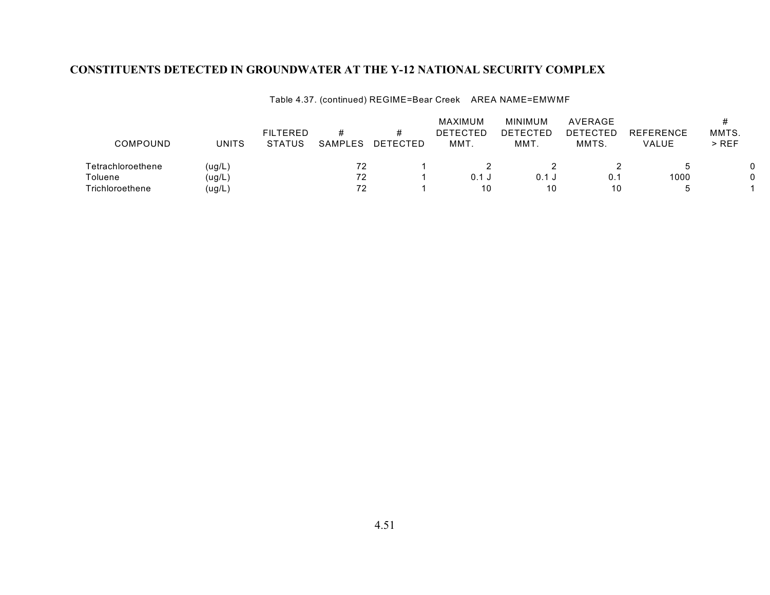## CONSTITUENTS DETECTED IN GROUNDWATER AT THE Y-12 NATIONAL SECURITY COMPLEX

Table 4.37. (continued) REGIME=Bear Creek AREA NAME=EMWMF

| COMPOUND | UNITS | FILTERED STATUS | # SAMPLES | # DETECTED | MAXIMUM DETECTED MMT. | MINIMUM DETECTED MMT. | AVERAGE DETECTED MMTS. | REFERENCE VALUE | # MMTS. > REF |
|---|---|---|---|---|---|---|---|---|---|
| Tetrachloroethene | (ug/L) | | 72 | 1 | 2 | 2 | 2 | 5 | 0 |
| Toluene | (ug/L) | | 72 | 1 | 0.1 J | 0.1 J | 0.1 | 1000 | 0 |
| Trichloroethene | (ug/L) | | 72 | 1 | 10 | 10 | 10 | 5 | 1 |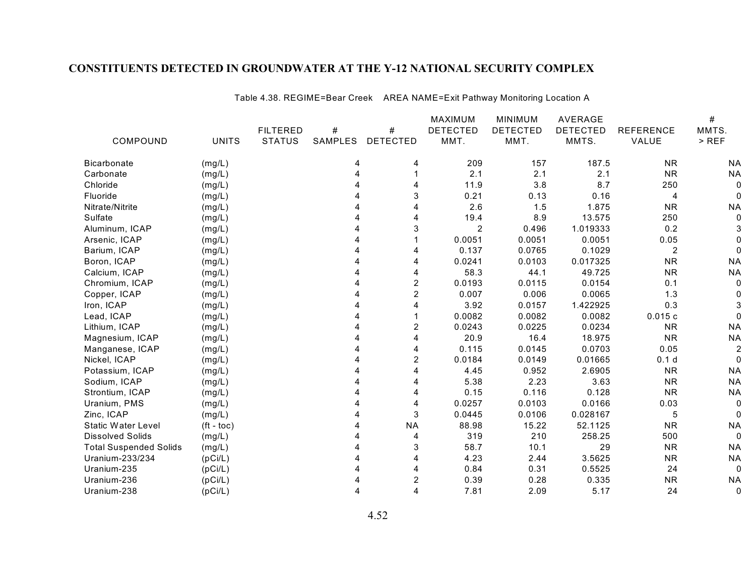# CONSTITUENTS DETECTED IN GROUNDWATER AT THE Y-12 NATIONAL SECURITY COMPLEX

Table 4.38. REGIME=Bear Creek AREA NAME=Exit Pathway Monitoring Location A

| COMPOUND | UNITS | FILTERED STATUS | # SAMPLES | # DETECTED | MAXIMUM DETECTED MMT. | MINIMUM DETECTED MMT. | AVERAGE DETECTED MMTS. | REFERENCE VALUE | # MMTS. > REF |
|---|---|---|---|---|---|---|---|---|---|
| Bicarbonate | (mg/L) | | 4 | 4 | 209 | 157 | 187.5 | NR | NA |
| Carbonate | (mg/L) | | 4 | 1 | 2.1 | 2.1 | 2.1 | NR | NA |
| Chloride | (mg/L) | | 4 | 4 | 11.9 | 3.8 | 8.7 | 250 | 0 |
| Fluoride | (mg/L) | | 4 | 3 | 0.21 | 0.13 | 0.16 | 4 | 0 |
| Nitrate/Nitrite | (mg/L) | | 4 | 4 | 2.6 | 1.5 | 1.875 | NR | NA |
| Sulfate | (mg/L) | | 4 | 4 | 19.4 | 8.9 | 13.575 | 250 | 0 |
| Aluminum, ICAP | (mg/L) | | 4 | 3 | 2 | 0.496 | 1.019333 | 0.2 | 3 |
| Arsenic, ICAP | (mg/L) | | 4 | 1 | 0.0051 | 0.0051 | 0.0051 | 0.05 | 0 |
| Barium, ICAP | (mg/L) | | 4 | 4 | 0.137 | 0.0765 | 0.1029 | 2 | 0 |
| Boron, ICAP | (mg/L) | | 4 | 4 | 0.0241 | 0.0103 | 0.017325 | NR | NA |
| Calcium, ICAP | (mg/L) | | 4 | 4 | 58.3 | 44.1 | 49.725 | NR | NA |
| Chromium, ICAP | (mg/L) | | 4 | 2 | 0.0193 | 0.0115 | 0.0154 | 0.1 | 0 |
| Copper, ICAP | (mg/L) | | 4 | 2 | 0.007 | 0.006 | 0.0065 | 1.3 | 0 |
| Iron, ICAP | (mg/L) | | 4 | 4 | 3.92 | 0.0157 | 1.422925 | 0.3 | 3 |
| Lead, ICAP | (mg/L) | | 4 | 1 | 0.0082 | 0.0082 | 0.0082 | 0.015 c | 0 |
| Lithium, ICAP | (mg/L) | | 4 | 2 | 0.0243 | 0.0225 | 0.0234 | NR | NA |
| Magnesium, ICAP | (mg/L) | | 4 | 4 | 20.9 | 16.4 | 18.975 | NR | NA |
| Manganese, ICAP | (mg/L) | | 4 | 4 | 0.115 | 0.0145 | 0.0703 | 0.05 | 2 |
| Nickel, ICAP | (mg/L) | | 4 | 2 | 0.0184 | 0.0149 | 0.01665 | 0.1 d | 0 |
| Potassium, ICAP | (mg/L) | | 4 | 4 | 4.45 | 0.952 | 2.6905 | NR | NA |
| Sodium, ICAP | (mg/L) | | 4 | 4 | 5.38 | 2.23 | 3.63 | NR | NA |
| Strontium, ICAP | (mg/L) | | 4 | 4 | 0.15 | 0.116 | 0.128 | NR | NA |
| Uranium, PMS | (mg/L) | | 4 | 4 | 0.0257 | 0.0103 | 0.0166 | 0.03 | 0 |
| Zinc, ICAP | (mg/L) | | 4 | 3 | 0.0445 | 0.0106 | 0.028167 | 5 | 0 |
| Static Water Level | (ft - toc) | | 4 | NA | 88.98 | 15.22 | 52.1125 | NR | NA |
| Dissolved Solids | (mg/L) | | 4 | 4 | 319 | 210 | 258.25 | 500 | 0 |
| Total Suspended Solids | (mg/L) | | 4 | 3 | 58.7 | 10.1 | 29 | NR | NA |
| Uranium-233/234 | (pCi/L) | | 4 | 4 | 4.23 | 2.44 | 3.5625 | NR | NA |
| Uranium-235 | (pCi/L) | | 4 | 4 | 0.84 | 0.31 | 0.5525 | 24 | 0 |
| Uranium-236 | (pCi/L) | | 4 | 2 | 0.39 | 0.28 | 0.335 | NR | NA |
| Uranium-238 | (pCi/L) | | 4 | 4 | 7.81 | 2.09 | 5.17 | 24 | 0 |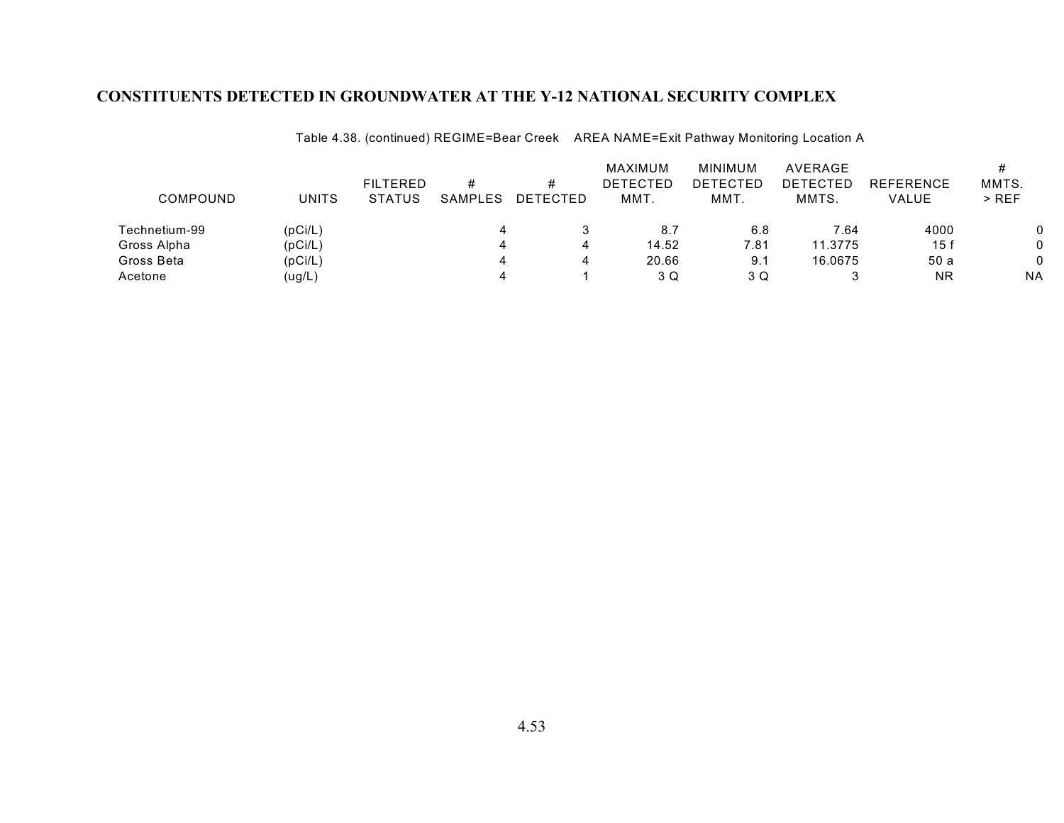**CONSTITUENTS DETECTED IN GROUNDWATER AT THE Y-12 NATIONAL SECURITY COMPLEX**

Table 4.38. (continued) REGIME=Bear Creek AREA NAME=Exit Pathway Monitoring Location A

| COMPOUND | UNITS | FILTERED STATUS | # SAMPLES | # DETECTED | MAXIMUM DETECTED MMT. | MINIMUM DETECTED MMT. | AVERAGE DETECTED MMTS. | REFERENCE VALUE | # MMTS. > REF |
|---|---|---|---|---|---|---|---|---|---|
| Technetium-99 | (pCi/L) | | 4 | 3 | 8.7 | 6.8 | 7.64 | 4000 | 0 |
| Gross Alpha | (pCi/L) | | 4 | 4 | 14.52 | 7.81 | 11.3775 | 15 f | 0 |
| Gross Beta | (pCi/L) | | 4 | 4 | 20.66 | 9.1 | 16.0675 | 50 a | 0 |
| Acetone | (ug/L) | | 4 | 1 | 3 Q | 3 Q | 3 | NR | NA |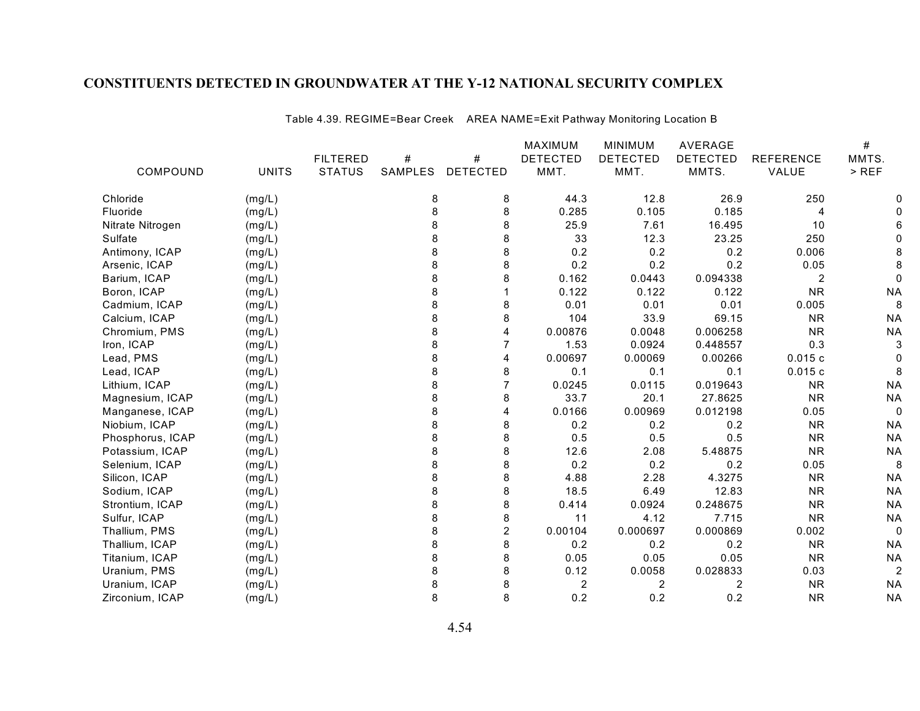# CONSTITUENTS DETECTED IN GROUNDWATER AT THE Y-12 NATIONAL SECURITY COMPLEX

Table 4.39. REGIME=Bear Creek AREA NAME=Exit Pathway Monitoring Location B

| COMPOUND | UNITS | FILTERED STATUS | # SAMPLES | # DETECTED | MAXIMUM DETECTED MMT. | MINIMUM DETECTED MMT. | AVERAGE DETECTED MMTS. | REFERENCE VALUE | # MMTS. > REF |
|---|---|---|---|---|---|---|---|---|---|
| Chloride | (mg/L) | | 8 | 8 | 44.3 | 12.8 | 26.9 | 250 | 0 |
| Fluoride | (mg/L) | | 8 | 8 | 0.285 | 0.105 | 0.185 | 4 | 0 |
| Nitrate Nitrogen | (mg/L) | | 8 | 8 | 25.9 | 7.61 | 16.495 | 10 | 6 |
| Sulfate | (mg/L) | | 8 | 8 | 33 | 12.3 | 23.25 | 250 | 0 |
| Antimony, ICAP | (mg/L) | | 8 | 8 | 0.2 | 0.2 | 0.2 | 0.006 | 8 |
| Arsenic, ICAP | (mg/L) | | 8 | 8 | 0.2 | 0.2 | 0.2 | 0.05 | 8 |
| Barium, ICAP | (mg/L) | | 8 | 8 | 0.162 | 0.0443 | 0.094338 | 2 | 0 |
| Boron, ICAP | (mg/L) | | 8 | 1 | 0.122 | 0.122 | 0.122 | NR | NA |
| Cadmium, ICAP | (mg/L) | | 8 | 8 | 0.01 | 0.01 | 0.01 | 0.005 | 8 |
| Calcium, ICAP | (mg/L) | | 8 | 8 | 104 | 33.9 | 69.15 | NR | NA |
| Chromium, PMS | (mg/L) | | 8 | 4 | 0.00876 | 0.0048 | 0.006258 | NR | NA |
| Iron, ICAP | (mg/L) | | 8 | 7 | 1.53 | 0.0924 | 0.448557 | 0.3 | 3 |
| Lead, PMS | (mg/L) | | 8 | 4 | 0.00697 | 0.00069 | 0.00266 | 0.015 c | 0 |
| Lead, ICAP | (mg/L) | | 8 | 8 | 0.1 | 0.1 | 0.1 | 0.015 c | 8 |
| Lithium, ICAP | (mg/L) | | 8 | 7 | 0.0245 | 0.0115 | 0.019643 | NR | NA |
| Magnesium, ICAP | (mg/L) | | 8 | 8 | 33.7 | 20.1 | 27.8625 | NR | NA |
| Manganese, ICAP | (mg/L) | | 8 | 4 | 0.0166 | 0.00969 | 0.012198 | 0.05 | 0 |
| Niobium, ICAP | (mg/L) | | 8 | 8 | 0.2 | 0.2 | 0.2 | NR | NA |
| Phosphorus, ICAP | (mg/L) | | 8 | 8 | 0.5 | 0.5 | 0.5 | NR | NA |
| Potassium, ICAP | (mg/L) | | 8 | 8 | 12.6 | 2.08 | 5.48875 | NR | NA |
| Selenium, ICAP | (mg/L) | | 8 | 8 | 0.2 | 0.2 | 0.2 | 0.05 | 8 |
| Silicon, ICAP | (mg/L) | | 8 | 8 | 4.88 | 2.28 | 4.3275 | NR | NA |
| Sodium, ICAP | (mg/L) | | 8 | 8 | 18.5 | 6.49 | 12.83 | NR | NA |
| Strontium, ICAP | (mg/L) | | 8 | 8 | 0.414 | 0.0924 | 0.248675 | NR | NA |
| Sulfur, ICAP | (mg/L) | | 8 | 8 | 11 | 4.12 | 7.715 | NR | NA |
| Thallium, PMS | (mg/L) | | 8 | 2 | 0.00104 | 0.000697 | 0.000869 | 0.002 | 0 |
| Thallium, ICAP | (mg/L) | | 8 | 8 | 0.2 | 0.2 | 0.2 | NR | NA |
| Titanium, ICAP | (mg/L) | | 8 | 8 | 0.05 | 0.05 | 0.05 | NR | NA |
| Uranium, PMS | (mg/L) | | 8 | 8 | 0.12 | 0.0058 | 0.028833 | 0.03 | 2 |
| Uranium, ICAP | (mg/L) | | 8 | 8 | 2 | 2 | 2 | NR | NA |
| Zirconium, ICAP | (mg/L) | | 8 | 8 | 0.2 | 0.2 | 0.2 | NR | NA |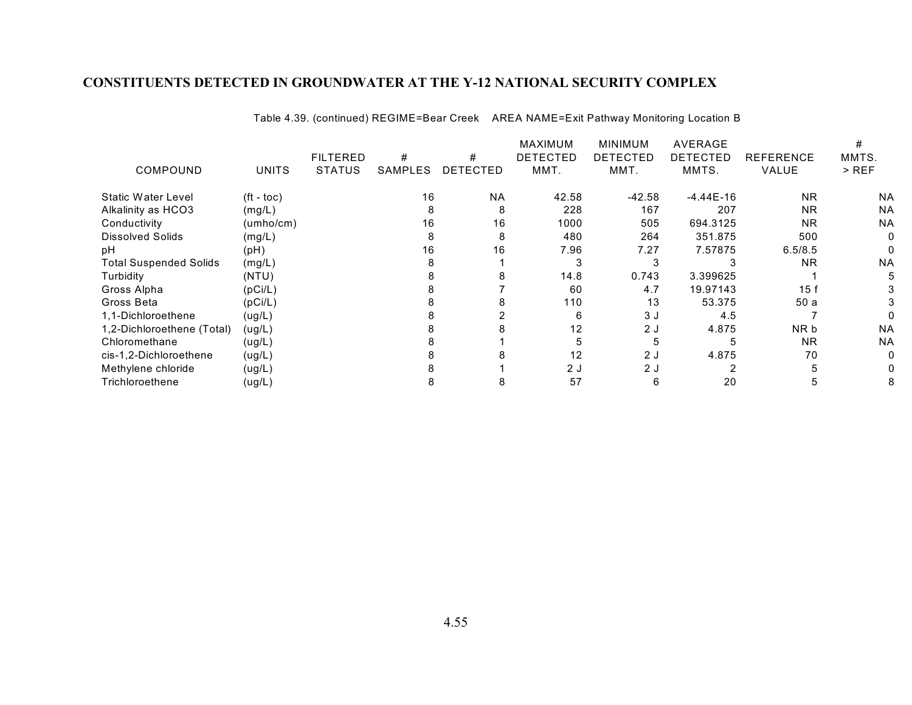# CONSTITUENTS DETECTED IN GROUNDWATER AT THE Y-12 NATIONAL SECURITY COMPLEX

Table 4.39. (continued) REGIME=Bear Creek AREA NAME=Exit Pathway Monitoring Location B

| COMPOUND | UNITS | FILTERED STATUS | # SAMPLES | # DETECTED | MAXIMUM DETECTED MMT. | MINIMUM DETECTED MMT. | AVERAGE DETECTED MMTS. | REFERENCE VALUE | # MMTS. > REF |
|---|---|---|---|---|---|---|---|---|---|
| Static Water Level | (ft - toc) | | 16 | NA | 42.58 | -42.58 | -4.44E-16 | NR | NA |
| Alkalinity as HCO3 | (mg/L) | | 8 | 8 | 228 | 167 | 207 | NR | NA |
| Conductivity | (umho/cm) | | 16 | 16 | 1000 | 505 | 694.3125 | NR | NA |
| Dissolved Solids | (mg/L) | | 8 | 8 | 480 | 264 | 351.875 | 500 | 0 |
| pH | (pH) | | 16 | 16 | 7.96 | 7.27 | 7.57875 | 6.5/8.5 | 0 |
| Total Suspended Solids | (mg/L) | | 8 | 1 | 3 | 3 | 3 | NR | NA |
| Turbidity | (NTU) | | 8 | 8 | 14.8 | 0.743 | 3.399625 | 1 | 5 |
| Gross Alpha | (pCi/L) | | 8 | 7 | 60 | 4.7 | 19.97143 | 15 f | 3 |
| Gross Beta | (pCi/L) | | 8 | 8 | 110 | 13 | 53.375 | 50 a | 3 |
| 1,1-Dichloroethene | (ug/L) | | 8 | 2 | 6 | 3 J | 4.5 | 7 | 0 |
| 1,2-Dichloroethene (Total) | (ug/L) | | 8 | 8 | 12 | 2 J | 4.875 | NR b | NA |
| Chloromethane | (ug/L) | | 8 | 1 | 5 | 5 | 5 | NR | NA |
| cis-1,2-Dichloroethene | (ug/L) | | 8 | 8 | 12 | 2 J | 4.875 | 70 | 0 |
| Methylene chloride | (ug/L) | | 8 | 1 | 2 J | 2 J | 2 | 5 | 0 |
| Trichloroethene | (ug/L) | | 8 | 8 | 57 | 6 | 20 | 5 | 8 |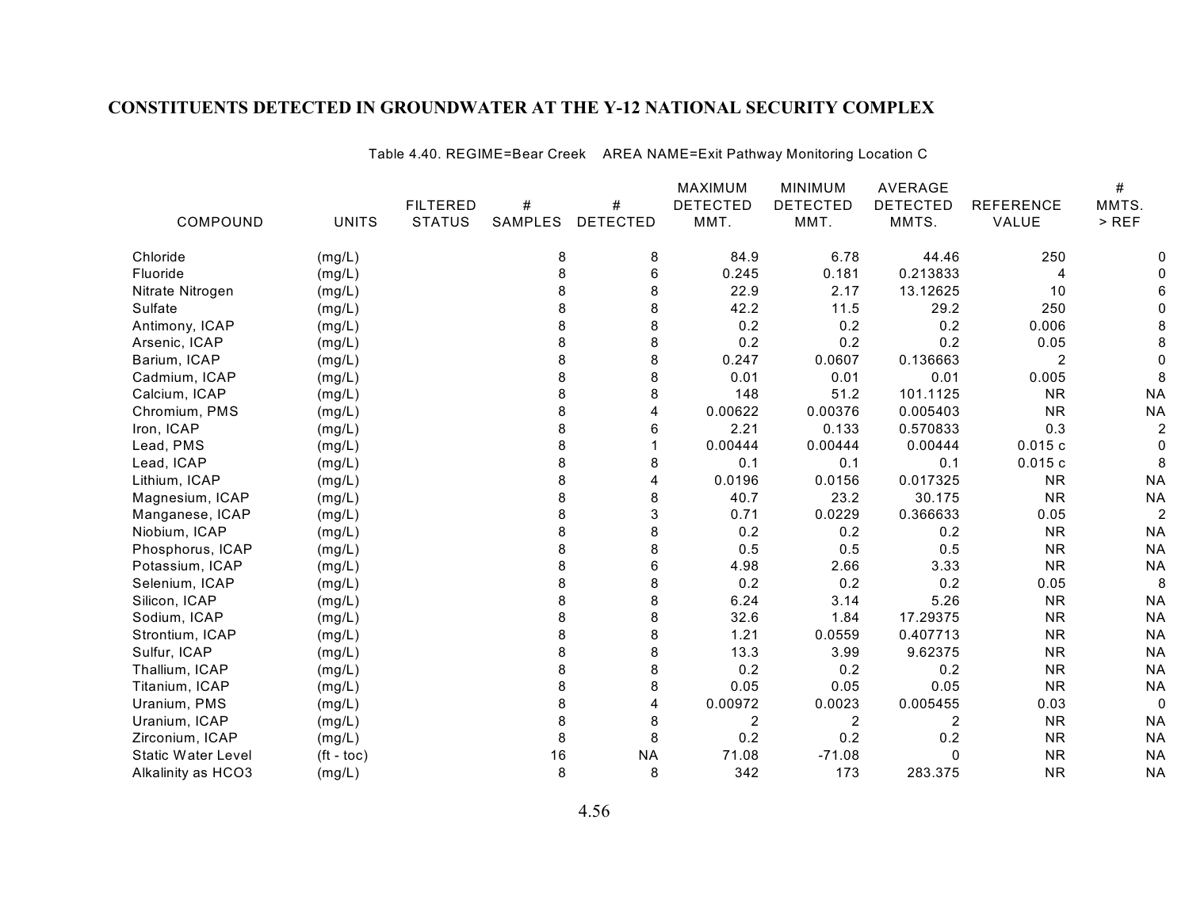# CONSTITUENTS DETECTED IN GROUNDWATER AT THE Y-12 NATIONAL SECURITY COMPLEX

Table 4.40. REGIME=Bear Creek AREA NAME=Exit Pathway Monitoring Location C

| COMPOUND | UNITS | FILTERED STATUS | # SAMPLES | # DETECTED | MAXIMUM DETECTED MMT. | MINIMUM DETECTED MMT. | AVERAGE DETECTED MMTS. | REFERENCE VALUE | # MMTS. > REF |
|---|---|---|---|---|---|---|---|---|---|
| Chloride | (mg/L) | | 8 | 8 | 84.9 | 6.78 | 44.46 | 250 | 0 |
| Fluoride | (mg/L) | | 8 | 6 | 0.245 | 0.181 | 0.213833 | 4 | 0 |
| Nitrate Nitrogen | (mg/L) | | 8 | 8 | 22.9 | 2.17 | 13.12625 | 10 | 6 |
| Sulfate | (mg/L) | | 8 | 8 | 42.2 | 11.5 | 29.2 | 250 | 0 |
| Antimony, ICAP | (mg/L) | | 8 | 8 | 0.2 | 0.2 | 0.2 | 0.006 | 8 |
| Arsenic, ICAP | (mg/L) | | 8 | 8 | 0.2 | 0.2 | 0.2 | 0.05 | 8 |
| Barium, ICAP | (mg/L) | | 8 | 8 | 0.247 | 0.0607 | 0.136663 | 2 | 0 |
| Cadmium, ICAP | (mg/L) | | 8 | 8 | 0.01 | 0.01 | 0.01 | 0.005 | 8 |
| Calcium, ICAP | (mg/L) | | 8 | 8 | 148 | 51.2 | 101.1125 | NR | NA |
| Chromium, PMS | (mg/L) | | 8 | 4 | 0.00622 | 0.00376 | 0.005403 | NR | NA |
| Iron, ICAP | (mg/L) | | 8 | 6 | 2.21 | 0.133 | 0.570833 | 0.3 | 2 |
| Lead, PMS | (mg/L) | | 8 | 1 | 0.00444 | 0.00444 | 0.00444 | 0.015 c | 0 |
| Lead, ICAP | (mg/L) | | 8 | 8 | 0.1 | 0.1 | 0.1 | 0.015 c | 8 |
| Lithium, ICAP | (mg/L) | | 8 | 4 | 0.0196 | 0.0156 | 0.017325 | NR | NA |
| Magnesium, ICAP | (mg/L) | | 8 | 8 | 40.7 | 23.2 | 30.175 | NR | NA |
| Manganese, ICAP | (mg/L) | | 8 | 3 | 0.71 | 0.0229 | 0.366633 | 0.05 | 2 |
| Niobium, ICAP | (mg/L) | | 8 | 8 | 0.2 | 0.2 | 0.2 | NR | NA |
| Phosphorus, ICAP | (mg/L) | | 8 | 8 | 0.5 | 0.5 | 0.5 | NR | NA |
| Potassium, ICAP | (mg/L) | | 8 | 6 | 4.98 | 2.66 | 3.33 | NR | NA |
| Selenium, ICAP | (mg/L) | | 8 | 8 | 0.2 | 0.2 | 0.2 | 0.05 | 8 |
| Silicon, ICAP | (mg/L) | | 8 | 8 | 6.24 | 3.14 | 5.26 | NR | NA |
| Sodium, ICAP | (mg/L) | | 8 | 8 | 32.6 | 1.84 | 17.29375 | NR | NA |
| Strontium, ICAP | (mg/L) | | 8 | 8 | 1.21 | 0.0559 | 0.407713 | NR | NA |
| Sulfur, ICAP | (mg/L) | | 8 | 8 | 13.3 | 3.99 | 9.62375 | NR | NA |
| Thallium, ICAP | (mg/L) | | 8 | 8 | 0.2 | 0.2 | 0.2 | NR | NA |
| Titanium, ICAP | (mg/L) | | 8 | 8 | 0.05 | 0.05 | 0.05 | NR | NA |
| Uranium, PMS | (mg/L) | | 8 | 4 | 0.00972 | 0.0023 | 0.005455 | 0.03 | 0 |
| Uranium, ICAP | (mg/L) | | 8 | 8 | 2 | 2 | 2 | NR | NA |
| Zirconium, ICAP | (mg/L) | | 8 | 8 | 0.2 | 0.2 | 0.2 | NR | NA |
| Static Water Level | (ft - toc) | | 16 | NA | 71.08 | -71.08 | 0 | NR | NA |
| Alkalinity as HCO3 | (mg/L) | | 8 | 8 | 342 | 173 | 283.375 | NR | NA |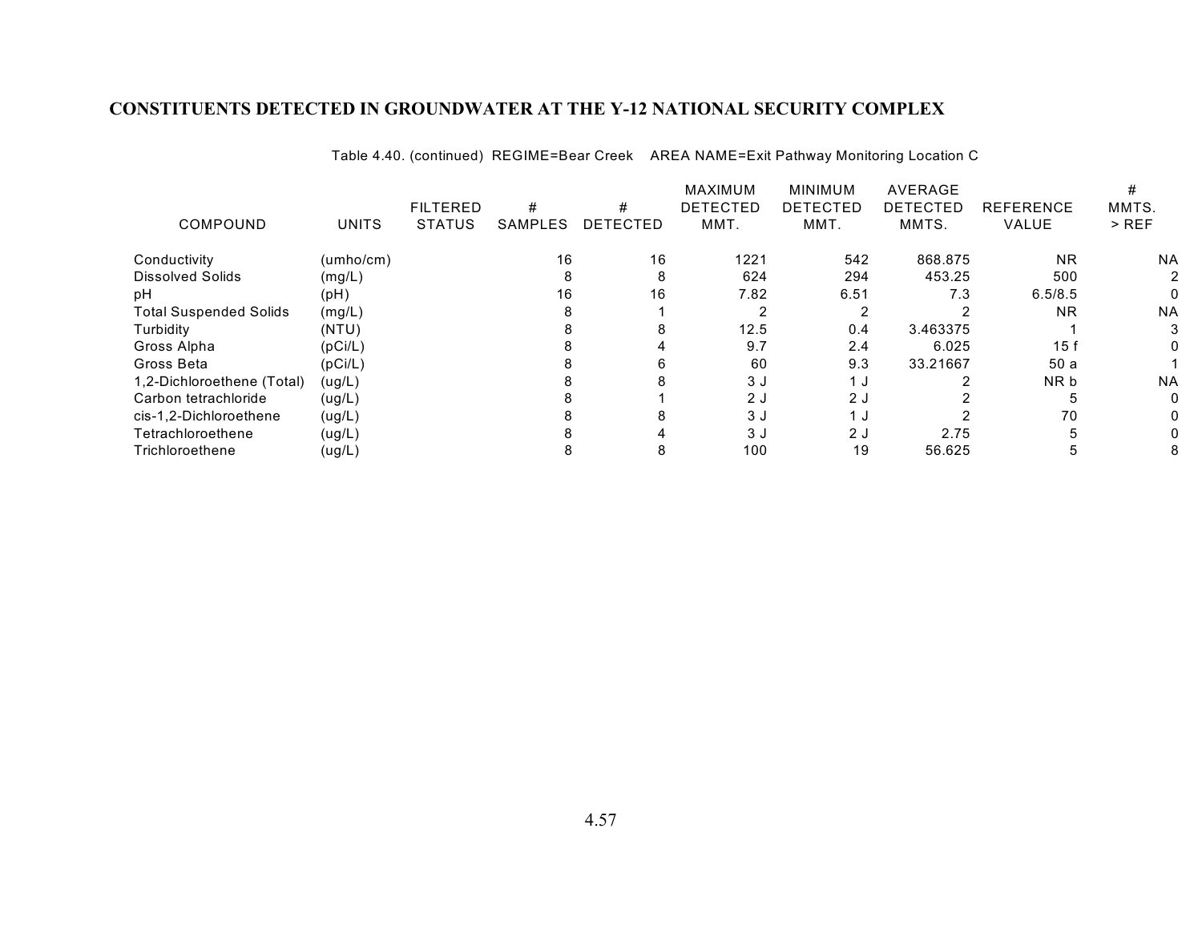# CONSTITUENTS DETECTED IN GROUNDWATER AT THE Y-12 NATIONAL SECURITY COMPLEX

Table 4.40. (continued) REGIME=Bear Creek AREA NAME=Exit Pathway Monitoring Location C

| COMPOUND | UNITS | FILTERED STATUS | # SAMPLES | # DETECTED | MAXIMUM DETECTED MMT. | MINIMUM DETECTED MMT. | AVERAGE DETECTED MMTS. | REFERENCE VALUE | # MMTS. > REF |
|---|---|---|---|---|---|---|---|---|---|
| Conductivity | (umho/cm) | | 16 | 16 | 1221 | 542 | 868.875 | NR | NA |
| Dissolved Solids | (mg/L) | | 8 | 8 | 624 | 294 | 453.25 | 500 | 2 |
| pH | (pH) | | 16 | 16 | 7.82 | 6.51 | 7.3 | 6.5/8.5 | 0 |
| Total Suspended Solids | (mg/L) | | 8 | 1 | 2 | 2 | 2 | NR | NA |
| Turbidity | (NTU) | | 8 | 8 | 12.5 | 0.4 | 3.463375 | 1 | 3 |
| Gross Alpha | (pCi/L) | | 8 | 4 | 9.7 | 2.4 | 6.025 | 15 f | 0 |
| Gross Beta | (pCi/L) | | 8 | 6 | 60 | 9.3 | 33.21667 | 50 a | 1 |
| 1,2-Dichloroethene (Total) | (ug/L) | | 8 | 8 | 3 J | 1 J | 2 | NR b | NA |
| Carbon tetrachloride | (ug/L) | | 8 | 1 | 2 J | 2 J | 2 | 5 | 0 |
| cis-1,2-Dichloroethene | (ug/L) | | 8 | 8 | 3 J | 1 J | 2 | 70 | 0 |
| Tetrachloroethene | (ug/L) | | 8 | 4 | 3 J | 2 J | 2.75 | 5 | 0 |
| Trichloroethene | (ug/L) | | 8 | 8 | 100 | 19 | 56.625 | 5 | 8 |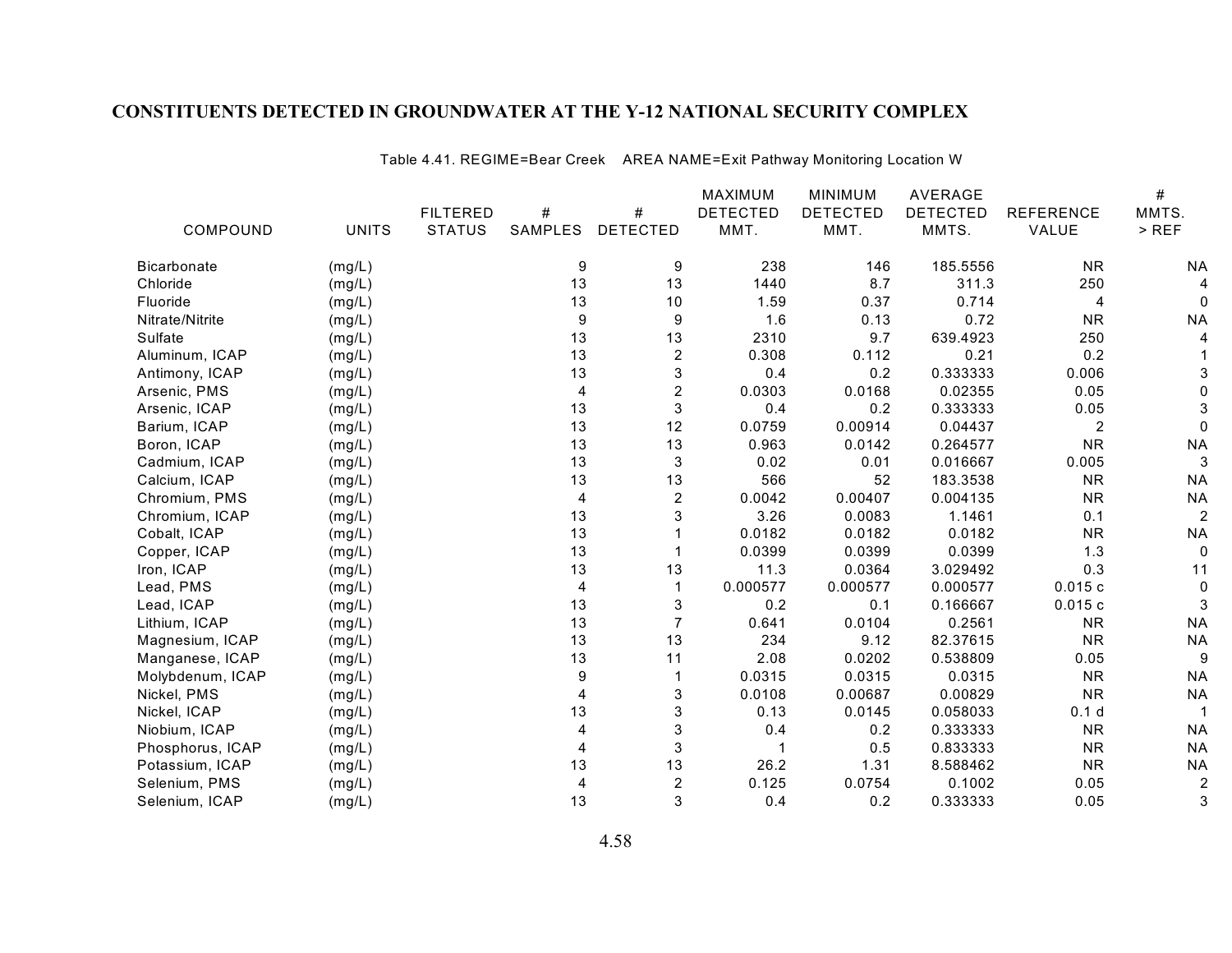# CONSTITUENTS DETECTED IN GROUNDWATER AT THE Y-12 NATIONAL SECURITY COMPLEX

Table 4.41. REGIME=Bear Creek AREA NAME=Exit Pathway Monitoring Location W

| COMPOUND | UNITS | FILTERED STATUS | # SAMPLES | # DETECTED | MAXIMUM DETECTED MMT. | MINIMUM DETECTED MMT. | AVERAGE DETECTED MMTS. | REFERENCE VALUE | # MMTS. > REF |
|---|---|---|---|---|---|---|---|---|---|
| Bicarbonate | (mg/L) | | 9 | 9 | 238 | 146 | 185.5556 | NR | NA |
| Chloride | (mg/L) | | 13 | 13 | 1440 | 8.7 | 311.3 | 250 | 4 |
| Fluoride | (mg/L) | | 13 | 10 | 1.59 | 0.37 | 0.714 | 4 | 0 |
| Nitrate/Nitrite | (mg/L) | | 9 | 9 | 1.6 | 0.13 | 0.72 | NR | NA |
| Sulfate | (mg/L) | | 13 | 13 | 2310 | 9.7 | 639.4923 | 250 | 4 |
| Aluminum, ICAP | (mg/L) | | 13 | 2 | 0.308 | 0.112 | 0.21 | 0.2 | 1 |
| Antimony, ICAP | (mg/L) | | 13 | 3 | 0.4 | 0.2 | 0.333333 | 0.006 | 3 |
| Arsenic, PMS | (mg/L) | | 4 | 2 | 0.0303 | 0.0168 | 0.02355 | 0.05 | 0 |
| Arsenic, ICAP | (mg/L) | | 13 | 3 | 0.4 | 0.2 | 0.333333 | 0.05 | 3 |
| Barium, ICAP | (mg/L) | | 13 | 12 | 0.0759 | 0.00914 | 0.04437 | 2 | 0 |
| Boron, ICAP | (mg/L) | | 13 | 13 | 0.963 | 0.0142 | 0.264577 | NR | NA |
| Cadmium, ICAP | (mg/L) | | 13 | 3 | 0.02 | 0.01 | 0.016667 | 0.005 | 3 |
| Calcium, ICAP | (mg/L) | | 13 | 13 | 566 | 52 | 183.3538 | NR | NA |
| Chromium, PMS | (mg/L) | | 4 | 2 | 0.0042 | 0.00407 | 0.004135 | NR | NA |
| Chromium, ICAP | (mg/L) | | 13 | 3 | 3.26 | 0.0083 | 1.1461 | 0.1 | 2 |
| Cobalt, ICAP | (mg/L) | | 13 | 1 | 0.0182 | 0.0182 | 0.0182 | NR | NA |
| Copper, ICAP | (mg/L) | | 13 | 1 | 0.0399 | 0.0399 | 0.0399 | 1.3 | 0 |
| Iron, ICAP | (mg/L) | | 13 | 13 | 11.3 | 0.0364 | 3.029492 | 0.3 | 11 |
| Lead, PMS | (mg/L) | | 4 | 1 | 0.000577 | 0.000577 | 0.000577 | 0.015 c | 0 |
| Lead, ICAP | (mg/L) | | 13 | 3 | 0.2 | 0.1 | 0.166667 | 0.015 c | 3 |
| Lithium, ICAP | (mg/L) | | 13 | 7 | 0.641 | 0.0104 | 0.2561 | NR | NA |
| Magnesium, ICAP | (mg/L) | | 13 | 13 | 234 | 9.12 | 82.37615 | NR | NA |
| Manganese, ICAP | (mg/L) | | 13 | 11 | 2.08 | 0.0202 | 0.538809 | 0.05 | 9 |
| Molybdenum, ICAP | (mg/L) | | 9 | 1 | 0.0315 | 0.0315 | 0.0315 | NR | NA |
| Nickel, PMS | (mg/L) | | 4 | 3 | 0.0108 | 0.00687 | 0.00829 | NR | NA |
| Nickel, ICAP | (mg/L) | | 13 | 3 | 0.13 | 0.0145 | 0.058033 | 0.1 d | 1 |
| Niobium, ICAP | (mg/L) | | 4 | 3 | 0.4 | 0.2 | 0.333333 | NR | NA |
| Phosphorus, ICAP | (mg/L) | | 4 | 3 | 1 | 0.5 | 0.833333 | NR | NA |
| Potassium, ICAP | (mg/L) | | 13 | 13 | 26.2 | 1.31 | 8.588462 | NR | NA |
| Selenium, PMS | (mg/L) | | 4 | 2 | 0.125 | 0.0754 | 0.1002 | 0.05 | 2 |
| Selenium, ICAP | (mg/L) | | 13 | 3 | 0.4 | 0.2 | 0.333333 | 0.05 | 3 |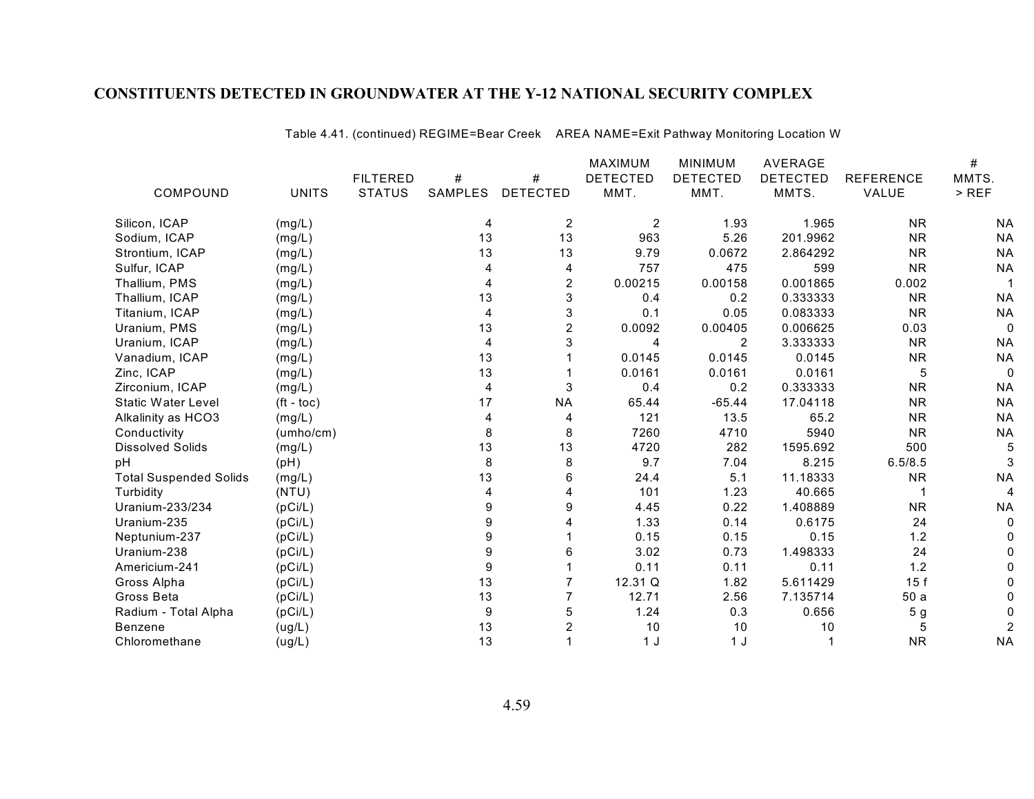## CONSTITUENTS DETECTED IN GROUNDWATER AT THE Y-12 NATIONAL SECURITY COMPLEX

Table 4.41. (continued) REGIME=Bear Creek AREA NAME=Exit Pathway Monitoring Location W

| COMPOUND | UNITS | FILTERED STATUS | # SAMPLES | # DETECTED | MAXIMUM DETECTED MMT. | MINIMUM DETECTED MMT. | AVERAGE DETECTED MMTS. | REFERENCE VALUE | # MMTS. > REF |
|---|---|---|---|---|---|---|---|---|---|
| Silicon, ICAP | (mg/L) | | 4 | 2 | 2 | 1.93 | 1.965 | NR | NA |
| Sodium, ICAP | (mg/L) | | 13 | 13 | 963 | 5.26 | 201.9962 | NR | NA |
| Strontium, ICAP | (mg/L) | | 13 | 13 | 9.79 | 0.0672 | 2.864292 | NR | NA |
| Sulfur, ICAP | (mg/L) | | 4 | 4 | 757 | 475 | 599 | NR | NA |
| Thallium, PMS | (mg/L) | | 4 | 2 | 0.00215 | 0.00158 | 0.001865 | 0.002 | 1 |
| Thallium, ICAP | (mg/L) | | 13 | 3 | 0.4 | 0.2 | 0.333333 | NR | NA |
| Titanium, ICAP | (mg/L) | | 4 | 3 | 0.1 | 0.05 | 0.083333 | NR | NA |
| Uranium, PMS | (mg/L) | | 13 | 2 | 0.0092 | 0.00405 | 0.006625 | 0.03 | 0 |
| Uranium, ICAP | (mg/L) | | 4 | 3 | 4 | 2 | 3.333333 | NR | NA |
| Vanadium, ICAP | (mg/L) | | 13 | 1 | 0.0145 | 0.0145 | 0.0145 | NR | NA |
| Zinc, ICAP | (mg/L) | | 13 | 1 | 0.0161 | 0.0161 | 0.0161 | 5 | 0 |
| Zirconium, ICAP | (mg/L) | | 4 | 3 | 0.4 | 0.2 | 0.333333 | NR | NA |
| Static Water Level | (ft - toc) | | 17 | NA | 65.44 | -65.44 | 17.04118 | NR | NA |
| Alkalinity as HCO3 | (mg/L) | | 4 | 4 | 121 | 13.5 | 65.2 | NR | NA |
| Conductivity | (umho/cm) | | 8 | 8 | 7260 | 4710 | 5940 | NR | NA |
| Dissolved Solids | (mg/L) | | 13 | 13 | 4720 | 282 | 1595.692 | 500 | 5 |
| pH | (pH) | | 8 | 8 | 9.7 | 7.04 | 8.215 | 6.5/8.5 | 3 |
| Total Suspended Solids | (mg/L) | | 13 | 6 | 24.4 | 5.1 | 11.18333 | NR | NA |
| Turbidity | (NTU) | | 4 | 4 | 101 | 1.23 | 40.665 | 1 | 4 |
| Uranium-233/234 | (pCi/L) | | 9 | 9 | 4.45 | 0.22 | 1.408889 | NR | NA |
| Uranium-235 | (pCi/L) | | 9 | 4 | 1.33 | 0.14 | 0.6175 | 24 | 0 |
| Neptunium-237 | (pCi/L) | | 9 | 1 | 0.15 | 0.15 | 0.15 | 1.2 | 0 |
| Uranium-238 | (pCi/L) | | 9 | 6 | 3.02 | 0.73 | 1.498333 | 24 | 0 |
| Americium-241 | (pCi/L) | | 9 | 1 | 0.11 | 0.11 | 0.11 | 1.2 | 0 |
| Gross Alpha | (pCi/L) | | 13 | 7 | 12.31 Q | 1.82 | 5.611429 | 15 f | 0 |
| Gross Beta | (pCi/L) | | 13 | 7 | 12.71 | 2.56 | 7.135714 | 50 a | 0 |
| Radium - Total Alpha | (pCi/L) | | 9 | 5 | 1.24 | 0.3 | 0.656 | 5 g | 0 |
| Benzene | (ug/L) | | 13 | 2 | 10 | 10 | 10 | 5 | 2 |
| Chloromethane | (ug/L) | | 13 | 1 | 1 J | 1 J | 1 | NR | NA |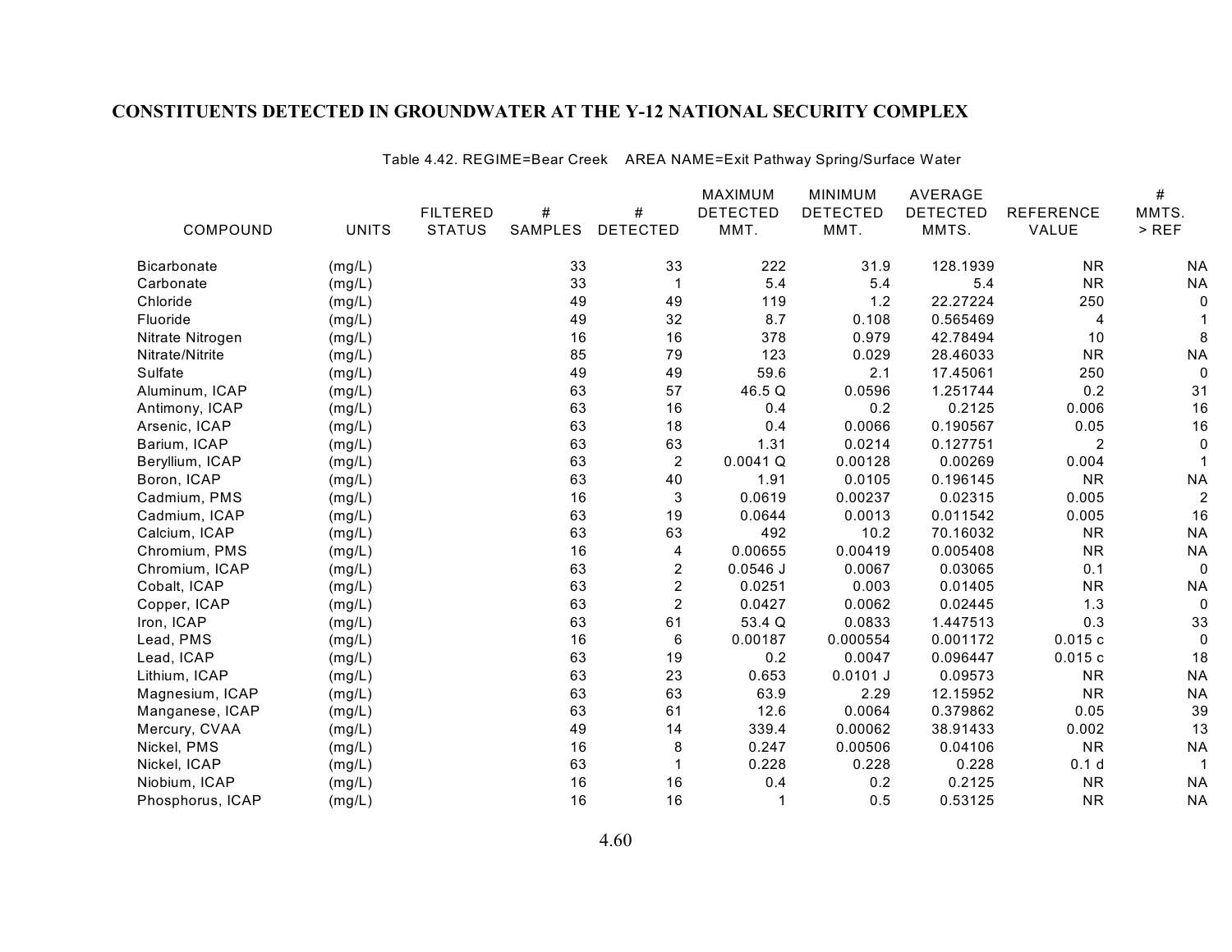## CONSTITUENTS DETECTED IN GROUNDWATER AT THE Y-12 NATIONAL SECURITY COMPLEX

Table 4.42. REGIME=Bear Creek AREA NAME=Exit Pathway Spring/Surface Water

| COMPOUND | UNITS | FILTERED STATUS | # SAMPLES | # DETECTED | MAXIMUM DETECTED MMT. | MINIMUM DETECTED MMT. | AVERAGE DETECTED MMTS. | REFERENCE VALUE | # MMTS. > REF |
|---|---|---|---|---|---|---|---|---|---|
| Bicarbonate | (mg/L) | | 33 | 33 | 222 | 31.9 | 128.1939 | NR | NA |
| Carbonate | (mg/L) | | 33 | 1 | 5.4 | 5.4 | 5.4 | NR | NA |
| Chloride | (mg/L) | | 49 | 49 | 119 | 1.2 | 22.27224 | 250 | 0 |
| Fluoride | (mg/L) | | 49 | 32 | 8.7 | 0.108 | 0.565469 | 4 | 1 |
| Nitrate Nitrogen | (mg/L) | | 16 | 16 | 378 | 0.979 | 42.78494 | 10 | 8 |
| Nitrate/Nitrite | (mg/L) | | 85 | 79 | 123 | 0.029 | 28.46033 | NR | NA |
| Sulfate | (mg/L) | | 49 | 49 | 59.6 | 2.1 | 17.45061 | 250 | 0 |
| Aluminum, ICAP | (mg/L) | | 63 | 57 | 46.5 Q | 0.0596 | 1.251744 | 0.2 | 31 |
| Antimony, ICAP | (mg/L) | | 63 | 16 | 0.4 | 0.2 | 0.2125 | 0.006 | 16 |
| Arsenic, ICAP | (mg/L) | | 63 | 18 | 0.4 | 0.0066 | 0.190567 | 0.05 | 16 |
| Barium, ICAP | (mg/L) | | 63 | 63 | 1.31 | 0.0214 | 0.127751 | 2 | 0 |
| Beryllium, ICAP | (mg/L) | | 63 | 2 | 0.0041 Q | 0.00128 | 0.00269 | 0.004 | 1 |
| Boron, ICAP | (mg/L) | | 63 | 40 | 1.91 | 0.0105 | 0.196145 | NR | NA |
| Cadmium, PMS | (mg/L) | | 16 | 3 | 0.0619 | 0.00237 | 0.02315 | 0.005 | 2 |
| Cadmium, ICAP | (mg/L) | | 63 | 19 | 0.0644 | 0.0013 | 0.011542 | 0.005 | 16 |
| Calcium, ICAP | (mg/L) | | 63 | 63 | 492 | 10.2 | 70.16032 | NR | NA |
| Chromium, PMS | (mg/L) | | 16 | 4 | 0.00655 | 0.00419 | 0.005408 | NR | NA |
| Chromium, ICAP | (mg/L) | | 63 | 2 | 0.0546 J | 0.0067 | 0.03065 | 0.1 | 0 |
| Cobalt, ICAP | (mg/L) | | 63 | 2 | 0.0251 | 0.003 | 0.01405 | NR | NA |
| Copper, ICAP | (mg/L) | | 63 | 2 | 0.0427 | 0.0062 | 0.02445 | 1.3 | 0 |
| Iron, ICAP | (mg/L) | | 63 | 61 | 53.4 Q | 0.0833 | 1.447513 | 0.3 | 33 |
| Lead, PMS | (mg/L) | | 16 | 6 | 0.00187 | 0.000554 | 0.001172 | 0.015 c | 0 |
| Lead, ICAP | (mg/L) | | 63 | 19 | 0.2 | 0.0047 | 0.096447 | 0.015 c | 18 |
| Lithium, ICAP | (mg/L) | | 63 | 23 | 0.653 | 0.0101 J | 0.09573 | NR | NA |
| Magnesium, ICAP | (mg/L) | | 63 | 63 | 63.9 | 2.29 | 12.15952 | NR | NA |
| Manganese, ICAP | (mg/L) | | 63 | 61 | 12.6 | 0.0064 | 0.379862 | 0.05 | 39 |
| Mercury, CVAA | (mg/L) | | 49 | 14 | 339.4 | 0.00062 | 38.91433 | 0.002 | 13 |
| Nickel, PMS | (mg/L) | | 16 | 8 | 0.247 | 0.00506 | 0.04106 | NR | NA |
| Nickel, ICAP | (mg/L) | | 63 | 1 | 0.228 | 0.228 | 0.228 | 0.1 d | 1 |
| Niobium, ICAP | (mg/L) | | 16 | 16 | 0.4 | 0.2 | 0.2125 | NR | NA |
| Phosphorus, ICAP | (mg/L) | | 16 | 16 | 1 | 0.5 | 0.53125 | NR | NA |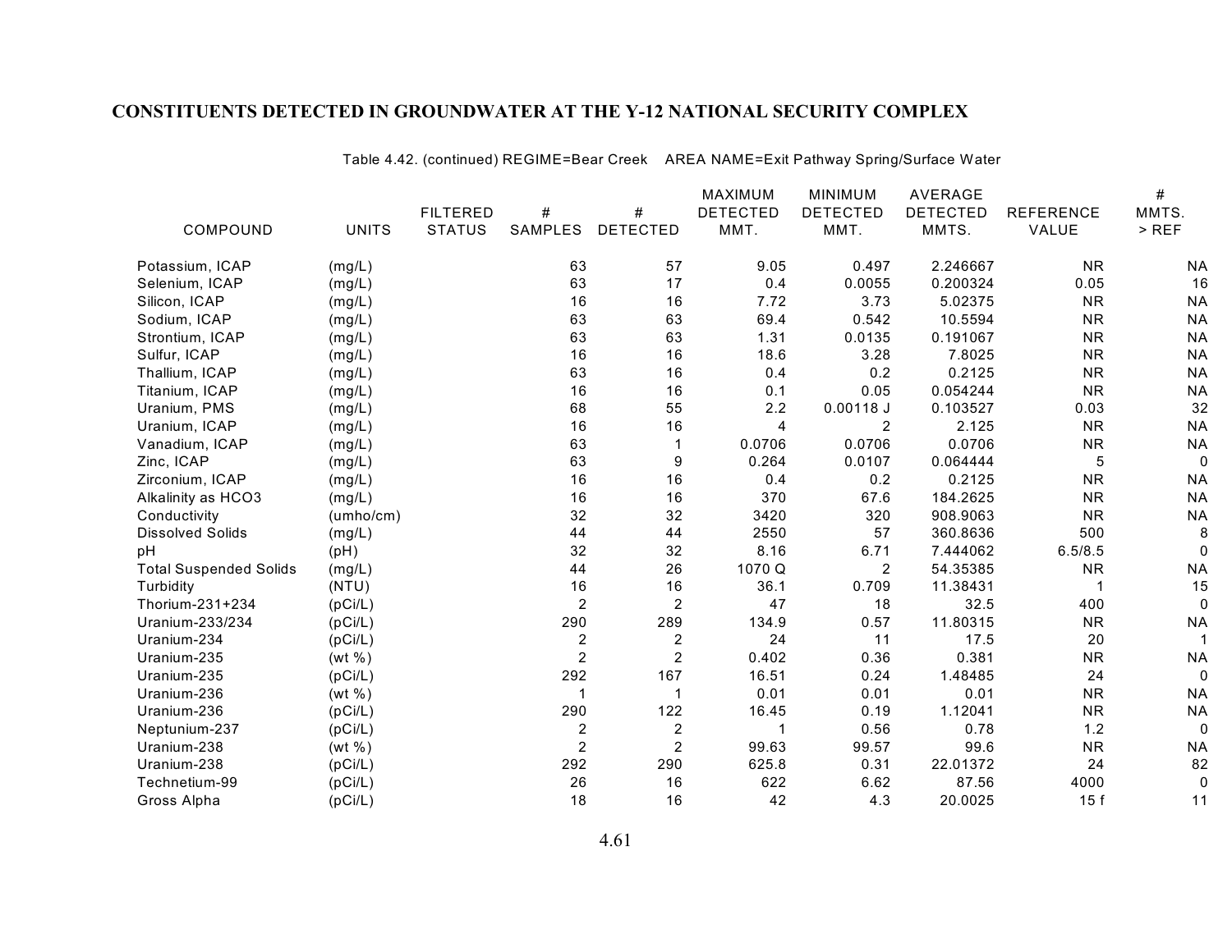# CONSTITUENTS DETECTED IN GROUNDWATER AT THE Y-12 NATIONAL SECURITY COMPLEX

Table 4.42. (continued) REGIME=Bear Creek AREA NAME=Exit Pathway Spring/Surface Water

| COMPOUND | UNITS | FILTERED STATUS | # SAMPLES | # DETECTED | MAXIMUM DETECTED MMT. | MINIMUM DETECTED MMT. | AVERAGE DETECTED MMTS. | REFERENCE VALUE | # MMTS. > REF |
|---|---|---|---|---|---|---|---|---|---|
| Potassium, ICAP | (mg/L) | | 63 | 57 | 9.05 | 0.497 | 2.246667 | NR | NA |
| Selenium, ICAP | (mg/L) | | 63 | 17 | 0.4 | 0.0055 | 0.200324 | 0.05 | 16 |
| Silicon, ICAP | (mg/L) | | 16 | 16 | 7.72 | 3.73 | 5.02375 | NR | NA |
| Sodium, ICAP | (mg/L) | | 63 | 63 | 69.4 | 0.542 | 10.5594 | NR | NA |
| Strontium, ICAP | (mg/L) | | 63 | 63 | 1.31 | 0.0135 | 0.191067 | NR | NA |
| Sulfur, ICAP | (mg/L) | | 16 | 16 | 18.6 | 3.28 | 7.8025 | NR | NA |
| Thallium, ICAP | (mg/L) | | 63 | 16 | 0.4 | 0.2 | 0.2125 | NR | NA |
| Titanium, ICAP | (mg/L) | | 16 | 16 | 0.1 | 0.05 | 0.054244 | NR | NA |
| Uranium, PMS | (mg/L) | | 68 | 55 | 2.2 | 0.00118 J | 0.103527 | 0.03 | 32 |
| Uranium, ICAP | (mg/L) | | 16 | 16 | 4 | 2 | 2.125 | NR | NA |
| Vanadium, ICAP | (mg/L) | | 63 | 1 | 0.0706 | 0.0706 | 0.0706 | NR | NA |
| Zinc, ICAP | (mg/L) | | 63 | 9 | 0.264 | 0.0107 | 0.064444 | 5 | 0 |
| Zirconium, ICAP | (mg/L) | | 16 | 16 | 0.4 | 0.2 | 0.2125 | NR | NA |
| Alkalinity as HCO3 | (mg/L) | | 16 | 16 | 370 | 67.6 | 184.2625 | NR | NA |
| Conductivity | (umho/cm) | | 32 | 32 | 3420 | 320 | 908.9063 | NR | NA |
| Dissolved Solids | (mg/L) | | 44 | 44 | 2550 | 57 | 360.8636 | 500 | 8 |
| pH | (pH) | | 32 | 32 | 8.16 | 6.71 | 7.444062 | 6.5/8.5 | 0 |
| Total Suspended Solids | (mg/L) | | 44 | 26 | 1070 Q | 2 | 54.35385 | NR | NA |
| Turbidity | (NTU) | | 16 | 16 | 36.1 | 0.709 | 11.38431 | 1 | 15 |
| Thorium-231+234 | (pCi/L) | | 2 | 2 | 47 | 18 | 32.5 | 400 | 0 |
| Uranium-233/234 | (pCi/L) | | 290 | 289 | 134.9 | 0.57 | 11.80315 | NR | NA |
| Uranium-234 | (pCi/L) | | 2 | 2 | 24 | 11 | 17.5 | 20 | 1 |
| Uranium-235 | (wt %) | | 2 | 2 | 0.402 | 0.36 | 0.381 | NR | NA |
| Uranium-235 | (pCi/L) | | 292 | 167 | 16.51 | 0.24 | 1.48485 | 24 | 0 |
| Uranium-236 | (wt %) | | 1 | 1 | 0.01 | 0.01 | 0.01 | NR | NA |
| Uranium-236 | (pCi/L) | | 290 | 122 | 16.45 | 0.19 | 1.12041 | NR | NA |
| Neptunium-237 | (pCi/L) | | 2 | 2 | 1 | 0.56 | 0.78 | 1.2 | 0 |
| Uranium-238 | (wt %) | | 2 | 2 | 99.63 | 99.57 | 99.6 | NR | NA |
| Uranium-238 | (pCi/L) | | 292 | 290 | 625.8 | 0.31 | 22.01372 | 24 | 82 |
| Technetium-99 | (pCi/L) | | 26 | 16 | 622 | 6.62 | 87.56 | 4000 | 0 |
| Gross Alpha | (pCi/L) | | 18 | 16 | 42 | 4.3 | 20.0025 | 15 f | 11 |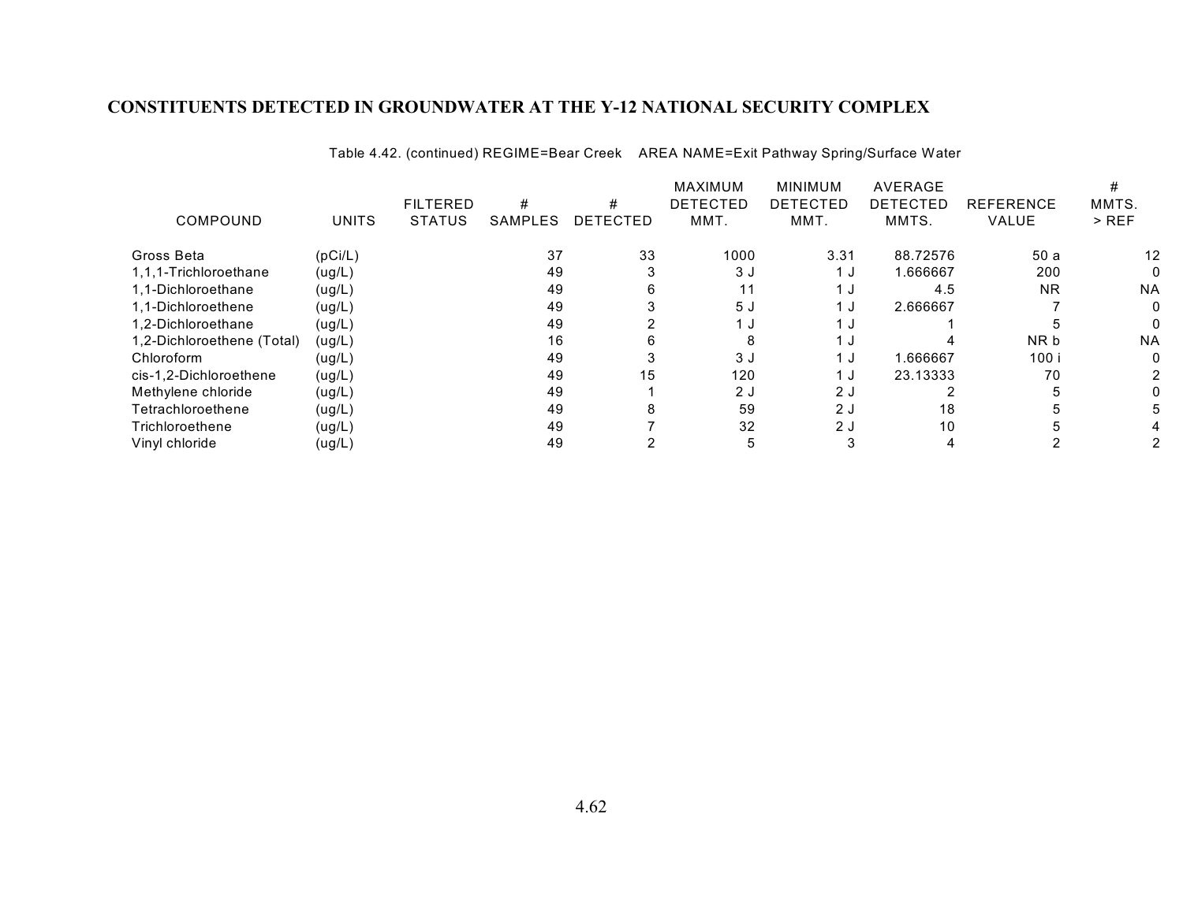# CONSTITUENTS DETECTED IN GROUNDWATER AT THE Y-12 NATIONAL SECURITY COMPLEX

Table 4.42. (continued) REGIME=Bear Creek AREA NAME=Exit Pathway Spring/Surface Water

| COMPOUND | UNITS | FILTERED STATUS | # SAMPLES | # DETECTED | MAXIMUM DETECTED MMT. | MINIMUM DETECTED MMT. | AVERAGE DETECTED MMTS. | REFERENCE VALUE | # MMTS. > REF |
|---|---|---|---|---|---|---|---|---|---|
| Gross Beta | (pCi/L) | | 37 | 33 | 1000 | 3.31 | 88.72576 | 50 a | 12 |
| 1,1,1-Trichloroethane | (ug/L) | | 49 | 3 | 3 J | 1 J | 1.666667 | 200 | 0 |
| 1,1-Dichloroethane | (ug/L) | | 49 | 6 | 11 | 1 J | 4.5 | NR | NA |
| 1,1-Dichloroethene | (ug/L) | | 49 | 3 | 5 J | 1 J | 2.666667 | 7 | 0 |
| 1,2-Dichloroethane | (ug/L) | | 49 | 2 | 1 J | 1 J | 1 | 5 | 0 |
| 1,2-Dichloroethene (Total) | (ug/L) | | 16 | 6 | 8 | 1 J | 4 | NR b | NA |
| Chloroform | (ug/L) | | 49 | 3 | 3 J | 1 J | 1.666667 | 100 i | 0 |
| cis-1,2-Dichloroethene | (ug/L) | | 49 | 15 | 120 | 1 J | 23.13333 | 70 | 2 |
| Methylene chloride | (ug/L) | | 49 | 1 | 2 J | 2 J | 2 | 5 | 0 |
| Tetrachloroethene | (ug/L) | | 49 | 8 | 59 | 2 J | 18 | 5 | 5 |
| Trichloroethene | (ug/L) | | 49 | 7 | 32 | 2 J | 10 | 5 | 4 |
| Vinyl chloride | (ug/L) | | 49 | 2 | 5 | 3 | 4 | 2 | 2 |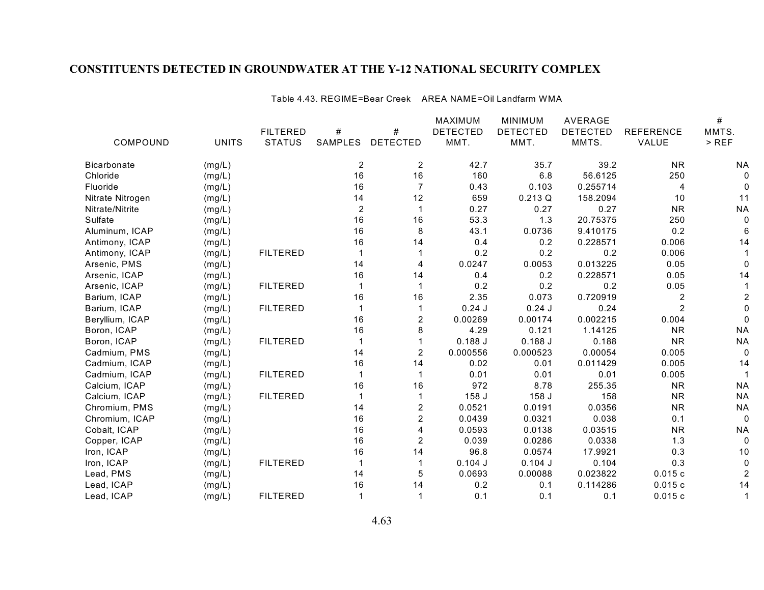## CONSTITUENTS DETECTED IN GROUNDWATER AT THE Y-12 NATIONAL SECURITY COMPLEX

Table 4.43. REGIME=Bear Creek AREA NAME=Oil Landfarm WMA

| COMPOUND | UNITS | FILTERED STATUS | # SAMPLES | # DETECTED | MAXIMUM DETECTED MMT. | MINIMUM DETECTED MMT. | AVERAGE DETECTED MMTS. | REFERENCE VALUE | # MMTS. > REF |
|---|---|---|---|---|---|---|---|---|---|
| Bicarbonate | (mg/L) | | 2 | 2 | 42.7 | 35.7 | 39.2 | NR | NA |
| Chloride | (mg/L) | | 16 | 16 | 160 | 6.8 | 56.6125 | 250 | 0 |
| Fluoride | (mg/L) | | 16 | 7 | 0.43 | 0.103 | 0.255714 | 4 | 0 |
| Nitrate Nitrogen | (mg/L) | | 14 | 12 | 659 | 0.213 Q | 158.2094 | 10 | 11 |
| Nitrate/Nitrite | (mg/L) | | 2 | 1 | 0.27 | 0.27 | 0.27 | NR | NA |
| Sulfate | (mg/L) | | 16 | 16 | 53.3 | 1.3 | 20.75375 | 250 | 0 |
| Aluminum, ICAP | (mg/L) | | 16 | 8 | 43.1 | 0.0736 | 9.410175 | 0.2 | 6 |
| Antimony, ICAP | (mg/L) | | 16 | 14 | 0.4 | 0.2 | 0.228571 | 0.006 | 14 |
| Antimony, ICAP | (mg/L) | FILTERED | 1 | 1 | 0.2 | 0.2 | 0.2 | 0.006 | 1 |
| Arsenic, PMS | (mg/L) | | 14 | 4 | 0.0247 | 0.0053 | 0.013225 | 0.05 | 0 |
| Arsenic, ICAP | (mg/L) | | 16 | 14 | 0.4 | 0.2 | 0.228571 | 0.05 | 14 |
| Arsenic, ICAP | (mg/L) | FILTERED | 1 | 1 | 0.2 | 0.2 | 0.2 | 0.05 | 1 |
| Barium, ICAP | (mg/L) | | 16 | 16 | 2.35 | 0.073 | 0.720919 | 2 | 2 |
| Barium, ICAP | (mg/L) | FILTERED | 1 | 1 | 0.24 J | 0.24 J | 0.24 | 2 | 0 |
| Beryllium, ICAP | (mg/L) | | 16 | 2 | 0.00269 | 0.00174 | 0.002215 | 0.004 | 0 |
| Boron, ICAP | (mg/L) | | 16 | 8 | 4.29 | 0.121 | 1.14125 | NR | NA |
| Boron, ICAP | (mg/L) | FILTERED | 1 | 1 | 0.188 J | 0.188 J | 0.188 | NR | NA |
| Cadmium, PMS | (mg/L) | | 14 | 2 | 0.000556 | 0.000523 | 0.00054 | 0.005 | 0 |
| Cadmium, ICAP | (mg/L) | | 16 | 14 | 0.02 | 0.01 | 0.011429 | 0.005 | 14 |
| Cadmium, ICAP | (mg/L) | FILTERED | 1 | 1 | 0.01 | 0.01 | 0.01 | 0.005 | 1 |
| Calcium, ICAP | (mg/L) | | 16 | 16 | 972 | 8.78 | 255.35 | NR | NA |
| Calcium, ICAP | (mg/L) | FILTERED | 1 | 1 | 158 J | 158 J | 158 | NR | NA |
| Chromium, PMS | (mg/L) | | 14 | 2 | 0.0521 | 0.0191 | 0.0356 | NR | NA |
| Chromium, ICAP | (mg/L) | | 16 | 2 | 0.0439 | 0.0321 | 0.038 | 0.1 | 0 |
| Cobalt, ICAP | (mg/L) | | 16 | 4 | 0.0593 | 0.0138 | 0.03515 | NR | NA |
| Copper, ICAP | (mg/L) | | 16 | 2 | 0.039 | 0.0286 | 0.0338 | 1.3 | 0 |
| Iron, ICAP | (mg/L) | | 16 | 14 | 96.8 | 0.0574 | 17.9921 | 0.3 | 10 |
| Iron, ICAP | (mg/L) | FILTERED | 1 | 1 | 0.104 J | 0.104 J | 0.104 | 0.3 | 0 |
| Lead, PMS | (mg/L) | | 14 | 5 | 0.0693 | 0.00088 | 0.023822 | 0.015 c | 2 |
| Lead, ICAP | (mg/L) | | 16 | 14 | 0.2 | 0.1 | 0.114286 | 0.015 c | 14 |
| Lead, ICAP | (mg/L) | FILTERED | 1 | 1 | 0.1 | 0.1 | 0.1 | 0.015 c | 1 |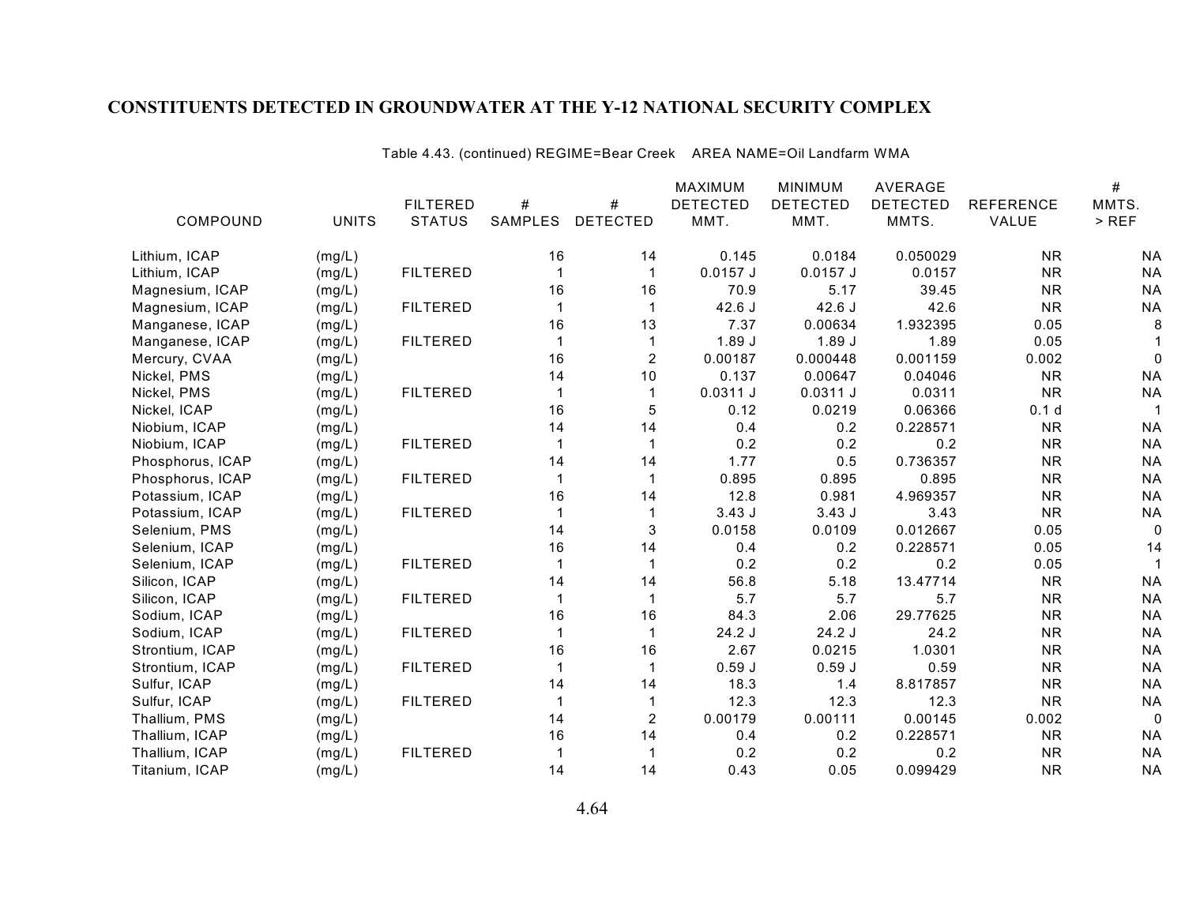## CONSTITUENTS DETECTED IN GROUNDWATER AT THE Y-12 NATIONAL SECURITY COMPLEX

Table 4.43. (continued) REGIME=Bear Creek AREA NAME=Oil Landfarm WMA

| COMPOUND | UNITS | FILTERED STATUS | # SAMPLES | # DETECTED | MAXIMUM DETECTED MMT. | MINIMUM DETECTED MMT. | AVERAGE DETECTED MMTS. | REFERENCE VALUE | # MMTS. > REF |
|---|---|---|---|---|---|---|---|---|---|
| Lithium, ICAP | (mg/L) | | 16 | 14 | 0.145 | 0.0184 | 0.050029 | NR | NA |
| Lithium, ICAP | (mg/L) | FILTERED | 1 | 1 | 0.0157 J | 0.0157 J | 0.0157 | NR | NA |
| Magnesium, ICAP | (mg/L) | | 16 | 16 | 70.9 | 5.17 | 39.45 | NR | NA |
| Magnesium, ICAP | (mg/L) | FILTERED | 1 | 1 | 42.6 J | 42.6 J | 42.6 | NR | NA |
| Manganese, ICAP | (mg/L) | | 16 | 13 | 7.37 | 0.00634 | 1.932395 | 0.05 | 8 |
| Manganese, ICAP | (mg/L) | FILTERED | 1 | 1 | 1.89 J | 1.89 J | 1.89 | 0.05 | 1 |
| Mercury, CVAA | (mg/L) | | 16 | 2 | 0.00187 | 0.000448 | 0.001159 | 0.002 | 0 |
| Nickel, PMS | (mg/L) | | 14 | 10 | 0.137 | 0.00647 | 0.04046 | NR | NA |
| Nickel, PMS | (mg/L) | FILTERED | 1 | 1 | 0.0311 J | 0.0311 J | 0.0311 | NR | NA |
| Nickel, ICAP | (mg/L) | | 16 | 5 | 0.12 | 0.0219 | 0.06366 | 0.1 d | 1 |
| Niobium, ICAP | (mg/L) | | 14 | 14 | 0.4 | 0.2 | 0.228571 | NR | NA |
| Niobium, ICAP | (mg/L) | FILTERED | 1 | 1 | 0.2 | 0.2 | 0.2 | NR | NA |
| Phosphorus, ICAP | (mg/L) | | 14 | 14 | 1.77 | 0.5 | 0.736357 | NR | NA |
| Phosphorus, ICAP | (mg/L) | FILTERED | 1 | 1 | 0.895 | 0.895 | 0.895 | NR | NA |
| Potassium, ICAP | (mg/L) | | 16 | 14 | 12.8 | 0.981 | 4.969357 | NR | NA |
| Potassium, ICAP | (mg/L) | FILTERED | 1 | 1 | 3.43 J | 3.43 J | 3.43 | NR | NA |
| Selenium, PMS | (mg/L) | | 14 | 3 | 0.0158 | 0.0109 | 0.012667 | 0.05 | 0 |
| Selenium, ICAP | (mg/L) | | 16 | 14 | 0.4 | 0.2 | 0.228571 | 0.05 | 14 |
| Selenium, ICAP | (mg/L) | FILTERED | 1 | 1 | 0.2 | 0.2 | 0.2 | 0.05 | 1 |
| Silicon, ICAP | (mg/L) | | 14 | 14 | 56.8 | 5.18 | 13.47714 | NR | NA |
| Silicon, ICAP | (mg/L) | FILTERED | 1 | 1 | 5.7 | 5.7 | 5.7 | NR | NA |
| Sodium, ICAP | (mg/L) | | 16 | 16 | 84.3 | 2.06 | 29.77625 | NR | NA |
| Sodium, ICAP | (mg/L) | FILTERED | 1 | 1 | 24.2 J | 24.2 J | 24.2 | NR | NA |
| Strontium, ICAP | (mg/L) | | 16 | 16 | 2.67 | 0.0215 | 1.0301 | NR | NA |
| Strontium, ICAP | (mg/L) | FILTERED | 1 | 1 | 0.59 J | 0.59 J | 0.59 | NR | NA |
| Sulfur, ICAP | (mg/L) | | 14 | 14 | 18.3 | 1.4 | 8.817857 | NR | NA |
| Sulfur, ICAP | (mg/L) | FILTERED | 1 | 1 | 12.3 | 12.3 | 12.3 | NR | NA |
| Thallium, PMS | (mg/L) | | 14 | 2 | 0.00179 | 0.00111 | 0.00145 | 0.002 | 0 |
| Thallium, ICAP | (mg/L) | | 16 | 14 | 0.4 | 0.2 | 0.228571 | NR | NA |
| Thallium, ICAP | (mg/L) | FILTERED | 1 | 1 | 0.2 | 0.2 | 0.2 | NR | NA |
| Titanium, ICAP | (mg/L) | | 14 | 14 | 0.43 | 0.05 | 0.099429 | NR | NA |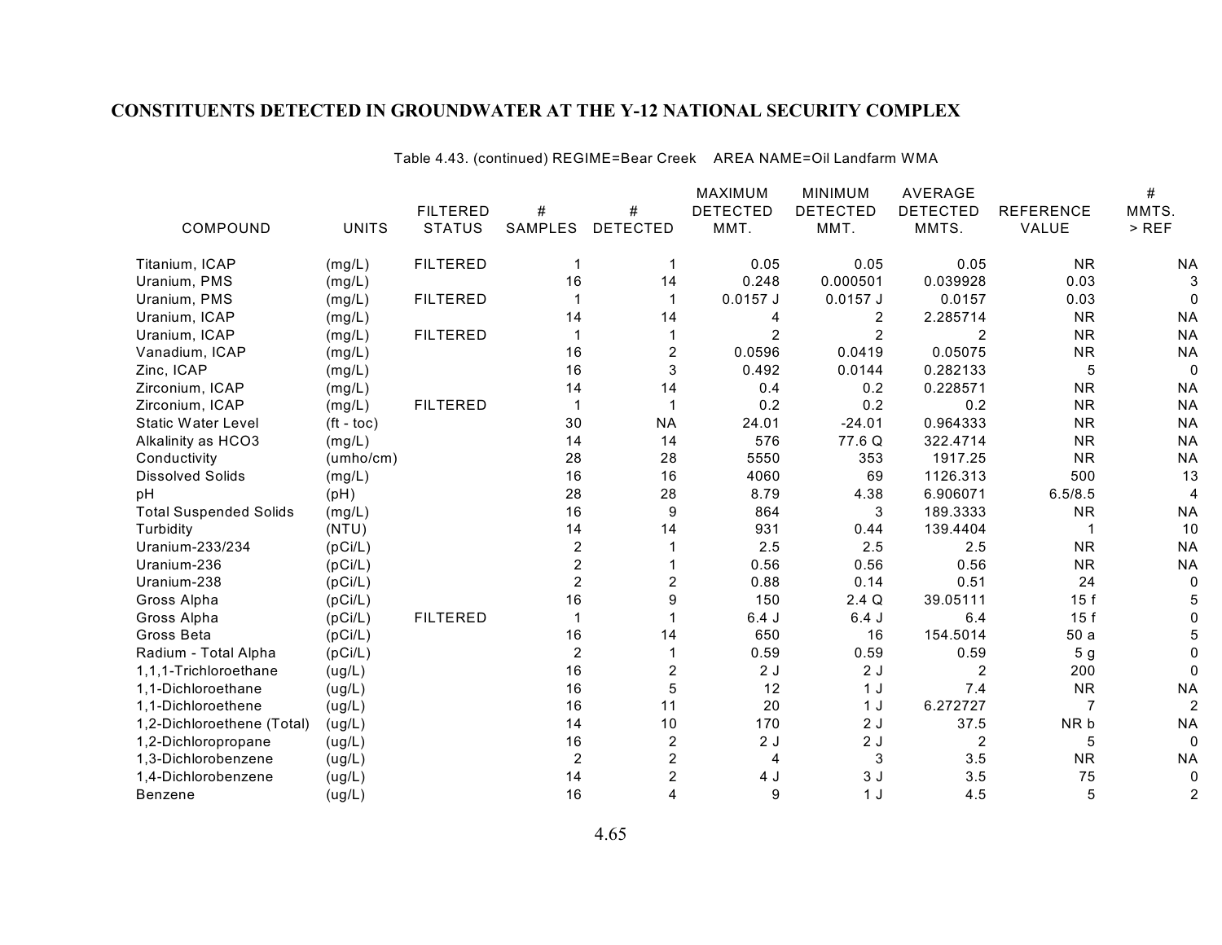## CONSTITUENTS DETECTED IN GROUNDWATER AT THE Y-12 NATIONAL SECURITY COMPLEX

Table 4.43. (continued) REGIME=Bear Creek AREA NAME=Oil Landfarm WMA

| COMPOUND | UNITS | FILTERED STATUS | # SAMPLES | # DETECTED | MAXIMUM DETECTED MMT. | MINIMUM DETECTED MMT. | AVERAGE DETECTED MMTS. | REFERENCE VALUE | # MMTS. > REF |
|---|---|---|---|---|---|---|---|---|---|
| Titanium, ICAP | (mg/L) | FILTERED | 1 | 1 | 0.05 | 0.05 | 0.05 | NR | NA |
| Uranium, PMS | (mg/L) | | 16 | 14 | 0.248 | 0.000501 | 0.039928 | 0.03 | 3 |
| Uranium, PMS | (mg/L) | FILTERED | 1 | 1 | 0.0157 J | 0.0157 J | 0.0157 | 0.03 | 0 |
| Uranium, ICAP | (mg/L) | | 14 | 14 | 4 | 2 | 2.285714 | NR | NA |
| Uranium, ICAP | (mg/L) | FILTERED | 1 | 1 | 2 | 2 | 2 | NR | NA |
| Vanadium, ICAP | (mg/L) | | 16 | 2 | 0.0596 | 0.0419 | 0.05075 | NR | NA |
| Zinc, ICAP | (mg/L) | | 16 | 3 | 0.492 | 0.0144 | 0.282133 | 5 | 0 |
| Zirconium, ICAP | (mg/L) | | 14 | 14 | 0.4 | 0.2 | 0.228571 | NR | NA |
| Zirconium, ICAP | (mg/L) | FILTERED | 1 | 1 | 0.2 | 0.2 | 0.2 | NR | NA |
| Static Water Level | (ft - toc) | | 30 | NA | 24.01 | -24.01 | 0.964333 | NR | NA |
| Alkalinity as HCO3 | (mg/L) | | 14 | 14 | 576 | 77.6 Q | 322.4714 | NR | NA |
| Conductivity | (umho/cm) | | 28 | 28 | 5550 | 353 | 1917.25 | NR | NA |
| Dissolved Solids | (mg/L) | | 16 | 16 | 4060 | 69 | 1126.313 | 500 | 13 |
| pH | (pH) | | 28 | 28 | 8.79 | 4.38 | 6.906071 | 6.5/8.5 | 4 |
| Total Suspended Solids | (mg/L) | | 16 | 9 | 864 | 3 | 189.3333 | NR | NA |
| Turbidity | (NTU) | | 14 | 14 | 931 | 0.44 | 139.4404 | 1 | 10 |
| Uranium-233/234 | (pCi/L) | | 2 | 1 | 2.5 | 2.5 | 2.5 | NR | NA |
| Uranium-236 | (pCi/L) | | 2 | 1 | 0.56 | 0.56 | 0.56 | NR | NA |
| Uranium-238 | (pCi/L) | | 2 | 2 | 0.88 | 0.14 | 0.51 | 24 | 0 |
| Gross Alpha | (pCi/L) | | 16 | 9 | 150 | 2.4 Q | 39.05111 | 15 f | 5 |
| Gross Alpha | (pCi/L) | FILTERED | 1 | 1 | 6.4 J | 6.4 J | 6.4 | 15 f | 0 |
| Gross Beta | (pCi/L) | | 16 | 14 | 650 | 16 | 154.5014 | 50 a | 5 |
| Radium - Total Alpha | (pCi/L) | | 2 | 1 | 0.59 | 0.59 | 0.59 | 5 g | 0 |
| 1,1,1-Trichloroethane | (ug/L) | | 16 | 2 | 2 J | 2 J | 2 | 200 | 0 |
| 1,1-Dichloroethane | (ug/L) | | 16 | 5 | 12 | 1 J | 7.4 | NR | NA |
| 1,1-Dichloroethene | (ug/L) | | 16 | 11 | 20 | 1 J | 6.272727 | 7 | 2 |
| 1,2-Dichloroethene (Total) | (ug/L) | | 14 | 10 | 170 | 2 J | 37.5 | NR b | NA |
| 1,2-Dichloropropane | (ug/L) | | 16 | 2 | 2 J | 2 J | 2 | 5 | 0 |
| 1,3-Dichlorobenzene | (ug/L) | | 2 | 2 | 4 | 3 | 3.5 | NR | NA |
| 1,4-Dichlorobenzene | (ug/L) | | 14 | 2 | 4 J | 3 J | 3.5 | 75 | 0 |
| Benzene | (ug/L) | | 16 | 4 | 9 | 1 J | 4.5 | 5 | 2 |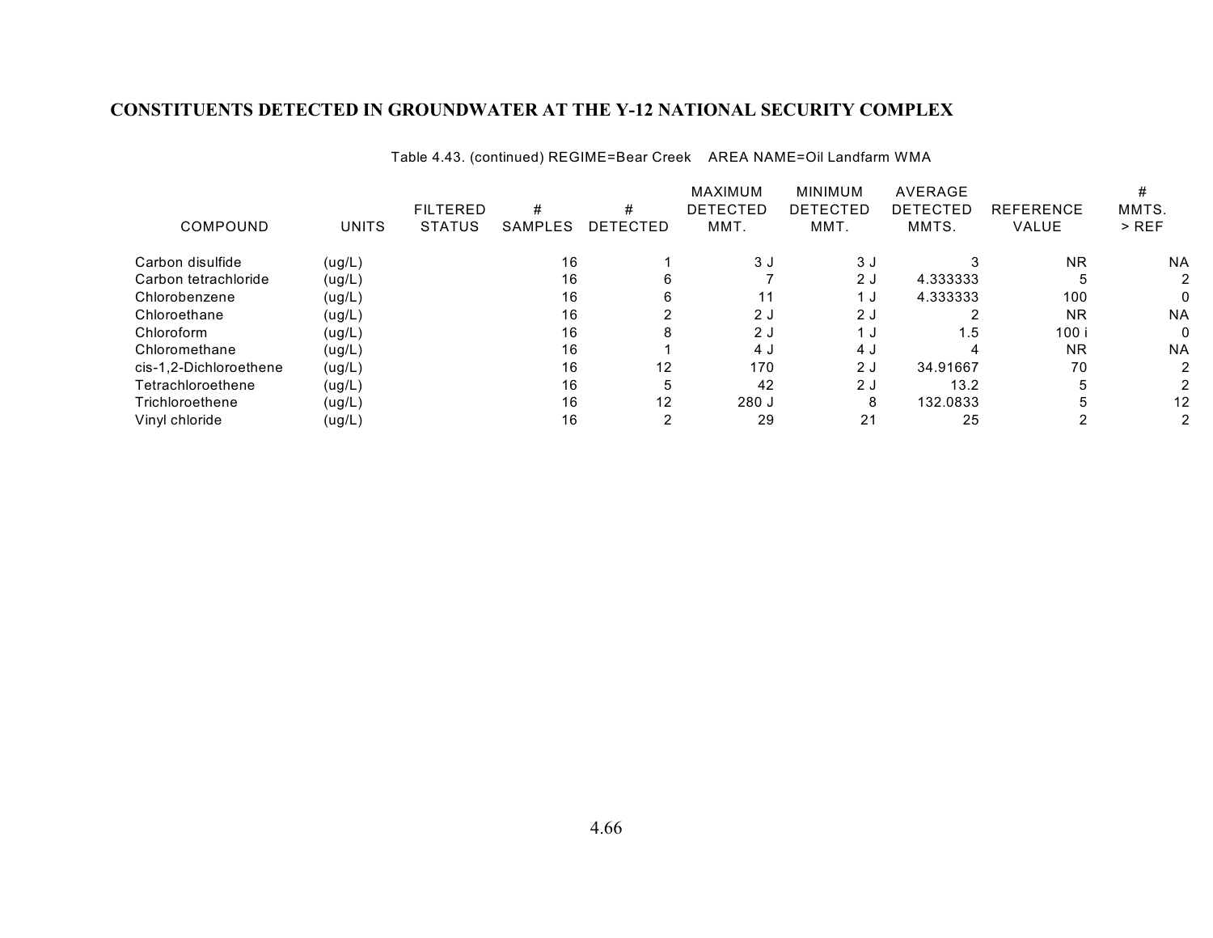# CONSTITUENTS DETECTED IN GROUNDWATER AT THE Y-12 NATIONAL SECURITY COMPLEX

Table 4.43. (continued) REGIME=Bear Creek AREA NAME=Oil Landfarm WMA

| COMPOUND | UNITS | FILTERED STATUS | # SAMPLES | # DETECTED | MAXIMUM DETECTED MMT. | MINIMUM DETECTED MMT. | AVERAGE DETECTED MMTS. | REFERENCE VALUE | # MMTS. > REF |
|---|---|---|---|---|---|---|---|---|---|
| Carbon disulfide | (ug/L) | | 16 | 1 | 3 J | 3 J | 3 | NR | NA |
| Carbon tetrachloride | (ug/L) | | 16 | 6 | 7 | 2 J | 4.333333 | 5 | 2 |
| Chlorobenzene | (ug/L) | | 16 | 6 | 11 | 1 J | 4.333333 | 100 | 0 |
| Chloroethane | (ug/L) | | 16 | 2 | 2 J | 2 J | 2 | NR | NA |
| Chloroform | (ug/L) | | 16 | 8 | 2 J | 1 J | 1.5 | 100 i | 0 |
| Chloromethane | (ug/L) | | 16 | 1 | 4 J | 4 J | 4 | NR | NA |
| cis-1,2-Dichloroethene | (ug/L) | | 16 | 12 | 170 | 2 J | 34.91667 | 70 | 2 |
| Tetrachloroethene | (ug/L) | | 16 | 5 | 42 | 2 J | 13.2 | 5 | 2 |
| Trichloroethene | (ug/L) | | 16 | 12 | 280 J | 8 | 132.0833 | 5 | 12 |
| Vinyl chloride | (ug/L) | | 16 | 2 | 29 | 21 | 25 | 2 | 2 |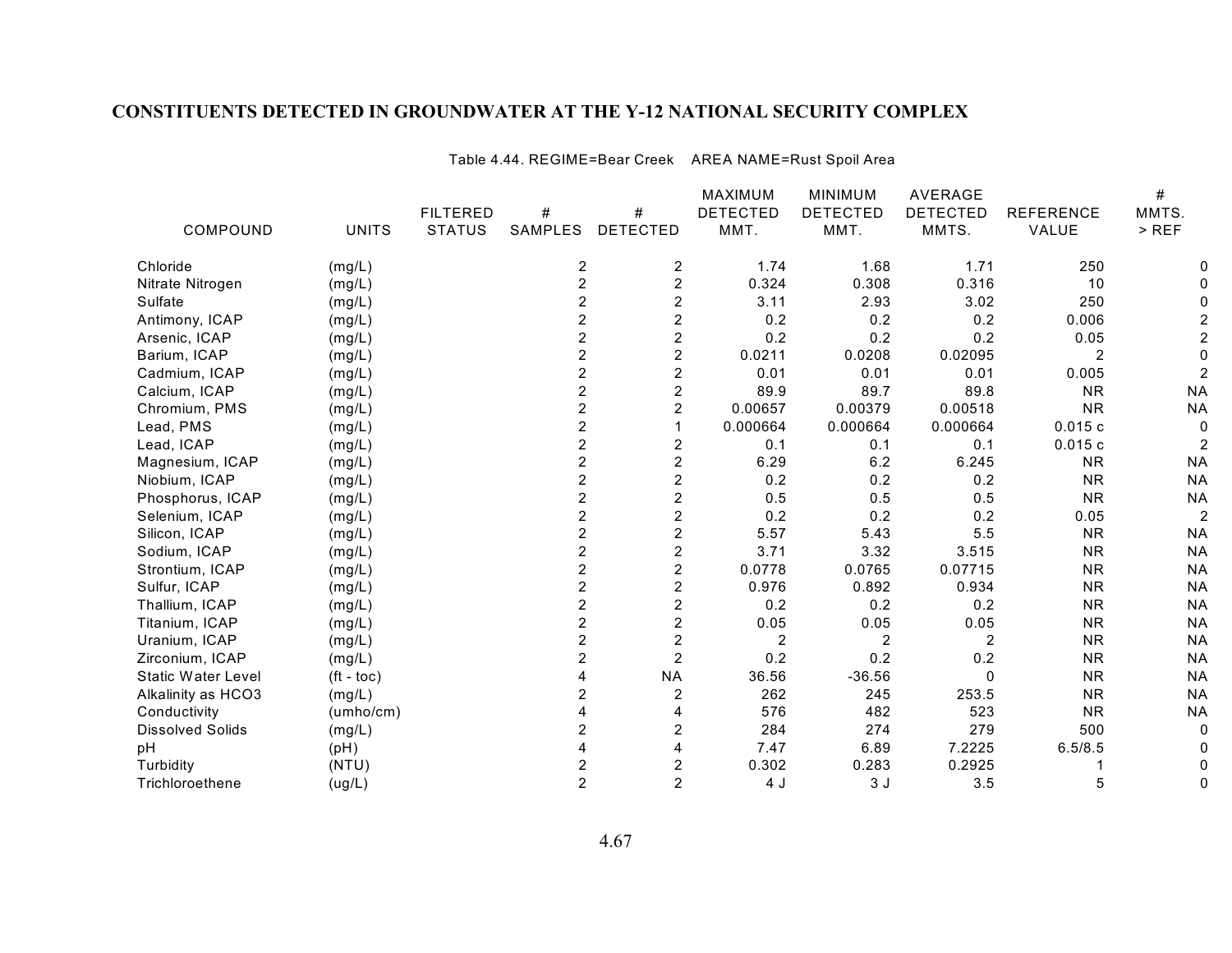## CONSTITUENTS DETECTED IN GROUNDWATER AT THE Y-12 NATIONAL SECURITY COMPLEX

Table 4.44. REGIME=Bear Creek AREA NAME=Rust Spoil Area

| COMPOUND | UNITS | FILTERED STATUS | # SAMPLES | # DETECTED | MAXIMUM DETECTED MMT. | MINIMUM DETECTED MMT. | AVERAGE DETECTED MMTS. | REFERENCE VALUE | # MMTS. > REF |
|---|---|---|---|---|---|---|---|---|---|
| Chloride | (mg/L) | | 2 | 2 | 1.74 | 1.68 | 1.71 | 250 | 0 |
| Nitrate Nitrogen | (mg/L) | | 2 | 2 | 0.324 | 0.308 | 0.316 | 10 | 0 |
| Sulfate | (mg/L) | | 2 | 2 | 3.11 | 2.93 | 3.02 | 250 | 0 |
| Antimony, ICAP | (mg/L) | | 2 | 2 | 0.2 | 0.2 | 0.2 | 0.006 | 2 |
| Arsenic, ICAP | (mg/L) | | 2 | 2 | 0.2 | 0.2 | 0.2 | 0.05 | 2 |
| Barium, ICAP | (mg/L) | | 2 | 2 | 0.0211 | 0.0208 | 0.02095 | 2 | 0 |
| Cadmium, ICAP | (mg/L) | | 2 | 2 | 0.01 | 0.01 | 0.01 | 0.005 | 2 |
| Calcium, ICAP | (mg/L) | | 2 | 2 | 89.9 | 89.7 | 89.8 | NR | NA |
| Chromium, PMS | (mg/L) | | 2 | 2 | 0.00657 | 0.00379 | 0.00518 | NR | NA |
| Lead, PMS | (mg/L) | | 2 | 1 | 0.000664 | 0.000664 | 0.000664 | 0.015 c | 0 |
| Lead, ICAP | (mg/L) | | 2 | 2 | 0.1 | 0.1 | 0.1 | 0.015 c | 2 |
| Magnesium, ICAP | (mg/L) | | 2 | 2 | 6.29 | 6.2 | 6.245 | NR | NA |
| Niobium, ICAP | (mg/L) | | 2 | 2 | 0.2 | 0.2 | 0.2 | NR | NA |
| Phosphorus, ICAP | (mg/L) | | 2 | 2 | 0.5 | 0.5 | 0.5 | NR | NA |
| Selenium, ICAP | (mg/L) | | 2 | 2 | 0.2 | 0.2 | 0.2 | 0.05 | 2 |
| Silicon, ICAP | (mg/L) | | 2 | 2 | 5.57 | 5.43 | 5.5 | NR | NA |
| Sodium, ICAP | (mg/L) | | 2 | 2 | 3.71 | 3.32 | 3.515 | NR | NA |
| Strontium, ICAP | (mg/L) | | 2 | 2 | 0.0778 | 0.0765 | 0.07715 | NR | NA |
| Sulfur, ICAP | (mg/L) | | 2 | 2 | 0.976 | 0.892 | 0.934 | NR | NA |
| Thallium, ICAP | (mg/L) | | 2 | 2 | 0.2 | 0.2 | 0.2 | NR | NA |
| Titanium, ICAP | (mg/L) | | 2 | 2 | 0.05 | 0.05 | 0.05 | NR | NA |
| Uranium, ICAP | (mg/L) | | 2 | 2 | 2 | 2 | 2 | NR | NA |
| Zirconium, ICAP | (mg/L) | | 2 | 2 | 0.2 | 0.2 | 0.2 | NR | NA |
| Static Water Level | (ft - toc) | | 4 | NA | 36.56 | -36.56 | 0 | NR | NA |
| Alkalinity as HCO3 | (mg/L) | | 2 | 2 | 262 | 245 | 253.5 | NR | NA |
| Conductivity | (umho/cm) | | 4 | 4 | 576 | 482 | 523 | NR | NA |
| Dissolved Solids | (mg/L) | | 2 | 2 | 284 | 274 | 279 | 500 | 0 |
| pH | (pH) | | 4 | 4 | 7.47 | 6.89 | 7.2225 | 6.5/8.5 | 0 |
| Turbidity | (NTU) | | 2 | 2 | 0.302 | 0.283 | 0.2925 | 1 | 0 |
| Trichloroethene | (ug/L) | | 2 | 2 | 4 J | 3 J | 3.5 | 5 | 0 |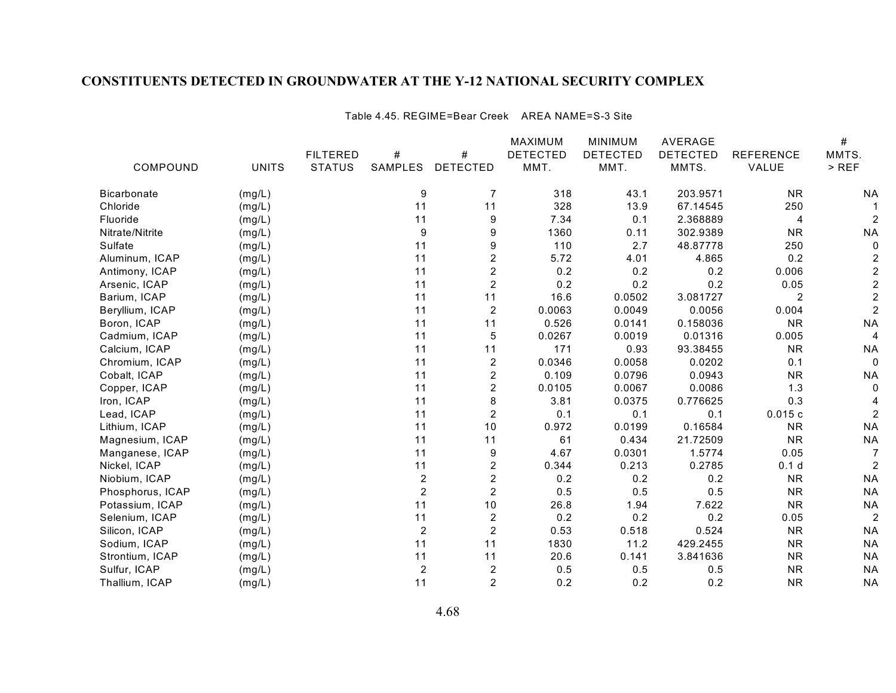## CONSTITUENTS DETECTED IN GROUNDWATER AT THE Y-12 NATIONAL SECURITY COMPLEX

Table 4.45. REGIME=Bear Creek AREA NAME=S-3 Site

| COMPOUND | UNITS | FILTERED STATUS | # SAMPLES | # DETECTED | MAXIMUM DETECTED MMT. | MINIMUM DETECTED MMT. | AVERAGE DETECTED MMTS. | REFERENCE VALUE | # MMTS. > REF |
|---|---|---|---|---|---|---|---|---|---|
| Bicarbonate | (mg/L) | | 9 | 7 | 318 | 43.1 | 203.9571 | NR | NA |
| Chloride | (mg/L) | | 11 | 11 | 328 | 13.9 | 67.14545 | 250 | 1 |
| Fluoride | (mg/L) | | 11 | 9 | 7.34 | 0.1 | 2.368889 | 4 | 2 |
| Nitrate/Nitrite | (mg/L) | | 9 | 9 | 1360 | 0.11 | 302.9389 | NR | NA |
| Sulfate | (mg/L) | | 11 | 9 | 110 | 2.7 | 48.87778 | 250 | 0 |
| Aluminum, ICAP | (mg/L) | | 11 | 2 | 5.72 | 4.01 | 4.865 | 0.2 | 2 |
| Antimony, ICAP | (mg/L) | | 11 | 2 | 0.2 | 0.2 | 0.2 | 0.006 | 2 |
| Arsenic, ICAP | (mg/L) | | 11 | 2 | 0.2 | 0.2 | 0.2 | 0.05 | 2 |
| Barium, ICAP | (mg/L) | | 11 | 11 | 16.6 | 0.0502 | 3.081727 | 2 | 2 |
| Beryllium, ICAP | (mg/L) | | 11 | 2 | 0.0063 | 0.0049 | 0.0056 | 0.004 | 2 |
| Boron, ICAP | (mg/L) | | 11 | 11 | 0.526 | 0.0141 | 0.158036 | NR | NA |
| Cadmium, ICAP | (mg/L) | | 11 | 5 | 0.0267 | 0.0019 | 0.01316 | 0.005 | 4 |
| Calcium, ICAP | (mg/L) | | 11 | 11 | 171 | 0.93 | 93.38455 | NR | NA |
| Chromium, ICAP | (mg/L) | | 11 | 2 | 0.0346 | 0.0058 | 0.0202 | 0.1 | 0 |
| Cobalt, ICAP | (mg/L) | | 11 | 2 | 0.109 | 0.0796 | 0.0943 | NR | NA |
| Copper, ICAP | (mg/L) | | 11 | 2 | 0.0105 | 0.0067 | 0.0086 | 1.3 | 0 |
| Iron, ICAP | (mg/L) | | 11 | 8 | 3.81 | 0.0375 | 0.776625 | 0.3 | 4 |
| Lead, ICAP | (mg/L) | | 11 | 2 | 0.1 | 0.1 | 0.1 | 0.015 c | 2 |
| Lithium, ICAP | (mg/L) | | 11 | 10 | 0.972 | 0.0199 | 0.16584 | NR | NA |
| Magnesium, ICAP | (mg/L) | | 11 | 11 | 61 | 0.434 | 21.72509 | NR | NA |
| Manganese, ICAP | (mg/L) | | 11 | 9 | 4.67 | 0.0301 | 1.5774 | 0.05 | 7 |
| Nickel, ICAP | (mg/L) | | 11 | 2 | 0.344 | 0.213 | 0.2785 | 0.1 d | 2 |
| Niobium, ICAP | (mg/L) | | 2 | 2 | 0.2 | 0.2 | 0.2 | NR | NA |
| Phosphorus, ICAP | (mg/L) | | 2 | 2 | 0.5 | 0.5 | 0.5 | NR | NA |
| Potassium, ICAP | (mg/L) | | 11 | 10 | 26.8 | 1.94 | 7.622 | NR | NA |
| Selenium, ICAP | (mg/L) | | 11 | 2 | 0.2 | 0.2 | 0.2 | 0.05 | 2 |
| Silicon, ICAP | (mg/L) | | 2 | 2 | 0.53 | 0.518 | 0.524 | NR | NA |
| Sodium, ICAP | (mg/L) | | 11 | 11 | 1830 | 11.2 | 429.2455 | NR | NA |
| Strontium, ICAP | (mg/L) | | 11 | 11 | 20.6 | 0.141 | 3.841636 | NR | NA |
| Sulfur, ICAP | (mg/L) | | 2 | 2 | 0.5 | 0.5 | 0.5 | NR | NA |
| Thallium, ICAP | (mg/L) | | 11 | 2 | 0.2 | 0.2 | 0.2 | NR | NA |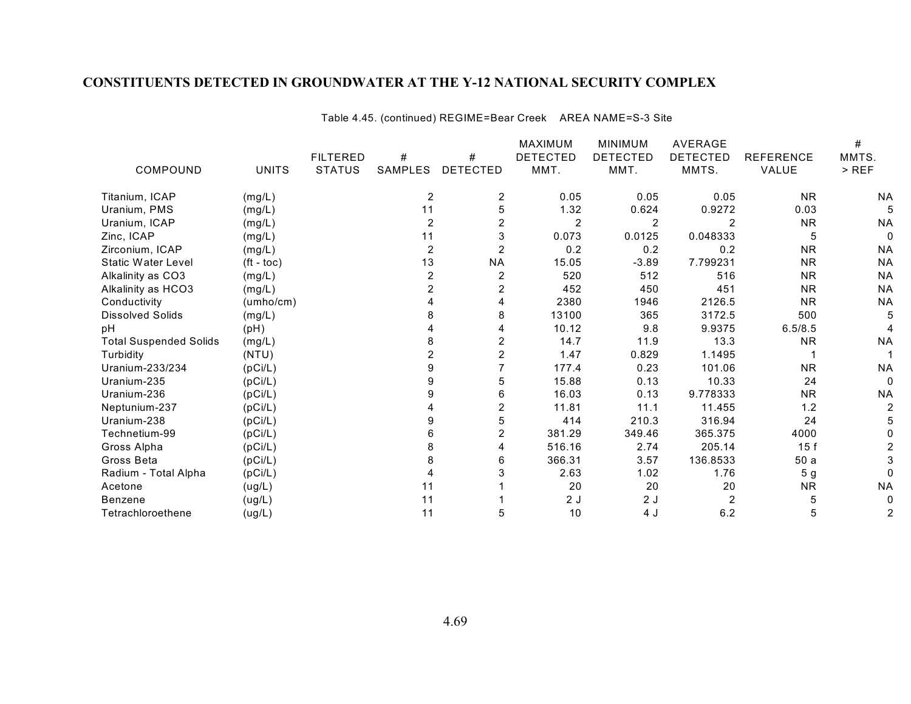## CONSTITUENTS DETECTED IN GROUNDWATER AT THE Y-12 NATIONAL SECURITY COMPLEX

Table 4.45. (continued) REGIME=Bear Creek AREA NAME=S-3 Site

| COMPOUND | UNITS | FILTERED STATUS | # SAMPLES | # DETECTED | MAXIMUM DETECTED MMT. | MINIMUM DETECTED MMT. | AVERAGE DETECTED MMTS. | REFERENCE VALUE | # MMTS. > REF |
|---|---|---|---|---|---|---|---|---|---|
| Titanium, ICAP | (mg/L) | | 2 | 2 | 0.05 | 0.05 | 0.05 | NR | NA |
| Uranium, PMS | (mg/L) | | 11 | 5 | 1.32 | 0.624 | 0.9272 | 0.03 | 5 |
| Uranium, ICAP | (mg/L) | | 2 | 2 | 2 | 2 | 2 | NR | NA |
| Zinc, ICAP | (mg/L) | | 11 | 3 | 0.073 | 0.0125 | 0.048333 | 5 | 0 |
| Zirconium, ICAP | (mg/L) | | 2 | 2 | 0.2 | 0.2 | 0.2 | NR | NA |
| Static Water Level | (ft - toc) | | 13 | NA | 15.05 | -3.89 | 7.799231 | NR | NA |
| Alkalinity as CO3 | (mg/L) | | 2 | 2 | 520 | 512 | 516 | NR | NA |
| Alkalinity as HCO3 | (mg/L) | | 2 | 2 | 452 | 450 | 451 | NR | NA |
| Conductivity | (umho/cm) | | 4 | 4 | 2380 | 1946 | 2126.5 | NR | NA |
| Dissolved Solids | (mg/L) | | 8 | 8 | 13100 | 365 | 3172.5 | 500 | 5 |
| pH | (pH) | | 4 | 4 | 10.12 | 9.8 | 9.9375 | 6.5/8.5 | 4 |
| Total Suspended Solids | (mg/L) | | 8 | 2 | 14.7 | 11.9 | 13.3 | NR | NA |
| Turbidity | (NTU) | | 2 | 2 | 1.47 | 0.829 | 1.1495 | 1 | 1 |
| Uranium-233/234 | (pCi/L) | | 9 | 7 | 177.4 | 0.23 | 101.06 | NR | NA |
| Uranium-235 | (pCi/L) | | 9 | 5 | 15.88 | 0.13 | 10.33 | 24 | 0 |
| Uranium-236 | (pCi/L) | | 9 | 6 | 16.03 | 0.13 | 9.778333 | NR | NA |
| Neptunium-237 | (pCi/L) | | 4 | 2 | 11.81 | 11.1 | 11.455 | 1.2 | 2 |
| Uranium-238 | (pCi/L) | | 9 | 5 | 414 | 210.3 | 316.94 | 24 | 5 |
| Technetium-99 | (pCi/L) | | 6 | 2 | 381.29 | 349.46 | 365.375 | 4000 | 0 |
| Gross Alpha | (pCi/L) | | 8 | 4 | 516.16 | 2.74 | 205.14 | 15 f | 2 |
| Gross Beta | (pCi/L) | | 8 | 6 | 366.31 | 3.57 | 136.8533 | 50 a | 3 |
| Radium - Total Alpha | (pCi/L) | | 4 | 3 | 2.63 | 1.02 | 1.76 | 5 g | 0 |
| Acetone | (ug/L) | | 11 | 1 | 20 | 20 | 20 | NR | NA |
| Benzene | (ug/L) | | 11 | 1 | 2 J | 2 J | 2 | 5 | 0 |
| Tetrachloroethene | (ug/L) | | 11 | 5 | 10 | 4 J | 6.2 | 5 | 2 |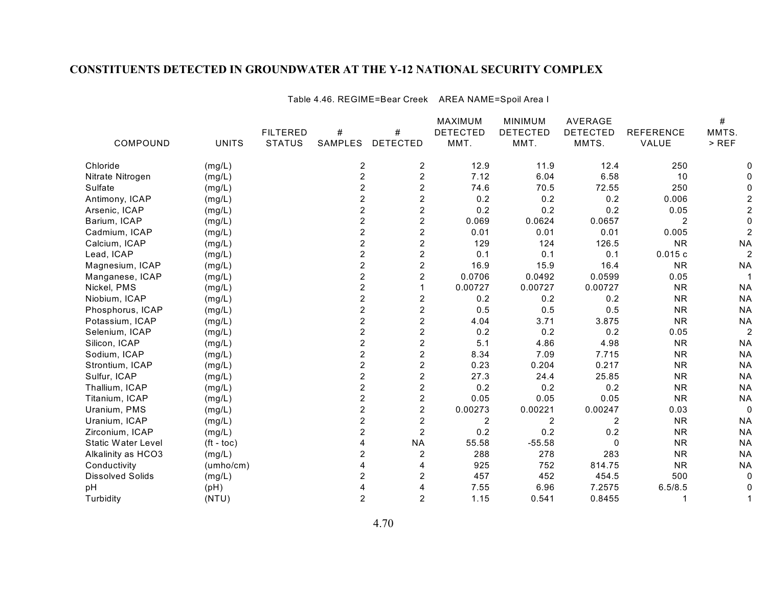# CONSTITUENTS DETECTED IN GROUNDWATER AT THE Y-12 NATIONAL SECURITY COMPLEX

Table 4.46. REGIME=Bear Creek AREA NAME=Spoil Area I

| COMPOUND | UNITS | FILTERED STATUS | # SAMPLES | # DETECTED | MAXIMUM DETECTED MMT. | MINIMUM DETECTED MMT. | AVERAGE DETECTED MMTS. | REFERENCE VALUE | # MMTS. > REF |
|---|---|---|---|---|---|---|---|---|---|
| Chloride | (mg/L) | | 2 | 2 | 12.9 | 11.9 | 12.4 | 250 | 0 |
| Nitrate Nitrogen | (mg/L) | | 2 | 2 | 7.12 | 6.04 | 6.58 | 10 | 0 |
| Sulfate | (mg/L) | | 2 | 2 | 74.6 | 70.5 | 72.55 | 250 | 0 |
| Antimony, ICAP | (mg/L) | | 2 | 2 | 0.2 | 0.2 | 0.2 | 0.006 | 2 |
| Arsenic, ICAP | (mg/L) | | 2 | 2 | 0.2 | 0.2 | 0.2 | 0.05 | 2 |
| Barium, ICAP | (mg/L) | | 2 | 2 | 0.069 | 0.0624 | 0.0657 | 2 | 0 |
| Cadmium, ICAP | (mg/L) | | 2 | 2 | 0.01 | 0.01 | 0.01 | 0.005 | 2 |
| Calcium, ICAP | (mg/L) | | 2 | 2 | 129 | 124 | 126.5 | NR | NA |
| Lead, ICAP | (mg/L) | | 2 | 2 | 0.1 | 0.1 | 0.1 | 0.015 c | 2 |
| Magnesium, ICAP | (mg/L) | | 2 | 2 | 16.9 | 15.9 | 16.4 | NR | NA |
| Manganese, ICAP | (mg/L) | | 2 | 2 | 0.0706 | 0.0492 | 0.0599 | 0.05 | 1 |
| Nickel, PMS | (mg/L) | | 2 | 1 | 0.00727 | 0.00727 | 0.00727 | NR | NA |
| Niobium, ICAP | (mg/L) | | 2 | 2 | 0.2 | 0.2 | 0.2 | NR | NA |
| Phosphorus, ICAP | (mg/L) | | 2 | 2 | 0.5 | 0.5 | 0.5 | NR | NA |
| Potassium, ICAP | (mg/L) | | 2 | 2 | 4.04 | 3.71 | 3.875 | NR | NA |
| Selenium, ICAP | (mg/L) | | 2 | 2 | 0.2 | 0.2 | 0.2 | 0.05 | 2 |
| Silicon, ICAP | (mg/L) | | 2 | 2 | 5.1 | 4.86 | 4.98 | NR | NA |
| Sodium, ICAP | (mg/L) | | 2 | 2 | 8.34 | 7.09 | 7.715 | NR | NA |
| Strontium, ICAP | (mg/L) | | 2 | 2 | 0.23 | 0.204 | 0.217 | NR | NA |
| Sulfur, ICAP | (mg/L) | | 2 | 2 | 27.3 | 24.4 | 25.85 | NR | NA |
| Thallium, ICAP | (mg/L) | | 2 | 2 | 0.2 | 0.2 | 0.2 | NR | NA |
| Titanium, ICAP | (mg/L) | | 2 | 2 | 0.05 | 0.05 | 0.05 | NR | NA |
| Uranium, PMS | (mg/L) | | 2 | 2 | 0.00273 | 0.00221 | 0.00247 | 0.03 | 0 |
| Uranium, ICAP | (mg/L) | | 2 | 2 | 2 | 2 | 2 | NR | NA |
| Zirconium, ICAP | (mg/L) | | 2 | 2 | 0.2 | 0.2 | 0.2 | NR | NA |
| Static Water Level | (ft - toc) | | 4 | NA | 55.58 | -55.58 | 0 | NR | NA |
| Alkalinity as HCO3 | (mg/L) | | 2 | 2 | 288 | 278 | 283 | NR | NA |
| Conductivity | (umho/cm) | | 4 | 4 | 925 | 752 | 814.75 | NR | NA |
| Dissolved Solids | (mg/L) | | 2 | 2 | 457 | 452 | 454.5 | 500 | 0 |
| pH | (pH) | | 4 | 4 | 7.55 | 6.96 | 7.2575 | 6.5/8.5 | 0 |
| Turbidity | (NTU) | | 2 | 2 | 1.15 | 0.541 | 0.8455 | 1 | 1 |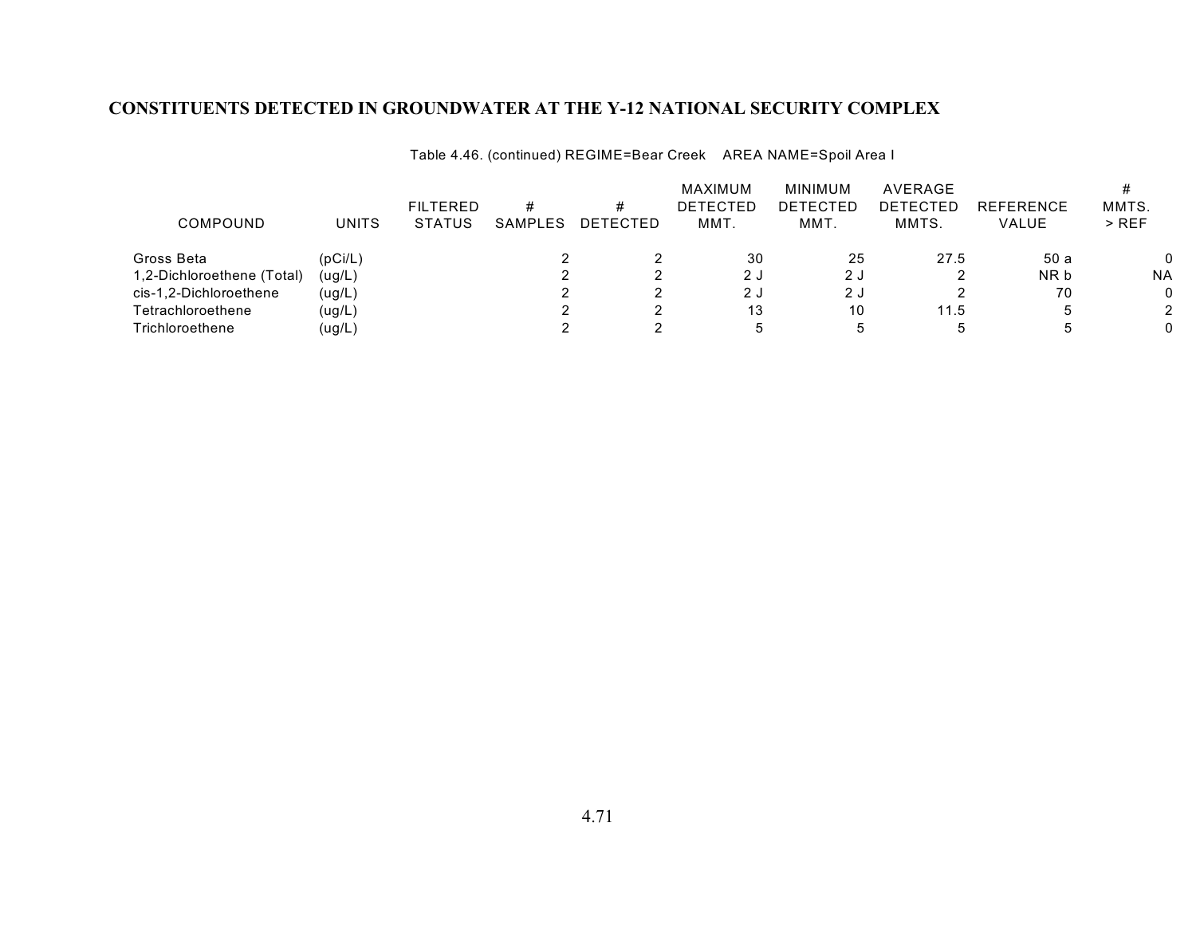## CONSTITUENTS DETECTED IN GROUNDWATER AT THE Y-12 NATIONAL SECURITY COMPLEX

Table 4.46. (continued) REGIME=Bear Creek AREA NAME=Spoil Area I

| COMPOUND | UNITS | FILTERED STATUS | # SAMPLES | # DETECTED | MAXIMUM DETECTED MMT. | MINIMUM DETECTED MMT. | AVERAGE DETECTED MMTS. | REFERENCE VALUE | # MMTS. > REF |
|---|---|---|---|---|---|---|---|---|---|
| Gross Beta | (pCi/L) | | 2 | 2 | 30 | 25 | 27.5 | 50 a | 0 |
| 1,2-Dichloroethene (Total) | (ug/L) | | 2 | 2 | 2 J | 2 J | 2 | NR b | NA |
| cis-1,2-Dichloroethene | (ug/L) | | 2 | 2 | 2 J | 2 J | 2 | 70 | 0 |
| Tetrachloroethene | (ug/L) | | 2 | 2 | 13 | 10 | 11.5 | 5 | 2 |
| Trichloroethene | (ug/L) | | 2 | 2 | 5 | 5 | 5 | 5 | 0 |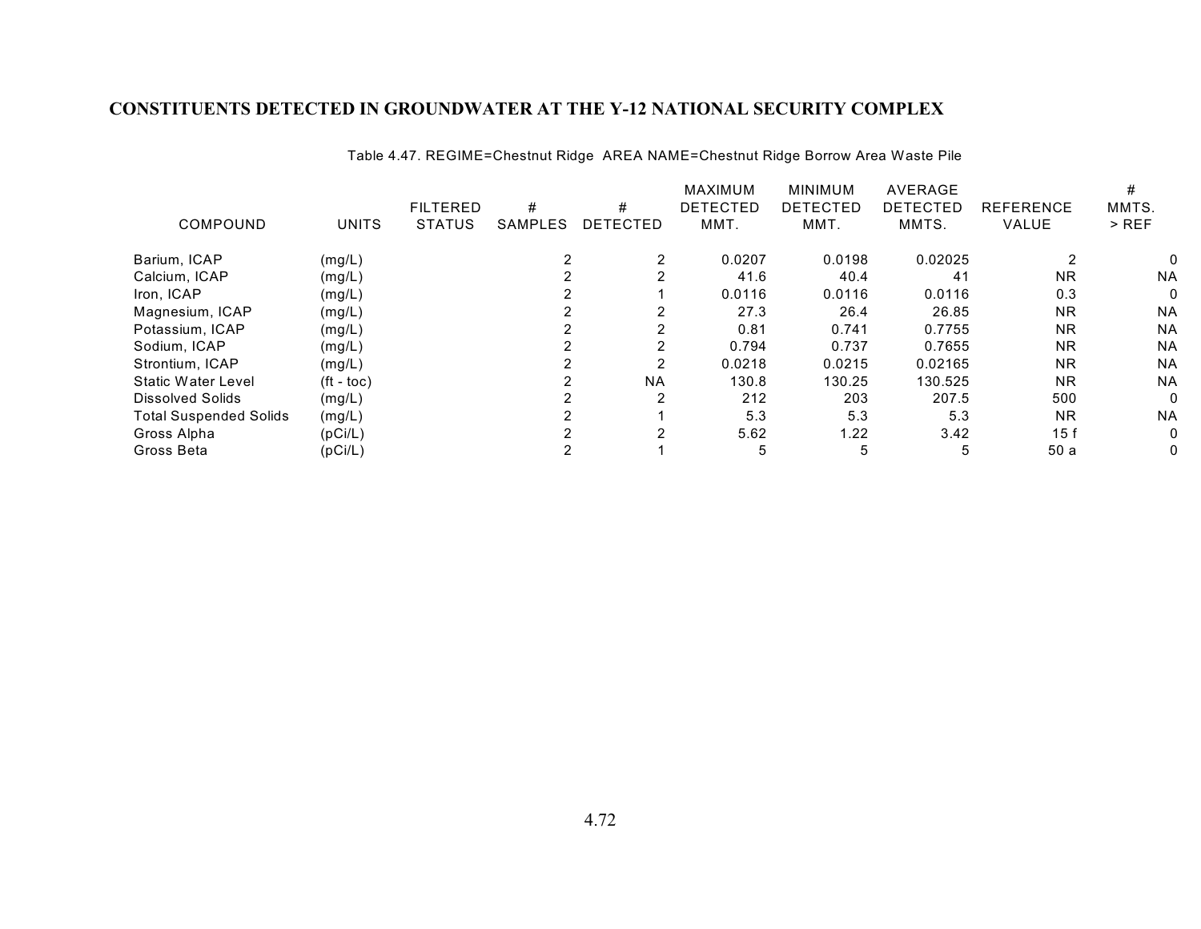# CONSTITUENTS DETECTED IN GROUNDWATER AT THE Y-12 NATIONAL SECURITY COMPLEX

Table 4.47. REGIME=Chestnut Ridge AREA NAME=Chestnut Ridge Borrow Area Waste Pile

| COMPOUND | UNITS | FILTERED STATUS | # SAMPLES | # DETECTED | MAXIMUM DETECTED MMT. | MINIMUM DETECTED MMT. | AVERAGE DETECTED MMTS. | REFERENCE VALUE | # MMTS. > REF |
|---|---|---|---|---|---|---|---|---|---|
| Barium, ICAP | (mg/L) | | 2 | 2 | 0.0207 | 0.0198 | 0.02025 | 2 | 0 |
| Calcium, ICAP | (mg/L) | | 2 | 2 | 41.6 | 40.4 | 41 | NR | NA |
| Iron, ICAP | (mg/L) | | 2 | 1 | 0.0116 | 0.0116 | 0.0116 | 0.3 | 0 |
| Magnesium, ICAP | (mg/L) | | 2 | 2 | 27.3 | 26.4 | 26.85 | NR | NA |
| Potassium, ICAP | (mg/L) | | 2 | 2 | 0.81 | 0.741 | 0.7755 | NR | NA |
| Sodium, ICAP | (mg/L) | | 2 | 2 | 0.794 | 0.737 | 0.7655 | NR | NA |
| Strontium, ICAP | (mg/L) | | 2 | 2 | 0.0218 | 0.0215 | 0.02165 | NR | NA |
| Static Water Level | (ft - toc) | | 2 | NA | 130.8 | 130.25 | 130.525 | NR | NA |
| Dissolved Solids | (mg/L) | | 2 | 2 | 212 | 203 | 207.5 | 500 | 0 |
| Total Suspended Solids | (mg/L) | | 2 | 1 | 5.3 | 5.3 | 5.3 | NR | NA |
| Gross Alpha | (pCi/L) | | 2 | 2 | 5.62 | 1.22 | 3.42 | 15 f | 0 |
| Gross Beta | (pCi/L) | | 2 | 1 | 5 | 5 | 5 | 50 a | 0 |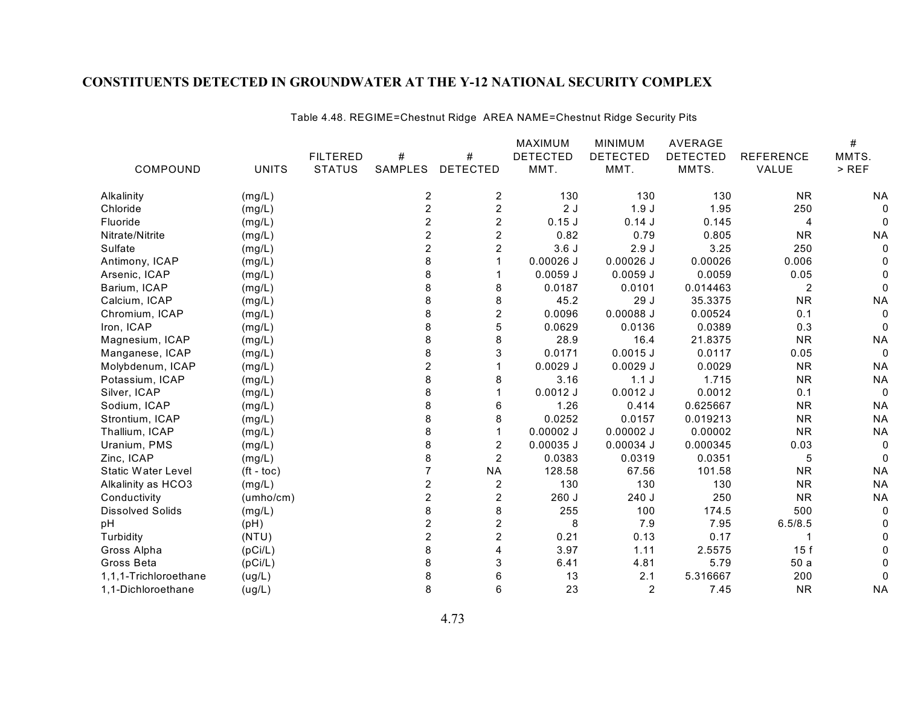## CONSTITUENTS DETECTED IN GROUNDWATER AT THE Y-12 NATIONAL SECURITY COMPLEX

Table 4.48. REGIME=Chestnut Ridge AREA NAME=Chestnut Ridge Security Pits

| COMPOUND | UNITS | FILTERED STATUS | # SAMPLES | # DETECTED | MAXIMUM DETECTED MMT. | MINIMUM DETECTED MMT. | AVERAGE DETECTED MMTS. | REFERENCE VALUE | # MMTS. > REF |
|---|---|---|---|---|---|---|---|---|---|
| Alkalinity | (mg/L) | | 2 | 2 | 130 | 130 | 130 | NR | NA |
| Chloride | (mg/L) | | 2 | 2 | 2 J | 1.9 J | 1.95 | 250 | 0 |
| Fluoride | (mg/L) | | 2 | 2 | 0.15 J | 0.14 J | 0.145 | 4 | 0 |
| Nitrate/Nitrite | (mg/L) | | 2 | 2 | 0.82 | 0.79 | 0.805 | NR | NA |
| Sulfate | (mg/L) | | 2 | 2 | 3.6 J | 2.9 J | 3.25 | 250 | 0 |
| Antimony, ICAP | (mg/L) | | 8 | 1 | 0.00026 J | 0.00026 J | 0.00026 | 0.006 | 0 |
| Arsenic, ICAP | (mg/L) | | 8 | 1 | 0.0059 J | 0.0059 J | 0.0059 | 0.05 | 0 |
| Barium, ICAP | (mg/L) | | 8 | 8 | 0.0187 | 0.0101 | 0.014463 | 2 | 0 |
| Calcium, ICAP | (mg/L) | | 8 | 8 | 45.2 | 29 J | 35.3375 | NR | NA |
| Chromium, ICAP | (mg/L) | | 8 | 2 | 0.0096 | 0.00088 J | 0.00524 | 0.1 | 0 |
| Iron, ICAP | (mg/L) | | 8 | 5 | 0.0629 | 0.0136 | 0.0389 | 0.3 | 0 |
| Magnesium, ICAP | (mg/L) | | 8 | 8 | 28.9 | 16.4 | 21.8375 | NR | NA |
| Manganese, ICAP | (mg/L) | | 8 | 3 | 0.0171 | 0.0015 J | 0.0117 | 0.05 | 0 |
| Molybdenum, ICAP | (mg/L) | | 2 | 1 | 0.0029 J | 0.0029 J | 0.0029 | NR | NA |
| Potassium, ICAP | (mg/L) | | 8 | 8 | 3.16 | 1.1 J | 1.715 | NR | NA |
| Silver, ICAP | (mg/L) | | 8 | 1 | 0.0012 J | 0.0012 J | 0.0012 | 0.1 | 0 |
| Sodium, ICAP | (mg/L) | | 8 | 6 | 1.26 | 0.414 | 0.625667 | NR | NA |
| Strontium, ICAP | (mg/L) | | 8 | 8 | 0.0252 | 0.0157 | 0.019213 | NR | NA |
| Thallium, ICAP | (mg/L) | | 8 | 1 | 0.00002 J | 0.00002 J | 0.00002 | NR | NA |
| Uranium, PMS | (mg/L) | | 8 | 2 | 0.00035 J | 0.00034 J | 0.000345 | 0.03 | 0 |
| Zinc, ICAP | (mg/L) | | 8 | 2 | 0.0383 | 0.0319 | 0.0351 | 5 | 0 |
| Static Water Level | (ft - toc) | | 7 | NA | 128.58 | 67.56 | 101.58 | NR | NA |
| Alkalinity as HCO3 | (mg/L) | | 2 | 2 | 130 | 130 | 130 | NR | NA |
| Conductivity | (umho/cm) | | 2 | 2 | 260 J | 240 J | 250 | NR | NA |
| Dissolved Solids | (mg/L) | | 8 | 8 | 255 | 100 | 174.5 | 500 | 0 |
| pH | (pH) | | 2 | 2 | 8 | 7.9 | 7.95 | 6.5/8.5 | 0 |
| Turbidity | (NTU) | | 2 | 2 | 0.21 | 0.13 | 0.17 | 1 | 0 |
| Gross Alpha | (pCi/L) | | 8 | 4 | 3.97 | 1.11 | 2.5575 | 15 f | 0 |
| Gross Beta | (pCi/L) | | 8 | 3 | 6.41 | 4.81 | 5.79 | 50 a | 0 |
| 1,1,1-Trichloroethane | (ug/L) | | 8 | 6 | 13 | 2.1 | 5.316667 | 200 | 0 |
| 1,1-Dichloroethane | (ug/L) | | 8 | 6 | 23 | 2 | 7.45 | NR | NA |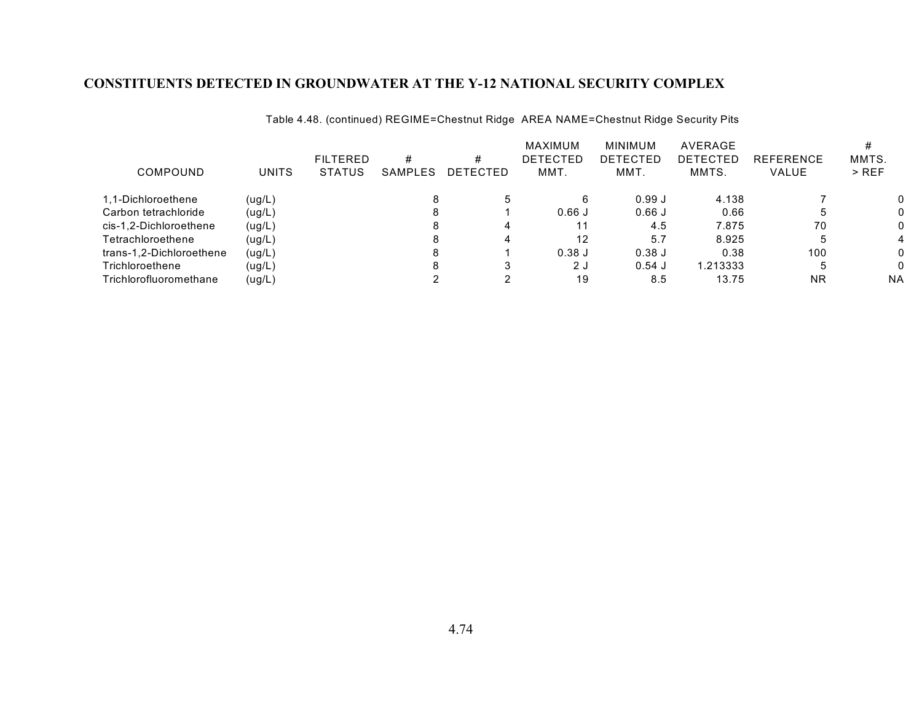## CONSTITUENTS DETECTED IN GROUNDWATER AT THE Y-12 NATIONAL SECURITY COMPLEX

Table 4.48. (continued) REGIME=Chestnut Ridge AREA NAME=Chestnut Ridge Security Pits

| COMPOUND | UNITS | FILTERED STATUS | # SAMPLES | # DETECTED | MAXIMUM DETECTED MMT. | MINIMUM DETECTED MMT. | AVERAGE DETECTED MMTS. | REFERENCE VALUE | # MMTS. > REF |
|---|---|---|---|---|---|---|---|---|---|
| 1,1-Dichloroethene | (ug/L) | | 8 | 5 | 6 | 0.99 J | 4.138 | 7 | 0 |
| Carbon tetrachloride | (ug/L) | | 8 | 1 | 0.66 J | 0.66 J | 0.66 | 5 | 0 |
| cis-1,2-Dichloroethene | (ug/L) | | 8 | 4 | 11 | 4.5 | 7.875 | 70 | 0 |
| Tetrachloroethene | (ug/L) | | 8 | 4 | 12 | 5.7 | 8.925 | 5 | 4 |
| trans-1,2-Dichloroethene | (ug/L) | | 8 | 1 | 0.38 J | 0.38 J | 0.38 | 100 | 0 |
| Trichloroethene | (ug/L) | | 8 | 3 | 2 J | 0.54 J | 1.213333 | 5 | 0 |
| Trichlorofluoromethane | (ug/L) | | 2 | 2 | 19 | 8.5 | 13.75 | NR | NA |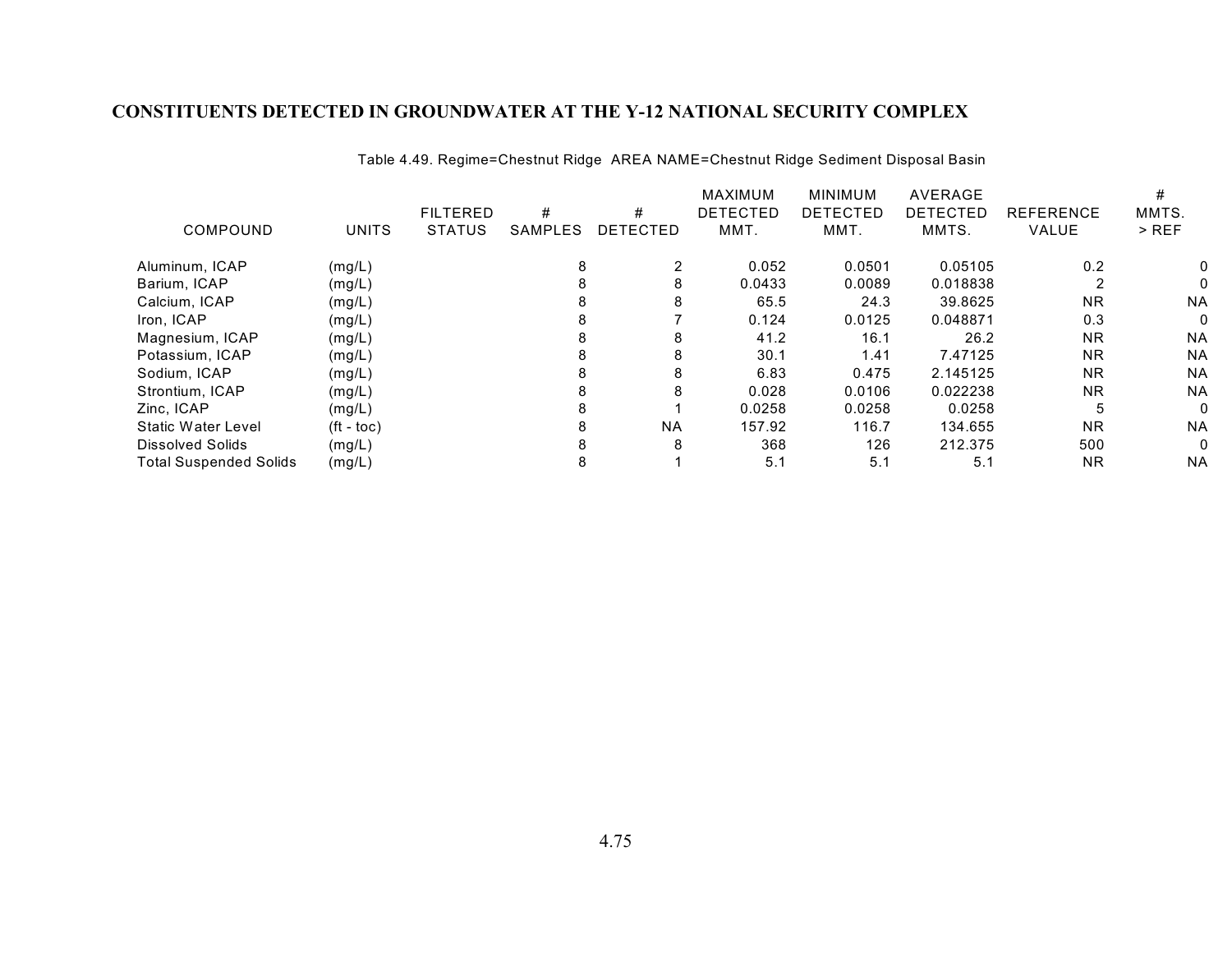## CONSTITUENTS DETECTED IN GROUNDWATER AT THE Y-12 NATIONAL SECURITY COMPLEX

Table 4.49. Regime=Chestnut Ridge AREA NAME=Chestnut Ridge Sediment Disposal Basin

| COMPOUND | UNITS | FILTERED STATUS | # SAMPLES | # DETECTED | MAXIMUM DETECTED MMT. | MINIMUM DETECTED MMT. | AVERAGE DETECTED MMTS. | REFERENCE VALUE | # MMTS. > REF |
|---|---|---|---|---|---|---|---|---|---|
| Aluminum, ICAP | (mg/L) | | 8 | 2 | 0.052 | 0.0501 | 0.05105 | 0.2 | 0 |
| Barium, ICAP | (mg/L) | | 8 | 8 | 0.0433 | 0.0089 | 0.018838 | 2 | 0 |
| Calcium, ICAP | (mg/L) | | 8 | 8 | 65.5 | 24.3 | 39.8625 | NR | NA |
| Iron, ICAP | (mg/L) | | 8 | 7 | 0.124 | 0.0125 | 0.048871 | 0.3 | 0 |
| Magnesium, ICAP | (mg/L) | | 8 | 8 | 41.2 | 16.1 | 26.2 | NR | NA |
| Potassium, ICAP | (mg/L) | | 8 | 8 | 30.1 | 1.41 | 7.47125 | NR | NA |
| Sodium, ICAP | (mg/L) | | 8 | 8 | 6.83 | 0.475 | 2.145125 | NR | NA |
| Strontium, ICAP | (mg/L) | | 8 | 8 | 0.028 | 0.0106 | 0.022238 | NR | NA |
| Zinc, ICAP | (mg/L) | | 8 | 1 | 0.0258 | 0.0258 | 0.0258 | 5 | 0 |
| Static Water Level | (ft - toc) | | 8 | NA | 157.92 | 116.7 | 134.655 | NR | NA |
| Dissolved Solids | (mg/L) | | 8 | 8 | 368 | 126 | 212.375 | 500 | 0 |
| Total Suspended Solids | (mg/L) | | 8 | 1 | 5.1 | 5.1 | 5.1 | NR | NA |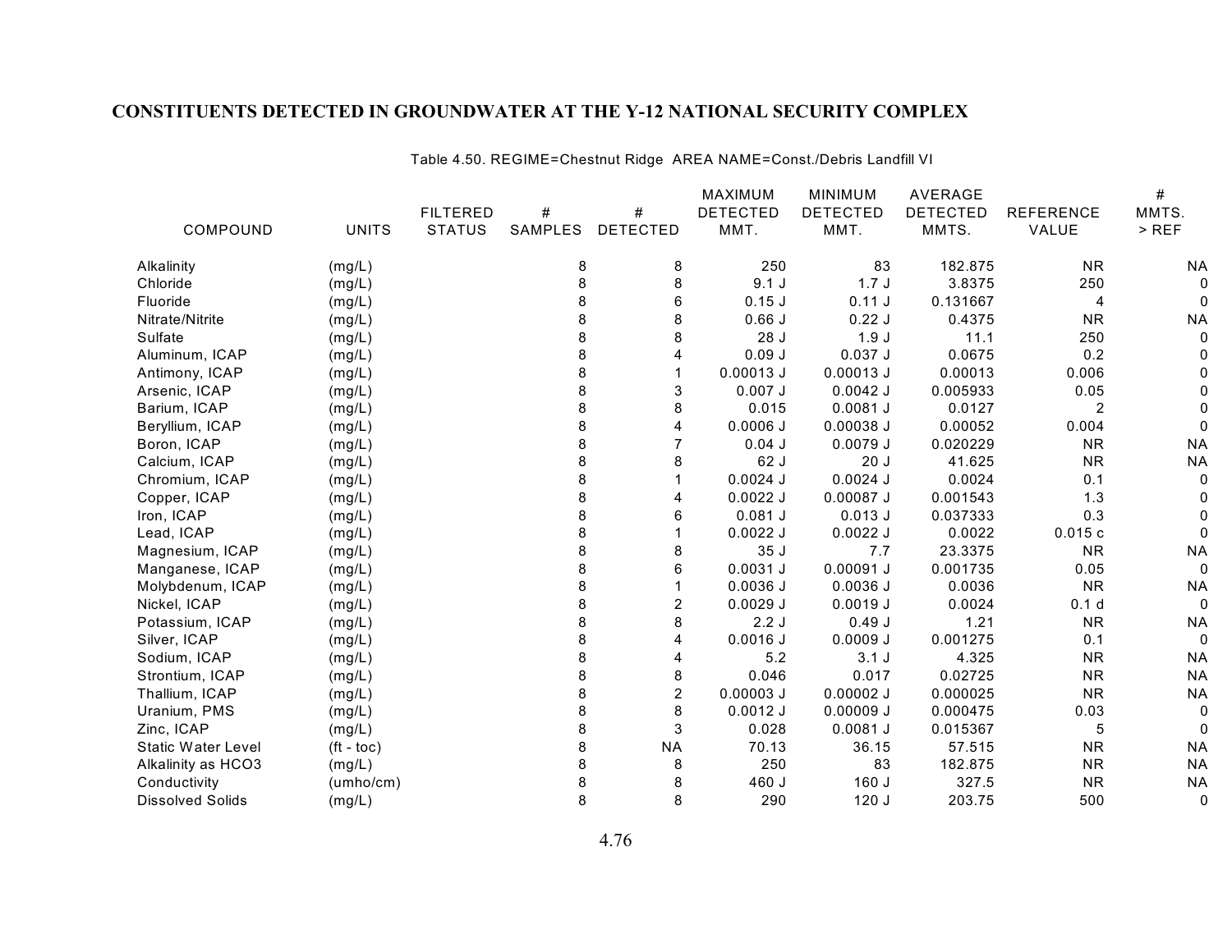## CONSTITUENTS DETECTED IN GROUNDWATER AT THE Y-12 NATIONAL SECURITY COMPLEX

Table 4.50. REGIME=Chestnut Ridge AREA NAME=Const./Debris Landfill VI

| COMPOUND | UNITS | FILTERED STATUS | # SAMPLES | # DETECTED | MAXIMUM DETECTED MMT. | MINIMUM DETECTED MMT. | AVERAGE DETECTED MMTS. | REFERENCE VALUE | # MMTS. > REF |
|---|---|---|---|---|---|---|---|---|---|
| Alkalinity | (mg/L) | | 8 | 8 | 250 | 83 | 182.875 | NR | NA |
| Chloride | (mg/L) | | 8 | 8 | 9.1 J | 1.7 J | 3.8375 | 250 | 0 |
| Fluoride | (mg/L) | | 8 | 6 | 0.15 J | 0.11 J | 0.131667 | 4 | 0 |
| Nitrate/Nitrite | (mg/L) | | 8 | 8 | 0.66 J | 0.22 J | 0.4375 | NR | NA |
| Sulfate | (mg/L) | | 8 | 8 | 28 J | 1.9 J | 11.1 | 250 | 0 |
| Aluminum, ICAP | (mg/L) | | 8 | 4 | 0.09 J | 0.037 J | 0.0675 | 0.2 | 0 |
| Antimony, ICAP | (mg/L) | | 8 | 1 | 0.00013 J | 0.00013 J | 0.00013 | 0.006 | 0 |
| Arsenic, ICAP | (mg/L) | | 8 | 3 | 0.007 J | 0.0042 J | 0.005933 | 0.05 | 0 |
| Barium, ICAP | (mg/L) | | 8 | 8 | 0.015 | 0.0081 J | 0.0127 | 2 | 0 |
| Beryllium, ICAP | (mg/L) | | 8 | 4 | 0.0006 J | 0.00038 J | 0.00052 | 0.004 | 0 |
| Boron, ICAP | (mg/L) | | 8 | 7 | 0.04 J | 0.0079 J | 0.020229 | NR | NA |
| Calcium, ICAP | (mg/L) | | 8 | 8 | 62 J | 20 J | 41.625 | NR | NA |
| Chromium, ICAP | (mg/L) | | 8 | 1 | 0.0024 J | 0.0024 J | 0.0024 | 0.1 | 0 |
| Copper, ICAP | (mg/L) | | 8 | 4 | 0.0022 J | 0.00087 J | 0.001543 | 1.3 | 0 |
| Iron, ICAP | (mg/L) | | 8 | 6 | 0.081 J | 0.013 J | 0.037333 | 0.3 | 0 |
| Lead, ICAP | (mg/L) | | 8 | 1 | 0.0022 J | 0.0022 J | 0.0022 | 0.015 c | 0 |
| Magnesium, ICAP | (mg/L) | | 8 | 8 | 35 J | 7.7 | 23.3375 | NR | NA |
| Manganese, ICAP | (mg/L) | | 8 | 6 | 0.0031 J | 0.00091 J | 0.001735 | 0.05 | 0 |
| Molybdenum, ICAP | (mg/L) | | 8 | 1 | 0.0036 J | 0.0036 J | 0.0036 | NR | NA |
| Nickel, ICAP | (mg/L) | | 8 | 2 | 0.0029 J | 0.0019 J | 0.0024 | 0.1 d | 0 |
| Potassium, ICAP | (mg/L) | | 8 | 8 | 2.2 J | 0.49 J | 1.21 | NR | NA |
| Silver, ICAP | (mg/L) | | 8 | 4 | 0.0016 J | 0.0009 J | 0.001275 | 0.1 | 0 |
| Sodium, ICAP | (mg/L) | | 8 | 4 | 5.2 | 3.1 J | 4.325 | NR | NA |
| Strontium, ICAP | (mg/L) | | 8 | 8 | 0.046 | 0.017 | 0.02725 | NR | NA |
| Thallium, ICAP | (mg/L) | | 8 | 2 | 0.00003 J | 0.00002 J | 0.000025 | NR | NA |
| Uranium, PMS | (mg/L) | | 8 | 8 | 0.0012 J | 0.00009 J | 0.000475 | 0.03 | 0 |
| Zinc, ICAP | (mg/L) | | 8 | 3 | 0.028 | 0.0081 J | 0.015367 | 5 | 0 |
| Static Water Level | (ft - toc) | | 8 | NA | 70.13 | 36.15 | 57.515 | NR | NA |
| Alkalinity as HCO3 | (mg/L) | | 8 | 8 | 250 | 83 | 182.875 | NR | NA |
| Conductivity | (umho/cm) | | 8 | 8 | 460 J | 160 J | 327.5 | NR | NA |
| Dissolved Solids | (mg/L) | | 8 | 8 | 290 | 120 J | 203.75 | 500 | 0 |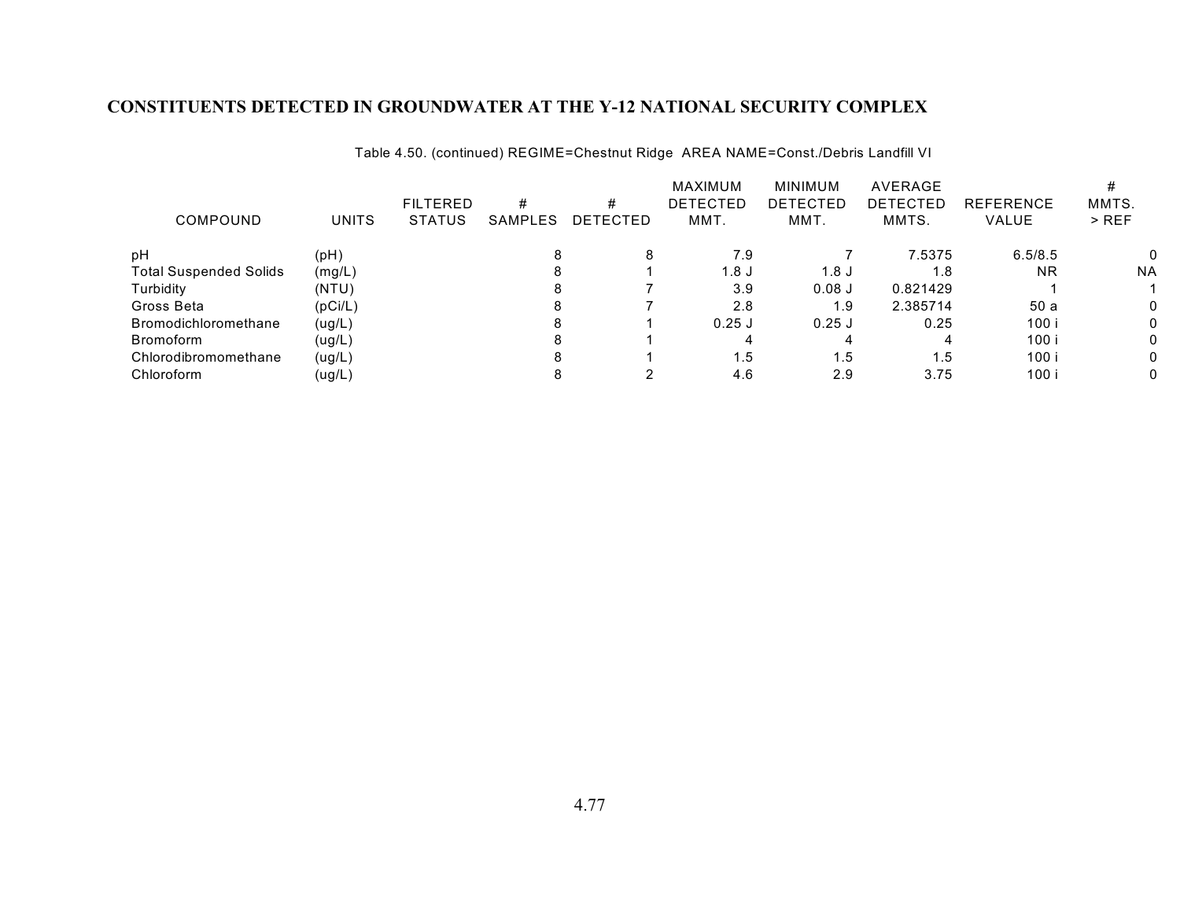# CONSTITUENTS DETECTED IN GROUNDWATER AT THE Y-12 NATIONAL SECURITY COMPLEX

Table 4.50. (continued) REGIME=Chestnut Ridge AREA NAME=Const./Debris Landfill VI

| COMPOUND | UNITS | FILTERED STATUS | # SAMPLES | # DETECTED | MAXIMUM DETECTED MMT. | MINIMUM DETECTED MMT. | AVERAGE DETECTED MMTS. | REFERENCE VALUE | # MMTS. > REF |
|---|---|---|---|---|---|---|---|---|---|
| pH | (pH) | | 8 | 8 | 7.9 | 7 | 7.5375 | 6.5/8.5 | 0 |
| Total Suspended Solids | (mg/L) | | 8 | 1 | 1.8 J | 1.8 J | 1.8 | NR | NA |
| Turbidity | (NTU) | | 8 | 7 | 3.9 | 0.08 J | 0.821429 | 1 | 1 |
| Gross Beta | (pCi/L) | | 8 | 7 | 2.8 | 1.9 | 2.385714 | 50 a | 0 |
| Bromodichloromethane | (ug/L) | | 8 | 1 | 0.25 J | 0.25 J | 0.25 | 100 i | 0 |
| Bromoform | (ug/L) | | 8 | 1 | 4 | 4 | 4 | 100 i | 0 |
| Chlorodibromomethane | (ug/L) | | 8 | 1 | 1.5 | 1.5 | 1.5 | 100 i | 0 |
| Chloroform | (ug/L) | | 8 | 2 | 4.6 | 2.9 | 3.75 | 100 i | 0 |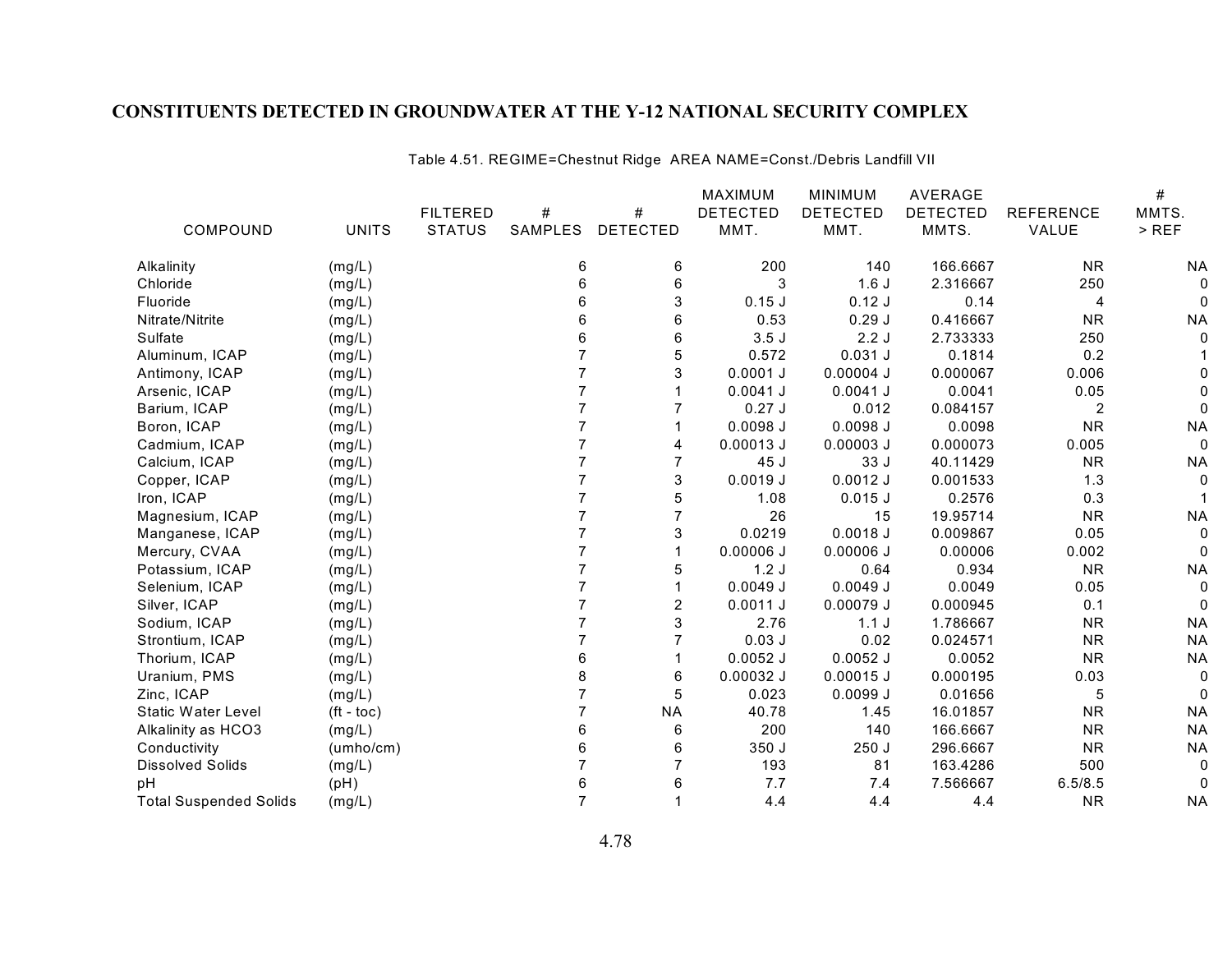# CONSTITUENTS DETECTED IN GROUNDWATER AT THE Y-12 NATIONAL SECURITY COMPLEX

Table 4.51. REGIME=Chestnut Ridge AREA NAME=Const./Debris Landfill VII

| COMPOUND | UNITS | FILTERED STATUS | # SAMPLES | # DETECTED | MAXIMUM DETECTED MMT. | MINIMUM DETECTED MMT. | AVERAGE DETECTED MMTS. | REFERENCE VALUE | # MMTS. > REF |
|---|---|---|---|---|---|---|---|---|---|
| Alkalinity | (mg/L) | | 6 | 6 | 200 | 140 | 166.6667 | NR | NA |
| Chloride | (mg/L) | | 6 | 6 | 3 | 1.6 J | 2.316667 | 250 | 0 |
| Fluoride | (mg/L) | | 6 | 3 | 0.15 J | 0.12 J | 0.14 | 4 | 0 |
| Nitrate/Nitrite | (mg/L) | | 6 | 6 | 0.53 | 0.29 J | 0.416667 | NR | NA |
| Sulfate | (mg/L) | | 6 | 6 | 3.5 J | 2.2 J | 2.733333 | 250 | 0 |
| Aluminum, ICAP | (mg/L) | | 7 | 5 | 0.572 | 0.031 J | 0.1814 | 0.2 | 1 |
| Antimony, ICAP | (mg/L) | | 7 | 3 | 0.0001 J | 0.00004 J | 0.000067 | 0.006 | 0 |
| Arsenic, ICAP | (mg/L) | | 7 | 1 | 0.0041 J | 0.0041 J | 0.0041 | 0.05 | 0 |
| Barium, ICAP | (mg/L) | | 7 | 7 | 0.27 J | 0.012 | 0.084157 | 2 | 0 |
| Boron, ICAP | (mg/L) | | 7 | 1 | 0.0098 J | 0.0098 J | 0.0098 | NR | NA |
| Cadmium, ICAP | (mg/L) | | 7 | 4 | 0.00013 J | 0.00003 J | 0.000073 | 0.005 | 0 |
| Calcium, ICAP | (mg/L) | | 7 | 7 | 45 J | 33 J | 40.11429 | NR | NA |
| Copper, ICAP | (mg/L) | | 7 | 3 | 0.0019 J | 0.0012 J | 0.001533 | 1.3 | 0 |
| Iron, ICAP | (mg/L) | | 7 | 5 | 1.08 | 0.015 J | 0.2576 | 0.3 | 1 |
| Magnesium, ICAP | (mg/L) | | 7 | 7 | 26 | 15 | 19.95714 | NR | NA |
| Manganese, ICAP | (mg/L) | | 7 | 3 | 0.0219 | 0.0018 J | 0.009867 | 0.05 | 0 |
| Mercury, CVAA | (mg/L) | | 7 | 1 | 0.00006 J | 0.00006 J | 0.00006 | 0.002 | 0 |
| Potassium, ICAP | (mg/L) | | 7 | 5 | 1.2 J | 0.64 | 0.934 | NR | NA |
| Selenium, ICAP | (mg/L) | | 7 | 1 | 0.0049 J | 0.0049 J | 0.0049 | 0.05 | 0 |
| Silver, ICAP | (mg/L) | | 7 | 2 | 0.0011 J | 0.00079 J | 0.000945 | 0.1 | 0 |
| Sodium, ICAP | (mg/L) | | 7 | 3 | 2.76 | 1.1 J | 1.786667 | NR | NA |
| Strontium, ICAP | (mg/L) | | 7 | 7 | 0.03 J | 0.02 | 0.024571 | NR | NA |
| Thorium, ICAP | (mg/L) | | 6 | 1 | 0.0052 J | 0.0052 J | 0.0052 | NR | NA |
| Uranium, PMS | (mg/L) | | 8 | 6 | 0.00032 J | 0.00015 J | 0.000195 | 0.03 | 0 |
| Zinc, ICAP | (mg/L) | | 7 | 5 | 0.023 | 0.0099 J | 0.01656 | 5 | 0 |
| Static Water Level | (ft - toc) | | 7 | NA | 40.78 | 1.45 | 16.01857 | NR | NA |
| Alkalinity as HCO3 | (mg/L) | | 6 | 6 | 200 | 140 | 166.6667 | NR | NA |
| Conductivity | (umho/cm) | | 6 | 6 | 350 J | 250 J | 296.6667 | NR | NA |
| Dissolved Solids | (mg/L) | | 7 | 7 | 193 | 81 | 163.4286 | 500 | 0 |
| pH | (pH) | | 6 | 6 | 7.7 | 7.4 | 7.566667 | 6.5/8.5 | 0 |
| Total Suspended Solids | (mg/L) | | 7 | 1 | 4.4 | 4.4 | 4.4 | NR | NA |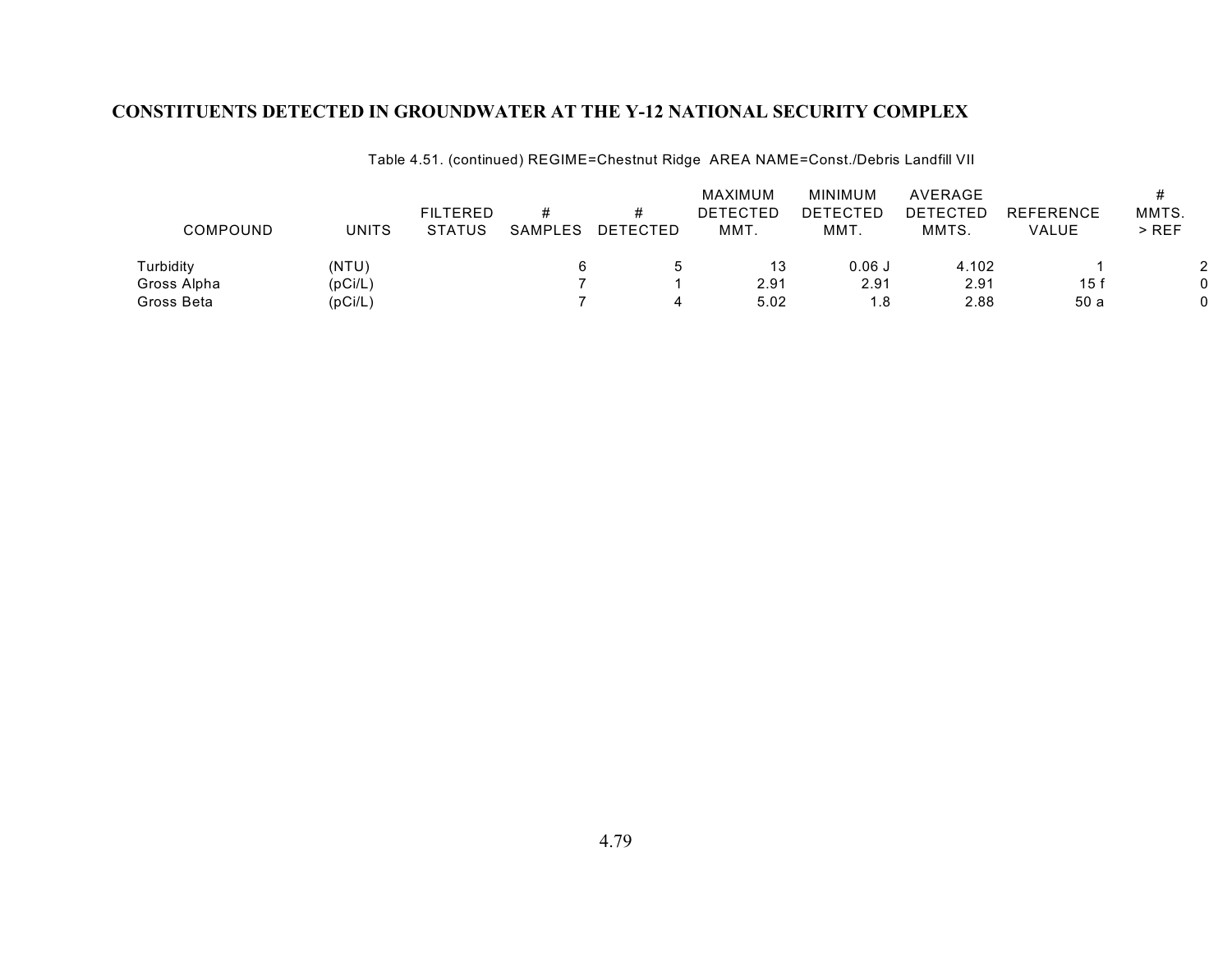## CONSTITUENTS DETECTED IN GROUNDWATER AT THE Y-12 NATIONAL SECURITY COMPLEX

Table 4.51. (continued) REGIME=Chestnut Ridge AREA NAME=Const./Debris Landfill VII

| COMPOUND | UNITS | FILTERED STATUS | # SAMPLES | # DETECTED | MAXIMUM DETECTED MMT. | MINIMUM DETECTED MMT. | AVERAGE DETECTED MMTS. | REFERENCE VALUE | # MMTS. > REF |
|---|---|---|---|---|---|---|---|---|---|
| Turbidity | (NTU) | | 6 | 5 | 13 | 0.06 J | 4.102 | 1 | 2 |
| Gross Alpha | (pCi/L) | | 7 | 1 | 2.91 | 2.91 | 2.91 | 15 f | 0 |
| Gross Beta | (pCi/L) | | 7 | 4 | 5.02 | 1.8 | 2.88 | 50 a | 0 |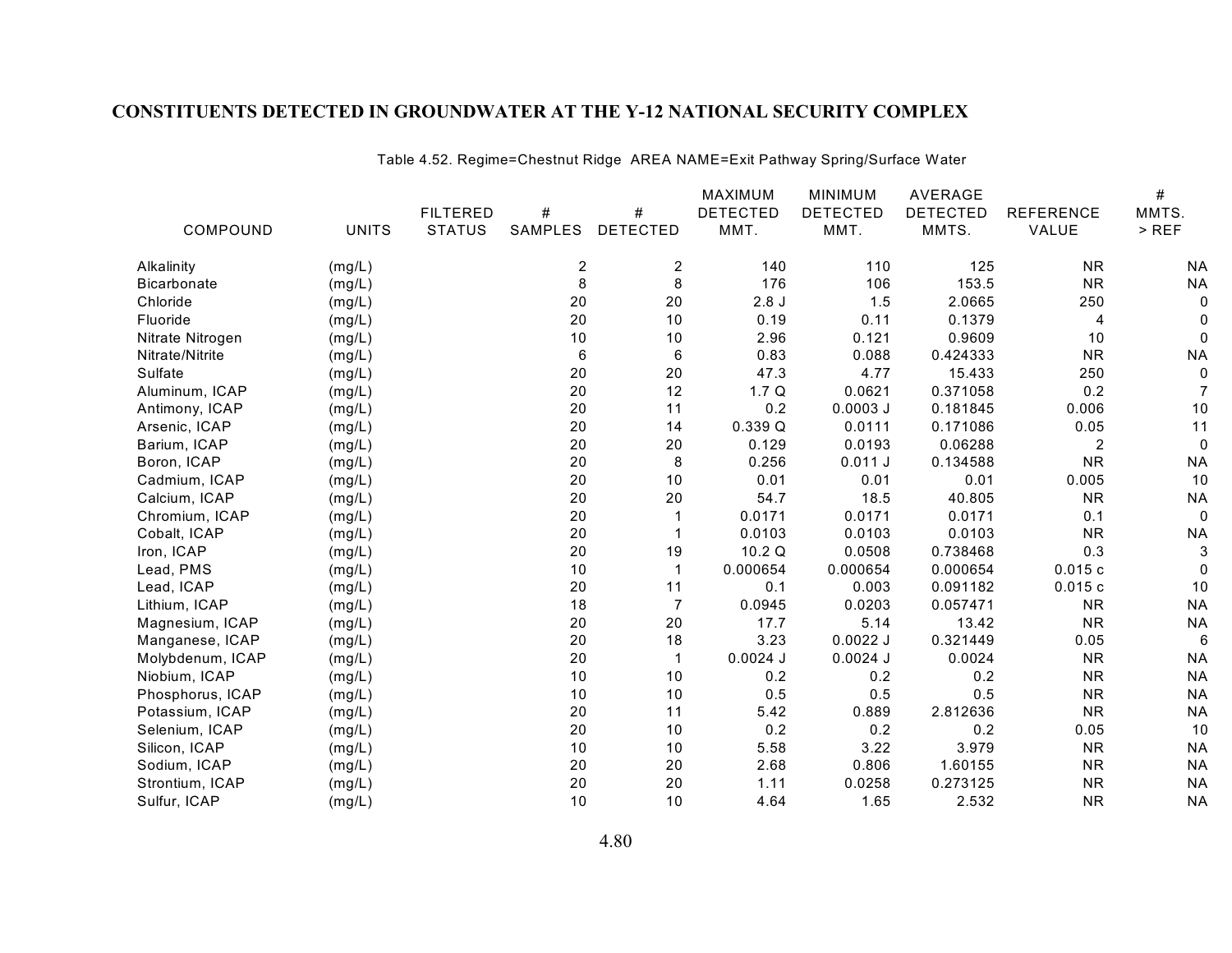# CONSTITUENTS DETECTED IN GROUNDWATER AT THE Y-12 NATIONAL SECURITY COMPLEX

Table 4.52. Regime=Chestnut Ridge AREA NAME=Exit Pathway Spring/Surface Water

| COMPOUND | UNITS | FILTERED STATUS | # SAMPLES | # DETECTED | MAXIMUM DETECTED MMT. | MINIMUM DETECTED MMT. | AVERAGE DETECTED MMTS. | REFERENCE VALUE | # MMTS. > REF |
|---|---|---|---|---|---|---|---|---|---|
| Alkalinity | (mg/L) | | 2 | 2 | 140 | 110 | 125 | NR | NA |
| Bicarbonate | (mg/L) | | 8 | 8 | 176 | 106 | 153.5 | NR | NA |
| Chloride | (mg/L) | | 20 | 20 | 2.8 J | 1.5 | 2.0665 | 250 | 0 |
| Fluoride | (mg/L) | | 20 | 10 | 0.19 | 0.11 | 0.1379 | 4 | 0 |
| Nitrate Nitrogen | (mg/L) | | 10 | 10 | 2.96 | 0.121 | 0.9609 | 10 | 0 |
| Nitrate/Nitrite | (mg/L) | | 6 | 6 | 0.83 | 0.088 | 0.424333 | NR | NA |
| Sulfate | (mg/L) | | 20 | 20 | 47.3 | 4.77 | 15.433 | 250 | 0 |
| Aluminum, ICAP | (mg/L) | | 20 | 12 | 1.7 Q | 0.0621 | 0.371058 | 0.2 | 7 |
| Antimony, ICAP | (mg/L) | | 20 | 11 | 0.2 | 0.0003 J | 0.181845 | 0.006 | 10 |
| Arsenic, ICAP | (mg/L) | | 20 | 14 | 0.339 Q | 0.0111 | 0.171086 | 0.05 | 11 |
| Barium, ICAP | (mg/L) | | 20 | 20 | 0.129 | 0.0193 | 0.06288 | 2 | 0 |
| Boron, ICAP | (mg/L) | | 20 | 8 | 0.256 | 0.011 J | 0.134588 | NR | NA |
| Cadmium, ICAP | (mg/L) | | 20 | 10 | 0.01 | 0.01 | 0.01 | 0.005 | 10 |
| Calcium, ICAP | (mg/L) | | 20 | 20 | 54.7 | 18.5 | 40.805 | NR | NA |
| Chromium, ICAP | (mg/L) | | 20 | 1 | 0.0171 | 0.0171 | 0.0171 | 0.1 | 0 |
| Cobalt, ICAP | (mg/L) | | 20 | 1 | 0.0103 | 0.0103 | 0.0103 | NR | NA |
| Iron, ICAP | (mg/L) | | 20 | 19 | 10.2 Q | 0.0508 | 0.738468 | 0.3 | 3 |
| Lead, PMS | (mg/L) | | 10 | 1 | 0.000654 | 0.000654 | 0.000654 | 0.015 c | 0 |
| Lead, ICAP | (mg/L) | | 20 | 11 | 0.1 | 0.003 | 0.091182 | 0.015 c | 10 |
| Lithium, ICAP | (mg/L) | | 18 | 7 | 0.0945 | 0.0203 | 0.057471 | NR | NA |
| Magnesium, ICAP | (mg/L) | | 20 | 20 | 17.7 | 5.14 | 13.42 | NR | NA |
| Manganese, ICAP | (mg/L) | | 20 | 18 | 3.23 | 0.0022 J | 0.321449 | 0.05 | 6 |
| Molybdenum, ICAP | (mg/L) | | 20 | 1 | 0.0024 J | 0.0024 J | 0.0024 | NR | NA |
| Niobium, ICAP | (mg/L) | | 10 | 10 | 0.2 | 0.2 | 0.2 | NR | NA |
| Phosphorus, ICAP | (mg/L) | | 10 | 10 | 0.5 | 0.5 | 0.5 | NR | NA |
| Potassium, ICAP | (mg/L) | | 20 | 11 | 5.42 | 0.889 | 2.812636 | NR | NA |
| Selenium, ICAP | (mg/L) | | 20 | 10 | 0.2 | 0.2 | 0.2 | 0.05 | 10 |
| Silicon, ICAP | (mg/L) | | 10 | 10 | 5.58 | 3.22 | 3.979 | NR | NA |
| Sodium, ICAP | (mg/L) | | 20 | 20 | 2.68 | 0.806 | 1.60155 | NR | NA |
| Strontium, ICAP | (mg/L) | | 20 | 20 | 1.11 | 0.0258 | 0.273125 | NR | NA |
| Sulfur, ICAP | (mg/L) | | 10 | 10 | 4.64 | 1.65 | 2.532 | NR | NA |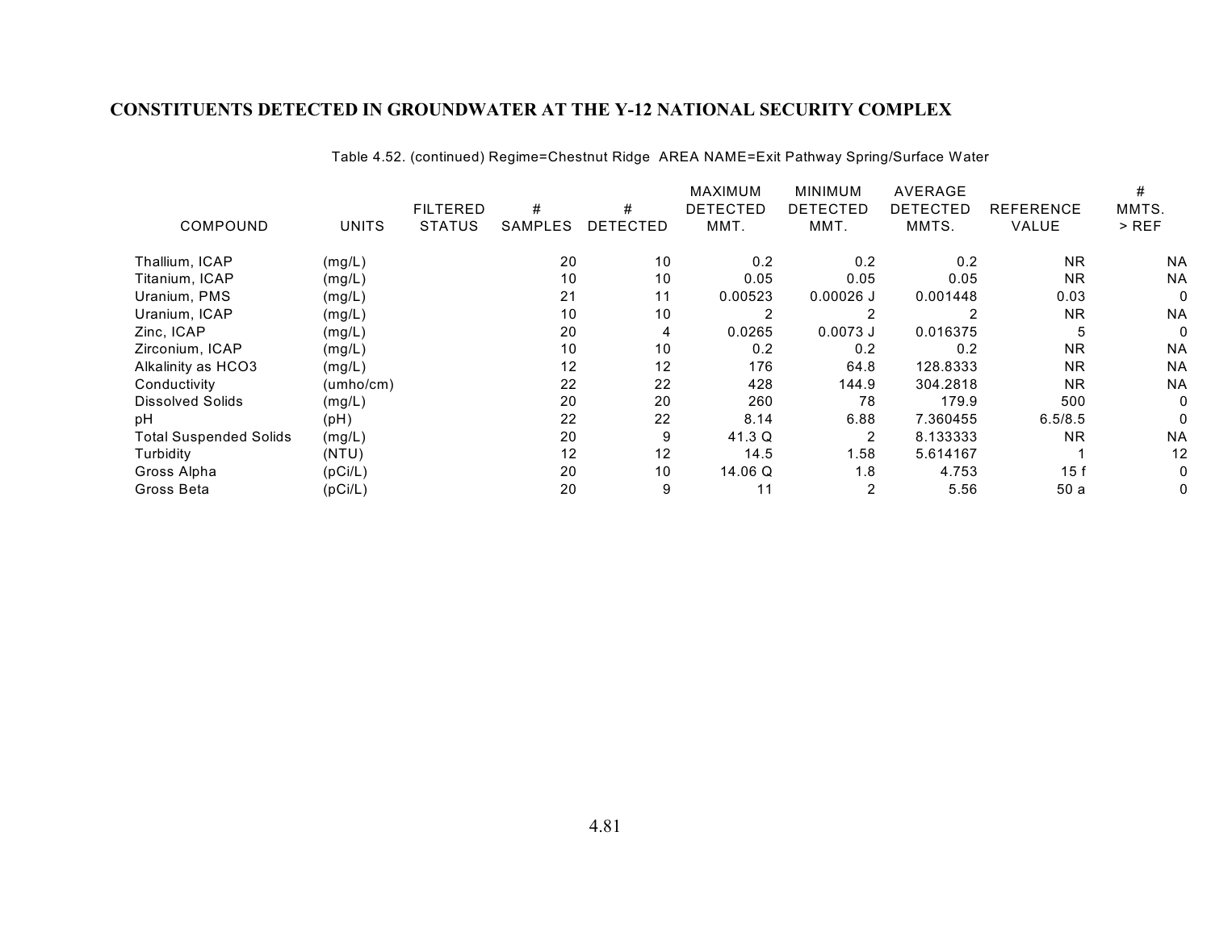## CONSTITUENTS DETECTED IN GROUNDWATER AT THE Y-12 NATIONAL SECURITY COMPLEX

Table 4.52. (continued) Regime=Chestnut Ridge AREA NAME=Exit Pathway Spring/Surface Water

| COMPOUND | UNITS | FILTERED STATUS | # SAMPLES | # DETECTED | MAXIMUM DETECTED MMT. | MINIMUM DETECTED MMT. | AVERAGE DETECTED MMTS. | REFERENCE VALUE | # MMTS. > REF |
|---|---|---|---|---|---|---|---|---|---|
| Thallium, ICAP | (mg/L) | | 20 | 10 | 0.2 | 0.2 | 0.2 | NR | NA |
| Titanium, ICAP | (mg/L) | | 10 | 10 | 0.05 | 0.05 | 0.05 | NR | NA |
| Uranium, PMS | (mg/L) | | 21 | 11 | 0.00523 | 0.00026 J | 0.001448 | 0.03 | 0 |
| Uranium, ICAP | (mg/L) | | 10 | 10 | 2 | 2 | 2 | NR | NA |
| Zinc, ICAP | (mg/L) | | 20 | 4 | 0.0265 | 0.0073 J | 0.016375 | 5 | 0 |
| Zirconium, ICAP | (mg/L) | | 10 | 10 | 0.2 | 0.2 | 0.2 | NR | NA |
| Alkalinity as HCO3 | (mg/L) | | 12 | 12 | 176 | 64.8 | 128.8333 | NR | NA |
| Conductivity | (umho/cm) | | 22 | 22 | 428 | 144.9 | 304.2818 | NR | NA |
| Dissolved Solids | (mg/L) | | 20 | 20 | 260 | 78 | 179.9 | 500 | 0 |
| pH | (pH) | | 22 | 22 | 8.14 | 6.88 | 7.360455 | 6.5/8.5 | 0 |
| Total Suspended Solids | (mg/L) | | 20 | 9 | 41.3 Q | 2 | 8.133333 | NR | NA |
| Turbidity | (NTU) | | 12 | 12 | 14.5 | 1.58 | 5.614167 | 1 | 12 |
| Gross Alpha | (pCi/L) | | 20 | 10 | 14.06 Q | 1.8 | 4.753 | 15 f | 0 |
| Gross Beta | (pCi/L) | | 20 | 9 | 11 | 2 | 5.56 | 50 a | 0 |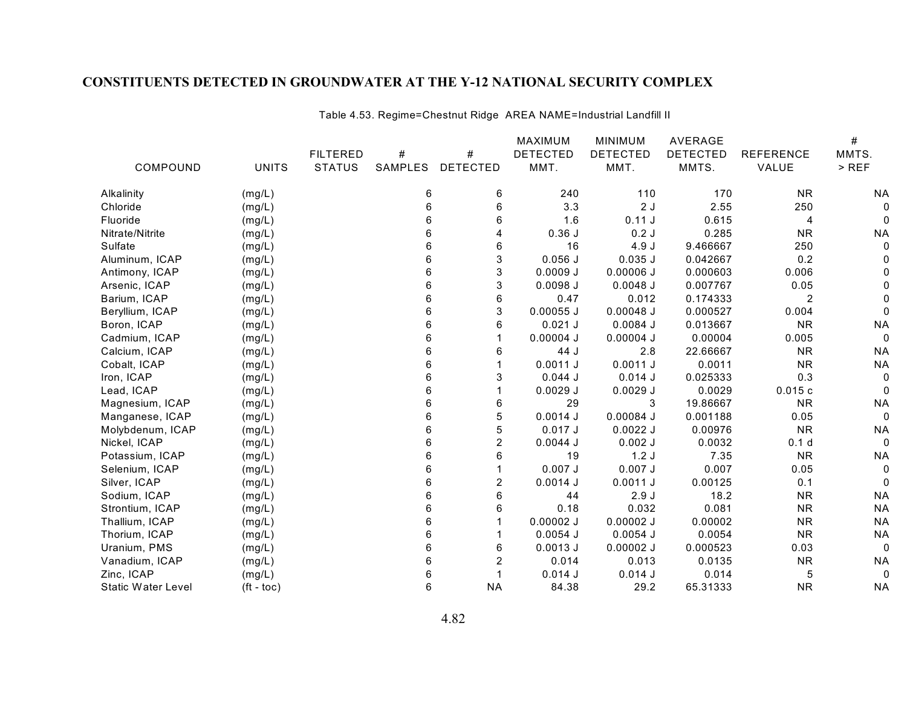# CONSTITUENTS DETECTED IN GROUNDWATER AT THE Y-12 NATIONAL SECURITY COMPLEX

Table 4.53. Regime=Chestnut Ridge AREA NAME=Industrial Landfill II

| COMPOUND | UNITS | FILTERED STATUS | # SAMPLES | # DETECTED | MAXIMUM DETECTED MMT. | MINIMUM DETECTED MMT. | AVERAGE DETECTED MMTS. | REFERENCE VALUE | # MMTS. > REF |
|---|---|---|---|---|---|---|---|---|---|
| Alkalinity | (mg/L) | | 6 | 6 | 240 | 110 | 170 | NR | NA |
| Chloride | (mg/L) | | 6 | 6 | 3.3 | 2 J | 2.55 | 250 | 0 |
| Fluoride | (mg/L) | | 6 | 6 | 1.6 | 0.11 J | 0.615 | 4 | 0 |
| Nitrate/Nitrite | (mg/L) | | 6 | 4 | 0.36 J | 0.2 J | 0.285 | NR | NA |
| Sulfate | (mg/L) | | 6 | 6 | 16 | 4.9 J | 9.466667 | 250 | 0 |
| Aluminum, ICAP | (mg/L) | | 6 | 3 | 0.056 J | 0.035 J | 0.042667 | 0.2 | 0 |
| Antimony, ICAP | (mg/L) | | 6 | 3 | 0.0009 J | 0.00006 J | 0.000603 | 0.006 | 0 |
| Arsenic, ICAP | (mg/L) | | 6 | 3 | 0.0098 J | 0.0048 J | 0.007767 | 0.05 | 0 |
| Barium, ICAP | (mg/L) | | 6 | 6 | 0.47 | 0.012 | 0.174333 | 2 | 0 |
| Beryllium, ICAP | (mg/L) | | 6 | 3 | 0.00055 J | 0.00048 J | 0.000527 | 0.004 | 0 |
| Boron, ICAP | (mg/L) | | 6 | 6 | 0.021 J | 0.0084 J | 0.013667 | NR | NA |
| Cadmium, ICAP | (mg/L) | | 6 | 1 | 0.00004 J | 0.00004 J | 0.00004 | 0.005 | 0 |
| Calcium, ICAP | (mg/L) | | 6 | 6 | 44 J | 2.8 | 22.66667 | NR | NA |
| Cobalt, ICAP | (mg/L) | | 6 | 1 | 0.0011 J | 0.0011 J | 0.0011 | NR | NA |
| Iron, ICAP | (mg/L) | | 6 | 3 | 0.044 J | 0.014 J | 0.025333 | 0.3 | 0 |
| Lead, ICAP | (mg/L) | | 6 | 1 | 0.0029 J | 0.0029 J | 0.0029 | 0.015 c | 0 |
| Magnesium, ICAP | (mg/L) | | 6 | 6 | 29 | 3 | 19.86667 | NR | NA |
| Manganese, ICAP | (mg/L) | | 6 | 5 | 0.0014 J | 0.00084 J | 0.001188 | 0.05 | 0 |
| Molybdenum, ICAP | (mg/L) | | 6 | 5 | 0.017 J | 0.0022 J | 0.00976 | NR | NA |
| Nickel, ICAP | (mg/L) | | 6 | 2 | 0.0044 J | 0.002 J | 0.0032 | 0.1 d | 0 |
| Potassium, ICAP | (mg/L) | | 6 | 6 | 19 | 1.2 J | 7.35 | NR | NA |
| Selenium, ICAP | (mg/L) | | 6 | 1 | 0.007 J | 0.007 J | 0.007 | 0.05 | 0 |
| Silver, ICAP | (mg/L) | | 6 | 2 | 0.0014 J | 0.0011 J | 0.00125 | 0.1 | 0 |
| Sodium, ICAP | (mg/L) | | 6 | 6 | 44 | 2.9 J | 18.2 | NR | NA |
| Strontium, ICAP | (mg/L) | | 6 | 6 | 0.18 | 0.032 | 0.081 | NR | NA |
| Thallium, ICAP | (mg/L) | | 6 | 1 | 0.00002 J | 0.00002 J | 0.00002 | NR | NA |
| Thorium, ICAP | (mg/L) | | 6 | 1 | 0.0054 J | 0.0054 J | 0.0054 | NR | NA |
| Uranium, PMS | (mg/L) | | 6 | 6 | 0.0013 J | 0.00002 J | 0.000523 | 0.03 | 0 |
| Vanadium, ICAP | (mg/L) | | 6 | 2 | 0.014 | 0.013 | 0.0135 | NR | NA |
| Zinc, ICAP | (mg/L) | | 6 | 1 | 0.014 J | 0.014 J | 0.014 | 5 | 0 |
| Static Water Level | (ft - toc) | | 6 | NA | 84.38 | 29.2 | 65.31333 | NR | NA |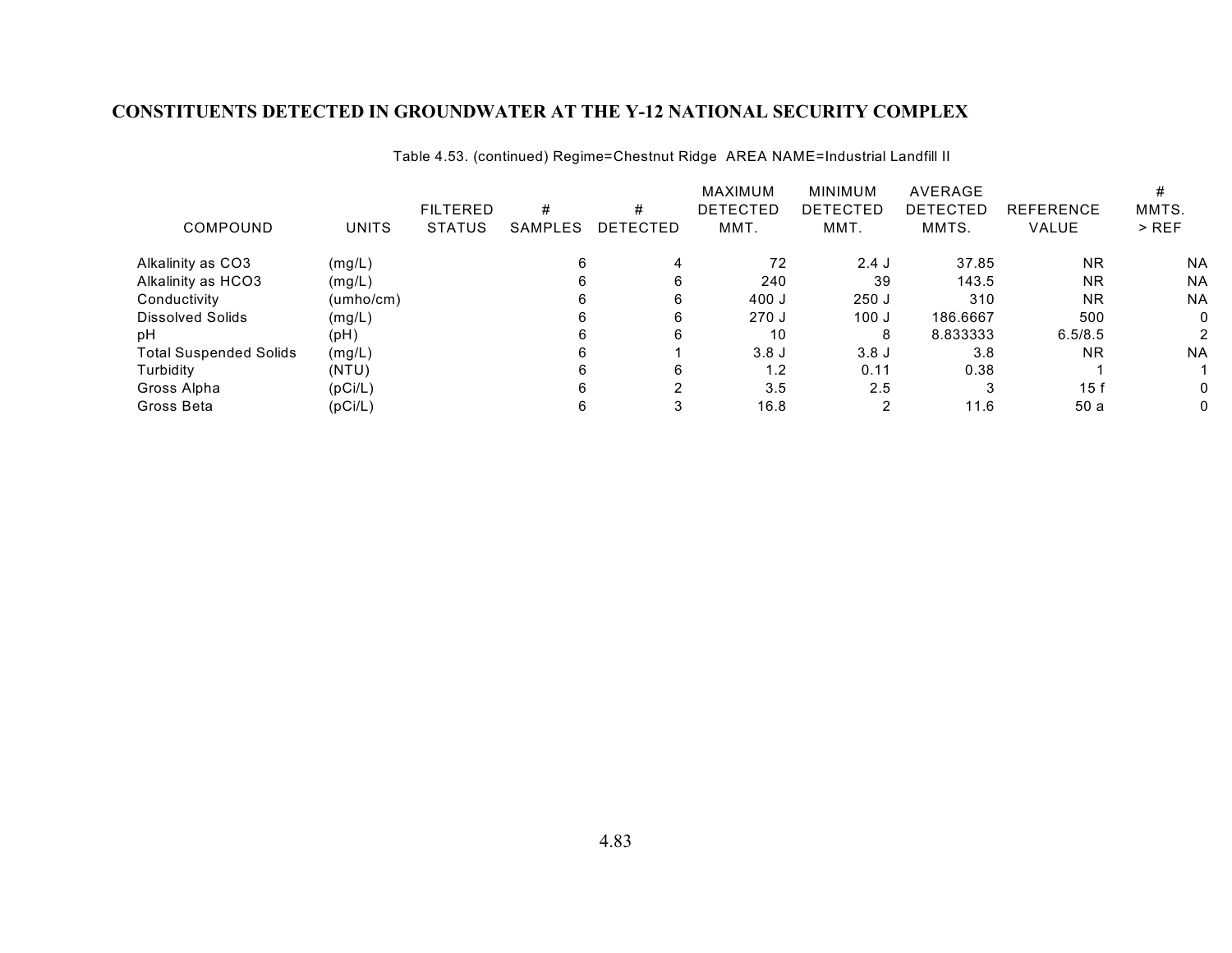## CONSTITUENTS DETECTED IN GROUNDWATER AT THE Y-12 NATIONAL SECURITY COMPLEX

Table 4.53. (continued) Regime=Chestnut Ridge AREA NAME=Industrial Landfill II

| COMPOUND | UNITS | FILTERED STATUS | # SAMPLES | # DETECTED | MAXIMUM DETECTED MMT. | MINIMUM DETECTED MMT. | AVERAGE DETECTED MMTS. | REFERENCE VALUE | # MMTS. > REF |
|---|---|---|---|---|---|---|---|---|---|
| Alkalinity as CO3 | (mg/L) | | 6 | 4 | 72 | 2.4 J | 37.85 | NR | NA |
| Alkalinity as HCO3 | (mg/L) | | 6 | 6 | 240 | 39 | 143.5 | NR | NA |
| Conductivity | (umho/cm) | | 6 | 6 | 400 J | 250 J | 310 | NR | NA |
| Dissolved Solids | (mg/L) | | 6 | 6 | 270 J | 100 J | 186.6667 | 500 | 0 |
| pH | (pH) | | 6 | 6 | 10 | 8 | 8.833333 | 6.5/8.5 | 2 |
| Total Suspended Solids | (mg/L) | | 6 | 1 | 3.8 J | 3.8 J | 3.8 | NR | NA |
| Turbidity | (NTU) | | 6 | 6 | 1.2 | 0.11 | 0.38 | 1 | 1 |
| Gross Alpha | (pCi/L) | | 6 | 2 | 3.5 | 2.5 | 3 | 15 f | 0 |
| Gross Beta | (pCi/L) | | 6 | 3 | 16.8 | 2 | 11.6 | 50 a | 0 |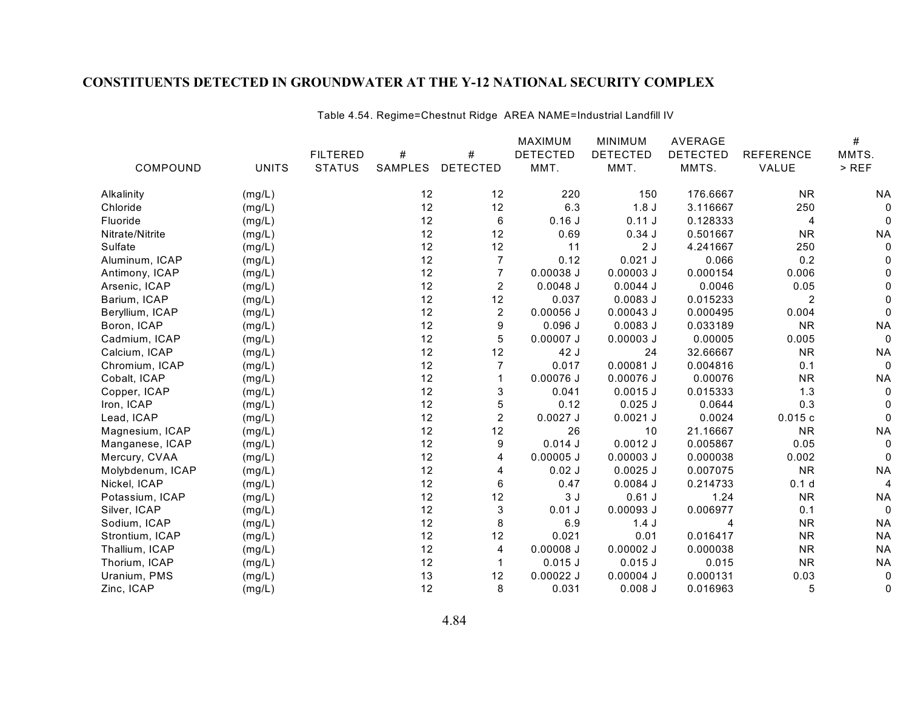# CONSTITUENTS DETECTED IN GROUNDWATER AT THE Y-12 NATIONAL SECURITY COMPLEX

Table 4.54. Regime=Chestnut Ridge AREA NAME=Industrial Landfill IV

| COMPOUND | UNITS | FILTERED STATUS | # SAMPLES | # DETECTED | MAXIMUM DETECTED MMT. | MINIMUM DETECTED MMT. | AVERAGE DETECTED MMTS. | REFERENCE VALUE | # MMTS. > REF |
|---|---|---|---|---|---|---|---|---|---|
| Alkalinity | (mg/L) | | 12 | 12 | 220 | 150 | 176.6667 | NR | NA |
| Chloride | (mg/L) | | 12 | 12 | 6.3 | 1.8 J | 3.116667 | 250 | 0 |
| Fluoride | (mg/L) | | 12 | 6 | 0.16 J | 0.11 J | 0.128333 | 4 | 0 |
| Nitrate/Nitrite | (mg/L) | | 12 | 12 | 0.69 | 0.34 J | 0.501667 | NR | NA |
| Sulfate | (mg/L) | | 12 | 12 | 11 | 2 J | 4.241667 | 250 | 0 |
| Aluminum, ICAP | (mg/L) | | 12 | 7 | 0.12 | 0.021 J | 0.066 | 0.2 | 0 |
| Antimony, ICAP | (mg/L) | | 12 | 7 | 0.00038 J | 0.00003 J | 0.000154 | 0.006 | 0 |
| Arsenic, ICAP | (mg/L) | | 12 | 2 | 0.0048 J | 0.0044 J | 0.0046 | 0.05 | 0 |
| Barium, ICAP | (mg/L) | | 12 | 12 | 0.037 | 0.0083 J | 0.015233 | 2 | 0 |
| Beryllium, ICAP | (mg/L) | | 12 | 2 | 0.00056 J | 0.00043 J | 0.000495 | 0.004 | 0 |
| Boron, ICAP | (mg/L) | | 12 | 9 | 0.096 J | 0.0083 J | 0.033189 | NR | NA |
| Cadmium, ICAP | (mg/L) | | 12 | 5 | 0.00007 J | 0.00003 J | 0.00005 | 0.005 | 0 |
| Calcium, ICAP | (mg/L) | | 12 | 12 | 42 J | 24 | 32.66667 | NR | NA |
| Chromium, ICAP | (mg/L) | | 12 | 7 | 0.017 | 0.00081 J | 0.004816 | 0.1 | 0 |
| Cobalt, ICAP | (mg/L) | | 12 | 1 | 0.00076 J | 0.00076 J | 0.00076 | NR | NA |
| Copper, ICAP | (mg/L) | | 12 | 3 | 0.041 | 0.0015 J | 0.015333 | 1.3 | 0 |
| Iron, ICAP | (mg/L) | | 12 | 5 | 0.12 | 0.025 J | 0.0644 | 0.3 | 0 |
| Lead, ICAP | (mg/L) | | 12 | 2 | 0.0027 J | 0.0021 J | 0.0024 | 0.015 c | 0 |
| Magnesium, ICAP | (mg/L) | | 12 | 12 | 26 | 10 | 21.16667 | NR | NA |
| Manganese, ICAP | (mg/L) | | 12 | 9 | 0.014 J | 0.0012 J | 0.005867 | 0.05 | 0 |
| Mercury, CVAA | (mg/L) | | 12 | 4 | 0.00005 J | 0.00003 J | 0.000038 | 0.002 | 0 |
| Molybdenum, ICAP | (mg/L) | | 12 | 4 | 0.02 J | 0.0025 J | 0.007075 | NR | NA |
| Nickel, ICAP | (mg/L) | | 12 | 6 | 0.47 | 0.0084 J | 0.214733 | 0.1 d | 4 |
| Potassium, ICAP | (mg/L) | | 12 | 12 | 3 J | 0.61 J | 1.24 | NR | NA |
| Silver, ICAP | (mg/L) | | 12 | 3 | 0.01 J | 0.00093 J | 0.006977 | 0.1 | 0 |
| Sodium, ICAP | (mg/L) | | 12 | 8 | 6.9 | 1.4 J | 4 | NR | NA |
| Strontium, ICAP | (mg/L) | | 12 | 12 | 0.021 | 0.01 | 0.016417 | NR | NA |
| Thallium, ICAP | (mg/L) | | 12 | 4 | 0.00008 J | 0.00002 J | 0.000038 | NR | NA |
| Thorium, ICAP | (mg/L) | | 12 | 1 | 0.015 J | 0.015 J | 0.015 | NR | NA |
| Uranium, PMS | (mg/L) | | 13 | 12 | 0.00022 J | 0.00004 J | 0.000131 | 0.03 | 0 |
| Zinc, ICAP | (mg/L) | | 12 | 8 | 0.031 | 0.008 J | 0.016963 | 5 | 0 |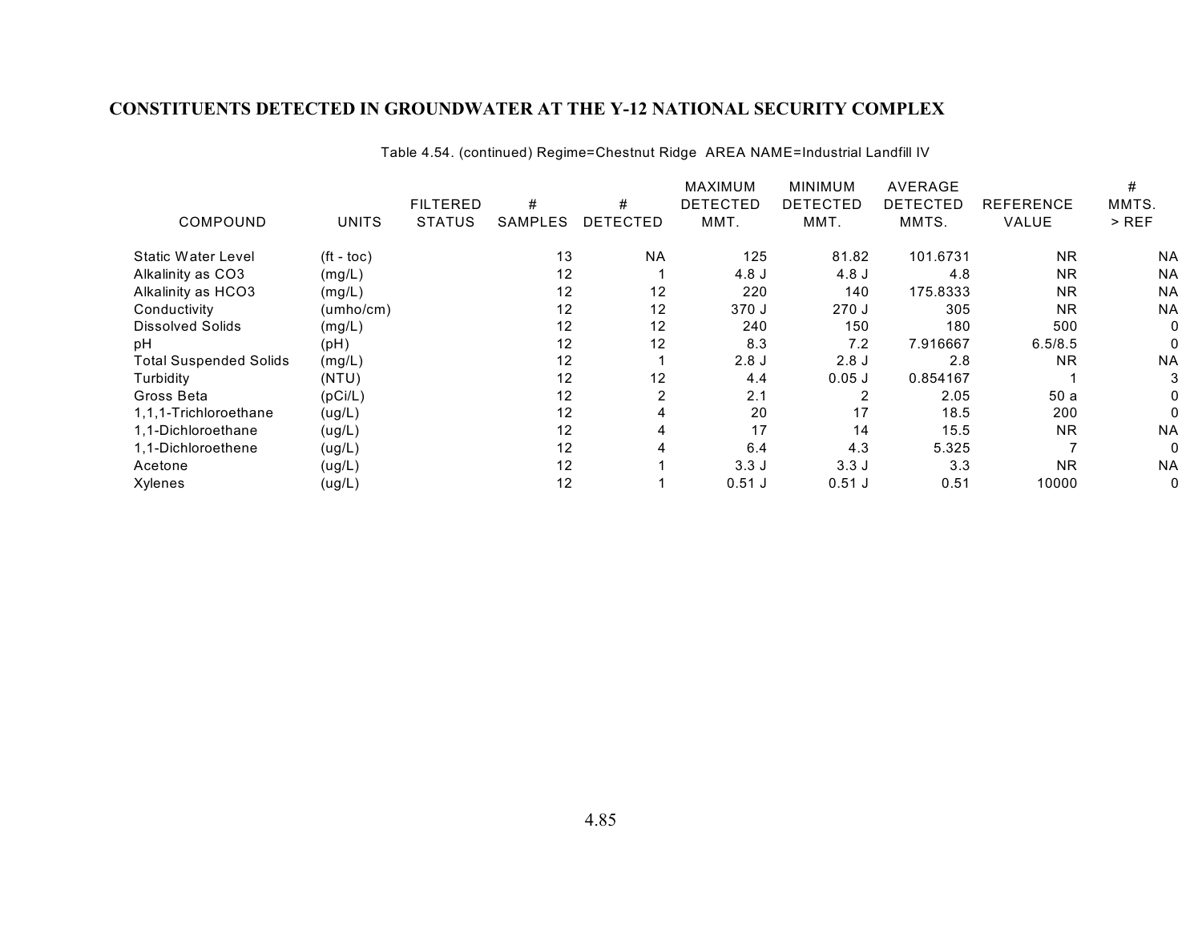# CONSTITUENTS DETECTED IN GROUNDWATER AT THE Y-12 NATIONAL SECURITY COMPLEX

Table 4.54. (continued) Regime=Chestnut Ridge AREA NAME=Industrial Landfill IV

| COMPOUND | UNITS | FILTERED STATUS | # SAMPLES | # DETECTED | MAXIMUM DETECTED MMT. | MINIMUM DETECTED MMT. | AVERAGE DETECTED MMTS. | REFERENCE VALUE | # MMTS. > REF |
|---|---|---|---|---|---|---|---|---|---|
| Static Water Level | (ft - toc) | | 13 | NA | 125 | 81.82 | 101.6731 | NR | NA |
| Alkalinity as CO3 | (mg/L) | | 12 | 1 | 4.8 J | 4.8 J | 4.8 | NR | NA |
| Alkalinity as HCO3 | (mg/L) | | 12 | 12 | 220 | 140 | 175.8333 | NR | NA |
| Conductivity | (umho/cm) | | 12 | 12 | 370 J | 270 J | 305 | NR | NA |
| Dissolved Solids | (mg/L) | | 12 | 12 | 240 | 150 | 180 | 500 | 0 |
| pH | (pH) | | 12 | 12 | 8.3 | 7.2 | 7.916667 | 6.5/8.5 | 0 |
| Total Suspended Solids | (mg/L) | | 12 | 1 | 2.8 J | 2.8 J | 2.8 | NR | NA |
| Turbidity | (NTU) | | 12 | 12 | 4.4 | 0.05 J | 0.854167 | 1 | 3 |
| Gross Beta | (pCi/L) | | 12 | 2 | 2.1 | 2 | 2.05 | 50 a | 0 |
| 1,1,1-Trichloroethane | (ug/L) | | 12 | 4 | 20 | 17 | 18.5 | 200 | 0 |
| 1,1-Dichloroethane | (ug/L) | | 12 | 4 | 17 | 14 | 15.5 | NR | NA |
| 1,1-Dichloroethene | (ug/L) | | 12 | 4 | 6.4 | 4.3 | 5.325 | 7 | 0 |
| Acetone | (ug/L) | | 12 | 1 | 3.3 J | 3.3 J | 3.3 | NR | NA |
| Xylenes | (ug/L) | | 12 | 1 | 0.51 J | 0.51 J | 0.51 | 10000 | 0 |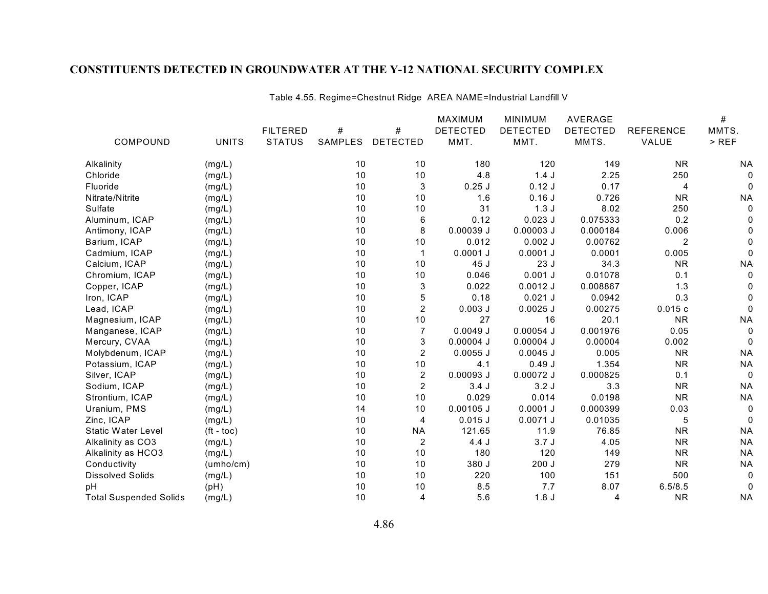# CONSTITUENTS DETECTED IN GROUNDWATER AT THE Y-12 NATIONAL SECURITY COMPLEX

Table 4.55. Regime=Chestnut Ridge AREA NAME=Industrial Landfill V

| COMPOUND | UNITS | FILTERED STATUS | # SAMPLES | # DETECTED | MAXIMUM DETECTED MMT. | MINIMUM DETECTED MMT. | AVERAGE DETECTED MMTS. | REFERENCE VALUE | # MMTS. > REF |
|---|---|---|---|---|---|---|---|---|---|
| Alkalinity | (mg/L) | | 10 | 10 | 180 | 120 | 149 | NR | NA |
| Chloride | (mg/L) | | 10 | 10 | 4.8 | 1.4 J | 2.25 | 250 | 0 |
| Fluoride | (mg/L) | | 10 | 3 | 0.25 J | 0.12 J | 0.17 | 4 | 0 |
| Nitrate/Nitrite | (mg/L) | | 10 | 10 | 1.6 | 0.16 J | 0.726 | NR | NA |
| Sulfate | (mg/L) | | 10 | 10 | 31 | 1.3 J | 8.02 | 250 | 0 |
| Aluminum, ICAP | (mg/L) | | 10 | 6 | 0.12 | 0.023 J | 0.075333 | 0.2 | 0 |
| Antimony, ICAP | (mg/L) | | 10 | 8 | 0.00039 J | 0.00003 J | 0.000184 | 0.006 | 0 |
| Barium, ICAP | (mg/L) | | 10 | 10 | 0.012 | 0.002 J | 0.00762 | 2 | 0 |
| Cadmium, ICAP | (mg/L) | | 10 | 1 | 0.0001 J | 0.0001 J | 0.0001 | 0.005 | 0 |
| Calcium, ICAP | (mg/L) | | 10 | 10 | 45 J | 23 J | 34.3 | NR | NA |
| Chromium, ICAP | (mg/L) | | 10 | 10 | 0.046 | 0.001 J | 0.01078 | 0.1 | 0 |
| Copper, ICAP | (mg/L) | | 10 | 3 | 0.022 | 0.0012 J | 0.008867 | 1.3 | 0 |
| Iron, ICAP | (mg/L) | | 10 | 5 | 0.18 | 0.021 J | 0.0942 | 0.3 | 0 |
| Lead, ICAP | (mg/L) | | 10 | 2 | 0.003 J | 0.0025 J | 0.00275 | 0.015 c | 0 |
| Magnesium, ICAP | (mg/L) | | 10 | 10 | 27 | 16 | 20.1 | NR | NA |
| Manganese, ICAP | (mg/L) | | 10 | 7 | 0.0049 J | 0.00054 J | 0.001976 | 0.05 | 0 |
| Mercury, CVAA | (mg/L) | | 10 | 3 | 0.00004 J | 0.00004 J | 0.00004 | 0.002 | 0 |
| Molybdenum, ICAP | (mg/L) | | 10 | 2 | 0.0055 J | 0.0045 J | 0.005 | NR | NA |
| Potassium, ICAP | (mg/L) | | 10 | 10 | 4.1 | 0.49 J | 1.354 | NR | NA |
| Silver, ICAP | (mg/L) | | 10 | 2 | 0.00093 J | 0.00072 J | 0.000825 | 0.1 | 0 |
| Sodium, ICAP | (mg/L) | | 10 | 2 | 3.4 J | 3.2 J | 3.3 | NR | NA |
| Strontium, ICAP | (mg/L) | | 10 | 10 | 0.029 | 0.014 | 0.0198 | NR | NA |
| Uranium, PMS | (mg/L) | | 14 | 10 | 0.00105 J | 0.0001 J | 0.000399 | 0.03 | 0 |
| Zinc, ICAP | (mg/L) | | 10 | 4 | 0.015 J | 0.0071 J | 0.01035 | 5 | 0 |
| Static Water Level | (ft - toc) | | 10 | NA | 121.65 | 11.9 | 76.85 | NR | NA |
| Alkalinity as CO3 | (mg/L) | | 10 | 2 | 4.4 J | 3.7 J | 4.05 | NR | NA |
| Alkalinity as HCO3 | (mg/L) | | 10 | 10 | 180 | 120 | 149 | NR | NA |
| Conductivity | (umho/cm) | | 10 | 10 | 380 J | 200 J | 279 | NR | NA |
| Dissolved Solids | (mg/L) | | 10 | 10 | 220 | 100 | 151 | 500 | 0 |
| pH | (pH) | | 10 | 10 | 8.5 | 7.7 | 8.07 | 6.5/8.5 | 0 |
| Total Suspended Solids | (mg/L) | | 10 | 4 | 5.6 | 1.8 J | 4 | NR | NA |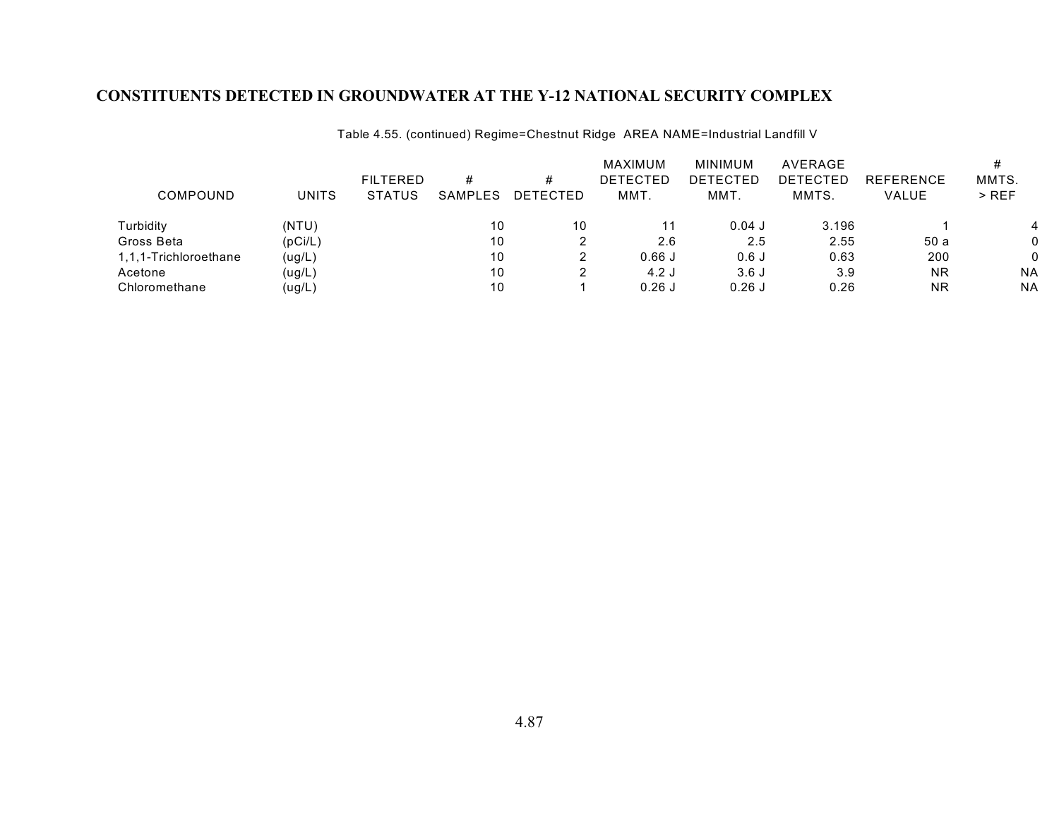## CONSTITUENTS DETECTED IN GROUNDWATER AT THE Y-12 NATIONAL SECURITY COMPLEX

Table 4.55. (continued) Regime=Chestnut Ridge AREA NAME=Industrial Landfill V

| COMPOUND | UNITS | FILTERED STATUS | # SAMPLES | # DETECTED | MAXIMUM DETECTED MMT. | MINIMUM DETECTED MMT. | AVERAGE DETECTED MMTS. | REFERENCE VALUE | # MMTS. > REF |
|---|---|---|---|---|---|---|---|---|---|
| Turbidity | (NTU) | | 10 | 10 | 11 | 0.04 J | 3.196 | 1 | 4 |
| Gross Beta | (pCi/L) | | 10 | 2 | 2.6 | 2.5 | 2.55 | 50 a | 0 |
| 1,1,1-Trichloroethane | (ug/L) | | 10 | 2 | 0.66 J | 0.6 J | 0.63 | 200 | 0 |
| Acetone | (ug/L) | | 10 | 2 | 4.2 J | 3.6 J | 3.9 | NR | NA |
| Chloromethane | (ug/L) | | 10 | 1 | 0.26 J | 0.26 J | 0.26 | NR | NA |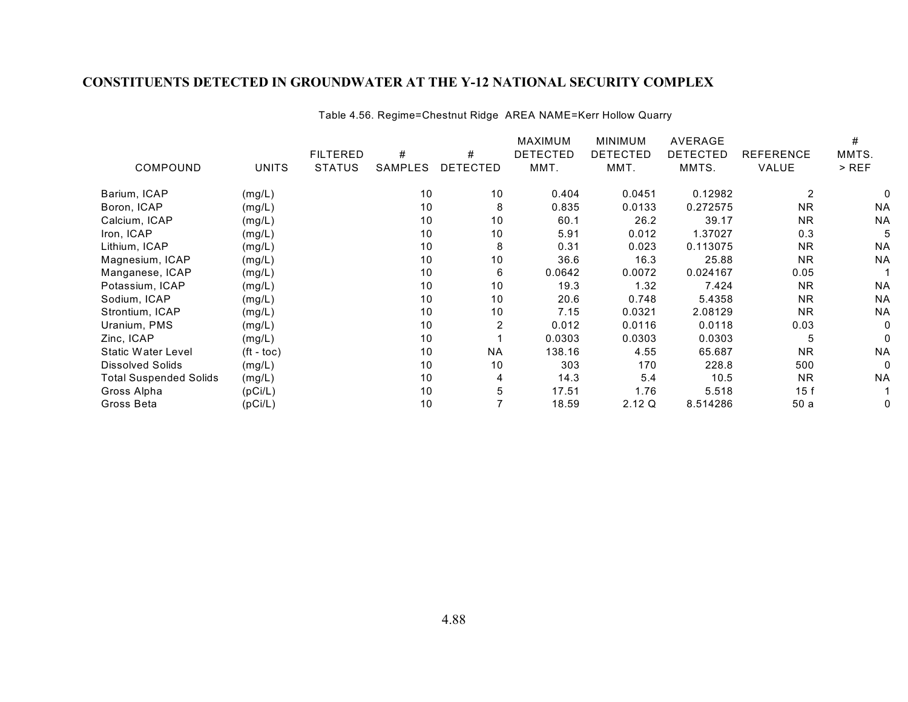# CONSTITUENTS DETECTED IN GROUNDWATER AT THE Y-12 NATIONAL SECURITY COMPLEX

Table 4.56. Regime=Chestnut Ridge AREA NAME=Kerr Hollow Quarry

| COMPOUND | UNITS | FILTERED STATUS | # SAMPLES | # DETECTED | MAXIMUM DETECTED MMT. | MINIMUM DETECTED MMT. | AVERAGE DETECTED MMTS. | REFERENCE VALUE | # MMTS. > REF |
|---|---|---|---|---|---|---|---|---|---|
| Barium, ICAP | (mg/L) | | 10 | 10 | 0.404 | 0.0451 | 0.12982 | 2 | 0 |
| Boron, ICAP | (mg/L) | | 10 | 8 | 0.835 | 0.0133 | 0.272575 | NR | NA |
| Calcium, ICAP | (mg/L) | | 10 | 10 | 60.1 | 26.2 | 39.17 | NR | NA |
| Iron, ICAP | (mg/L) | | 10 | 10 | 5.91 | 0.012 | 1.37027 | 0.3 | 5 |
| Lithium, ICAP | (mg/L) | | 10 | 8 | 0.31 | 0.023 | 0.113075 | NR | NA |
| Magnesium, ICAP | (mg/L) | | 10 | 10 | 36.6 | 16.3 | 25.88 | NR | NA |
| Manganese, ICAP | (mg/L) | | 10 | 6 | 0.0642 | 0.0072 | 0.024167 | 0.05 | 1 |
| Potassium, ICAP | (mg/L) | | 10 | 10 | 19.3 | 1.32 | 7.424 | NR | NA |
| Sodium, ICAP | (mg/L) | | 10 | 10 | 20.6 | 0.748 | 5.4358 | NR | NA |
| Strontium, ICAP | (mg/L) | | 10 | 10 | 7.15 | 0.0321 | 2.08129 | NR | NA |
| Uranium, PMS | (mg/L) | | 10 | 2 | 0.012 | 0.0116 | 0.0118 | 0.03 | 0 |
| Zinc, ICAP | (mg/L) | | 10 | 1 | 0.0303 | 0.0303 | 0.0303 | 5 | 0 |
| Static Water Level | (ft - toc) | | 10 | NA | 138.16 | 4.55 | 65.687 | NR | NA |
| Dissolved Solids | (mg/L) | | 10 | 10 | 303 | 170 | 228.8 | 500 | 0 |
| Total Suspended Solids | (mg/L) | | 10 | 4 | 14.3 | 5.4 | 10.5 | NR | NA |
| Gross Alpha | (pCi/L) | | 10 | 5 | 17.51 | 1.76 | 5.518 | 15 f | 1 |
| Gross Beta | (pCi/L) | | 10 | 7 | 18.59 | 2.12 Q | 8.514286 | 50 a | 0 |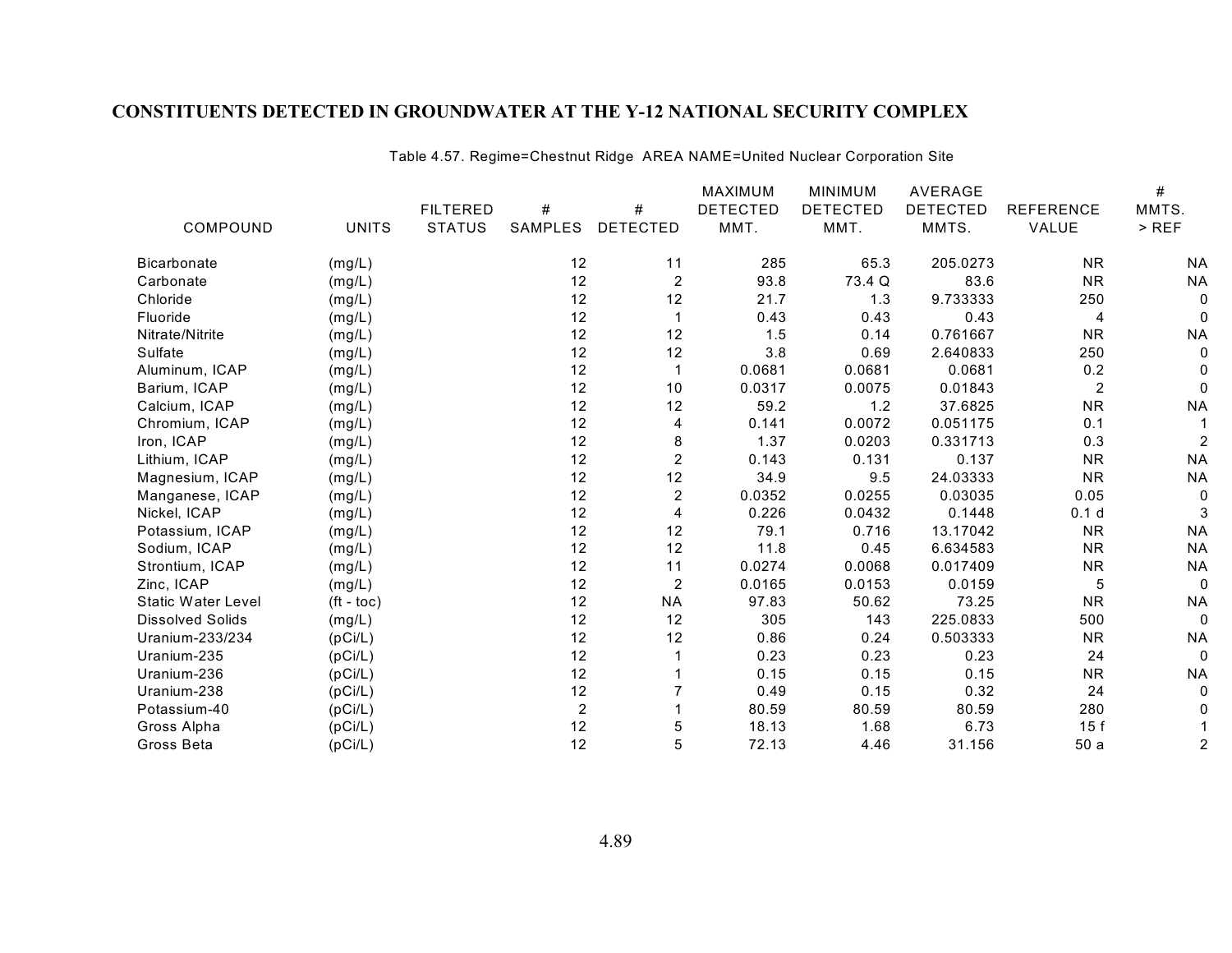# CONSTITUENTS DETECTED IN GROUNDWATER AT THE Y-12 NATIONAL SECURITY COMPLEX

Table 4.57. Regime=Chestnut Ridge AREA NAME=United Nuclear Corporation Site

| COMPOUND | UNITS | FILTERED STATUS | # SAMPLES | # DETECTED | MAXIMUM DETECTED MMT. | MINIMUM DETECTED MMT. | AVERAGE DETECTED MMTS. | REFERENCE VALUE | # MMTS. > REF |
|---|---|---|---|---|---|---|---|---|---|
| Bicarbonate | (mg/L) | | 12 | 11 | 285 | 65.3 | 205.0273 | NR | NA |
| Carbonate | (mg/L) | | 12 | 2 | 93.8 | 73.4 Q | 83.6 | NR | NA |
| Chloride | (mg/L) | | 12 | 12 | 21.7 | 1.3 | 9.733333 | 250 | 0 |
| Fluoride | (mg/L) | | 12 | 1 | 0.43 | 0.43 | 0.43 | 4 | 0 |
| Nitrate/Nitrite | (mg/L) | | 12 | 12 | 1.5 | 0.14 | 0.761667 | NR | NA |
| Sulfate | (mg/L) | | 12 | 12 | 3.8 | 0.69 | 2.640833 | 250 | 0 |
| Aluminum, ICAP | (mg/L) | | 12 | 1 | 0.0681 | 0.0681 | 0.0681 | 0.2 | 0 |
| Barium, ICAP | (mg/L) | | 12 | 10 | 0.0317 | 0.0075 | 0.01843 | 2 | 0 |
| Calcium, ICAP | (mg/L) | | 12 | 12 | 59.2 | 1.2 | 37.6825 | NR | NA |
| Chromium, ICAP | (mg/L) | | 12 | 4 | 0.141 | 0.0072 | 0.051175 | 0.1 | 1 |
| Iron, ICAP | (mg/L) | | 12 | 8 | 1.37 | 0.0203 | 0.331713 | 0.3 | 2 |
| Lithium, ICAP | (mg/L) | | 12 | 2 | 0.143 | 0.131 | 0.137 | NR | NA |
| Magnesium, ICAP | (mg/L) | | 12 | 12 | 34.9 | 9.5 | 24.03333 | NR | NA |
| Manganese, ICAP | (mg/L) | | 12 | 2 | 0.0352 | 0.0255 | 0.03035 | 0.05 | 0 |
| Nickel, ICAP | (mg/L) | | 12 | 4 | 0.226 | 0.0432 | 0.1448 | 0.1 d | 3 |
| Potassium, ICAP | (mg/L) | | 12 | 12 | 79.1 | 0.716 | 13.17042 | NR | NA |
| Sodium, ICAP | (mg/L) | | 12 | 12 | 11.8 | 0.45 | 6.634583 | NR | NA |
| Strontium, ICAP | (mg/L) | | 12 | 11 | 0.0274 | 0.0068 | 0.017409 | NR | NA |
| Zinc, ICAP | (mg/L) | | 12 | 2 | 0.0165 | 0.0153 | 0.0159 | 5 | 0 |
| Static Water Level | (ft - toc) | | 12 | NA | 97.83 | 50.62 | 73.25 | NR | NA |
| Dissolved Solids | (mg/L) | | 12 | 12 | 305 | 143 | 225.0833 | 500 | 0 |
| Uranium-233/234 | (pCi/L) | | 12 | 12 | 0.86 | 0.24 | 0.503333 | NR | NA |
| Uranium-235 | (pCi/L) | | 12 | 1 | 0.23 | 0.23 | 0.23 | 24 | 0 |
| Uranium-236 | (pCi/L) | | 12 | 1 | 0.15 | 0.15 | 0.15 | NR | NA |
| Uranium-238 | (pCi/L) | | 12 | 7 | 0.49 | 0.15 | 0.32 | 24 | 0 |
| Potassium-40 | (pCi/L) | | 2 | 1 | 80.59 | 80.59 | 80.59 | 280 | 0 |
| Gross Alpha | (pCi/L) | | 12 | 5 | 18.13 | 1.68 | 6.73 | 15 f | 1 |
| Gross Beta | (pCi/L) | | 12 | 5 | 72.13 | 4.46 | 31.156 | 50 a | 2 |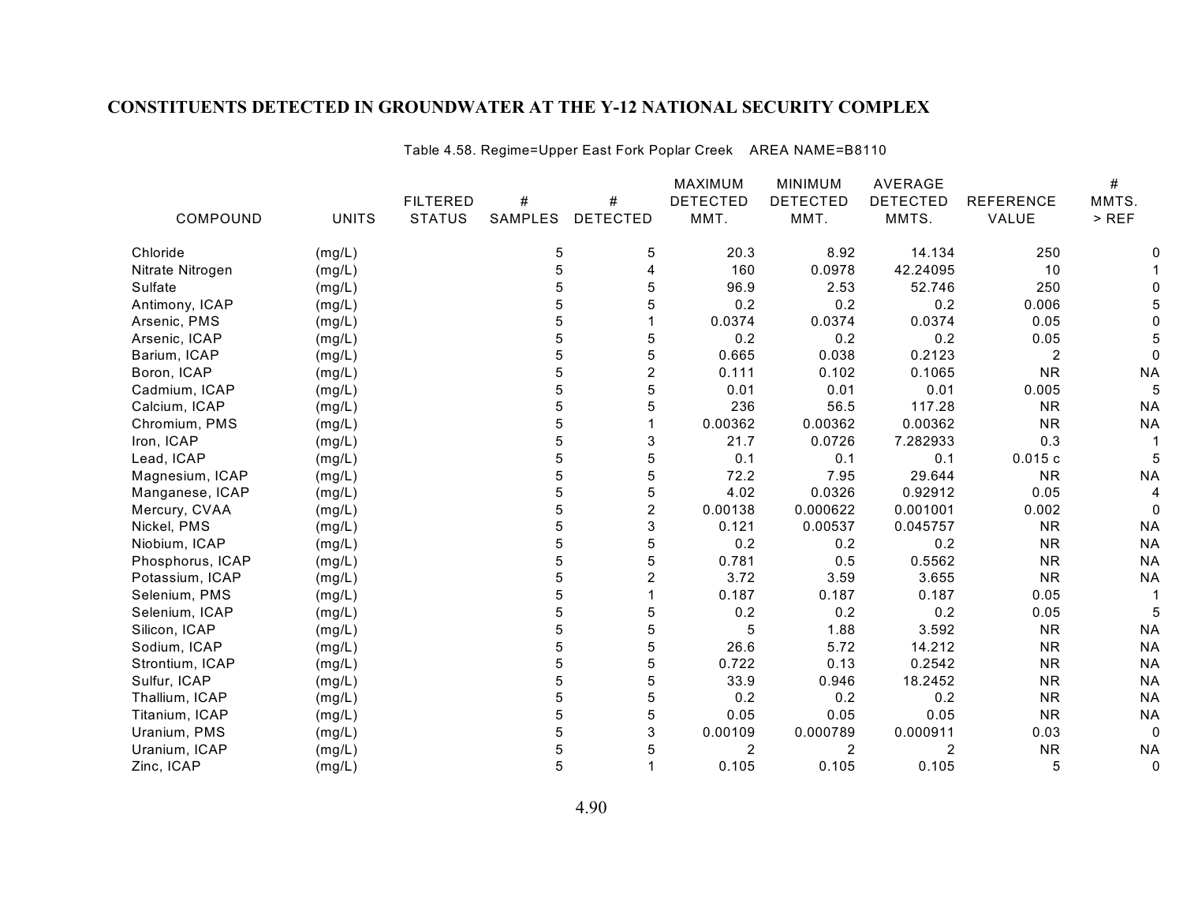# CONSTITUENTS DETECTED IN GROUNDWATER AT THE Y-12 NATIONAL SECURITY COMPLEX

Table 4.58. Regime=Upper East Fork Poplar Creek AREA NAME=B8110

| COMPOUND | UNITS | FILTERED STATUS | # SAMPLES | # DETECTED | MAXIMUM DETECTED MMT. | MINIMUM DETECTED MMT. | AVERAGE DETECTED MMTS. | REFERENCE VALUE | # MMTS. > REF |
|---|---|---|---|---|---|---|---|---|---|
| Chloride | (mg/L) | | 5 | 5 | 20.3 | 8.92 | 14.134 | 250 | 0 |
| Nitrate Nitrogen | (mg/L) | | 5 | 4 | 160 | 0.0978 | 42.24095 | 10 | 1 |
| Sulfate | (mg/L) | | 5 | 5 | 96.9 | 2.53 | 52.746 | 250 | 0 |
| Antimony, ICAP | (mg/L) | | 5 | 5 | 0.2 | 0.2 | 0.2 | 0.006 | 5 |
| Arsenic, PMS | (mg/L) | | 5 | 1 | 0.0374 | 0.0374 | 0.0374 | 0.05 | 0 |
| Arsenic, ICAP | (mg/L) | | 5 | 5 | 0.2 | 0.2 | 0.2 | 0.05 | 5 |
| Barium, ICAP | (mg/L) | | 5 | 5 | 0.665 | 0.038 | 0.2123 | 2 | 0 |
| Boron, ICAP | (mg/L) | | 5 | 2 | 0.111 | 0.102 | 0.1065 | NR | NA |
| Cadmium, ICAP | (mg/L) | | 5 | 5 | 0.01 | 0.01 | 0.01 | 0.005 | 5 |
| Calcium, ICAP | (mg/L) | | 5 | 5 | 236 | 56.5 | 117.28 | NR | NA |
| Chromium, PMS | (mg/L) | | 5 | 1 | 0.00362 | 0.00362 | 0.00362 | NR | NA |
| Iron, ICAP | (mg/L) | | 5 | 3 | 21.7 | 0.0726 | 7.282933 | 0.3 | 1 |
| Lead, ICAP | (mg/L) | | 5 | 5 | 0.1 | 0.1 | 0.1 | 0.015 c | 5 |
| Magnesium, ICAP | (mg/L) | | 5 | 5 | 72.2 | 7.95 | 29.644 | NR | NA |
| Manganese, ICAP | (mg/L) | | 5 | 5 | 4.02 | 0.0326 | 0.92912 | 0.05 | 4 |
| Mercury, CVAA | (mg/L) | | 5 | 2 | 0.00138 | 0.000622 | 0.001001 | 0.002 | 0 |
| Nickel, PMS | (mg/L) | | 5 | 3 | 0.121 | 0.00537 | 0.045757 | NR | NA |
| Niobium, ICAP | (mg/L) | | 5 | 5 | 0.2 | 0.2 | 0.2 | NR | NA |
| Phosphorus, ICAP | (mg/L) | | 5 | 5 | 0.781 | 0.5 | 0.5562 | NR | NA |
| Potassium, ICAP | (mg/L) | | 5 | 2 | 3.72 | 3.59 | 3.655 | NR | NA |
| Selenium, PMS | (mg/L) | | 5 | 1 | 0.187 | 0.187 | 0.187 | 0.05 | 1 |
| Selenium, ICAP | (mg/L) | | 5 | 5 | 0.2 | 0.2 | 0.2 | 0.05 | 5 |
| Silicon, ICAP | (mg/L) | | 5 | 5 | 5 | 1.88 | 3.592 | NR | NA |
| Sodium, ICAP | (mg/L) | | 5 | 5 | 26.6 | 5.72 | 14.212 | NR | NA |
| Strontium, ICAP | (mg/L) | | 5 | 5 | 0.722 | 0.13 | 0.2542 | NR | NA |
| Sulfur, ICAP | (mg/L) | | 5 | 5 | 33.9 | 0.946 | 18.2452 | NR | NA |
| Thallium, ICAP | (mg/L) | | 5 | 5 | 0.2 | 0.2 | 0.2 | NR | NA |
| Titanium, ICAP | (mg/L) | | 5 | 5 | 0.05 | 0.05 | 0.05 | NR | NA |
| Uranium, PMS | (mg/L) | | 5 | 3 | 0.00109 | 0.000789 | 0.000911 | 0.03 | 0 |
| Uranium, ICAP | (mg/L) | | 5 | 5 | 2 | 2 | 2 | NR | NA |
| Zinc, ICAP | (mg/L) | | 5 | 1 | 0.105 | 0.105 | 0.105 | 5 | 0 |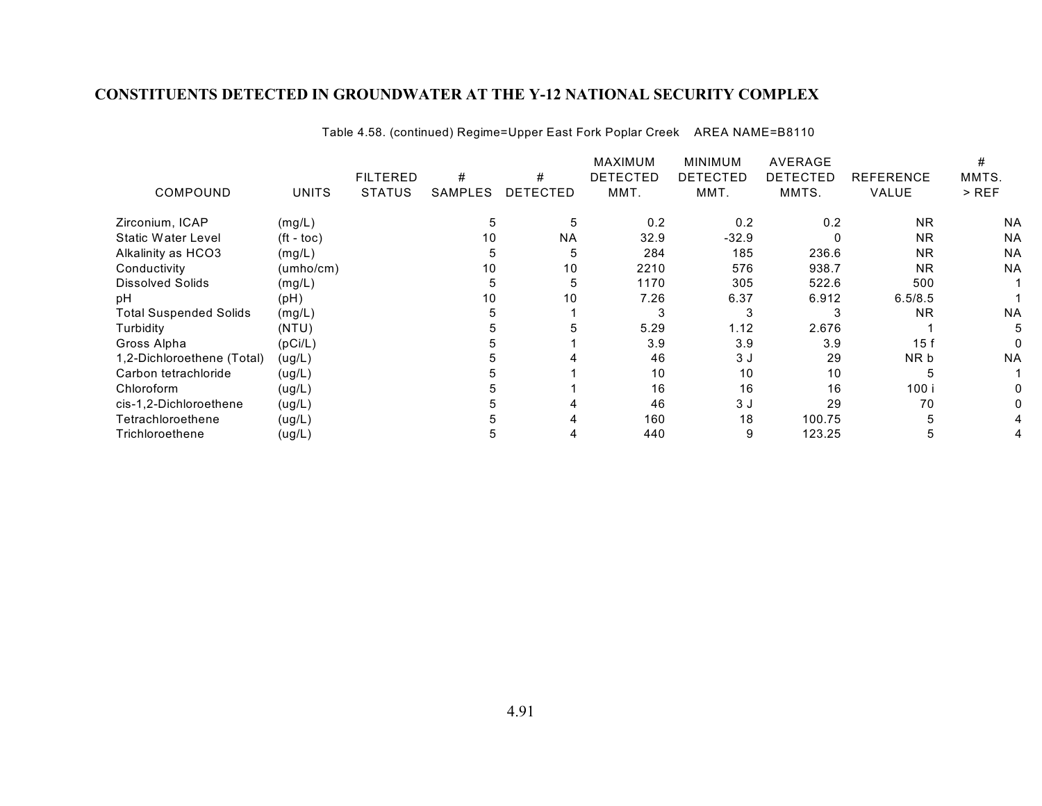## CONSTITUENTS DETECTED IN GROUNDWATER AT THE Y-12 NATIONAL SECURITY COMPLEX

Table 4.58. (continued) Regime=Upper East Fork Poplar Creek AREA NAME=B8110

| COMPOUND | UNITS | FILTERED STATUS | # SAMPLES | # DETECTED | MAXIMUM DETECTED MMT. | MINIMUM DETECTED MMT. | AVERAGE DETECTED MMTS. | REFERENCE VALUE | # MMTS. > REF |
|---|---|---|---|---|---|---|---|---|---|
| Zirconium, ICAP | (mg/L) | | 5 | 5 | 0.2 | 0.2 | 0.2 | NR | NA |
| Static Water Level | (ft - toc) | | 10 | NA | 32.9 | -32.9 | 0 | NR | NA |
| Alkalinity as HCO3 | (mg/L) | | 5 | 5 | 284 | 185 | 236.6 | NR | NA |
| Conductivity | (umho/cm) | | 10 | 10 | 2210 | 576 | 938.7 | NR | NA |
| Dissolved Solids | (mg/L) | | 5 | 5 | 1170 | 305 | 522.6 | 500 | 1 |
| pH | (pH) | | 10 | 10 | 7.26 | 6.37 | 6.912 | 6.5/8.5 | 1 |
| Total Suspended Solids | (mg/L) | | 5 | 1 | 3 | 3 | 3 | NR | NA |
| Turbidity | (NTU) | | 5 | 5 | 5.29 | 1.12 | 2.676 | 1 | 5 |
| Gross Alpha | (pCi/L) | | 5 | 1 | 3.9 | 3.9 | 3.9 | 15 f | 0 |
| 1,2-Dichloroethene (Total) | (ug/L) | | 5 | 4 | 46 | 3 J | 29 | NR b | NA |
| Carbon tetrachloride | (ug/L) | | 5 | 1 | 10 | 10 | 10 | 5 | 1 |
| Chloroform | (ug/L) | | 5 | 1 | 16 | 16 | 16 | 100 i | 0 |
| cis-1,2-Dichloroethene | (ug/L) | | 5 | 4 | 46 | 3 J | 29 | 70 | 0 |
| Tetrachloroethene | (ug/L) | | 5 | 4 | 160 | 18 | 100.75 | 5 | 4 |
| Trichloroethene | (ug/L) | | 5 | 4 | 440 | 9 | 123.25 | 5 | 4 |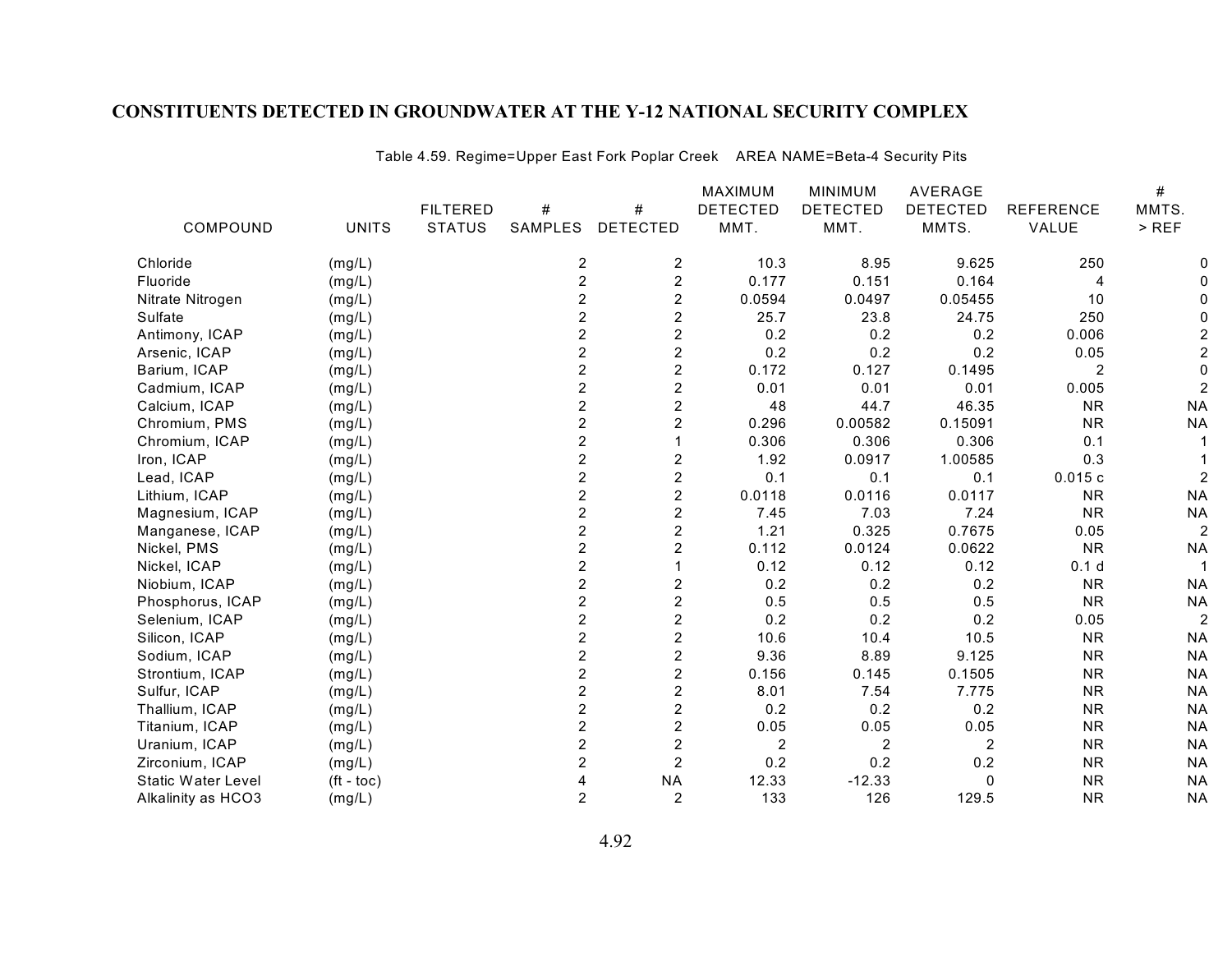# CONSTITUENTS DETECTED IN GROUNDWATER AT THE Y-12 NATIONAL SECURITY COMPLEX

Table 4.59. Regime=Upper East Fork Poplar Creek AREA NAME=Beta-4 Security Pits

| COMPOUND | UNITS | FILTERED STATUS | # SAMPLES | # DETECTED | MAXIMUM DETECTED MMT. | MINIMUM DETECTED MMT. | AVERAGE DETECTED MMTS. | REFERENCE VALUE | # MMTS. > REF |
|---|---|---|---|---|---|---|---|---|---|
| Chloride | (mg/L) | | 2 | 2 | 10.3 | 8.95 | 9.625 | 250 | 0 |
| Fluoride | (mg/L) | | 2 | 2 | 0.177 | 0.151 | 0.164 | 4 | 0 |
| Nitrate Nitrogen | (mg/L) | | 2 | 2 | 0.0594 | 0.0497 | 0.05455 | 10 | 0 |
| Sulfate | (mg/L) | | 2 | 2 | 25.7 | 23.8 | 24.75 | 250 | 0 |
| Antimony, ICAP | (mg/L) | | 2 | 2 | 0.2 | 0.2 | 0.2 | 0.006 | 2 |
| Arsenic, ICAP | (mg/L) | | 2 | 2 | 0.2 | 0.2 | 0.2 | 0.05 | 2 |
| Barium, ICAP | (mg/L) | | 2 | 2 | 0.172 | 0.127 | 0.1495 | 2 | 0 |
| Cadmium, ICAP | (mg/L) | | 2 | 2 | 0.01 | 0.01 | 0.01 | 0.005 | 2 |
| Calcium, ICAP | (mg/L) | | 2 | 2 | 48 | 44.7 | 46.35 | NR | NA |
| Chromium, PMS | (mg/L) | | 2 | 2 | 0.296 | 0.00582 | 0.15091 | NR | NA |
| Chromium, ICAP | (mg/L) | | 2 | 1 | 0.306 | 0.306 | 0.306 | 0.1 | 1 |
| Iron, ICAP | (mg/L) | | 2 | 2 | 1.92 | 0.0917 | 1.00585 | 0.3 | 1 |
| Lead, ICAP | (mg/L) | | 2 | 2 | 0.1 | 0.1 | 0.1 | 0.015 c | 2 |
| Lithium, ICAP | (mg/L) | | 2 | 2 | 0.0118 | 0.0116 | 0.0117 | NR | NA |
| Magnesium, ICAP | (mg/L) | | 2 | 2 | 7.45 | 7.03 | 7.24 | NR | NA |
| Manganese, ICAP | (mg/L) | | 2 | 2 | 1.21 | 0.325 | 0.7675 | 0.05 | 2 |
| Nickel, PMS | (mg/L) | | 2 | 2 | 0.112 | 0.0124 | 0.0622 | NR | NA |
| Nickel, ICAP | (mg/L) | | 2 | 1 | 0.12 | 0.12 | 0.12 | 0.1 d | 1 |
| Niobium, ICAP | (mg/L) | | 2 | 2 | 0.2 | 0.2 | 0.2 | NR | NA |
| Phosphorus, ICAP | (mg/L) | | 2 | 2 | 0.5 | 0.5 | 0.5 | NR | NA |
| Selenium, ICAP | (mg/L) | | 2 | 2 | 0.2 | 0.2 | 0.2 | 0.05 | 2 |
| Silicon, ICAP | (mg/L) | | 2 | 2 | 10.6 | 10.4 | 10.5 | NR | NA |
| Sodium, ICAP | (mg/L) | | 2 | 2 | 9.36 | 8.89 | 9.125 | NR | NA |
| Strontium, ICAP | (mg/L) | | 2 | 2 | 0.156 | 0.145 | 0.1505 | NR | NA |
| Sulfur, ICAP | (mg/L) | | 2 | 2 | 8.01 | 7.54 | 7.775 | NR | NA |
| Thallium, ICAP | (mg/L) | | 2 | 2 | 0.2 | 0.2 | 0.2 | NR | NA |
| Titanium, ICAP | (mg/L) | | 2 | 2 | 0.05 | 0.05 | 0.05 | NR | NA |
| Uranium, ICAP | (mg/L) | | 2 | 2 | 2 | 2 | 2 | NR | NA |
| Zirconium, ICAP | (mg/L) | | 2 | 2 | 0.2 | 0.2 | 0.2 | NR | NA |
| Static Water Level | (ft - toc) | | 4 | NA | 12.33 | -12.33 | 0 | NR | NA |
| Alkalinity as HCO3 | (mg/L) | | 2 | 2 | 133 | 126 | 129.5 | NR | NA |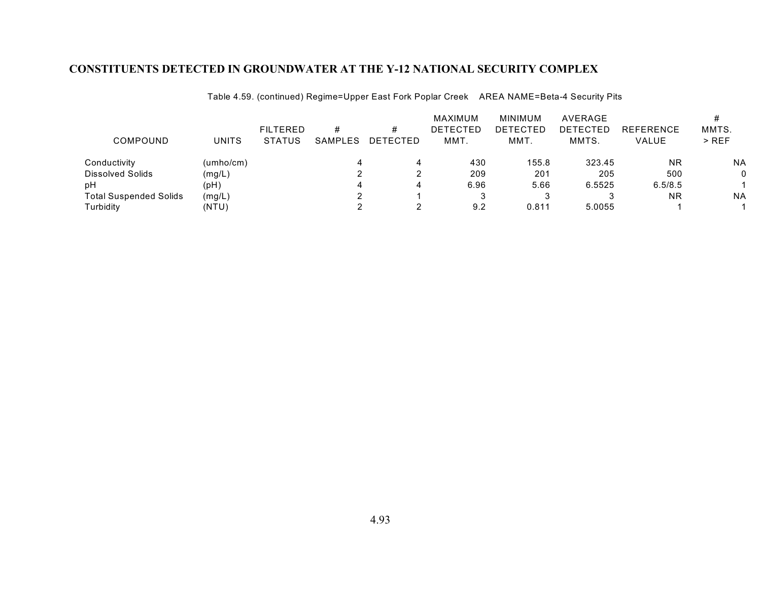## CONSTITUENTS DETECTED IN GROUNDWATER AT THE Y-12 NATIONAL SECURITY COMPLEX

Table 4.59. (continued) Regime=Upper East Fork Poplar Creek AREA NAME=Beta-4 Security Pits

| COMPOUND | UNITS | FILTERED STATUS | # SAMPLES | # DETECTED | MAXIMUM DETECTED MMT. | MINIMUM DETECTED MMT. | AVERAGE DETECTED MMTS. | REFERENCE VALUE | # MMTS. > REF |
|---|---|---|---|---|---|---|---|---|---|
| Conductivity | (umho/cm) | | 4 | 4 | 430 | 155.8 | 323.45 | NR | NA |
| Dissolved Solids | (mg/L) | | 2 | 2 | 209 | 201 | 205 | 500 | 0 |
| pH | (pH) | | 4 | 4 | 6.96 | 5.66 | 6.5525 | 6.5/8.5 | 1 |
| Total Suspended Solids | (mg/L) | | 2 | 1 | 3 | 3 | 3 | NR | NA |
| Turbidity | (NTU) | | 2 | 2 | 9.2 | 0.811 | 5.0055 | 1 | 1 |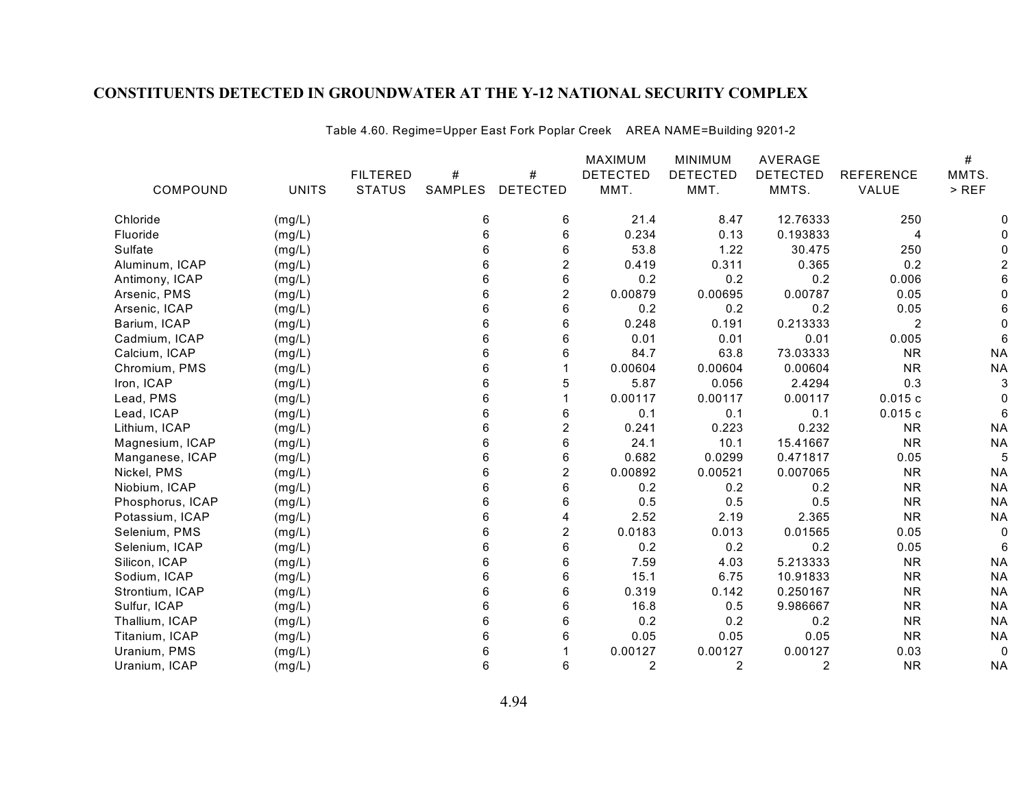# CONSTITUENTS DETECTED IN GROUNDWATER AT THE Y-12 NATIONAL SECURITY COMPLEX

Table 4.60. Regime=Upper East Fork Poplar Creek AREA NAME=Building 9201-2

| COMPOUND | UNITS | FILTERED STATUS | # SAMPLES | # DETECTED | MAXIMUM DETECTED MMT. | MINIMUM DETECTED MMT. | AVERAGE DETECTED MMTS. | REFERENCE VALUE | # MMTS. > REF |
|---|---|---|---|---|---|---|---|---|---|
| Chloride | (mg/L) | | 6 | 6 | 21.4 | 8.47 | 12.76333 | 250 | 0 |
| Fluoride | (mg/L) | | 6 | 6 | 0.234 | 0.13 | 0.193833 | 4 | 0 |
| Sulfate | (mg/L) | | 6 | 6 | 53.8 | 1.22 | 30.475 | 250 | 0 |
| Aluminum, ICAP | (mg/L) | | 6 | 2 | 0.419 | 0.311 | 0.365 | 0.2 | 2 |
| Antimony, ICAP | (mg/L) | | 6 | 6 | 0.2 | 0.2 | 0.2 | 0.006 | 6 |
| Arsenic, PMS | (mg/L) | | 6 | 2 | 0.00879 | 0.00695 | 0.00787 | 0.05 | 0 |
| Arsenic, ICAP | (mg/L) | | 6 | 6 | 0.2 | 0.2 | 0.2 | 0.05 | 6 |
| Barium, ICAP | (mg/L) | | 6 | 6 | 0.248 | 0.191 | 0.213333 | 2 | 0 |
| Cadmium, ICAP | (mg/L) | | 6 | 6 | 0.01 | 0.01 | 0.01 | 0.005 | 6 |
| Calcium, ICAP | (mg/L) | | 6 | 6 | 84.7 | 63.8 | 73.03333 | NR | NA |
| Chromium, PMS | (mg/L) | | 6 | 1 | 0.00604 | 0.00604 | 0.00604 | NR | NA |
| Iron, ICAP | (mg/L) | | 6 | 5 | 5.87 | 0.056 | 2.4294 | 0.3 | 3 |
| Lead, PMS | (mg/L) | | 6 | 1 | 0.00117 | 0.00117 | 0.00117 | 0.015 c | 0 |
| Lead, ICAP | (mg/L) | | 6 | 6 | 0.1 | 0.1 | 0.1 | 0.015 c | 6 |
| Lithium, ICAP | (mg/L) | | 6 | 2 | 0.241 | 0.223 | 0.232 | NR | NA |
| Magnesium, ICAP | (mg/L) | | 6 | 6 | 24.1 | 10.1 | 15.41667 | NR | NA |
| Manganese, ICAP | (mg/L) | | 6 | 6 | 0.682 | 0.0299 | 0.471817 | 0.05 | 5 |
| Nickel, PMS | (mg/L) | | 6 | 2 | 0.00892 | 0.00521 | 0.007065 | NR | NA |
| Niobium, ICAP | (mg/L) | | 6 | 6 | 0.2 | 0.2 | 0.2 | NR | NA |
| Phosphorus, ICAP | (mg/L) | | 6 | 6 | 0.5 | 0.5 | 0.5 | NR | NA |
| Potassium, ICAP | (mg/L) | | 6 | 4 | 2.52 | 2.19 | 2.365 | NR | NA |
| Selenium, PMS | (mg/L) | | 6 | 2 | 0.0183 | 0.013 | 0.01565 | 0.05 | 0 |
| Selenium, ICAP | (mg/L) | | 6 | 6 | 0.2 | 0.2 | 0.2 | 0.05 | 6 |
| Silicon, ICAP | (mg/L) | | 6 | 6 | 7.59 | 4.03 | 5.213333 | NR | NA |
| Sodium, ICAP | (mg/L) | | 6 | 6 | 15.1 | 6.75 | 10.91833 | NR | NA |
| Strontium, ICAP | (mg/L) | | 6 | 6 | 0.319 | 0.142 | 0.250167 | NR | NA |
| Sulfur, ICAP | (mg/L) | | 6 | 6 | 16.8 | 0.5 | 9.986667 | NR | NA |
| Thallium, ICAP | (mg/L) | | 6 | 6 | 0.2 | 0.2 | 0.2 | NR | NA |
| Titanium, ICAP | (mg/L) | | 6 | 6 | 0.05 | 0.05 | 0.05 | NR | NA |
| Uranium, PMS | (mg/L) | | 6 | 1 | 0.00127 | 0.00127 | 0.00127 | 0.03 | 0 |
| Uranium, ICAP | (mg/L) | | 6 | 6 | 2 | 2 | 2 | NR | NA |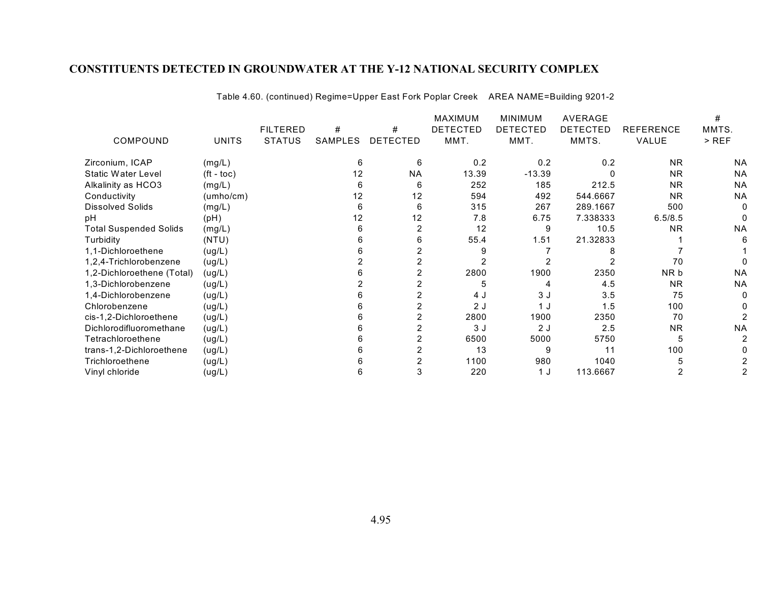# CONSTITUENTS DETECTED IN GROUNDWATER AT THE Y-12 NATIONAL SECURITY COMPLEX

Table 4.60. (continued) Regime=Upper East Fork Poplar Creek AREA NAME=Building 9201-2

| COMPOUND | UNITS | FILTERED STATUS | # SAMPLES | # DETECTED | MAXIMUM DETECTED MMT. | MINIMUM DETECTED MMT. | AVERAGE DETECTED MMTS. | REFERENCE VALUE | # MMTS. > REF |
|---|---|---|---|---|---|---|---|---|---|
| Zirconium, ICAP | (mg/L) | | 6 | 6 | 0.2 | 0.2 | 0.2 | NR | NA |
| Static Water Level | (ft - toc) | | 12 | NA | 13.39 | -13.39 | 0 | NR | NA |
| Alkalinity as HCO3 | (mg/L) | | 6 | 6 | 252 | 185 | 212.5 | NR | NA |
| Conductivity | (umho/cm) | | 12 | 12 | 594 | 492 | 544.6667 | NR | NA |
| Dissolved Solids | (mg/L) | | 6 | 6 | 315 | 267 | 289.1667 | 500 | 0 |
| pH | (pH) | | 12 | 12 | 7.8 | 6.75 | 7.338333 | 6.5/8.5 | 0 |
| Total Suspended Solids | (mg/L) | | 6 | 2 | 12 | 9 | 10.5 | NR | NA |
| Turbidity | (NTU) | | 6 | 6 | 55.4 | 1.51 | 21.32833 | 1 | 6 |
| 1,1-Dichloroethene | (ug/L) | | 6 | 2 | 9 | 7 | 8 | 7 | 1 |
| 1,2,4-Trichlorobenzene | (ug/L) | | 2 | 2 | 2 | 2 | 2 | 70 | 0 |
| 1,2-Dichloroethene (Total) | (ug/L) | | 6 | 2 | 2800 | 1900 | 2350 | NR b | NA |
| 1,3-Dichlorobenzene | (ug/L) | | 2 | 2 | 5 | 4 | 4.5 | NR | NA |
| 1,4-Dichlorobenzene | (ug/L) | | 6 | 2 | 4 J | 3 J | 3.5 | 75 | 0 |
| Chlorobenzene | (ug/L) | | 6 | 2 | 2 J | 1 J | 1.5 | 100 | 0 |
| cis-1,2-Dichloroethene | (ug/L) | | 6 | 2 | 2800 | 1900 | 2350 | 70 | 2 |
| Dichlorodifluoromethane | (ug/L) | | 6 | 2 | 3 J | 2 J | 2.5 | NR | NA |
| Tetrachloroethene | (ug/L) | | 6 | 2 | 6500 | 5000 | 5750 | 5 | 2 |
| trans-1,2-Dichloroethene | (ug/L) | | 6 | 2 | 13 | 9 | 11 | 100 | 0 |
| Trichloroethene | (ug/L) | | 6 | 2 | 1100 | 980 | 1040 | 5 | 2 |
| Vinyl chloride | (ug/L) | | 6 | 3 | 220 | 1 J | 113.6667 | 2 | 2 |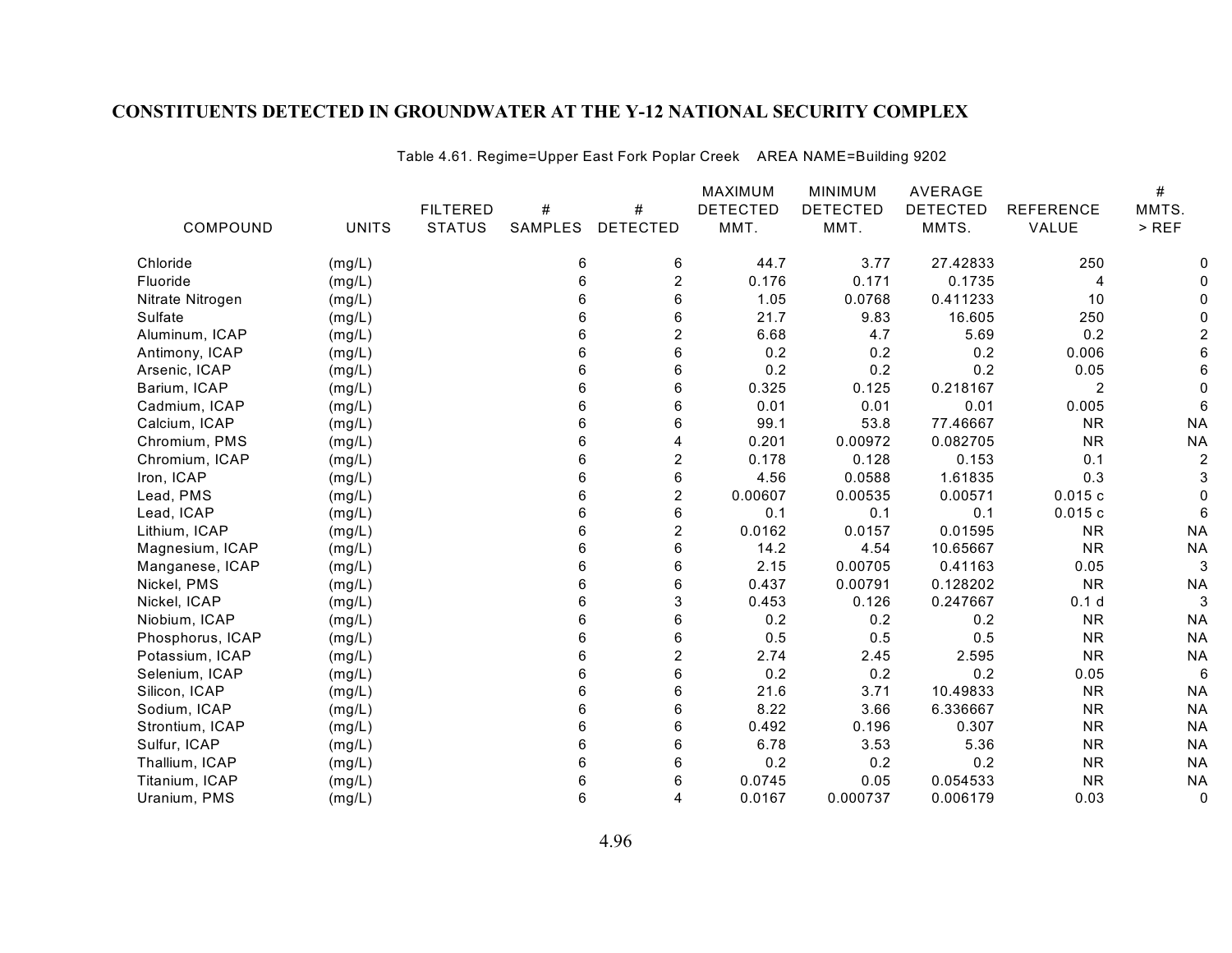## CONSTITUENTS DETECTED IN GROUNDWATER AT THE Y-12 NATIONAL SECURITY COMPLEX

Table 4.61. Regime=Upper East Fork Poplar Creek AREA NAME=Building 9202

| COMPOUND | UNITS | FILTERED STATUS | # SAMPLES | # DETECTED | MAXIMUM DETECTED MMT. | MINIMUM DETECTED MMT. | AVERAGE DETECTED MMTS. | REFERENCE VALUE | # MMTS. > REF |
|---|---|---|---|---|---|---|---|---|---|
| Chloride | (mg/L) | | 6 | 6 | 44.7 | 3.77 | 27.42833 | 250 | 0 |
| Fluoride | (mg/L) | | 6 | 2 | 0.176 | 0.171 | 0.1735 | 4 | 0 |
| Nitrate Nitrogen | (mg/L) | | 6 | 6 | 1.05 | 0.0768 | 0.411233 | 10 | 0 |
| Sulfate | (mg/L) | | 6 | 6 | 21.7 | 9.83 | 16.605 | 250 | 0 |
| Aluminum, ICAP | (mg/L) | | 6 | 2 | 6.68 | 4.7 | 5.69 | 0.2 | 2 |
| Antimony, ICAP | (mg/L) | | 6 | 6 | 0.2 | 0.2 | 0.2 | 0.006 | 6 |
| Arsenic, ICAP | (mg/L) | | 6 | 6 | 0.2 | 0.2 | 0.2 | 0.05 | 6 |
| Barium, ICAP | (mg/L) | | 6 | 6 | 0.325 | 0.125 | 0.218167 | 2 | 0 |
| Cadmium, ICAP | (mg/L) | | 6 | 6 | 0.01 | 0.01 | 0.01 | 0.005 | 6 |
| Calcium, ICAP | (mg/L) | | 6 | 6 | 99.1 | 53.8 | 77.46667 | NR | NA |
| Chromium, PMS | (mg/L) | | 6 | 4 | 0.201 | 0.00972 | 0.082705 | NR | NA |
| Chromium, ICAP | (mg/L) | | 6 | 2 | 0.178 | 0.128 | 0.153 | 0.1 | 2 |
| Iron, ICAP | (mg/L) | | 6 | 6 | 4.56 | 0.0588 | 1.61835 | 0.3 | 3 |
| Lead, PMS | (mg/L) | | 6 | 2 | 0.00607 | 0.00535 | 0.00571 | 0.015 c | 0 |
| Lead, ICAP | (mg/L) | | 6 | 6 | 0.1 | 0.1 | 0.1 | 0.015 c | 6 |
| Lithium, ICAP | (mg/L) | | 6 | 2 | 0.0162 | 0.0157 | 0.01595 | NR | NA |
| Magnesium, ICAP | (mg/L) | | 6 | 6 | 14.2 | 4.54 | 10.65667 | NR | NA |
| Manganese, ICAP | (mg/L) | | 6 | 6 | 2.15 | 0.00705 | 0.41163 | 0.05 | 3 |
| Nickel, PMS | (mg/L) | | 6 | 6 | 0.437 | 0.00791 | 0.128202 | NR | NA |
| Nickel, ICAP | (mg/L) | | 6 | 3 | 0.453 | 0.126 | 0.247667 | 0.1 d | 3 |
| Niobium, ICAP | (mg/L) | | 6 | 6 | 0.2 | 0.2 | 0.2 | NR | NA |
| Phosphorus, ICAP | (mg/L) | | 6 | 6 | 0.5 | 0.5 | 0.5 | NR | NA |
| Potassium, ICAP | (mg/L) | | 6 | 2 | 2.74 | 2.45 | 2.595 | NR | NA |
| Selenium, ICAP | (mg/L) | | 6 | 6 | 0.2 | 0.2 | 0.2 | 0.05 | 6 |
| Silicon, ICAP | (mg/L) | | 6 | 6 | 21.6 | 3.71 | 10.49833 | NR | NA |
| Sodium, ICAP | (mg/L) | | 6 | 6 | 8.22 | 3.66 | 6.336667 | NR | NA |
| Strontium, ICAP | (mg/L) | | 6 | 6 | 0.492 | 0.196 | 0.307 | NR | NA |
| Sulfur, ICAP | (mg/L) | | 6 | 6 | 6.78 | 3.53 | 5.36 | NR | NA |
| Thallium, ICAP | (mg/L) | | 6 | 6 | 0.2 | 0.2 | 0.2 | NR | NA |
| Titanium, ICAP | (mg/L) | | 6 | 6 | 0.0745 | 0.05 | 0.054533 | NR | NA |
| Uranium, PMS | (mg/L) | | 6 | 4 | 0.0167 | 0.000737 | 0.006179 | 0.03 | 0 |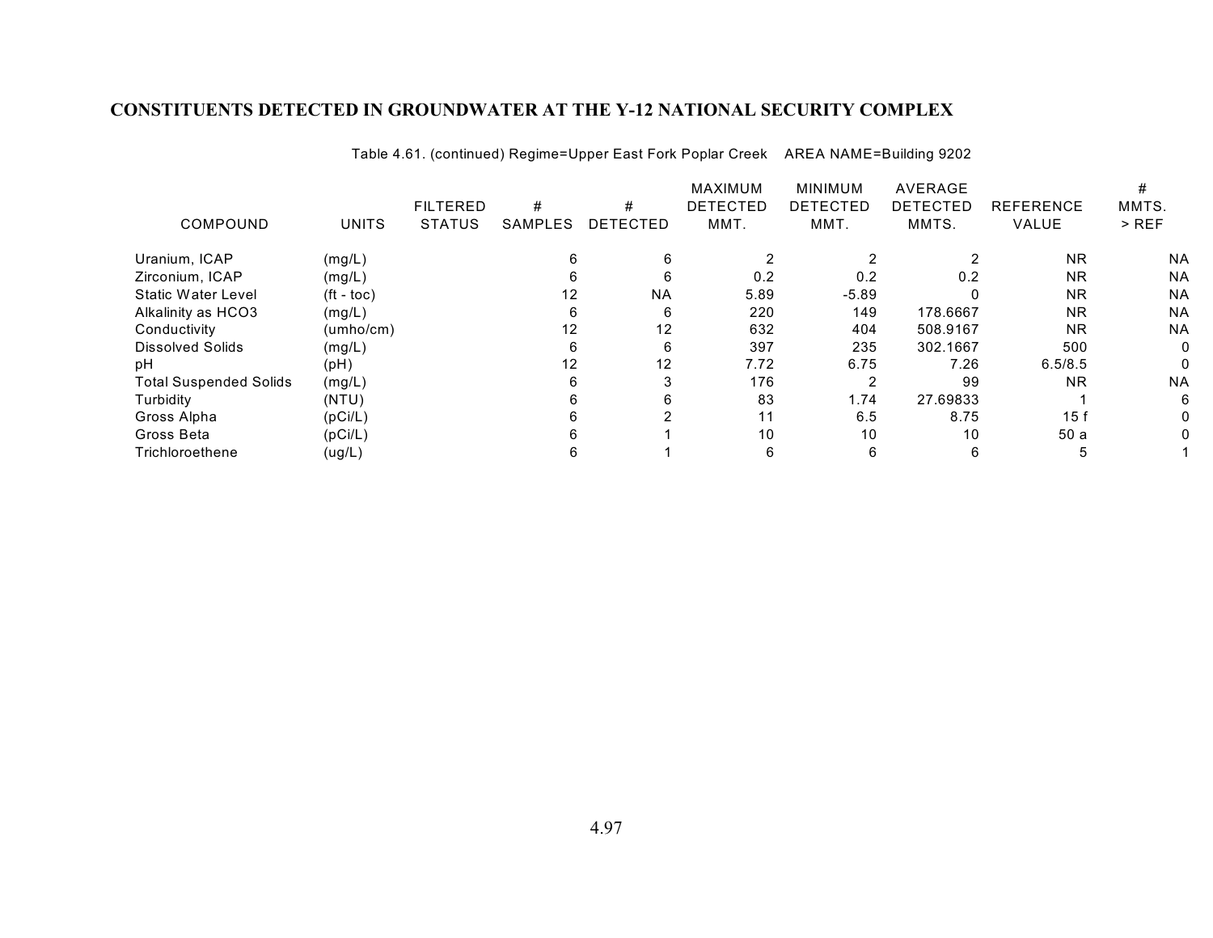# CONSTITUENTS DETECTED IN GROUNDWATER AT THE Y-12 NATIONAL SECURITY COMPLEX

Table 4.61. (continued) Regime=Upper East Fork Poplar Creek AREA NAME=Building 9202

| COMPOUND | UNITS | FILTERED STATUS | # SAMPLES | # DETECTED | MAXIMUM DETECTED MMT. | MINIMUM DETECTED MMT. | AVERAGE DETECTED MMTS. | REFERENCE VALUE | # MMTS. > REF |
|---|---|---|---|---|---|---|---|---|---|
| Uranium, ICAP | (mg/L) | | 6 | 6 | 2 | 2 | 2 | NR | NA |
| Zirconium, ICAP | (mg/L) | | 6 | 6 | 0.2 | 0.2 | 0.2 | NR | NA |
| Static Water Level | (ft - toc) | | 12 | NA | 5.89 | -5.89 | 0 | NR | NA |
| Alkalinity as HCO3 | (mg/L) | | 6 | 6 | 220 | 149 | 178.6667 | NR | NA |
| Conductivity | (umho/cm) | | 12 | 12 | 632 | 404 | 508.9167 | NR | NA |
| Dissolved Solids | (mg/L) | | 6 | 6 | 397 | 235 | 302.1667 | 500 | 0 |
| pH | (pH) | | 12 | 12 | 7.72 | 6.75 | 7.26 | 6.5/8.5 | 0 |
| Total Suspended Solids | (mg/L) | | 6 | 3 | 176 | 2 | 99 | NR | NA |
| Turbidity | (NTU) | | 6 | 6 | 83 | 1.74 | 27.69833 | 1 | 6 |
| Gross Alpha | (pCi/L) | | 6 | 2 | 11 | 6.5 | 8.75 | 15 f | 0 |
| Gross Beta | (pCi/L) | | 6 | 1 | 10 | 10 | 10 | 50 a | 0 |
| Trichloroethene | (ug/L) | | 6 | 1 | 6 | 6 | 6 | 5 | 1 |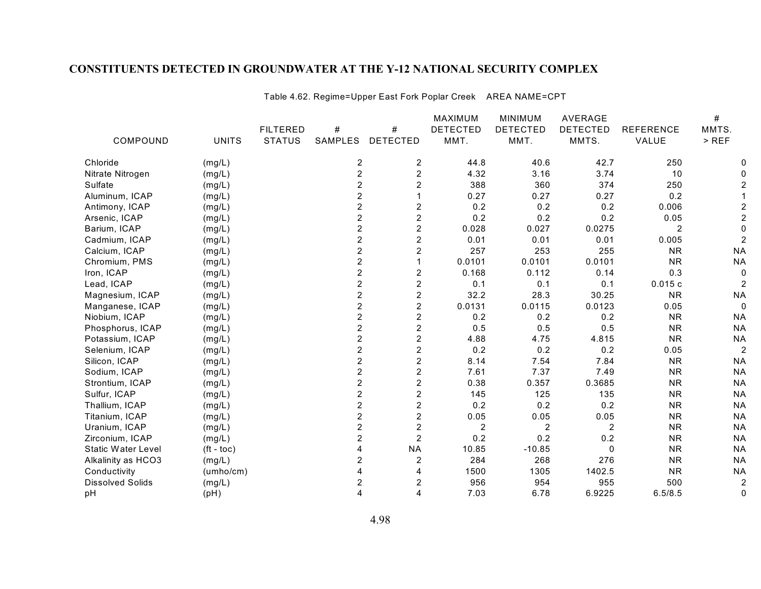## CONSTITUENTS DETECTED IN GROUNDWATER AT THE Y-12 NATIONAL SECURITY COMPLEX

Table 4.62. Regime=Upper East Fork Poplar Creek AREA NAME=CPT

| COMPOUND | UNITS | FILTERED STATUS | # SAMPLES | # DETECTED | MAXIMUM DETECTED MMT. | MINIMUM DETECTED MMT. | AVERAGE DETECTED MMTS. | REFERENCE VALUE | # MMTS. > REF |
|---|---|---|---|---|---|---|---|---|---|
| Chloride | (mg/L) | | 2 | 2 | 44.8 | 40.6 | 42.7 | 250 | 0 |
| Nitrate Nitrogen | (mg/L) | | 2 | 2 | 4.32 | 3.16 | 3.74 | 10 | 0 |
| Sulfate | (mg/L) | | 2 | 2 | 388 | 360 | 374 | 250 | 2 |
| Aluminum, ICAP | (mg/L) | | 2 | 1 | 0.27 | 0.27 | 0.27 | 0.2 | 1 |
| Antimony, ICAP | (mg/L) | | 2 | 2 | 0.2 | 0.2 | 0.2 | 0.006 | 2 |
| Arsenic, ICAP | (mg/L) | | 2 | 2 | 0.2 | 0.2 | 0.2 | 0.05 | 2 |
| Barium, ICAP | (mg/L) | | 2 | 2 | 0.028 | 0.027 | 0.0275 | 2 | 0 |
| Cadmium, ICAP | (mg/L) | | 2 | 2 | 0.01 | 0.01 | 0.01 | 0.005 | 2 |
| Calcium, ICAP | (mg/L) | | 2 | 2 | 257 | 253 | 255 | NR | NA |
| Chromium, PMS | (mg/L) | | 2 | 1 | 0.0101 | 0.0101 | 0.0101 | NR | NA |
| Iron, ICAP | (mg/L) | | 2 | 2 | 0.168 | 0.112 | 0.14 | 0.3 | 0 |
| Lead, ICAP | (mg/L) | | 2 | 2 | 0.1 | 0.1 | 0.1 | 0.015 c | 2 |
| Magnesium, ICAP | (mg/L) | | 2 | 2 | 32.2 | 28.3 | 30.25 | NR | NA |
| Manganese, ICAP | (mg/L) | | 2 | 2 | 0.0131 | 0.0115 | 0.0123 | 0.05 | 0 |
| Niobium, ICAP | (mg/L) | | 2 | 2 | 0.2 | 0.2 | 0.2 | NR | NA |
| Phosphorus, ICAP | (mg/L) | | 2 | 2 | 0.5 | 0.5 | 0.5 | NR | NA |
| Potassium, ICAP | (mg/L) | | 2 | 2 | 4.88 | 4.75 | 4.815 | NR | NA |
| Selenium, ICAP | (mg/L) | | 2 | 2 | 0.2 | 0.2 | 0.2 | 0.05 | 2 |
| Silicon, ICAP | (mg/L) | | 2 | 2 | 8.14 | 7.54 | 7.84 | NR | NA |
| Sodium, ICAP | (mg/L) | | 2 | 2 | 7.61 | 7.37 | 7.49 | NR | NA |
| Strontium, ICAP | (mg/L) | | 2 | 2 | 0.38 | 0.357 | 0.3685 | NR | NA |
| Sulfur, ICAP | (mg/L) | | 2 | 2 | 145 | 125 | 135 | NR | NA |
| Thallium, ICAP | (mg/L) | | 2 | 2 | 0.2 | 0.2 | 0.2 | NR | NA |
| Titanium, ICAP | (mg/L) | | 2 | 2 | 0.05 | 0.05 | 0.05 | NR | NA |
| Uranium, ICAP | (mg/L) | | 2 | 2 | 2 | 2 | 2 | NR | NA |
| Zirconium, ICAP | (mg/L) | | 2 | 2 | 0.2 | 0.2 | 0.2 | NR | NA |
| Static Water Level | (ft - toc) | | 4 | NA | 10.85 | -10.85 | 0 | NR | NA |
| Alkalinity as HCO3 | (mg/L) | | 2 | 2 | 284 | 268 | 276 | NR | NA |
| Conductivity | (umho/cm) | | 4 | 4 | 1500 | 1305 | 1402.5 | NR | NA |
| Dissolved Solids | (mg/L) | | 2 | 2 | 956 | 954 | 955 | 500 | 2 |
| pH | (pH) | | 4 | 4 | 7.03 | 6.78 | 6.9225 | 6.5/8.5 | 0 |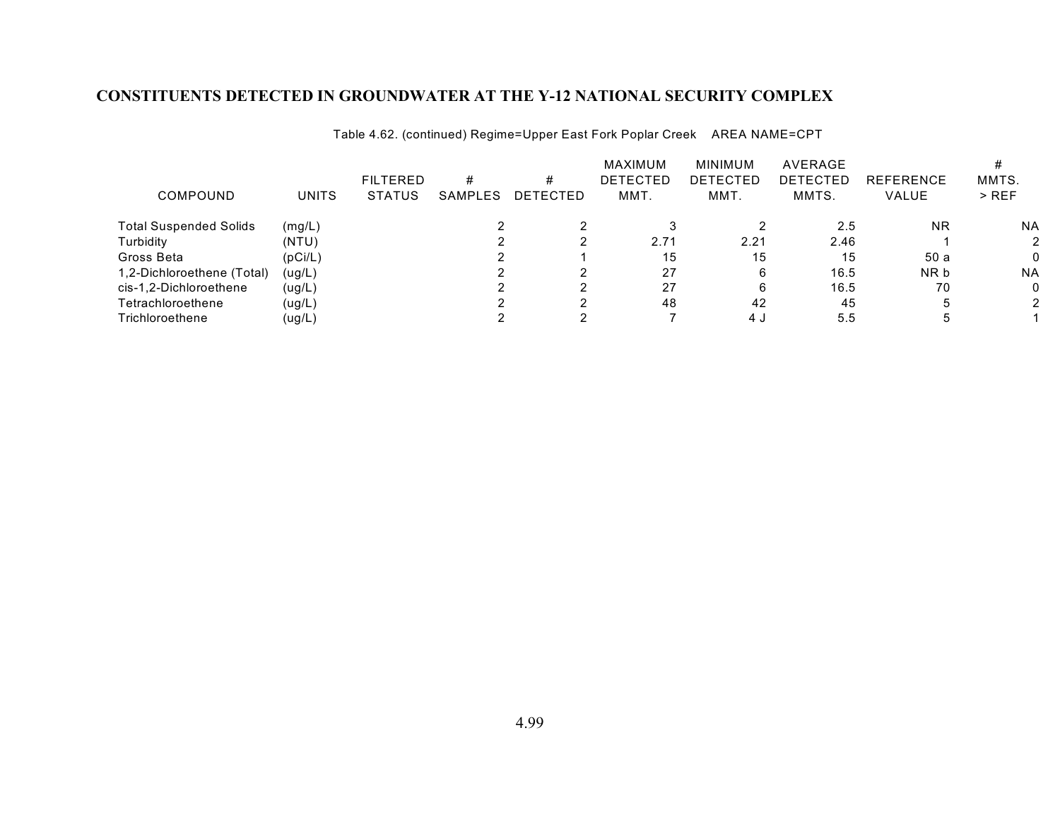## CONSTITUENTS DETECTED IN GROUNDWATER AT THE Y-12 NATIONAL SECURITY COMPLEX

Table 4.62. (continued) Regime=Upper East Fork Poplar Creek AREA NAME=CPT

| COMPOUND | UNITS | FILTERED STATUS | # SAMPLES | # DETECTED | MAXIMUM DETECTED MMT. | MINIMUM DETECTED MMT. | AVERAGE DETECTED MMTS. | REFERENCE VALUE | # MMTS. > REF |
|---|---|---|---|---|---|---|---|---|---|
| Total Suspended Solids | (mg/L) | | 2 | 2 | 3 | 2 | 2.5 | NR | NA |
| Turbidity | (NTU) | | 2 | 2 | 2.71 | 2.21 | 2.46 | 1 | 2 |
| Gross Beta | (pCi/L) | | 2 | 1 | 15 | 15 | 15 | 50 a | 0 |
| 1,2-Dichloroethene (Total) | (ug/L) | | 2 | 2 | 27 | 6 | 16.5 | NR b | NA |
| cis-1,2-Dichloroethene | (ug/L) | | 2 | 2 | 27 | 6 | 16.5 | 70 | 0 |
| Tetrachloroethene | (ug/L) | | 2 | 2 | 48 | 42 | 45 | 5 | 2 |
| Trichloroethene | (ug/L) | | 2 | 2 | 7 | 4 J | 5.5 | 5 | 1 |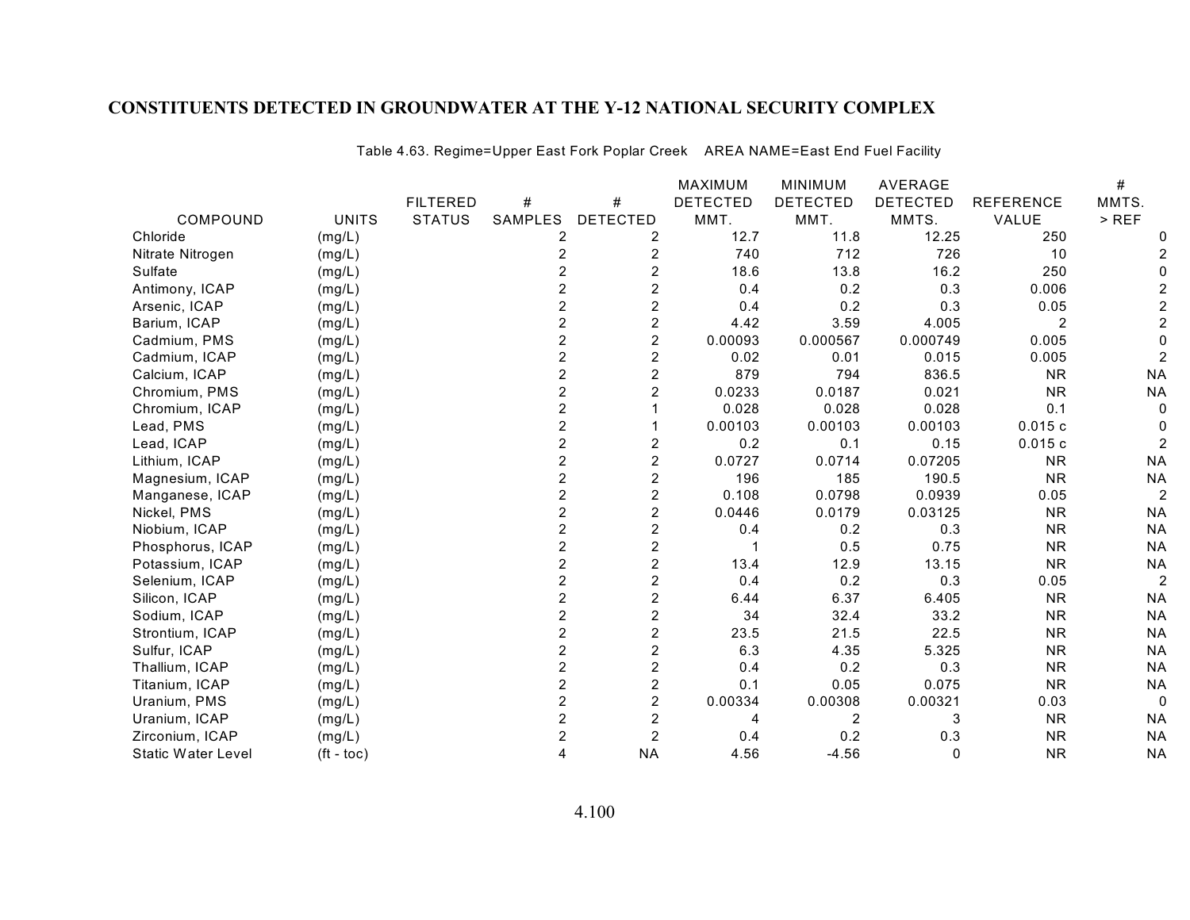# CONSTITUENTS DETECTED IN GROUNDWATER AT THE Y-12 NATIONAL SECURITY COMPLEX

Table 4.63. Regime=Upper East Fork Poplar Creek AREA NAME=East End Fuel Facility

| COMPOUND | UNITS | FILTERED STATUS | # SAMPLES | # DETECTED | MAXIMUM DETECTED MMT. | MINIMUM DETECTED MMT. | AVERAGE DETECTED MMTS. | REFERENCE VALUE | # MMTS. > REF |
|---|---|---|---|---|---|---|---|---|---|
| Chloride | (mg/L) | | 2 | 2 | 12.7 | 11.8 | 12.25 | 250 | 0 |
| Nitrate Nitrogen | (mg/L) | | 2 | 2 | 740 | 712 | 726 | 10 | 2 |
| Sulfate | (mg/L) | | 2 | 2 | 18.6 | 13.8 | 16.2 | 250 | 0 |
| Antimony, ICAP | (mg/L) | | 2 | 2 | 0.4 | 0.2 | 0.3 | 0.006 | 2 |
| Arsenic, ICAP | (mg/L) | | 2 | 2 | 0.4 | 0.2 | 0.3 | 0.05 | 2 |
| Barium, ICAP | (mg/L) | | 2 | 2 | 4.42 | 3.59 | 4.005 | 2 | 2 |
| Cadmium, PMS | (mg/L) | | 2 | 2 | 0.00093 | 0.000567 | 0.000749 | 0.005 | 0 |
| Cadmium, ICAP | (mg/L) | | 2 | 2 | 0.02 | 0.01 | 0.015 | 0.005 | 2 |
| Calcium, ICAP | (mg/L) | | 2 | 2 | 879 | 794 | 836.5 | NR | NA |
| Chromium, PMS | (mg/L) | | 2 | 2 | 0.0233 | 0.0187 | 0.021 | NR | NA |
| Chromium, ICAP | (mg/L) | | 2 | 1 | 0.028 | 0.028 | 0.028 | 0.1 | 0 |
| Lead, PMS | (mg/L) | | 2 | 1 | 0.00103 | 0.00103 | 0.00103 | 0.015 c | 0 |
| Lead, ICAP | (mg/L) | | 2 | 2 | 0.2 | 0.1 | 0.15 | 0.015 c | 2 |
| Lithium, ICAP | (mg/L) | | 2 | 2 | 0.0727 | 0.0714 | 0.07205 | NR | NA |
| Magnesium, ICAP | (mg/L) | | 2 | 2 | 196 | 185 | 190.5 | NR | NA |
| Manganese, ICAP | (mg/L) | | 2 | 2 | 0.108 | 0.0798 | 0.0939 | 0.05 | 2 |
| Nickel, PMS | (mg/L) | | 2 | 2 | 0.0446 | 0.0179 | 0.03125 | NR | NA |
| Niobium, ICAP | (mg/L) | | 2 | 2 | 0.4 | 0.2 | 0.3 | NR | NA |
| Phosphorus, ICAP | (mg/L) | | 2 | 2 | 1 | 0.5 | 0.75 | NR | NA |
| Potassium, ICAP | (mg/L) | | 2 | 2 | 13.4 | 12.9 | 13.15 | NR | NA |
| Selenium, ICAP | (mg/L) | | 2 | 2 | 0.4 | 0.2 | 0.3 | 0.05 | 2 |
| Silicon, ICAP | (mg/L) | | 2 | 2 | 6.44 | 6.37 | 6.405 | NR | NA |
| Sodium, ICAP | (mg/L) | | 2 | 2 | 34 | 32.4 | 33.2 | NR | NA |
| Strontium, ICAP | (mg/L) | | 2 | 2 | 23.5 | 21.5 | 22.5 | NR | NA |
| Sulfur, ICAP | (mg/L) | | 2 | 2 | 6.3 | 4.35 | 5.325 | NR | NA |
| Thallium, ICAP | (mg/L) | | 2 | 2 | 0.4 | 0.2 | 0.3 | NR | NA |
| Titanium, ICAP | (mg/L) | | 2 | 2 | 0.1 | 0.05 | 0.075 | NR | NA |
| Uranium, PMS | (mg/L) | | 2 | 2 | 0.00334 | 0.00308 | 0.00321 | 0.03 | 0 |
| Uranium, ICAP | (mg/L) | | 2 | 2 | 4 | 2 | 3 | NR | NA |
| Zirconium, ICAP | (mg/L) | | 2 | 2 | 0.4 | 0.2 | 0.3 | NR | NA |
| Static Water Level | (ft - toc) | | 4 | NA | 4.56 | -4.56 | 0 | NR | NA |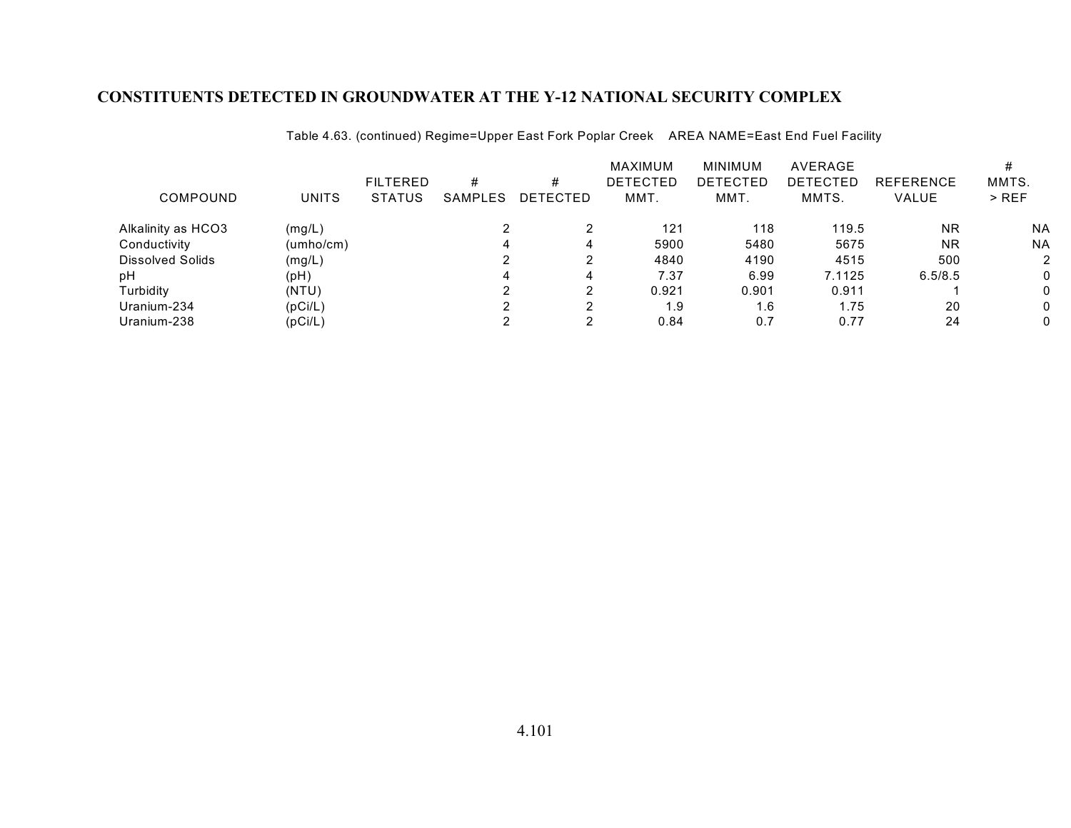## CONSTITUENTS DETECTED IN GROUNDWATER AT THE Y-12 NATIONAL SECURITY COMPLEX

Table 4.63. (continued) Regime=Upper East Fork Poplar Creek AREA NAME=East End Fuel Facility

| COMPOUND | UNITS | FILTERED STATUS | # SAMPLES | # DETECTED | MAXIMUM DETECTED MMT. | MINIMUM DETECTED MMT. | AVERAGE DETECTED MMTS. | REFERENCE VALUE | # MMTS. > REF |
|---|---|---|---|---|---|---|---|---|---|
| Alkalinity as HCO3 | (mg/L) | | 2 | 2 | 121 | 118 | 119.5 | NR | NA |
| Conductivity | (umho/cm) | | 4 | 4 | 5900 | 5480 | 5675 | NR | NA |
| Dissolved Solids | (mg/L) | | 2 | 2 | 4840 | 4190 | 4515 | 500 | 2 |
| pH | (pH) | | 4 | 4 | 7.37 | 6.99 | 7.1125 | 6.5/8.5 | 0 |
| Turbidity | (NTU) | | 2 | 2 | 0.921 | 0.901 | 0.911 | 1 | 0 |
| Uranium-234 | (pCi/L) | | 2 | 2 | 1.9 | 1.6 | 1.75 | 20 | 0 |
| Uranium-238 | (pCi/L) | | 2 | 2 | 0.84 | 0.7 | 0.77 | 24 | 0 |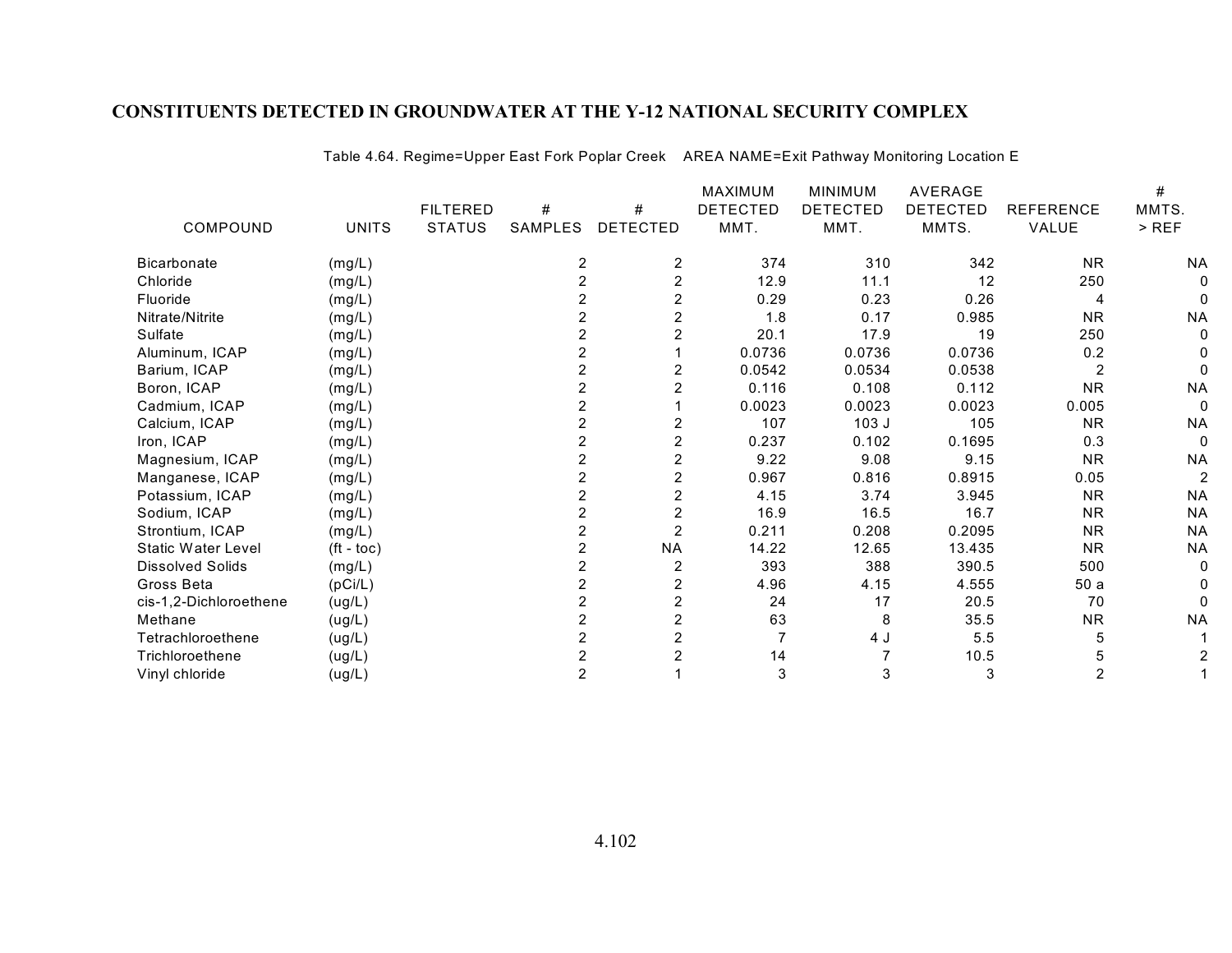# CONSTITUENTS DETECTED IN GROUNDWATER AT THE Y-12 NATIONAL SECURITY COMPLEX

Table 4.64. Regime=Upper East Fork Poplar Creek AREA NAME=Exit Pathway Monitoring Location E

| COMPOUND | UNITS | FILTERED STATUS | # SAMPLES | # DETECTED | MAXIMUM DETECTED MMT. | MINIMUM DETECTED MMT. | AVERAGE DETECTED MMTS. | REFERENCE VALUE | # MMTS. > REF |
|---|---|---|---|---|---|---|---|---|---|
| Bicarbonate | (mg/L) | | 2 | 2 | 374 | 310 | 342 | NR | NA |
| Chloride | (mg/L) | | 2 | 2 | 12.9 | 11.1 | 12 | 250 | 0 |
| Fluoride | (mg/L) | | 2 | 2 | 0.29 | 0.23 | 0.26 | 4 | 0 |
| Nitrate/Nitrite | (mg/L) | | 2 | 2 | 1.8 | 0.17 | 0.985 | NR | NA |
| Sulfate | (mg/L) | | 2 | 2 | 20.1 | 17.9 | 19 | 250 | 0 |
| Aluminum, ICAP | (mg/L) | | 2 | 1 | 0.0736 | 0.0736 | 0.0736 | 0.2 | 0 |
| Barium, ICAP | (mg/L) | | 2 | 2 | 0.0542 | 0.0534 | 0.0538 | 2 | 0 |
| Boron, ICAP | (mg/L) | | 2 | 2 | 0.116 | 0.108 | 0.112 | NR | NA |
| Cadmium, ICAP | (mg/L) | | 2 | 1 | 0.0023 | 0.0023 | 0.0023 | 0.005 | 0 |
| Calcium, ICAP | (mg/L) | | 2 | 2 | 107 | 103 J | 105 | NR | NA |
| Iron, ICAP | (mg/L) | | 2 | 2 | 0.237 | 0.102 | 0.1695 | 0.3 | 0 |
| Magnesium, ICAP | (mg/L) | | 2 | 2 | 9.22 | 9.08 | 9.15 | NR | NA |
| Manganese, ICAP | (mg/L) | | 2 | 2 | 0.967 | 0.816 | 0.8915 | 0.05 | 2 |
| Potassium, ICAP | (mg/L) | | 2 | 2 | 4.15 | 3.74 | 3.945 | NR | NA |
| Sodium, ICAP | (mg/L) | | 2 | 2 | 16.9 | 16.5 | 16.7 | NR | NA |
| Strontium, ICAP | (mg/L) | | 2 | 2 | 0.211 | 0.208 | 0.2095 | NR | NA |
| Static Water Level | (ft - toc) | | 2 | NA | 14.22 | 12.65 | 13.435 | NR | NA |
| Dissolved Solids | (mg/L) | | 2 | 2 | 393 | 388 | 390.5 | 500 | 0 |
| Gross Beta | (pCi/L) | | 2 | 2 | 4.96 | 4.15 | 4.555 | 50 a | 0 |
| cis-1,2-Dichloroethene | (ug/L) | | 2 | 2 | 24 | 17 | 20.5 | 70 | 0 |
| Methane | (ug/L) | | 2 | 2 | 63 | 8 | 35.5 | NR | NA |
| Tetrachloroethene | (ug/L) | | 2 | 2 | 7 | 4 J | 5.5 | 5 | 1 |
| Trichloroethene | (ug/L) | | 2 | 2 | 14 | 7 | 10.5 | 5 | 2 |
| Vinyl chloride | (ug/L) | | 2 | 1 | 3 | 3 | 3 | 2 | 1 |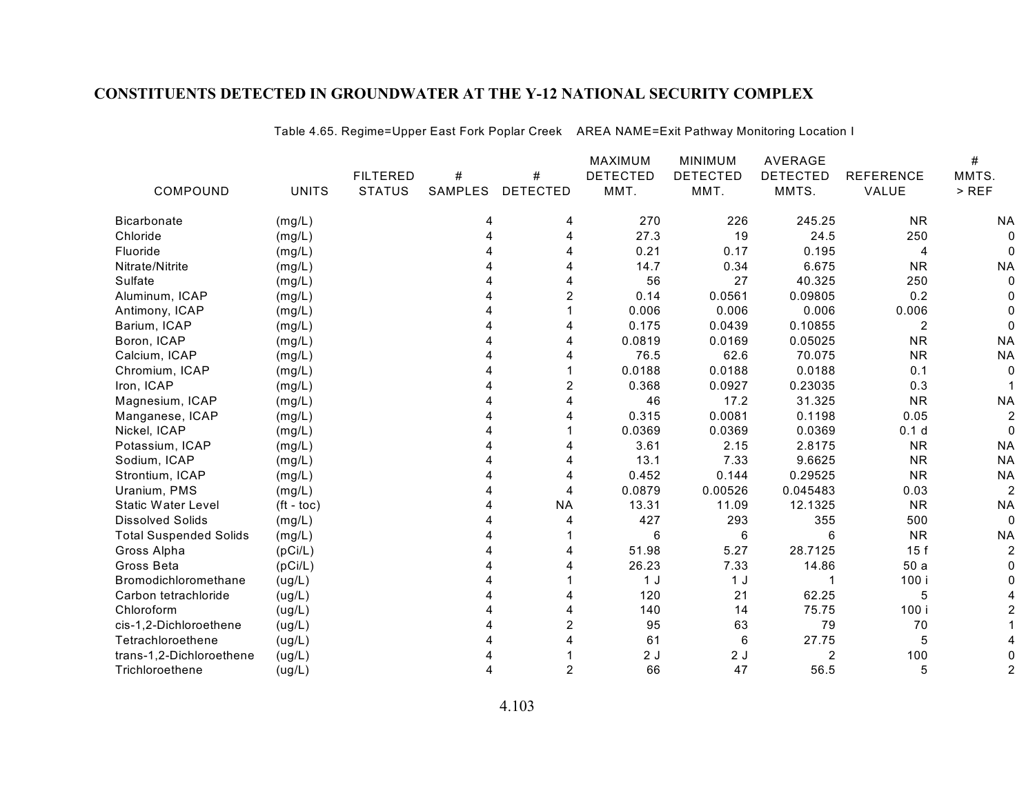# CONSTITUENTS DETECTED IN GROUNDWATER AT THE Y-12 NATIONAL SECURITY COMPLEX

Table 4.65. Regime=Upper East Fork Poplar Creek    AREA NAME=Exit Pathway Monitoring Location I

| COMPOUND | UNITS | FILTERED STATUS | # SAMPLES | # DETECTED | MAXIMUM DETECTED MMT. | MINIMUM DETECTED MMT. | AVERAGE DETECTED MMTS. | REFERENCE VALUE | # MMTS. > REF |
|---|---|---|---|---|---|---|---|---|---|
| Bicarbonate | (mg/L) | | 4 | 4 | 270 | 226 | 245.25 | NR | NA |
| Chloride | (mg/L) | | 4 | 4 | 27.3 | 19 | 24.5 | 250 | 0 |
| Fluoride | (mg/L) | | 4 | 4 | 0.21 | 0.17 | 0.195 | 4 | 0 |
| Nitrate/Nitrite | (mg/L) | | 4 | 4 | 14.7 | 0.34 | 6.675 | NR | NA |
| Sulfate | (mg/L) | | 4 | 4 | 56 | 27 | 40.325 | 250 | 0 |
| Aluminum, ICAP | (mg/L) | | 4 | 2 | 0.14 | 0.0561 | 0.09805 | 0.2 | 0 |
| Antimony, ICAP | (mg/L) | | 4 | 1 | 0.006 | 0.006 | 0.006 | 0.006 | 0 |
| Barium, ICAP | (mg/L) | | 4 | 4 | 0.175 | 0.0439 | 0.10855 | 2 | 0 |
| Boron, ICAP | (mg/L) | | 4 | 4 | 0.0819 | 0.0169 | 0.05025 | NR | NA |
| Calcium, ICAP | (mg/L) | | 4 | 4 | 76.5 | 62.6 | 70.075 | NR | NA |
| Chromium, ICAP | (mg/L) | | 4 | 1 | 0.0188 | 0.0188 | 0.0188 | 0.1 | 0 |
| Iron, ICAP | (mg/L) | | 4 | 2 | 0.368 | 0.0927 | 0.23035 | 0.3 | 1 |
| Magnesium, ICAP | (mg/L) | | 4 | 4 | 46 | 17.2 | 31.325 | NR | NA |
| Manganese, ICAP | (mg/L) | | 4 | 4 | 0.315 | 0.0081 | 0.1198 | 0.05 | 2 |
| Nickel, ICAP | (mg/L) | | 4 | 1 | 0.0369 | 0.0369 | 0.0369 | 0.1 d | 0 |
| Potassium, ICAP | (mg/L) | | 4 | 4 | 3.61 | 2.15 | 2.8175 | NR | NA |
| Sodium, ICAP | (mg/L) | | 4 | 4 | 13.1 | 7.33 | 9.6625 | NR | NA |
| Strontium, ICAP | (mg/L) | | 4 | 4 | 0.452 | 0.144 | 0.29525 | NR | NA |
| Uranium, PMS | (mg/L) | | 4 | 4 | 0.0879 | 0.00526 | 0.045483 | 0.03 | 2 |
| Static Water Level | (ft - toc) | | 4 | NA | 13.31 | 11.09 | 12.1325 | NR | NA |
| Dissolved Solids | (mg/L) | | 4 | 4 | 427 | 293 | 355 | 500 | 0 |
| Total Suspended Solids | (mg/L) | | 4 | 1 | 6 | 6 | 6 | NR | NA |
| Gross Alpha | (pCi/L) | | 4 | 4 | 51.98 | 5.27 | 28.7125 | 15 f | 2 |
| Gross Beta | (pCi/L) | | 4 | 4 | 26.23 | 7.33 | 14.86 | 50 a | 0 |
| Bromodichloromethane | (ug/L) | | 4 | 1 | 1 J | 1 J | 1 | 100 i | 0 |
| Carbon tetrachloride | (ug/L) | | 4 | 4 | 120 | 21 | 62.25 | 5 | 4 |
| Chloroform | (ug/L) | | 4 | 4 | 140 | 14 | 75.75 | 100 i | 2 |
| cis-1,2-Dichloroethene | (ug/L) | | 4 | 2 | 95 | 63 | 79 | 70 | 1 |
| Tetrachloroethene | (ug/L) | | 4 | 4 | 61 | 6 | 27.75 | 5 | 4 |
| trans-1,2-Dichloroethene | (ug/L) | | 4 | 1 | 2 J | 2 J | 2 | 100 | 0 |
| Trichloroethene | (ug/L) | | 4 | 2 | 66 | 47 | 56.5 | 5 | 2 |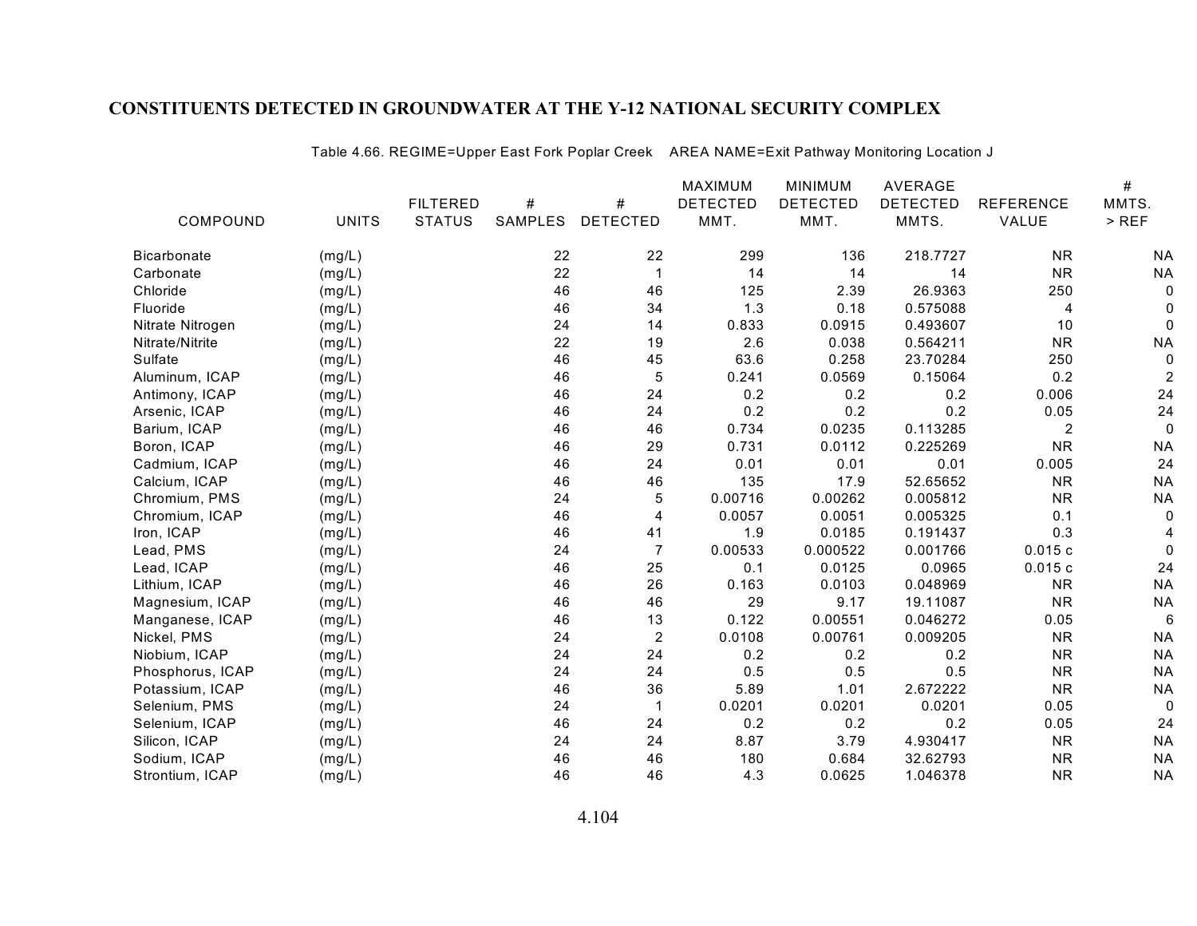# CONSTITUENTS DETECTED IN GROUNDWATER AT THE Y-12 NATIONAL SECURITY COMPLEX

Table 4.66. REGIME=Upper East Fork Poplar Creek AREA NAME=Exit Pathway Monitoring Location J

| COMPOUND | UNITS | FILTERED STATUS | # SAMPLES | # DETECTED | MAXIMUM DETECTED MMT. | MINIMUM DETECTED MMT. | AVERAGE DETECTED MMTS. | REFERENCE VALUE | # MMTS. > REF |
|---|---|---|---|---|---|---|---|---|---|
| Bicarbonate | (mg/L) | | 22 | 22 | 299 | 136 | 218.7727 | NR | NA |
| Carbonate | (mg/L) | | 22 | 1 | 14 | 14 | 14 | NR | NA |
| Chloride | (mg/L) | | 46 | 46 | 125 | 2.39 | 26.9363 | 250 | 0 |
| Fluoride | (mg/L) | | 46 | 34 | 1.3 | 0.18 | 0.575088 | 4 | 0 |
| Nitrate Nitrogen | (mg/L) | | 24 | 14 | 0.833 | 0.0915 | 0.493607 | 10 | 0 |
| Nitrate/Nitrite | (mg/L) | | 22 | 19 | 2.6 | 0.038 | 0.564211 | NR | NA |
| Sulfate | (mg/L) | | 46 | 45 | 63.6 | 0.258 | 23.70284 | 250 | 0 |
| Aluminum, ICAP | (mg/L) | | 46 | 5 | 0.241 | 0.0569 | 0.15064 | 0.2 | 2 |
| Antimony, ICAP | (mg/L) | | 46 | 24 | 0.2 | 0.2 | 0.2 | 0.006 | 24 |
| Arsenic, ICAP | (mg/L) | | 46 | 24 | 0.2 | 0.2 | 0.2 | 0.05 | 24 |
| Barium, ICAP | (mg/L) | | 46 | 46 | 0.734 | 0.0235 | 0.113285 | 2 | 0 |
| Boron, ICAP | (mg/L) | | 46 | 29 | 0.731 | 0.0112 | 0.225269 | NR | NA |
| Cadmium, ICAP | (mg/L) | | 46 | 24 | 0.01 | 0.01 | 0.01 | 0.005 | 24 |
| Calcium, ICAP | (mg/L) | | 46 | 46 | 135 | 17.9 | 52.65652 | NR | NA |
| Chromium, PMS | (mg/L) | | 24 | 5 | 0.00716 | 0.00262 | 0.005812 | NR | NA |
| Chromium, ICAP | (mg/L) | | 46 | 4 | 0.0057 | 0.0051 | 0.005325 | 0.1 | 0 |
| Iron, ICAP | (mg/L) | | 46 | 41 | 1.9 | 0.0185 | 0.191437 | 0.3 | 4 |
| Lead, PMS | (mg/L) | | 24 | 7 | 0.00533 | 0.000522 | 0.001766 | 0.015 c | 0 |
| Lead, ICAP | (mg/L) | | 46 | 25 | 0.1 | 0.0125 | 0.0965 | 0.015 c | 24 |
| Lithium, ICAP | (mg/L) | | 46 | 26 | 0.163 | 0.0103 | 0.048969 | NR | NA |
| Magnesium, ICAP | (mg/L) | | 46 | 46 | 29 | 9.17 | 19.11087 | NR | NA |
| Manganese, ICAP | (mg/L) | | 46 | 13 | 0.122 | 0.00551 | 0.046272 | 0.05 | 6 |
| Nickel, PMS | (mg/L) | | 24 | 2 | 0.0108 | 0.00761 | 0.009205 | NR | NA |
| Niobium, ICAP | (mg/L) | | 24 | 24 | 0.2 | 0.2 | 0.2 | NR | NA |
| Phosphorus, ICAP | (mg/L) | | 24 | 24 | 0.5 | 0.5 | 0.5 | NR | NA |
| Potassium, ICAP | (mg/L) | | 46 | 36 | 5.89 | 1.01 | 2.672222 | NR | NA |
| Selenium, PMS | (mg/L) | | 24 | 1 | 0.0201 | 0.0201 | 0.0201 | 0.05 | 0 |
| Selenium, ICAP | (mg/L) | | 46 | 24 | 0.2 | 0.2 | 0.2 | 0.05 | 24 |
| Silicon, ICAP | (mg/L) | | 24 | 24 | 8.87 | 3.79 | 4.930417 | NR | NA |
| Sodium, ICAP | (mg/L) | | 46 | 46 | 180 | 0.684 | 32.62793 | NR | NA |
| Strontium, ICAP | (mg/L) | | 46 | 46 | 4.3 | 0.0625 | 1.046378 | NR | NA |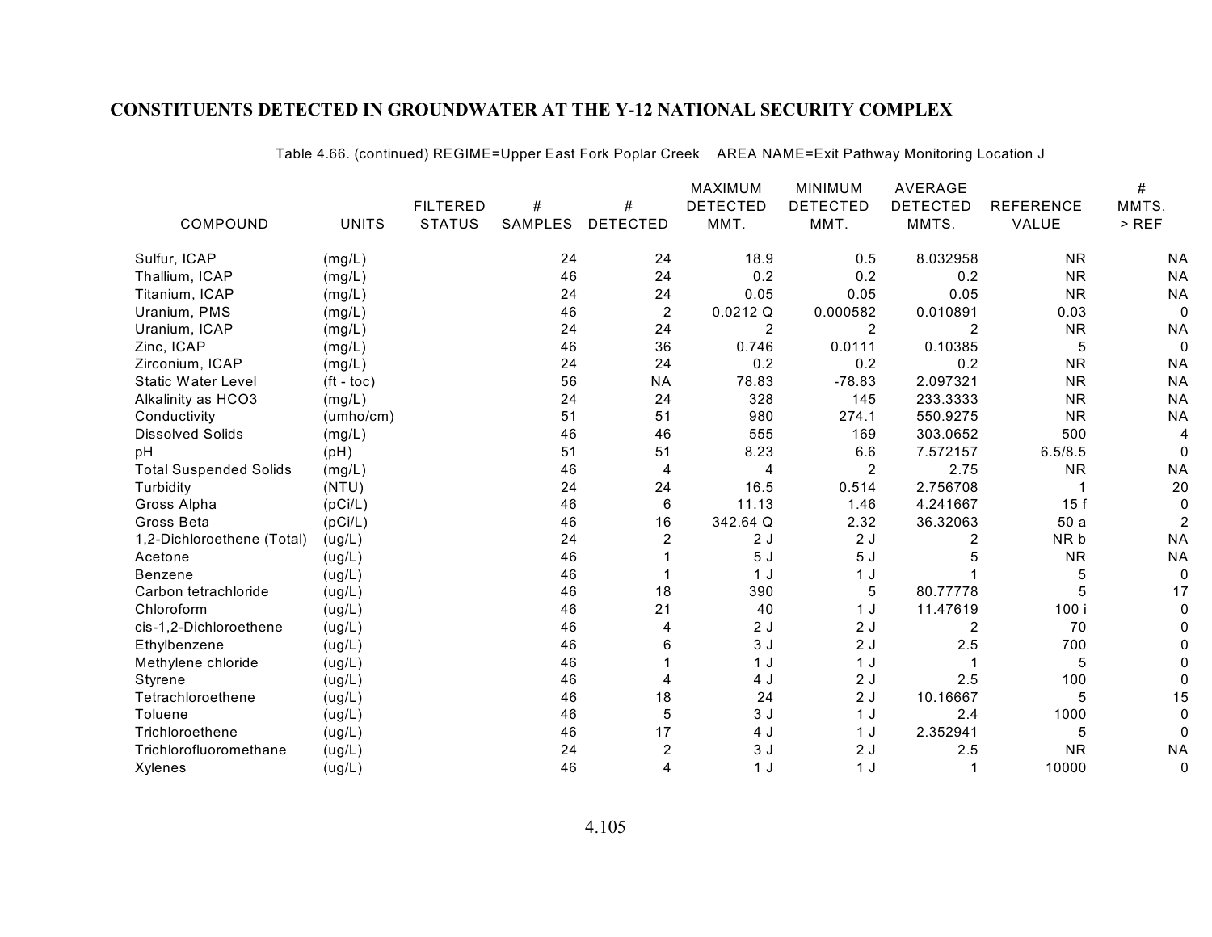## CONSTITUENTS DETECTED IN GROUNDWATER AT THE Y-12 NATIONAL SECURITY COMPLEX

Table 4.66. (continued) REGIME=Upper East Fork Poplar Creek AREA NAME=Exit Pathway Monitoring Location J

| COMPOUND | UNITS | FILTERED STATUS | # SAMPLES | # DETECTED | MAXIMUM DETECTED MMT. | MINIMUM DETECTED MMT. | AVERAGE DETECTED MMTS. | REFERENCE VALUE | # MMTS. > REF |
|---|---|---|---|---|---|---|---|---|---|
| Sulfur, ICAP | (mg/L) | | 24 | 24 | 18.9 | 0.5 | 8.032958 | NR | NA |
| Thallium, ICAP | (mg/L) | | 46 | 24 | 0.2 | 0.2 | 0.2 | NR | NA |
| Titanium, ICAP | (mg/L) | | 24 | 24 | 0.05 | 0.05 | 0.05 | NR | NA |
| Uranium, PMS | (mg/L) | | 46 | 2 | 0.0212 Q | 0.000582 | 0.010891 | 0.03 | 0 |
| Uranium, ICAP | (mg/L) | | 24 | 24 | 2 | 2 | 2 | NR | NA |
| Zinc, ICAP | (mg/L) | | 46 | 36 | 0.746 | 0.0111 | 0.10385 | 5 | 0 |
| Zirconium, ICAP | (mg/L) | | 24 | 24 | 0.2 | 0.2 | 0.2 | NR | NA |
| Static Water Level | (ft - toc) | | 56 | NA | 78.83 | -78.83 | 2.097321 | NR | NA |
| Alkalinity as HCO3 | (mg/L) | | 24 | 24 | 328 | 145 | 233.3333 | NR | NA |
| Conductivity | (umho/cm) | | 51 | 51 | 980 | 274.1 | 550.9275 | NR | NA |
| Dissolved Solids | (mg/L) | | 46 | 46 | 555 | 169 | 303.0652 | 500 | 4 |
| pH | (pH) | | 51 | 51 | 8.23 | 6.6 | 7.572157 | 6.5/8.5 | 0 |
| Total Suspended Solids | (mg/L) | | 46 | 4 | 4 | 2 | 2.75 | NR | NA |
| Turbidity | (NTU) | | 24 | 24 | 16.5 | 0.514 | 2.756708 | 1 | 20 |
| Gross Alpha | (pCi/L) | | 46 | 6 | 11.13 | 1.46 | 4.241667 | 15 f | 0 |
| Gross Beta | (pCi/L) | | 46 | 16 | 342.64 Q | 2.32 | 36.32063 | 50 a | 2 |
| 1,2-Dichloroethene (Total) | (ug/L) | | 24 | 2 | 2 J | 2 J | 2 | NR b | NA |
| Acetone | (ug/L) | | 46 | 1 | 5 J | 5 J | 5 | NR | NA |
| Benzene | (ug/L) | | 46 | 1 | 1 J | 1 J | 1 | 5 | 0 |
| Carbon tetrachloride | (ug/L) | | 46 | 18 | 390 | 5 | 80.77778 | 5 | 17 |
| Chloroform | (ug/L) | | 46 | 21 | 40 | 1 J | 11.47619 | 100 i | 0 |
| cis-1,2-Dichloroethene | (ug/L) | | 46 | 4 | 2 J | 2 J | 2 | 70 | 0 |
| Ethylbenzene | (ug/L) | | 46 | 6 | 3 J | 2 J | 2.5 | 700 | 0 |
| Methylene chloride | (ug/L) | | 46 | 1 | 1 J | 1 J | 1 | 5 | 0 |
| Styrene | (ug/L) | | 46 | 4 | 4 J | 2 J | 2.5 | 100 | 0 |
| Tetrachloroethene | (ug/L) | | 46 | 18 | 24 | 2 J | 10.16667 | 5 | 15 |
| Toluene | (ug/L) | | 46 | 5 | 3 J | 1 J | 2.4 | 1000 | 0 |
| Trichloroethene | (ug/L) | | 46 | 17 | 4 J | 1 J | 2.352941 | 5 | 0 |
| Trichlorofluoromethane | (ug/L) | | 24 | 2 | 3 J | 2 J | 2.5 | NR | NA |
| Xylenes | (ug/L) | | 46 | 4 | 1 J | 1 J | 1 | 10000 | 0 |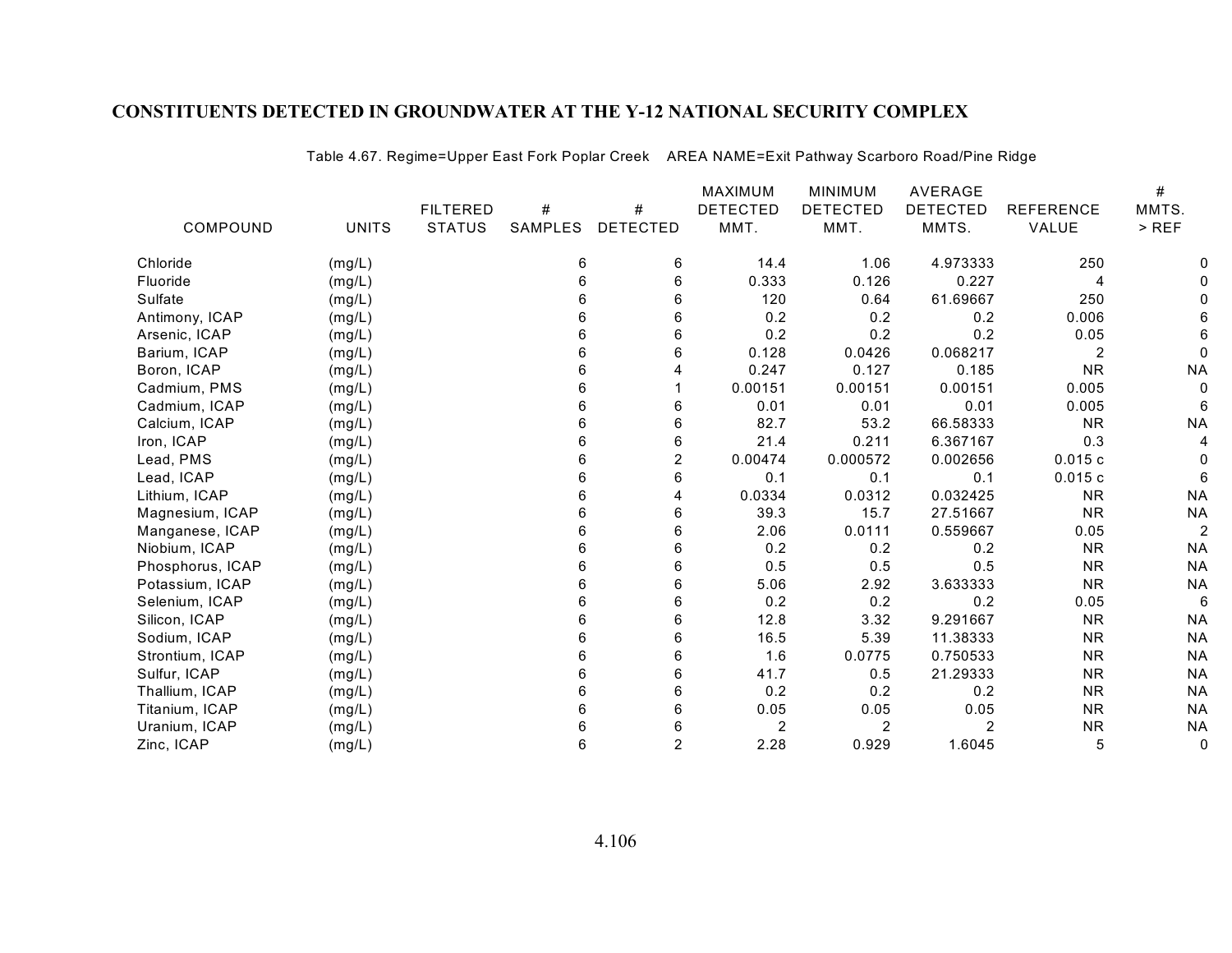## CONSTITUENTS DETECTED IN GROUNDWATER AT THE Y-12 NATIONAL SECURITY COMPLEX

Table 4.67. Regime=Upper East Fork Poplar Creek AREA NAME=Exit Pathway Scarboro Road/Pine Ridge

| COMPOUND | UNITS | FILTERED STATUS | # SAMPLES | # DETECTED | MAXIMUM DETECTED MMT. | MINIMUM DETECTED MMT. | AVERAGE DETECTED MMTS. | REFERENCE VALUE | # MMTS. > REF |
|---|---|---|---|---|---|---|---|---|---|
| Chloride | (mg/L) | | 6 | 6 | 14.4 | 1.06 | 4.973333 | 250 | 0 |
| Fluoride | (mg/L) | | 6 | 6 | 0.333 | 0.126 | 0.227 | 4 | 0 |
| Sulfate | (mg/L) | | 6 | 6 | 120 | 0.64 | 61.69667 | 250 | 0 |
| Antimony, ICAP | (mg/L) | | 6 | 6 | 0.2 | 0.2 | 0.2 | 0.006 | 6 |
| Arsenic, ICAP | (mg/L) | | 6 | 6 | 0.2 | 0.2 | 0.2 | 0.05 | 6 |
| Barium, ICAP | (mg/L) | | 6 | 6 | 0.128 | 0.0426 | 0.068217 | 2 | 0 |
| Boron, ICAP | (mg/L) | | 6 | 4 | 0.247 | 0.127 | 0.185 | NR | NA |
| Cadmium, PMS | (mg/L) | | 6 | 1 | 0.00151 | 0.00151 | 0.00151 | 0.005 | 0 |
| Cadmium, ICAP | (mg/L) | | 6 | 6 | 0.01 | 0.01 | 0.01 | 0.005 | 6 |
| Calcium, ICAP | (mg/L) | | 6 | 6 | 82.7 | 53.2 | 66.58333 | NR | NA |
| Iron, ICAP | (mg/L) | | 6 | 6 | 21.4 | 0.211 | 6.367167 | 0.3 | 4 |
| Lead, PMS | (mg/L) | | 6 | 2 | 0.00474 | 0.000572 | 0.002656 | 0.015 c | 0 |
| Lead, ICAP | (mg/L) | | 6 | 6 | 0.1 | 0.1 | 0.1 | 0.015 c | 6 |
| Lithium, ICAP | (mg/L) | | 6 | 4 | 0.0334 | 0.0312 | 0.032425 | NR | NA |
| Magnesium, ICAP | (mg/L) | | 6 | 6 | 39.3 | 15.7 | 27.51667 | NR | NA |
| Manganese, ICAP | (mg/L) | | 6 | 6 | 2.06 | 0.0111 | 0.559667 | 0.05 | 2 |
| Niobium, ICAP | (mg/L) | | 6 | 6 | 0.2 | 0.2 | 0.2 | NR | NA |
| Phosphorus, ICAP | (mg/L) | | 6 | 6 | 0.5 | 0.5 | 0.5 | NR | NA |
| Potassium, ICAP | (mg/L) | | 6 | 6 | 5.06 | 2.92 | 3.633333 | NR | NA |
| Selenium, ICAP | (mg/L) | | 6 | 6 | 0.2 | 0.2 | 0.2 | 0.05 | 6 |
| Silicon, ICAP | (mg/L) | | 6 | 6 | 12.8 | 3.32 | 9.291667 | NR | NA |
| Sodium, ICAP | (mg/L) | | 6 | 6 | 16.5 | 5.39 | 11.38333 | NR | NA |
| Strontium, ICAP | (mg/L) | | 6 | 6 | 1.6 | 0.0775 | 0.750533 | NR | NA |
| Sulfur, ICAP | (mg/L) | | 6 | 6 | 41.7 | 0.5 | 21.29333 | NR | NA |
| Thallium, ICAP | (mg/L) | | 6 | 6 | 0.2 | 0.2 | 0.2 | NR | NA |
| Titanium, ICAP | (mg/L) | | 6 | 6 | 0.05 | 0.05 | 0.05 | NR | NA |
| Uranium, ICAP | (mg/L) | | 6 | 6 | 2 | 2 | 2 | NR | NA |
| Zinc, ICAP | (mg/L) | | 6 | 2 | 2.28 | 0.929 | 1.6045 | 5 | 0 |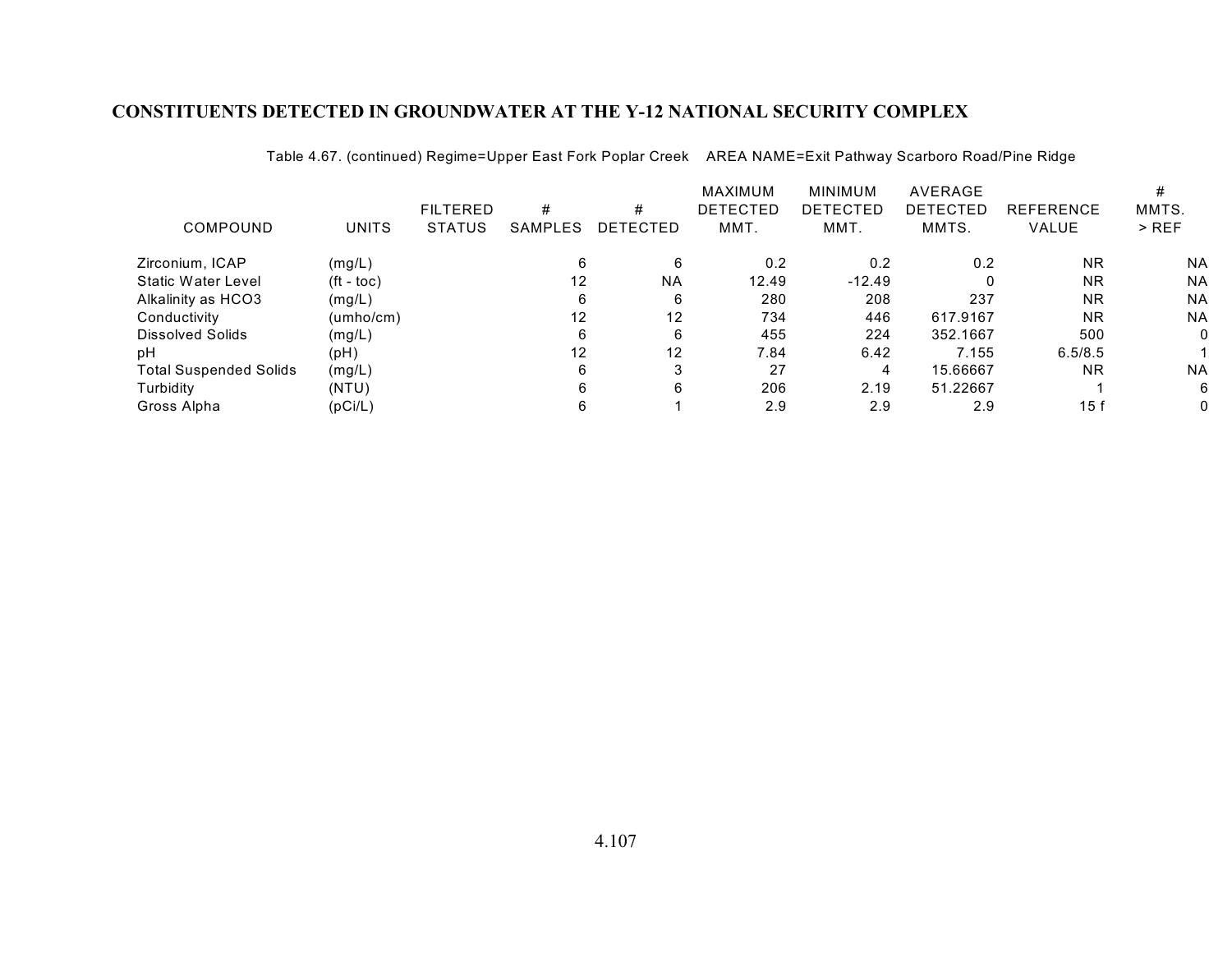## CONSTITUENTS DETECTED IN GROUNDWATER AT THE Y-12 NATIONAL SECURITY COMPLEX

Table 4.67. (continued) Regime=Upper East Fork Poplar Creek AREA NAME=Exit Pathway Scarboro Road/Pine Ridge

| COMPOUND | UNITS | FILTERED STATUS | # SAMPLES | # DETECTED | MAXIMUM DETECTED MMT. | MINIMUM DETECTED MMT. | AVERAGE DETECTED MMTS. | REFERENCE VALUE | # MMTS. > REF |
|---|---|---|---|---|---|---|---|---|---|
| Zirconium, ICAP | (mg/L) | | 6 | 6 | 0.2 | 0.2 | 0.2 | NR | NA |
| Static Water Level | (ft - toc) | | 12 | NA | 12.49 | -12.49 | 0 | NR | NA |
| Alkalinity as HCO3 | (mg/L) | | 6 | 6 | 280 | 208 | 237 | NR | NA |
| Conductivity | (umho/cm) | | 12 | 12 | 734 | 446 | 617.9167 | NR | NA |
| Dissolved Solids | (mg/L) | | 6 | 6 | 455 | 224 | 352.1667 | 500 | 0 |
| pH | (pH) | | 12 | 12 | 7.84 | 6.42 | 7.155 | 6.5/8.5 | 1 |
| Total Suspended Solids | (mg/L) | | 6 | 3 | 27 | 4 | 15.66667 | NR | NA |
| Turbidity | (NTU) | | 6 | 6 | 206 | 2.19 | 51.22667 | 1 | 6 |
| Gross Alpha | (pCi/L) | | 6 | 1 | 2.9 | 2.9 | 2.9 | 15 f | 0 |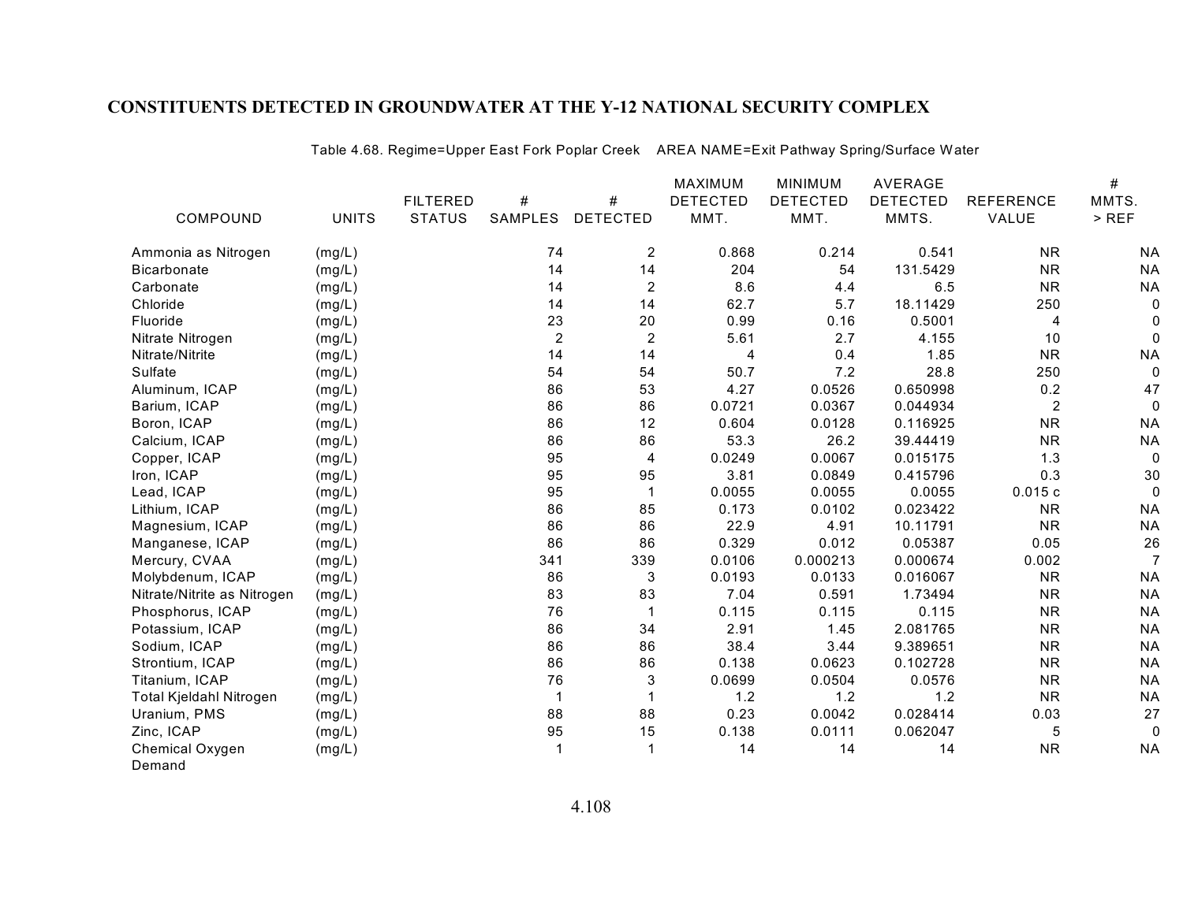# CONSTITUENTS DETECTED IN GROUNDWATER AT THE Y-12 NATIONAL SECURITY COMPLEX

Table 4.68. Regime=Upper East Fork Poplar Creek AREA NAME=Exit Pathway Spring/Surface Water

| COMPOUND | UNITS | FILTERED STATUS | # SAMPLES | # DETECTED | MAXIMUM DETECTED MMT. | MINIMUM DETECTED MMT. | AVERAGE DETECTED MMTS. | REFERENCE VALUE | # MMTS. > REF |
|---|---|---|---|---|---|---|---|---|---|
| Ammonia as Nitrogen | (mg/L) | | 74 | 2 | 0.868 | 0.214 | 0.541 | NR | NA |
| Bicarbonate | (mg/L) | | 14 | 14 | 204 | 54 | 131.5429 | NR | NA |
| Carbonate | (mg/L) | | 14 | 2 | 8.6 | 4.4 | 6.5 | NR | NA |
| Chloride | (mg/L) | | 14 | 14 | 62.7 | 5.7 | 18.11429 | 250 | 0 |
| Fluoride | (mg/L) | | 23 | 20 | 0.99 | 0.16 | 0.5001 | 4 | 0 |
| Nitrate Nitrogen | (mg/L) | | 2 | 2 | 5.61 | 2.7 | 4.155 | 10 | 0 |
| Nitrate/Nitrite | (mg/L) | | 14 | 14 | 4 | 0.4 | 1.85 | NR | NA |
| Sulfate | (mg/L) | | 54 | 54 | 50.7 | 7.2 | 28.8 | 250 | 0 |
| Aluminum, ICAP | (mg/L) | | 86 | 53 | 4.27 | 0.0526 | 0.650998 | 0.2 | 47 |
| Barium, ICAP | (mg/L) | | 86 | 86 | 0.0721 | 0.0367 | 0.044934 | 2 | 0 |
| Boron, ICAP | (mg/L) | | 86 | 12 | 0.604 | 0.0128 | 0.116925 | NR | NA |
| Calcium, ICAP | (mg/L) | | 86 | 86 | 53.3 | 26.2 | 39.44419 | NR | NA |
| Copper, ICAP | (mg/L) | | 95 | 4 | 0.0249 | 0.0067 | 0.015175 | 1.3 | 0 |
| Iron, ICAP | (mg/L) | | 95 | 95 | 3.81 | 0.0849 | 0.415796 | 0.3 | 30 |
| Lead, ICAP | (mg/L) | | 95 | 1 | 0.0055 | 0.0055 | 0.0055 | 0.015 c | 0 |
| Lithium, ICAP | (mg/L) | | 86 | 85 | 0.173 | 0.0102 | 0.023422 | NR | NA |
| Magnesium, ICAP | (mg/L) | | 86 | 86 | 22.9 | 4.91 | 10.11791 | NR | NA |
| Manganese, ICAP | (mg/L) | | 86 | 86 | 0.329 | 0.012 | 0.05387 | 0.05 | 26 |
| Mercury, CVAA | (mg/L) | | 341 | 339 | 0.0106 | 0.000213 | 0.000674 | 0.002 | 7 |
| Molybdenum, ICAP | (mg/L) | | 86 | 3 | 0.0193 | 0.0133 | 0.016067 | NR | NA |
| Nitrate/Nitrite as Nitrogen | (mg/L) | | 83 | 83 | 7.04 | 0.591 | 1.73494 | NR | NA |
| Phosphorus, ICAP | (mg/L) | | 76 | 1 | 0.115 | 0.115 | 0.115 | NR | NA |
| Potassium, ICAP | (mg/L) | | 86 | 34 | 2.91 | 1.45 | 2.081765 | NR | NA |
| Sodium, ICAP | (mg/L) | | 86 | 86 | 38.4 | 3.44 | 9.389651 | NR | NA |
| Strontium, ICAP | (mg/L) | | 86 | 86 | 0.138 | 0.0623 | 0.102728 | NR | NA |
| Titanium, ICAP | (mg/L) | | 76 | 3 | 0.0699 | 0.0504 | 0.0576 | NR | NA |
| Total Kjeldahl Nitrogen | (mg/L) | | 1 | 1 | 1.2 | 1.2 | 1.2 | NR | NA |
| Uranium, PMS | (mg/L) | | 88 | 88 | 0.23 | 0.0042 | 0.028414 | 0.03 | 27 |
| Zinc, ICAP | (mg/L) | | 95 | 15 | 0.138 | 0.0111 | 0.062047 | 5 | 0 |
| Chemical Oxygen Demand | (mg/L) | | 1 | 1 | 14 | 14 | 14 | NR | NA |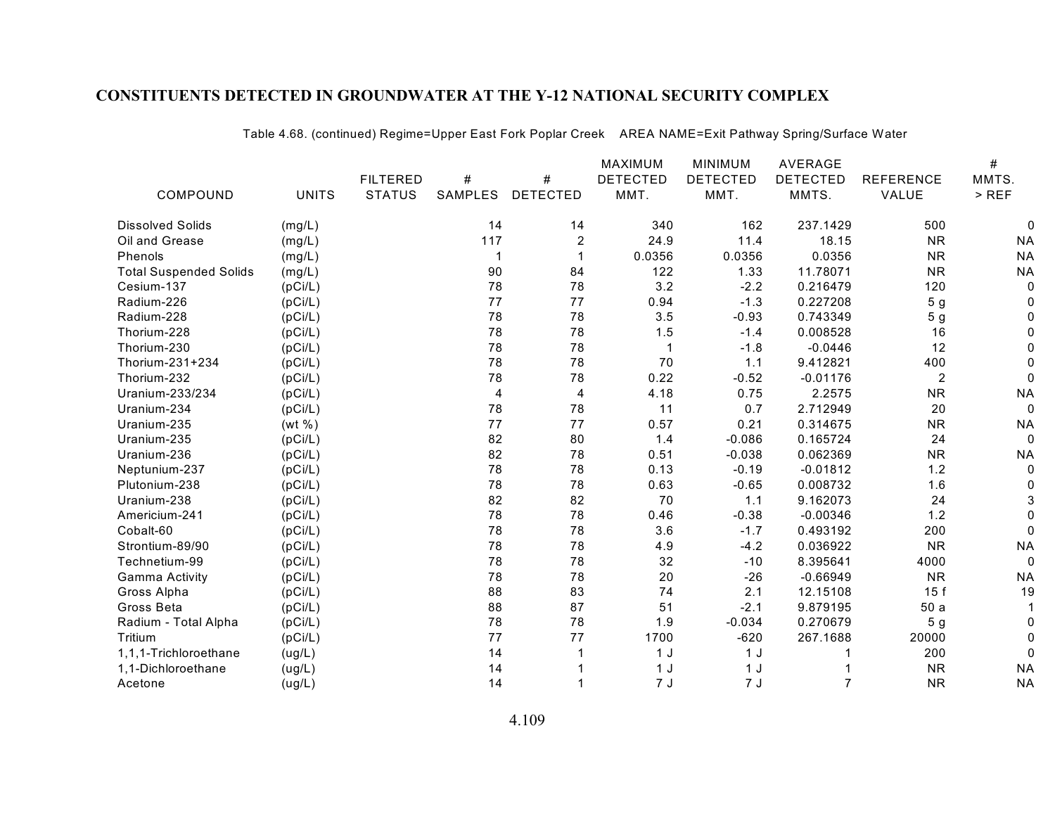## CONSTITUENTS DETECTED IN GROUNDWATER AT THE Y-12 NATIONAL SECURITY COMPLEX

Table 4.68. (continued) Regime=Upper East Fork Poplar Creek AREA NAME=Exit Pathway Spring/Surface Water

| COMPOUND | UNITS | FILTERED STATUS | # SAMPLES | # DETECTED | MAXIMUM DETECTED MMT. | MINIMUM DETECTED MMT. | AVERAGE DETECTED MMTS. | REFERENCE VALUE | # MMTS. > REF |
|---|---|---|---|---|---|---|---|---|---|
| Dissolved Solids | (mg/L) | | 14 | 14 | 340 | 162 | 237.1429 | 500 | 0 |
| Oil and Grease | (mg/L) | | 117 | 2 | 24.9 | 11.4 | 18.15 | NR | NA |
| Phenols | (mg/L) | | 1 | 1 | 0.0356 | 0.0356 | 0.0356 | NR | NA |
| Total Suspended Solids | (mg/L) | | 90 | 84 | 122 | 1.33 | 11.78071 | NR | NA |
| Cesium-137 | (pCi/L) | | 78 | 78 | 3.2 | -2.2 | 0.216479 | 120 | 0 |
| Radium-226 | (pCi/L) | | 77 | 77 | 0.94 | -1.3 | 0.227208 | 5 g | 0 |
| Radium-228 | (pCi/L) | | 78 | 78 | 3.5 | -0.93 | 0.743349 | 5 g | 0 |
| Thorium-228 | (pCi/L) | | 78 | 78 | 1.5 | -1.4 | 0.008528 | 16 | 0 |
| Thorium-230 | (pCi/L) | | 78 | 78 | 1 | -1.8 | -0.0446 | 12 | 0 |
| Thorium-231+234 | (pCi/L) | | 78 | 78 | 70 | 1.1 | 9.412821 | 400 | 0 |
| Thorium-232 | (pCi/L) | | 78 | 78 | 0.22 | -0.52 | -0.01176 | 2 | 0 |
| Uranium-233/234 | (pCi/L) | | 4 | 4 | 4.18 | 0.75 | 2.2575 | NR | NA |
| Uranium-234 | (pCi/L) | | 78 | 78 | 11 | 0.7 | 2.712949 | 20 | 0 |
| Uranium-235 | (wt %) | | 77 | 77 | 0.57 | 0.21 | 0.314675 | NR | NA |
| Uranium-235 | (pCi/L) | | 82 | 80 | 1.4 | -0.086 | 0.165724 | 24 | 0 |
| Uranium-236 | (pCi/L) | | 82 | 78 | 0.51 | -0.038 | 0.062369 | NR | NA |
| Neptunium-237 | (pCi/L) | | 78 | 78 | 0.13 | -0.19 | -0.01812 | 1.2 | 0 |
| Plutonium-238 | (pCi/L) | | 78 | 78 | 0.63 | -0.65 | 0.008732 | 1.6 | 0 |
| Uranium-238 | (pCi/L) | | 82 | 82 | 70 | 1.1 | 9.162073 | 24 | 3 |
| Americium-241 | (pCi/L) | | 78 | 78 | 0.46 | -0.38 | -0.00346 | 1.2 | 0 |
| Cobalt-60 | (pCi/L) | | 78 | 78 | 3.6 | -1.7 | 0.493192 | 200 | 0 |
| Strontium-89/90 | (pCi/L) | | 78 | 78 | 4.9 | -4.2 | 0.036922 | NR | NA |
| Technetium-99 | (pCi/L) | | 78 | 78 | 32 | -10 | 8.395641 | 4000 | 0 |
| Gamma Activity | (pCi/L) | | 78 | 78 | 20 | -26 | -0.66949 | NR | NA |
| Gross Alpha | (pCi/L) | | 88 | 83 | 74 | 2.1 | 12.15108 | 15 f | 19 |
| Gross Beta | (pCi/L) | | 88 | 87 | 51 | -2.1 | 9.879195 | 50 a | 1 |
| Radium - Total Alpha | (pCi/L) | | 78 | 78 | 1.9 | -0.034 | 0.270679 | 5 g | 0 |
| Tritium | (pCi/L) | | 77 | 77 | 1700 | -620 | 267.1688 | 20000 | 0 |
| 1,1,1-Trichloroethane | (ug/L) | | 14 | 1 | 1 J | 1 J | 1 | 200 | 0 |
| 1,1-Dichloroethane | (ug/L) | | 14 | 1 | 1 J | 1 J | 1 | NR | NA |
| Acetone | (ug/L) | | 14 | 1 | 7 J | 7 J | 7 | NR | NA |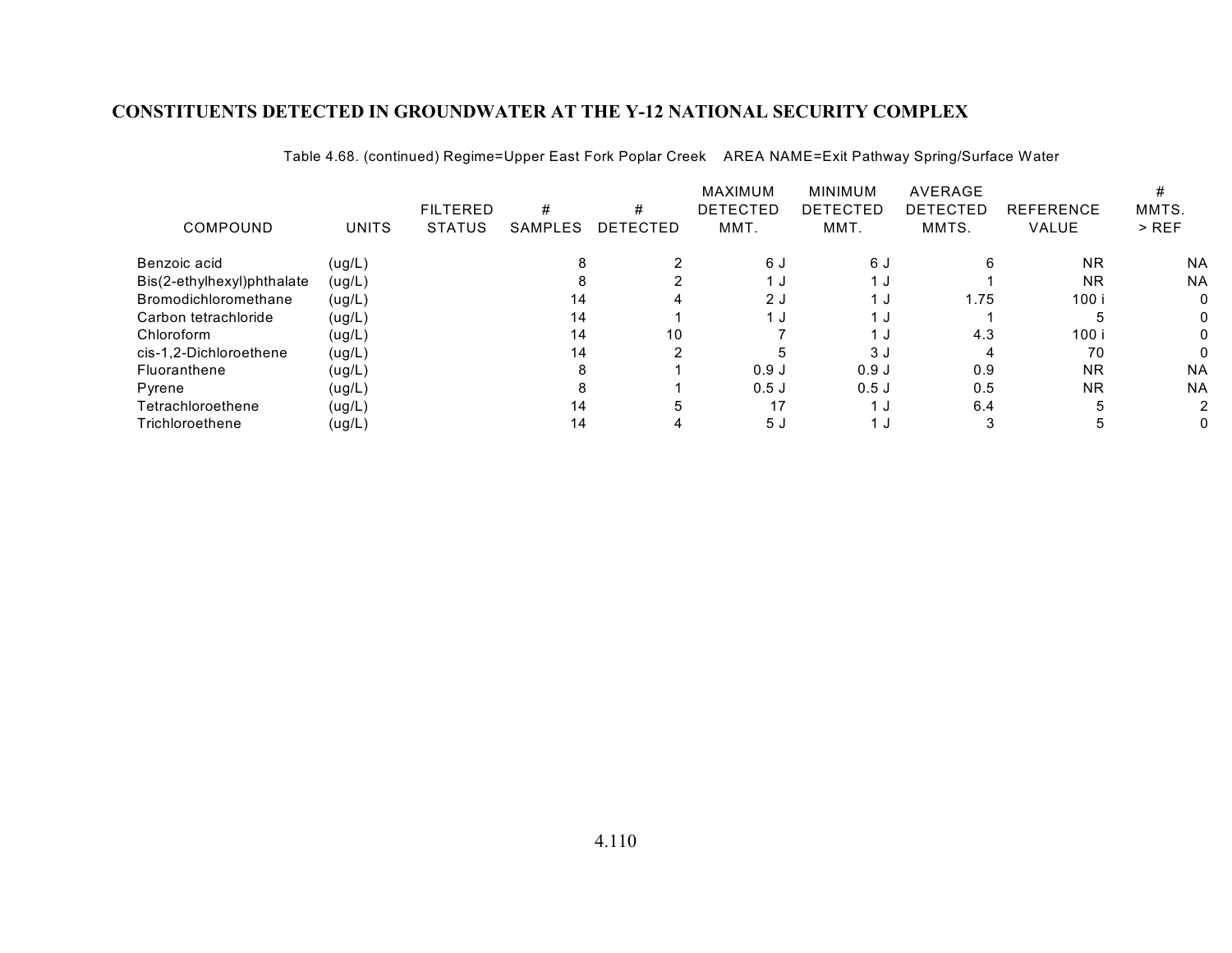# CONSTITUENTS DETECTED IN GROUNDWATER AT THE Y-12 NATIONAL SECURITY COMPLEX

Table 4.68. (continued) Regime=Upper East Fork Poplar Creek AREA NAME=Exit Pathway Spring/Surface Water

| COMPOUND | UNITS | FILTERED STATUS | # SAMPLES | # DETECTED | MAXIMUM DETECTED MMT. | MINIMUM DETECTED MMT. | AVERAGE DETECTED MMTS. | REFERENCE VALUE | # MMTS. > REF |
|---|---|---|---|---|---|---|---|---|---|
| Benzoic acid | (ug/L) | | 8 | 2 | 6 J | 6 J | 6 | NR | NA |
| Bis(2-ethylhexyl)phthalate | (ug/L) | | 8 | 2 | 1 J | 1 J | 1 | NR | NA |
| Bromodichloromethane | (ug/L) | | 14 | 4 | 2 J | 1 J | 1.75 | 100 i | 0 |
| Carbon tetrachloride | (ug/L) | | 14 | 1 | 1 J | 1 J | 1 | 5 | 0 |
| Chloroform | (ug/L) | | 14 | 10 | 7 | 1 J | 4.3 | 100 i | 0 |
| cis-1,2-Dichloroethene | (ug/L) | | 14 | 2 | 5 | 3 J | 4 | 70 | 0 |
| Fluoranthene | (ug/L) | | 8 | 1 | 0.9 J | 0.9 J | 0.9 | NR | NA |
| Pyrene | (ug/L) | | 8 | 1 | 0.5 J | 0.5 J | 0.5 | NR | NA |
| Tetrachloroethene | (ug/L) | | 14 | 5 | 17 | 1 J | 6.4 | 5 | 2 |
| Trichloroethene | (ug/L) | | 14 | 4 | 5 J | 1 J | 3 | 5 | 0 |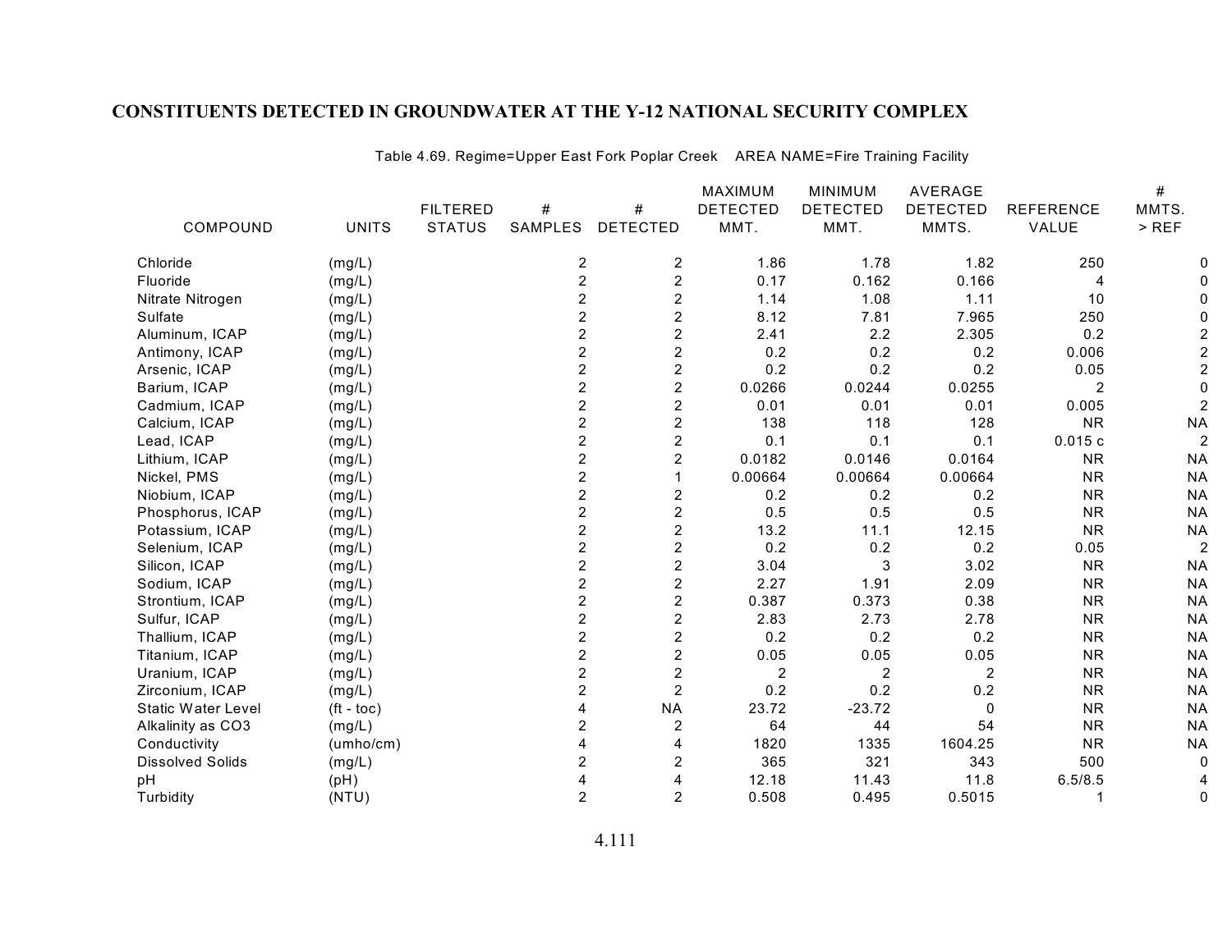## CONSTITUENTS DETECTED IN GROUNDWATER AT THE Y-12 NATIONAL SECURITY COMPLEX

Table 4.69. Regime=Upper East Fork Poplar Creek AREA NAME=Fire Training Facility

| COMPOUND | UNITS | FILTERED STATUS | # SAMPLES | # DETECTED | MAXIMUM DETECTED MMT. | MINIMUM DETECTED MMT. | AVERAGE DETECTED MMTS. | REFERENCE VALUE | # MMTS. > REF |
|---|---|---|---|---|---|---|---|---|---|
| Chloride | (mg/L) | | 2 | 2 | 1.86 | 1.78 | 1.82 | 250 | 0 |
| Fluoride | (mg/L) | | 2 | 2 | 0.17 | 0.162 | 0.166 | 4 | 0 |
| Nitrate Nitrogen | (mg/L) | | 2 | 2 | 1.14 | 1.08 | 1.11 | 10 | 0 |
| Sulfate | (mg/L) | | 2 | 2 | 8.12 | 7.81 | 7.965 | 250 | 0 |
| Aluminum, ICAP | (mg/L) | | 2 | 2 | 2.41 | 2.2 | 2.305 | 0.2 | 2 |
| Antimony, ICAP | (mg/L) | | 2 | 2 | 0.2 | 0.2 | 0.2 | 0.006 | 2 |
| Arsenic, ICAP | (mg/L) | | 2 | 2 | 0.2 | 0.2 | 0.2 | 0.05 | 2 |
| Barium, ICAP | (mg/L) | | 2 | 2 | 0.0266 | 0.0244 | 0.0255 | 2 | 0 |
| Cadmium, ICAP | (mg/L) | | 2 | 2 | 0.01 | 0.01 | 0.01 | 0.005 | 2 |
| Calcium, ICAP | (mg/L) | | 2 | 2 | 138 | 118 | 128 | NR | NA |
| Lead, ICAP | (mg/L) | | 2 | 2 | 0.1 | 0.1 | 0.1 | 0.015 c | 2 |
| Lithium, ICAP | (mg/L) | | 2 | 2 | 0.0182 | 0.0146 | 0.0164 | NR | NA |
| Nickel, PMS | (mg/L) | | 2 | 1 | 0.00664 | 0.00664 | 0.00664 | NR | NA |
| Niobium, ICAP | (mg/L) | | 2 | 2 | 0.2 | 0.2 | 0.2 | NR | NA |
| Phosphorus, ICAP | (mg/L) | | 2 | 2 | 0.5 | 0.5 | 0.5 | NR | NA |
| Potassium, ICAP | (mg/L) | | 2 | 2 | 13.2 | 11.1 | 12.15 | NR | NA |
| Selenium, ICAP | (mg/L) | | 2 | 2 | 0.2 | 0.2 | 0.2 | 0.05 | 2 |
| Silicon, ICAP | (mg/L) | | 2 | 2 | 3.04 | 3 | 3.02 | NR | NA |
| Sodium, ICAP | (mg/L) | | 2 | 2 | 2.27 | 1.91 | 2.09 | NR | NA |
| Strontium, ICAP | (mg/L) | | 2 | 2 | 0.387 | 0.373 | 0.38 | NR | NA |
| Sulfur, ICAP | (mg/L) | | 2 | 2 | 2.83 | 2.73 | 2.78 | NR | NA |
| Thallium, ICAP | (mg/L) | | 2 | 2 | 0.2 | 0.2 | 0.2 | NR | NA |
| Titanium, ICAP | (mg/L) | | 2 | 2 | 0.05 | 0.05 | 0.05 | NR | NA |
| Uranium, ICAP | (mg/L) | | 2 | 2 | 2 | 2 | 2 | NR | NA |
| Zirconium, ICAP | (mg/L) | | 2 | 2 | 0.2 | 0.2 | 0.2 | NR | NA |
| Static Water Level | (ft - toc) | | 4 | NA | 23.72 | -23.72 | 0 | NR | NA |
| Alkalinity as CO3 | (mg/L) | | 2 | 2 | 64 | 44 | 54 | NR | NA |
| Conductivity | (umho/cm) | | 4 | 4 | 1820 | 1335 | 1604.25 | NR | NA |
| Dissolved Solids | (mg/L) | | 2 | 2 | 365 | 321 | 343 | 500 | 0 |
| pH | (pH) | | 4 | 4 | 12.18 | 11.43 | 11.8 | 6.5/8.5 | 4 |
| Turbidity | (NTU) | | 2 | 2 | 0.508 | 0.495 | 0.5015 | 1 | 0 |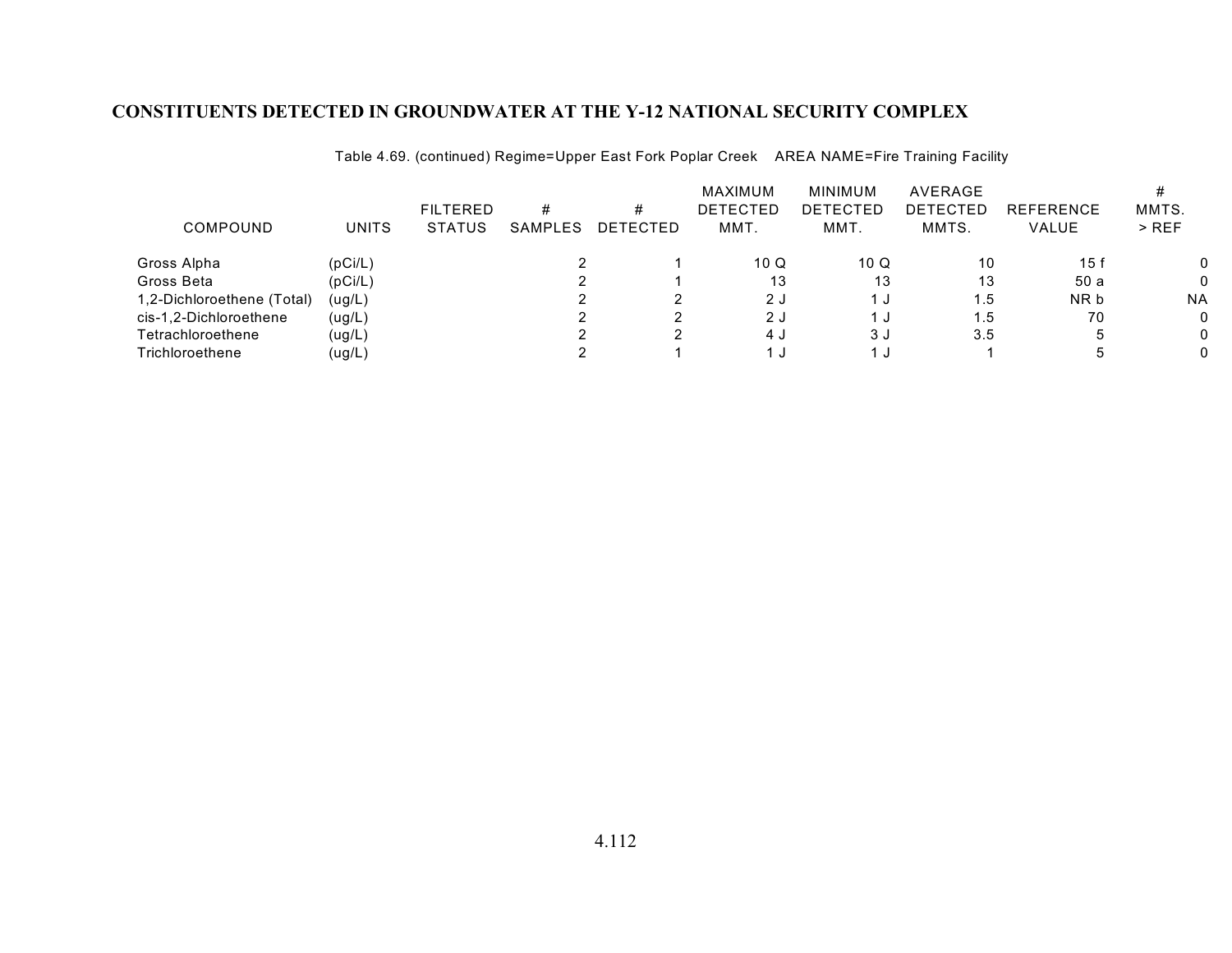# CONSTITUENTS DETECTED IN GROUNDWATER AT THE Y-12 NATIONAL SECURITY COMPLEX

Table 4.69. (continued) Regime=Upper East Fork Poplar Creek AREA NAME=Fire Training Facility

| COMPOUND | UNITS | FILTERED STATUS | # SAMPLES | # DETECTED | MAXIMUM DETECTED MMT. | MINIMUM DETECTED MMT. | AVERAGE DETECTED MMTS. | REFERENCE VALUE | # MMTS. > REF |
|---|---|---|---|---|---|---|---|---|---|
| Gross Alpha | (pCi/L) | | 2 | 1 | 10 Q | 10 Q | 10 | 15 f | 0 |
| Gross Beta | (pCi/L) | | 2 | 1 | 13 | 13 | 13 | 50 a | 0 |
| 1,2-Dichloroethene (Total) | (ug/L) | | 2 | 2 | 2 J | 1 J | 1.5 | NR b | NA |
| cis-1,2-Dichloroethene | (ug/L) | | 2 | 2 | 2 J | 1 J | 1.5 | 70 | 0 |
| Tetrachloroethene | (ug/L) | | 2 | 2 | 4 J | 3 J | 3.5 | 5 | 0 |
| Trichloroethene | (ug/L) | | 2 | 1 | 1 J | 1 J | 1 | 5 | 0 |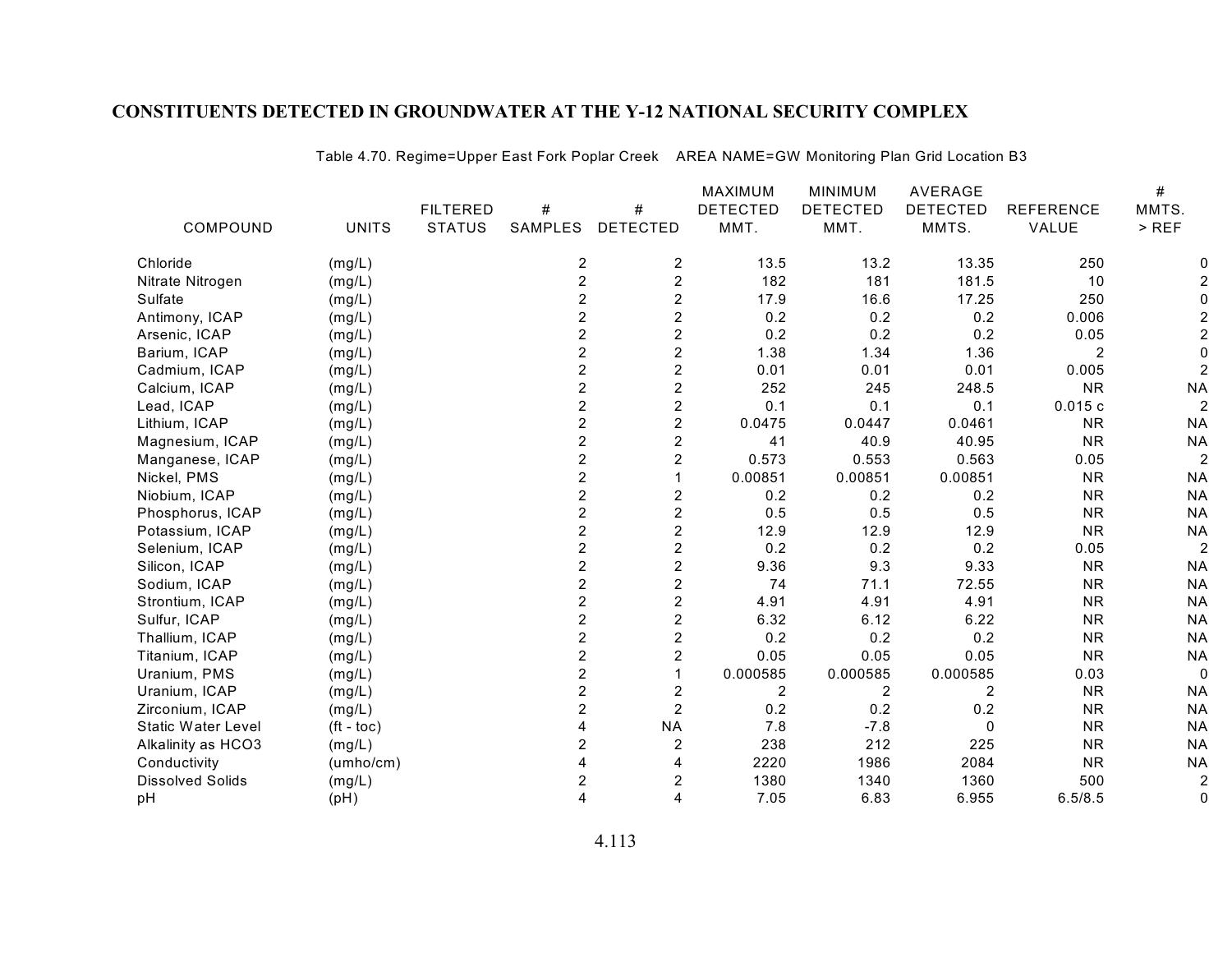## CONSTITUENTS DETECTED IN GROUNDWATER AT THE Y-12 NATIONAL SECURITY COMPLEX

Table 4.70. Regime=Upper East Fork Poplar Creek AREA NAME=GW Monitoring Plan Grid Location B3

| COMPOUND | UNITS | FILTERED STATUS | # SAMPLES | # DETECTED | MAXIMUM DETECTED MMT. | MINIMUM DETECTED MMT. | AVERAGE DETECTED MMTS. | REFERENCE VALUE | # MMTS. > REF |
|---|---|---|---|---|---|---|---|---|---|
| Chloride | (mg/L) | | 2 | 2 | 13.5 | 13.2 | 13.35 | 250 | 0 |
| Nitrate Nitrogen | (mg/L) | | 2 | 2 | 182 | 181 | 181.5 | 10 | 2 |
| Sulfate | (mg/L) | | 2 | 2 | 17.9 | 16.6 | 17.25 | 250 | 0 |
| Antimony, ICAP | (mg/L) | | 2 | 2 | 0.2 | 0.2 | 0.2 | 0.006 | 2 |
| Arsenic, ICAP | (mg/L) | | 2 | 2 | 0.2 | 0.2 | 0.2 | 0.05 | 2 |
| Barium, ICAP | (mg/L) | | 2 | 2 | 1.38 | 1.34 | 1.36 | 2 | 0 |
| Cadmium, ICAP | (mg/L) | | 2 | 2 | 0.01 | 0.01 | 0.01 | 0.005 | 2 |
| Calcium, ICAP | (mg/L) | | 2 | 2 | 252 | 245 | 248.5 | NR | NA |
| Lead, ICAP | (mg/L) | | 2 | 2 | 0.1 | 0.1 | 0.1 | 0.015 c | 2 |
| Lithium, ICAP | (mg/L) | | 2 | 2 | 0.0475 | 0.0447 | 0.0461 | NR | NA |
| Magnesium, ICAP | (mg/L) | | 2 | 2 | 41 | 40.9 | 40.95 | NR | NA |
| Manganese, ICAP | (mg/L) | | 2 | 2 | 0.573 | 0.553 | 0.563 | 0.05 | 2 |
| Nickel, PMS | (mg/L) | | 2 | 1 | 0.00851 | 0.00851 | 0.00851 | NR | NA |
| Niobium, ICAP | (mg/L) | | 2 | 2 | 0.2 | 0.2 | 0.2 | NR | NA |
| Phosphorus, ICAP | (mg/L) | | 2 | 2 | 0.5 | 0.5 | 0.5 | NR | NA |
| Potassium, ICAP | (mg/L) | | 2 | 2 | 12.9 | 12.9 | 12.9 | NR | NA |
| Selenium, ICAP | (mg/L) | | 2 | 2 | 0.2 | 0.2 | 0.2 | 0.05 | 2 |
| Silicon, ICAP | (mg/L) | | 2 | 2 | 9.36 | 9.3 | 9.33 | NR | NA |
| Sodium, ICAP | (mg/L) | | 2 | 2 | 74 | 71.1 | 72.55 | NR | NA |
| Strontium, ICAP | (mg/L) | | 2 | 2 | 4.91 | 4.91 | 4.91 | NR | NA |
| Sulfur, ICAP | (mg/L) | | 2 | 2 | 6.32 | 6.12 | 6.22 | NR | NA |
| Thallium, ICAP | (mg/L) | | 2 | 2 | 0.2 | 0.2 | 0.2 | NR | NA |
| Titanium, ICAP | (mg/L) | | 2 | 2 | 0.05 | 0.05 | 0.05 | NR | NA |
| Uranium, PMS | (mg/L) | | 2 | 1 | 0.000585 | 0.000585 | 0.000585 | 0.03 | 0 |
| Uranium, ICAP | (mg/L) | | 2 | 2 | 2 | 2 | 2 | NR | NA |
| Zirconium, ICAP | (mg/L) | | 2 | 2 | 0.2 | 0.2 | 0.2 | NR | NA |
| Static Water Level | (ft - toc) | | 4 | NA | 7.8 | -7.8 | 0 | NR | NA |
| Alkalinity as HCO3 | (mg/L) | | 2 | 2 | 238 | 212 | 225 | NR | NA |
| Conductivity | (umho/cm) | | 4 | 4 | 2220 | 1986 | 2084 | NR | NA |
| Dissolved Solids | (mg/L) | | 2 | 2 | 1380 | 1340 | 1360 | 500 | 2 |
| pH | (pH) | | 4 | 4 | 7.05 | 6.83 | 6.955 | 6.5/8.5 | 0 |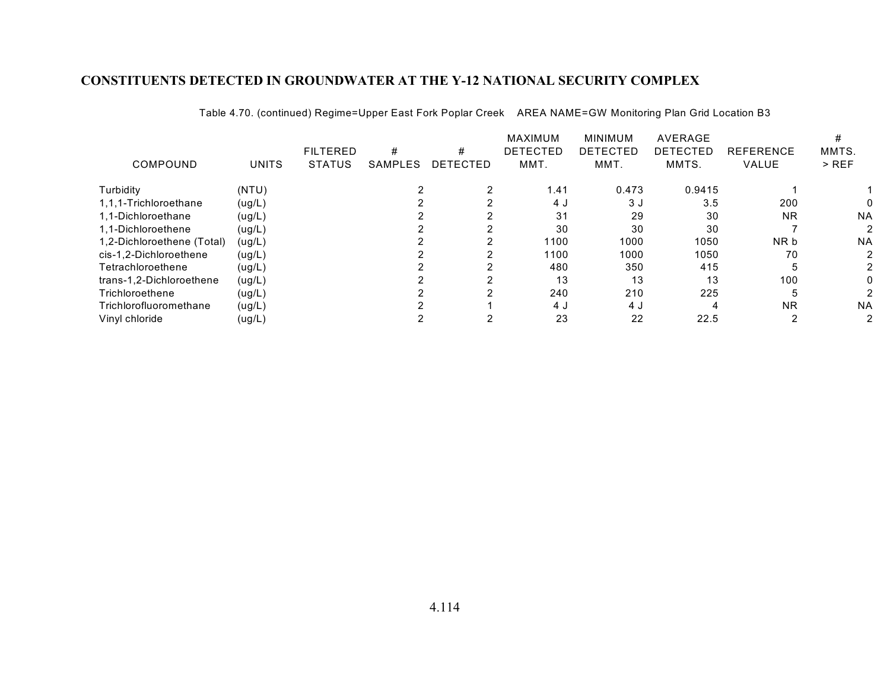# CONSTITUENTS DETECTED IN GROUNDWATER AT THE Y-12 NATIONAL SECURITY COMPLEX

Table 4.70. (continued) Regime=Upper East Fork Poplar Creek AREA NAME=GW Monitoring Plan Grid Location B3

| COMPOUND | UNITS | FILTERED STATUS | # SAMPLES | # DETECTED | MAXIMUM DETECTED MMT. | MINIMUM DETECTED MMT. | AVERAGE DETECTED MMTS. | REFERENCE VALUE | # MMTS. > REF |
|---|---|---|---|---|---|---|---|---|---|
| Turbidity | (NTU) | | 2 | 2 | 1.41 | 0.473 | 0.9415 | 1 | 1 |
| 1,1,1-Trichloroethane | (ug/L) | | 2 | 2 | 4 J | 3 J | 3.5 | 200 | 0 |
| 1,1-Dichloroethane | (ug/L) | | 2 | 2 | 31 | 29 | 30 | NR | NA |
| 1,1-Dichloroethene | (ug/L) | | 2 | 2 | 30 | 30 | 30 | 7 | 2 |
| 1,2-Dichloroethene (Total) | (ug/L) | | 2 | 2 | 1100 | 1000 | 1050 | NR b | NA |
| cis-1,2-Dichloroethene | (ug/L) | | 2 | 2 | 1100 | 1000 | 1050 | 70 | 2 |
| Tetrachloroethene | (ug/L) | | 2 | 2 | 480 | 350 | 415 | 5 | 2 |
| trans-1,2-Dichloroethene | (ug/L) | | 2 | 2 | 13 | 13 | 13 | 100 | 0 |
| Trichloroethene | (ug/L) | | 2 | 2 | 240 | 210 | 225 | 5 | 2 |
| Trichlorofluoromethane | (ug/L) | | 2 | 1 | 4 J | 4 J | 4 | NR | NA |
| Vinyl chloride | (ug/L) | | 2 | 2 | 23 | 22 | 22.5 | 2 | 2 |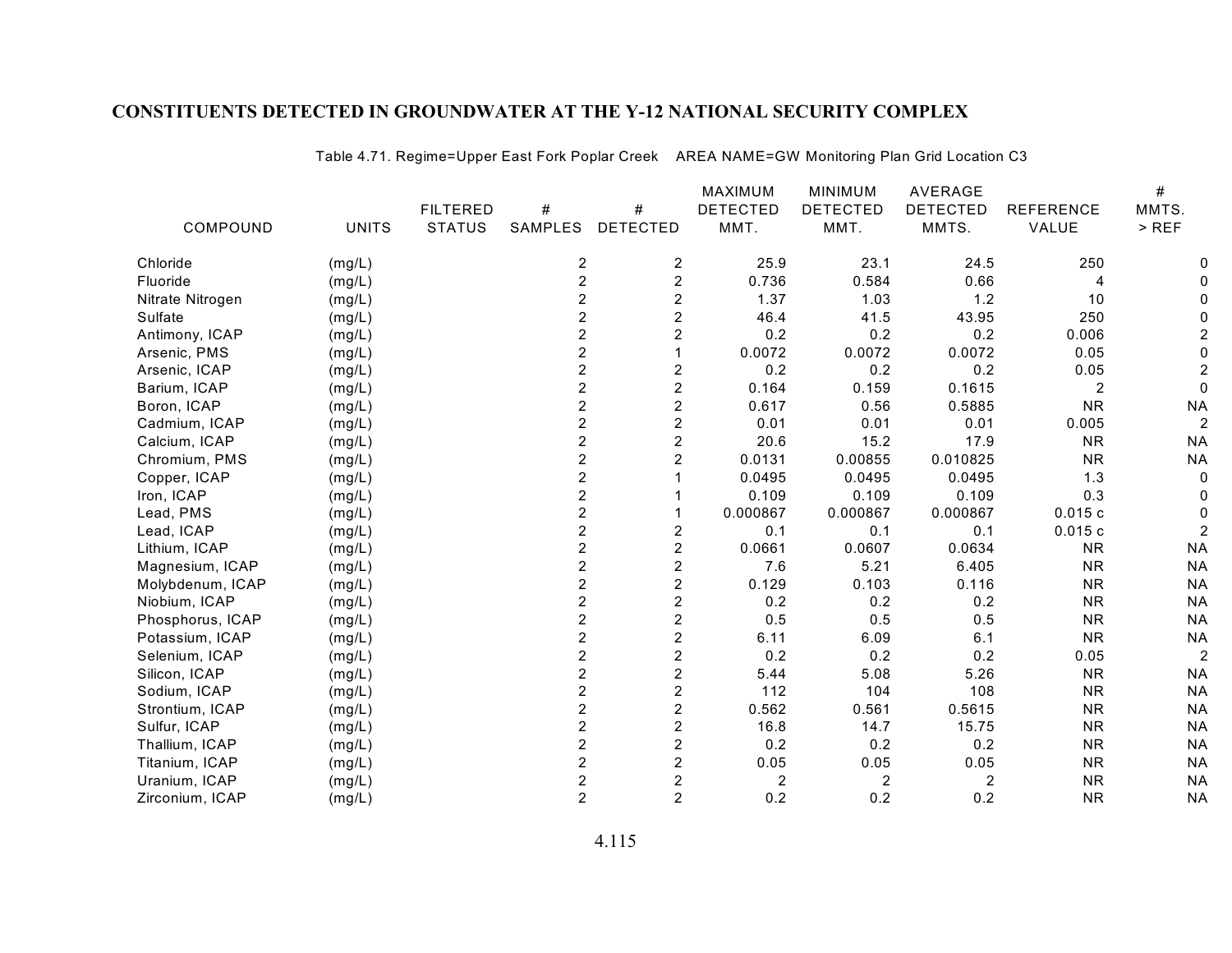# CONSTITUENTS DETECTED IN GROUNDWATER AT THE Y-12 NATIONAL SECURITY COMPLEX

Table 4.71. Regime=Upper East Fork Poplar Creek AREA NAME=GW Monitoring Plan Grid Location C3

| COMPOUND | UNITS | FILTERED STATUS | # SAMPLES | # DETECTED | MAXIMUM DETECTED MMT. | MINIMUM DETECTED MMT. | AVERAGE DETECTED MMTS. | REFERENCE VALUE | # MMTS. > REF |
|---|---|---|---|---|---|---|---|---|---|
| Chloride | (mg/L) | | 2 | 2 | 25.9 | 23.1 | 24.5 | 250 | 0 |
| Fluoride | (mg/L) | | 2 | 2 | 0.736 | 0.584 | 0.66 | 4 | 0 |
| Nitrate Nitrogen | (mg/L) | | 2 | 2 | 1.37 | 1.03 | 1.2 | 10 | 0 |
| Sulfate | (mg/L) | | 2 | 2 | 46.4 | 41.5 | 43.95 | 250 | 0 |
| Antimony, ICAP | (mg/L) | | 2 | 2 | 0.2 | 0.2 | 0.2 | 0.006 | 2 |
| Arsenic, PMS | (mg/L) | | 2 | 1 | 0.0072 | 0.0072 | 0.0072 | 0.05 | 0 |
| Arsenic, ICAP | (mg/L) | | 2 | 2 | 0.2 | 0.2 | 0.2 | 0.05 | 2 |
| Barium, ICAP | (mg/L) | | 2 | 2 | 0.164 | 0.159 | 0.1615 | 2 | 0 |
| Boron, ICAP | (mg/L) | | 2 | 2 | 0.617 | 0.56 | 0.5885 | NR | NA |
| Cadmium, ICAP | (mg/L) | | 2 | 2 | 0.01 | 0.01 | 0.01 | 0.005 | 2 |
| Calcium, ICAP | (mg/L) | | 2 | 2 | 20.6 | 15.2 | 17.9 | NR | NA |
| Chromium, PMS | (mg/L) | | 2 | 2 | 0.0131 | 0.00855 | 0.010825 | NR | NA |
| Copper, ICAP | (mg/L) | | 2 | 1 | 0.0495 | 0.0495 | 0.0495 | 1.3 | 0 |
| Iron, ICAP | (mg/L) | | 2 | 1 | 0.109 | 0.109 | 0.109 | 0.3 | 0 |
| Lead, PMS | (mg/L) | | 2 | 1 | 0.000867 | 0.000867 | 0.000867 | 0.015 c | 0 |
| Lead, ICAP | (mg/L) | | 2 | 2 | 0.1 | 0.1 | 0.1 | 0.015 c | 2 |
| Lithium, ICAP | (mg/L) | | 2 | 2 | 0.0661 | 0.0607 | 0.0634 | NR | NA |
| Magnesium, ICAP | (mg/L) | | 2 | 2 | 7.6 | 5.21 | 6.405 | NR | NA |
| Molybdenum, ICAP | (mg/L) | | 2 | 2 | 0.129 | 0.103 | 0.116 | NR | NA |
| Niobium, ICAP | (mg/L) | | 2 | 2 | 0.2 | 0.2 | 0.2 | NR | NA |
| Phosphorus, ICAP | (mg/L) | | 2 | 2 | 0.5 | 0.5 | 0.5 | NR | NA |
| Potassium, ICAP | (mg/L) | | 2 | 2 | 6.11 | 6.09 | 6.1 | NR | NA |
| Selenium, ICAP | (mg/L) | | 2 | 2 | 0.2 | 0.2 | 0.2 | 0.05 | 2 |
| Silicon, ICAP | (mg/L) | | 2 | 2 | 5.44 | 5.08 | 5.26 | NR | NA |
| Sodium, ICAP | (mg/L) | | 2 | 2 | 112 | 104 | 108 | NR | NA |
| Strontium, ICAP | (mg/L) | | 2 | 2 | 0.562 | 0.561 | 0.5615 | NR | NA |
| Sulfur, ICAP | (mg/L) | | 2 | 2 | 16.8 | 14.7 | 15.75 | NR | NA |
| Thallium, ICAP | (mg/L) | | 2 | 2 | 0.2 | 0.2 | 0.2 | NR | NA |
| Titanium, ICAP | (mg/L) | | 2 | 2 | 0.05 | 0.05 | 0.05 | NR | NA |
| Uranium, ICAP | (mg/L) | | 2 | 2 | 2 | 2 | 2 | NR | NA |
| Zirconium, ICAP | (mg/L) | | 2 | 2 | 0.2 | 0.2 | 0.2 | NR | NA |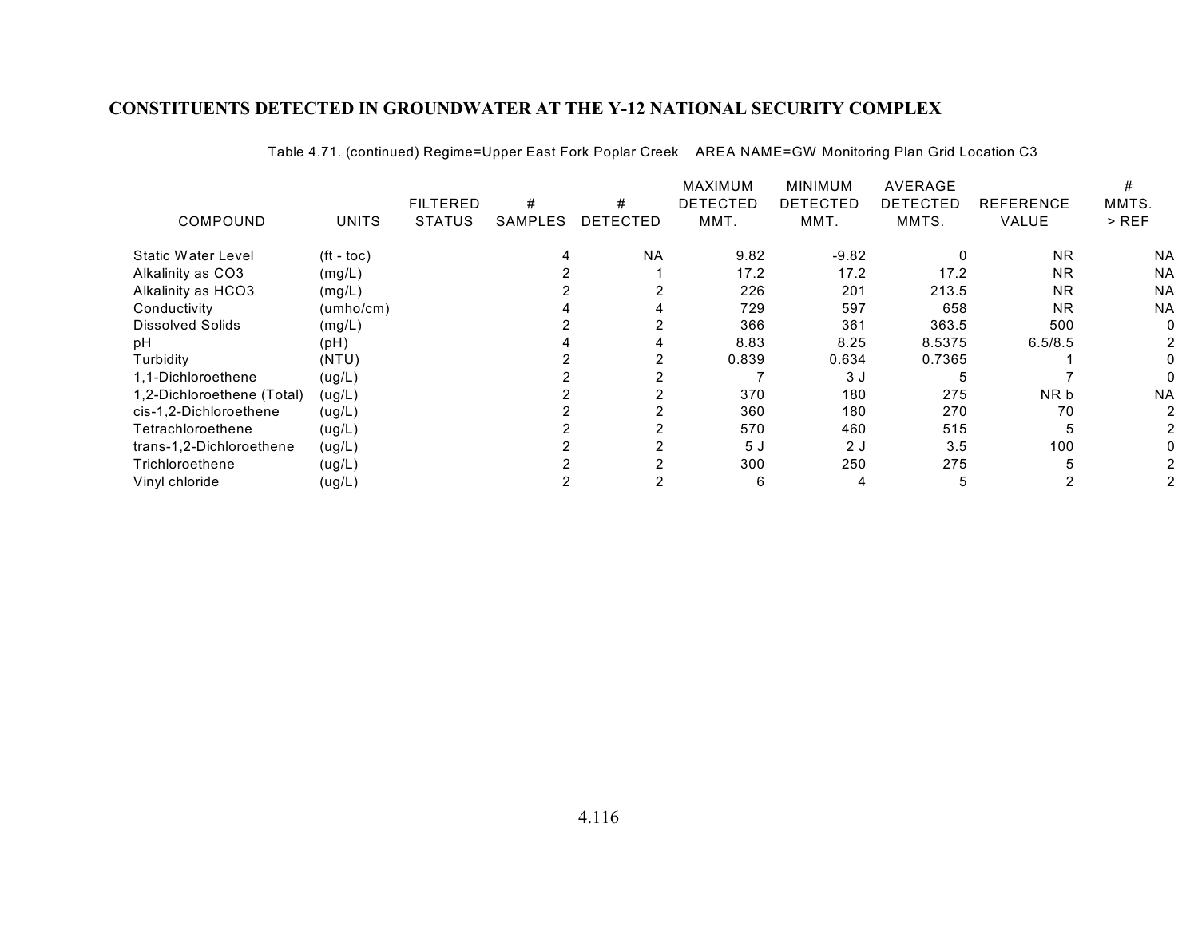## CONSTITUENTS DETECTED IN GROUNDWATER AT THE Y-12 NATIONAL SECURITY COMPLEX

Table 4.71. (continued) Regime=Upper East Fork Poplar Creek    AREA NAME=GW Monitoring Plan Grid Location C3

| COMPOUND | UNITS | FILTERED STATUS | # SAMPLES | # DETECTED | MAXIMUM DETECTED MMT. | MINIMUM DETECTED MMT. | AVERAGE DETECTED MMTS. | REFERENCE VALUE | # MMTS. > REF |
|---|---|---|---|---|---|---|---|---|---|
| Static Water Level | (ft - toc) | | 4 | NA | 9.82 | -9.82 | 0 | NR | NA |
| Alkalinity as CO3 | (mg/L) | | 2 | 1 | 17.2 | 17.2 | 17.2 | NR | NA |
| Alkalinity as HCO3 | (mg/L) | | 2 | 2 | 226 | 201 | 213.5 | NR | NA |
| Conductivity | (umho/cm) | | 4 | 4 | 729 | 597 | 658 | NR | NA |
| Dissolved Solids | (mg/L) | | 2 | 2 | 366 | 361 | 363.5 | 500 | 0 |
| pH | (pH) | | 4 | 4 | 8.83 | 8.25 | 8.5375 | 6.5/8.5 | 2 |
| Turbidity | (NTU) | | 2 | 2 | 0.839 | 0.634 | 0.7365 | 1 | 0 |
| 1,1-Dichloroethene | (ug/L) | | 2 | 2 | 7 | 3 J | 5 | 7 | 0 |
| 1,2-Dichloroethene (Total) | (ug/L) | | 2 | 2 | 370 | 180 | 275 | NR b | NA |
| cis-1,2-Dichloroethene | (ug/L) | | 2 | 2 | 360 | 180 | 270 | 70 | 2 |
| Tetrachloroethene | (ug/L) | | 2 | 2 | 570 | 460 | 515 | 5 | 2 |
| trans-1,2-Dichloroethene | (ug/L) | | 2 | 2 | 5 J | 2 J | 3.5 | 100 | 0 |
| Trichloroethene | (ug/L) | | 2 | 2 | 300 | 250 | 275 | 5 | 2 |
| Vinyl chloride | (ug/L) | | 2 | 2 | 6 | 4 | 5 | 2 | 2 |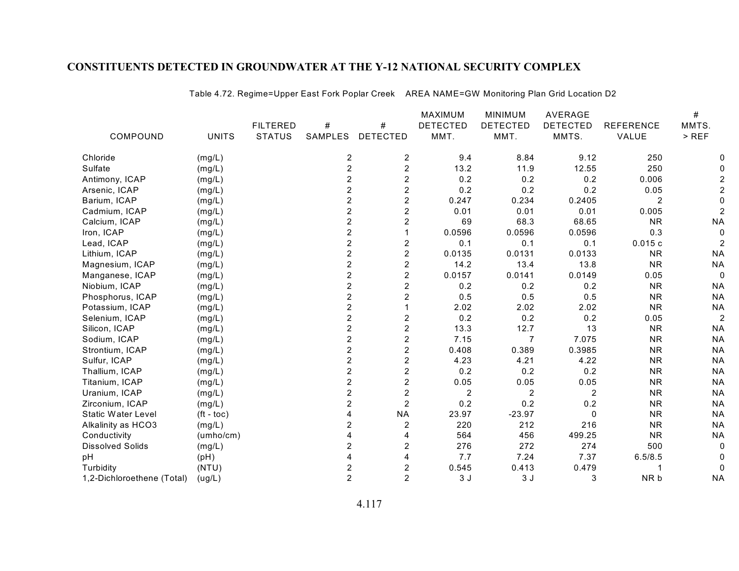# CONSTITUENTS DETECTED IN GROUNDWATER AT THE Y-12 NATIONAL SECURITY COMPLEX

Table 4.72. Regime=Upper East Fork Poplar Creek AREA NAME=GW Monitoring Plan Grid Location D2

| COMPOUND | UNITS | FILTERED STATUS | # SAMPLES | # DETECTED | MAXIMUM DETECTED MMT. | MINIMUM DETECTED MMT. | AVERAGE DETECTED MMTS. | REFERENCE VALUE | # MMTS. > REF |
|---|---|---|---|---|---|---|---|---|---|
| Chloride | (mg/L) | | 2 | 2 | 9.4 | 8.84 | 9.12 | 250 | 0 |
| Sulfate | (mg/L) | | 2 | 2 | 13.2 | 11.9 | 12.55 | 250 | 0 |
| Antimony, ICAP | (mg/L) | | 2 | 2 | 0.2 | 0.2 | 0.2 | 0.006 | 2 |
| Arsenic, ICAP | (mg/L) | | 2 | 2 | 0.2 | 0.2 | 0.2 | 0.05 | 2 |
| Barium, ICAP | (mg/L) | | 2 | 2 | 0.247 | 0.234 | 0.2405 | 2 | 0 |
| Cadmium, ICAP | (mg/L) | | 2 | 2 | 0.01 | 0.01 | 0.01 | 0.005 | 2 |
| Calcium, ICAP | (mg/L) | | 2 | 2 | 69 | 68.3 | 68.65 | NR | NA |
| Iron, ICAP | (mg/L) | | 2 | 1 | 0.0596 | 0.0596 | 0.0596 | 0.3 | 0 |
| Lead, ICAP | (mg/L) | | 2 | 2 | 0.1 | 0.1 | 0.1 | 0.015 c | 2 |
| Lithium, ICAP | (mg/L) | | 2 | 2 | 0.0135 | 0.0131 | 0.0133 | NR | NA |
| Magnesium, ICAP | (mg/L) | | 2 | 2 | 14.2 | 13.4 | 13.8 | NR | NA |
| Manganese, ICAP | (mg/L) | | 2 | 2 | 0.0157 | 0.0141 | 0.0149 | 0.05 | 0 |
| Niobium, ICAP | (mg/L) | | 2 | 2 | 0.2 | 0.2 | 0.2 | NR | NA |
| Phosphorus, ICAP | (mg/L) | | 2 | 2 | 0.5 | 0.5 | 0.5 | NR | NA |
| Potassium, ICAP | (mg/L) | | 2 | 1 | 2.02 | 2.02 | 2.02 | NR | NA |
| Selenium, ICAP | (mg/L) | | 2 | 2 | 0.2 | 0.2 | 0.2 | 0.05 | 2 |
| Silicon, ICAP | (mg/L) | | 2 | 2 | 13.3 | 12.7 | 13 | NR | NA |
| Sodium, ICAP | (mg/L) | | 2 | 2 | 7.15 | 7 | 7.075 | NR | NA |
| Strontium, ICAP | (mg/L) | | 2 | 2 | 0.408 | 0.389 | 0.3985 | NR | NA |
| Sulfur, ICAP | (mg/L) | | 2 | 2 | 4.23 | 4.21 | 4.22 | NR | NA |
| Thallium, ICAP | (mg/L) | | 2 | 2 | 0.2 | 0.2 | 0.2 | NR | NA |
| Titanium, ICAP | (mg/L) | | 2 | 2 | 0.05 | 0.05 | 0.05 | NR | NA |
| Uranium, ICAP | (mg/L) | | 2 | 2 | 2 | 2 | 2 | NR | NA |
| Zirconium, ICAP | (mg/L) | | 2 | 2 | 0.2 | 0.2 | 0.2 | NR | NA |
| Static Water Level | (ft - toc) | | 4 | NA | 23.97 | -23.97 | 0 | NR | NA |
| Alkalinity as HCO3 | (mg/L) | | 2 | 2 | 220 | 212 | 216 | NR | NA |
| Conductivity | (umho/cm) | | 4 | 4 | 564 | 456 | 499.25 | NR | NA |
| Dissolved Solids | (mg/L) | | 2 | 2 | 276 | 272 | 274 | 500 | 0 |
| pH | (pH) | | 4 | 4 | 7.7 | 7.24 | 7.37 | 6.5/8.5 | 0 |
| Turbidity | (NTU) | | 2 | 2 | 0.545 | 0.413 | 0.479 | 1 | 0 |
| 1,2-Dichloroethene (Total) | (ug/L) | | 2 | 2 | 3 J | 3 J | 3 | NR b | NA |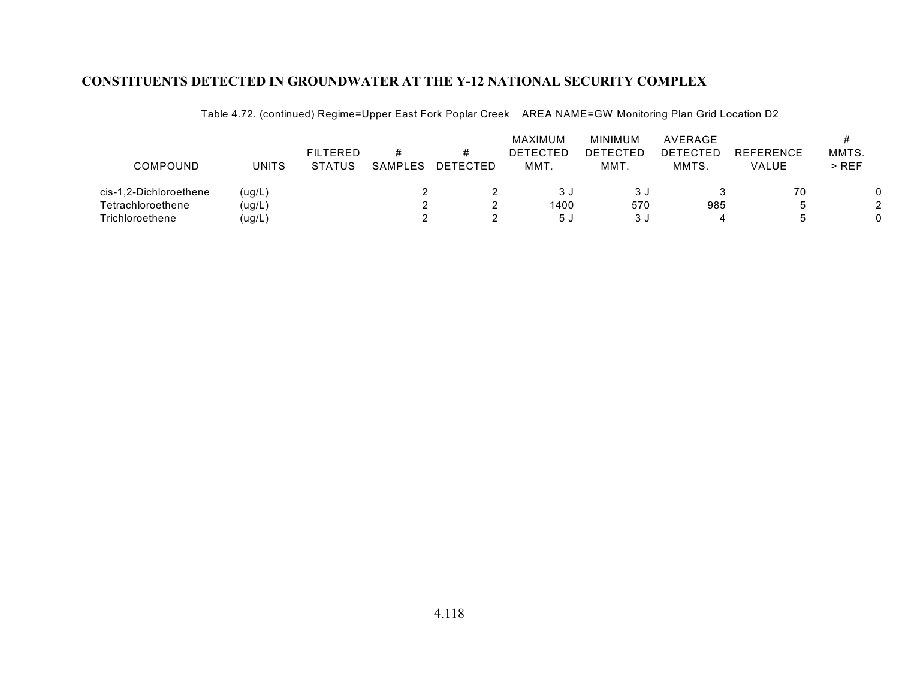# CONSTITUENTS DETECTED IN GROUNDWATER AT THE Y-12 NATIONAL SECURITY COMPLEX

Table 4.72. (continued) Regime=Upper East Fork Poplar Creek AREA NAME=GW Monitoring Plan Grid Location D2

| COMPOUND | UNITS | FILTERED STATUS | # SAMPLES | # DETECTED | MAXIMUM DETECTED MMT. | MINIMUM DETECTED MMT. | AVERAGE DETECTED MMTS. | REFERENCE VALUE | # MMTS. > REF |
|---|---|---|---|---|---|---|---|---|---|
| cis-1,2-Dichloroethene | (ug/L) | | 2 | 2 | 3 J | 3 J | 3 | 70 | 0 |
| Tetrachloroethene | (ug/L) | | 2 | 2 | 1400 | 570 | 985 | 5 | 2 |
| Trichloroethene | (ug/L) | | 2 | 2 | 5 J | 3 J | 4 | 5 | 0 |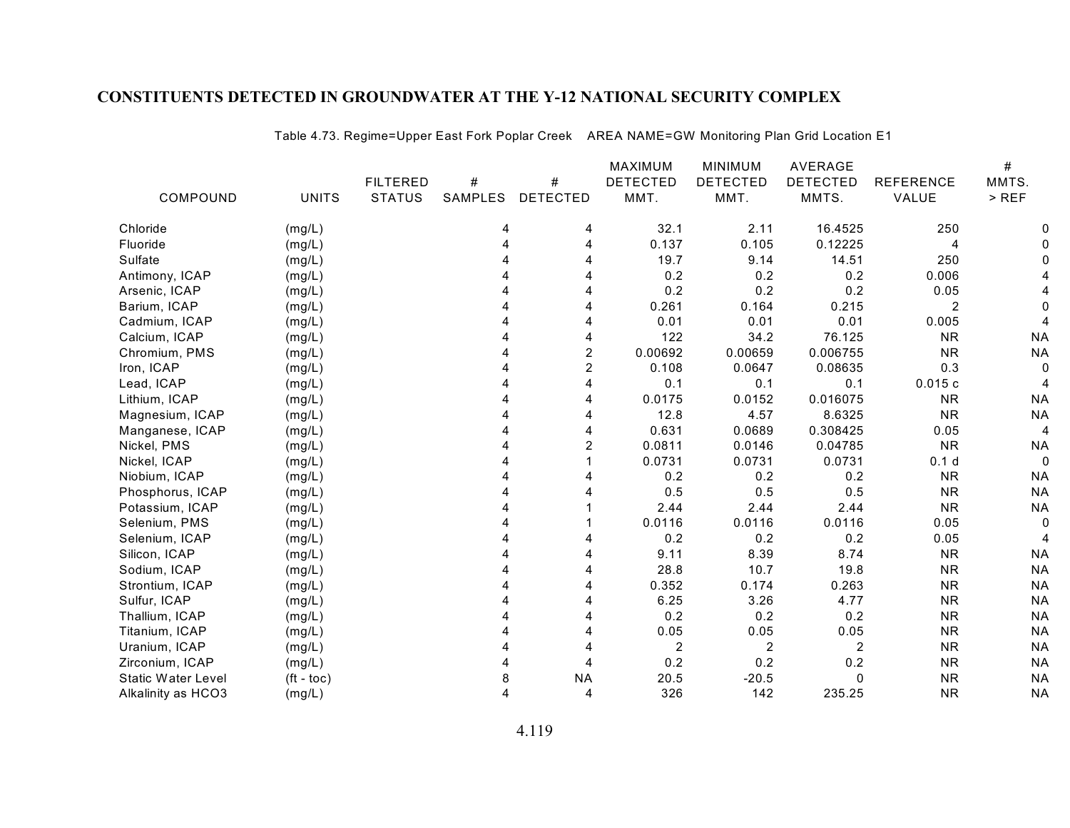# CONSTITUENTS DETECTED IN GROUNDWATER AT THE Y-12 NATIONAL SECURITY COMPLEX

Table 4.73. Regime=Upper East Fork Poplar Creek AREA NAME=GW Monitoring Plan Grid Location E1

| COMPOUND | UNITS | FILTERED STATUS | # SAMPLES | # DETECTED | MAXIMUM DETECTED MMT. | MINIMUM DETECTED MMT. | AVERAGE DETECTED MMTS. | REFERENCE VALUE | # MMTS. > REF |
|---|---|---|---|---|---|---|---|---|---|
| Chloride | (mg/L) | | 4 | 4 | 32.1 | 2.11 | 16.4525 | 250 | 0 |
| Fluoride | (mg/L) | | 4 | 4 | 0.137 | 0.105 | 0.12225 | 4 | 0 |
| Sulfate | (mg/L) | | 4 | 4 | 19.7 | 9.14 | 14.51 | 250 | 0 |
| Antimony, ICAP | (mg/L) | | 4 | 4 | 0.2 | 0.2 | 0.2 | 0.006 | 4 |
| Arsenic, ICAP | (mg/L) | | 4 | 4 | 0.2 | 0.2 | 0.2 | 0.05 | 4 |
| Barium, ICAP | (mg/L) | | 4 | 4 | 0.261 | 0.164 | 0.215 | 2 | 0 |
| Cadmium, ICAP | (mg/L) | | 4 | 4 | 0.01 | 0.01 | 0.01 | 0.005 | 4 |
| Calcium, ICAP | (mg/L) | | 4 | 4 | 122 | 34.2 | 76.125 | NR | NA |
| Chromium, PMS | (mg/L) | | 4 | 2 | 0.00692 | 0.00659 | 0.006755 | NR | NA |
| Iron, ICAP | (mg/L) | | 4 | 2 | 0.108 | 0.0647 | 0.08635 | 0.3 | 0 |
| Lead, ICAP | (mg/L) | | 4 | 4 | 0.1 | 0.1 | 0.1 | 0.015 c | 4 |
| Lithium, ICAP | (mg/L) | | 4 | 4 | 0.0175 | 0.0152 | 0.016075 | NR | NA |
| Magnesium, ICAP | (mg/L) | | 4 | 4 | 12.8 | 4.57 | 8.6325 | NR | NA |
| Manganese, ICAP | (mg/L) | | 4 | 4 | 0.631 | 0.0689 | 0.308425 | 0.05 | 4 |
| Nickel, PMS | (mg/L) | | 4 | 2 | 0.0811 | 0.0146 | 0.04785 | NR | NA |
| Nickel, ICAP | (mg/L) | | 4 | 1 | 0.0731 | 0.0731 | 0.0731 | 0.1 d | 0 |
| Niobium, ICAP | (mg/L) | | 4 | 4 | 0.2 | 0.2 | 0.2 | NR | NA |
| Phosphorus, ICAP | (mg/L) | | 4 | 4 | 0.5 | 0.5 | 0.5 | NR | NA |
| Potassium, ICAP | (mg/L) | | 4 | 1 | 2.44 | 2.44 | 2.44 | NR | NA |
| Selenium, PMS | (mg/L) | | 4 | 1 | 0.0116 | 0.0116 | 0.0116 | 0.05 | 0 |
| Selenium, ICAP | (mg/L) | | 4 | 4 | 0.2 | 0.2 | 0.2 | 0.05 | 4 |
| Silicon, ICAP | (mg/L) | | 4 | 4 | 9.11 | 8.39 | 8.74 | NR | NA |
| Sodium, ICAP | (mg/L) | | 4 | 4 | 28.8 | 10.7 | 19.8 | NR | NA |
| Strontium, ICAP | (mg/L) | | 4 | 4 | 0.352 | 0.174 | 0.263 | NR | NA |
| Sulfur, ICAP | (mg/L) | | 4 | 4 | 6.25 | 3.26 | 4.77 | NR | NA |
| Thallium, ICAP | (mg/L) | | 4 | 4 | 0.2 | 0.2 | 0.2 | NR | NA |
| Titanium, ICAP | (mg/L) | | 4 | 4 | 0.05 | 0.05 | 0.05 | NR | NA |
| Uranium, ICAP | (mg/L) | | 4 | 4 | 2 | 2 | 2 | NR | NA |
| Zirconium, ICAP | (mg/L) | | 4 | 4 | 0.2 | 0.2 | 0.2 | NR | NA |
| Static Water Level | (ft - toc) | | 8 | NA | 20.5 | -20.5 | 0 | NR | NA |
| Alkalinity as HCO3 | (mg/L) | | 4 | 4 | 326 | 142 | 235.25 | NR | NA |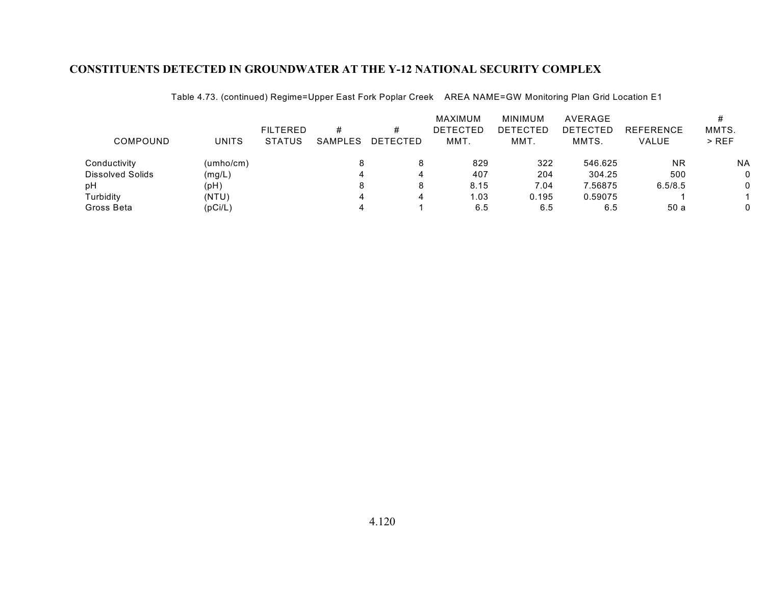# CONSTITUENTS DETECTED IN GROUNDWATER AT THE Y-12 NATIONAL SECURITY COMPLEX

Table 4.73. (continued) Regime=Upper East Fork Poplar Creek AREA NAME=GW Monitoring Plan Grid Location E1

| COMPOUND | UNITS | FILTERED STATUS | # SAMPLES | # DETECTED | MAXIMUM DETECTED MMT. | MINIMUM DETECTED MMT. | AVERAGE DETECTED MMTS. | REFERENCE VALUE | # MMTS. > REF |
|---|---|---|---|---|---|---|---|---|---|
| Conductivity | (umho/cm) | | 8 | 8 | 829 | 322 | 546.625 | NR | NA |
| Dissolved Solids | (mg/L) | | 4 | 4 | 407 | 204 | 304.25 | 500 | 0 |
| pH | (pH) | | 8 | 8 | 8.15 | 7.04 | 7.56875 | 6.5/8.5 | 0 |
| Turbidity | (NTU) | | 4 | 4 | 1.03 | 0.195 | 0.59075 | 1 | 1 |
| Gross Beta | (pCi/L) | | 4 | 1 | 6.5 | 6.5 | 6.5 | 50 a | 0 |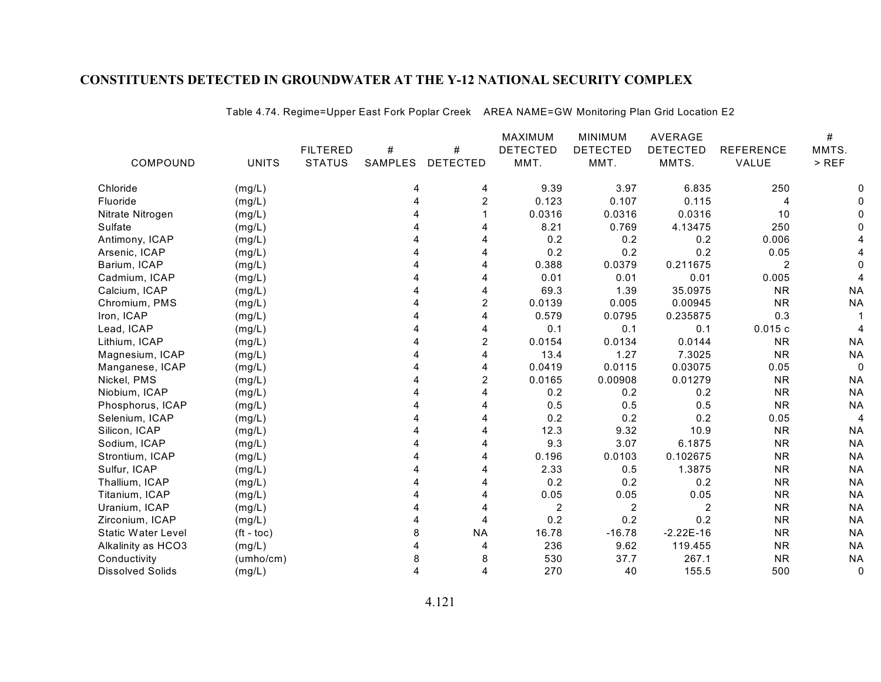## CONSTITUENTS DETECTED IN GROUNDWATER AT THE Y-12 NATIONAL SECURITY COMPLEX

Table 4.74. Regime=Upper East Fork Poplar Creek AREA NAME=GW Monitoring Plan Grid Location E2

| COMPOUND | UNITS | FILTERED STATUS | # SAMPLES | # DETECTED | MAXIMUM DETECTED MMT. | MINIMUM DETECTED MMT. | AVERAGE DETECTED MMTS. | REFERENCE VALUE | # MMTS. > REF |
|---|---|---|---|---|---|---|---|---|---|
| Chloride | (mg/L) | | 4 | 4 | 9.39 | 3.97 | 6.835 | 250 | 0 |
| Fluoride | (mg/L) | | 4 | 2 | 0.123 | 0.107 | 0.115 | 4 | 0 |
| Nitrate Nitrogen | (mg/L) | | 4 | 1 | 0.0316 | 0.0316 | 0.0316 | 10 | 0 |
| Sulfate | (mg/L) | | 4 | 4 | 8.21 | 0.769 | 4.13475 | 250 | 0 |
| Antimony, ICAP | (mg/L) | | 4 | 4 | 0.2 | 0.2 | 0.2 | 0.006 | 4 |
| Arsenic, ICAP | (mg/L) | | 4 | 4 | 0.2 | 0.2 | 0.2 | 0.05 | 4 |
| Barium, ICAP | (mg/L) | | 4 | 4 | 0.388 | 0.0379 | 0.211675 | 2 | 0 |
| Cadmium, ICAP | (mg/L) | | 4 | 4 | 0.01 | 0.01 | 0.01 | 0.005 | 4 |
| Calcium, ICAP | (mg/L) | | 4 | 4 | 69.3 | 1.39 | 35.0975 | NR | NA |
| Chromium, PMS | (mg/L) | | 4 | 2 | 0.0139 | 0.005 | 0.00945 | NR | NA |
| Iron, ICAP | (mg/L) | | 4 | 4 | 0.579 | 0.0795 | 0.235875 | 0.3 | 1 |
| Lead, ICAP | (mg/L) | | 4 | 4 | 0.1 | 0.1 | 0.1 | 0.015 c | 4 |
| Lithium, ICAP | (mg/L) | | 4 | 2 | 0.0154 | 0.0134 | 0.0144 | NR | NA |
| Magnesium, ICAP | (mg/L) | | 4 | 4 | 13.4 | 1.27 | 7.3025 | NR | NA |
| Manganese, ICAP | (mg/L) | | 4 | 4 | 0.0419 | 0.0115 | 0.03075 | 0.05 | 0 |
| Nickel, PMS | (mg/L) | | 4 | 2 | 0.0165 | 0.00908 | 0.01279 | NR | NA |
| Niobium, ICAP | (mg/L) | | 4 | 4 | 0.2 | 0.2 | 0.2 | NR | NA |
| Phosphorus, ICAP | (mg/L) | | 4 | 4 | 0.5 | 0.5 | 0.5 | NR | NA |
| Selenium, ICAP | (mg/L) | | 4 | 4 | 0.2 | 0.2 | 0.2 | 0.05 | 4 |
| Silicon, ICAP | (mg/L) | | 4 | 4 | 12.3 | 9.32 | 10.9 | NR | NA |
| Sodium, ICAP | (mg/L) | | 4 | 4 | 9.3 | 3.07 | 6.1875 | NR | NA |
| Strontium, ICAP | (mg/L) | | 4 | 4 | 0.196 | 0.0103 | 0.102675 | NR | NA |
| Sulfur, ICAP | (mg/L) | | 4 | 4 | 2.33 | 0.5 | 1.3875 | NR | NA |
| Thallium, ICAP | (mg/L) | | 4 | 4 | 0.2 | 0.2 | 0.2 | NR | NA |
| Titanium, ICAP | (mg/L) | | 4 | 4 | 0.05 | 0.05 | 0.05 | NR | NA |
| Uranium, ICAP | (mg/L) | | 4 | 4 | 2 | 2 | 2 | NR | NA |
| Zirconium, ICAP | (mg/L) | | 4 | 4 | 0.2 | 0.2 | 0.2 | NR | NA |
| Static Water Level | (ft - toc) | | 8 | NA | 16.78 | -16.78 | -2.22E-16 | NR | NA |
| Alkalinity as HCO3 | (mg/L) | | 4 | 4 | 236 | 9.62 | 119.455 | NR | NA |
| Conductivity | (umho/cm) | | 8 | 8 | 530 | 37.7 | 267.1 | NR | NA |
| Dissolved Solids | (mg/L) | | 4 | 4 | 270 | 40 | 155.5 | 500 | 0 |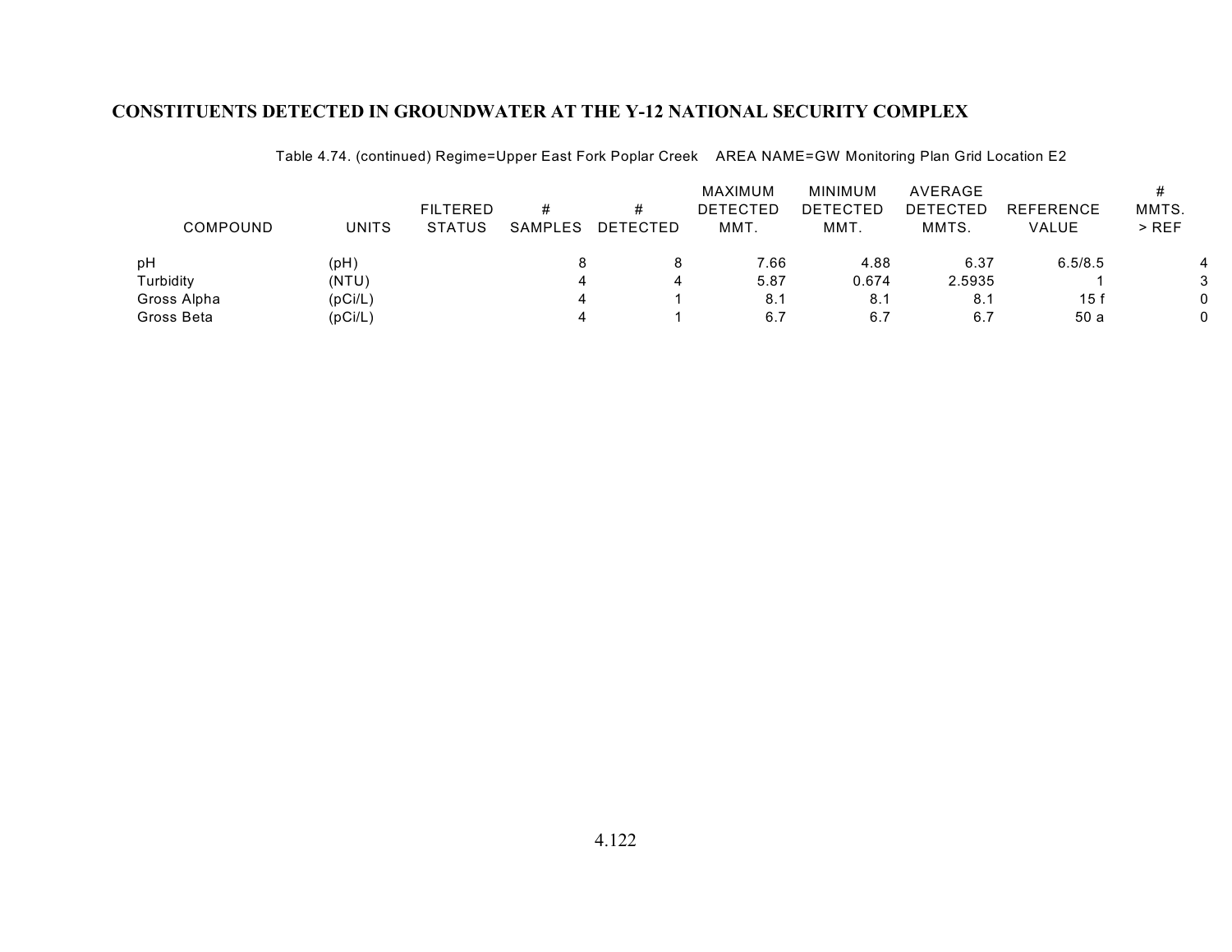## CONSTITUENTS DETECTED IN GROUNDWATER AT THE Y-12 NATIONAL SECURITY COMPLEX

Table 4.74. (continued) Regime=Upper East Fork Poplar Creek    AREA NAME=GW Monitoring Plan Grid Location E2

| COMPOUND | UNITS | FILTERED STATUS | # SAMPLES | # DETECTED | MAXIMUM DETECTED MMT. | MINIMUM DETECTED MMT. | AVERAGE DETECTED MMTS. | REFERENCE VALUE | # MMTS. > REF |
|---|---|---|---|---|---|---|---|---|---|
| pH | (pH) | | 8 | 8 | 7.66 | 4.88 | 6.37 | 6.5/8.5 | 4 |
| Turbidity | (NTU) | | 4 | 4 | 5.87 | 0.674 | 2.5935 | 1 | 3 |
| Gross Alpha | (pCi/L) | | 4 | 1 | 8.1 | 8.1 | 8.1 | 15 f | 0 |
| Gross Beta | (pCi/L) | | 4 | 1 | 6.7 | 6.7 | 6.7 | 50 a | 0 |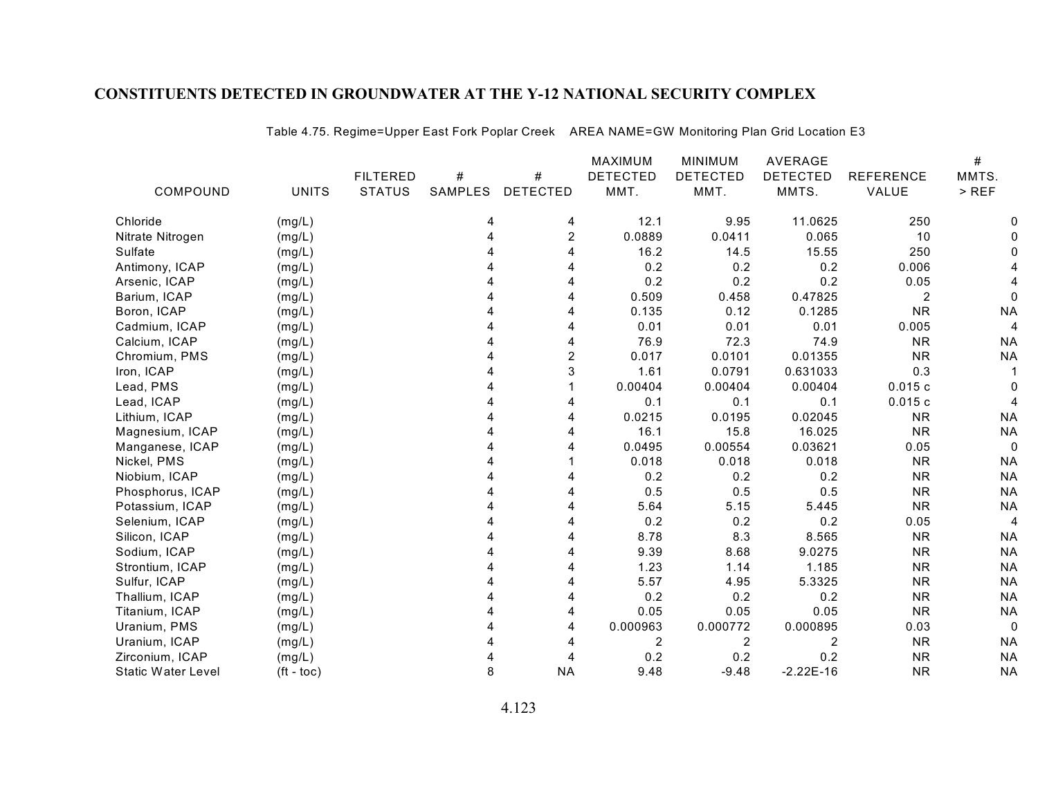# CONSTITUENTS DETECTED IN GROUNDWATER AT THE Y-12 NATIONAL SECURITY COMPLEX

Table 4.75. Regime=Upper East Fork Poplar Creek AREA NAME=GW Monitoring Plan Grid Location E3

| COMPOUND | UNITS | FILTERED STATUS | # SAMPLES | # DETECTED | MAXIMUM DETECTED MMT. | MINIMUM DETECTED MMT. | AVERAGE DETECTED MMTS. | REFERENCE VALUE | # MMTS. > REF |
|---|---|---|---|---|---|---|---|---|---|
| Chloride | (mg/L) | | 4 | 4 | 12.1 | 9.95 | 11.0625 | 250 | 0 |
| Nitrate Nitrogen | (mg/L) | | 4 | 2 | 0.0889 | 0.0411 | 0.065 | 10 | 0 |
| Sulfate | (mg/L) | | 4 | 4 | 16.2 | 14.5 | 15.55 | 250 | 0 |
| Antimony, ICAP | (mg/L) | | 4 | 4 | 0.2 | 0.2 | 0.2 | 0.006 | 4 |
| Arsenic, ICAP | (mg/L) | | 4 | 4 | 0.2 | 0.2 | 0.2 | 0.05 | 4 |
| Barium, ICAP | (mg/L) | | 4 | 4 | 0.509 | 0.458 | 0.47825 | 2 | 0 |
| Boron, ICAP | (mg/L) | | 4 | 4 | 0.135 | 0.12 | 0.1285 | NR | NA |
| Cadmium, ICAP | (mg/L) | | 4 | 4 | 0.01 | 0.01 | 0.01 | 0.005 | 4 |
| Calcium, ICAP | (mg/L) | | 4 | 4 | 76.9 | 72.3 | 74.9 | NR | NA |
| Chromium, PMS | (mg/L) | | 4 | 2 | 0.017 | 0.0101 | 0.01355 | NR | NA |
| Iron, ICAP | (mg/L) | | 4 | 3 | 1.61 | 0.0791 | 0.631033 | 0.3 | 1 |
| Lead, PMS | (mg/L) | | 4 | 1 | 0.00404 | 0.00404 | 0.00404 | 0.015 c | 0 |
| Lead, ICAP | (mg/L) | | 4 | 4 | 0.1 | 0.1 | 0.1 | 0.015 c | 4 |
| Lithium, ICAP | (mg/L) | | 4 | 4 | 0.0215 | 0.0195 | 0.02045 | NR | NA |
| Magnesium, ICAP | (mg/L) | | 4 | 4 | 16.1 | 15.8 | 16.025 | NR | NA |
| Manganese, ICAP | (mg/L) | | 4 | 4 | 0.0495 | 0.00554 | 0.03621 | 0.05 | 0 |
| Nickel, PMS | (mg/L) | | 4 | 1 | 0.018 | 0.018 | 0.018 | NR | NA |
| Niobium, ICAP | (mg/L) | | 4 | 4 | 0.2 | 0.2 | 0.2 | NR | NA |
| Phosphorus, ICAP | (mg/L) | | 4 | 4 | 0.5 | 0.5 | 0.5 | NR | NA |
| Potassium, ICAP | (mg/L) | | 4 | 4 | 5.64 | 5.15 | 5.445 | NR | NA |
| Selenium, ICAP | (mg/L) | | 4 | 4 | 0.2 | 0.2 | 0.2 | 0.05 | 4 |
| Silicon, ICAP | (mg/L) | | 4 | 4 | 8.78 | 8.3 | 8.565 | NR | NA |
| Sodium, ICAP | (mg/L) | | 4 | 4 | 9.39 | 8.68 | 9.0275 | NR | NA |
| Strontium, ICAP | (mg/L) | | 4 | 4 | 1.23 | 1.14 | 1.185 | NR | NA |
| Sulfur, ICAP | (mg/L) | | 4 | 4 | 5.57 | 4.95 | 5.3325 | NR | NA |
| Thallium, ICAP | (mg/L) | | 4 | 4 | 0.2 | 0.2 | 0.2 | NR | NA |
| Titanium, ICAP | (mg/L) | | 4 | 4 | 0.05 | 0.05 | 0.05 | NR | NA |
| Uranium, PMS | (mg/L) | | 4 | 4 | 0.000963 | 0.000772 | 0.000895 | 0.03 | 0 |
| Uranium, ICAP | (mg/L) | | 4 | 4 | 2 | 2 | 2 | NR | NA |
| Zirconium, ICAP | (mg/L) | | 4 | 4 | 0.2 | 0.2 | 0.2 | NR | NA |
| Static Water Level | (ft - toc) | | 8 | NA | 9.48 | -9.48 | -2.22E-16 | NR | NA |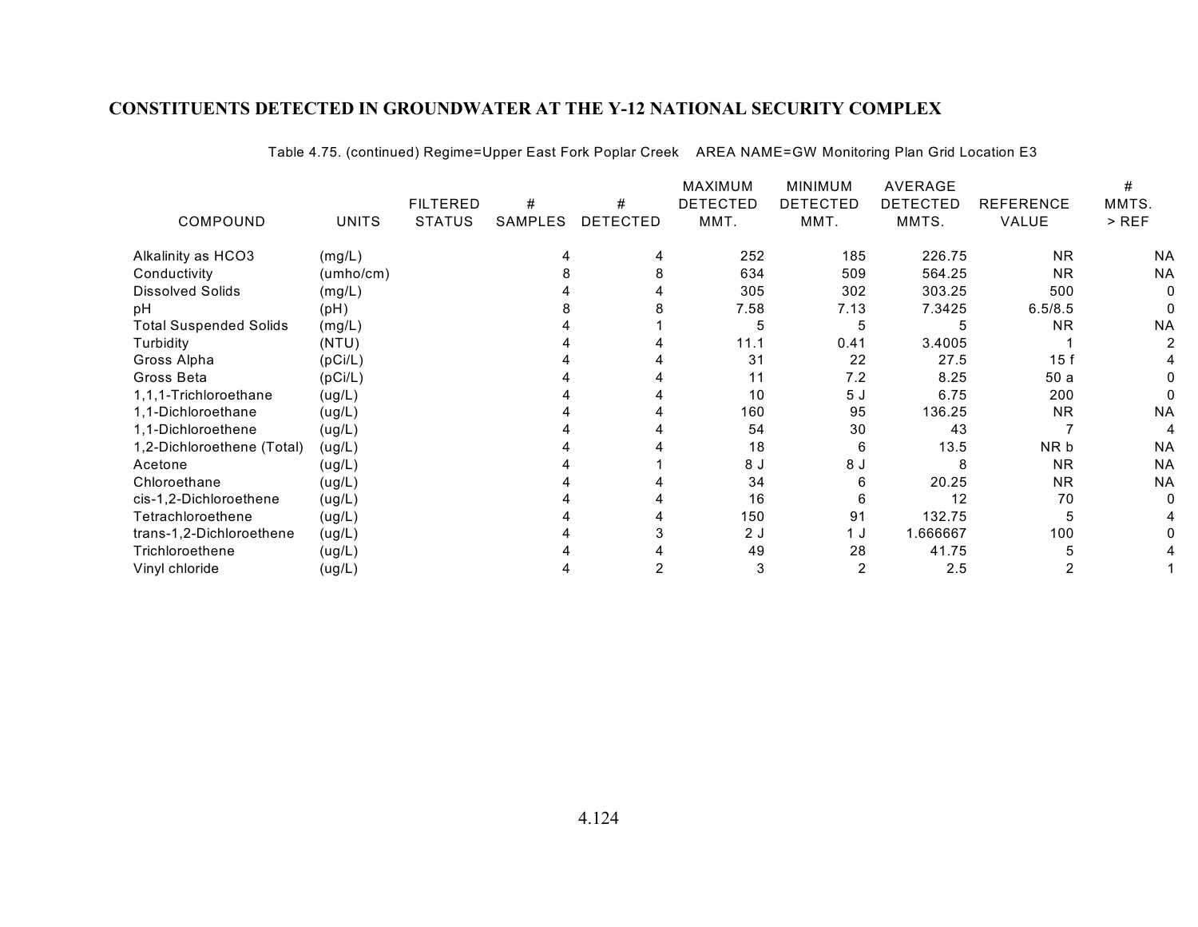## CONSTITUENTS DETECTED IN GROUNDWATER AT THE Y-12 NATIONAL SECURITY COMPLEX

Table 4.75. (continued) Regime=Upper East Fork Poplar Creek AREA NAME=GW Monitoring Plan Grid Location E3

| COMPOUND | UNITS | FILTERED STATUS | # SAMPLES | # DETECTED | MAXIMUM DETECTED MMT. | MINIMUM DETECTED MMT. | AVERAGE DETECTED MMTS. | REFERENCE VALUE | # MMTS. > REF |
|---|---|---|---|---|---|---|---|---|---|
| Alkalinity as HCO3 | (mg/L) | | 4 | 4 | 252 | 185 | 226.75 | NR | NA |
| Conductivity | (umho/cm) | | 8 | 8 | 634 | 509 | 564.25 | NR | NA |
| Dissolved Solids | (mg/L) | | 4 | 4 | 305 | 302 | 303.25 | 500 | 0 |
| pH | (pH) | | 8 | 8 | 7.58 | 7.13 | 7.3425 | 6.5/8.5 | 0 |
| Total Suspended Solids | (mg/L) | | 4 | 1 | 5 | 5 | 5 | NR | NA |
| Turbidity | (NTU) | | 4 | 4 | 11.1 | 0.41 | 3.4005 | 1 | 2 |
| Gross Alpha | (pCi/L) | | 4 | 4 | 31 | 22 | 27.5 | 15 f | 4 |
| Gross Beta | (pCi/L) | | 4 | 4 | 11 | 7.2 | 8.25 | 50 a | 0 |
| 1,1,1-Trichloroethane | (ug/L) | | 4 | 4 | 10 | 5 J | 6.75 | 200 | 0 |
| 1,1-Dichloroethane | (ug/L) | | 4 | 4 | 160 | 95 | 136.25 | NR | NA |
| 1,1-Dichloroethene | (ug/L) | | 4 | 4 | 54 | 30 | 43 | 7 | 4 |
| 1,2-Dichloroethene (Total) | (ug/L) | | 4 | 4 | 18 | 6 | 13.5 | NR b | NA |
| Acetone | (ug/L) | | 4 | 1 | 8 J | 8 J | 8 | NR | NA |
| Chloroethane | (ug/L) | | 4 | 4 | 34 | 6 | 20.25 | NR | NA |
| cis-1,2-Dichloroethene | (ug/L) | | 4 | 4 | 16 | 6 | 12 | 70 | 0 |
| Tetrachloroethene | (ug/L) | | 4 | 4 | 150 | 91 | 132.75 | 5 | 4 |
| trans-1,2-Dichloroethene | (ug/L) | | 4 | 3 | 2 J | 1 J | 1.666667 | 100 | 0 |
| Trichloroethene | (ug/L) | | 4 | 4 | 49 | 28 | 41.75 | 5 | 4 |
| Vinyl chloride | (ug/L) | | 4 | 2 | 3 | 2 | 2.5 | 2 | 1 |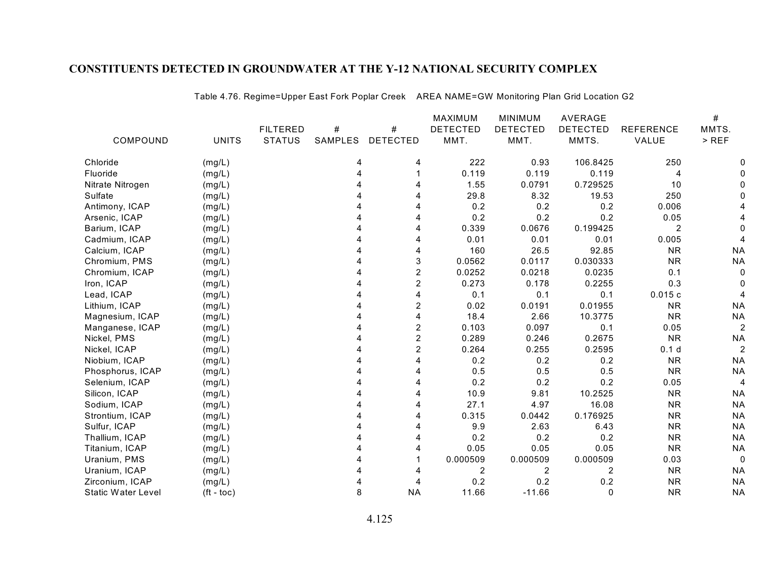## CONSTITUENTS DETECTED IN GROUNDWATER AT THE Y-12 NATIONAL SECURITY COMPLEX

Table 4.76. Regime=Upper East Fork Poplar Creek AREA NAME=GW Monitoring Plan Grid Location G2

| COMPOUND | UNITS | FILTERED STATUS | # SAMPLES | # DETECTED | MAXIMUM DETECTED MMT. | MINIMUM DETECTED MMT. | AVERAGE DETECTED MMTS. | REFERENCE VALUE | # MMTS. > REF |
|---|---|---|---|---|---|---|---|---|---|
| Chloride | (mg/L) | | 4 | 4 | 222 | 0.93 | 106.8425 | 250 | 0 |
| Fluoride | (mg/L) | | 4 | 1 | 0.119 | 0.119 | 0.119 | 4 | 0 |
| Nitrate Nitrogen | (mg/L) | | 4 | 4 | 1.55 | 0.0791 | 0.729525 | 10 | 0 |
| Sulfate | (mg/L) | | 4 | 4 | 29.8 | 8.32 | 19.53 | 250 | 0 |
| Antimony, ICAP | (mg/L) | | 4 | 4 | 0.2 | 0.2 | 0.2 | 0.006 | 4 |
| Arsenic, ICAP | (mg/L) | | 4 | 4 | 0.2 | 0.2 | 0.2 | 0.05 | 4 |
| Barium, ICAP | (mg/L) | | 4 | 4 | 0.339 | 0.0676 | 0.199425 | 2 | 0 |
| Cadmium, ICAP | (mg/L) | | 4 | 4 | 0.01 | 0.01 | 0.01 | 0.005 | 4 |
| Calcium, ICAP | (mg/L) | | 4 | 4 | 160 | 26.5 | 92.85 | NR | NA |
| Chromium, PMS | (mg/L) | | 4 | 3 | 0.0562 | 0.0117 | 0.030333 | NR | NA |
| Chromium, ICAP | (mg/L) | | 4 | 2 | 0.0252 | 0.0218 | 0.0235 | 0.1 | 0 |
| Iron, ICAP | (mg/L) | | 4 | 2 | 0.273 | 0.178 | 0.2255 | 0.3 | 0 |
| Lead, ICAP | (mg/L) | | 4 | 4 | 0.1 | 0.1 | 0.1 | 0.015 c | 4 |
| Lithium, ICAP | (mg/L) | | 4 | 2 | 0.02 | 0.0191 | 0.01955 | NR | NA |
| Magnesium, ICAP | (mg/L) | | 4 | 4 | 18.4 | 2.66 | 10.3775 | NR | NA |
| Manganese, ICAP | (mg/L) | | 4 | 2 | 0.103 | 0.097 | 0.1 | 0.05 | 2 |
| Nickel, PMS | (mg/L) | | 4 | 2 | 0.289 | 0.246 | 0.2675 | NR | NA |
| Nickel, ICAP | (mg/L) | | 4 | 2 | 0.264 | 0.255 | 0.2595 | 0.1 d | 2 |
| Niobium, ICAP | (mg/L) | | 4 | 4 | 0.2 | 0.2 | 0.2 | NR | NA |
| Phosphorus, ICAP | (mg/L) | | 4 | 4 | 0.5 | 0.5 | 0.5 | NR | NA |
| Selenium, ICAP | (mg/L) | | 4 | 4 | 0.2 | 0.2 | 0.2 | 0.05 | 4 |
| Silicon, ICAP | (mg/L) | | 4 | 4 | 10.9 | 9.81 | 10.2525 | NR | NA |
| Sodium, ICAP | (mg/L) | | 4 | 4 | 27.1 | 4.97 | 16.08 | NR | NA |
| Strontium, ICAP | (mg/L) | | 4 | 4 | 0.315 | 0.0442 | 0.176925 | NR | NA |
| Sulfur, ICAP | (mg/L) | | 4 | 4 | 9.9 | 2.63 | 6.43 | NR | NA |
| Thallium, ICAP | (mg/L) | | 4 | 4 | 0.2 | 0.2 | 0.2 | NR | NA |
| Titanium, ICAP | (mg/L) | | 4 | 4 | 0.05 | 0.05 | 0.05 | NR | NA |
| Uranium, PMS | (mg/L) | | 4 | 1 | 0.000509 | 0.000509 | 0.000509 | 0.03 | 0 |
| Uranium, ICAP | (mg/L) | | 4 | 4 | 2 | 2 | 2 | NR | NA |
| Zirconium, ICAP | (mg/L) | | 4 | 4 | 0.2 | 0.2 | 0.2 | NR | NA |
| Static Water Level | (ft - toc) | | 8 | NA | 11.66 | -11.66 | 0 | NR | NA |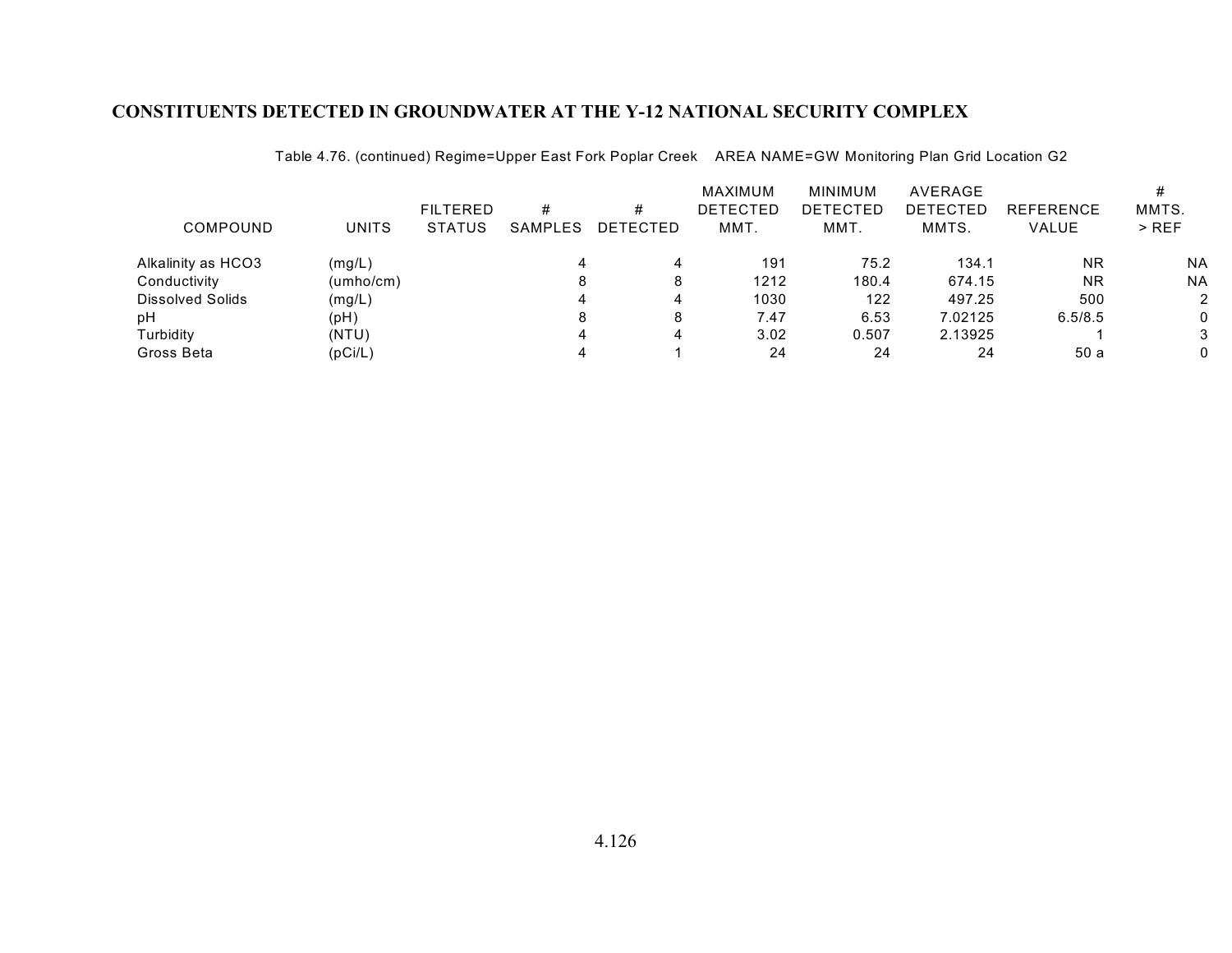## CONSTITUENTS DETECTED IN GROUNDWATER AT THE Y-12 NATIONAL SECURITY COMPLEX

Table 4.76. (continued) Regime=Upper East Fork Poplar Creek AREA NAME=GW Monitoring Plan Grid Location G2

| COMPOUND | UNITS | FILTERED STATUS | # SAMPLES | # DETECTED | MAXIMUM DETECTED MMT. | MINIMUM DETECTED MMT. | AVERAGE DETECTED MMTS. | REFERENCE VALUE | # MMTS. > REF |
|---|---|---|---|---|---|---|---|---|---|
| Alkalinity as HCO3 | (mg/L) | | 4 | 4 | 191 | 75.2 | 134.1 | NR | NA |
| Conductivity | (umho/cm) | | 8 | 8 | 1212 | 180.4 | 674.15 | NR | NA |
| Dissolved Solids | (mg/L) | | 4 | 4 | 1030 | 122 | 497.25 | 500 | 2 |
| pH | (pH) | | 8 | 8 | 7.47 | 6.53 | 7.02125 | 6.5/8.5 | 0 |
| Turbidity | (NTU) | | 4 | 4 | 3.02 | 0.507 | 2.13925 | 1 | 3 |
| Gross Beta | (pCi/L) | | 4 | 1 | 24 | 24 | 24 | 50 a | 0 |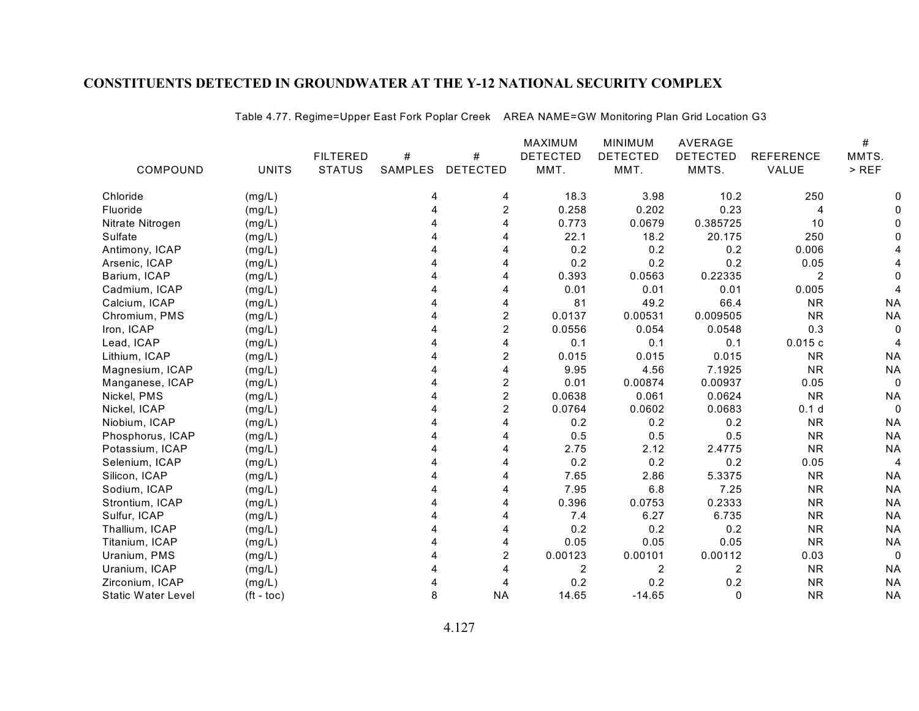# CONSTITUENTS DETECTED IN GROUNDWATER AT THE Y-12 NATIONAL SECURITY COMPLEX

Table 4.77. Regime=Upper East Fork Poplar Creek AREA NAME=GW Monitoring Plan Grid Location G3

| COMPOUND | UNITS | FILTERED STATUS | # SAMPLES | # DETECTED | MAXIMUM DETECTED MMT. | MINIMUM DETECTED MMT. | AVERAGE DETECTED MMTS. | REFERENCE VALUE | # MMTS. > REF |
|---|---|---|---|---|---|---|---|---|---|
| Chloride | (mg/L) | | 4 | 4 | 18.3 | 3.98 | 10.2 | 250 | 0 |
| Fluoride | (mg/L) | | 4 | 2 | 0.258 | 0.202 | 0.23 | 4 | 0 |
| Nitrate Nitrogen | (mg/L) | | 4 | 4 | 0.773 | 0.0679 | 0.385725 | 10 | 0 |
| Sulfate | (mg/L) | | 4 | 4 | 22.1 | 18.2 | 20.175 | 250 | 0 |
| Antimony, ICAP | (mg/L) | | 4 | 4 | 0.2 | 0.2 | 0.2 | 0.006 | 4 |
| Arsenic, ICAP | (mg/L) | | 4 | 4 | 0.2 | 0.2 | 0.2 | 0.05 | 4 |
| Barium, ICAP | (mg/L) | | 4 | 4 | 0.393 | 0.0563 | 0.22335 | 2 | 0 |
| Cadmium, ICAP | (mg/L) | | 4 | 4 | 0.01 | 0.01 | 0.01 | 0.005 | 4 |
| Calcium, ICAP | (mg/L) | | 4 | 4 | 81 | 49.2 | 66.4 | NR | NA |
| Chromium, PMS | (mg/L) | | 4 | 2 | 0.0137 | 0.00531 | 0.009505 | NR | NA |
| Iron, ICAP | (mg/L) | | 4 | 2 | 0.0556 | 0.054 | 0.0548 | 0.3 | 0 |
| Lead, ICAP | (mg/L) | | 4 | 4 | 0.1 | 0.1 | 0.1 | 0.015 c | 4 |
| Lithium, ICAP | (mg/L) | | 4 | 2 | 0.015 | 0.015 | 0.015 | NR | NA |
| Magnesium, ICAP | (mg/L) | | 4 | 4 | 9.95 | 4.56 | 7.1925 | NR | NA |
| Manganese, ICAP | (mg/L) | | 4 | 2 | 0.01 | 0.00874 | 0.00937 | 0.05 | 0 |
| Nickel, PMS | (mg/L) | | 4 | 2 | 0.0638 | 0.061 | 0.0624 | NR | NA |
| Nickel, ICAP | (mg/L) | | 4 | 2 | 0.0764 | 0.0602 | 0.0683 | 0.1 d | 0 |
| Niobium, ICAP | (mg/L) | | 4 | 4 | 0.2 | 0.2 | 0.2 | NR | NA |
| Phosphorus, ICAP | (mg/L) | | 4 | 4 | 0.5 | 0.5 | 0.5 | NR | NA |
| Potassium, ICAP | (mg/L) | | 4 | 4 | 2.75 | 2.12 | 2.4775 | NR | NA |
| Selenium, ICAP | (mg/L) | | 4 | 4 | 0.2 | 0.2 | 0.2 | 0.05 | 4 |
| Silicon, ICAP | (mg/L) | | 4 | 4 | 7.65 | 2.86 | 5.3375 | NR | NA |
| Sodium, ICAP | (mg/L) | | 4 | 4 | 7.95 | 6.8 | 7.25 | NR | NA |
| Strontium, ICAP | (mg/L) | | 4 | 4 | 0.396 | 0.0753 | 0.2333 | NR | NA |
| Sulfur, ICAP | (mg/L) | | 4 | 4 | 7.4 | 6.27 | 6.735 | NR | NA |
| Thallium, ICAP | (mg/L) | | 4 | 4 | 0.2 | 0.2 | 0.2 | NR | NA |
| Titanium, ICAP | (mg/L) | | 4 | 4 | 0.05 | 0.05 | 0.05 | NR | NA |
| Uranium, PMS | (mg/L) | | 4 | 2 | 0.00123 | 0.00101 | 0.00112 | 0.03 | 0 |
| Uranium, ICAP | (mg/L) | | 4 | 4 | 2 | 2 | 2 | NR | NA |
| Zirconium, ICAP | (mg/L) | | 4 | 4 | 0.2 | 0.2 | 0.2 | NR | NA |
| Static Water Level | (ft - toc) | | 8 | NA | 14.65 | -14.65 | 0 | NR | NA |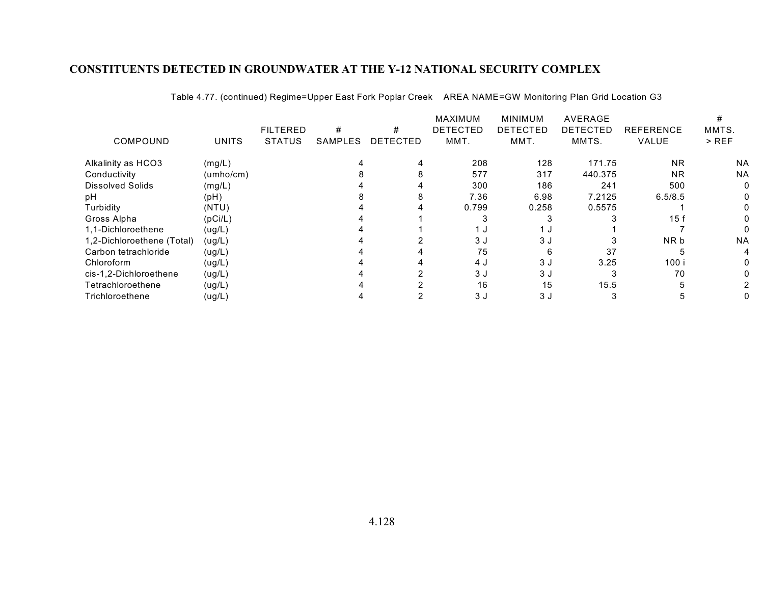## CONSTITUENTS DETECTED IN GROUNDWATER AT THE Y-12 NATIONAL SECURITY COMPLEX

Table 4.77. (continued) Regime=Upper East Fork Poplar Creek AREA NAME=GW Monitoring Plan Grid Location G3

| COMPOUND | UNITS | FILTERED STATUS | # SAMPLES | # DETECTED | MAXIMUM DETECTED MMT. | MINIMUM DETECTED MMT. | AVERAGE DETECTED MMTS. | REFERENCE VALUE | # MMTS. > REF |
|---|---|---|---|---|---|---|---|---|---|
| Alkalinity as HCO3 | (mg/L) | | 4 | 4 | 208 | 128 | 171.75 | NR | NA |
| Conductivity | (umho/cm) | | 8 | 8 | 577 | 317 | 440.375 | NR | NA |
| Dissolved Solids | (mg/L) | | 4 | 4 | 300 | 186 | 241 | 500 | 0 |
| pH | (pH) | | 8 | 8 | 7.36 | 6.98 | 7.2125 | 6.5/8.5 | 0 |
| Turbidity | (NTU) | | 4 | 4 | 0.799 | 0.258 | 0.5575 | 1 | 0 |
| Gross Alpha | (pCi/L) | | 4 | 1 | 3 | 3 | 3 | 15 f | 0 |
| 1,1-Dichloroethene | (ug/L) | | 4 | 1 | 1 J | 1 J | 1 | 7 | 0 |
| 1,2-Dichloroethene (Total) | (ug/L) | | 4 | 2 | 3 J | 3 J | 3 | NR b | NA |
| Carbon tetrachloride | (ug/L) | | 4 | 4 | 75 | 6 | 37 | 5 | 4 |
| Chloroform | (ug/L) | | 4 | 4 | 4 J | 3 J | 3.25 | 100 i | 0 |
| cis-1,2-Dichloroethene | (ug/L) | | 4 | 2 | 3 J | 3 J | 3 | 70 | 0 |
| Tetrachloroethene | (ug/L) | | 4 | 2 | 16 | 15 | 15.5 | 5 | 2 |
| Trichloroethene | (ug/L) | | 4 | 2 | 3 J | 3 J | 3 | 5 | 0 |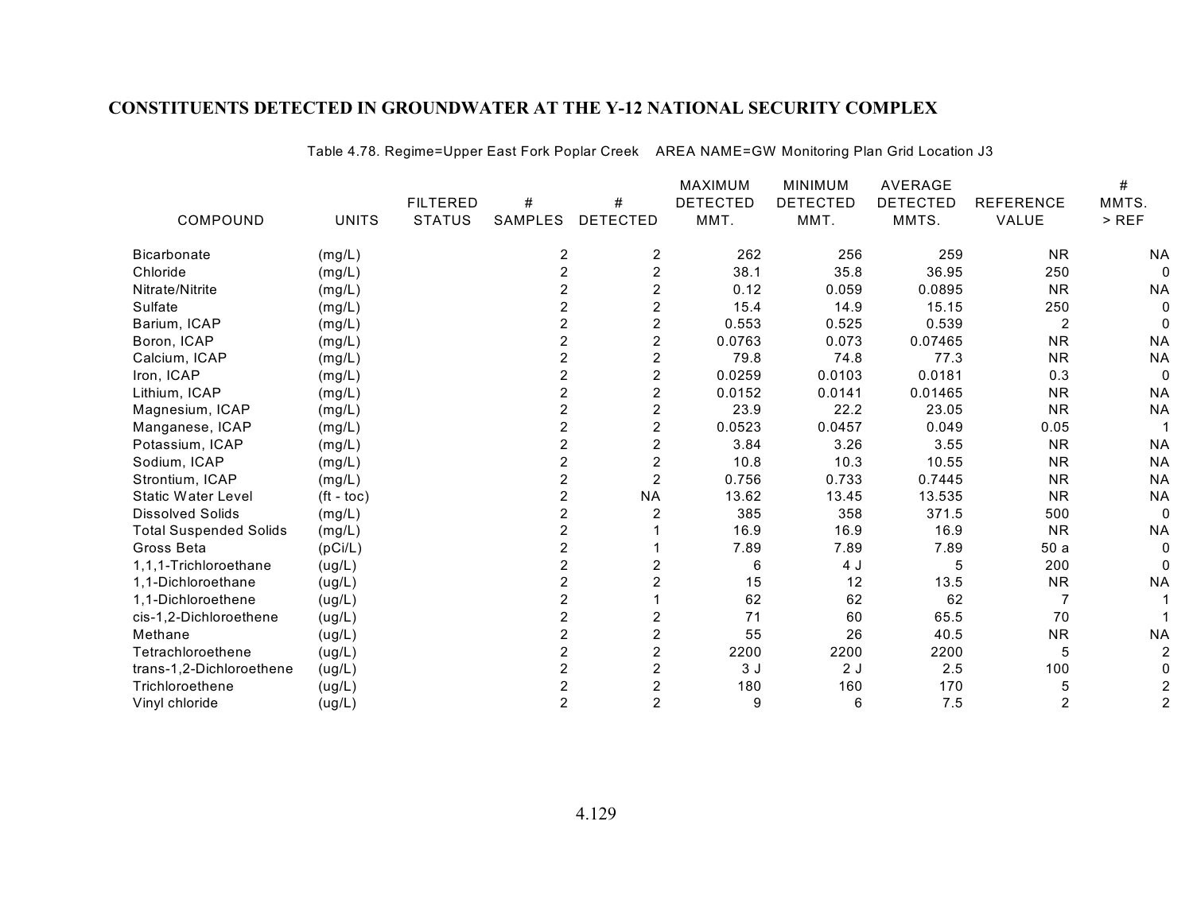# CONSTITUENTS DETECTED IN GROUNDWATER AT THE Y-12 NATIONAL SECURITY COMPLEX

Table 4.78. Regime=Upper East Fork Poplar Creek AREA NAME=GW Monitoring Plan Grid Location J3

| COMPOUND | UNITS | FILTERED STATUS | # SAMPLES | # DETECTED | MAXIMUM DETECTED MMT. | MINIMUM DETECTED MMT. | AVERAGE DETECTED MMTS. | REFERENCE VALUE | # MMTS. > REF |
|---|---|---|---|---|---|---|---|---|---|
| Bicarbonate | (mg/L) | | 2 | 2 | 262 | 256 | 259 | NR | NA |
| Chloride | (mg/L) | | 2 | 2 | 38.1 | 35.8 | 36.95 | 250 | 0 |
| Nitrate/Nitrite | (mg/L) | | 2 | 2 | 0.12 | 0.059 | 0.0895 | NR | NA |
| Sulfate | (mg/L) | | 2 | 2 | 15.4 | 14.9 | 15.15 | 250 | 0 |
| Barium, ICAP | (mg/L) | | 2 | 2 | 0.553 | 0.525 | 0.539 | 2 | 0 |
| Boron, ICAP | (mg/L) | | 2 | 2 | 0.0763 | 0.073 | 0.07465 | NR | NA |
| Calcium, ICAP | (mg/L) | | 2 | 2 | 79.8 | 74.8 | 77.3 | NR | NA |
| Iron, ICAP | (mg/L) | | 2 | 2 | 0.0259 | 0.0103 | 0.0181 | 0.3 | 0 |
| Lithium, ICAP | (mg/L) | | 2 | 2 | 0.0152 | 0.0141 | 0.01465 | NR | NA |
| Magnesium, ICAP | (mg/L) | | 2 | 2 | 23.9 | 22.2 | 23.05 | NR | NA |
| Manganese, ICAP | (mg/L) | | 2 | 2 | 0.0523 | 0.0457 | 0.049 | 0.05 | 1 |
| Potassium, ICAP | (mg/L) | | 2 | 2 | 3.84 | 3.26 | 3.55 | NR | NA |
| Sodium, ICAP | (mg/L) | | 2 | 2 | 10.8 | 10.3 | 10.55 | NR | NA |
| Strontium, ICAP | (mg/L) | | 2 | 2 | 0.756 | 0.733 | 0.7445 | NR | NA |
| Static Water Level | (ft - toc) | | 2 | NA | 13.62 | 13.45 | 13.535 | NR | NA |
| Dissolved Solids | (mg/L) | | 2 | 2 | 385 | 358 | 371.5 | 500 | 0 |
| Total Suspended Solids | (mg/L) | | 2 | 1 | 16.9 | 16.9 | 16.9 | NR | NA |
| Gross Beta | (pCi/L) | | 2 | 1 | 7.89 | 7.89 | 7.89 | 50 a | 0 |
| 1,1,1-Trichloroethane | (ug/L) | | 2 | 2 | 6 | 4 J | 5 | 200 | 0 |
| 1,1-Dichloroethane | (ug/L) | | 2 | 2 | 15 | 12 | 13.5 | NR | NA |
| 1,1-Dichloroethene | (ug/L) | | 2 | 1 | 62 | 62 | 62 | 7 | 1 |
| cis-1,2-Dichloroethene | (ug/L) | | 2 | 2 | 71 | 60 | 65.5 | 70 | 1 |
| Methane | (ug/L) | | 2 | 2 | 55 | 26 | 40.5 | NR | NA |
| Tetrachloroethene | (ug/L) | | 2 | 2 | 2200 | 2200 | 2200 | 5 | 2 |
| trans-1,2-Dichloroethene | (ug/L) | | 2 | 2 | 3 J | 2 J | 2.5 | 100 | 0 |
| Trichloroethene | (ug/L) | | 2 | 2 | 180 | 160 | 170 | 5 | 2 |
| Vinyl chloride | (ug/L) | | 2 | 2 | 9 | 6 | 7.5 | 2 | 2 |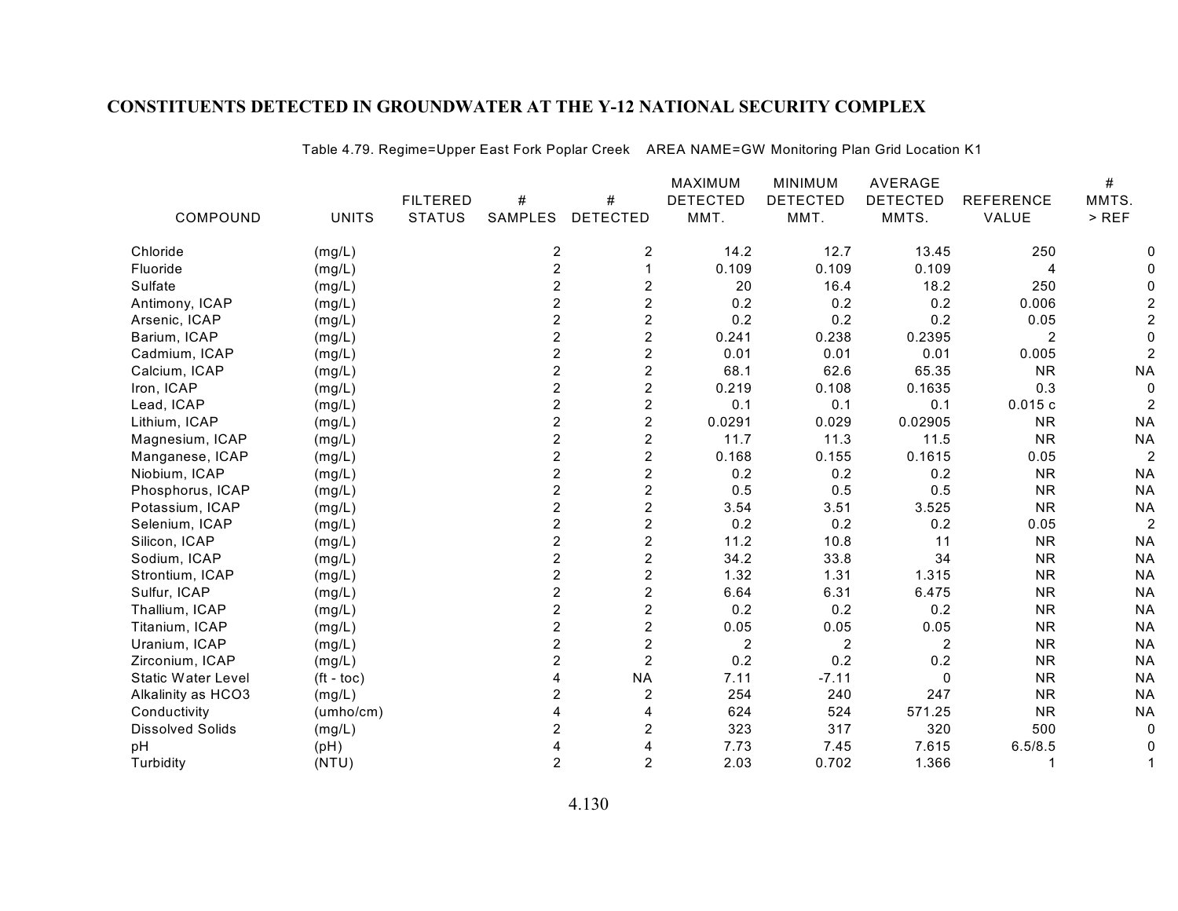# CONSTITUENTS DETECTED IN GROUNDWATER AT THE Y-12 NATIONAL SECURITY COMPLEX

Table 4.79. Regime=Upper East Fork Poplar Creek AREA NAME=GW Monitoring Plan Grid Location K1

| COMPOUND | UNITS | FILTERED STATUS | # SAMPLES | # DETECTED | MAXIMUM DETECTED MMT. | MINIMUM DETECTED MMT. | AVERAGE DETECTED MMTS. | REFERENCE VALUE | # MMTS. > REF |
|---|---|---|---|---|---|---|---|---|---|
| Chloride | (mg/L) | | 2 | 2 | 14.2 | 12.7 | 13.45 | 250 | 0 |
| Fluoride | (mg/L) | | 2 | 1 | 0.109 | 0.109 | 0.109 | 4 | 0 |
| Sulfate | (mg/L) | | 2 | 2 | 20 | 16.4 | 18.2 | 250 | 0 |
| Antimony, ICAP | (mg/L) | | 2 | 2 | 0.2 | 0.2 | 0.2 | 0.006 | 2 |
| Arsenic, ICAP | (mg/L) | | 2 | 2 | 0.2 | 0.2 | 0.2 | 0.05 | 2 |
| Barium, ICAP | (mg/L) | | 2 | 2 | 0.241 | 0.238 | 0.2395 | 2 | 0 |
| Cadmium, ICAP | (mg/L) | | 2 | 2 | 0.01 | 0.01 | 0.01 | 0.005 | 2 |
| Calcium, ICAP | (mg/L) | | 2 | 2 | 68.1 | 62.6 | 65.35 | NR | NA |
| Iron, ICAP | (mg/L) | | 2 | 2 | 0.219 | 0.108 | 0.1635 | 0.3 | 0 |
| Lead, ICAP | (mg/L) | | 2 | 2 | 0.1 | 0.1 | 0.1 | 0.015 c | 2 |
| Lithium, ICAP | (mg/L) | | 2 | 2 | 0.0291 | 0.029 | 0.02905 | NR | NA |
| Magnesium, ICAP | (mg/L) | | 2 | 2 | 11.7 | 11.3 | 11.5 | NR | NA |
| Manganese, ICAP | (mg/L) | | 2 | 2 | 0.168 | 0.155 | 0.1615 | 0.05 | 2 |
| Niobium, ICAP | (mg/L) | | 2 | 2 | 0.2 | 0.2 | 0.2 | NR | NA |
| Phosphorus, ICAP | (mg/L) | | 2 | 2 | 0.5 | 0.5 | 0.5 | NR | NA |
| Potassium, ICAP | (mg/L) | | 2 | 2 | 3.54 | 3.51 | 3.525 | NR | NA |
| Selenium, ICAP | (mg/L) | | 2 | 2 | 0.2 | 0.2 | 0.2 | 0.05 | 2 |
| Silicon, ICAP | (mg/L) | | 2 | 2 | 11.2 | 10.8 | 11 | NR | NA |
| Sodium, ICAP | (mg/L) | | 2 | 2 | 34.2 | 33.8 | 34 | NR | NA |
| Strontium, ICAP | (mg/L) | | 2 | 2 | 1.32 | 1.31 | 1.315 | NR | NA |
| Sulfur, ICAP | (mg/L) | | 2 | 2 | 6.64 | 6.31 | 6.475 | NR | NA |
| Thallium, ICAP | (mg/L) | | 2 | 2 | 0.2 | 0.2 | 0.2 | NR | NA |
| Titanium, ICAP | (mg/L) | | 2 | 2 | 0.05 | 0.05 | 0.05 | NR | NA |
| Uranium, ICAP | (mg/L) | | 2 | 2 | 2 | 2 | 2 | NR | NA |
| Zirconium, ICAP | (mg/L) | | 2 | 2 | 0.2 | 0.2 | 0.2 | NR | NA |
| Static Water Level | (ft - toc) | | 4 | NA | 7.11 | -7.11 | 0 | NR | NA |
| Alkalinity as HCO3 | (mg/L) | | 2 | 2 | 254 | 240 | 247 | NR | NA |
| Conductivity | (umho/cm) | | 4 | 4 | 624 | 524 | 571.25 | NR | NA |
| Dissolved Solids | (mg/L) | | 2 | 2 | 323 | 317 | 320 | 500 | 0 |
| pH | (pH) | | 4 | 4 | 7.73 | 7.45 | 7.615 | 6.5/8.5 | 0 |
| Turbidity | (NTU) | | 2 | 2 | 2.03 | 0.702 | 1.366 | 1 | 1 |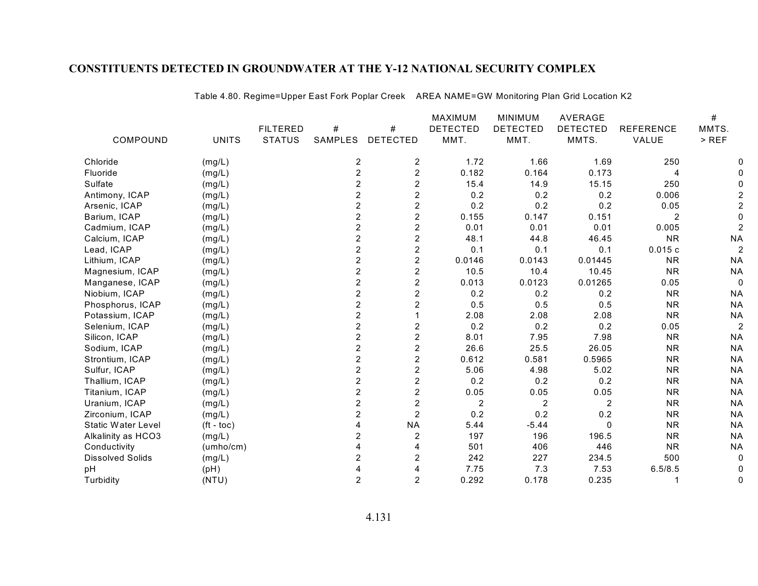## CONSTITUENTS DETECTED IN GROUNDWATER AT THE Y-12 NATIONAL SECURITY COMPLEX

Table 4.80. Regime=Upper East Fork Poplar Creek AREA NAME=GW Monitoring Plan Grid Location K2

| COMPOUND | UNITS | FILTERED STATUS | # SAMPLES | # DETECTED | MAXIMUM DETECTED MMT. | MINIMUM DETECTED MMT. | AVERAGE DETECTED MMTS. | REFERENCE VALUE | # MMTS. > REF |
|---|---|---|---|---|---|---|---|---|---|
| Chloride | (mg/L) | | 2 | 2 | 1.72 | 1.66 | 1.69 | 250 | 0 |
| Fluoride | (mg/L) | | 2 | 2 | 0.182 | 0.164 | 0.173 | 4 | 0 |
| Sulfate | (mg/L) | | 2 | 2 | 15.4 | 14.9 | 15.15 | 250 | 0 |
| Antimony, ICAP | (mg/L) | | 2 | 2 | 0.2 | 0.2 | 0.2 | 0.006 | 2 |
| Arsenic, ICAP | (mg/L) | | 2 | 2 | 0.2 | 0.2 | 0.2 | 0.05 | 2 |
| Barium, ICAP | (mg/L) | | 2 | 2 | 0.155 | 0.147 | 0.151 | 2 | 0 |
| Cadmium, ICAP | (mg/L) | | 2 | 2 | 0.01 | 0.01 | 0.01 | 0.005 | 2 |
| Calcium, ICAP | (mg/L) | | 2 | 2 | 48.1 | 44.8 | 46.45 | NR | NA |
| Lead, ICAP | (mg/L) | | 2 | 2 | 0.1 | 0.1 | 0.1 | 0.015 c | 2 |
| Lithium, ICAP | (mg/L) | | 2 | 2 | 0.0146 | 0.0143 | 0.01445 | NR | NA |
| Magnesium, ICAP | (mg/L) | | 2 | 2 | 10.5 | 10.4 | 10.45 | NR | NA |
| Manganese, ICAP | (mg/L) | | 2 | 2 | 0.013 | 0.0123 | 0.01265 | 0.05 | 0 |
| Niobium, ICAP | (mg/L) | | 2 | 2 | 0.2 | 0.2 | 0.2 | NR | NA |
| Phosphorus, ICAP | (mg/L) | | 2 | 2 | 0.5 | 0.5 | 0.5 | NR | NA |
| Potassium, ICAP | (mg/L) | | 2 | 1 | 2.08 | 2.08 | 2.08 | NR | NA |
| Selenium, ICAP | (mg/L) | | 2 | 2 | 0.2 | 0.2 | 0.2 | 0.05 | 2 |
| Silicon, ICAP | (mg/L) | | 2 | 2 | 8.01 | 7.95 | 7.98 | NR | NA |
| Sodium, ICAP | (mg/L) | | 2 | 2 | 26.6 | 25.5 | 26.05 | NR | NA |
| Strontium, ICAP | (mg/L) | | 2 | 2 | 0.612 | 0.581 | 0.5965 | NR | NA |
| Sulfur, ICAP | (mg/L) | | 2 | 2 | 5.06 | 4.98 | 5.02 | NR | NA |
| Thallium, ICAP | (mg/L) | | 2 | 2 | 0.2 | 0.2 | 0.2 | NR | NA |
| Titanium, ICAP | (mg/L) | | 2 | 2 | 0.05 | 0.05 | 0.05 | NR | NA |
| Uranium, ICAP | (mg/L) | | 2 | 2 | 2 | 2 | 2 | NR | NA |
| Zirconium, ICAP | (mg/L) | | 2 | 2 | 0.2 | 0.2 | 0.2 | NR | NA |
| Static Water Level | (ft - toc) | | 4 | NA | 5.44 | -5.44 | 0 | NR | NA |
| Alkalinity as HCO3 | (mg/L) | | 2 | 2 | 197 | 196 | 196.5 | NR | NA |
| Conductivity | (umho/cm) | | 4 | 4 | 501 | 406 | 446 | NR | NA |
| Dissolved Solids | (mg/L) | | 2 | 2 | 242 | 227 | 234.5 | 500 | 0 |
| pH | (pH) | | 4 | 4 | 7.75 | 7.3 | 7.53 | 6.5/8.5 | 0 |
| Turbidity | (NTU) | | 2 | 2 | 0.292 | 0.178 | 0.235 | 1 | 0 |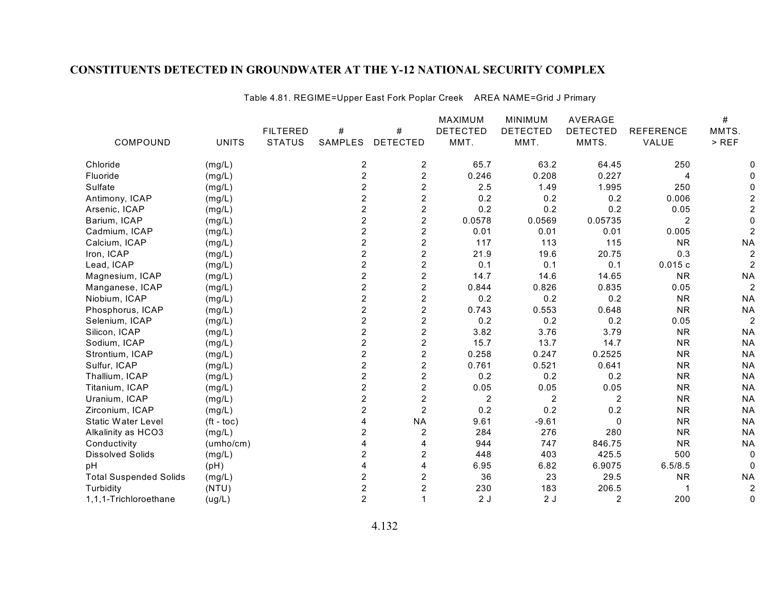# CONSTITUENTS DETECTED IN GROUNDWATER AT THE Y-12 NATIONAL SECURITY COMPLEX

Table 4.81. REGIME=Upper East Fork Poplar Creek AREA NAME=Grid J Primary

| COMPOUND | UNITS | FILTERED STATUS | # SAMPLES | # DETECTED | MAXIMUM DETECTED MMT. | MINIMUM DETECTED MMT. | AVERAGE DETECTED MMTS. | REFERENCE VALUE | # MMTS. > REF |
|---|---|---|---|---|---|---|---|---|---|
| Chloride | (mg/L) | | 2 | 2 | 65.7 | 63.2 | 64.45 | 250 | 0 |
| Fluoride | (mg/L) | | 2 | 2 | 0.246 | 0.208 | 0.227 | 4 | 0 |
| Sulfate | (mg/L) | | 2 | 2 | 2.5 | 1.49 | 1.995 | 250 | 0 |
| Antimony, ICAP | (mg/L) | | 2 | 2 | 0.2 | 0.2 | 0.2 | 0.006 | 2 |
| Arsenic, ICAP | (mg/L) | | 2 | 2 | 0.2 | 0.2 | 0.2 | 0.05 | 2 |
| Barium, ICAP | (mg/L) | | 2 | 2 | 0.0578 | 0.0569 | 0.05735 | 2 | 0 |
| Cadmium, ICAP | (mg/L) | | 2 | 2 | 0.01 | 0.01 | 0.01 | 0.005 | 2 |
| Calcium, ICAP | (mg/L) | | 2 | 2 | 117 | 113 | 115 | NR | NA |
| Iron, ICAP | (mg/L) | | 2 | 2 | 21.9 | 19.6 | 20.75 | 0.3 | 2 |
| Lead, ICAP | (mg/L) | | 2 | 2 | 0.1 | 0.1 | 0.1 | 0.015 c | 2 |
| Magnesium, ICAP | (mg/L) | | 2 | 2 | 14.7 | 14.6 | 14.65 | NR | NA |
| Manganese, ICAP | (mg/L) | | 2 | 2 | 0.844 | 0.826 | 0.835 | 0.05 | 2 |
| Niobium, ICAP | (mg/L) | | 2 | 2 | 0.2 | 0.2 | 0.2 | NR | NA |
| Phosphorus, ICAP | (mg/L) | | 2 | 2 | 0.743 | 0.553 | 0.648 | NR | NA |
| Selenium, ICAP | (mg/L) | | 2 | 2 | 0.2 | 0.2 | 0.2 | 0.05 | 2 |
| Silicon, ICAP | (mg/L) | | 2 | 2 | 3.82 | 3.76 | 3.79 | NR | NA |
| Sodium, ICAP | (mg/L) | | 2 | 2 | 15.7 | 13.7 | 14.7 | NR | NA |
| Strontium, ICAP | (mg/L) | | 2 | 2 | 0.258 | 0.247 | 0.2525 | NR | NA |
| Sulfur, ICAP | (mg/L) | | 2 | 2 | 0.761 | 0.521 | 0.641 | NR | NA |
| Thallium, ICAP | (mg/L) | | 2 | 2 | 0.2 | 0.2 | 0.2 | NR | NA |
| Titanium, ICAP | (mg/L) | | 2 | 2 | 0.05 | 0.05 | 0.05 | NR | NA |
| Uranium, ICAP | (mg/L) | | 2 | 2 | 2 | 2 | 2 | NR | NA |
| Zirconium, ICAP | (mg/L) | | 2 | 2 | 0.2 | 0.2 | 0.2 | NR | NA |
| Static Water Level | (ft - toc) | | 4 | NA | 9.61 | -9.61 | 0 | NR | NA |
| Alkalinity as HCO3 | (mg/L) | | 2 | 2 | 284 | 276 | 280 | NR | NA |
| Conductivity | (umho/cm) | | 4 | 4 | 944 | 747 | 846.75 | NR | NA |
| Dissolved Solids | (mg/L) | | 2 | 2 | 448 | 403 | 425.5 | 500 | 0 |
| pH | (pH) | | 4 | 4 | 6.95 | 6.82 | 6.9075 | 6.5/8.5 | 0 |
| Total Suspended Solids | (mg/L) | | 2 | 2 | 36 | 23 | 29.5 | NR | NA |
| Turbidity | (NTU) | | 2 | 2 | 230 | 183 | 206.5 | 1 | 2 |
| 1,1,1-Trichloroethane | (ug/L) | | 2 | 1 | 2 J | 2 J | 2 | 200 | 0 |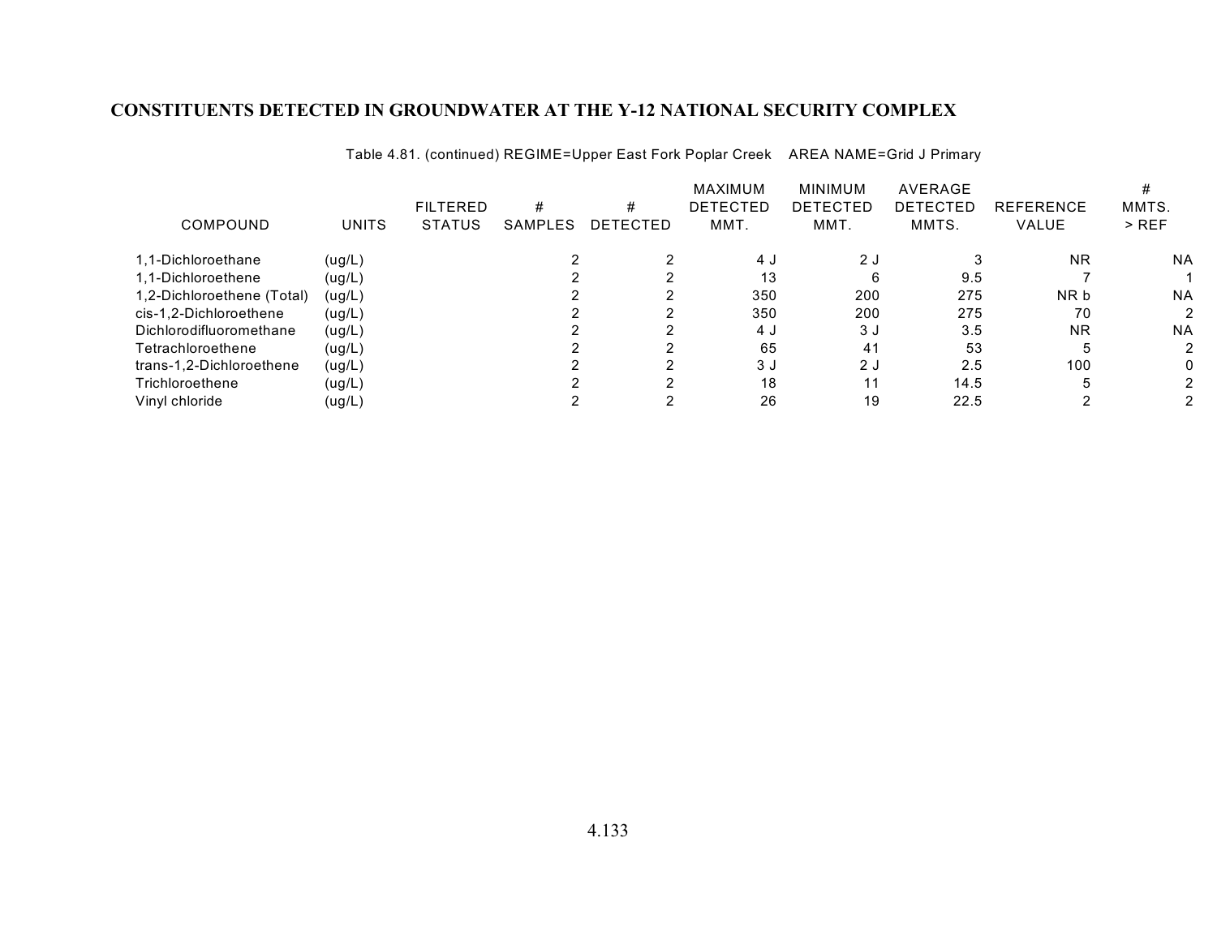## CONSTITUENTS DETECTED IN GROUNDWATER AT THE Y-12 NATIONAL SECURITY COMPLEX

Table 4.81. (continued) REGIME=Upper East Fork Poplar Creek AREA NAME=Grid J Primary

| COMPOUND | UNITS | FILTERED STATUS | # SAMPLES | # DETECTED | MAXIMUM DETECTED MMT. | MINIMUM DETECTED MMT. | AVERAGE DETECTED MMTS. | REFERENCE VALUE | # MMTS. > REF |
|---|---|---|---|---|---|---|---|---|---|
| 1,1-Dichloroethane | (ug/L) | | 2 | 2 | 4 J | 2 J | 3 | NR | NA |
| 1,1-Dichloroethene | (ug/L) | | 2 | 2 | 13 | 6 | 9.5 | 7 | 1 |
| 1,2-Dichloroethene (Total) | (ug/L) | | 2 | 2 | 350 | 200 | 275 | NR b | NA |
| cis-1,2-Dichloroethene | (ug/L) | | 2 | 2 | 350 | 200 | 275 | 70 | 2 |
| Dichlorodifluoromethane | (ug/L) | | 2 | 2 | 4 J | 3 J | 3.5 | NR | NA |
| Tetrachloroethene | (ug/L) | | 2 | 2 | 65 | 41 | 53 | 5 | 2 |
| trans-1,2-Dichloroethene | (ug/L) | | 2 | 2 | 3 J | 2 J | 2.5 | 100 | 0 |
| Trichloroethene | (ug/L) | | 2 | 2 | 18 | 11 | 14.5 | 5 | 2 |
| Vinyl chloride | (ug/L) | | 2 | 2 | 26 | 19 | 22.5 | 2 | 2 |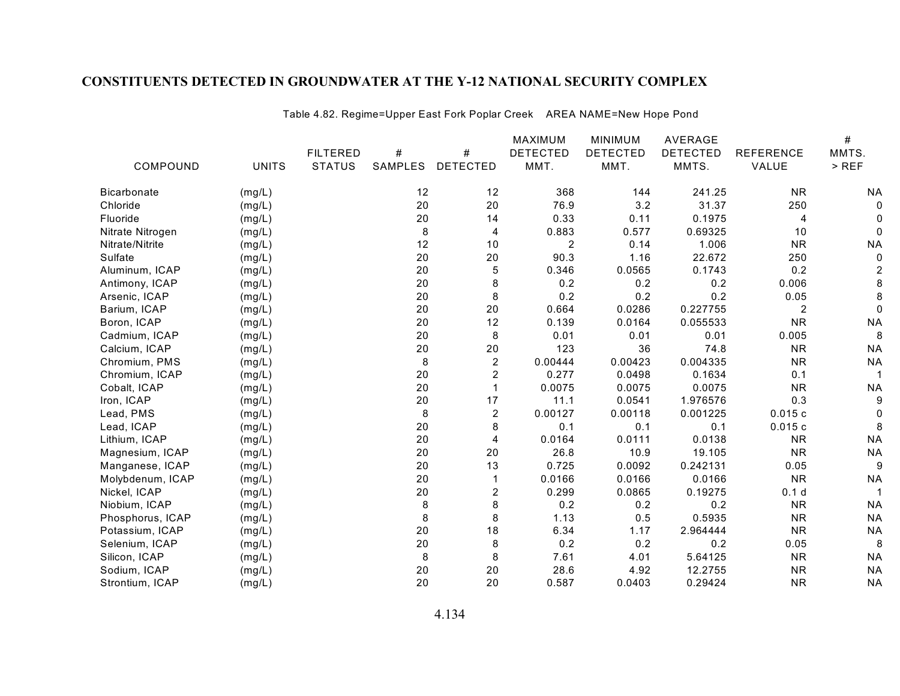## CONSTITUENTS DETECTED IN GROUNDWATER AT THE Y-12 NATIONAL SECURITY COMPLEX

Table 4.82. Regime=Upper East Fork Poplar Creek AREA NAME=New Hope Pond

| COMPOUND | UNITS | FILTERED STATUS | # SAMPLES | # DETECTED | MAXIMUM DETECTED MMT. | MINIMUM DETECTED MMT. | AVERAGE DETECTED MMTS. | REFERENCE VALUE | # MMTS. > REF |
|---|---|---|---|---|---|---|---|---|---|
| Bicarbonate | (mg/L) | | 12 | 12 | 368 | 144 | 241.25 | NR | NA |
| Chloride | (mg/L) | | 20 | 20 | 76.9 | 3.2 | 31.37 | 250 | 0 |
| Fluoride | (mg/L) | | 20 | 14 | 0.33 | 0.11 | 0.1975 | 4 | 0 |
| Nitrate Nitrogen | (mg/L) | | 8 | 4 | 0.883 | 0.577 | 0.69325 | 10 | 0 |
| Nitrate/Nitrite | (mg/L) | | 12 | 10 | 2 | 0.14 | 1.006 | NR | NA |
| Sulfate | (mg/L) | | 20 | 20 | 90.3 | 1.16 | 22.672 | 250 | 0 |
| Aluminum, ICAP | (mg/L) | | 20 | 5 | 0.346 | 0.0565 | 0.1743 | 0.2 | 2 |
| Antimony, ICAP | (mg/L) | | 20 | 8 | 0.2 | 0.2 | 0.2 | 0.006 | 8 |
| Arsenic, ICAP | (mg/L) | | 20 | 8 | 0.2 | 0.2 | 0.2 | 0.05 | 8 |
| Barium, ICAP | (mg/L) | | 20 | 20 | 0.664 | 0.0286 | 0.227755 | 2 | 0 |
| Boron, ICAP | (mg/L) | | 20 | 12 | 0.139 | 0.0164 | 0.055533 | NR | NA |
| Cadmium, ICAP | (mg/L) | | 20 | 8 | 0.01 | 0.01 | 0.01 | 0.005 | 8 |
| Calcium, ICAP | (mg/L) | | 20 | 20 | 123 | 36 | 74.8 | NR | NA |
| Chromium, PMS | (mg/L) | | 8 | 2 | 0.00444 | 0.00423 | 0.004335 | NR | NA |
| Chromium, ICAP | (mg/L) | | 20 | 2 | 0.277 | 0.0498 | 0.1634 | 0.1 | 1 |
| Cobalt, ICAP | (mg/L) | | 20 | 1 | 0.0075 | 0.0075 | 0.0075 | NR | NA |
| Iron, ICAP | (mg/L) | | 20 | 17 | 11.1 | 0.0541 | 1.976576 | 0.3 | 9 |
| Lead, PMS | (mg/L) | | 8 | 2 | 0.00127 | 0.00118 | 0.001225 | 0.015 c | 0 |
| Lead, ICAP | (mg/L) | | 20 | 8 | 0.1 | 0.1 | 0.1 | 0.015 c | 8 |
| Lithium, ICAP | (mg/L) | | 20 | 4 | 0.0164 | 0.0111 | 0.0138 | NR | NA |
| Magnesium, ICAP | (mg/L) | | 20 | 20 | 26.8 | 10.9 | 19.105 | NR | NA |
| Manganese, ICAP | (mg/L) | | 20 | 13 | 0.725 | 0.0092 | 0.242131 | 0.05 | 9 |
| Molybdenum, ICAP | (mg/L) | | 20 | 1 | 0.0166 | 0.0166 | 0.0166 | NR | NA |
| Nickel, ICAP | (mg/L) | | 20 | 2 | 0.299 | 0.0865 | 0.19275 | 0.1 d | 1 |
| Niobium, ICAP | (mg/L) | | 8 | 8 | 0.2 | 0.2 | 0.2 | NR | NA |
| Phosphorus, ICAP | (mg/L) | | 8 | 8 | 1.13 | 0.5 | 0.5935 | NR | NA |
| Potassium, ICAP | (mg/L) | | 20 | 18 | 6.34 | 1.17 | 2.964444 | NR | NA |
| Selenium, ICAP | (mg/L) | | 20 | 8 | 0.2 | 0.2 | 0.2 | 0.05 | 8 |
| Silicon, ICAP | (mg/L) | | 8 | 8 | 7.61 | 4.01 | 5.64125 | NR | NA |
| Sodium, ICAP | (mg/L) | | 20 | 20 | 28.6 | 4.92 | 12.2755 | NR | NA |
| Strontium, ICAP | (mg/L) | | 20 | 20 | 0.587 | 0.0403 | 0.29424 | NR | NA |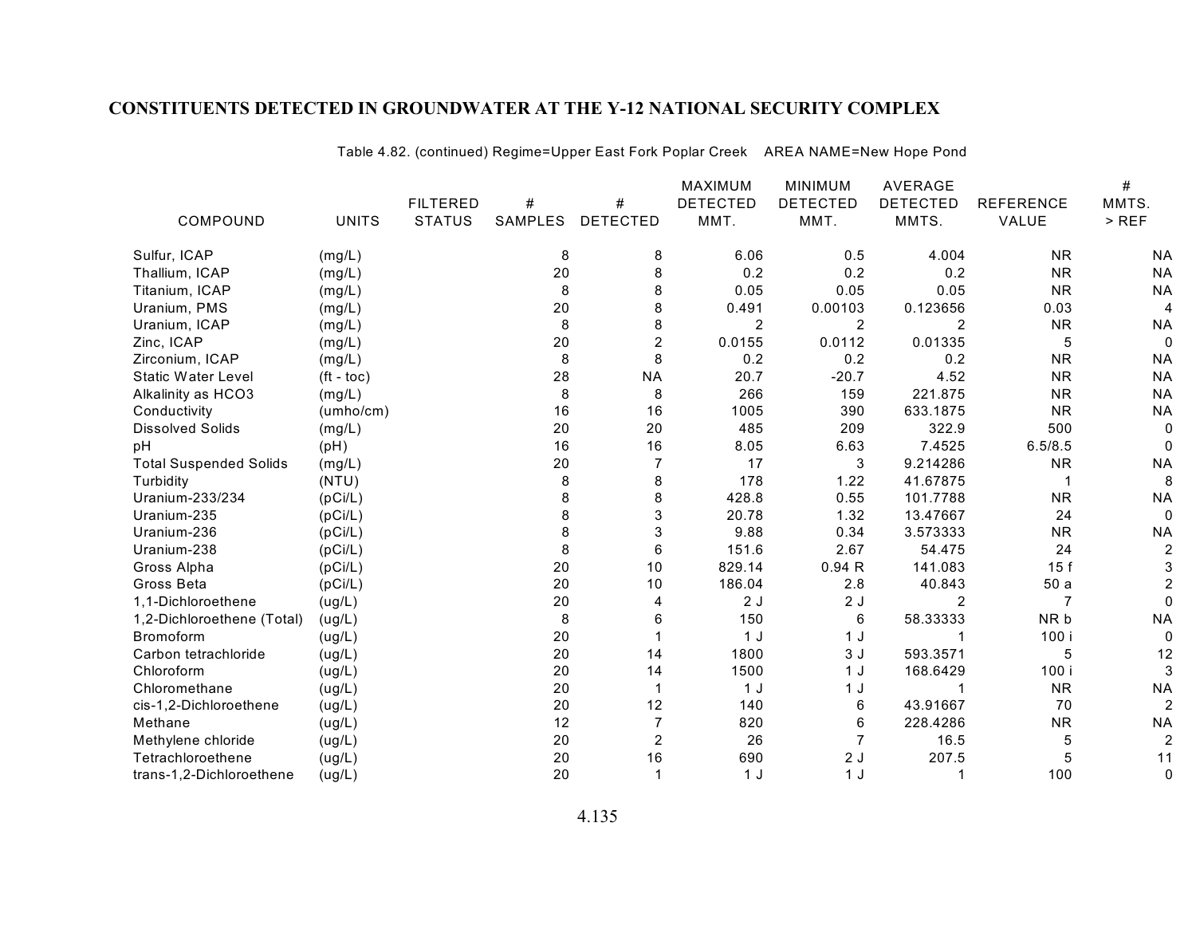## CONSTITUENTS DETECTED IN GROUNDWATER AT THE Y-12 NATIONAL SECURITY COMPLEX

Table 4.82. (continued) Regime=Upper East Fork Poplar Creek AREA NAME=New Hope Pond

| COMPOUND | UNITS | FILTERED STATUS | # SAMPLES | # DETECTED | MAXIMUM DETECTED MMT. | MINIMUM DETECTED MMT. | AVERAGE DETECTED MMTS. | REFERENCE VALUE | # MMTS. > REF |
|---|---|---|---|---|---|---|---|---|---|
| Sulfur, ICAP | (mg/L) | | 8 | 8 | 6.06 | 0.5 | 4.004 | NR | NA |
| Thallium, ICAP | (mg/L) | | 20 | 8 | 0.2 | 0.2 | 0.2 | NR | NA |
| Titanium, ICAP | (mg/L) | | 8 | 8 | 0.05 | 0.05 | 0.05 | NR | NA |
| Uranium, PMS | (mg/L) | | 20 | 8 | 0.491 | 0.00103 | 0.123656 | 0.03 | 4 |
| Uranium, ICAP | (mg/L) | | 8 | 8 | 2 | 2 | 2 | NR | NA |
| Zinc, ICAP | (mg/L) | | 20 | 2 | 0.0155 | 0.0112 | 0.01335 | 5 | 0 |
| Zirconium, ICAP | (mg/L) | | 8 | 8 | 0.2 | 0.2 | 0.2 | NR | NA |
| Static Water Level | (ft - toc) | | 28 | NA | 20.7 | -20.7 | 4.52 | NR | NA |
| Alkalinity as HCO3 | (mg/L) | | 8 | 8 | 266 | 159 | 221.875 | NR | NA |
| Conductivity | (umho/cm) | | 16 | 16 | 1005 | 390 | 633.1875 | NR | NA |
| Dissolved Solids | (mg/L) | | 20 | 20 | 485 | 209 | 322.9 | 500 | 0 |
| pH | (pH) | | 16 | 16 | 8.05 | 6.63 | 7.4525 | 6.5/8.5 | 0 |
| Total Suspended Solids | (mg/L) | | 20 | 7 | 17 | 3 | 9.214286 | NR | NA |
| Turbidity | (NTU) | | 8 | 8 | 178 | 1.22 | 41.67875 | 1 | 8 |
| Uranium-233/234 | (pCi/L) | | 8 | 8 | 428.8 | 0.55 | 101.7788 | NR | NA |
| Uranium-235 | (pCi/L) | | 8 | 3 | 20.78 | 1.32 | 13.47667 | 24 | 0 |
| Uranium-236 | (pCi/L) | | 8 | 3 | 9.88 | 0.34 | 3.573333 | NR | NA |
| Uranium-238 | (pCi/L) | | 8 | 6 | 151.6 | 2.67 | 54.475 | 24 | 2 |
| Gross Alpha | (pCi/L) | | 20 | 10 | 829.14 | 0.94 R | 141.083 | 15 f | 3 |
| Gross Beta | (pCi/L) | | 20 | 10 | 186.04 | 2.8 | 40.843 | 50 a | 2 |
| 1,1-Dichloroethene | (ug/L) | | 20 | 4 | 2 J | 2 J | 2 | 7 | 0 |
| 1,2-Dichloroethene (Total) | (ug/L) | | 8 | 6 | 150 | 6 | 58.33333 | NR b | NA |
| Bromoform | (ug/L) | | 20 | 1 | 1 J | 1 J | 1 | 100 i | 0 |
| Carbon tetrachloride | (ug/L) | | 20 | 14 | 1800 | 3 J | 593.3571 | 5 | 12 |
| Chloroform | (ug/L) | | 20 | 14 | 1500 | 1 J | 168.6429 | 100 i | 3 |
| Chloromethane | (ug/L) | | 20 | 1 | 1 J | 1 J | 1 | NR | NA |
| cis-1,2-Dichloroethene | (ug/L) | | 20 | 12 | 140 | 6 | 43.91667 | 70 | 2 |
| Methane | (ug/L) | | 12 | 7 | 820 | 6 | 228.4286 | NR | NA |
| Methylene chloride | (ug/L) | | 20 | 2 | 26 | 7 | 16.5 | 5 | 2 |
| Tetrachloroethene | (ug/L) | | 20 | 16 | 690 | 2 J | 207.5 | 5 | 11 |
| trans-1,2-Dichloroethene | (ug/L) | | 20 | 1 | 1 J | 1 J | 1 | 100 | 0 |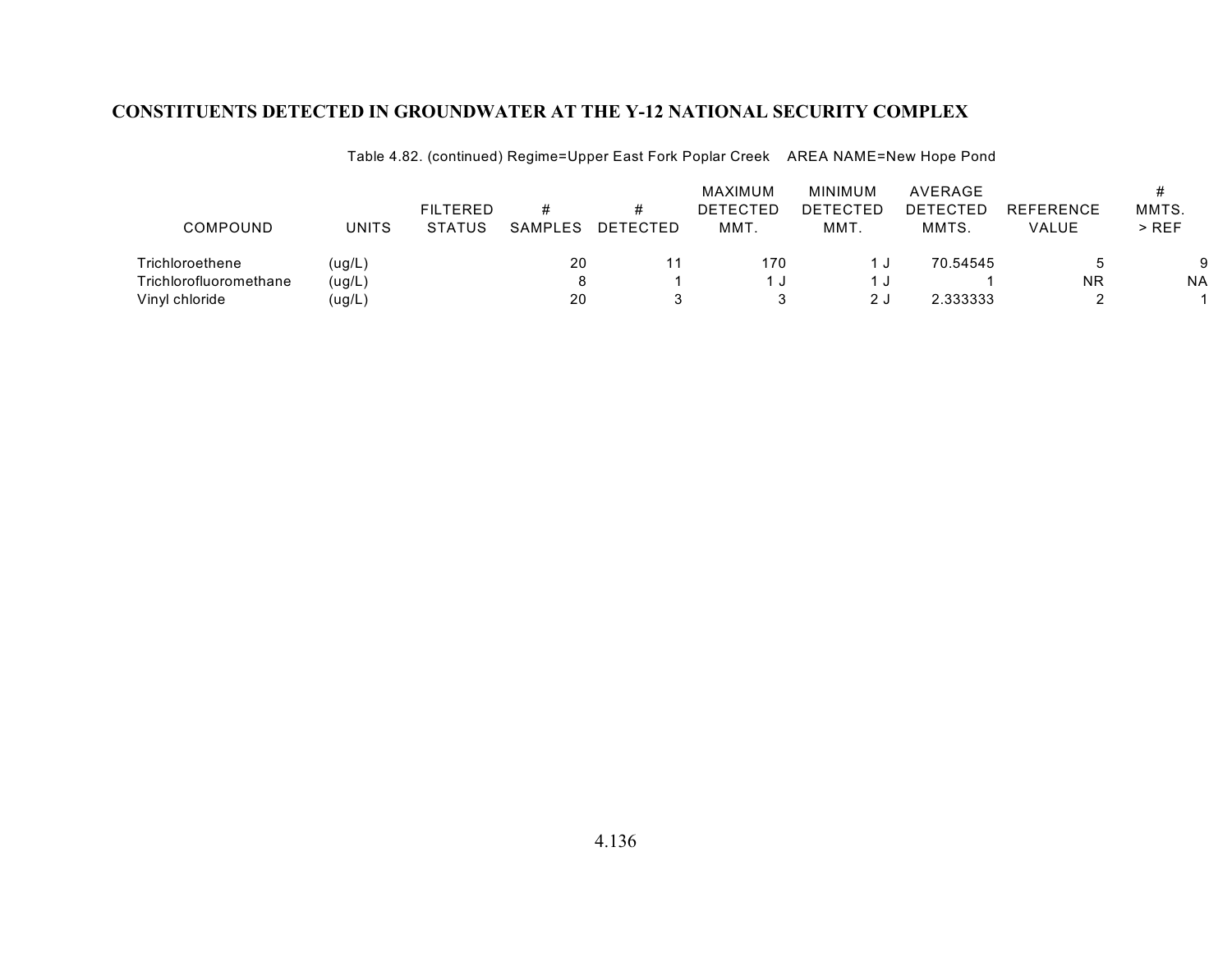## CONSTITUENTS DETECTED IN GROUNDWATER AT THE Y-12 NATIONAL SECURITY COMPLEX

Table 4.82. (continued) Regime=Upper East Fork Poplar Creek AREA NAME=New Hope Pond

| COMPOUND | UNITS | FILTERED STATUS | # SAMPLES | # DETECTED | MAXIMUM DETECTED MMT. | MINIMUM DETECTED MMT. | AVERAGE DETECTED MMTS. | REFERENCE VALUE | # MMTS. > REF |
|---|---|---|---|---|---|---|---|---|---|
| Trichloroethene | (ug/L) | | 20 | 11 | 170 | 1 J | 70.54545 | 5 | 9 |
| Trichlorofluoromethane | (ug/L) | | 8 | 1 | 1 J | 1 J | 1 | NR | NA |
| Vinyl chloride | (ug/L) | | 20 | 3 | 3 | 2 J | 2.333333 | 2 | 1 |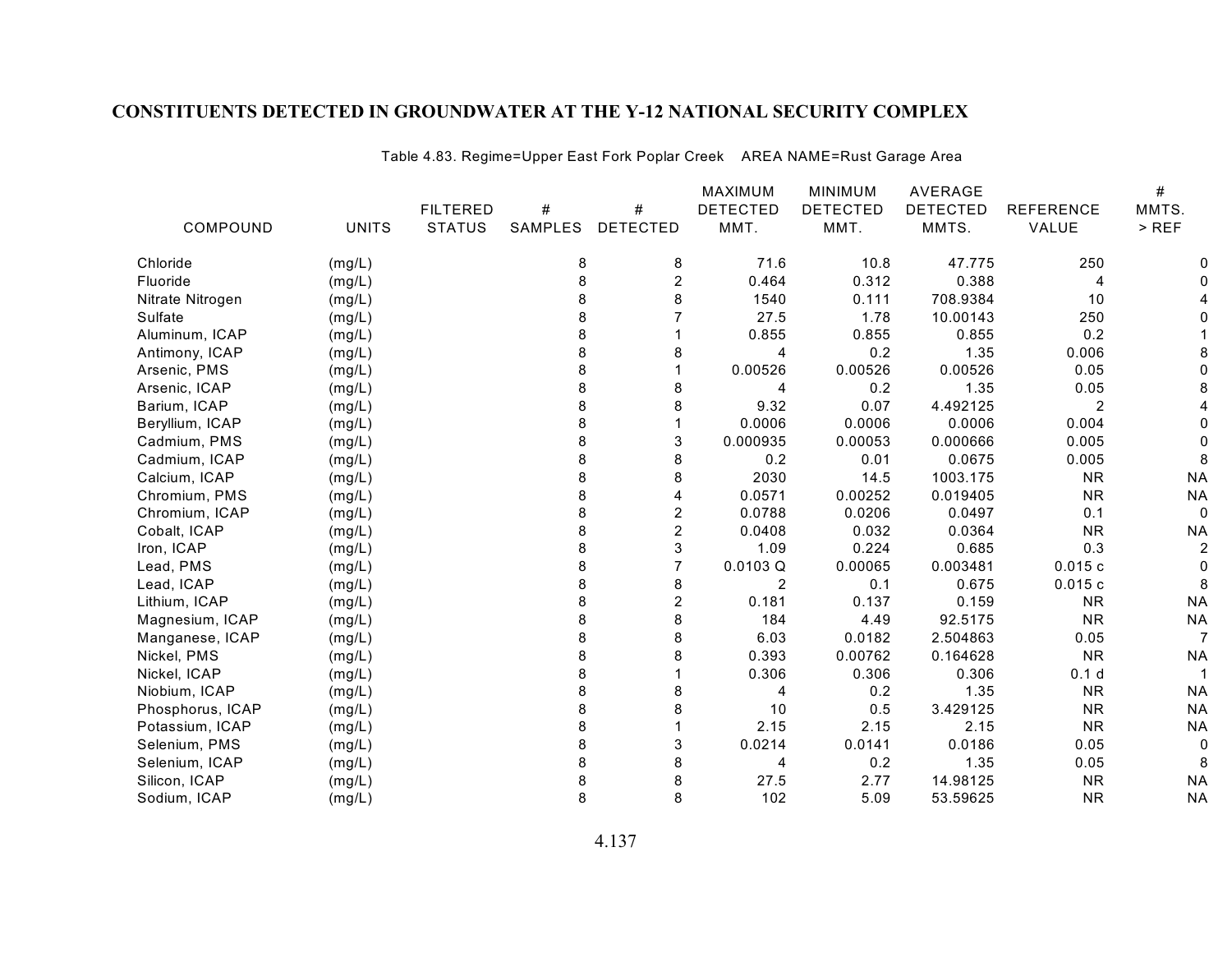## CONSTITUENTS DETECTED IN GROUNDWATER AT THE Y-12 NATIONAL SECURITY COMPLEX

Table 4.83. Regime=Upper East Fork Poplar Creek AREA NAME=Rust Garage Area

| COMPOUND | UNITS | FILTERED STATUS | # SAMPLES | # DETECTED | MAXIMUM DETECTED MMT. | MINIMUM DETECTED MMT. | AVERAGE DETECTED MMTS. | REFERENCE VALUE | # MMTS. > REF |
|---|---|---|---|---|---|---|---|---|---|
| Chloride | (mg/L) | | 8 | 8 | 71.6 | 10.8 | 47.775 | 250 | 0 |
| Fluoride | (mg/L) | | 8 | 2 | 0.464 | 0.312 | 0.388 | 4 | 0 |
| Nitrate Nitrogen | (mg/L) | | 8 | 8 | 1540 | 0.111 | 708.9384 | 10 | 4 |
| Sulfate | (mg/L) | | 8 | 7 | 27.5 | 1.78 | 10.00143 | 250 | 0 |
| Aluminum, ICAP | (mg/L) | | 8 | 1 | 0.855 | 0.855 | 0.855 | 0.2 | 1 |
| Antimony, ICAP | (mg/L) | | 8 | 8 | 4 | 0.2 | 1.35 | 0.006 | 8 |
| Arsenic, PMS | (mg/L) | | 8 | 1 | 0.00526 | 0.00526 | 0.00526 | 0.05 | 0 |
| Arsenic, ICAP | (mg/L) | | 8 | 8 | 4 | 0.2 | 1.35 | 0.05 | 8 |
| Barium, ICAP | (mg/L) | | 8 | 8 | 9.32 | 0.07 | 4.492125 | 2 | 4 |
| Beryllium, ICAP | (mg/L) | | 8 | 1 | 0.0006 | 0.0006 | 0.0006 | 0.004 | 0 |
| Cadmium, PMS | (mg/L) | | 8 | 3 | 0.000935 | 0.00053 | 0.000666 | 0.005 | 0 |
| Cadmium, ICAP | (mg/L) | | 8 | 8 | 0.2 | 0.01 | 0.0675 | 0.005 | 8 |
| Calcium, ICAP | (mg/L) | | 8 | 8 | 2030 | 14.5 | 1003.175 | NR | NA |
| Chromium, PMS | (mg/L) | | 8 | 4 | 0.0571 | 0.00252 | 0.019405 | NR | NA |
| Chromium, ICAP | (mg/L) | | 8 | 2 | 0.0788 | 0.0206 | 0.0497 | 0.1 | 0 |
| Cobalt, ICAP | (mg/L) | | 8 | 2 | 0.0408 | 0.032 | 0.0364 | NR | NA |
| Iron, ICAP | (mg/L) | | 8 | 3 | 1.09 | 0.224 | 0.685 | 0.3 | 2 |
| Lead, PMS | (mg/L) | | 8 | 7 | 0.0103 Q | 0.00065 | 0.003481 | 0.015 c | 0 |
| Lead, ICAP | (mg/L) | | 8 | 8 | 2 | 0.1 | 0.675 | 0.015 c | 8 |
| Lithium, ICAP | (mg/L) | | 8 | 2 | 0.181 | 0.137 | 0.159 | NR | NA |
| Magnesium, ICAP | (mg/L) | | 8 | 8 | 184 | 4.49 | 92.5175 | NR | NA |
| Manganese, ICAP | (mg/L) | | 8 | 8 | 6.03 | 0.0182 | 2.504863 | 0.05 | 7 |
| Nickel, PMS | (mg/L) | | 8 | 8 | 0.393 | 0.00762 | 0.164628 | NR | NA |
| Nickel, ICAP | (mg/L) | | 8 | 1 | 0.306 | 0.306 | 0.306 | 0.1 d | 1 |
| Niobium, ICAP | (mg/L) | | 8 | 8 | 4 | 0.2 | 1.35 | NR | NA |
| Phosphorus, ICAP | (mg/L) | | 8 | 8 | 10 | 0.5 | 3.429125 | NR | NA |
| Potassium, ICAP | (mg/L) | | 8 | 1 | 2.15 | 2.15 | 2.15 | NR | NA |
| Selenium, PMS | (mg/L) | | 8 | 3 | 0.0214 | 0.0141 | 0.0186 | 0.05 | 0 |
| Selenium, ICAP | (mg/L) | | 8 | 8 | 4 | 0.2 | 1.35 | 0.05 | 8 |
| Silicon, ICAP | (mg/L) | | 8 | 8 | 27.5 | 2.77 | 14.98125 | NR | NA |
| Sodium, ICAP | (mg/L) | | 8 | 8 | 102 | 5.09 | 53.59625 | NR | NA |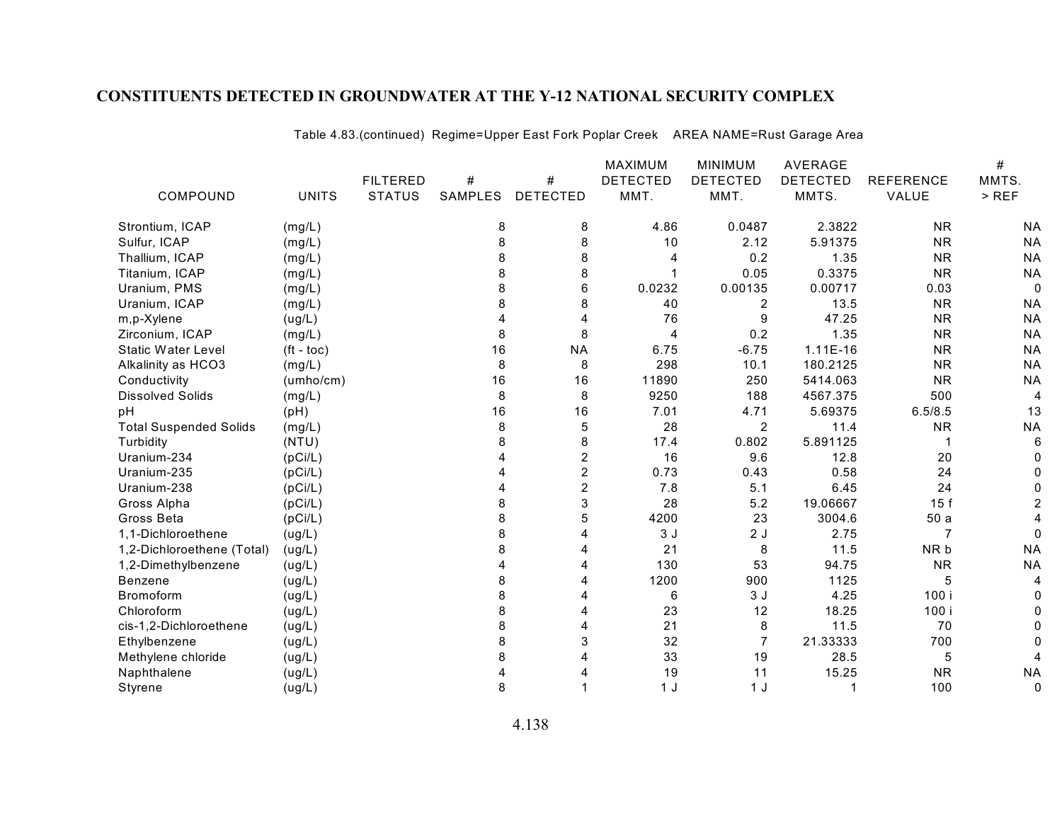## CONSTITUENTS DETECTED IN GROUNDWATER AT THE Y-12 NATIONAL SECURITY COMPLEX

Table 4.83.(continued) Regime=Upper East Fork Poplar Creek AREA NAME=Rust Garage Area

| COMPOUND | UNITS | FILTERED STATUS | # SAMPLES | # DETECTED | MAXIMUM DETECTED MMT. | MINIMUM DETECTED MMT. | AVERAGE DETECTED MMTS. | REFERENCE VALUE | # MMTS. > REF |
|---|---|---|---|---|---|---|---|---|---|
| Strontium, ICAP | (mg/L) | | 8 | 8 | 4.86 | 0.0487 | 2.3822 | NR | NA |
| Sulfur, ICAP | (mg/L) | | 8 | 8 | 10 | 2.12 | 5.91375 | NR | NA |
| Thallium, ICAP | (mg/L) | | 8 | 8 | 4 | 0.2 | 1.35 | NR | NA |
| Titanium, ICAP | (mg/L) | | 8 | 8 | 1 | 0.05 | 0.3375 | NR | NA |
| Uranium, PMS | (mg/L) | | 8 | 6 | 0.0232 | 0.00135 | 0.00717 | 0.03 | 0 |
| Uranium, ICAP | (mg/L) | | 8 | 8 | 40 | 2 | 13.5 | NR | NA |
| m,p-Xylene | (ug/L) | | 4 | 4 | 76 | 9 | 47.25 | NR | NA |
| Zirconium, ICAP | (mg/L) | | 8 | 8 | 4 | 0.2 | 1.35 | NR | NA |
| Static Water Level | (ft - toc) | | 16 | NA | 6.75 | -6.75 | 1.11E-16 | NR | NA |
| Alkalinity as HCO3 | (mg/L) | | 8 | 8 | 298 | 10.1 | 180.2125 | NR | NA |
| Conductivity | (umho/cm) | | 16 | 16 | 11890 | 250 | 5414.063 | NR | NA |
| Dissolved Solids | (mg/L) | | 8 | 8 | 9250 | 188 | 4567.375 | 500 | 4 |
| pH | (pH) | | 16 | 16 | 7.01 | 4.71 | 5.69375 | 6.5/8.5 | 13 |
| Total Suspended Solids | (mg/L) | | 8 | 5 | 28 | 2 | 11.4 | NR | NA |
| Turbidity | (NTU) | | 8 | 8 | 17.4 | 0.802 | 5.891125 | 1 | 6 |
| Uranium-234 | (pCi/L) | | 4 | 2 | 16 | 9.6 | 12.8 | 20 | 0 |
| Uranium-235 | (pCi/L) | | 4 | 2 | 0.73 | 0.43 | 0.58 | 24 | 0 |
| Uranium-238 | (pCi/L) | | 4 | 2 | 7.8 | 5.1 | 6.45 | 24 | 0 |
| Gross Alpha | (pCi/L) | | 8 | 3 | 28 | 5.2 | 19.06667 | 15 f | 2 |
| Gross Beta | (pCi/L) | | 8 | 5 | 4200 | 23 | 3004.6 | 50 a | 4 |
| 1,1-Dichloroethene | (ug/L) | | 8 | 4 | 3 J | 2 J | 2.75 | 7 | 0 |
| 1,2-Dichloroethene (Total) | (ug/L) | | 8 | 4 | 21 | 8 | 11.5 | NR b | NA |
| 1,2-Dimethylbenzene | (ug/L) | | 4 | 4 | 130 | 53 | 94.75 | NR | NA |
| Benzene | (ug/L) | | 8 | 4 | 1200 | 900 | 1125 | 5 | 4 |
| Bromoform | (ug/L) | | 8 | 4 | 6 | 3 J | 4.25 | 100 i | 0 |
| Chloroform | (ug/L) | | 8 | 4 | 23 | 12 | 18.25 | 100 i | 0 |
| cis-1,2-Dichloroethene | (ug/L) | | 8 | 4 | 21 | 8 | 11.5 | 70 | 0 |
| Ethylbenzene | (ug/L) | | 8 | 3 | 32 | 7 | 21.33333 | 700 | 0 |
| Methylene chloride | (ug/L) | | 8 | 4 | 33 | 19 | 28.5 | 5 | 4 |
| Naphthalene | (ug/L) | | 4 | 4 | 19 | 11 | 15.25 | NR | NA |
| Styrene | (ug/L) | | 8 | 1 | 1 J | 1 J | 1 | 100 | 0 |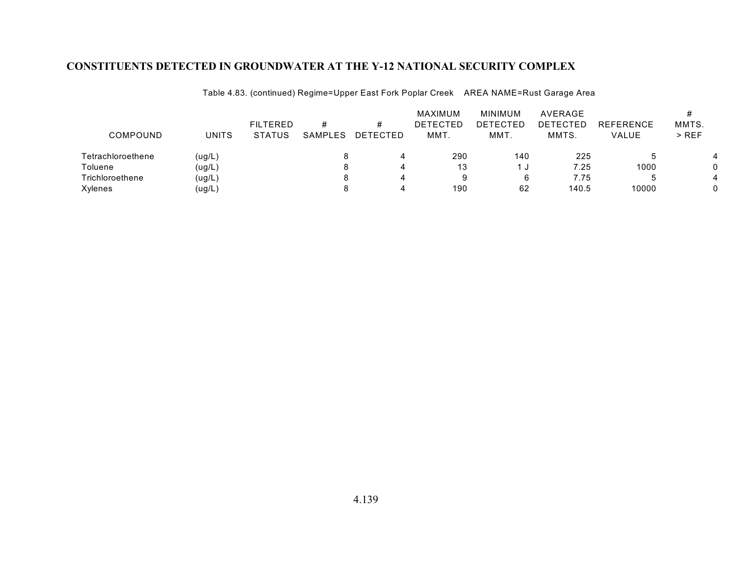# CONSTITUENTS DETECTED IN GROUNDWATER AT THE Y-12 NATIONAL SECURITY COMPLEX

Table 4.83. (continued) Regime=Upper East Fork Poplar Creek AREA NAME=Rust Garage Area

| COMPOUND | UNITS | FILTERED STATUS | # SAMPLES | # DETECTED | MAXIMUM DETECTED MMT. | MINIMUM DETECTED MMT. | AVERAGE DETECTED MMTS. | REFERENCE VALUE | # MMTS. > REF |
|---|---|---|---|---|---|---|---|---|---|
| Tetrachloroethene | (ug/L) | | 8 | 4 | 290 | 140 | 225 | 5 | 4 |
| Toluene | (ug/L) | | 8 | 4 | 13 | 1 J | 7.25 | 1000 | 0 |
| Trichloroethene | (ug/L) | | 8 | 4 | 9 | 6 | 7.75 | 5 | 4 |
| Xylenes | (ug/L) | | 8 | 4 | 190 | 62 | 140.5 | 10000 | 0 |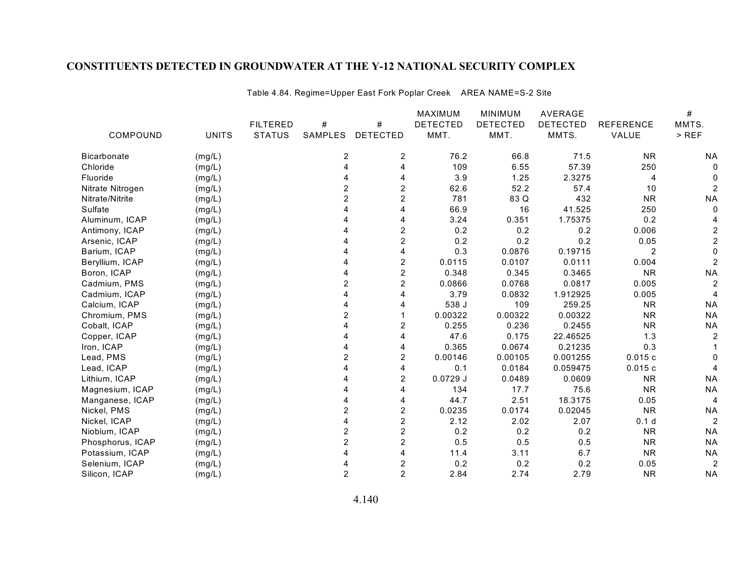## CONSTITUENTS DETECTED IN GROUNDWATER AT THE Y-12 NATIONAL SECURITY COMPLEX

Table 4.84. Regime=Upper East Fork Poplar Creek AREA NAME=S-2 Site

| COMPOUND | UNITS | FILTERED STATUS | # SAMPLES | # DETECTED | MAXIMUM DETECTED MMT. | MINIMUM DETECTED MMT. | AVERAGE DETECTED MMTS. | REFERENCE VALUE | # MMTS. > REF |
|---|---|---|---|---|---|---|---|---|---|
| Bicarbonate | (mg/L) | | 2 | 2 | 76.2 | 66.8 | 71.5 | NR | NA |
| Chloride | (mg/L) | | 4 | 4 | 109 | 6.55 | 57.39 | 250 | 0 |
| Fluoride | (mg/L) | | 4 | 4 | 3.9 | 1.25 | 2.3275 | 4 | 0 |
| Nitrate Nitrogen | (mg/L) | | 2 | 2 | 62.6 | 52.2 | 57.4 | 10 | 2 |
| Nitrate/Nitrite | (mg/L) | | 2 | 2 | 781 | 83 Q | 432 | NR | NA |
| Sulfate | (mg/L) | | 4 | 4 | 66.9 | 16 | 41.525 | 250 | 0 |
| Aluminum, ICAP | (mg/L) | | 4 | 4 | 3.24 | 0.351 | 1.75375 | 0.2 | 4 |
| Antimony, ICAP | (mg/L) | | 4 | 2 | 0.2 | 0.2 | 0.2 | 0.006 | 2 |
| Arsenic, ICAP | (mg/L) | | 4 | 2 | 0.2 | 0.2 | 0.2 | 0.05 | 2 |
| Barium, ICAP | (mg/L) | | 4 | 4 | 0.3 | 0.0876 | 0.19715 | 2 | 0 |
| Beryllium, ICAP | (mg/L) | | 4 | 2 | 0.0115 | 0.0107 | 0.0111 | 0.004 | 2 |
| Boron, ICAP | (mg/L) | | 4 | 2 | 0.348 | 0.345 | 0.3465 | NR | NA |
| Cadmium, PMS | (mg/L) | | 2 | 2 | 0.0866 | 0.0768 | 0.0817 | 0.005 | 2 |
| Cadmium, ICAP | (mg/L) | | 4 | 4 | 3.79 | 0.0832 | 1.912925 | 0.005 | 4 |
| Calcium, ICAP | (mg/L) | | 4 | 4 | 538 J | 109 | 259.25 | NR | NA |
| Chromium, PMS | (mg/L) | | 2 | 1 | 0.00322 | 0.00322 | 0.00322 | NR | NA |
| Cobalt, ICAP | (mg/L) | | 4 | 2 | 0.255 | 0.236 | 0.2455 | NR | NA |
| Copper, ICAP | (mg/L) | | 4 | 4 | 47.6 | 0.175 | 22.46525 | 1.3 | 2 |
| Iron, ICAP | (mg/L) | | 4 | 4 | 0.365 | 0.0674 | 0.21235 | 0.3 | 1 |
| Lead, PMS | (mg/L) | | 2 | 2 | 0.00146 | 0.00105 | 0.001255 | 0.015 c | 0 |
| Lead, ICAP | (mg/L) | | 4 | 4 | 0.1 | 0.0184 | 0.059475 | 0.015 c | 4 |
| Lithium, ICAP | (mg/L) | | 4 | 2 | 0.0729 J | 0.0489 | 0.0609 | NR | NA |
| Magnesium, ICAP | (mg/L) | | 4 | 4 | 134 | 17.7 | 75.6 | NR | NA |
| Manganese, ICAP | (mg/L) | | 4 | 4 | 44.7 | 2.51 | 18.3175 | 0.05 | 4 |
| Nickel, PMS | (mg/L) | | 2 | 2 | 0.0235 | 0.0174 | 0.02045 | NR | NA |
| Nickel, ICAP | (mg/L) | | 4 | 2 | 2.12 | 2.02 | 2.07 | 0.1 d | 2 |
| Niobium, ICAP | (mg/L) | | 2 | 2 | 0.2 | 0.2 | 0.2 | NR | NA |
| Phosphorus, ICAP | (mg/L) | | 2 | 2 | 0.5 | 0.5 | 0.5 | NR | NA |
| Potassium, ICAP | (mg/L) | | 4 | 4 | 11.4 | 3.11 | 6.7 | NR | NA |
| Selenium, ICAP | (mg/L) | | 4 | 2 | 0.2 | 0.2 | 0.2 | 0.05 | 2 |
| Silicon, ICAP | (mg/L) | | 2 | 2 | 2.84 | 2.74 | 2.79 | NR | NA |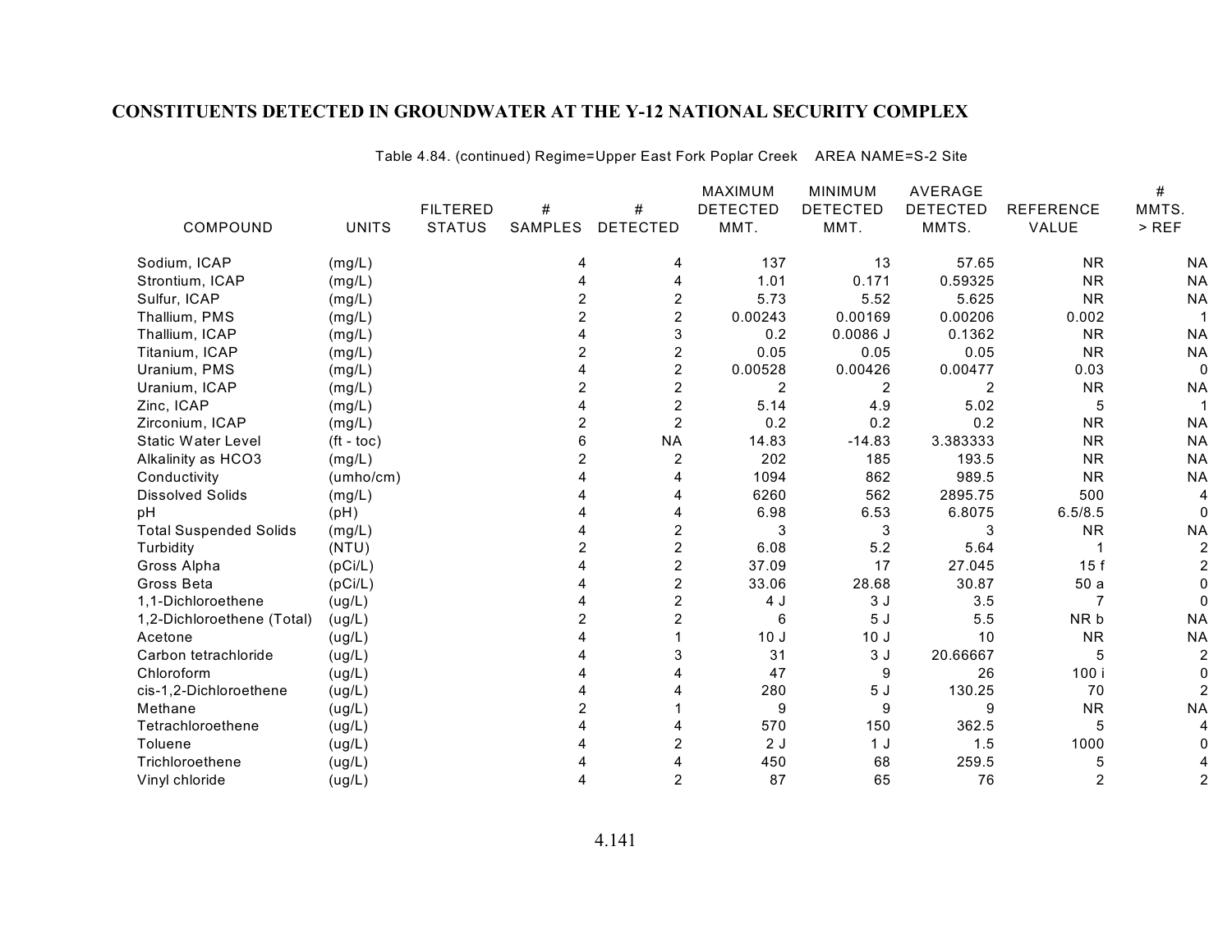## CONSTITUENTS DETECTED IN GROUNDWATER AT THE Y-12 NATIONAL SECURITY COMPLEX

Table 4.84. (continued) Regime=Upper East Fork Poplar Creek AREA NAME=S-2 Site

| COMPOUND | UNITS | FILTERED STATUS | # SAMPLES | # DETECTED | MAXIMUM DETECTED MMT. | MINIMUM DETECTED MMT. | AVERAGE DETECTED MMTS. | REFERENCE VALUE | # MMTS. > REF |
|---|---|---|---|---|---|---|---|---|---|
| Sodium, ICAP | (mg/L) | | 4 | 4 | 137 | 13 | 57.65 | NR | NA |
| Strontium, ICAP | (mg/L) | | 4 | 4 | 1.01 | 0.171 | 0.59325 | NR | NA |
| Sulfur, ICAP | (mg/L) | | 2 | 2 | 5.73 | 5.52 | 5.625 | NR | NA |
| Thallium, PMS | (mg/L) | | 2 | 2 | 0.00243 | 0.00169 | 0.00206 | 0.002 | 1 |
| Thallium, ICAP | (mg/L) | | 4 | 3 | 0.2 | 0.0086 J | 0.1362 | NR | NA |
| Titanium, ICAP | (mg/L) | | 2 | 2 | 0.05 | 0.05 | 0.05 | NR | NA |
| Uranium, PMS | (mg/L) | | 4 | 2 | 0.00528 | 0.00426 | 0.00477 | 0.03 | 0 |
| Uranium, ICAP | (mg/L) | | 2 | 2 | 2 | 2 | 2 | NR | NA |
| Zinc, ICAP | (mg/L) | | 4 | 2 | 5.14 | 4.9 | 5.02 | 5 | 1 |
| Zirconium, ICAP | (mg/L) | | 2 | 2 | 0.2 | 0.2 | 0.2 | NR | NA |
| Static Water Level | (ft - toc) | | 6 | NA | 14.83 | -14.83 | 3.383333 | NR | NA |
| Alkalinity as HCO3 | (mg/L) | | 2 | 2 | 202 | 185 | 193.5 | NR | NA |
| Conductivity | (umho/cm) | | 4 | 4 | 1094 | 862 | 989.5 | NR | NA |
| Dissolved Solids | (mg/L) | | 4 | 4 | 6260 | 562 | 2895.75 | 500 | 4 |
| pH | (pH) | | 4 | 4 | 6.98 | 6.53 | 6.8075 | 6.5/8.5 | 0 |
| Total Suspended Solids | (mg/L) | | 4 | 2 | 3 | 3 | 3 | NR | NA |
| Turbidity | (NTU) | | 2 | 2 | 6.08 | 5.2 | 5.64 | 1 | 2 |
| Gross Alpha | (pCi/L) | | 4 | 2 | 37.09 | 17 | 27.045 | 15 f | 2 |
| Gross Beta | (pCi/L) | | 4 | 2 | 33.06 | 28.68 | 30.87 | 50 a | 0 |
| 1,1-Dichloroethene | (ug/L) | | 4 | 2 | 4 J | 3 J | 3.5 | 7 | 0 |
| 1,2-Dichloroethene (Total) | (ug/L) | | 2 | 2 | 6 | 5 J | 5.5 | NR b | NA |
| Acetone | (ug/L) | | 4 | 1 | 10 J | 10 J | 10 | NR | NA |
| Carbon tetrachloride | (ug/L) | | 4 | 3 | 31 | 3 J | 20.66667 | 5 | 2 |
| Chloroform | (ug/L) | | 4 | 4 | 47 | 9 | 26 | 100 i | 0 |
| cis-1,2-Dichloroethene | (ug/L) | | 4 | 4 | 280 | 5 J | 130.25 | 70 | 2 |
| Methane | (ug/L) | | 2 | 1 | 9 | 9 | 9 | NR | NA |
| Tetrachloroethene | (ug/L) | | 4 | 4 | 570 | 150 | 362.5 | 5 | 4 |
| Toluene | (ug/L) | | 4 | 2 | 2 J | 1 J | 1.5 | 1000 | 0 |
| Trichloroethene | (ug/L) | | 4 | 4 | 450 | 68 | 259.5 | 5 | 4 |
| Vinyl chloride | (ug/L) | | 4 | 2 | 87 | 65 | 76 | 2 | 2 |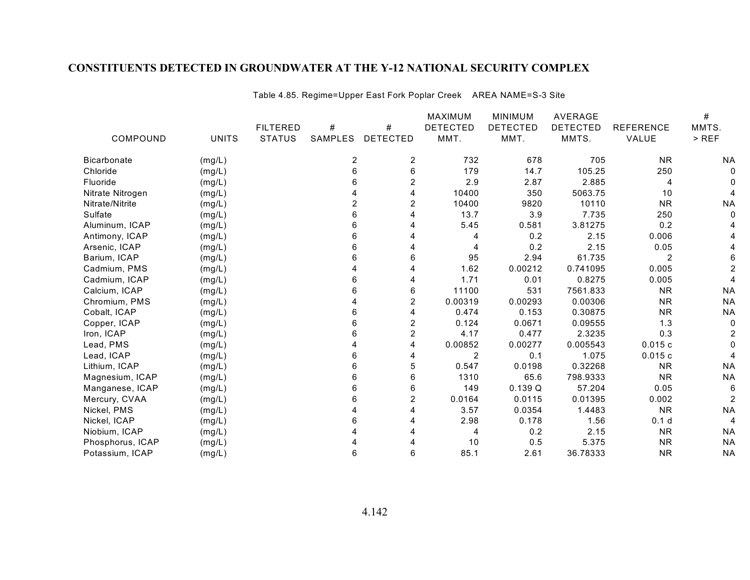# CONSTITUENTS DETECTED IN GROUNDWATER AT THE Y-12 NATIONAL SECURITY COMPLEX

Table 4.85. Regime=Upper East Fork Poplar Creek AREA NAME=S-3 Site

| COMPOUND | UNITS | FILTERED STATUS | # SAMPLES | # DETECTED | MAXIMUM DETECTED MMT. | MINIMUM DETECTED MMT. | AVERAGE DETECTED MMTS. | REFERENCE VALUE | # MMTS. > REF |
|---|---|---|---|---|---|---|---|---|---|
| Bicarbonate | (mg/L) | | 2 | 2 | 732 | 678 | 705 | NR | NA |
| Chloride | (mg/L) | | 6 | 6 | 179 | 14.7 | 105.25 | 250 | 0 |
| Fluoride | (mg/L) | | 6 | 2 | 2.9 | 2.87 | 2.885 | 4 | 0 |
| Nitrate Nitrogen | (mg/L) | | 4 | 4 | 10400 | 350 | 5063.75 | 10 | 4 |
| Nitrate/Nitrite | (mg/L) | | 2 | 2 | 10400 | 9820 | 10110 | NR | NA |
| Sulfate | (mg/L) | | 6 | 4 | 13.7 | 3.9 | 7.735 | 250 | 0 |
| Aluminum, ICAP | (mg/L) | | 6 | 4 | 5.45 | 0.581 | 3.81275 | 0.2 | 4 |
| Antimony, ICAP | (mg/L) | | 6 | 4 | 4 | 0.2 | 2.15 | 0.006 | 4 |
| Arsenic, ICAP | (mg/L) | | 6 | 4 | 4 | 0.2 | 2.15 | 0.05 | 4 |
| Barium, ICAP | (mg/L) | | 6 | 6 | 95 | 2.94 | 61.735 | 2 | 6 |
| Cadmium, PMS | (mg/L) | | 4 | 4 | 1.62 | 0.00212 | 0.741095 | 0.005 | 2 |
| Cadmium, ICAP | (mg/L) | | 6 | 4 | 1.71 | 0.01 | 0.8275 | 0.005 | 4 |
| Calcium, ICAP | (mg/L) | | 6 | 6 | 11100 | 531 | 7561.833 | NR | NA |
| Chromium, PMS | (mg/L) | | 4 | 2 | 0.00319 | 0.00293 | 0.00306 | NR | NA |
| Cobalt, ICAP | (mg/L) | | 6 | 4 | 0.474 | 0.153 | 0.30875 | NR | NA |
| Copper, ICAP | (mg/L) | | 6 | 2 | 0.124 | 0.0671 | 0.09555 | 1.3 | 0 |
| Iron, ICAP | (mg/L) | | 6 | 2 | 4.17 | 0.477 | 2.3235 | 0.3 | 2 |
| Lead, PMS | (mg/L) | | 4 | 4 | 0.00852 | 0.00277 | 0.005543 | 0.015 c | 0 |
| Lead, ICAP | (mg/L) | | 6 | 4 | 2 | 0.1 | 1.075 | 0.015 c | 4 |
| Lithium, ICAP | (mg/L) | | 6 | 5 | 0.547 | 0.0198 | 0.32268 | NR | NA |
| Magnesium, ICAP | (mg/L) | | 6 | 6 | 1310 | 65.6 | 798.9333 | NR | NA |
| Manganese, ICAP | (mg/L) | | 6 | 6 | 149 | 0.139 Q | 57.204 | 0.05 | 6 |
| Mercury, CVAA | (mg/L) | | 6 | 2 | 0.0164 | 0.0115 | 0.01395 | 0.002 | 2 |
| Nickel, PMS | (mg/L) | | 4 | 4 | 3.57 | 0.0354 | 1.4483 | NR | NA |
| Nickel, ICAP | (mg/L) | | 6 | 4 | 2.98 | 0.178 | 1.56 | 0.1 d | 4 |
| Niobium, ICAP | (mg/L) | | 4 | 4 | 4 | 0.2 | 2.15 | NR | NA |
| Phosphorus, ICAP | (mg/L) | | 4 | 4 | 10 | 0.5 | 5.375 | NR | NA |
| Potassium, ICAP | (mg/L) | | 6 | 6 | 85.1 | 2.61 | 36.78333 | NR | NA |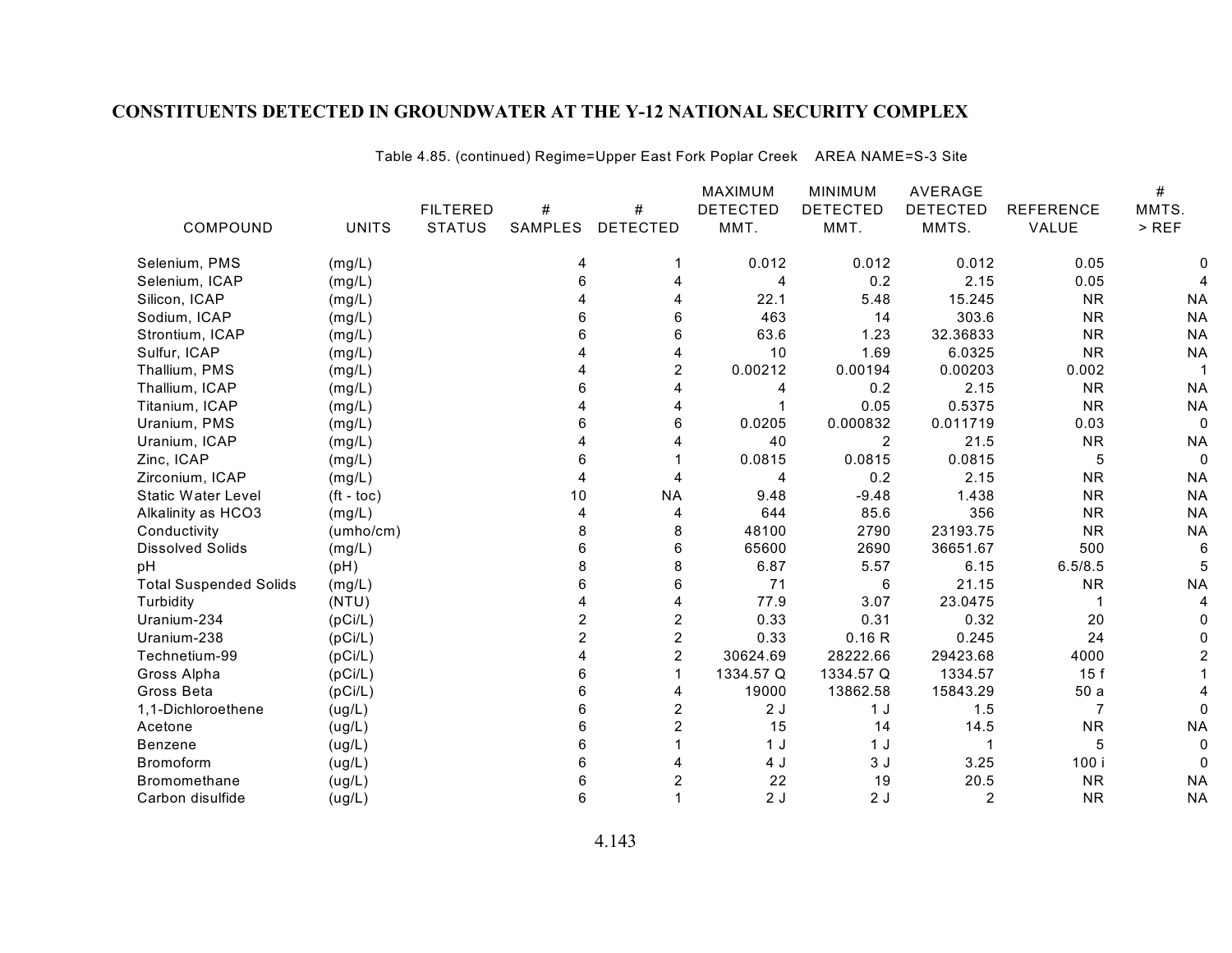# CONSTITUENTS DETECTED IN GROUNDWATER AT THE Y-12 NATIONAL SECURITY COMPLEX

Table 4.85. (continued) Regime=Upper East Fork Poplar Creek    AREA NAME=S-3 Site

| COMPOUND | UNITS | FILTERED STATUS | # SAMPLES | # DETECTED | MAXIMUM DETECTED MMT. | MINIMUM DETECTED MMT. | AVERAGE DETECTED MMTS. | REFERENCE VALUE | # MMTS. > REF |
|---|---|---|---|---|---|---|---|---|---|
| Selenium, PMS | (mg/L) | | 4 | 1 | 0.012 | 0.012 | 0.012 | 0.05 | 0 |
| Selenium, ICAP | (mg/L) | | 6 | 4 | 4 | 0.2 | 2.15 | 0.05 | 4 |
| Silicon, ICAP | (mg/L) | | 4 | 4 | 22.1 | 5.48 | 15.245 | NR | NA |
| Sodium, ICAP | (mg/L) | | 6 | 6 | 463 | 14 | 303.6 | NR | NA |
| Strontium, ICAP | (mg/L) | | 6 | 6 | 63.6 | 1.23 | 32.36833 | NR | NA |
| Sulfur, ICAP | (mg/L) | | 4 | 4 | 10 | 1.69 | 6.0325 | NR | NA |
| Thallium, PMS | (mg/L) | | 4 | 2 | 0.00212 | 0.00194 | 0.00203 | 0.002 | 1 |
| Thallium, ICAP | (mg/L) | | 6 | 4 | 4 | 0.2 | 2.15 | NR | NA |
| Titanium, ICAP | (mg/L) | | 4 | 4 | 1 | 0.05 | 0.5375 | NR | NA |
| Uranium, PMS | (mg/L) | | 6 | 6 | 0.0205 | 0.000832 | 0.011719 | 0.03 | 0 |
| Uranium, ICAP | (mg/L) | | 4 | 4 | 40 | 2 | 21.5 | NR | NA |
| Zinc, ICAP | (mg/L) | | 6 | 1 | 0.0815 | 0.0815 | 0.0815 | 5 | 0 |
| Zirconium, ICAP | (mg/L) | | 4 | 4 | 4 | 0.2 | 2.15 | NR | NA |
| Static Water Level | (ft - toc) | | 10 | NA | 9.48 | -9.48 | 1.438 | NR | NA |
| Alkalinity as HCO3 | (mg/L) | | 4 | 4 | 644 | 85.6 | 356 | NR | NA |
| Conductivity | (umho/cm) | | 8 | 8 | 48100 | 2790 | 23193.75 | NR | NA |
| Dissolved Solids | (mg/L) | | 6 | 6 | 65600 | 2690 | 36651.67 | 500 | 6 |
| pH | (pH) | | 8 | 8 | 6.87 | 5.57 | 6.15 | 6.5/8.5 | 5 |
| Total Suspended Solids | (mg/L) | | 6 | 6 | 71 | 6 | 21.15 | NR | NA |
| Turbidity | (NTU) | | 4 | 4 | 77.9 | 3.07 | 23.0475 | 1 | 4 |
| Uranium-234 | (pCi/L) | | 2 | 2 | 0.33 | 0.31 | 0.32 | 20 | 0 |
| Uranium-238 | (pCi/L) | | 2 | 2 | 0.33 | 0.16 R | 0.245 | 24 | 0 |
| Technetium-99 | (pCi/L) | | 4 | 2 | 30624.69 | 28222.66 | 29423.68 | 4000 | 2 |
| Gross Alpha | (pCi/L) | | 6 | 1 | 1334.57 Q | 1334.57 Q | 1334.57 | 15 f | 1 |
| Gross Beta | (pCi/L) | | 6 | 4 | 19000 | 13862.58 | 15843.29 | 50 a | 4 |
| 1,1-Dichloroethene | (ug/L) | | 6 | 2 | 2 J | 1 J | 1.5 | 7 | 0 |
| Acetone | (ug/L) | | 6 | 2 | 15 | 14 | 14.5 | NR | NA |
| Benzene | (ug/L) | | 6 | 1 | 1 J | 1 J | 1 | 5 | 0 |
| Bromoform | (ug/L) | | 6 | 4 | 4 J | 3 J | 3.25 | 100 i | 0 |
| Bromomethane | (ug/L) | | 6 | 2 | 22 | 19 | 20.5 | NR | NA |
| Carbon disulfide | (ug/L) | | 6 | 1 | 2 J | 2 J | 2 | NR | NA |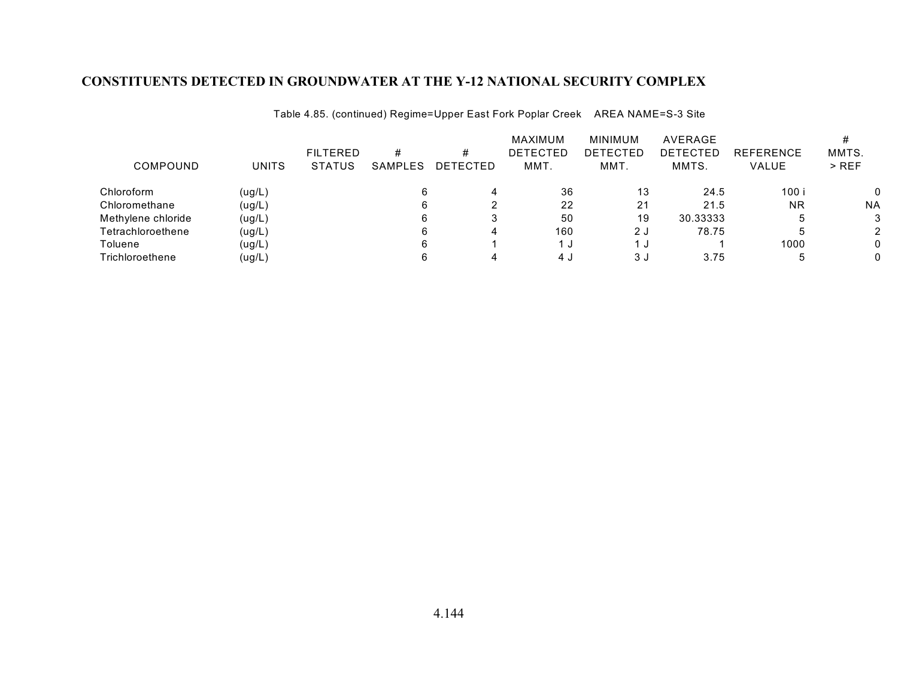## CONSTITUENTS DETECTED IN GROUNDWATER AT THE Y-12 NATIONAL SECURITY COMPLEX

Table 4.85. (continued) Regime=Upper East Fork Poplar Creek    AREA NAME=S-3 Site

| COMPOUND | UNITS | FILTERED STATUS | # SAMPLES | # DETECTED | MAXIMUM DETECTED MMT. | MINIMUM DETECTED MMT. | AVERAGE DETECTED MMTS. | REFERENCE VALUE | # MMTS. > REF |
|---|---|---|---|---|---|---|---|---|---|
| Chloroform | (ug/L) | | 6 | 4 | 36 | 13 | 24.5 | 100 i | 0 |
| Chloromethane | (ug/L) | | 6 | 2 | 22 | 21 | 21.5 | NR | NA |
| Methylene chloride | (ug/L) | | 6 | 3 | 50 | 19 | 30.33333 | 5 | 3 |
| Tetrachloroethene | (ug/L) | | 6 | 4 | 160 | 2 J | 78.75 | 5 | 2 |
| Toluene | (ug/L) | | 6 | 1 | 1 J | 1 J | 1 | 1000 | 0 |
| Trichloroethene | (ug/L) | | 6 | 4 | 4 J | 3 J | 3.75 | 5 | 0 |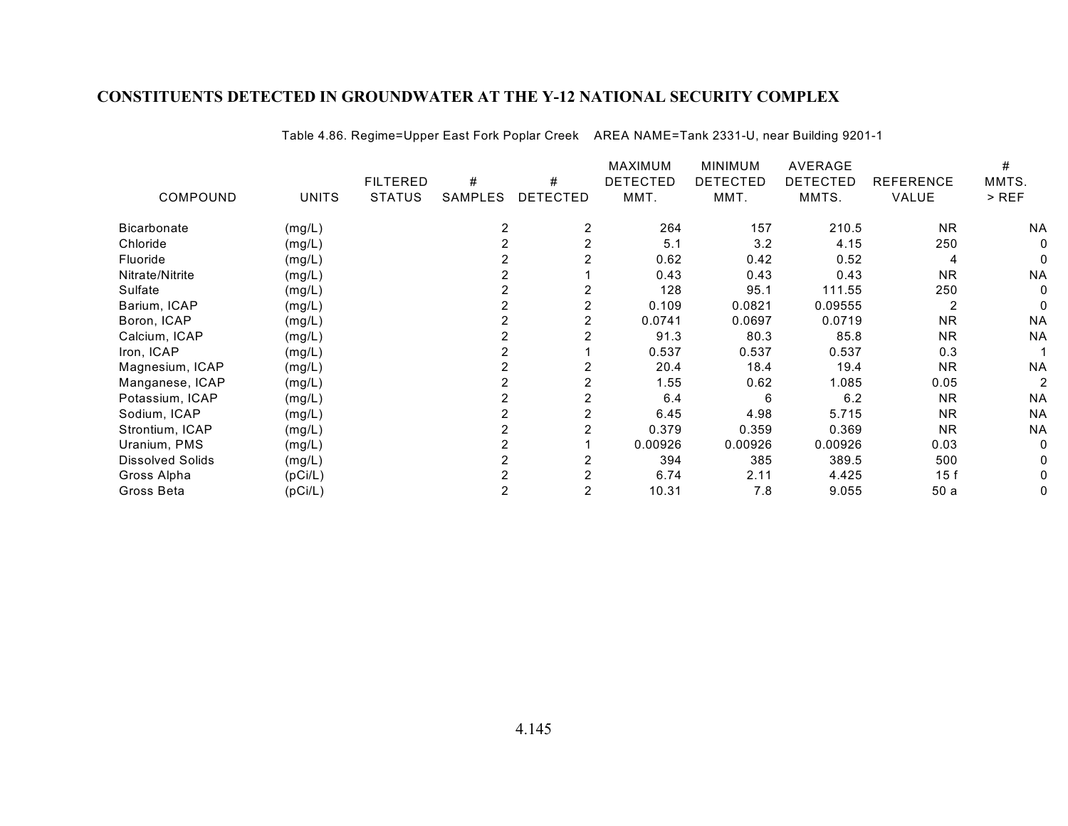## CONSTITUENTS DETECTED IN GROUNDWATER AT THE Y-12 NATIONAL SECURITY COMPLEX

Table 4.86. Regime=Upper East Fork Poplar Creek AREA NAME=Tank 2331-U, near Building 9201-1

| COMPOUND | UNITS | FILTERED STATUS | # SAMPLES | # DETECTED | MAXIMUM DETECTED MMT. | MINIMUM DETECTED MMT. | AVERAGE DETECTED MMTS. | REFERENCE VALUE | # MMTS. > REF |
|---|---|---|---|---|---|---|---|---|---|
| Bicarbonate | (mg/L) | | 2 | 2 | 264 | 157 | 210.5 | NR | NA |
| Chloride | (mg/L) | | 2 | 2 | 5.1 | 3.2 | 4.15 | 250 | 0 |
| Fluoride | (mg/L) | | 2 | 2 | 0.62 | 0.42 | 0.52 | 4 | 0 |
| Nitrate/Nitrite | (mg/L) | | 2 | 1 | 0.43 | 0.43 | 0.43 | NR | NA |
| Sulfate | (mg/L) | | 2 | 2 | 128 | 95.1 | 111.55 | 250 | 0 |
| Barium, ICAP | (mg/L) | | 2 | 2 | 0.109 | 0.0821 | 0.09555 | 2 | 0 |
| Boron, ICAP | (mg/L) | | 2 | 2 | 0.0741 | 0.0697 | 0.0719 | NR | NA |
| Calcium, ICAP | (mg/L) | | 2 | 2 | 91.3 | 80.3 | 85.8 | NR | NA |
| Iron, ICAP | (mg/L) | | 2 | 1 | 0.537 | 0.537 | 0.537 | 0.3 | 1 |
| Magnesium, ICAP | (mg/L) | | 2 | 2 | 20.4 | 18.4 | 19.4 | NR | NA |
| Manganese, ICAP | (mg/L) | | 2 | 2 | 1.55 | 0.62 | 1.085 | 0.05 | 2 |
| Potassium, ICAP | (mg/L) | | 2 | 2 | 6.4 | 6 | 6.2 | NR | NA |
| Sodium, ICAP | (mg/L) | | 2 | 2 | 6.45 | 4.98 | 5.715 | NR | NA |
| Strontium, ICAP | (mg/L) | | 2 | 2 | 0.379 | 0.359 | 0.369 | NR | NA |
| Uranium, PMS | (mg/L) | | 2 | 1 | 0.00926 | 0.00926 | 0.00926 | 0.03 | 0 |
| Dissolved Solids | (mg/L) | | 2 | 2 | 394 | 385 | 389.5 | 500 | 0 |
| Gross Alpha | (pCi/L) | | 2 | 2 | 6.74 | 2.11 | 4.425 | 15 f | 0 |
| Gross Beta | (pCi/L) | | 2 | 2 | 10.31 | 7.8 | 9.055 | 50 a | 0 |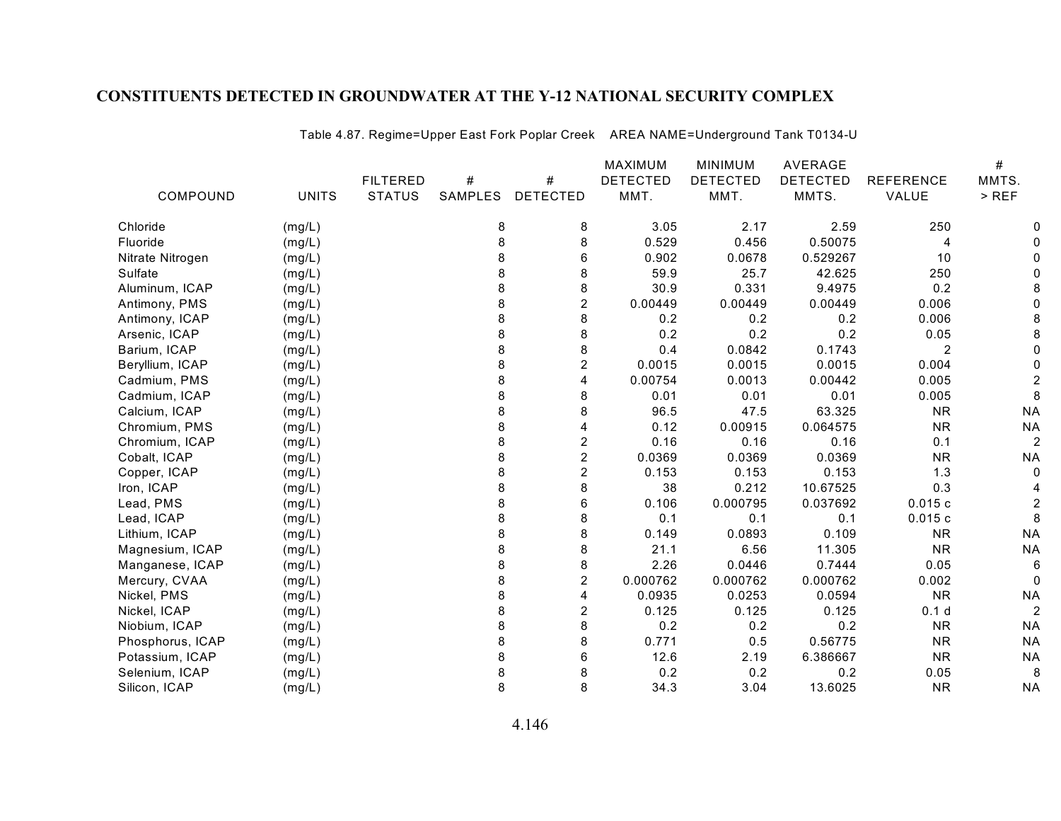# CONSTITUENTS DETECTED IN GROUNDWATER AT THE Y-12 NATIONAL SECURITY COMPLEX

Table 4.87. Regime=Upper East Fork Poplar Creek AREA NAME=Underground Tank T0134-U

| COMPOUND | UNITS | FILTERED STATUS | # SAMPLES | # DETECTED | MAXIMUM DETECTED MMT. | MINIMUM DETECTED MMT. | AVERAGE DETECTED MMTS. | REFERENCE VALUE | # MMTS. > REF |
|---|---|---|---|---|---|---|---|---|---|
| Chloride | (mg/L) | | 8 | 8 | 3.05 | 2.17 | 2.59 | 250 | 0 |
| Fluoride | (mg/L) | | 8 | 8 | 0.529 | 0.456 | 0.50075 | 4 | 0 |
| Nitrate Nitrogen | (mg/L) | | 8 | 6 | 0.902 | 0.0678 | 0.529267 | 10 | 0 |
| Sulfate | (mg/L) | | 8 | 8 | 59.9 | 25.7 | 42.625 | 250 | 0 |
| Aluminum, ICAP | (mg/L) | | 8 | 8 | 30.9 | 0.331 | 9.4975 | 0.2 | 8 |
| Antimony, PMS | (mg/L) | | 8 | 2 | 0.00449 | 0.00449 | 0.00449 | 0.006 | 0 |
| Antimony, ICAP | (mg/L) | | 8 | 8 | 0.2 | 0.2 | 0.2 | 0.006 | 8 |
| Arsenic, ICAP | (mg/L) | | 8 | 8 | 0.2 | 0.2 | 0.2 | 0.05 | 8 |
| Barium, ICAP | (mg/L) | | 8 | 8 | 0.4 | 0.0842 | 0.1743 | 2 | 0 |
| Beryllium, ICAP | (mg/L) | | 8 | 2 | 0.0015 | 0.0015 | 0.0015 | 0.004 | 0 |
| Cadmium, PMS | (mg/L) | | 8 | 4 | 0.00754 | 0.0013 | 0.00442 | 0.005 | 2 |
| Cadmium, ICAP | (mg/L) | | 8 | 8 | 0.01 | 0.01 | 0.01 | 0.005 | 8 |
| Calcium, ICAP | (mg/L) | | 8 | 8 | 96.5 | 47.5 | 63.325 | NR | NA |
| Chromium, PMS | (mg/L) | | 8 | 4 | 0.12 | 0.00915 | 0.064575 | NR | NA |
| Chromium, ICAP | (mg/L) | | 8 | 2 | 0.16 | 0.16 | 0.16 | 0.1 | 2 |
| Cobalt, ICAP | (mg/L) | | 8 | 2 | 0.0369 | 0.0369 | 0.0369 | NR | NA |
| Copper, ICAP | (mg/L) | | 8 | 2 | 0.153 | 0.153 | 0.153 | 1.3 | 0 |
| Iron, ICAP | (mg/L) | | 8 | 8 | 38 | 0.212 | 10.67525 | 0.3 | 4 |
| Lead, PMS | (mg/L) | | 8 | 6 | 0.106 | 0.000795 | 0.037692 | 0.015 c | 2 |
| Lead, ICAP | (mg/L) | | 8 | 8 | 0.1 | 0.1 | 0.1 | 0.015 c | 8 |
| Lithium, ICAP | (mg/L) | | 8 | 8 | 0.149 | 0.0893 | 0.109 | NR | NA |
| Magnesium, ICAP | (mg/L) | | 8 | 8 | 21.1 | 6.56 | 11.305 | NR | NA |
| Manganese, ICAP | (mg/L) | | 8 | 8 | 2.26 | 0.0446 | 0.7444 | 0.05 | 6 |
| Mercury, CVAA | (mg/L) | | 8 | 2 | 0.000762 | 0.000762 | 0.000762 | 0.002 | 0 |
| Nickel, PMS | (mg/L) | | 8 | 4 | 0.0935 | 0.0253 | 0.0594 | NR | NA |
| Nickel, ICAP | (mg/L) | | 8 | 2 | 0.125 | 0.125 | 0.125 | 0.1 d | 2 |
| Niobium, ICAP | (mg/L) | | 8 | 8 | 0.2 | 0.2 | 0.2 | NR | NA |
| Phosphorus, ICAP | (mg/L) | | 8 | 8 | 0.771 | 0.5 | 0.56775 | NR | NA |
| Potassium, ICAP | (mg/L) | | 8 | 6 | 12.6 | 2.19 | 6.386667 | NR | NA |
| Selenium, ICAP | (mg/L) | | 8 | 8 | 0.2 | 0.2 | 0.2 | 0.05 | 8 |
| Silicon, ICAP | (mg/L) | | 8 | 8 | 34.3 | 3.04 | 13.6025 | NR | NA |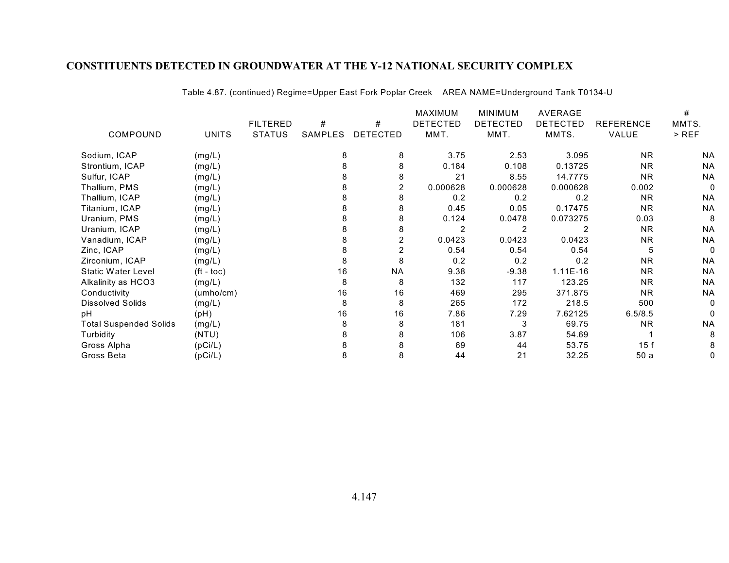## CONSTITUENTS DETECTED IN GROUNDWATER AT THE Y-12 NATIONAL SECURITY COMPLEX

Table 4.87. (continued) Regime=Upper East Fork Poplar Creek AREA NAME=Underground Tank T0134-U

| COMPOUND | UNITS | FILTERED STATUS | # SAMPLES | # DETECTED | MAXIMUM DETECTED MMT. | MINIMUM DETECTED MMT. | AVERAGE DETECTED MMTS. | REFERENCE VALUE | # MMTS. > REF |
|---|---|---|---|---|---|---|---|---|---|
| Sodium, ICAP | (mg/L) | | 8 | 8 | 3.75 | 2.53 | 3.095 | NR | NA |
| Strontium, ICAP | (mg/L) | | 8 | 8 | 0.184 | 0.108 | 0.13725 | NR | NA |
| Sulfur, ICAP | (mg/L) | | 8 | 8 | 21 | 8.55 | 14.7775 | NR | NA |
| Thallium, PMS | (mg/L) | | 8 | 2 | 0.000628 | 0.000628 | 0.000628 | 0.002 | 0 |
| Thallium, ICAP | (mg/L) | | 8 | 8 | 0.2 | 0.2 | 0.2 | NR | NA |
| Titanium, ICAP | (mg/L) | | 8 | 8 | 0.45 | 0.05 | 0.17475 | NR | NA |
| Uranium, PMS | (mg/L) | | 8 | 8 | 0.124 | 0.0478 | 0.073275 | 0.03 | 8 |
| Uranium, ICAP | (mg/L) | | 8 | 8 | 2 | 2 | 2 | NR | NA |
| Vanadium, ICAP | (mg/L) | | 8 | 2 | 0.0423 | 0.0423 | 0.0423 | NR | NA |
| Zinc, ICAP | (mg/L) | | 8 | 2 | 0.54 | 0.54 | 0.54 | 5 | 0 |
| Zirconium, ICAP | (mg/L) | | 8 | 8 | 0.2 | 0.2 | 0.2 | NR | NA |
| Static Water Level | (ft - toc) | | 16 | NA | 9.38 | -9.38 | 1.11E-16 | NR | NA |
| Alkalinity as HCO3 | (mg/L) | | 8 | 8 | 132 | 117 | 123.25 | NR | NA |
| Conductivity | (umho/cm) | | 16 | 16 | 469 | 295 | 371.875 | NR | NA |
| Dissolved Solids | (mg/L) | | 8 | 8 | 265 | 172 | 218.5 | 500 | 0 |
| pH | (pH) | | 16 | 16 | 7.86 | 7.29 | 7.62125 | 6.5/8.5 | 0 |
| Total Suspended Solids | (mg/L) | | 8 | 8 | 181 | 3 | 69.75 | NR | NA |
| Turbidity | (NTU) | | 8 | 8 | 106 | 3.87 | 54.69 | 1 | 8 |
| Gross Alpha | (pCi/L) | | 8 | 8 | 69 | 44 | 53.75 | 15 f | 8 |
| Gross Beta | (pCi/L) | | 8 | 8 | 44 | 21 | 32.25 | 50 a | 0 |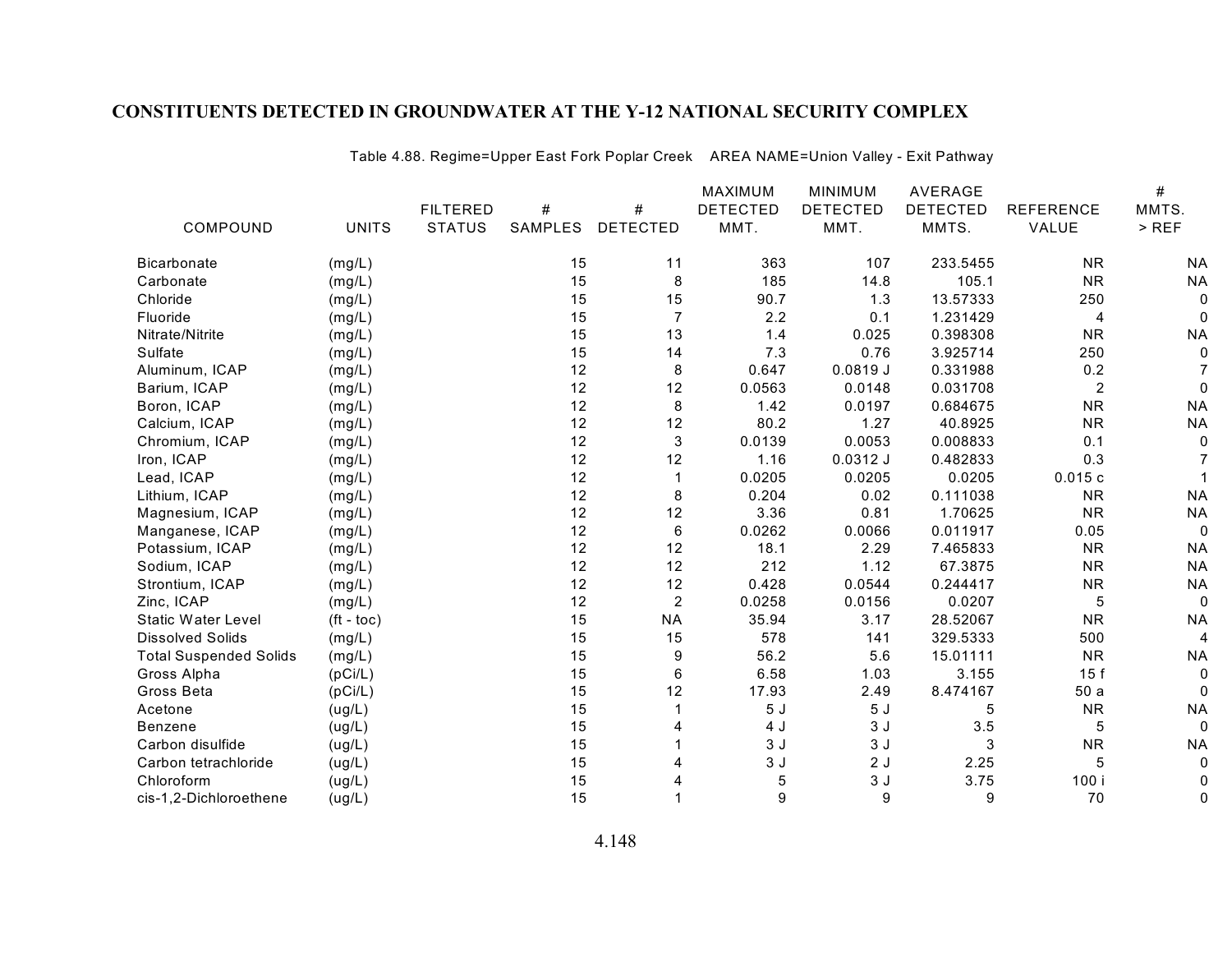## CONSTITUENTS DETECTED IN GROUNDWATER AT THE Y-12 NATIONAL SECURITY COMPLEX

Table 4.88. Regime=Upper East Fork Poplar Creek AREA NAME=Union Valley - Exit Pathway

| COMPOUND | UNITS | FILTERED STATUS | # SAMPLES | # DETECTED | MAXIMUM DETECTED MMT. | MINIMUM DETECTED MMT. | AVERAGE DETECTED MMTS. | REFERENCE VALUE | # MMTS. > REF |
|---|---|---|---|---|---|---|---|---|---|
| Bicarbonate | (mg/L) | | 15 | 11 | 363 | 107 | 233.5455 | NR | NA |
| Carbonate | (mg/L) | | 15 | 8 | 185 | 14.8 | 105.1 | NR | NA |
| Chloride | (mg/L) | | 15 | 15 | 90.7 | 1.3 | 13.57333 | 250 | 0 |
| Fluoride | (mg/L) | | 15 | 7 | 2.2 | 0.1 | 1.231429 | 4 | 0 |
| Nitrate/Nitrite | (mg/L) | | 15 | 13 | 1.4 | 0.025 | 0.398308 | NR | NA |
| Sulfate | (mg/L) | | 15 | 14 | 7.3 | 0.76 | 3.925714 | 250 | 0 |
| Aluminum, ICAP | (mg/L) | | 12 | 8 | 0.647 | 0.0819 J | 0.331988 | 0.2 | 7 |
| Barium, ICAP | (mg/L) | | 12 | 12 | 0.0563 | 0.0148 | 0.031708 | 2 | 0 |
| Boron, ICAP | (mg/L) | | 12 | 8 | 1.42 | 0.0197 | 0.684675 | NR | NA |
| Calcium, ICAP | (mg/L) | | 12 | 12 | 80.2 | 1.27 | 40.8925 | NR | NA |
| Chromium, ICAP | (mg/L) | | 12 | 3 | 0.0139 | 0.0053 | 0.008833 | 0.1 | 0 |
| Iron, ICAP | (mg/L) | | 12 | 12 | 1.16 | 0.0312 J | 0.482833 | 0.3 | 7 |
| Lead, ICAP | (mg/L) | | 12 | 1 | 0.0205 | 0.0205 | 0.0205 | 0.015 c | 1 |
| Lithium, ICAP | (mg/L) | | 12 | 8 | 0.204 | 0.02 | 0.111038 | NR | NA |
| Magnesium, ICAP | (mg/L) | | 12 | 12 | 3.36 | 0.81 | 1.70625 | NR | NA |
| Manganese, ICAP | (mg/L) | | 12 | 6 | 0.0262 | 0.0066 | 0.011917 | 0.05 | 0 |
| Potassium, ICAP | (mg/L) | | 12 | 12 | 18.1 | 2.29 | 7.465833 | NR | NA |
| Sodium, ICAP | (mg/L) | | 12 | 12 | 212 | 1.12 | 67.3875 | NR | NA |
| Strontium, ICAP | (mg/L) | | 12 | 12 | 0.428 | 0.0544 | 0.244417 | NR | NA |
| Zinc, ICAP | (mg/L) | | 12 | 2 | 0.0258 | 0.0156 | 0.0207 | 5 | 0 |
| Static Water Level | (ft - toc) | | 15 | NA | 35.94 | 3.17 | 28.52067 | NR | NA |
| Dissolved Solids | (mg/L) | | 15 | 15 | 578 | 141 | 329.5333 | 500 | 4 |
| Total Suspended Solids | (mg/L) | | 15 | 9 | 56.2 | 5.6 | 15.01111 | NR | NA |
| Gross Alpha | (pCi/L) | | 15 | 6 | 6.58 | 1.03 | 3.155 | 15 f | 0 |
| Gross Beta | (pCi/L) | | 15 | 12 | 17.93 | 2.49 | 8.474167 | 50 a | 0 |
| Acetone | (ug/L) | | 15 | 1 | 5 J | 5 J | 5 | NR | NA |
| Benzene | (ug/L) | | 15 | 4 | 4 J | 3 J | 3.5 | 5 | 0 |
| Carbon disulfide | (ug/L) | | 15 | 1 | 3 J | 3 J | 3 | NR | NA |
| Carbon tetrachloride | (ug/L) | | 15 | 4 | 3 J | 2 J | 2.25 | 5 | 0 |
| Chloroform | (ug/L) | | 15 | 4 | 5 | 3 J | 3.75 | 100 i | 0 |
| cis-1,2-Dichloroethene | (ug/L) | | 15 | 1 | 9 | 9 | 9 | 70 | 0 |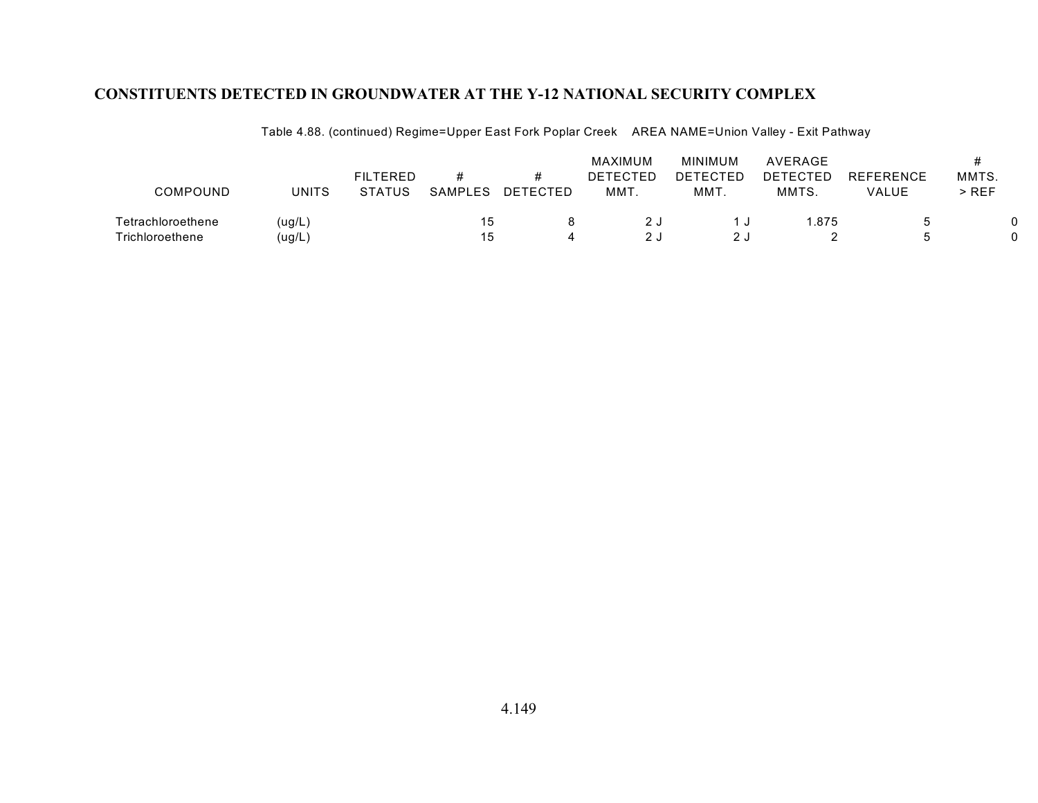## CONSTITUENTS DETECTED IN GROUNDWATER AT THE Y-12 NATIONAL SECURITY COMPLEX

Table 4.88. (continued) Regime=Upper East Fork Poplar Creek AREA NAME=Union Valley - Exit Pathway

| COMPOUND | UNITS | FILTERED STATUS | # SAMPLES | # DETECTED | MAXIMUM DETECTED MMT. | MINIMUM DETECTED MMT. | AVERAGE DETECTED MMTS. | REFERENCE VALUE | # MMTS. > REF |
|---|---|---|---|---|---|---|---|---|---|
| Tetrachloroethene | (ug/L) | | 15 | 8 | 2 J | 1 J | 1.875 | 5 | 0 |
| Trichloroethene | (ug/L) | | 15 | 4 | 2 J | 2 J | 2 | 5 | 0 |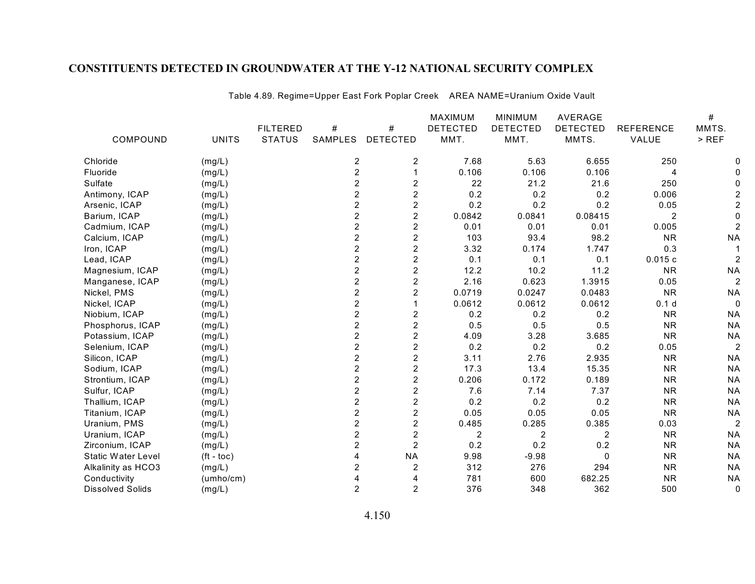## CONSTITUENTS DETECTED IN GROUNDWATER AT THE Y-12 NATIONAL SECURITY COMPLEX

Table 4.89. Regime=Upper East Fork Poplar Creek AREA NAME=Uranium Oxide Vault

| COMPOUND | UNITS | FILTERED STATUS | # SAMPLES | # DETECTED | MAXIMUM DETECTED MMT. | MINIMUM DETECTED MMT. | AVERAGE DETECTED MMTS. | REFERENCE VALUE | # MMTS. > REF |
|---|---|---|---|---|---|---|---|---|---|
| Chloride | (mg/L) | | 2 | 2 | 7.68 | 5.63 | 6.655 | 250 | 0 |
| Fluoride | (mg/L) | | 2 | 1 | 0.106 | 0.106 | 0.106 | 4 | 0 |
| Sulfate | (mg/L) | | 2 | 2 | 22 | 21.2 | 21.6 | 250 | 0 |
| Antimony, ICAP | (mg/L) | | 2 | 2 | 0.2 | 0.2 | 0.2 | 0.006 | 2 |
| Arsenic, ICAP | (mg/L) | | 2 | 2 | 0.2 | 0.2 | 0.2 | 0.05 | 2 |
| Barium, ICAP | (mg/L) | | 2 | 2 | 0.0842 | 0.0841 | 0.08415 | 2 | 0 |
| Cadmium, ICAP | (mg/L) | | 2 | 2 | 0.01 | 0.01 | 0.01 | 0.005 | 2 |
| Calcium, ICAP | (mg/L) | | 2 | 2 | 103 | 93.4 | 98.2 | NR | NA |
| Iron, ICAP | (mg/L) | | 2 | 2 | 3.32 | 0.174 | 1.747 | 0.3 | 1 |
| Lead, ICAP | (mg/L) | | 2 | 2 | 0.1 | 0.1 | 0.1 | 0.015 c | 2 |
| Magnesium, ICAP | (mg/L) | | 2 | 2 | 12.2 | 10.2 | 11.2 | NR | NA |
| Manganese, ICAP | (mg/L) | | 2 | 2 | 2.16 | 0.623 | 1.3915 | 0.05 | 2 |
| Nickel, PMS | (mg/L) | | 2 | 2 | 0.0719 | 0.0247 | 0.0483 | NR | NA |
| Nickel, ICAP | (mg/L) | | 2 | 1 | 0.0612 | 0.0612 | 0.0612 | 0.1 d | 0 |
| Niobium, ICAP | (mg/L) | | 2 | 2 | 0.2 | 0.2 | 0.2 | NR | NA |
| Phosphorus, ICAP | (mg/L) | | 2 | 2 | 0.5 | 0.5 | 0.5 | NR | NA |
| Potassium, ICAP | (mg/L) | | 2 | 2 | 4.09 | 3.28 | 3.685 | NR | NA |
| Selenium, ICAP | (mg/L) | | 2 | 2 | 0.2 | 0.2 | 0.2 | 0.05 | 2 |
| Silicon, ICAP | (mg/L) | | 2 | 2 | 3.11 | 2.76 | 2.935 | NR | NA |
| Sodium, ICAP | (mg/L) | | 2 | 2 | 17.3 | 13.4 | 15.35 | NR | NA |
| Strontium, ICAP | (mg/L) | | 2 | 2 | 0.206 | 0.172 | 0.189 | NR | NA |
| Sulfur, ICAP | (mg/L) | | 2 | 2 | 7.6 | 7.14 | 7.37 | NR | NA |
| Thallium, ICAP | (mg/L) | | 2 | 2 | 0.2 | 0.2 | 0.2 | NR | NA |
| Titanium, ICAP | (mg/L) | | 2 | 2 | 0.05 | 0.05 | 0.05 | NR | NA |
| Uranium, PMS | (mg/L) | | 2 | 2 | 0.485 | 0.285 | 0.385 | 0.03 | 2 |
| Uranium, ICAP | (mg/L) | | 2 | 2 | 2 | 2 | 2 | NR | NA |
| Zirconium, ICAP | (mg/L) | | 2 | 2 | 0.2 | 0.2 | 0.2 | NR | NA |
| Static Water Level | (ft - toc) | | 4 | NA | 9.98 | -9.98 | 0 | NR | NA |
| Alkalinity as HCO3 | (mg/L) | | 2 | 2 | 312 | 276 | 294 | NR | NA |
| Conductivity | (umho/cm) | | 4 | 4 | 781 | 600 | 682.25 | NR | NA |
| Dissolved Solids | (mg/L) | | 2 | 2 | 376 | 348 | 362 | 500 | 0 |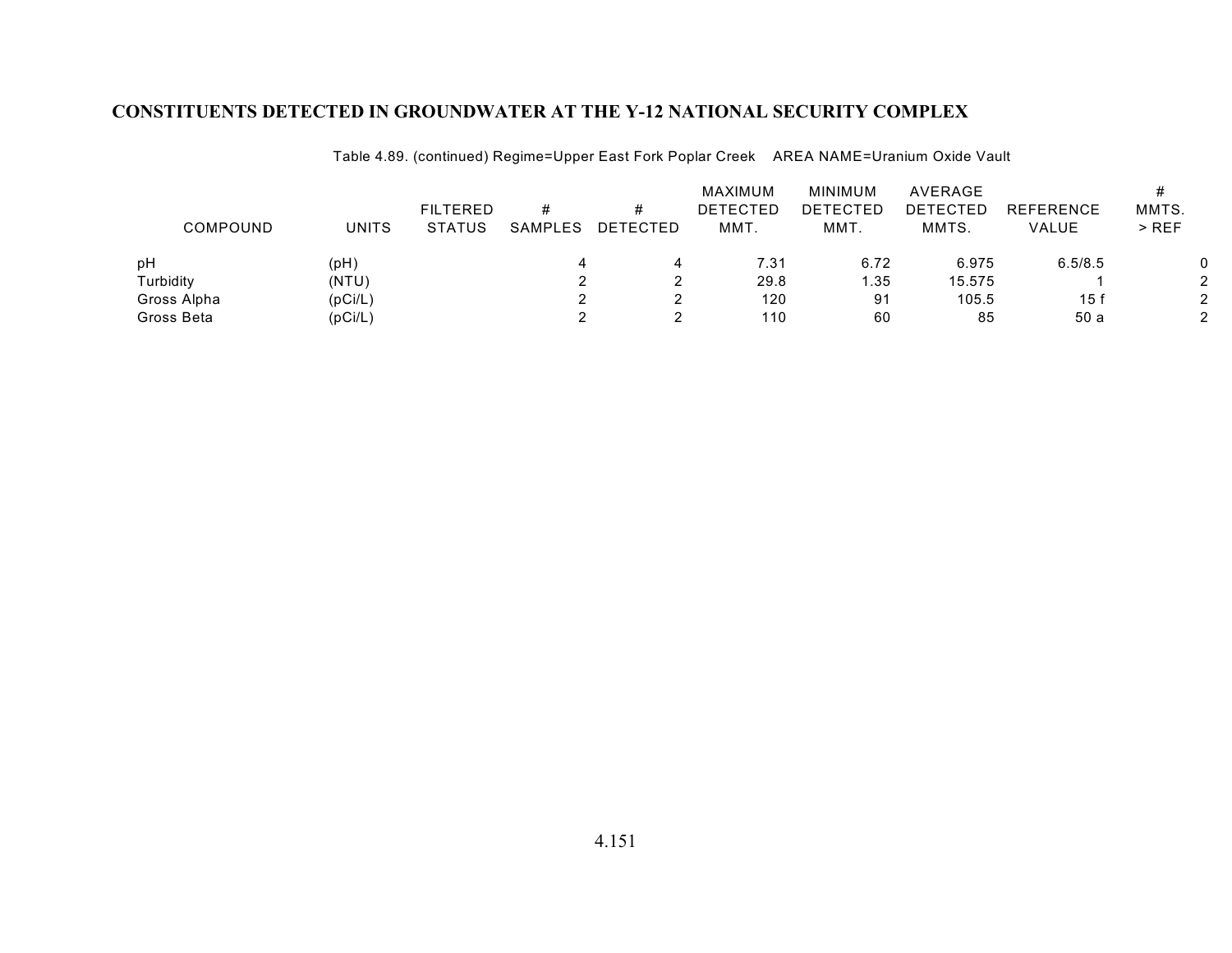## CONSTITUENTS DETECTED IN GROUNDWATER AT THE Y-12 NATIONAL SECURITY COMPLEX

Table 4.89. (continued) Regime=Upper East Fork Poplar Creek AREA NAME=Uranium Oxide Vault

| COMPOUND | UNITS | FILTERED STATUS | # SAMPLES | # DETECTED | MAXIMUM DETECTED MMT. | MINIMUM DETECTED MMT. | AVERAGE DETECTED MMTS. | REFERENCE VALUE | # MMTS. > REF |
|---|---|---|---|---|---|---|---|---|---|
| pH | (pH) | | 4 | 4 | 7.31 | 6.72 | 6.975 | 6.5/8.5 | 0 |
| Turbidity | (NTU) | | 2 | 2 | 29.8 | 1.35 | 15.575 | 1 | 2 |
| Gross Alpha | (pCi/L) | | 2 | 2 | 120 | 91 | 105.5 | 15 f | 2 |
| Gross Beta | (pCi/L) | | 2 | 2 | 110 | 60 | 85 | 50 a | 2 |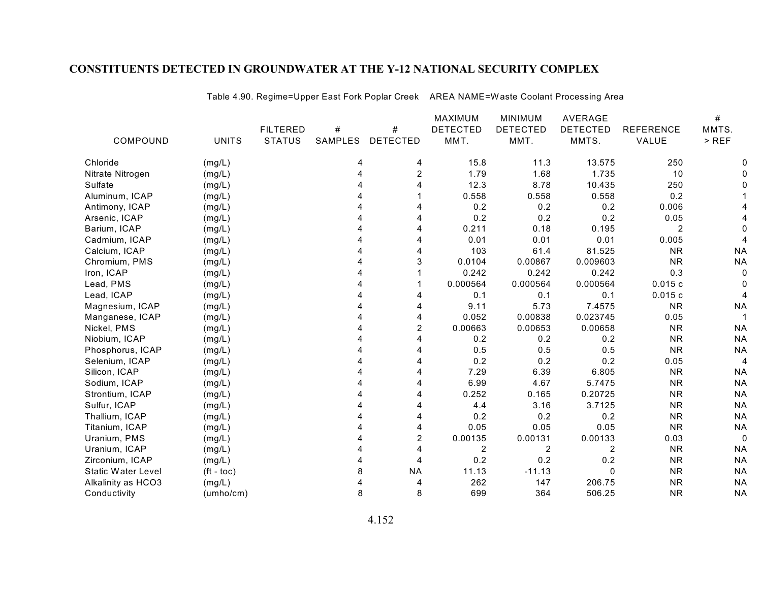## CONSTITUENTS DETECTED IN GROUNDWATER AT THE Y-12 NATIONAL SECURITY COMPLEX

Table 4.90. Regime=Upper East Fork Poplar Creek AREA NAME=Waste Coolant Processing Area

| COMPOUND | UNITS | FILTERED STATUS | # SAMPLES | # DETECTED | MAXIMUM DETECTED MMT. | MINIMUM DETECTED MMT. | AVERAGE DETECTED MMTS. | REFERENCE VALUE | # MMTS. > REF |
|---|---|---|---|---|---|---|---|---|---|
| Chloride | (mg/L) | | 4 | 4 | 15.8 | 11.3 | 13.575 | 250 | 0 |
| Nitrate Nitrogen | (mg/L) | | 4 | 2 | 1.79 | 1.68 | 1.735 | 10 | 0 |
| Sulfate | (mg/L) | | 4 | 4 | 12.3 | 8.78 | 10.435 | 250 | 0 |
| Aluminum, ICAP | (mg/L) | | 4 | 1 | 0.558 | 0.558 | 0.558 | 0.2 | 1 |
| Antimony, ICAP | (mg/L) | | 4 | 4 | 0.2 | 0.2 | 0.2 | 0.006 | 4 |
| Arsenic, ICAP | (mg/L) | | 4 | 4 | 0.2 | 0.2 | 0.2 | 0.05 | 4 |
| Barium, ICAP | (mg/L) | | 4 | 4 | 0.211 | 0.18 | 0.195 | 2 | 0 |
| Cadmium, ICAP | (mg/L) | | 4 | 4 | 0.01 | 0.01 | 0.01 | 0.005 | 4 |
| Calcium, ICAP | (mg/L) | | 4 | 4 | 103 | 61.4 | 81.525 | NR | NA |
| Chromium, PMS | (mg/L) | | 4 | 3 | 0.0104 | 0.00867 | 0.009603 | NR | NA |
| Iron, ICAP | (mg/L) | | 4 | 1 | 0.242 | 0.242 | 0.242 | 0.3 | 0 |
| Lead, PMS | (mg/L) | | 4 | 1 | 0.000564 | 0.000564 | 0.000564 | 0.015 c | 0 |
| Lead, ICAP | (mg/L) | | 4 | 4 | 0.1 | 0.1 | 0.1 | 0.015 c | 4 |
| Magnesium, ICAP | (mg/L) | | 4 | 4 | 9.11 | 5.73 | 7.4575 | NR | NA |
| Manganese, ICAP | (mg/L) | | 4 | 4 | 0.052 | 0.00838 | 0.023745 | 0.05 | 1 |
| Nickel, PMS | (mg/L) | | 4 | 2 | 0.00663 | 0.00653 | 0.00658 | NR | NA |
| Niobium, ICAP | (mg/L) | | 4 | 4 | 0.2 | 0.2 | 0.2 | NR | NA |
| Phosphorus, ICAP | (mg/L) | | 4 | 4 | 0.5 | 0.5 | 0.5 | NR | NA |
| Selenium, ICAP | (mg/L) | | 4 | 4 | 0.2 | 0.2 | 0.2 | 0.05 | 4 |
| Silicon, ICAP | (mg/L) | | 4 | 4 | 7.29 | 6.39 | 6.805 | NR | NA |
| Sodium, ICAP | (mg/L) | | 4 | 4 | 6.99 | 4.67 | 5.7475 | NR | NA |
| Strontium, ICAP | (mg/L) | | 4 | 4 | 0.252 | 0.165 | 0.20725 | NR | NA |
| Sulfur, ICAP | (mg/L) | | 4 | 4 | 4.4 | 3.16 | 3.7125 | NR | NA |
| Thallium, ICAP | (mg/L) | | 4 | 4 | 0.2 | 0.2 | 0.2 | NR | NA |
| Titanium, ICAP | (mg/L) | | 4 | 4 | 0.05 | 0.05 | 0.05 | NR | NA |
| Uranium, PMS | (mg/L) | | 4 | 2 | 0.00135 | 0.00131 | 0.00133 | 0.03 | 0 |
| Uranium, ICAP | (mg/L) | | 4 | 4 | 2 | 2 | 2 | NR | NA |
| Zirconium, ICAP | (mg/L) | | 4 | 4 | 0.2 | 0.2 | 0.2 | NR | NA |
| Static Water Level | (ft - toc) | | 8 | NA | 11.13 | -11.13 | 0 | NR | NA |
| Alkalinity as HCO3 | (mg/L) | | 4 | 4 | 262 | 147 | 206.75 | NR | NA |
| Conductivity | (umho/cm) | | 8 | 8 | 699 | 364 | 506.25 | NR | NA |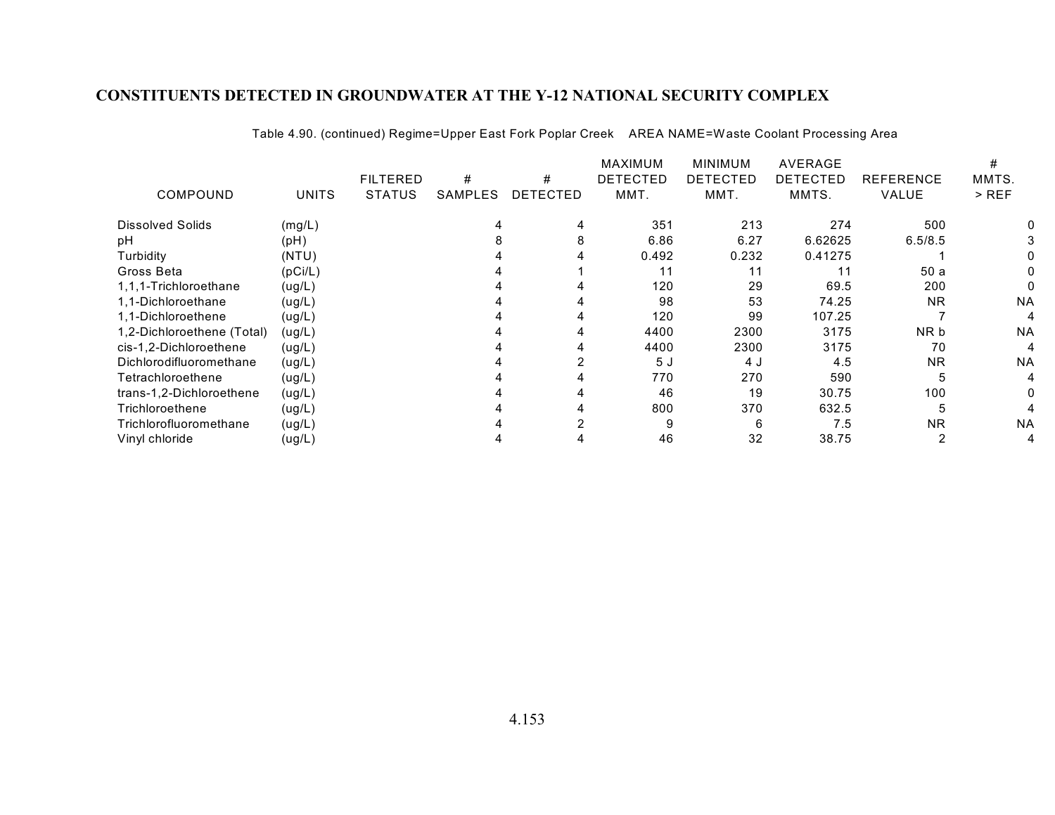## CONSTITUENTS DETECTED IN GROUNDWATER AT THE Y-12 NATIONAL SECURITY COMPLEX

Table 4.90. (continued) Regime=Upper East Fork Poplar Creek AREA NAME=Waste Coolant Processing Area

| COMPOUND | UNITS | FILTERED STATUS | # SAMPLES | # DETECTED | MAXIMUM DETECTED MMT. | MINIMUM DETECTED MMT. | AVERAGE DETECTED MMTS. | REFERENCE VALUE | # MMTS. > REF |
|---|---|---|---|---|---|---|---|---|---|
| Dissolved Solids | (mg/L) | | 4 | 4 | 351 | 213 | 274 | 500 | 0 |
| pH | (pH) | | 8 | 8 | 6.86 | 6.27 | 6.62625 | 6.5/8.5 | 3 |
| Turbidity | (NTU) | | 4 | 4 | 0.492 | 0.232 | 0.41275 | 1 | 0 |
| Gross Beta | (pCi/L) | | 4 | 1 | 11 | 11 | 11 | 50 a | 0 |
| 1,1,1-Trichloroethane | (ug/L) | | 4 | 4 | 120 | 29 | 69.5 | 200 | 0 |
| 1,1-Dichloroethane | (ug/L) | | 4 | 4 | 98 | 53 | 74.25 | NR | NA |
| 1,1-Dichloroethene | (ug/L) | | 4 | 4 | 120 | 99 | 107.25 | 7 | 4 |
| 1,2-Dichloroethene (Total) | (ug/L) | | 4 | 4 | 4400 | 2300 | 3175 | NR b | NA |
| cis-1,2-Dichloroethene | (ug/L) | | 4 | 4 | 4400 | 2300 | 3175 | 70 | 4 |
| Dichlorodifluoromethane | (ug/L) | | 4 | 2 | 5 J | 4 J | 4.5 | NR | NA |
| Tetrachloroethene | (ug/L) | | 4 | 4 | 770 | 270 | 590 | 5 | 4 |
| trans-1,2-Dichloroethene | (ug/L) | | 4 | 4 | 46 | 19 | 30.75 | 100 | 0 |
| Trichloroethene | (ug/L) | | 4 | 4 | 800 | 370 | 632.5 | 5 | 4 |
| Trichlorofluoromethane | (ug/L) | | 4 | 2 | 9 | 6 | 7.5 | NR | NA |
| Vinyl chloride | (ug/L) | | 4 | 4 | 46 | 32 | 38.75 | 2 | 4 |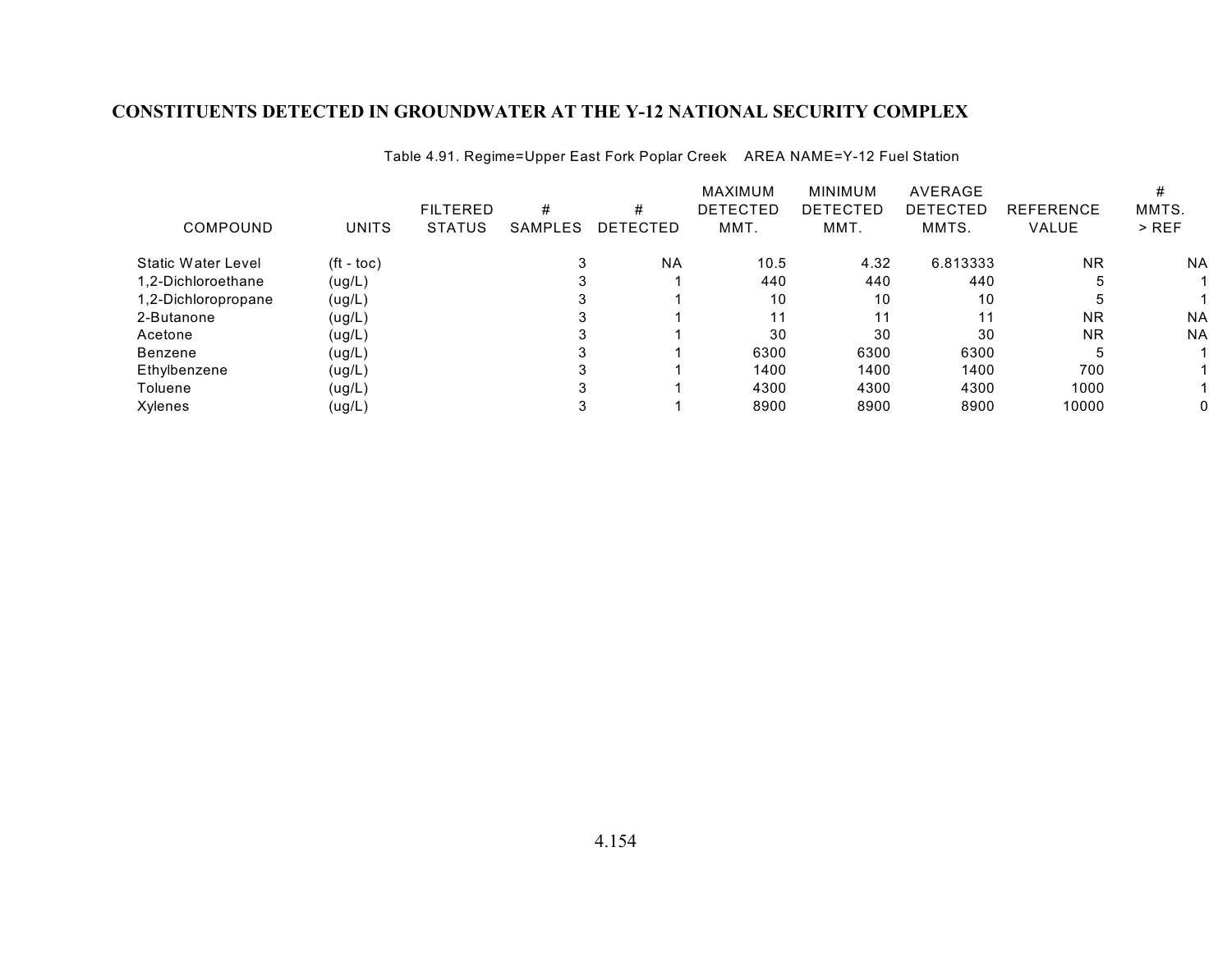## CONSTITUENTS DETECTED IN GROUNDWATER AT THE Y-12 NATIONAL SECURITY COMPLEX

Table 4.91. Regime=Upper East Fork Poplar Creek AREA NAME=Y-12 Fuel Station

| COMPOUND | UNITS | FILTERED STATUS | # SAMPLES | # DETECTED | MAXIMUM DETECTED MMT. | MINIMUM DETECTED MMT. | AVERAGE DETECTED MMTS. | REFERENCE VALUE | # MMTS. > REF |
|---|---|---|---|---|---|---|---|---|---|
| Static Water Level | (ft - toc) | | 3 | NA | 10.5 | 4.32 | 6.813333 | NR | NA |
| 1,2-Dichloroethane | (ug/L) | | 3 | 1 | 440 | 440 | 440 | 5 | 1 |
| 1,2-Dichloropropane | (ug/L) | | 3 | 1 | 10 | 10 | 10 | 5 | 1 |
| 2-Butanone | (ug/L) | | 3 | 1 | 11 | 11 | 11 | NR | NA |
| Acetone | (ug/L) | | 3 | 1 | 30 | 30 | 30 | NR | NA |
| Benzene | (ug/L) | | 3 | 1 | 6300 | 6300 | 6300 | 5 | 1 |
| Ethylbenzene | (ug/L) | | 3 | 1 | 1400 | 1400 | 1400 | 700 | 1 |
| Toluene | (ug/L) | | 3 | 1 | 4300 | 4300 | 4300 | 1000 | 1 |
| Xylenes | (ug/L) | | 3 | 1 | 8900 | 8900 | 8900 | 10000 | 0 |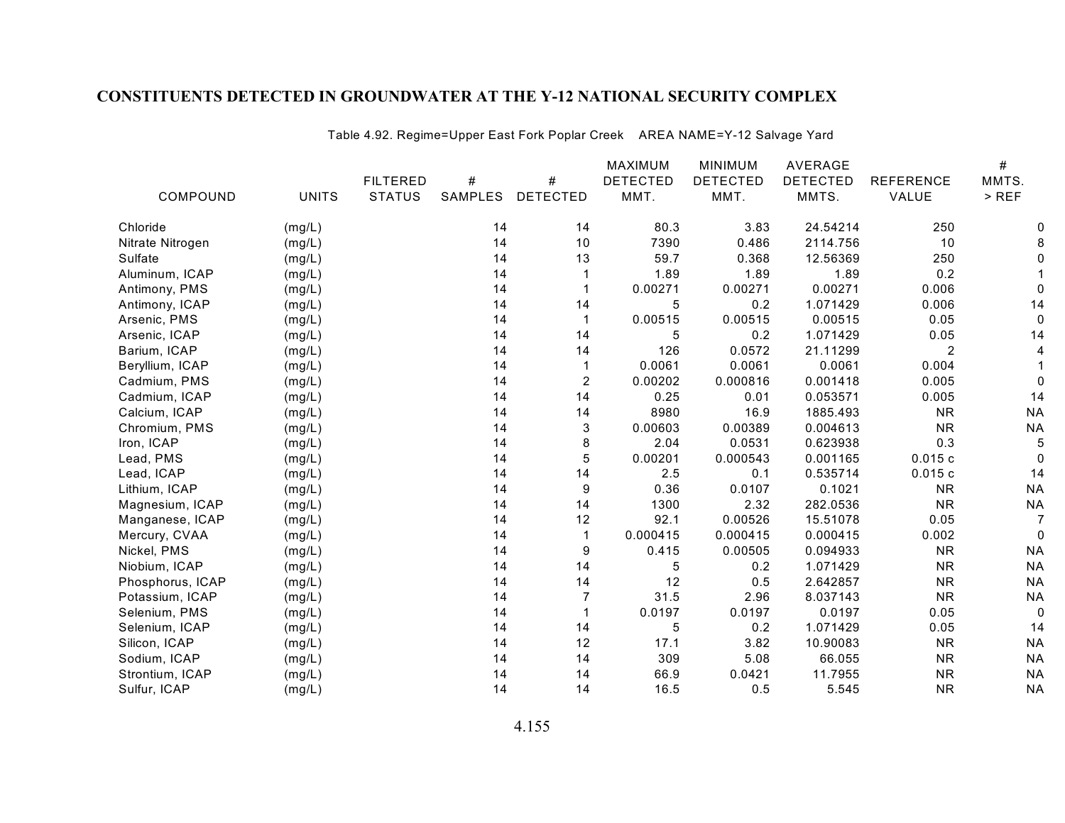## CONSTITUENTS DETECTED IN GROUNDWATER AT THE Y-12 NATIONAL SECURITY COMPLEX

Table 4.92. Regime=Upper East Fork Poplar Creek AREA NAME=Y-12 Salvage Yard

| COMPOUND | UNITS | FILTERED STATUS | # SAMPLES | # DETECTED | MAXIMUM DETECTED MMT. | MINIMUM DETECTED MMT. | AVERAGE DETECTED MMTS. | REFERENCE VALUE | # MMTS. > REF |
|---|---|---|---|---|---|---|---|---|---|
| Chloride | (mg/L) | | 14 | 14 | 80.3 | 3.83 | 24.54214 | 250 | 0 |
| Nitrate Nitrogen | (mg/L) | | 14 | 10 | 7390 | 0.486 | 2114.756 | 10 | 8 |
| Sulfate | (mg/L) | | 14 | 13 | 59.7 | 0.368 | 12.56369 | 250 | 0 |
| Aluminum, ICAP | (mg/L) | | 14 | 1 | 1.89 | 1.89 | 1.89 | 0.2 | 1 |
| Antimony, PMS | (mg/L) | | 14 | 1 | 0.00271 | 0.00271 | 0.00271 | 0.006 | 0 |
| Antimony, ICAP | (mg/L) | | 14 | 14 | 5 | 0.2 | 1.071429 | 0.006 | 14 |
| Arsenic, PMS | (mg/L) | | 14 | 1 | 0.00515 | 0.00515 | 0.00515 | 0.05 | 0 |
| Arsenic, ICAP | (mg/L) | | 14 | 14 | 5 | 0.2 | 1.071429 | 0.05 | 14 |
| Barium, ICAP | (mg/L) | | 14 | 14 | 126 | 0.0572 | 21.11299 | 2 | 4 |
| Beryllium, ICAP | (mg/L) | | 14 | 1 | 0.0061 | 0.0061 | 0.0061 | 0.004 | 1 |
| Cadmium, PMS | (mg/L) | | 14 | 2 | 0.00202 | 0.000816 | 0.001418 | 0.005 | 0 |
| Cadmium, ICAP | (mg/L) | | 14 | 14 | 0.25 | 0.01 | 0.053571 | 0.005 | 14 |
| Calcium, ICAP | (mg/L) | | 14 | 14 | 8980 | 16.9 | 1885.493 | NR | NA |
| Chromium, PMS | (mg/L) | | 14 | 3 | 0.00603 | 0.00389 | 0.004613 | NR | NA |
| Iron, ICAP | (mg/L) | | 14 | 8 | 2.04 | 0.0531 | 0.623938 | 0.3 | 5 |
| Lead, PMS | (mg/L) | | 14 | 5 | 0.00201 | 0.000543 | 0.001165 | 0.015 c | 0 |
| Lead, ICAP | (mg/L) | | 14 | 14 | 2.5 | 0.1 | 0.535714 | 0.015 c | 14 |
| Lithium, ICAP | (mg/L) | | 14 | 9 | 0.36 | 0.0107 | 0.1021 | NR | NA |
| Magnesium, ICAP | (mg/L) | | 14 | 14 | 1300 | 2.32 | 282.0536 | NR | NA |
| Manganese, ICAP | (mg/L) | | 14 | 12 | 92.1 | 0.00526 | 15.51078 | 0.05 | 7 |
| Mercury, CVAA | (mg/L) | | 14 | 1 | 0.000415 | 0.000415 | 0.000415 | 0.002 | 0 |
| Nickel, PMS | (mg/L) | | 14 | 9 | 0.415 | 0.00505 | 0.094933 | NR | NA |
| Niobium, ICAP | (mg/L) | | 14 | 14 | 5 | 0.2 | 1.071429 | NR | NA |
| Phosphorus, ICAP | (mg/L) | | 14 | 14 | 12 | 0.5 | 2.642857 | NR | NA |
| Potassium, ICAP | (mg/L) | | 14 | 7 | 31.5 | 2.96 | 8.037143 | NR | NA |
| Selenium, PMS | (mg/L) | | 14 | 1 | 0.0197 | 0.0197 | 0.0197 | 0.05 | 0 |
| Selenium, ICAP | (mg/L) | | 14 | 14 | 5 | 0.2 | 1.071429 | 0.05 | 14 |
| Silicon, ICAP | (mg/L) | | 14 | 12 | 17.1 | 3.82 | 10.90083 | NR | NA |
| Sodium, ICAP | (mg/L) | | 14 | 14 | 309 | 5.08 | 66.055 | NR | NA |
| Strontium, ICAP | (mg/L) | | 14 | 14 | 66.9 | 0.0421 | 11.7955 | NR | NA |
| Sulfur, ICAP | (mg/L) | | 14 | 14 | 16.5 | 0.5 | 5.545 | NR | NA |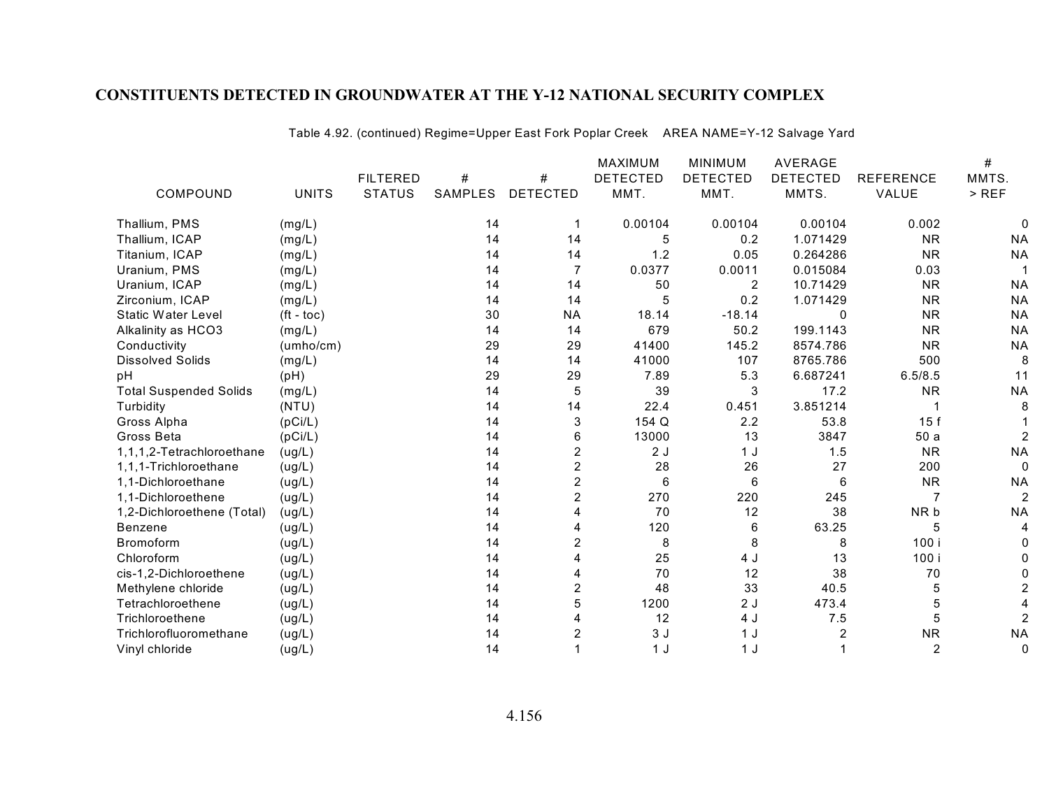# CONSTITUENTS DETECTED IN GROUNDWATER AT THE Y-12 NATIONAL SECURITY COMPLEX

Table 4.92. (continued) Regime=Upper East Fork Poplar Creek AREA NAME=Y-12 Salvage Yard

| COMPOUND | UNITS | FILTERED STATUS | # SAMPLES | # DETECTED | MAXIMUM DETECTED MMT. | MINIMUM DETECTED MMT. | AVERAGE DETECTED MMTS. | REFERENCE VALUE | # MMTS. > REF |
|---|---|---|---|---|---|---|---|---|---|
| Thallium, PMS | (mg/L) | | 14 | 1 | 0.00104 | 0.00104 | 0.00104 | 0.002 | 0 |
| Thallium, ICAP | (mg/L) | | 14 | 14 | 5 | 0.2 | 1.071429 | NR | NA |
| Titanium, ICAP | (mg/L) | | 14 | 14 | 1.2 | 0.05 | 0.264286 | NR | NA |
| Uranium, PMS | (mg/L) | | 14 | 7 | 0.0377 | 0.0011 | 0.015084 | 0.03 | 1 |
| Uranium, ICAP | (mg/L) | | 14 | 14 | 50 | 2 | 10.71429 | NR | NA |
| Zirconium, ICAP | (mg/L) | | 14 | 14 | 5 | 0.2 | 1.071429 | NR | NA |
| Static Water Level | (ft - toc) | | 30 | NA | 18.14 | -18.14 | 0 | NR | NA |
| Alkalinity as HCO3 | (mg/L) | | 14 | 14 | 679 | 50.2 | 199.1143 | NR | NA |
| Conductivity | (umho/cm) | | 29 | 29 | 41400 | 145.2 | 8574.786 | NR | NA |
| Dissolved Solids | (mg/L) | | 14 | 14 | 41000 | 107 | 8765.786 | 500 | 8 |
| pH | (pH) | | 29 | 29 | 7.89 | 5.3 | 6.687241 | 6.5/8.5 | 11 |
| Total Suspended Solids | (mg/L) | | 14 | 5 | 39 | 3 | 17.2 | NR | NA |
| Turbidity | (NTU) | | 14 | 14 | 22.4 | 0.451 | 3.851214 | 1 | 8 |
| Gross Alpha | (pCi/L) | | 14 | 3 | 154 Q | 2.2 | 53.8 | 15 f | 1 |
| Gross Beta | (pCi/L) | | 14 | 6 | 13000 | 13 | 3847 | 50 a | 2 |
| 1,1,1,2-Tetrachloroethane | (ug/L) | | 14 | 2 | 2 J | 1 J | 1.5 | NR | NA |
| 1,1,1-Trichloroethane | (ug/L) | | 14 | 2 | 28 | 26 | 27 | 200 | 0 |
| 1,1-Dichloroethane | (ug/L) | | 14 | 2 | 6 | 6 | 6 | NR | NA |
| 1,1-Dichloroethene | (ug/L) | | 14 | 2 | 270 | 220 | 245 | 7 | 2 |
| 1,2-Dichloroethene (Total) | (ug/L) | | 14 | 4 | 70 | 12 | 38 | NR b | NA |
| Benzene | (ug/L) | | 14 | 4 | 120 | 6 | 63.25 | 5 | 4 |
| Bromoform | (ug/L) | | 14 | 2 | 8 | 8 | 8 | 100 i | 0 |
| Chloroform | (ug/L) | | 14 | 4 | 25 | 4 J | 13 | 100 i | 0 |
| cis-1,2-Dichloroethene | (ug/L) | | 14 | 4 | 70 | 12 | 38 | 70 | 0 |
| Methylene chloride | (ug/L) | | 14 | 2 | 48 | 33 | 40.5 | 5 | 2 |
| Tetrachloroethene | (ug/L) | | 14 | 5 | 1200 | 2 J | 473.4 | 5 | 4 |
| Trichloroethene | (ug/L) | | 14 | 4 | 12 | 4 J | 7.5 | 5 | 2 |
| Trichlorofluoromethane | (ug/L) | | 14 | 2 | 3 J | 1 J | 2 | NR | NA |
| Vinyl chloride | (ug/L) | | 14 | 1 | 1 J | 1 J | 1 | 2 | 0 |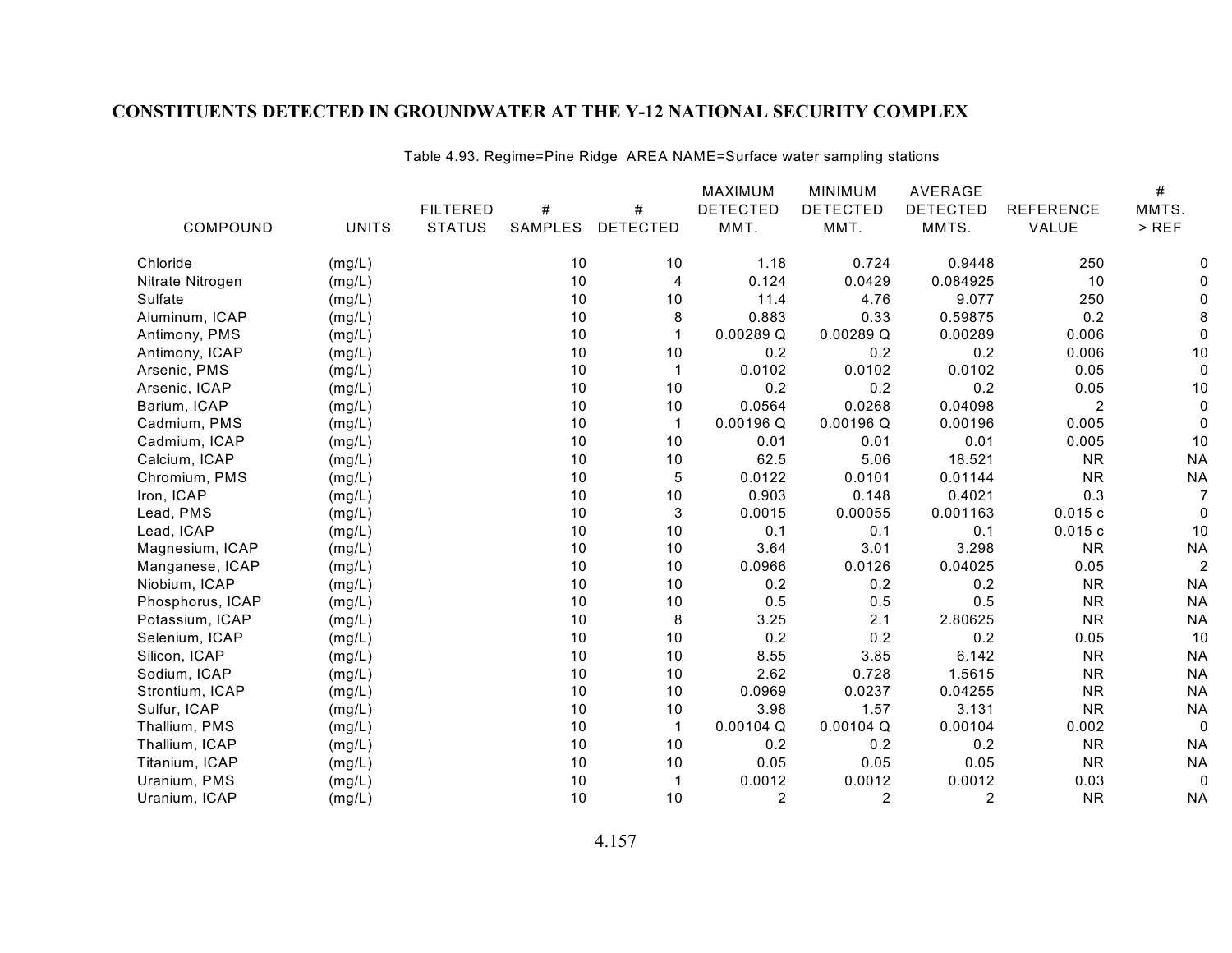## CONSTITUENTS DETECTED IN GROUNDWATER AT THE Y-12 NATIONAL SECURITY COMPLEX

Table 4.93. Regime=Pine Ridge AREA NAME=Surface water sampling stations

| COMPOUND | UNITS | FILTERED STATUS | # SAMPLES | # DETECTED | MAXIMUM DETECTED MMT. | MINIMUM DETECTED MMT. | AVERAGE DETECTED MMTS. | REFERENCE VALUE | # MMTS. > REF |
|---|---|---|---|---|---|---|---|---|---|
| Chloride | (mg/L) | | 10 | 10 | 1.18 | 0.724 | 0.9448 | 250 | 0 |
| Nitrate Nitrogen | (mg/L) | | 10 | 4 | 0.124 | 0.0429 | 0.084925 | 10 | 0 |
| Sulfate | (mg/L) | | 10 | 10 | 11.4 | 4.76 | 9.077 | 250 | 0 |
| Aluminum, ICAP | (mg/L) | | 10 | 8 | 0.883 | 0.33 | 0.59875 | 0.2 | 8 |
| Antimony, PMS | (mg/L) | | 10 | 1 | 0.00289 Q | 0.00289 Q | 0.00289 | 0.006 | 0 |
| Antimony, ICAP | (mg/L) | | 10 | 10 | 0.2 | 0.2 | 0.2 | 0.006 | 10 |
| Arsenic, PMS | (mg/L) | | 10 | 1 | 0.0102 | 0.0102 | 0.0102 | 0.05 | 0 |
| Arsenic, ICAP | (mg/L) | | 10 | 10 | 0.2 | 0.2 | 0.2 | 0.05 | 10 |
| Barium, ICAP | (mg/L) | | 10 | 10 | 0.0564 | 0.0268 | 0.04098 | 2 | 0 |
| Cadmium, PMS | (mg/L) | | 10 | 1 | 0.00196 Q | 0.00196 Q | 0.00196 | 0.005 | 0 |
| Cadmium, ICAP | (mg/L) | | 10 | 10 | 0.01 | 0.01 | 0.01 | 0.005 | 10 |
| Calcium, ICAP | (mg/L) | | 10 | 10 | 62.5 | 5.06 | 18.521 | NR | NA |
| Chromium, PMS | (mg/L) | | 10 | 5 | 0.0122 | 0.0101 | 0.01144 | NR | NA |
| Iron, ICAP | (mg/L) | | 10 | 10 | 0.903 | 0.148 | 0.4021 | 0.3 | 7 |
| Lead, PMS | (mg/L) | | 10 | 3 | 0.0015 | 0.00055 | 0.001163 | 0.015 c | 0 |
| Lead, ICAP | (mg/L) | | 10 | 10 | 0.1 | 0.1 | 0.1 | 0.015 c | 10 |
| Magnesium, ICAP | (mg/L) | | 10 | 10 | 3.64 | 3.01 | 3.298 | NR | NA |
| Manganese, ICAP | (mg/L) | | 10 | 10 | 0.0966 | 0.0126 | 0.04025 | 0.05 | 2 |
| Niobium, ICAP | (mg/L) | | 10 | 10 | 0.2 | 0.2 | 0.2 | NR | NA |
| Phosphorus, ICAP | (mg/L) | | 10 | 10 | 0.5 | 0.5 | 0.5 | NR | NA |
| Potassium, ICAP | (mg/L) | | 10 | 8 | 3.25 | 2.1 | 2.80625 | NR | NA |
| Selenium, ICAP | (mg/L) | | 10 | 10 | 0.2 | 0.2 | 0.2 | 0.05 | 10 |
| Silicon, ICAP | (mg/L) | | 10 | 10 | 8.55 | 3.85 | 6.142 | NR | NA |
| Sodium, ICAP | (mg/L) | | 10 | 10 | 2.62 | 0.728 | 1.5615 | NR | NA |
| Strontium, ICAP | (mg/L) | | 10 | 10 | 0.0969 | 0.0237 | 0.04255 | NR | NA |
| Sulfur, ICAP | (mg/L) | | 10 | 10 | 3.98 | 1.57 | 3.131 | NR | NA |
| Thallium, PMS | (mg/L) | | 10 | 1 | 0.00104 Q | 0.00104 Q | 0.00104 | 0.002 | 0 |
| Thallium, ICAP | (mg/L) | | 10 | 10 | 0.2 | 0.2 | 0.2 | NR | NA |
| Titanium, ICAP | (mg/L) | | 10 | 10 | 0.05 | 0.05 | 0.05 | NR | NA |
| Uranium, PMS | (mg/L) | | 10 | 1 | 0.0012 | 0.0012 | 0.0012 | 0.03 | 0 |
| Uranium, ICAP | (mg/L) | | 10 | 10 | 2 | 2 | 2 | NR | NA |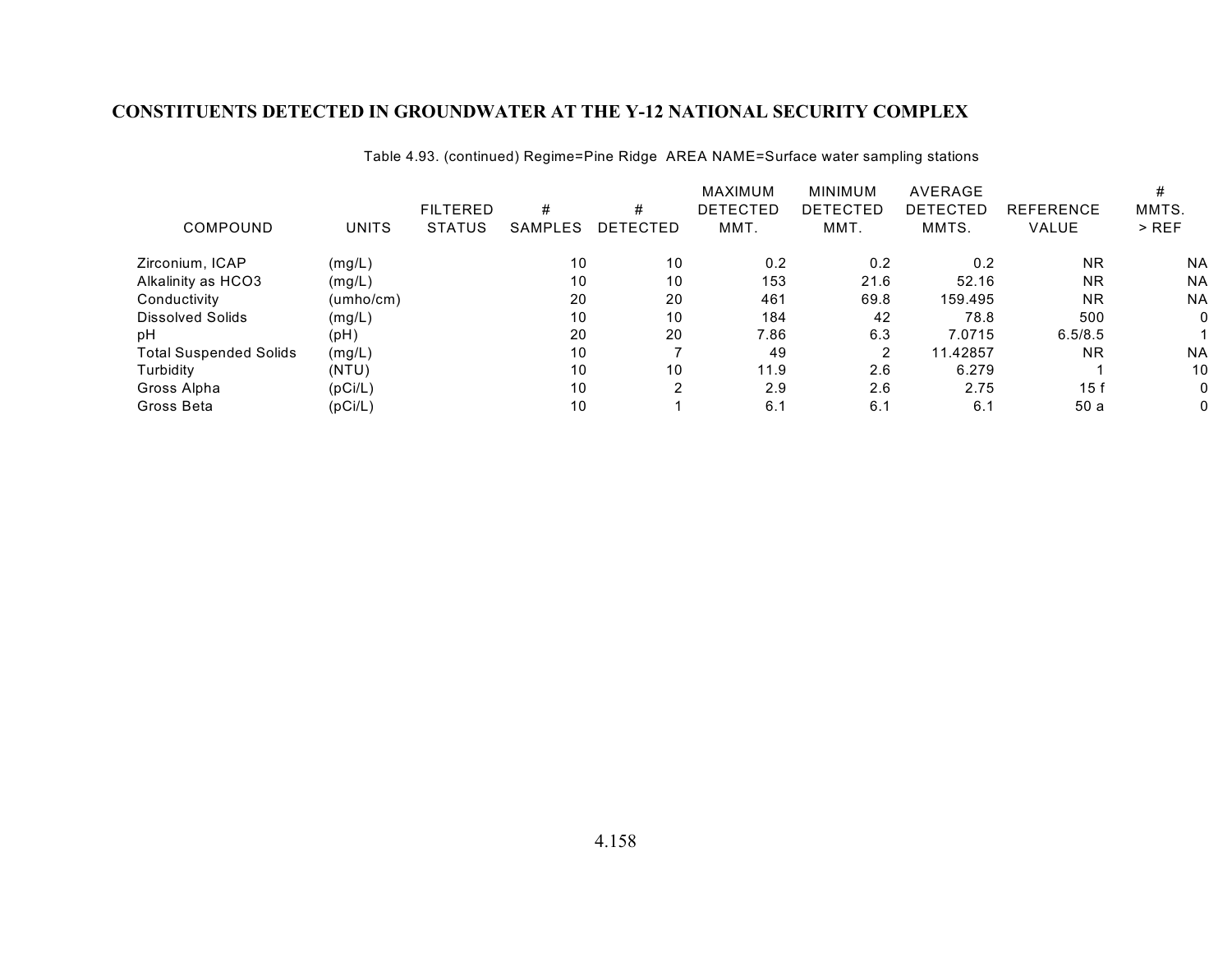## CONSTITUENTS DETECTED IN GROUNDWATER AT THE Y-12 NATIONAL SECURITY COMPLEX

Table 4.93. (continued) Regime=Pine Ridge AREA NAME=Surface water sampling stations

| COMPOUND | UNITS | FILTERED STATUS | # SAMPLES | # DETECTED | MAXIMUM DETECTED MMT. | MINIMUM DETECTED MMT. | AVERAGE DETECTED MMTS. | REFERENCE VALUE | # MMTS. > REF |
|---|---|---|---|---|---|---|---|---|---|
| Zirconium, ICAP | (mg/L) | | 10 | 10 | 0.2 | 0.2 | 0.2 | NR | NA |
| Alkalinity as HCO3 | (mg/L) | | 10 | 10 | 153 | 21.6 | 52.16 | NR | NA |
| Conductivity | (umho/cm) | | 20 | 20 | 461 | 69.8 | 159.495 | NR | NA |
| Dissolved Solids | (mg/L) | | 10 | 10 | 184 | 42 | 78.8 | 500 | 0 |
| pH | (pH) | | 20 | 20 | 7.86 | 6.3 | 7.0715 | 6.5/8.5 | 1 |
| Total Suspended Solids | (mg/L) | | 10 | 7 | 49 | 2 | 11.42857 | NR | NA |
| Turbidity | (NTU) | | 10 | 10 | 11.9 | 2.6 | 6.279 | 1 | 10 |
| Gross Alpha | (pCi/L) | | 10 | 2 | 2.9 | 2.6 | 2.75 | 15 f | 0 |
| Gross Beta | (pCi/L) | | 10 | 1 | 6.1 | 6.1 | 6.1 | 50 a | 0 |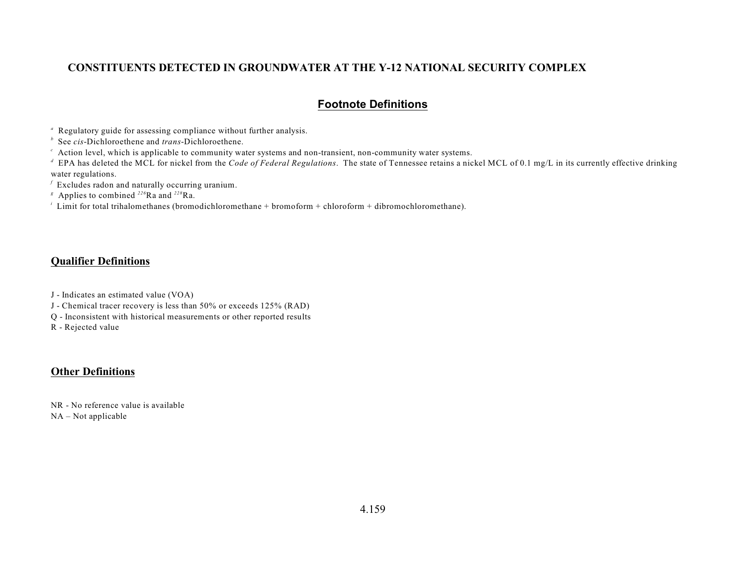# CONSTITUENTS DETECTED IN GROUNDWATER AT THE Y-12 NATIONAL SECURITY COMPLEX

## Footnote Definitions

[a] Regulatory guide for assessing compliance without further analysis.
[b] See *cis*-Dichloroethene and *trans*-Dichloroethene.
[c] Action level, which is applicable to community water systems and non-transient, non-community water systems.
[d] EPA has deleted the MCL for nickel from the *Code of Federal Regulations*. The state of Tennessee retains a nickel MCL of 0.1 mg/L in its currently effective drinking water regulations.
[f] Excludes radon and naturally occurring uranium.
[g] Applies to combined $^{226}$Ra and $^{228}$Ra.
[i] Limit for total trihalomethanes (bromodichloromethane + bromoform + chloroform + dibromochloromethane).

## Qualifier Definitions

J - Indicates an estimated value (VOA)
J - Chemical tracer recovery is less than 50% or exceeds 125% (RAD)
Q - Inconsistent with historical measurements or other reported results
R - Rejected value

## Other Definitions

NR - No reference value is available
NA – Not applicable